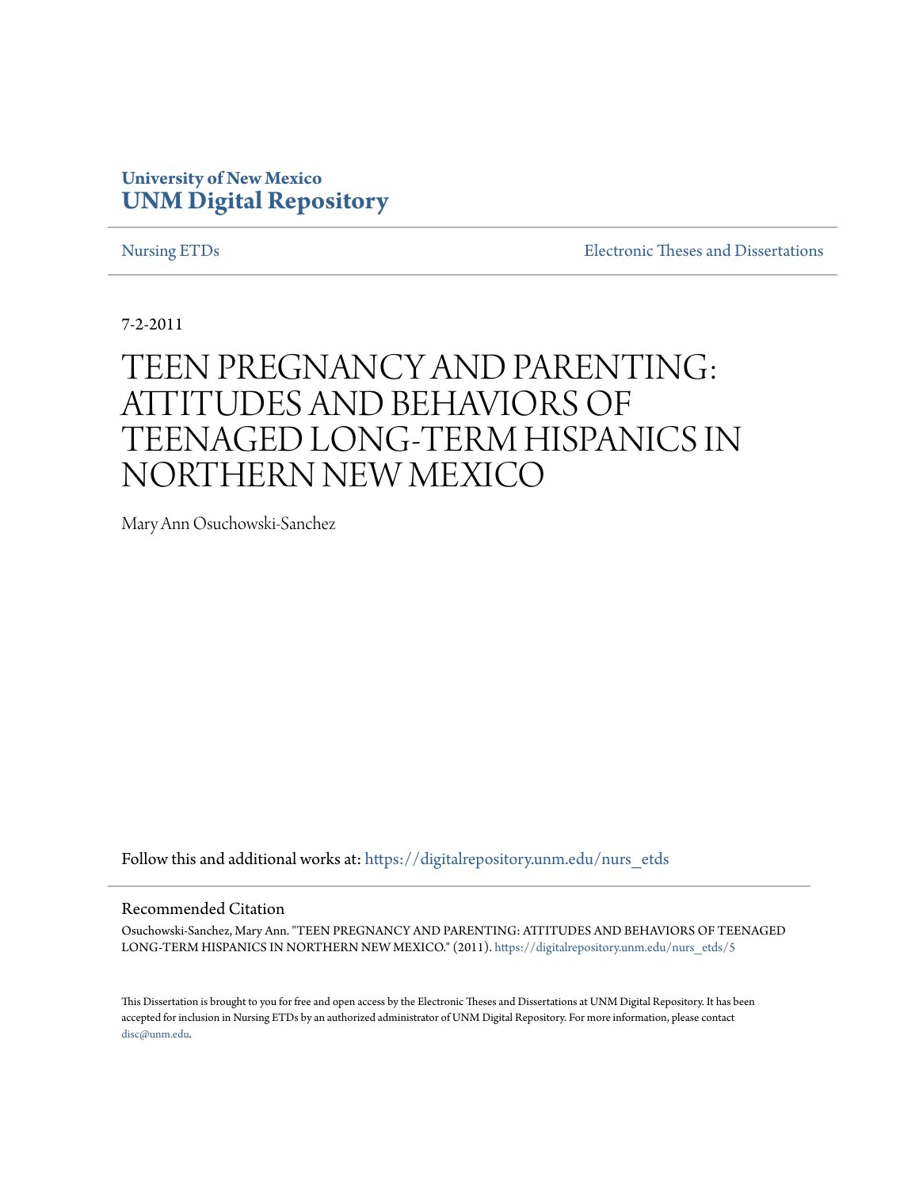**University of New Mexico**
**UNM Digital Repository**

Nursing ETDs | Electronic Theses and Dissertations

7-2-2011

# TEEN PREGNANCY AND PARENTING: ATTITUDES AND BEHAVIORS OF TEENAGED LONG-TERM HISPANICS IN NORTHERN NEW MEXICO

Mary Ann Osuchowski-Sanchez

Follow this and additional works at: https://digitalrepository.unm.edu/nurs_etds

## Recommended Citation

Osuchowski-Sanchez, Mary Ann. "TEEN PREGNANCY AND PARENTING: ATTITUDES AND BEHAVIORS OF TEENAGED LONG-TERM HISPANICS IN NORTHERN NEW MEXICO." (2011). https://digitalrepository.unm.edu/nurs_etds/5

This Dissertation is brought to you for free and open access by the Electronic Theses and Dissertations at UNM Digital Repository. It has been accepted for inclusion in Nursing ETDs by an authorized administrator of UNM Digital Repository. For more information, please contact disc@unm.edu.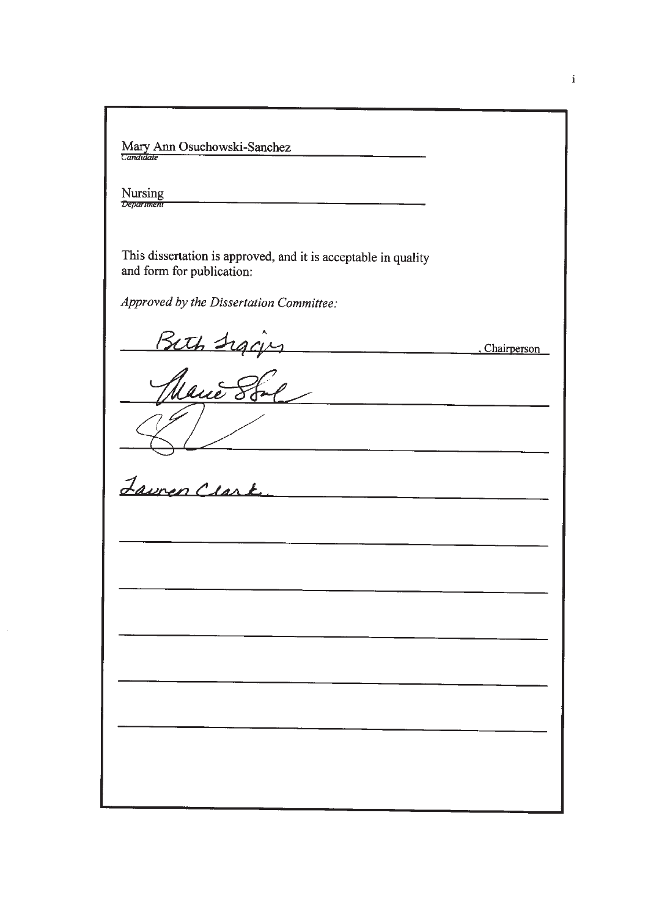Mary Ann Osuchowski-Sanchez
*Candidate*

Nursing
*Department*

This dissertation is approved, and it is acceptable in quality and form for publication:

*Approved by the Dissertation Committee:*

Beth Tracy, Chairperson

Marie Stol

Lauren Clark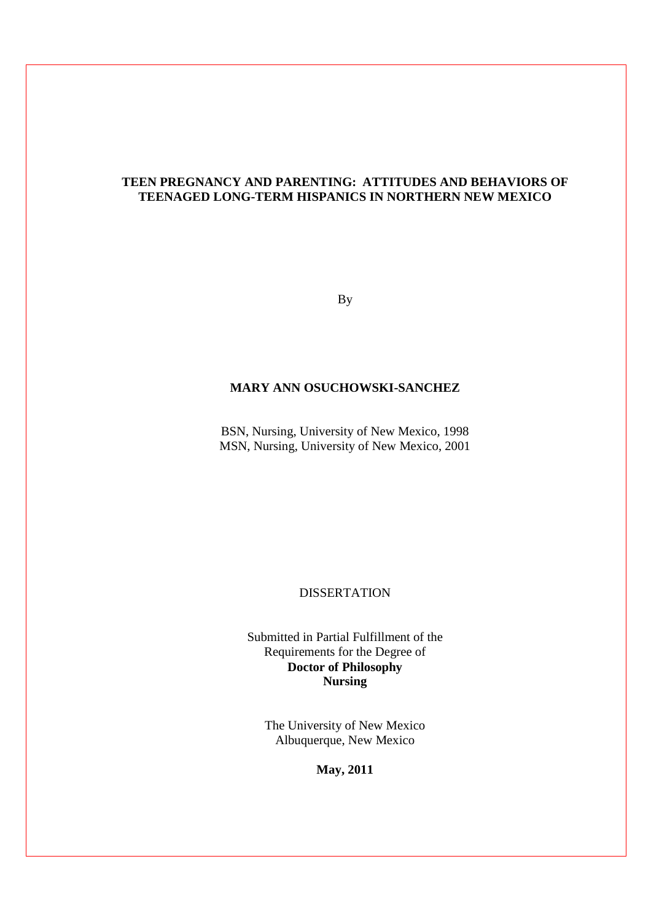**TEEN PREGNANCY AND PARENTING: ATTITUDES AND BEHAVIORS OF TEENAGED LONG-TERM HISPANICS IN NORTHERN NEW MEXICO**

By

**MARY ANN OSUCHOWSKI-SANCHEZ**

BSN, Nursing, University of New Mexico, 1998
MSN, Nursing, University of New Mexico, 2001

DISSERTATION

Submitted in Partial Fulfillment of the
Requirements for the Degree of
**Doctor of Philosophy**
**Nursing**

The University of New Mexico
Albuquerque, New Mexico

**May, 2011**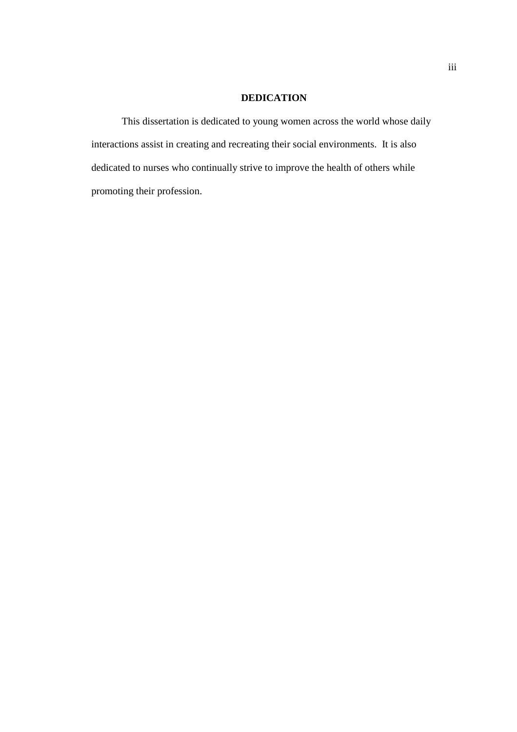# DEDICATION

This dissertation is dedicated to young women across the world whose daily interactions assist in creating and recreating their social environments. It is also dedicated to nurses who continually strive to improve the health of others while promoting their profession.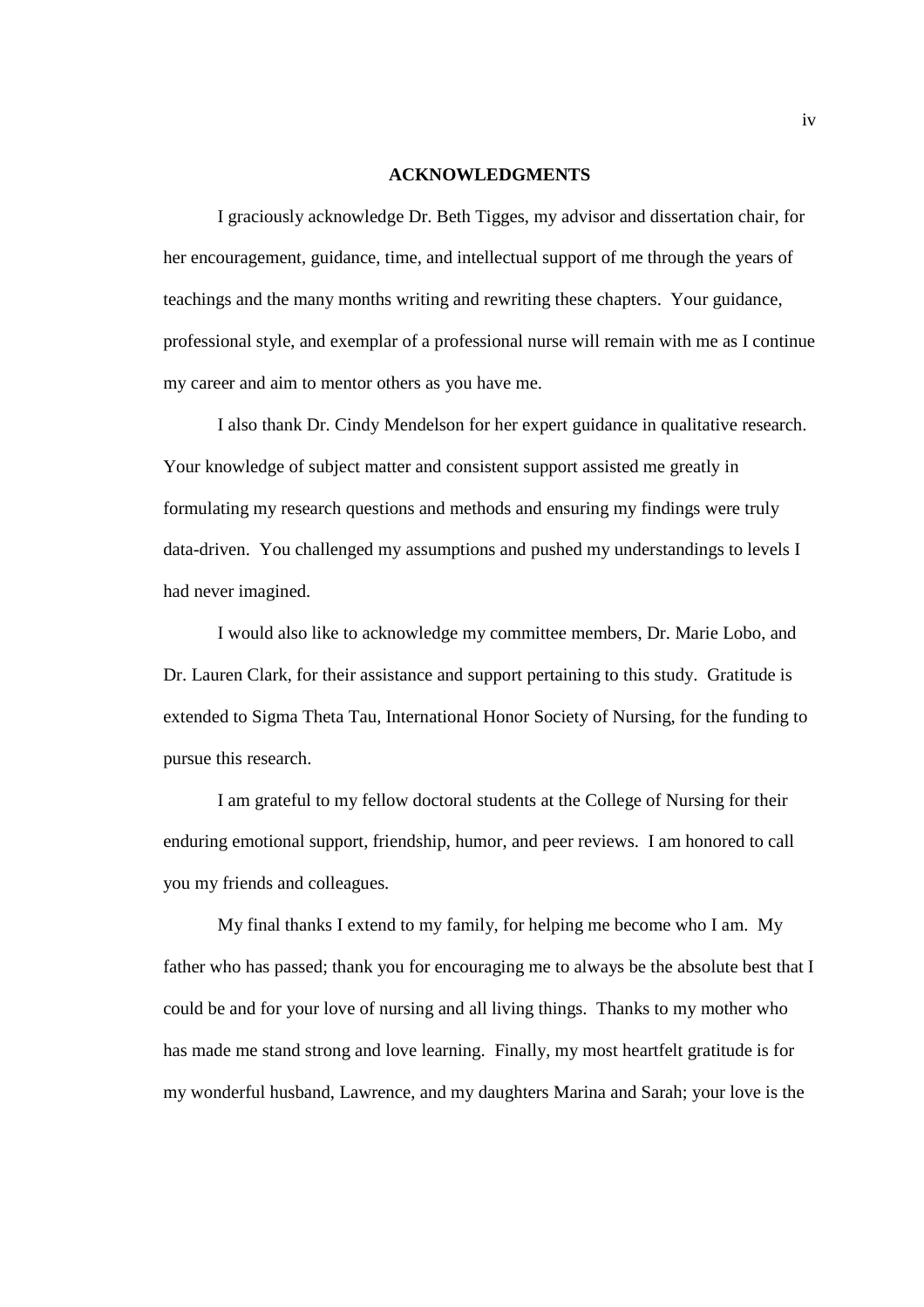## ACKNOWLEDGMENTS

I graciously acknowledge Dr. Beth Tigges, my advisor and dissertation chair, for her encouragement, guidance, time, and intellectual support of me through the years of teachings and the many months writing and rewriting these chapters. Your guidance, professional style, and exemplar of a professional nurse will remain with me as I continue my career and aim to mentor others as you have me.

I also thank Dr. Cindy Mendelson for her expert guidance in qualitative research. Your knowledge of subject matter and consistent support assisted me greatly in formulating my research questions and methods and ensuring my findings were truly data-driven. You challenged my assumptions and pushed my understandings to levels I had never imagined.

I would also like to acknowledge my committee members, Dr. Marie Lobo, and Dr. Lauren Clark, for their assistance and support pertaining to this study. Gratitude is extended to Sigma Theta Tau, International Honor Society of Nursing, for the funding to pursue this research.

I am grateful to my fellow doctoral students at the College of Nursing for their enduring emotional support, friendship, humor, and peer reviews. I am honored to call you my friends and colleagues.

My final thanks I extend to my family, for helping me become who I am. My father who has passed; thank you for encouraging me to always be the absolute best that I could be and for your love of nursing and all living things. Thanks to my mother who has made me stand strong and love learning. Finally, my most heartfelt gratitude is for my wonderful husband, Lawrence, and my daughters Marina and Sarah; your love is the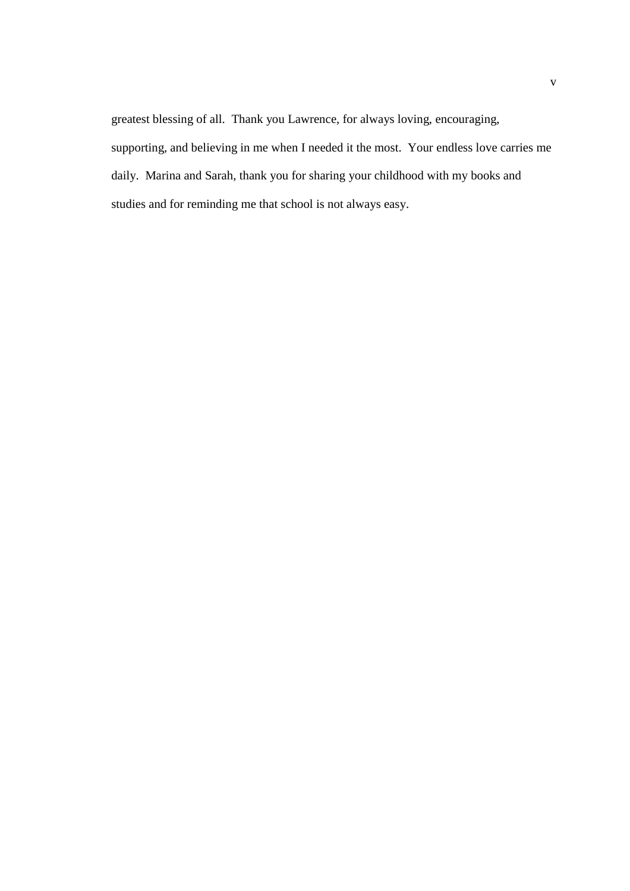greatest blessing of all.  Thank you Lawrence, for always loving, encouraging, supporting, and believing in me when I needed it the most.  Your endless love carries me daily.  Marina and Sarah, thank you for sharing your childhood with my books and studies and for reminding me that school is not always easy.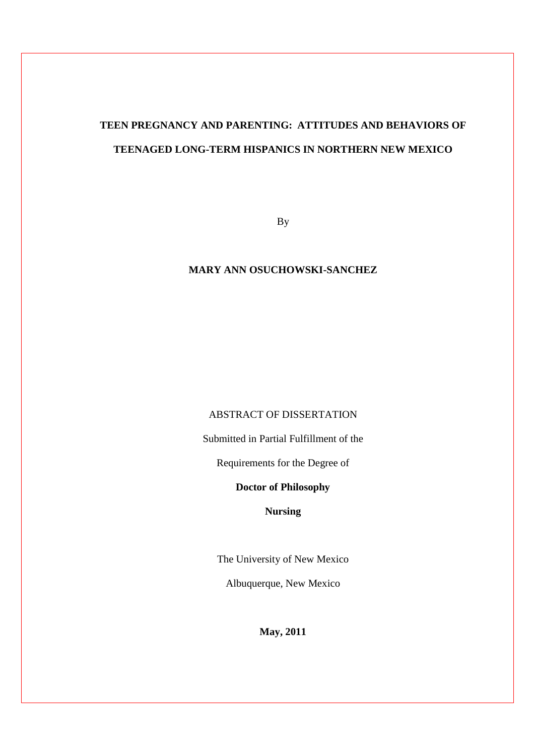**TEEN PREGNANCY AND PARENTING: ATTITUDES AND BEHAVIORS OF TEENAGED LONG-TERM HISPANICS IN NORTHERN NEW MEXICO**

By

**MARY ANN OSUCHOWSKI-SANCHEZ**

ABSTRACT OF DISSERTATION

Submitted in Partial Fulfillment of the

Requirements for the Degree of

**Doctor of Philosophy**

**Nursing**

The University of New Mexico

Albuquerque, New Mexico

**May, 2011**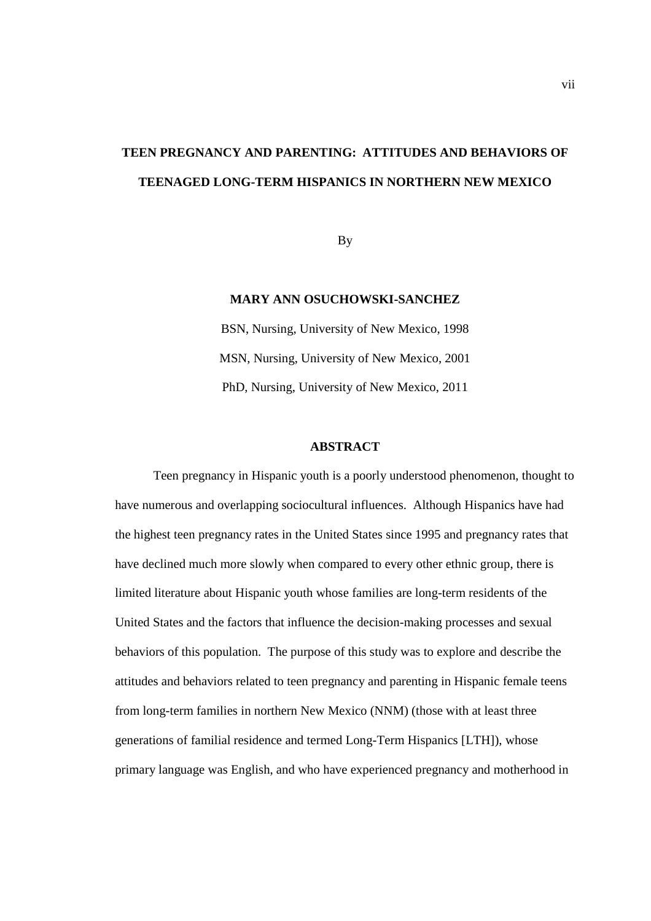**TEEN PREGNANCY AND PARENTING: ATTITUDES AND BEHAVIORS OF TEENAGED LONG-TERM HISPANICS IN NORTHERN NEW MEXICO**

By

**MARY ANN OSUCHOWSKI-SANCHEZ**

BSN, Nursing, University of New Mexico, 1998

MSN, Nursing, University of New Mexico, 2001

PhD, Nursing, University of New Mexico, 2011

## ABSTRACT

Teen pregnancy in Hispanic youth is a poorly understood phenomenon, thought to have numerous and overlapping sociocultural influences. Although Hispanics have had the highest teen pregnancy rates in the United States since 1995 and pregnancy rates that have declined much more slowly when compared to every other ethnic group, there is limited literature about Hispanic youth whose families are long-term residents of the United States and the factors that influence the decision-making processes and sexual behaviors of this population. The purpose of this study was to explore and describe the attitudes and behaviors related to teen pregnancy and parenting in Hispanic female teens from long-term families in northern New Mexico (NNM) (those with at least three generations of familial residence and termed Long-Term Hispanics [LTH]), whose primary language was English, and who have experienced pregnancy and motherhood in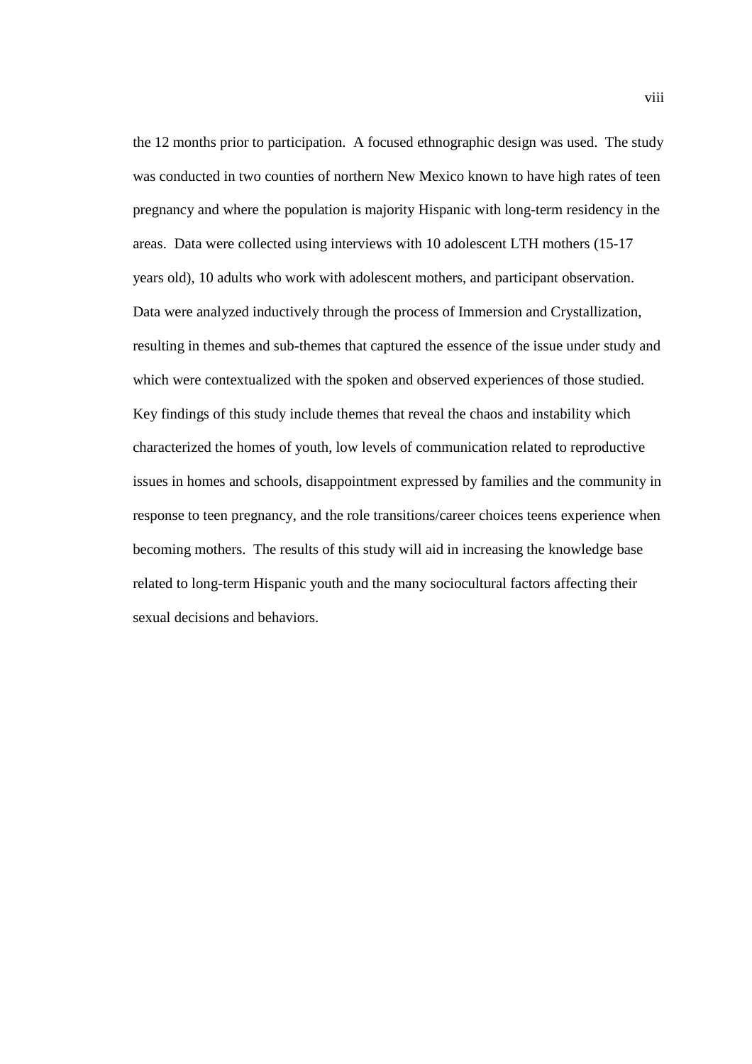the 12 months prior to participation. A focused ethnographic design was used. The study was conducted in two counties of northern New Mexico known to have high rates of teen pregnancy and where the population is majority Hispanic with long-term residency in the areas. Data were collected using interviews with 10 adolescent LTH mothers (15-17 years old), 10 adults who work with adolescent mothers, and participant observation. Data were analyzed inductively through the process of Immersion and Crystallization, resulting in themes and sub-themes that captured the essence of the issue under study and which were contextualized with the spoken and observed experiences of those studied. Key findings of this study include themes that reveal the chaos and instability which characterized the homes of youth, low levels of communication related to reproductive issues in homes and schools, disappointment expressed by families and the community in response to teen pregnancy, and the role transitions/career choices teens experience when becoming mothers. The results of this study will aid in increasing the knowledge base related to long-term Hispanic youth and the many sociocultural factors affecting their sexual decisions and behaviors.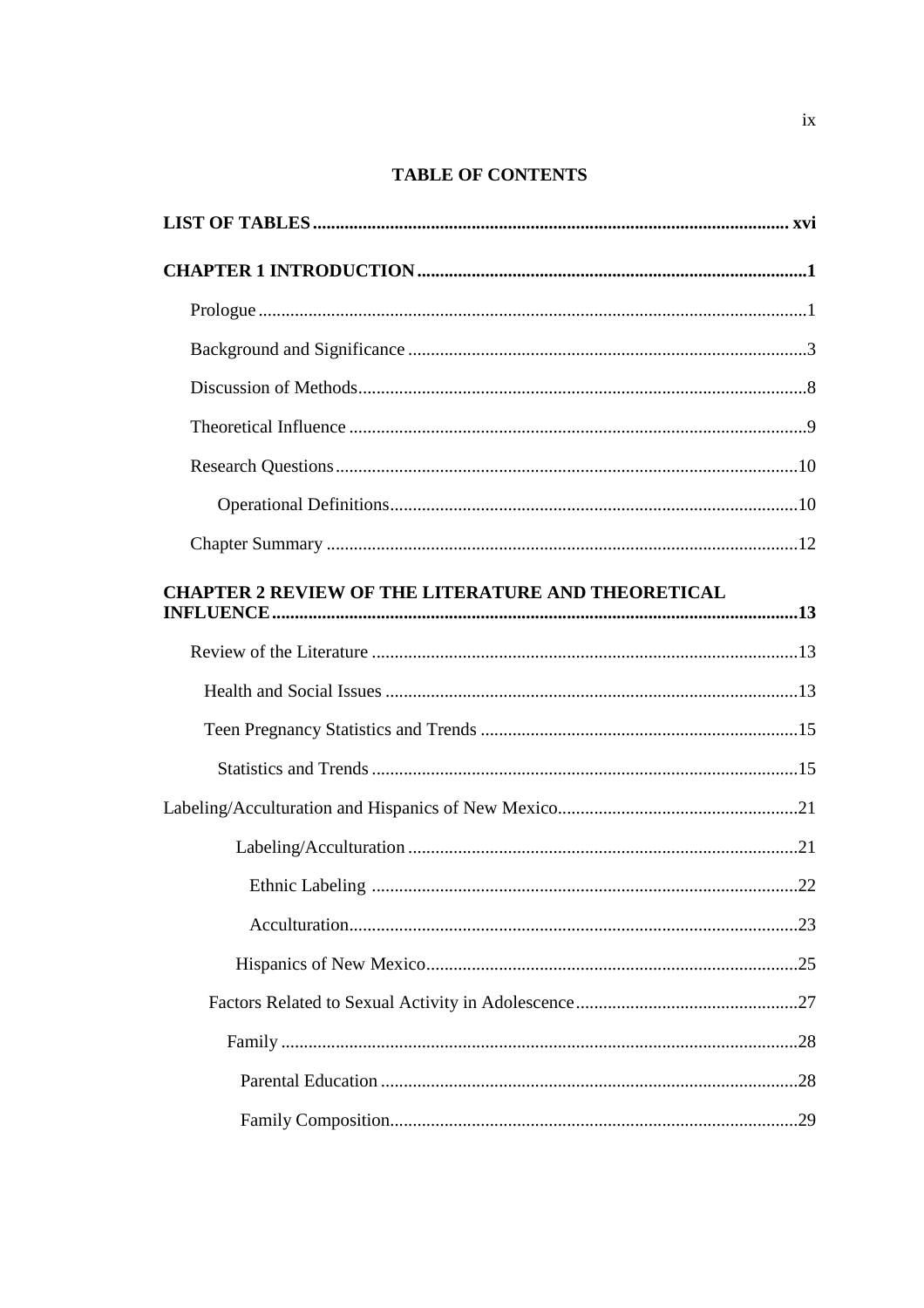# TABLE OF CONTENTS

**LIST OF TABLES ........................................................................................................ xvi**

**CHAPTER 1 INTRODUCTION .....................................................................................1**

Prologue .......................................................................................................................1

Background and Significance .......................................................................................3

Discussion of Methods..................................................................................................8

Theoretical Influence ....................................................................................................9

Research Questions .....................................................................................................10

Operational Definitions.........................................................................................10

Chapter Summary .......................................................................................................12

**CHAPTER 2 REVIEW OF THE LITERATURE AND THEORETICAL INFLUENCE ...................................................................................................................13**

Review of the Literature .............................................................................................13

Health and Social Issues ..........................................................................................13

Teen Pregnancy Statistics and Trends .....................................................................15

Statistics and Trends .............................................................................................15

Labeling/Acculturation and Hispanics of New Mexico....................................................21

Labeling/Acculturation .....................................................................................21

Ethnic Labeling .............................................................................................22

Acculturation..................................................................................................23

Hispanics of New Mexico.................................................................................25

Factors Related to Sexual Activity in Adolescence ................................................27

Family ................................................................................................................28

Parental Education ...........................................................................................28

Family Composition.........................................................................................29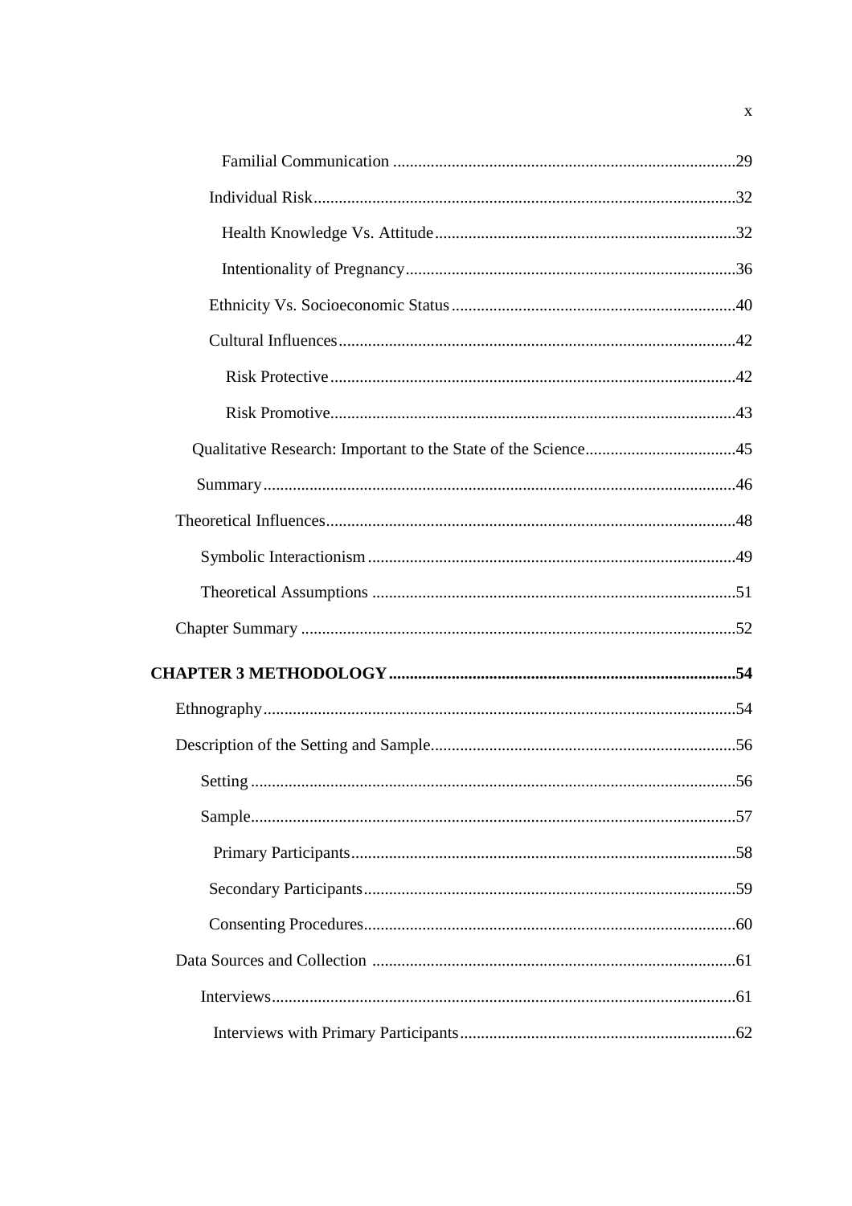Familial Communication .....29

Individual Risk.....32

Health Knowledge Vs. Attitude.....32

Intentionality of Pregnancy.....36

Ethnicity Vs. Socioeconomic Status.....40

Cultural Influences.....42

Risk Protective.....42

Risk Promotive.....43

Qualitative Research: Important to the State of the Science.....45

Summary.....46

Theoretical Influences.....48

Symbolic Interactionism.....49

Theoretical Assumptions .....51

Chapter Summary .....52

**CHAPTER 3 METHODOLOGY.....54**

Ethnography.....54

Description of the Setting and Sample.....56

Setting .....56

Sample.....57

Primary Participants.....58

Secondary Participants.....59

Consenting Procedures.....60

Data Sources and Collection .....61

Interviews.....61

Interviews with Primary Participants.....62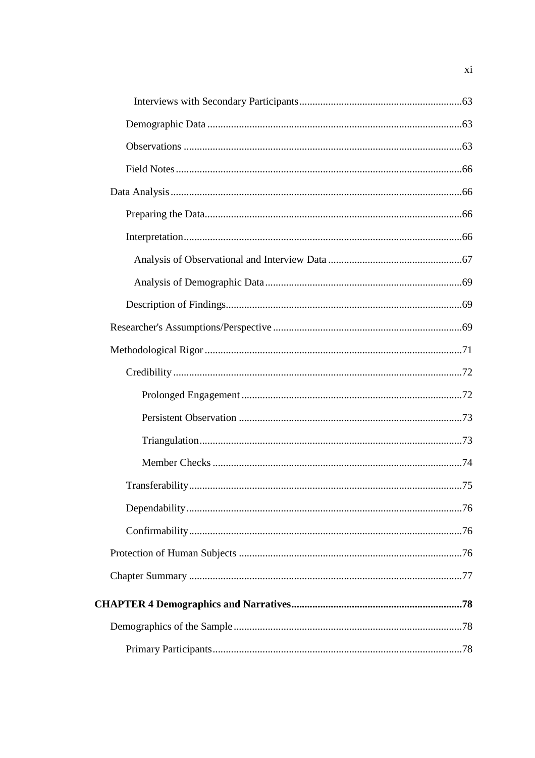Interviews with Secondary Participants .....63

Demographic Data .....63

Observations .....63

Field Notes .....66

Data Analysis .....66

Preparing the Data .....66

Interpretation .....66

Analysis of Observational and Interview Data .....67

Analysis of Demographic Data .....69

Description of Findings .....69

Researcher's Assumptions/Perspective .....69

Methodological Rigor .....71

Credibility .....72

Prolonged Engagement .....72

Persistent Observation .....73

Triangulation .....73

Member Checks .....74

Transferability .....75

Dependability .....76

Confirmability .....76

Protection of Human Subjects .....76

Chapter Summary .....77

**CHAPTER 4 Demographics and Narratives .....78**

Demographics of the Sample .....78

Primary Participants .....78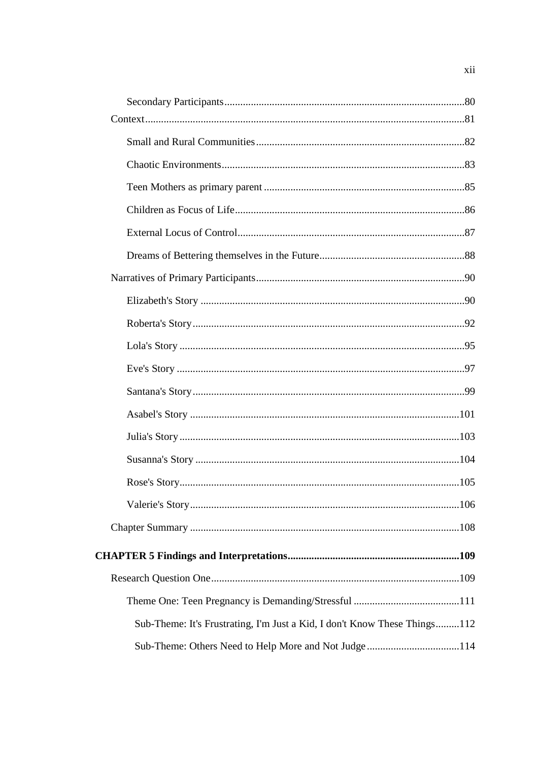Secondary Participants..........80

Context..........81

Small and Rural Communities..........82

Chaotic Environments..........83

Teen Mothers as primary parent..........85

Children as Focus of Life..........86

External Locus of Control..........87

Dreams of Bettering themselves in the Future..........88

Narratives of Primary Participants..........90

Elizabeth's Story..........90

Roberta's Story..........92

Lola's Story..........95

Eve's Story..........97

Santana's Story..........99

Asabel's Story..........101

Julia's Story..........103

Susanna's Story..........104

Rose's Story..........105

Valerie's Story..........106

Chapter Summary..........108

**CHAPTER 5 Findings and Interpretations..........109**

Research Question One..........109

Theme One: Teen Pregnancy is Demanding/Stressful..........111

Sub-Theme: It's Frustrating, I'm Just a Kid, I don't Know These Things..........112

Sub-Theme: Others Need to Help More and Not Judge..........114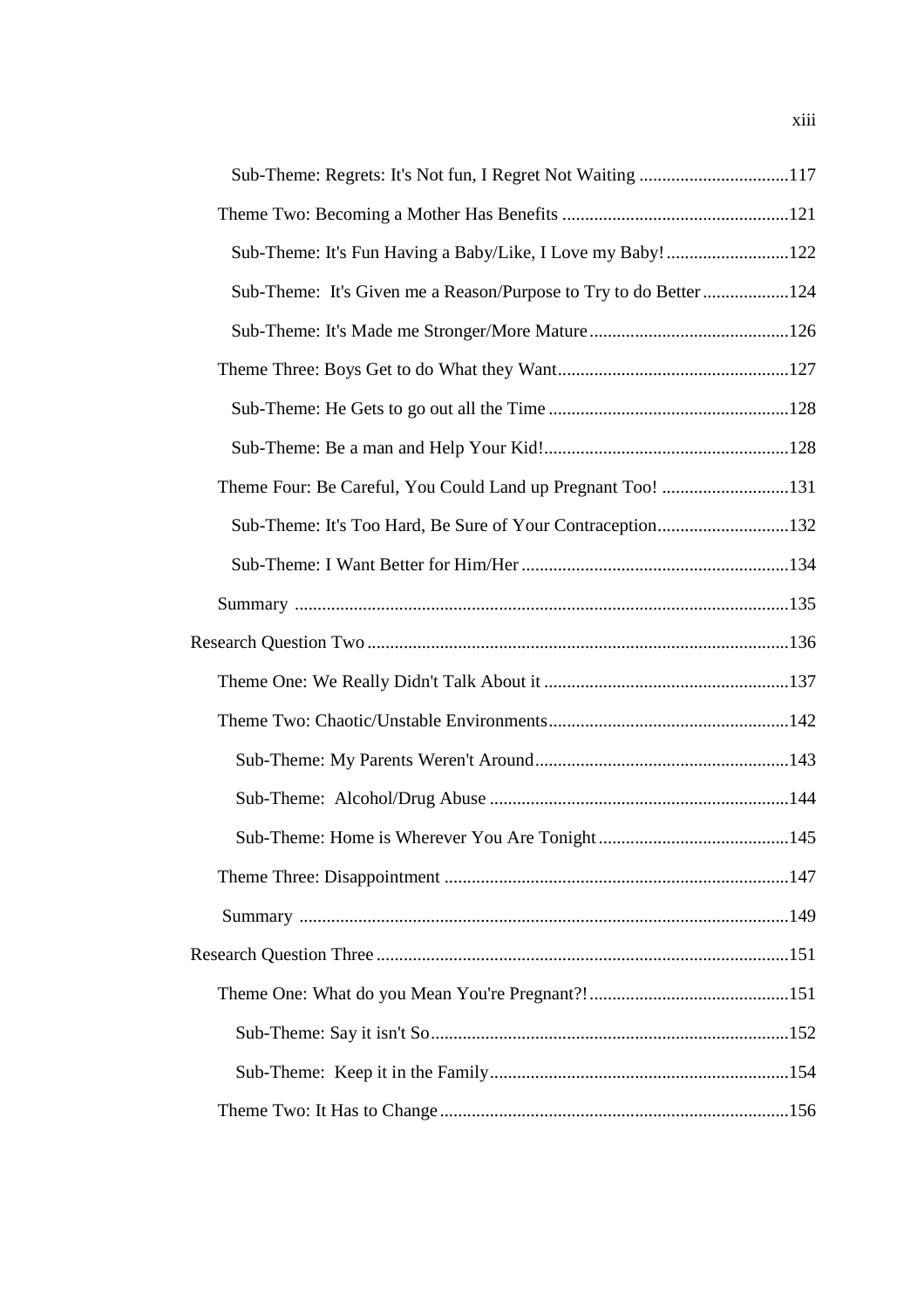Sub-Theme: Regrets: It's Not fun, I Regret Not Waiting ....................................117

Theme Two: Becoming a Mother Has Benefits ....................................121

Sub-Theme: It's Fun Having a Baby/Like, I Love my Baby! ....................................122

Sub-Theme: It's Given me a Reason/Purpose to Try to do Better ....................................124

Sub-Theme: It's Made me Stronger/More Mature ....................................126

Theme Three: Boys Get to do What they Want ....................................127

Sub-Theme: He Gets to go out all the Time ....................................128

Sub-Theme: Be a man and Help Your Kid! ....................................128

Theme Four: Be Careful, You Could Land up Pregnant Too! ....................................131

Sub-Theme: It's Too Hard, Be Sure of Your Contraception ....................................132

Sub-Theme: I Want Better for Him/Her ....................................134

Summary ....................................135

Research Question Two ....................................136

Theme One: We Really Didn't Talk About it ....................................137

Theme Two: Chaotic/Unstable Environments ....................................142

Sub-Theme: My Parents Weren't Around ....................................143

Sub-Theme: Alcohol/Drug Abuse ....................................144

Sub-Theme: Home is Wherever You Are Tonight ....................................145

Theme Three: Disappointment ....................................147

Summary ....................................149

Research Question Three ....................................151

Theme One: What do you Mean You're Pregnant?! ....................................151

Sub-Theme: Say it isn't So ....................................152

Sub-Theme: Keep it in the Family ....................................154

Theme Two: It Has to Change ....................................156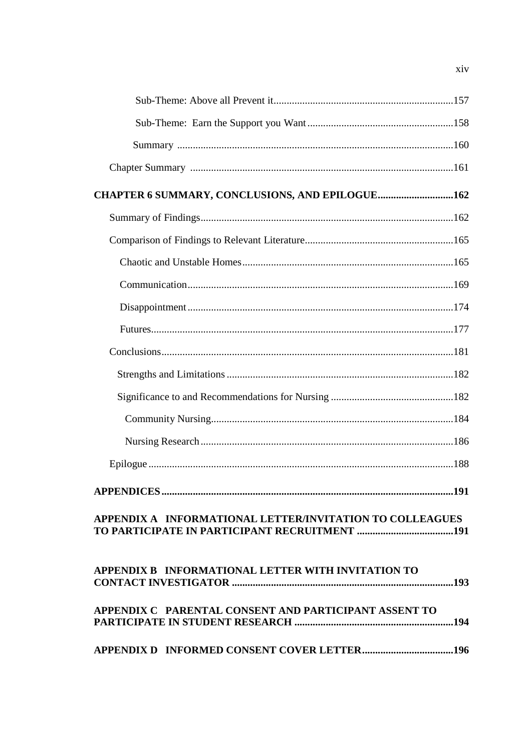Sub-Theme: Above all Prevent it....................................................................157

Sub-Theme: Earn the Support you Want........................................................158

Summary ........................................................................................................160

Chapter Summary ....................................................................................................161

**CHAPTER 6 SUMMARY, CONCLUSIONS, AND EPILOGUE............................162**

Summary of Findings................................................................................................162

Comparison of Findings to Relevant Literature........................................................165

Chaotic and Unstable Homes................................................................................165

Communication.....................................................................................................169

Disappointment.....................................................................................................174

Futures...................................................................................................................177

Conclusions...............................................................................................................181

Strengths and Limitations......................................................................................182

Significance to and Recommendations for Nursing ...............................................182

Community Nursing............................................................................................184

Nursing Research................................................................................................186

Epilogue....................................................................................................................188

**APPENDICES..............................................................................................................191**

**APPENDIX A INFORMATIONAL LETTER/INVITATION TO COLLEAGUES TO PARTICIPATE IN PARTICIPANT RECRUITMENT ....................................191**

**APPENDIX B INFORMATIONAL LETTER WITH INVITATION TO CONTACT INVESTIGATOR ..................................................................................193**

**APPENDIX C PARENTAL CONSENT AND PARTICIPANT ASSENT TO PARTICIPATE IN STUDENT RESEARCH ............................................................194**

**APPENDIX D INFORMED CONSENT COVER LETTER...................................196**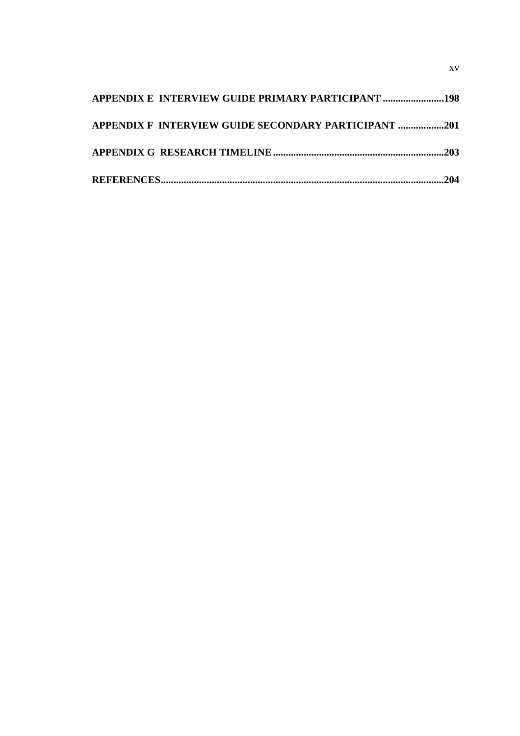**APPENDIX E INTERVIEW GUIDE PRIMARY PARTICIPANT ........................198**

**APPENDIX F INTERVIEW GUIDE SECONDARY PARTICIPANT ..................201**

**APPENDIX G RESEARCH TIMELINE...................................................................203**

**REFERENCES...............................................................................................................204**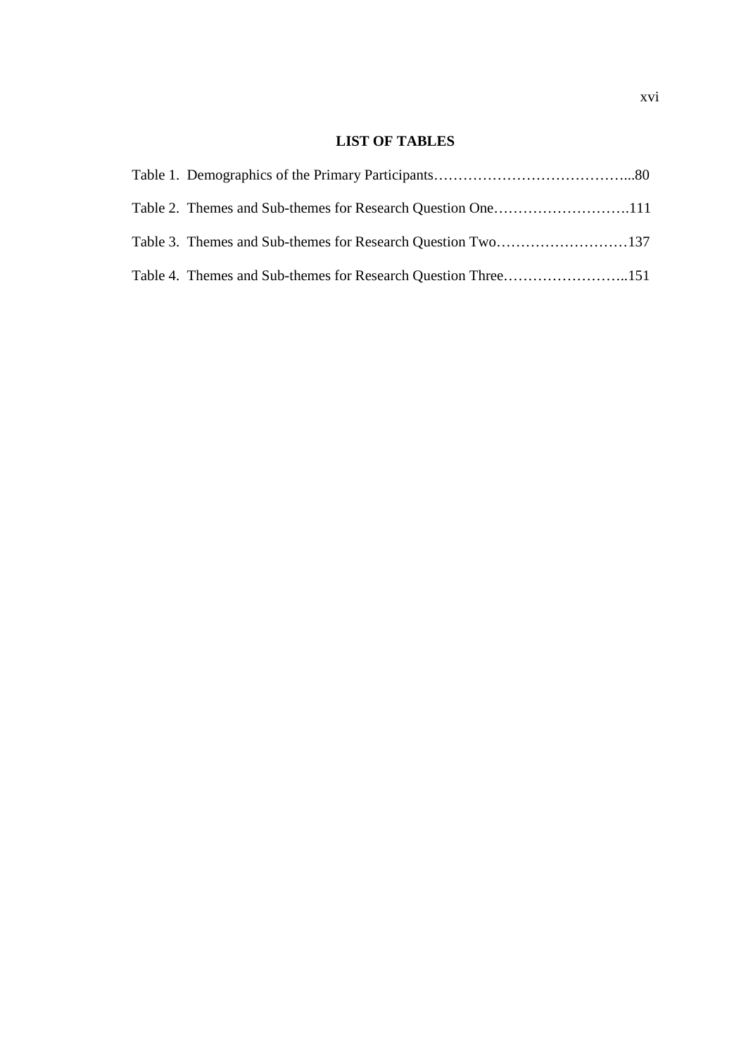## LIST OF TABLES

Table 1. Demographics of the Primary Participants…………………………………...80

Table 2. Themes and Sub-themes for Research Question One……………………….111

Table 3. Themes and Sub-themes for Research Question Two………………………137

Table 4. Themes and Sub-themes for Research Question Three……………………..151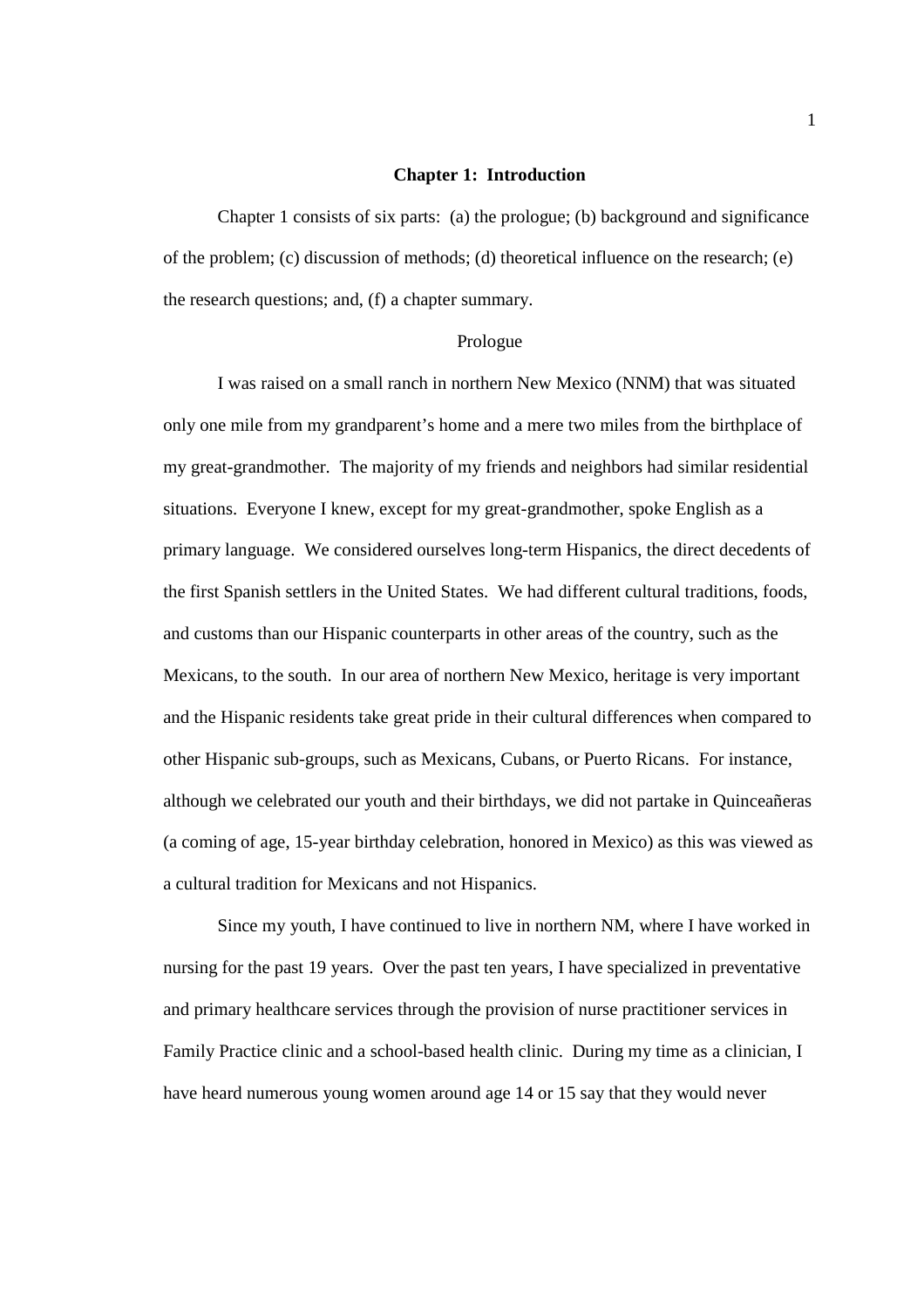# Chapter 1: Introduction

Chapter 1 consists of six parts: (a) the prologue; (b) background and significance of the problem; (c) discussion of methods; (d) theoretical influence on the research; (e) the research questions; and, (f) a chapter summary.

## Prologue

I was raised on a small ranch in northern New Mexico (NNM) that was situated only one mile from my grandparent's home and a mere two miles from the birthplace of my great-grandmother. The majority of my friends and neighbors had similar residential situations. Everyone I knew, except for my great-grandmother, spoke English as a primary language. We considered ourselves long-term Hispanics, the direct decedents of the first Spanish settlers in the United States. We had different cultural traditions, foods, and customs than our Hispanic counterparts in other areas of the country, such as the Mexicans, to the south. In our area of northern New Mexico, heritage is very important and the Hispanic residents take great pride in their cultural differences when compared to other Hispanic sub-groups, such as Mexicans, Cubans, or Puerto Ricans. For instance, although we celebrated our youth and their birthdays, we did not partake in Quinceañeras (a coming of age, 15-year birthday celebration, honored in Mexico) as this was viewed as a cultural tradition for Mexicans and not Hispanics.

Since my youth, I have continued to live in northern NM, where I have worked in nursing for the past 19 years. Over the past ten years, I have specialized in preventative and primary healthcare services through the provision of nurse practitioner services in Family Practice clinic and a school-based health clinic. During my time as a clinician, I have heard numerous young women around age 14 or 15 say that they would never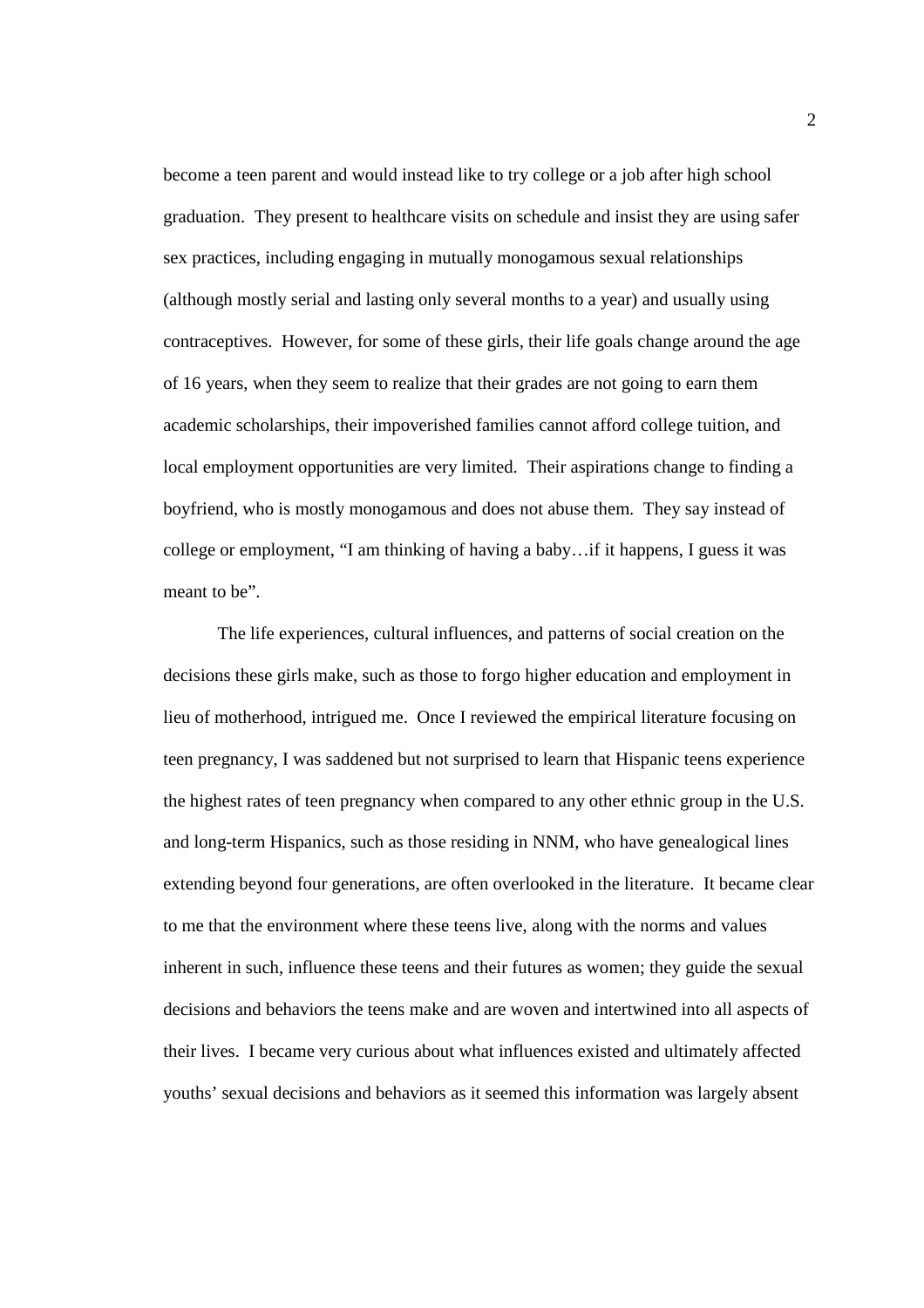become a teen parent and would instead like to try college or a job after high school graduation. They present to healthcare visits on schedule and insist they are using safer sex practices, including engaging in mutually monogamous sexual relationships (although mostly serial and lasting only several months to a year) and usually using contraceptives. However, for some of these girls, their life goals change around the age of 16 years, when they seem to realize that their grades are not going to earn them academic scholarships, their impoverished families cannot afford college tuition, and local employment opportunities are very limited. Their aspirations change to finding a boyfriend, who is mostly monogamous and does not abuse them. They say instead of college or employment, "I am thinking of having a baby…if it happens, I guess it was meant to be".

The life experiences, cultural influences, and patterns of social creation on the decisions these girls make, such as those to forgo higher education and employment in lieu of motherhood, intrigued me. Once I reviewed the empirical literature focusing on teen pregnancy, I was saddened but not surprised to learn that Hispanic teens experience the highest rates of teen pregnancy when compared to any other ethnic group in the U.S. and long-term Hispanics, such as those residing in NNM, who have genealogical lines extending beyond four generations, are often overlooked in the literature. It became clear to me that the environment where these teens live, along with the norms and values inherent in such, influence these teens and their futures as women; they guide the sexual decisions and behaviors the teens make and are woven and intertwined into all aspects of their lives. I became very curious about what influences existed and ultimately affected youths' sexual decisions and behaviors as it seemed this information was largely absent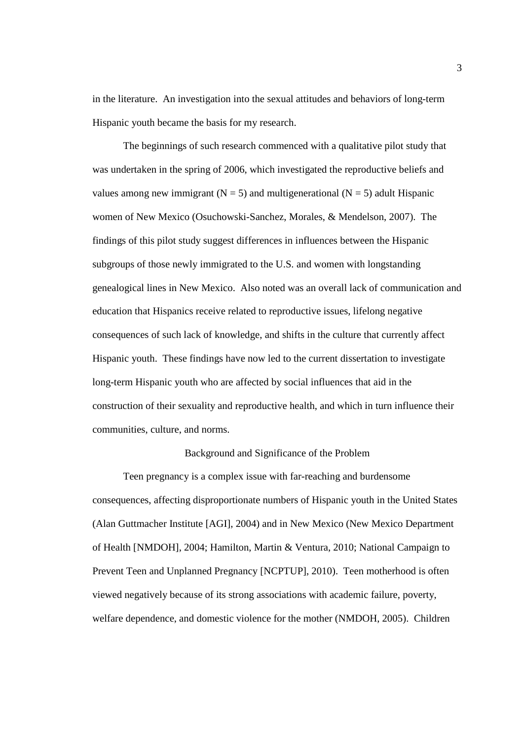in the literature. An investigation into the sexual attitudes and behaviors of long-term Hispanic youth became the basis for my research.

The beginnings of such research commenced with a qualitative pilot study that was undertaken in the spring of 2006, which investigated the reproductive beliefs and values among new immigrant (N = 5) and multigenerational (N = 5) adult Hispanic women of New Mexico (Osuchowski-Sanchez, Morales, & Mendelson, 2007). The findings of this pilot study suggest differences in influences between the Hispanic subgroups of those newly immigrated to the U.S. and women with longstanding genealogical lines in New Mexico. Also noted was an overall lack of communication and education that Hispanics receive related to reproductive issues, lifelong negative consequences of such lack of knowledge, and shifts in the culture that currently affect Hispanic youth. These findings have now led to the current dissertation to investigate long-term Hispanic youth who are affected by social influences that aid in the construction of their sexuality and reproductive health, and which in turn influence their communities, culture, and norms.

## Background and Significance of the Problem

Teen pregnancy is a complex issue with far-reaching and burdensome consequences, affecting disproportionate numbers of Hispanic youth in the United States (Alan Guttmacher Institute [AGI], 2004) and in New Mexico (New Mexico Department of Health [NMDOH], 2004; Hamilton, Martin & Ventura, 2010; National Campaign to Prevent Teen and Unplanned Pregnancy [NCPTUP], 2010). Teen motherhood is often viewed negatively because of its strong associations with academic failure, poverty, welfare dependence, and domestic violence for the mother (NMDOH, 2005). Children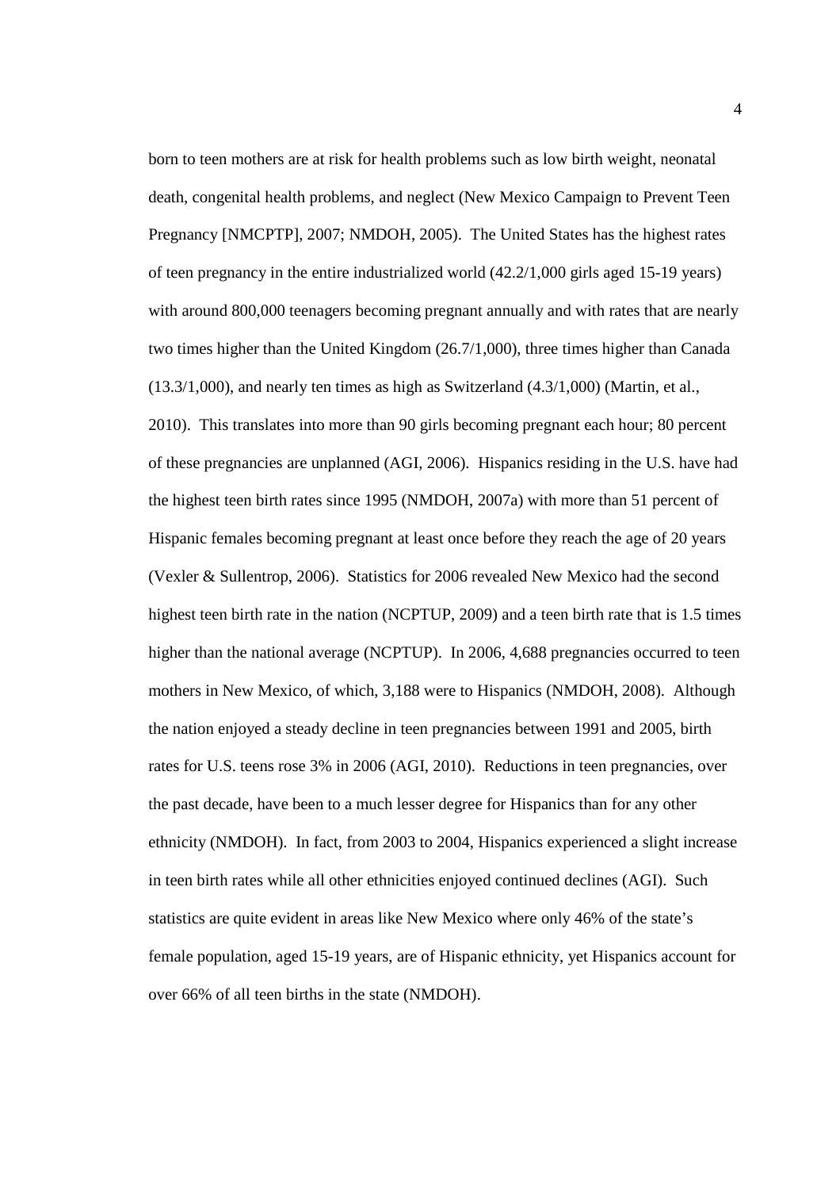born to teen mothers are at risk for health problems such as low birth weight, neonatal death, congenital health problems, and neglect (New Mexico Campaign to Prevent Teen Pregnancy [NMCPTP], 2007; NMDOH, 2005). The United States has the highest rates of teen pregnancy in the entire industrialized world (42.2/1,000 girls aged 15-19 years) with around 800,000 teenagers becoming pregnant annually and with rates that are nearly two times higher than the United Kingdom (26.7/1,000), three times higher than Canada (13.3/1,000), and nearly ten times as high as Switzerland (4.3/1,000) (Martin, et al., 2010). This translates into more than 90 girls becoming pregnant each hour; 80 percent of these pregnancies are unplanned (AGI, 2006). Hispanics residing in the U.S. have had the highest teen birth rates since 1995 (NMDOH, 2007a) with more than 51 percent of Hispanic females becoming pregnant at least once before they reach the age of 20 years (Vexler & Sullentrop, 2006). Statistics for 2006 revealed New Mexico had the second highest teen birth rate in the nation (NCPTUP, 2009) and a teen birth rate that is 1.5 times higher than the national average (NCPTUP). In 2006, 4,688 pregnancies occurred to teen mothers in New Mexico, of which, 3,188 were to Hispanics (NMDOH, 2008). Although the nation enjoyed a steady decline in teen pregnancies between 1991 and 2005, birth rates for U.S. teens rose 3% in 2006 (AGI, 2010). Reductions in teen pregnancies, over the past decade, have been to a much lesser degree for Hispanics than for any other ethnicity (NMDOH). In fact, from 2003 to 2004, Hispanics experienced a slight increase in teen birth rates while all other ethnicities enjoyed continued declines (AGI). Such statistics are quite evident in areas like New Mexico where only 46% of the state's female population, aged 15-19 years, are of Hispanic ethnicity, yet Hispanics account for over 66% of all teen births in the state (NMDOH).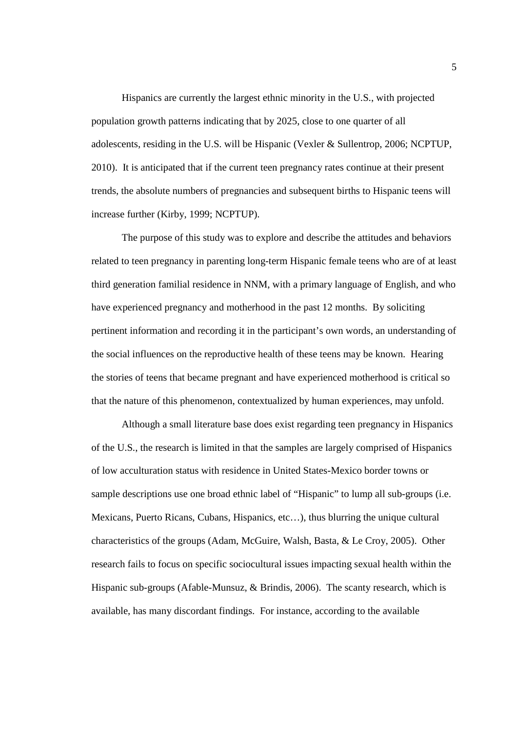Hispanics are currently the largest ethnic minority in the U.S., with projected population growth patterns indicating that by 2025, close to one quarter of all adolescents, residing in the U.S. will be Hispanic (Vexler & Sullentrop, 2006; NCPTUP, 2010). It is anticipated that if the current teen pregnancy rates continue at their present trends, the absolute numbers of pregnancies and subsequent births to Hispanic teens will increase further (Kirby, 1999; NCPTUP).

The purpose of this study was to explore and describe the attitudes and behaviors related to teen pregnancy in parenting long-term Hispanic female teens who are of at least third generation familial residence in NNM, with a primary language of English, and who have experienced pregnancy and motherhood in the past 12 months. By soliciting pertinent information and recording it in the participant's own words, an understanding of the social influences on the reproductive health of these teens may be known. Hearing the stories of teens that became pregnant and have experienced motherhood is critical so that the nature of this phenomenon, contextualized by human experiences, may unfold.

Although a small literature base does exist regarding teen pregnancy in Hispanics of the U.S., the research is limited in that the samples are largely comprised of Hispanics of low acculturation status with residence in United States-Mexico border towns or sample descriptions use one broad ethnic label of "Hispanic" to lump all sub-groups (i.e. Mexicans, Puerto Ricans, Cubans, Hispanics, etc…), thus blurring the unique cultural characteristics of the groups (Adam, McGuire, Walsh, Basta, & Le Croy, 2005). Other research fails to focus on specific sociocultural issues impacting sexual health within the Hispanic sub-groups (Afable-Munsuz, & Brindis, 2006). The scanty research, which is available, has many discordant findings. For instance, according to the available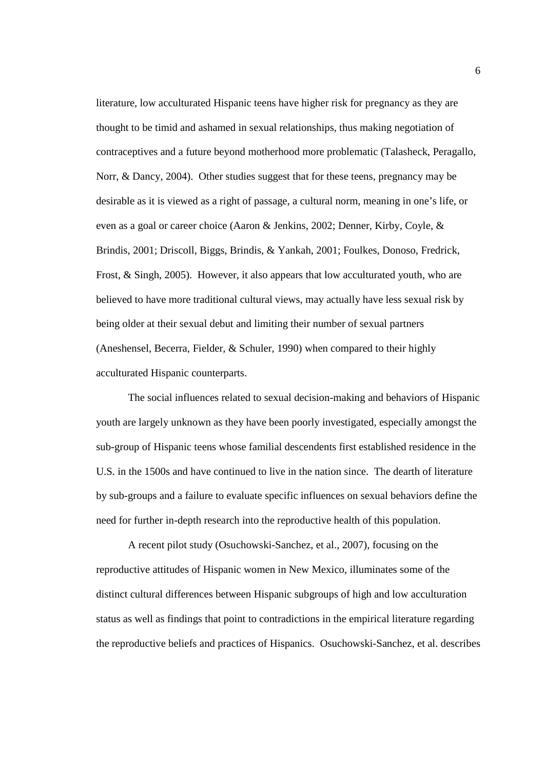literature, low acculturated Hispanic teens have higher risk for pregnancy as they are thought to be timid and ashamed in sexual relationships, thus making negotiation of contraceptives and a future beyond motherhood more problematic (Talasheck, Peragallo, Norr, & Dancy, 2004). Other studies suggest that for these teens, pregnancy may be desirable as it is viewed as a right of passage, a cultural norm, meaning in one's life, or even as a goal or career choice (Aaron & Jenkins, 2002; Denner, Kirby, Coyle, & Brindis, 2001; Driscoll, Biggs, Brindis, & Yankah, 2001; Foulkes, Donoso, Fredrick, Frost, & Singh, 2005). However, it also appears that low acculturated youth, who are believed to have more traditional cultural views, may actually have less sexual risk by being older at their sexual debut and limiting their number of sexual partners (Aneshensel, Becerra, Fielder, & Schuler, 1990) when compared to their highly acculturated Hispanic counterparts.

The social influences related to sexual decision-making and behaviors of Hispanic youth are largely unknown as they have been poorly investigated, especially amongst the sub-group of Hispanic teens whose familial descendents first established residence in the U.S. in the 1500s and have continued to live in the nation since. The dearth of literature by sub-groups and a failure to evaluate specific influences on sexual behaviors define the need for further in-depth research into the reproductive health of this population.

A recent pilot study (Osuchowski-Sanchez, et al., 2007), focusing on the reproductive attitudes of Hispanic women in New Mexico, illuminates some of the distinct cultural differences between Hispanic subgroups of high and low acculturation status as well as findings that point to contradictions in the empirical literature regarding the reproductive beliefs and practices of Hispanics. Osuchowski-Sanchez, et al. describes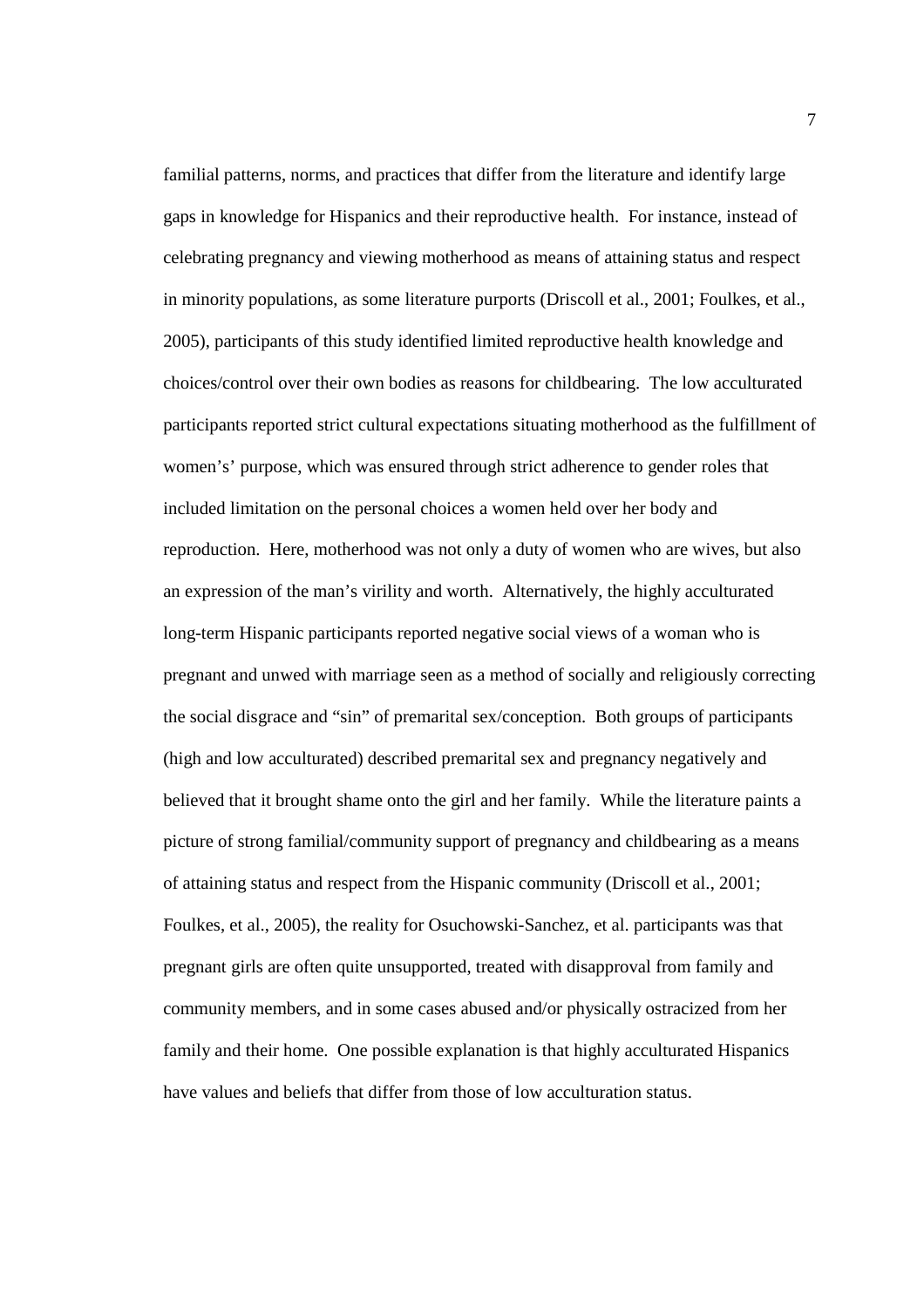familial patterns, norms, and practices that differ from the literature and identify large gaps in knowledge for Hispanics and their reproductive health. For instance, instead of celebrating pregnancy and viewing motherhood as means of attaining status and respect in minority populations, as some literature purports (Driscoll et al., 2001; Foulkes, et al., 2005), participants of this study identified limited reproductive health knowledge and choices/control over their own bodies as reasons for childbearing. The low acculturated participants reported strict cultural expectations situating motherhood as the fulfillment of women's' purpose, which was ensured through strict adherence to gender roles that included limitation on the personal choices a women held over her body and reproduction. Here, motherhood was not only a duty of women who are wives, but also an expression of the man's virility and worth. Alternatively, the highly acculturated long-term Hispanic participants reported negative social views of a woman who is pregnant and unwed with marriage seen as a method of socially and religiously correcting the social disgrace and "sin" of premarital sex/conception. Both groups of participants (high and low acculturated) described premarital sex and pregnancy negatively and believed that it brought shame onto the girl and her family. While the literature paints a picture of strong familial/community support of pregnancy and childbearing as a means of attaining status and respect from the Hispanic community (Driscoll et al., 2001; Foulkes, et al., 2005), the reality for Osuchowski-Sanchez, et al. participants was that pregnant girls are often quite unsupported, treated with disapproval from family and community members, and in some cases abused and/or physically ostracized from her family and their home. One possible explanation is that highly acculturated Hispanics have values and beliefs that differ from those of low acculturation status.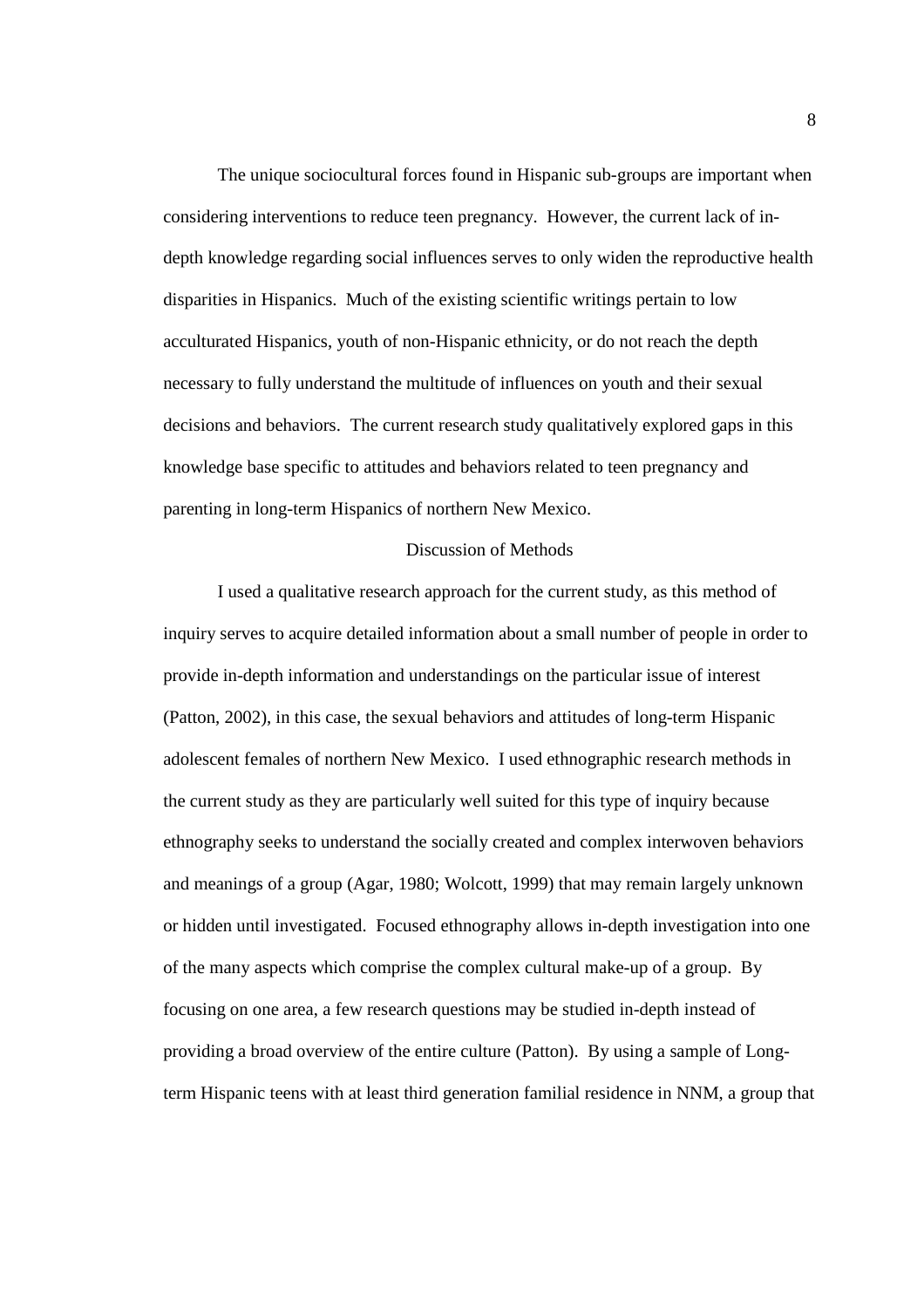The unique sociocultural forces found in Hispanic sub-groups are important when considering interventions to reduce teen pregnancy. However, the current lack of in-depth knowledge regarding social influences serves to only widen the reproductive health disparities in Hispanics. Much of the existing scientific writings pertain to low acculturated Hispanics, youth of non-Hispanic ethnicity, or do not reach the depth necessary to fully understand the multitude of influences on youth and their sexual decisions and behaviors. The current research study qualitatively explored gaps in this knowledge base specific to attitudes and behaviors related to teen pregnancy and parenting in long-term Hispanics of northern New Mexico.

## Discussion of Methods

I used a qualitative research approach for the current study, as this method of inquiry serves to acquire detailed information about a small number of people in order to provide in-depth information and understandings on the particular issue of interest (Patton, 2002), in this case, the sexual behaviors and attitudes of long-term Hispanic adolescent females of northern New Mexico. I used ethnographic research methods in the current study as they are particularly well suited for this type of inquiry because ethnography seeks to understand the socially created and complex interwoven behaviors and meanings of a group (Agar, 1980; Wolcott, 1999) that may remain largely unknown or hidden until investigated. Focused ethnography allows in-depth investigation into one of the many aspects which comprise the complex cultural make-up of a group. By focusing on one area, a few research questions may be studied in-depth instead of providing a broad overview of the entire culture (Patton). By using a sample of Long-term Hispanic teens with at least third generation familial residence in NNM, a group that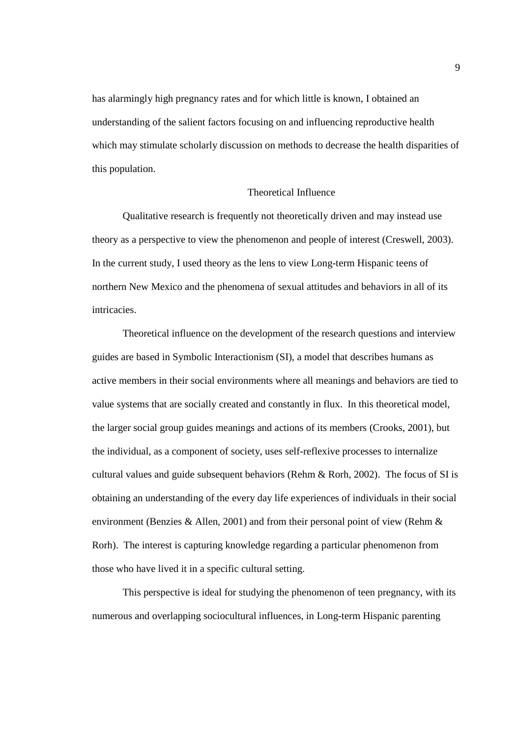has alarmingly high pregnancy rates and for which little is known, I obtained an understanding of the salient factors focusing on and influencing reproductive health which may stimulate scholarly discussion on methods to decrease the health disparities of this population.

## Theoretical Influence

Qualitative research is frequently not theoretically driven and may instead use theory as a perspective to view the phenomenon and people of interest (Creswell, 2003). In the current study, I used theory as the lens to view Long-term Hispanic teens of northern New Mexico and the phenomena of sexual attitudes and behaviors in all of its intricacies.

Theoretical influence on the development of the research questions and interview guides are based in Symbolic Interactionism (SI), a model that describes humans as active members in their social environments where all meanings and behaviors are tied to value systems that are socially created and constantly in flux. In this theoretical model, the larger social group guides meanings and actions of its members (Crooks, 2001), but the individual, as a component of society, uses self-reflexive processes to internalize cultural values and guide subsequent behaviors (Rehm & Rorh, 2002). The focus of SI is obtaining an understanding of the every day life experiences of individuals in their social environment (Benzies & Allen, 2001) and from their personal point of view (Rehm & Rorh). The interest is capturing knowledge regarding a particular phenomenon from those who have lived it in a specific cultural setting.

This perspective is ideal for studying the phenomenon of teen pregnancy, with its numerous and overlapping sociocultural influences, in Long-term Hispanic parenting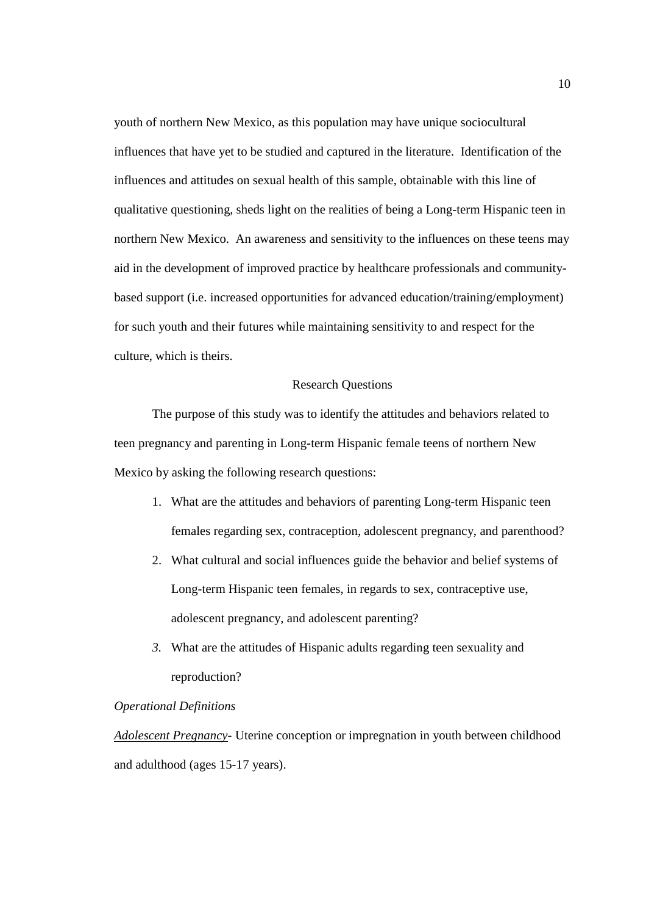youth of northern New Mexico, as this population may have unique sociocultural influences that have yet to be studied and captured in the literature. Identification of the influences and attitudes on sexual health of this sample, obtainable with this line of qualitative questioning, sheds light on the realities of being a Long-term Hispanic teen in northern New Mexico. An awareness and sensitivity to the influences on these teens may aid in the development of improved practice by healthcare professionals and community-based support (i.e. increased opportunities for advanced education/training/employment) for such youth and their futures while maintaining sensitivity to and respect for the culture, which is theirs.

## Research Questions

The purpose of this study was to identify the attitudes and behaviors related to teen pregnancy and parenting in Long-term Hispanic female teens of northern New Mexico by asking the following research questions:

1. What are the attitudes and behaviors of parenting Long-term Hispanic teen females regarding sex, contraception, adolescent pregnancy, and parenthood?
2. What cultural and social influences guide the behavior and belief systems of Long-term Hispanic teen females, in regards to sex, contraceptive use, adolescent pregnancy, and adolescent parenting?
3. What are the attitudes of Hispanic adults regarding teen sexuality and reproduction?

### *Operational Definitions*

*Adolescent Pregnancy*- Uterine conception or impregnation in youth between childhood and adulthood (ages 15-17 years).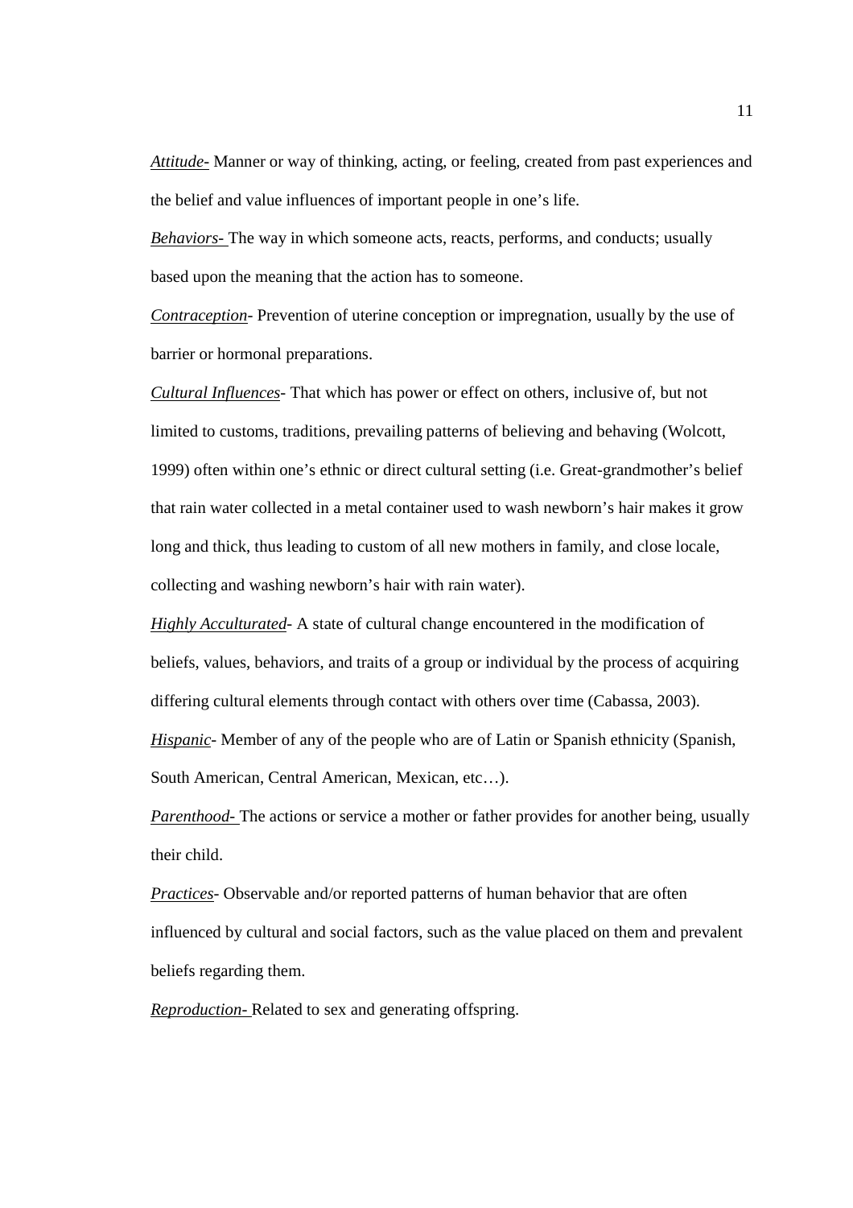*Attitude*- Manner or way of thinking, acting, or feeling, created from past experiences and the belief and value influences of important people in one's life.

*Behaviors*- The way in which someone acts, reacts, performs, and conducts; usually based upon the meaning that the action has to someone.

*Contraception*- Prevention of uterine conception or impregnation, usually by the use of barrier or hormonal preparations.

*Cultural Influences*- That which has power or effect on others, inclusive of, but not limited to customs, traditions, prevailing patterns of believing and behaving (Wolcott, 1999) often within one's ethnic or direct cultural setting (i.e. Great-grandmother's belief that rain water collected in a metal container used to wash newborn's hair makes it grow long and thick, thus leading to custom of all new mothers in family, and close locale, collecting and washing newborn's hair with rain water).

*Highly Acculturated*- A state of cultural change encountered in the modification of beliefs, values, behaviors, and traits of a group or individual by the process of acquiring differing cultural elements through contact with others over time (Cabassa, 2003).

*Hispanic*- Member of any of the people who are of Latin or Spanish ethnicity (Spanish, South American, Central American, Mexican, etc…).

*Parenthood*- The actions or service a mother or father provides for another being, usually their child.

*Practices*- Observable and/or reported patterns of human behavior that are often influenced by cultural and social factors, such as the value placed on them and prevalent beliefs regarding them.

*Reproduction*- Related to sex and generating offspring.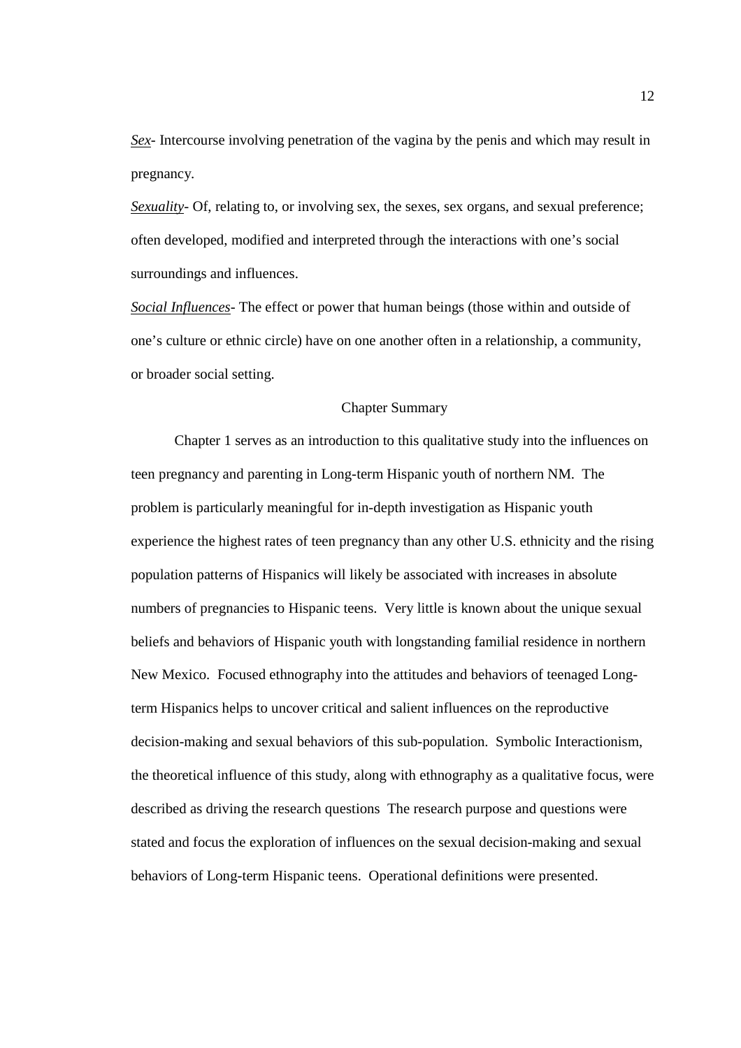*Sex*- Intercourse involving penetration of the vagina by the penis and which may result in pregnancy.

*Sexuality*- Of, relating to, or involving sex, the sexes, sex organs, and sexual preference; often developed, modified and interpreted through the interactions with one's social surroundings and influences.

*Social Influences*- The effect or power that human beings (those within and outside of one's culture or ethnic circle) have on one another often in a relationship, a community, or broader social setting.

## Chapter Summary

Chapter 1 serves as an introduction to this qualitative study into the influences on teen pregnancy and parenting in Long-term Hispanic youth of northern NM. The problem is particularly meaningful for in-depth investigation as Hispanic youth experience the highest rates of teen pregnancy than any other U.S. ethnicity and the rising population patterns of Hispanics will likely be associated with increases in absolute numbers of pregnancies to Hispanic teens. Very little is known about the unique sexual beliefs and behaviors of Hispanic youth with longstanding familial residence in northern New Mexico. Focused ethnography into the attitudes and behaviors of teenaged Long-term Hispanics helps to uncover critical and salient influences on the reproductive decision-making and sexual behaviors of this sub-population. Symbolic Interactionism, the theoretical influence of this study, along with ethnography as a qualitative focus, were described as driving the research questions The research purpose and questions were stated and focus the exploration of influences on the sexual decision-making and sexual behaviors of Long-term Hispanic teens. Operational definitions were presented.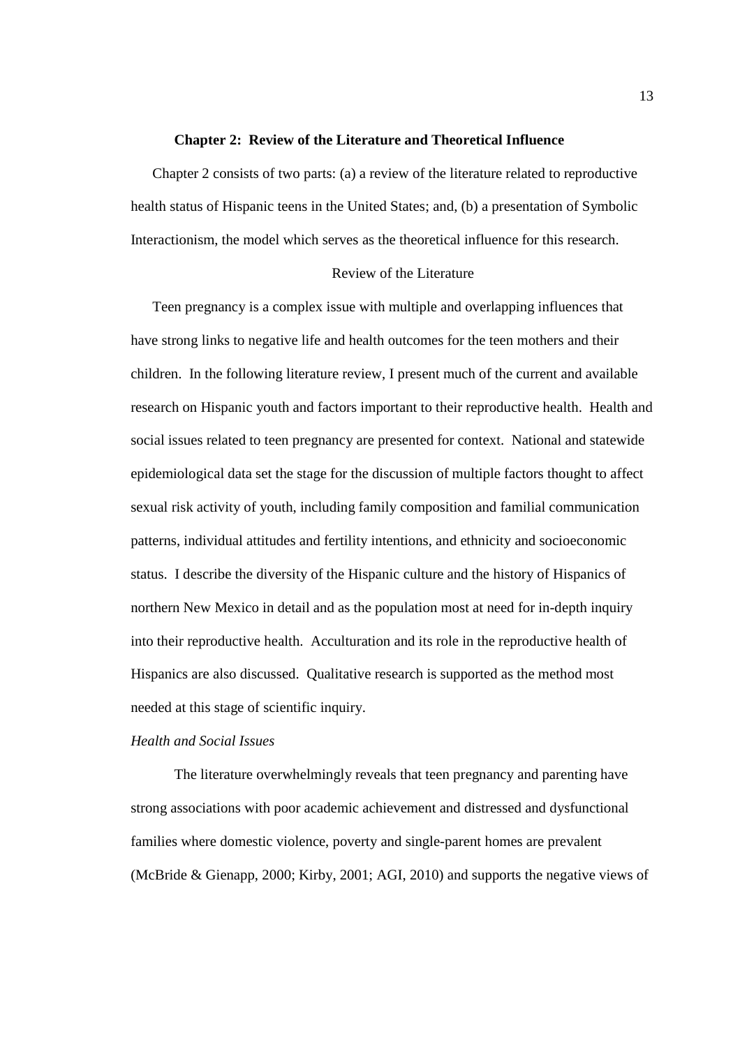# Chapter 2: Review of the Literature and Theoretical Influence

Chapter 2 consists of two parts: (a) a review of the literature related to reproductive health status of Hispanic teens in the United States; and, (b) a presentation of Symbolic Interactionism, the model which serves as the theoretical influence for this research.

## Review of the Literature

Teen pregnancy is a complex issue with multiple and overlapping influences that have strong links to negative life and health outcomes for the teen mothers and their children. In the following literature review, I present much of the current and available research on Hispanic youth and factors important to their reproductive health. Health and social issues related to teen pregnancy are presented for context. National and statewide epidemiological data set the stage for the discussion of multiple factors thought to affect sexual risk activity of youth, including family composition and familial communication patterns, individual attitudes and fertility intentions, and ethnicity and socioeconomic status. I describe the diversity of the Hispanic culture and the history of Hispanics of northern New Mexico in detail and as the population most at need for in-depth inquiry into their reproductive health. Acculturation and its role in the reproductive health of Hispanics are also discussed. Qualitative research is supported as the method most needed at this stage of scientific inquiry.

### *Health and Social Issues*

The literature overwhelmingly reveals that teen pregnancy and parenting have strong associations with poor academic achievement and distressed and dysfunctional families where domestic violence, poverty and single-parent homes are prevalent (McBride & Gienapp, 2000; Kirby, 2001; AGI, 2010) and supports the negative views of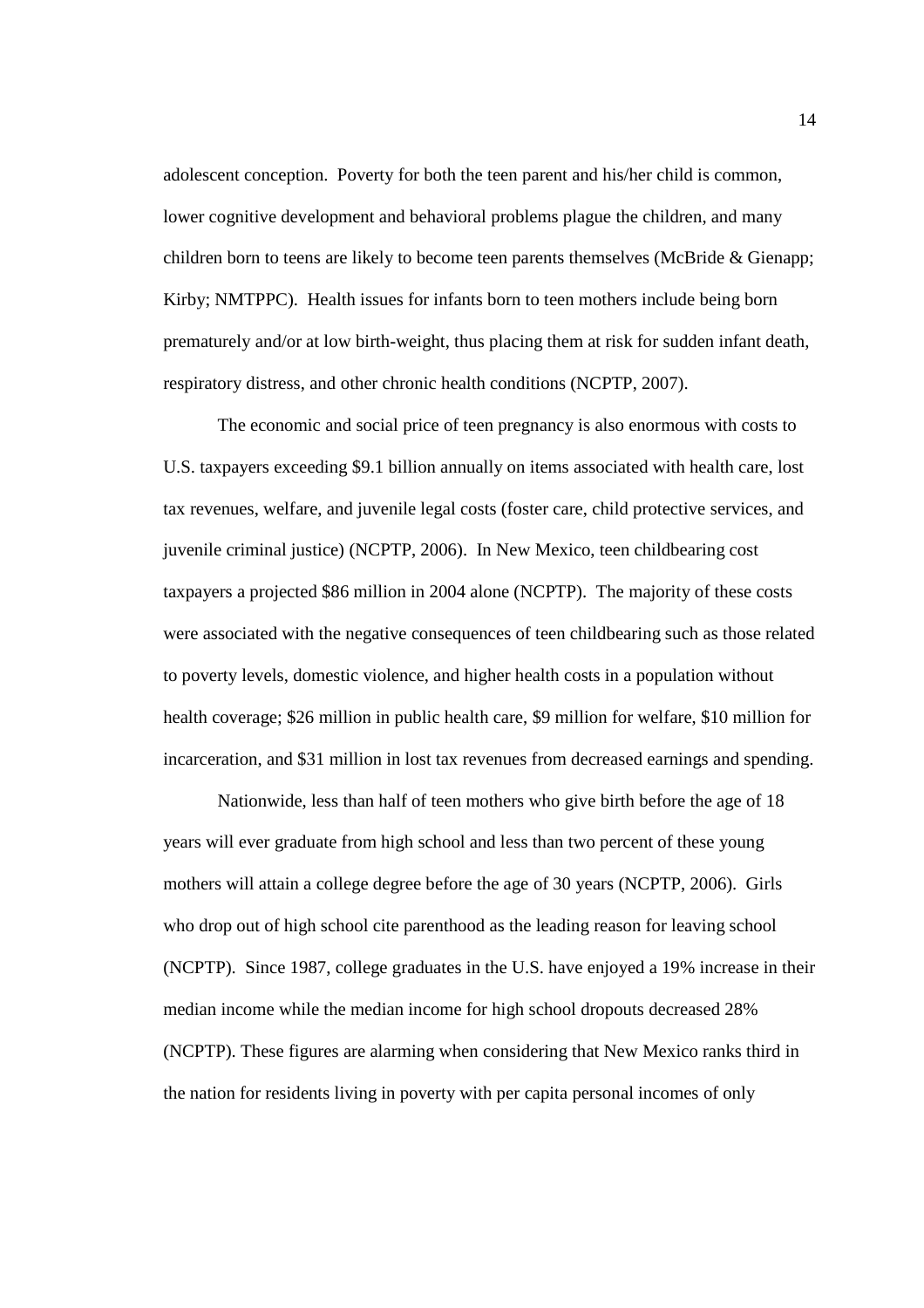adolescent conception. Poverty for both the teen parent and his/her child is common, lower cognitive development and behavioral problems plague the children, and many children born to teens are likely to become teen parents themselves (McBride & Gienapp; Kirby; NMTPPC). Health issues for infants born to teen mothers include being born prematurely and/or at low birth-weight, thus placing them at risk for sudden infant death, respiratory distress, and other chronic health conditions (NCPTP, 2007).

The economic and social price of teen pregnancy is also enormous with costs to U.S. taxpayers exceeding $9.1 billion annually on items associated with health care, lost tax revenues, welfare, and juvenile legal costs (foster care, child protective services, and juvenile criminal justice) (NCPTP, 2006). In New Mexico, teen childbearing cost taxpayers a projected $86 million in 2004 alone (NCPTP). The majority of these costs were associated with the negative consequences of teen childbearing such as those related to poverty levels, domestic violence, and higher health costs in a population without health coverage; $26 million in public health care, $9 million for welfare, $10 million for incarceration, and $31 million in lost tax revenues from decreased earnings and spending.

Nationwide, less than half of teen mothers who give birth before the age of 18 years will ever graduate from high school and less than two percent of these young mothers will attain a college degree before the age of 30 years (NCPTP, 2006). Girls who drop out of high school cite parenthood as the leading reason for leaving school (NCPTP). Since 1987, college graduates in the U.S. have enjoyed a 19% increase in their median income while the median income for high school dropouts decreased 28% (NCPTP). These figures are alarming when considering that New Mexico ranks third in the nation for residents living in poverty with per capita personal incomes of only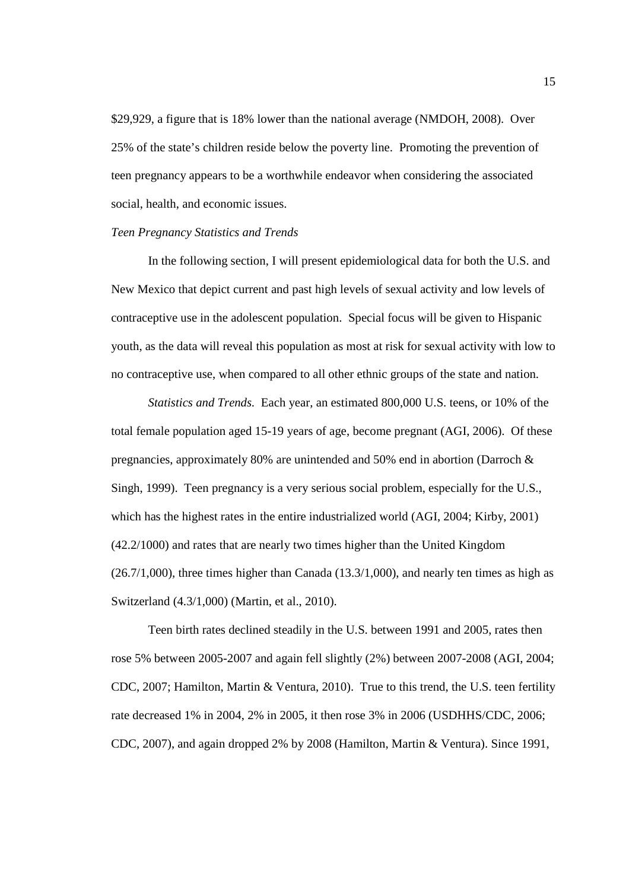$29,929, a figure that is 18% lower than the national average (NMDOH, 2008). Over 25% of the state's children reside below the poverty line. Promoting the prevention of teen pregnancy appears to be a worthwhile endeavor when considering the associated social, health, and economic issues.

*Teen Pregnancy Statistics and Trends*

In the following section, I will present epidemiological data for both the U.S. and New Mexico that depict current and past high levels of sexual activity and low levels of contraceptive use in the adolescent population. Special focus will be given to Hispanic youth, as the data will reveal this population as most at risk for sexual activity with low to no contraceptive use, when compared to all other ethnic groups of the state and nation.

*Statistics and Trends.* Each year, an estimated 800,000 U.S. teens, or 10% of the total female population aged 15-19 years of age, become pregnant (AGI, 2006). Of these pregnancies, approximately 80% are unintended and 50% end in abortion (Darroch & Singh, 1999). Teen pregnancy is a very serious social problem, especially for the U.S., which has the highest rates in the entire industrialized world (AGI, 2004; Kirby, 2001) (42.2/1000) and rates that are nearly two times higher than the United Kingdom (26.7/1,000), three times higher than Canada (13.3/1,000), and nearly ten times as high as Switzerland (4.3/1,000) (Martin, et al., 2010).

Teen birth rates declined steadily in the U.S. between 1991 and 2005, rates then rose 5% between 2005-2007 and again fell slightly (2%) between 2007-2008 (AGI, 2004; CDC, 2007; Hamilton, Martin & Ventura, 2010). True to this trend, the U.S. teen fertility rate decreased 1% in 2004, 2% in 2005, it then rose 3% in 2006 (USDHHS/CDC, 2006; CDC, 2007), and again dropped 2% by 2008 (Hamilton, Martin & Ventura). Since 1991,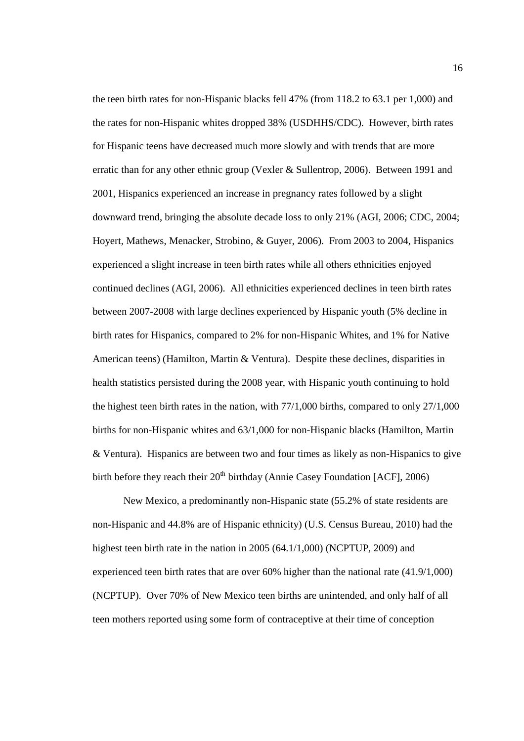the teen birth rates for non-Hispanic blacks fell 47% (from 118.2 to 63.1 per 1,000) and the rates for non-Hispanic whites dropped 38% (USDHHS/CDC). However, birth rates for Hispanic teens have decreased much more slowly and with trends that are more erratic than for any other ethnic group (Vexler & Sullentrop, 2006). Between 1991 and 2001, Hispanics experienced an increase in pregnancy rates followed by a slight downward trend, bringing the absolute decade loss to only 21% (AGI, 2006; CDC, 2004; Hoyert, Mathews, Menacker, Strobino, & Guyer, 2006). From 2003 to 2004, Hispanics experienced a slight increase in teen birth rates while all others ethnicities enjoyed continued declines (AGI, 2006). All ethnicities experienced declines in teen birth rates between 2007-2008 with large declines experienced by Hispanic youth (5% decline in birth rates for Hispanics, compared to 2% for non-Hispanic Whites, and 1% for Native American teens) (Hamilton, Martin & Ventura). Despite these declines, disparities in health statistics persisted during the 2008 year, with Hispanic youth continuing to hold the highest teen birth rates in the nation, with 77/1,000 births, compared to only 27/1,000 births for non-Hispanic whites and 63/1,000 for non-Hispanic blacks (Hamilton, Martin & Ventura). Hispanics are between two and four times as likely as non-Hispanics to give birth before they reach their 20th birthday (Annie Casey Foundation [ACF], 2006)

New Mexico, a predominantly non-Hispanic state (55.2% of state residents are non-Hispanic and 44.8% are of Hispanic ethnicity) (U.S. Census Bureau, 2010) had the highest teen birth rate in the nation in 2005 (64.1/1,000) (NCPTUP, 2009) and experienced teen birth rates that are over 60% higher than the national rate (41.9/1,000) (NCPTUP). Over 70% of New Mexico teen births are unintended, and only half of all teen mothers reported using some form of contraceptive at their time of conception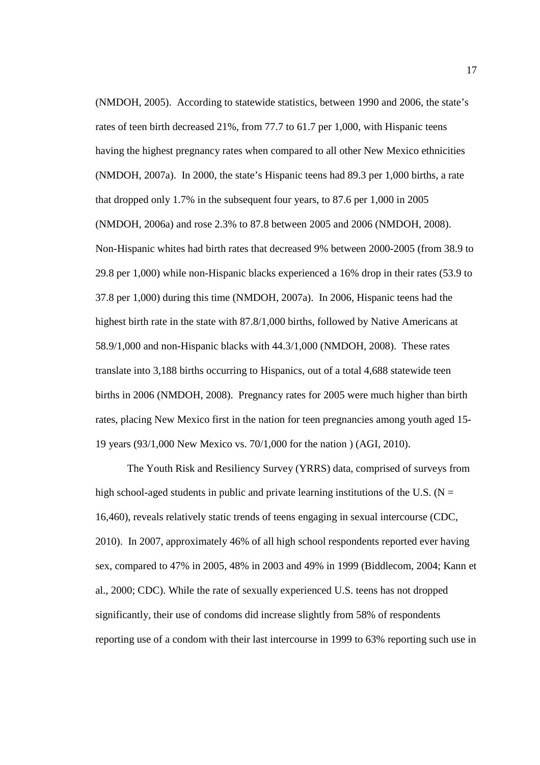(NMDOH, 2005). According to statewide statistics, between 1990 and 2006, the state's rates of teen birth decreased 21%, from 77.7 to 61.7 per 1,000, with Hispanic teens having the highest pregnancy rates when compared to all other New Mexico ethnicities (NMDOH, 2007a). In 2000, the state's Hispanic teens had 89.3 per 1,000 births, a rate that dropped only 1.7% in the subsequent four years, to 87.6 per 1,000 in 2005 (NMDOH, 2006a) and rose 2.3% to 87.8 between 2005 and 2006 (NMDOH, 2008). Non-Hispanic whites had birth rates that decreased 9% between 2000-2005 (from 38.9 to 29.8 per 1,000) while non-Hispanic blacks experienced a 16% drop in their rates (53.9 to 37.8 per 1,000) during this time (NMDOH, 2007a). In 2006, Hispanic teens had the highest birth rate in the state with 87.8/1,000 births, followed by Native Americans at 58.9/1,000 and non-Hispanic blacks with 44.3/1,000 (NMDOH, 2008). These rates translate into 3,188 births occurring to Hispanics, out of a total 4,688 statewide teen births in 2006 (NMDOH, 2008). Pregnancy rates for 2005 were much higher than birth rates, placing New Mexico first in the nation for teen pregnancies among youth aged 15-19 years (93/1,000 New Mexico vs. 70/1,000 for the nation ) (AGI, 2010).

The Youth Risk and Resiliency Survey (YRRS) data, comprised of surveys from high school-aged students in public and private learning institutions of the U.S. (N = 16,460), reveals relatively static trends of teens engaging in sexual intercourse (CDC, 2010). In 2007, approximately 46% of all high school respondents reported ever having sex, compared to 47% in 2005, 48% in 2003 and 49% in 1999 (Biddlecom, 2004; Kann et al., 2000; CDC). While the rate of sexually experienced U.S. teens has not dropped significantly, their use of condoms did increase slightly from 58% of respondents reporting use of a condom with their last intercourse in 1999 to 63% reporting such use in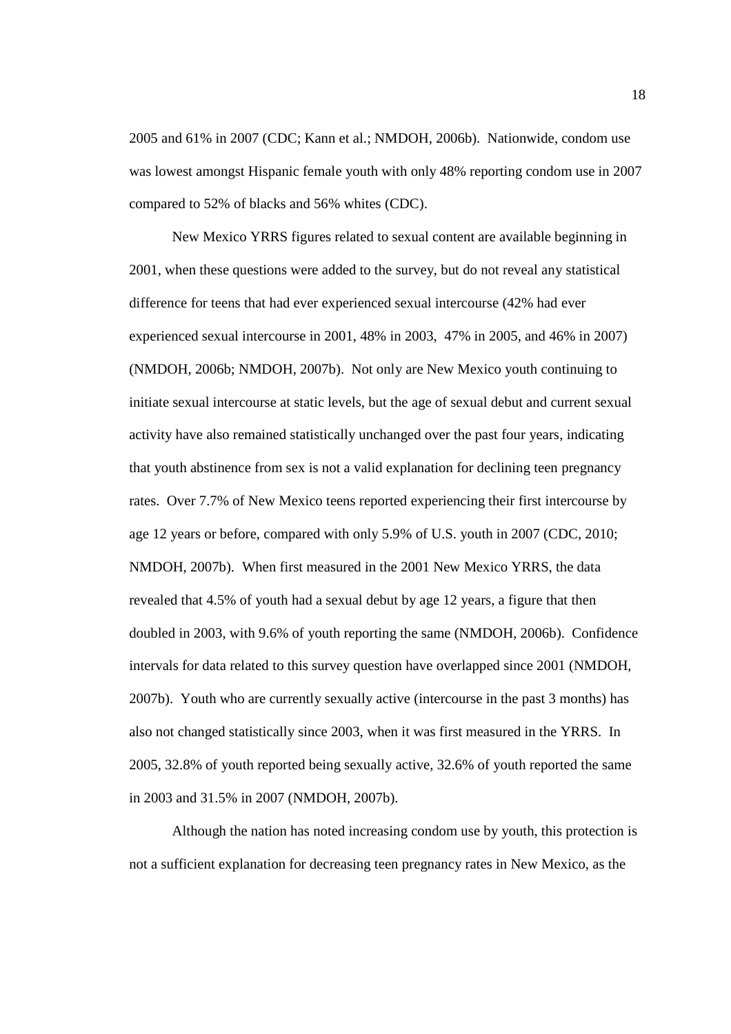2005 and 61% in 2007 (CDC; Kann et al.; NMDOH, 2006b). Nationwide, condom use was lowest amongst Hispanic female youth with only 48% reporting condom use in 2007 compared to 52% of blacks and 56% whites (CDC).

New Mexico YRRS figures related to sexual content are available beginning in 2001, when these questions were added to the survey, but do not reveal any statistical difference for teens that had ever experienced sexual intercourse (42% had ever experienced sexual intercourse in 2001, 48% in 2003, 47% in 2005, and 46% in 2007) (NMDOH, 2006b; NMDOH, 2007b). Not only are New Mexico youth continuing to initiate sexual intercourse at static levels, but the age of sexual debut and current sexual activity have also remained statistically unchanged over the past four years, indicating that youth abstinence from sex is not a valid explanation for declining teen pregnancy rates. Over 7.7% of New Mexico teens reported experiencing their first intercourse by age 12 years or before, compared with only 5.9% of U.S. youth in 2007 (CDC, 2010; NMDOH, 2007b). When first measured in the 2001 New Mexico YRRS, the data revealed that 4.5% of youth had a sexual debut by age 12 years, a figure that then doubled in 2003, with 9.6% of youth reporting the same (NMDOH, 2006b). Confidence intervals for data related to this survey question have overlapped since 2001 (NMDOH, 2007b). Youth who are currently sexually active (intercourse in the past 3 months) has also not changed statistically since 2003, when it was first measured in the YRRS. In 2005, 32.8% of youth reported being sexually active, 32.6% of youth reported the same in 2003 and 31.5% in 2007 (NMDOH, 2007b).

Although the nation has noted increasing condom use by youth, this protection is not a sufficient explanation for decreasing teen pregnancy rates in New Mexico, as the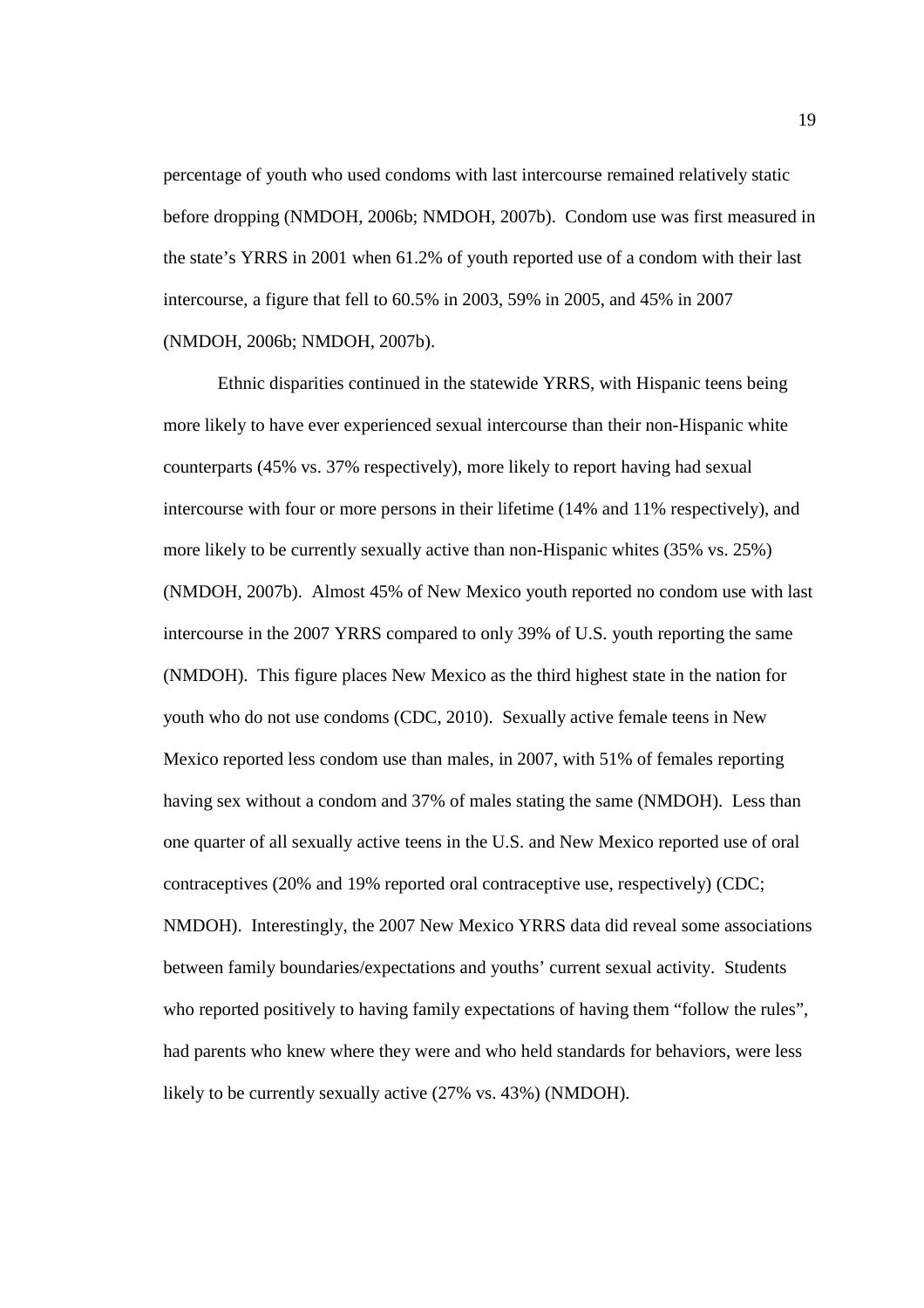percentage of youth who used condoms with last intercourse remained relatively static before dropping (NMDOH, 2006b; NMDOH, 2007b). Condom use was first measured in the state's YRRS in 2001 when 61.2% of youth reported use of a condom with their last intercourse, a figure that fell to 60.5% in 2003, 59% in 2005, and 45% in 2007 (NMDOH, 2006b; NMDOH, 2007b).

Ethnic disparities continued in the statewide YRRS, with Hispanic teens being more likely to have ever experienced sexual intercourse than their non-Hispanic white counterparts (45% vs. 37% respectively), more likely to report having had sexual intercourse with four or more persons in their lifetime (14% and 11% respectively), and more likely to be currently sexually active than non-Hispanic whites (35% vs. 25%) (NMDOH, 2007b). Almost 45% of New Mexico youth reported no condom use with last intercourse in the 2007 YRRS compared to only 39% of U.S. youth reporting the same (NMDOH). This figure places New Mexico as the third highest state in the nation for youth who do not use condoms (CDC, 2010). Sexually active female teens in New Mexico reported less condom use than males, in 2007, with 51% of females reporting having sex without a condom and 37% of males stating the same (NMDOH). Less than one quarter of all sexually active teens in the U.S. and New Mexico reported use of oral contraceptives (20% and 19% reported oral contraceptive use, respectively) (CDC; NMDOH). Interestingly, the 2007 New Mexico YRRS data did reveal some associations between family boundaries/expectations and youths' current sexual activity. Students who reported positively to having family expectations of having them "follow the rules", had parents who knew where they were and who held standards for behaviors, were less likely to be currently sexually active (27% vs. 43%) (NMDOH).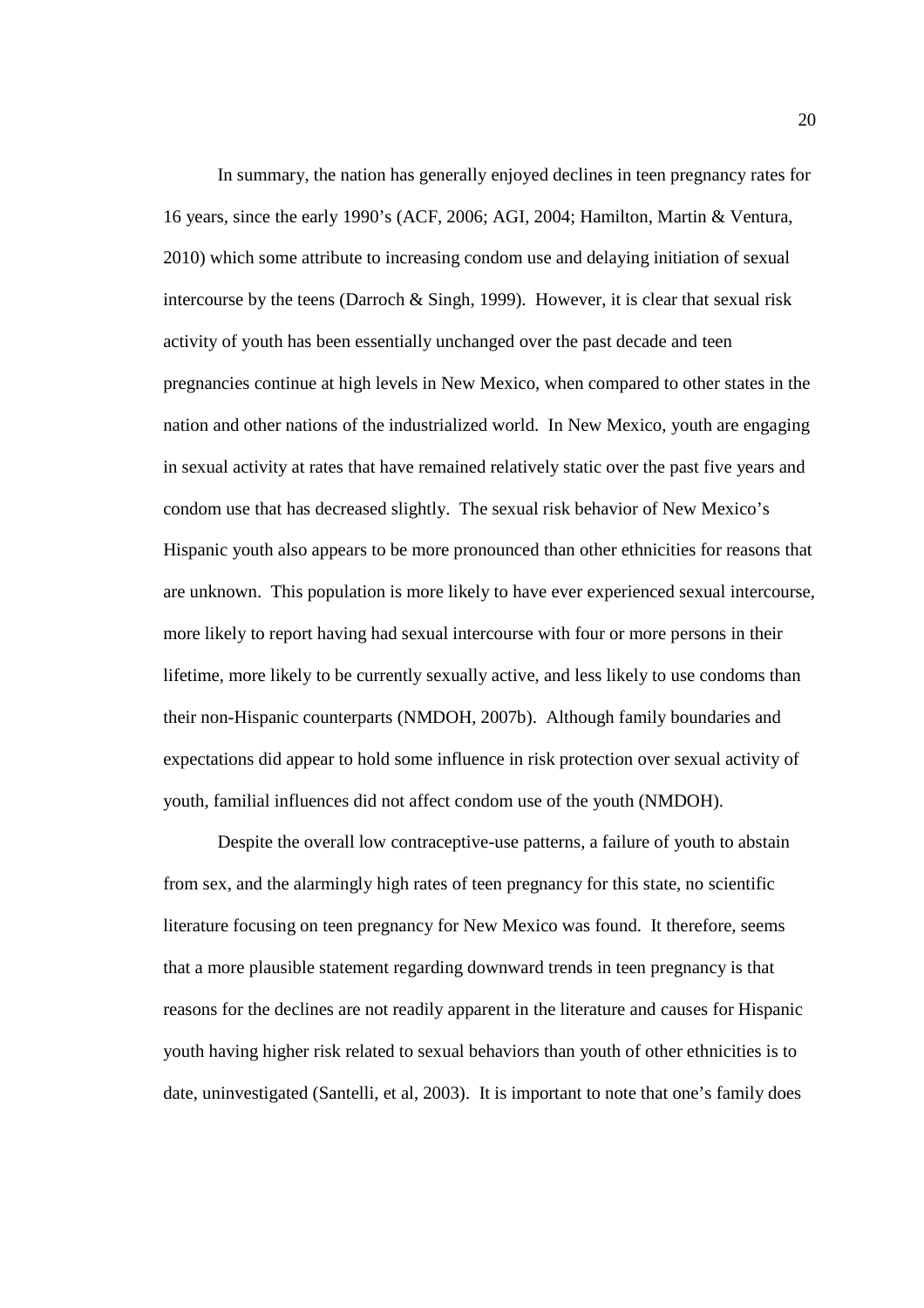In summary, the nation has generally enjoyed declines in teen pregnancy rates for 16 years, since the early 1990's (ACF, 2006; AGI, 2004; Hamilton, Martin & Ventura, 2010) which some attribute to increasing condom use and delaying initiation of sexual intercourse by the teens (Darroch & Singh, 1999). However, it is clear that sexual risk activity of youth has been essentially unchanged over the past decade and teen pregnancies continue at high levels in New Mexico, when compared to other states in the nation and other nations of the industrialized world. In New Mexico, youth are engaging in sexual activity at rates that have remained relatively static over the past five years and condom use that has decreased slightly. The sexual risk behavior of New Mexico's Hispanic youth also appears to be more pronounced than other ethnicities for reasons that are unknown. This population is more likely to have ever experienced sexual intercourse, more likely to report having had sexual intercourse with four or more persons in their lifetime, more likely to be currently sexually active, and less likely to use condoms than their non-Hispanic counterparts (NMDOH, 2007b). Although family boundaries and expectations did appear to hold some influence in risk protection over sexual activity of youth, familial influences did not affect condom use of the youth (NMDOH).

Despite the overall low contraceptive-use patterns, a failure of youth to abstain from sex, and the alarmingly high rates of teen pregnancy for this state, no scientific literature focusing on teen pregnancy for New Mexico was found. It therefore, seems that a more plausible statement regarding downward trends in teen pregnancy is that reasons for the declines are not readily apparent in the literature and causes for Hispanic youth having higher risk related to sexual behaviors than youth of other ethnicities is to date, uninvestigated (Santelli, et al, 2003). It is important to note that one's family does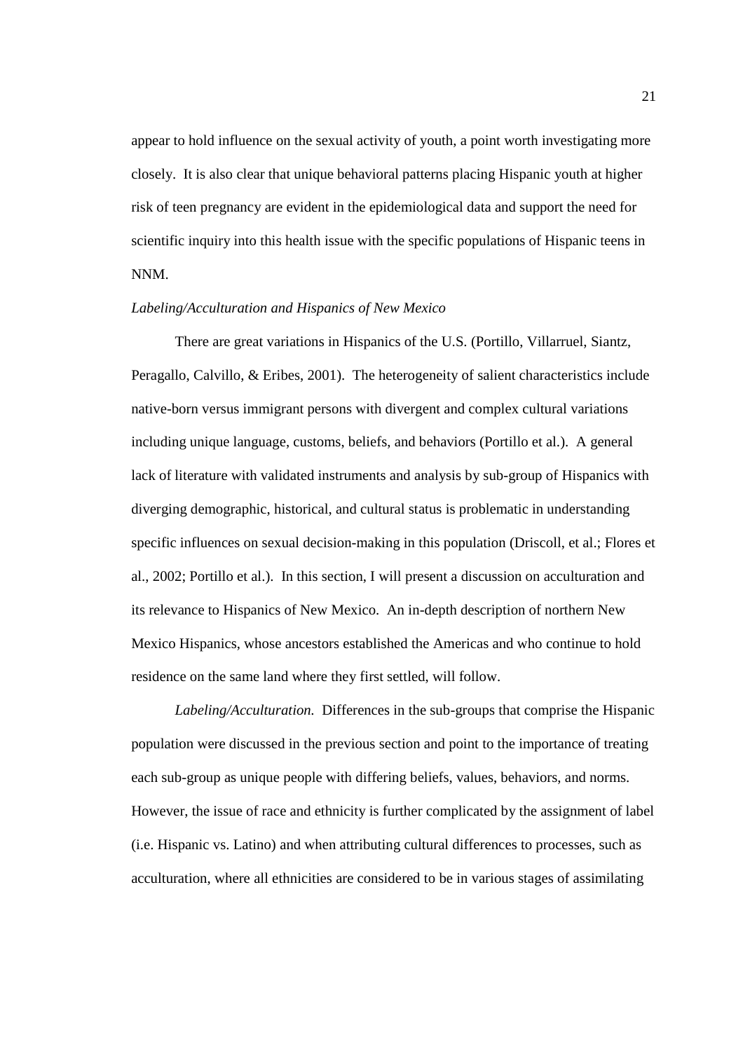appear to hold influence on the sexual activity of youth, a point worth investigating more closely. It is also clear that unique behavioral patterns placing Hispanic youth at higher risk of teen pregnancy are evident in the epidemiological data and support the need for scientific inquiry into this health issue with the specific populations of Hispanic teens in NNM.

### *Labeling/Acculturation and Hispanics of New Mexico*

There are great variations in Hispanics of the U.S. (Portillo, Villarruel, Siantz, Peragallo, Calvillo, & Eribes, 2001). The heterogeneity of salient characteristics include native-born versus immigrant persons with divergent and complex cultural variations including unique language, customs, beliefs, and behaviors (Portillo et al.). A general lack of literature with validated instruments and analysis by sub-group of Hispanics with diverging demographic, historical, and cultural status is problematic in understanding specific influences on sexual decision-making in this population (Driscoll, et al.; Flores et al., 2002; Portillo et al.). In this section, I will present a discussion on acculturation and its relevance to Hispanics of New Mexico. An in-depth description of northern New Mexico Hispanics, whose ancestors established the Americas and who continue to hold residence on the same land where they first settled, will follow.

*Labeling/Acculturation.* Differences in the sub-groups that comprise the Hispanic population were discussed in the previous section and point to the importance of treating each sub-group as unique people with differing beliefs, values, behaviors, and norms. However, the issue of race and ethnicity is further complicated by the assignment of label (i.e. Hispanic vs. Latino) and when attributing cultural differences to processes, such as acculturation, where all ethnicities are considered to be in various stages of assimilating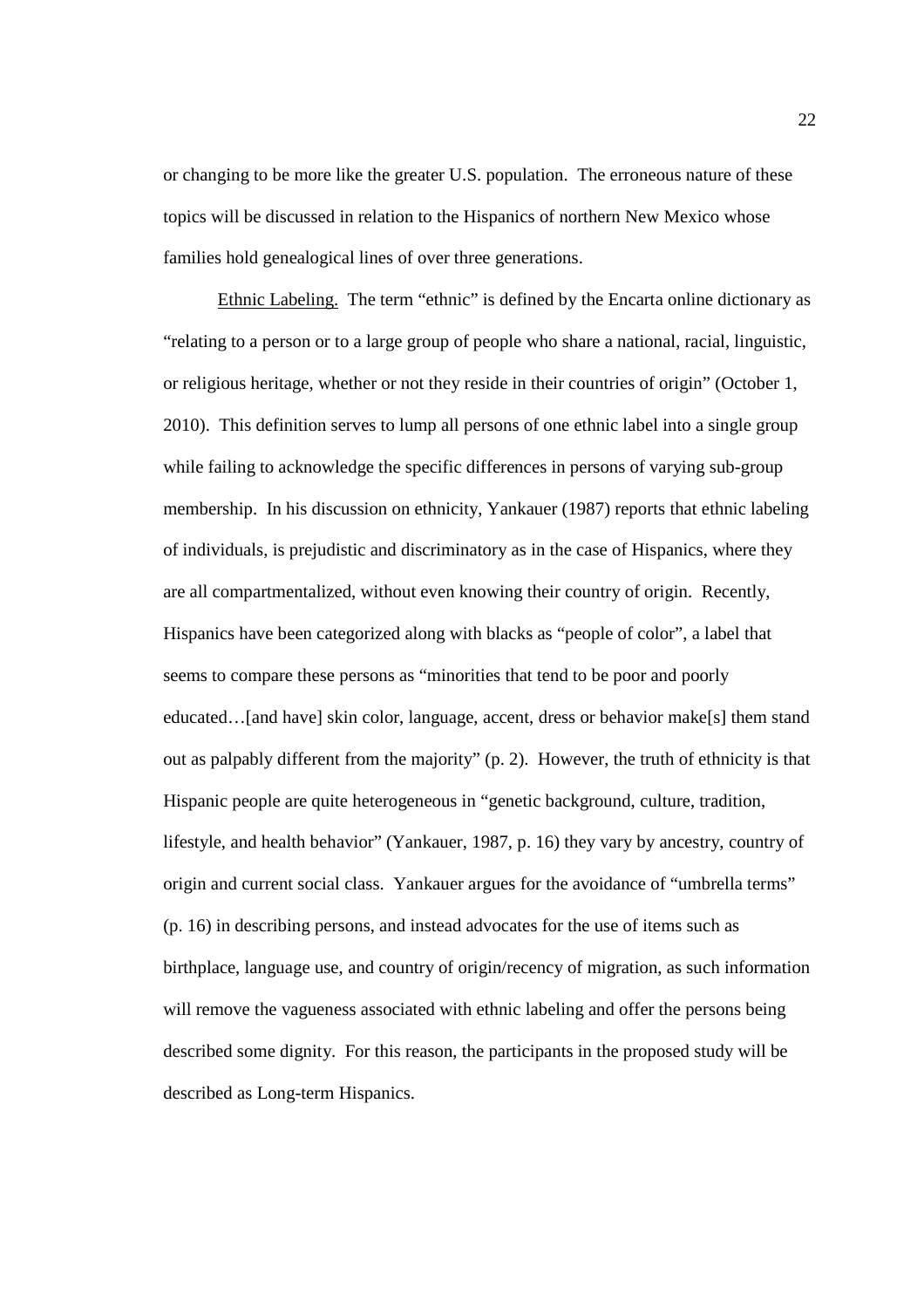or changing to be more like the greater U.S. population. The erroneous nature of these topics will be discussed in relation to the Hispanics of northern New Mexico whose families hold genealogical lines of over three generations.

Ethnic Labeling. The term "ethnic" is defined by the Encarta online dictionary as "relating to a person or to a large group of people who share a national, racial, linguistic, or religious heritage, whether or not they reside in their countries of origin" (October 1, 2010). This definition serves to lump all persons of one ethnic label into a single group while failing to acknowledge the specific differences in persons of varying sub-group membership. In his discussion on ethnicity, Yankauer (1987) reports that ethnic labeling of individuals, is prejudistic and discriminatory as in the case of Hispanics, where they are all compartmentalized, without even knowing their country of origin. Recently, Hispanics have been categorized along with blacks as "people of color", a label that seems to compare these persons as "minorities that tend to be poor and poorly educated…[and have] skin color, language, accent, dress or behavior make[s] them stand out as palpably different from the majority" (p. 2). However, the truth of ethnicity is that Hispanic people are quite heterogeneous in "genetic background, culture, tradition, lifestyle, and health behavior" (Yankauer, 1987, p. 16) they vary by ancestry, country of origin and current social class. Yankauer argues for the avoidance of "umbrella terms" (p. 16) in describing persons, and instead advocates for the use of items such as birthplace, language use, and country of origin/recency of migration, as such information will remove the vagueness associated with ethnic labeling and offer the persons being described some dignity. For this reason, the participants in the proposed study will be described as Long-term Hispanics.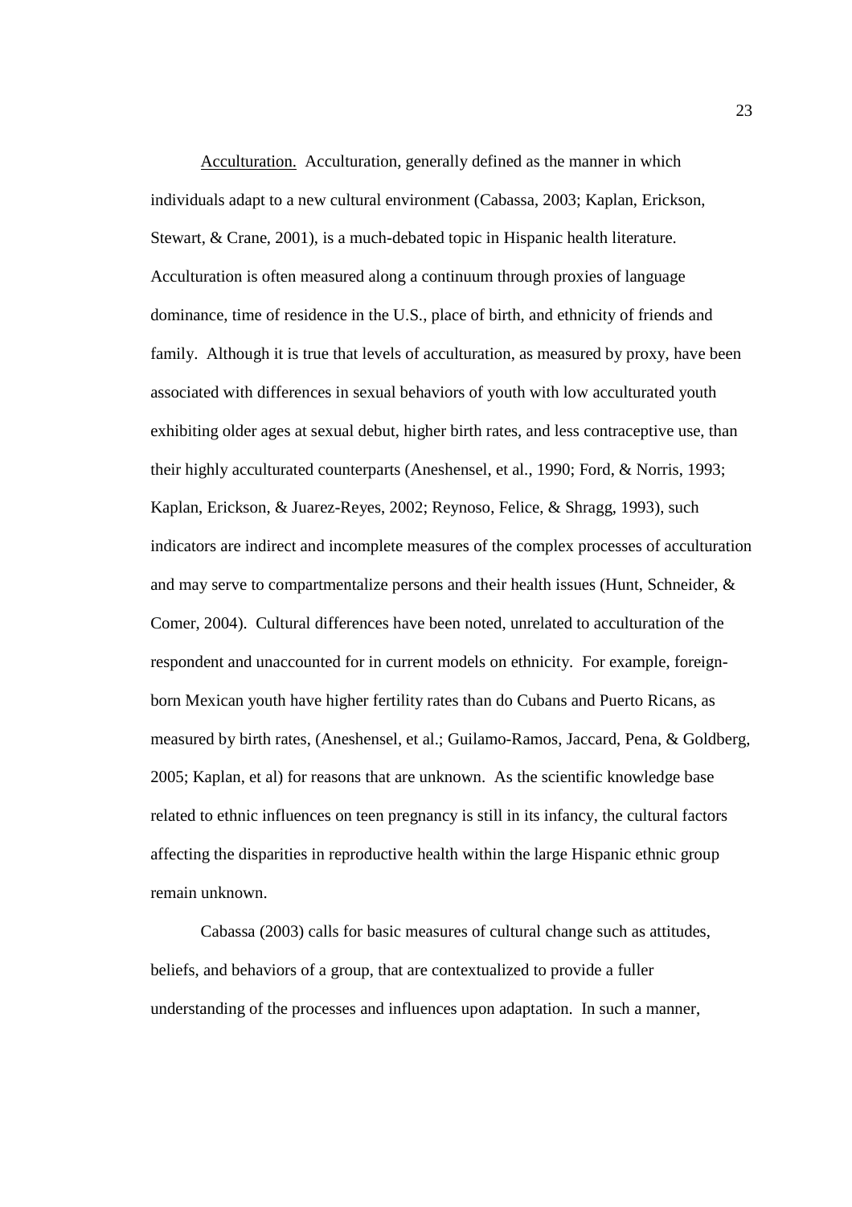Acculturation. Acculturation, generally defined as the manner in which individuals adapt to a new cultural environment (Cabassa, 2003; Kaplan, Erickson, Stewart, & Crane, 2001), is a much-debated topic in Hispanic health literature. Acculturation is often measured along a continuum through proxies of language dominance, time of residence in the U.S., place of birth, and ethnicity of friends and family. Although it is true that levels of acculturation, as measured by proxy, have been associated with differences in sexual behaviors of youth with low acculturated youth exhibiting older ages at sexual debut, higher birth rates, and less contraceptive use, than their highly acculturated counterparts (Aneshensel, et al., 1990; Ford, & Norris, 1993; Kaplan, Erickson, & Juarez-Reyes, 2002; Reynoso, Felice, & Shragg, 1993), such indicators are indirect and incomplete measures of the complex processes of acculturation and may serve to compartmentalize persons and their health issues (Hunt, Schneider, & Comer, 2004). Cultural differences have been noted, unrelated to acculturation of the respondent and unaccounted for in current models on ethnicity. For example, foreign-born Mexican youth have higher fertility rates than do Cubans and Puerto Ricans, as measured by birth rates, (Aneshensel, et al.; Guilamo-Ramos, Jaccard, Pena, & Goldberg, 2005; Kaplan, et al) for reasons that are unknown. As the scientific knowledge base related to ethnic influences on teen pregnancy is still in its infancy, the cultural factors affecting the disparities in reproductive health within the large Hispanic ethnic group remain unknown.

Cabassa (2003) calls for basic measures of cultural change such as attitudes, beliefs, and behaviors of a group, that are contextualized to provide a fuller understanding of the processes and influences upon adaptation. In such a manner,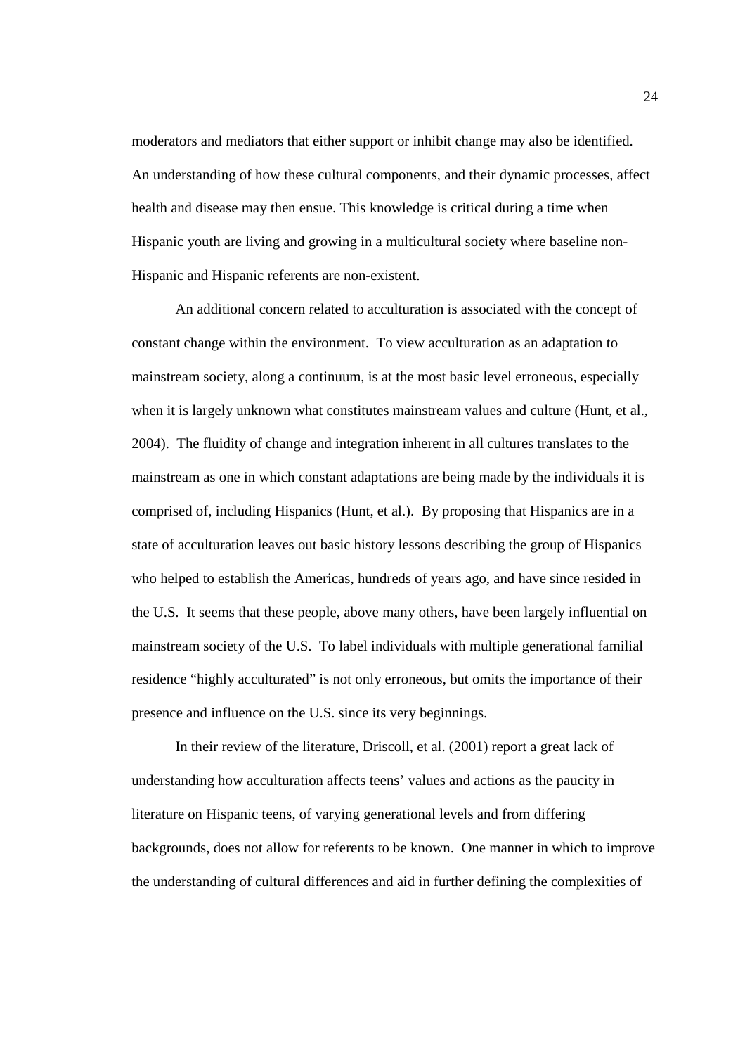moderators and mediators that either support or inhibit change may also be identified. An understanding of how these cultural components, and their dynamic processes, affect health and disease may then ensue. This knowledge is critical during a time when Hispanic youth are living and growing in a multicultural society where baseline non-Hispanic and Hispanic referents are non-existent.

An additional concern related to acculturation is associated with the concept of constant change within the environment. To view acculturation as an adaptation to mainstream society, along a continuum, is at the most basic level erroneous, especially when it is largely unknown what constitutes mainstream values and culture (Hunt, et al., 2004). The fluidity of change and integration inherent in all cultures translates to the mainstream as one in which constant adaptations are being made by the individuals it is comprised of, including Hispanics (Hunt, et al.). By proposing that Hispanics are in a state of acculturation leaves out basic history lessons describing the group of Hispanics who helped to establish the Americas, hundreds of years ago, and have since resided in the U.S. It seems that these people, above many others, have been largely influential on mainstream society of the U.S. To label individuals with multiple generational familial residence "highly acculturated" is not only erroneous, but omits the importance of their presence and influence on the U.S. since its very beginnings.

In their review of the literature, Driscoll, et al. (2001) report a great lack of understanding how acculturation affects teens' values and actions as the paucity in literature on Hispanic teens, of varying generational levels and from differing backgrounds, does not allow for referents to be known. One manner in which to improve the understanding of cultural differences and aid in further defining the complexities of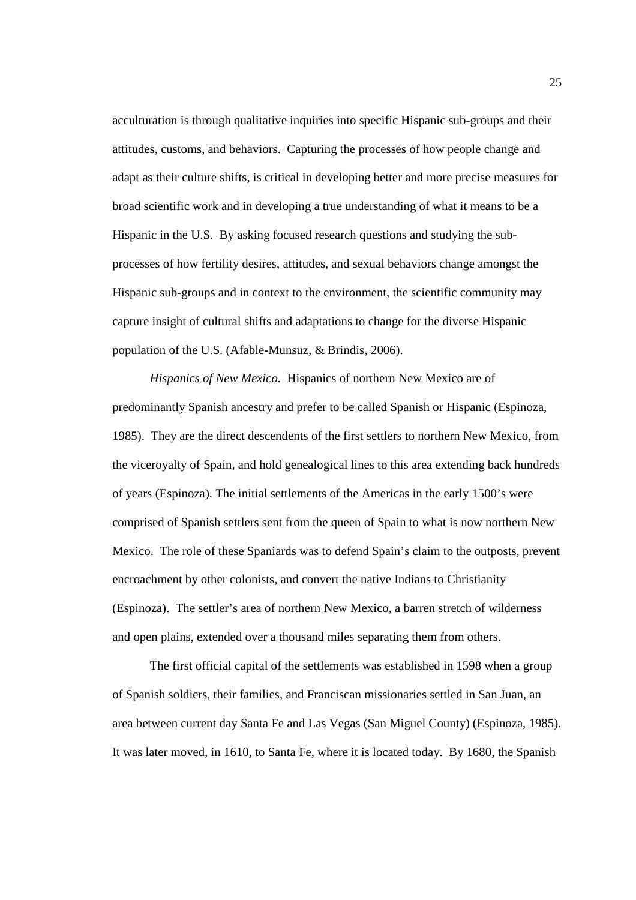acculturation is through qualitative inquiries into specific Hispanic sub-groups and their attitudes, customs, and behaviors. Capturing the processes of how people change and adapt as their culture shifts, is critical in developing better and more precise measures for broad scientific work and in developing a true understanding of what it means to be a Hispanic in the U.S. By asking focused research questions and studying the sub-processes of how fertility desires, attitudes, and sexual behaviors change amongst the Hispanic sub-groups and in context to the environment, the scientific community may capture insight of cultural shifts and adaptations to change for the diverse Hispanic population of the U.S. (Afable-Munsuz, & Brindis, 2006).

*Hispanics of New Mexico.* Hispanics of northern New Mexico are of predominantly Spanish ancestry and prefer to be called Spanish or Hispanic (Espinoza, 1985). They are the direct descendents of the first settlers to northern New Mexico, from the viceroyalty of Spain, and hold genealogical lines to this area extending back hundreds of years (Espinoza). The initial settlements of the Americas in the early 1500's were comprised of Spanish settlers sent from the queen of Spain to what is now northern New Mexico. The role of these Spaniards was to defend Spain's claim to the outposts, prevent encroachment by other colonists, and convert the native Indians to Christianity (Espinoza). The settler's area of northern New Mexico, a barren stretch of wilderness and open plains, extended over a thousand miles separating them from others.

The first official capital of the settlements was established in 1598 when a group of Spanish soldiers, their families, and Franciscan missionaries settled in San Juan, an area between current day Santa Fe and Las Vegas (San Miguel County) (Espinoza, 1985). It was later moved, in 1610, to Santa Fe, where it is located today. By 1680, the Spanish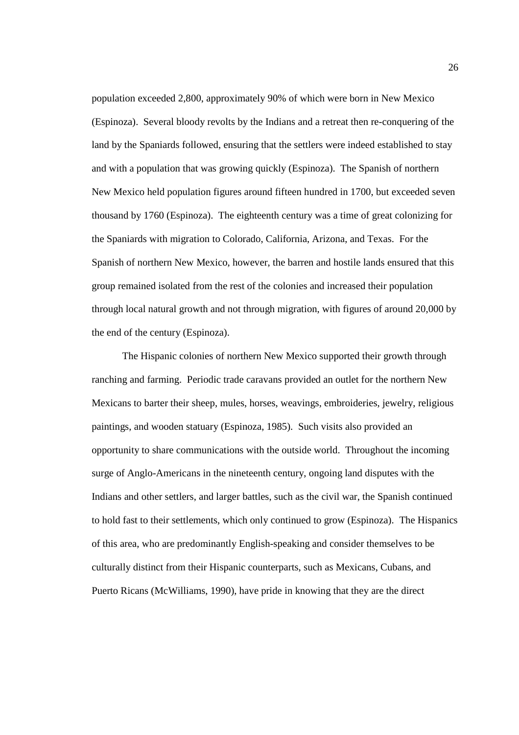population exceeded 2,800, approximately 90% of which were born in New Mexico (Espinoza). Several bloody revolts by the Indians and a retreat then re-conquering of the land by the Spaniards followed, ensuring that the settlers were indeed established to stay and with a population that was growing quickly (Espinoza). The Spanish of northern New Mexico held population figures around fifteen hundred in 1700, but exceeded seven thousand by 1760 (Espinoza). The eighteenth century was a time of great colonizing for the Spaniards with migration to Colorado, California, Arizona, and Texas. For the Spanish of northern New Mexico, however, the barren and hostile lands ensured that this group remained isolated from the rest of the colonies and increased their population through local natural growth and not through migration, with figures of around 20,000 by the end of the century (Espinoza).

The Hispanic colonies of northern New Mexico supported their growth through ranching and farming. Periodic trade caravans provided an outlet for the northern New Mexicans to barter their sheep, mules, horses, weavings, embroideries, jewelry, religious paintings, and wooden statuary (Espinoza, 1985). Such visits also provided an opportunity to share communications with the outside world. Throughout the incoming surge of Anglo-Americans in the nineteenth century, ongoing land disputes with the Indians and other settlers, and larger battles, such as the civil war, the Spanish continued to hold fast to their settlements, which only continued to grow (Espinoza). The Hispanics of this area, who are predominantly English-speaking and consider themselves to be culturally distinct from their Hispanic counterparts, such as Mexicans, Cubans, and Puerto Ricans (McWilliams, 1990), have pride in knowing that they are the direct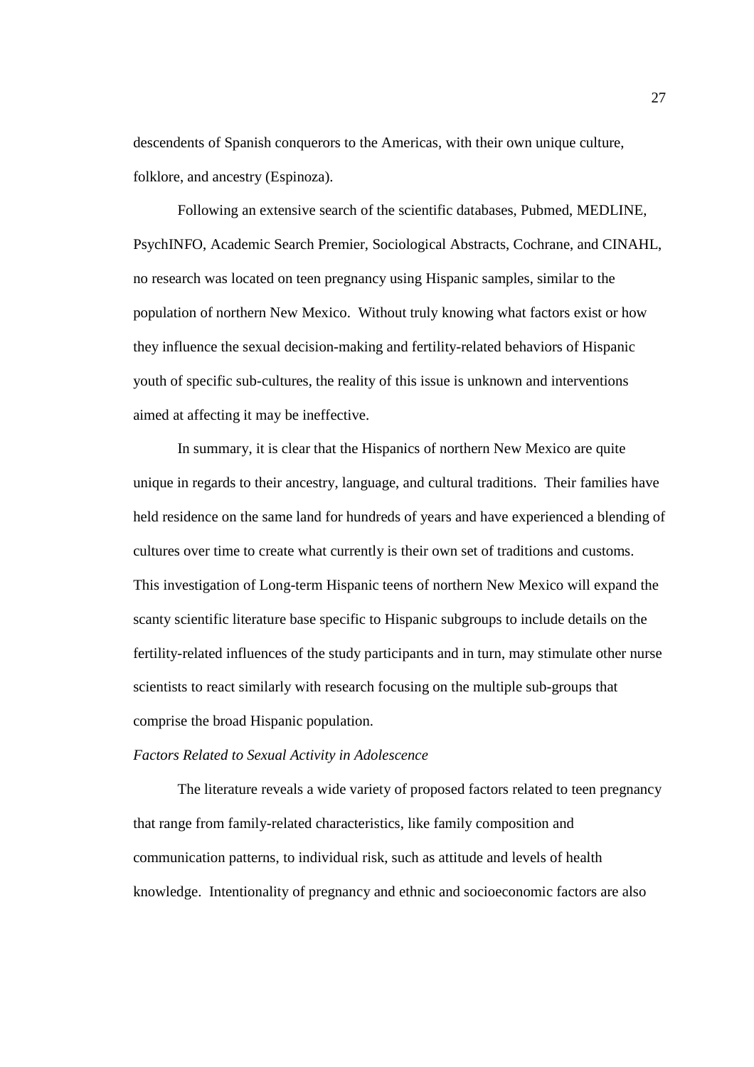descendents of Spanish conquerors to the Americas, with their own unique culture, folklore, and ancestry (Espinoza).

Following an extensive search of the scientific databases, Pubmed, MEDLINE, PsychINFO, Academic Search Premier, Sociological Abstracts, Cochrane, and CINAHL, no research was located on teen pregnancy using Hispanic samples, similar to the population of northern New Mexico. Without truly knowing what factors exist or how they influence the sexual decision-making and fertility-related behaviors of Hispanic youth of specific sub-cultures, the reality of this issue is unknown and interventions aimed at affecting it may be ineffective.

In summary, it is clear that the Hispanics of northern New Mexico are quite unique in regards to their ancestry, language, and cultural traditions. Their families have held residence on the same land for hundreds of years and have experienced a blending of cultures over time to create what currently is their own set of traditions and customs. This investigation of Long-term Hispanic teens of northern New Mexico will expand the scanty scientific literature base specific to Hispanic subgroups to include details on the fertility-related influences of the study participants and in turn, may stimulate other nurse scientists to react similarly with research focusing on the multiple sub-groups that comprise the broad Hispanic population.

*Factors Related to Sexual Activity in Adolescence*

The literature reveals a wide variety of proposed factors related to teen pregnancy that range from family-related characteristics, like family composition and communication patterns, to individual risk, such as attitude and levels of health knowledge. Intentionality of pregnancy and ethnic and socioeconomic factors are also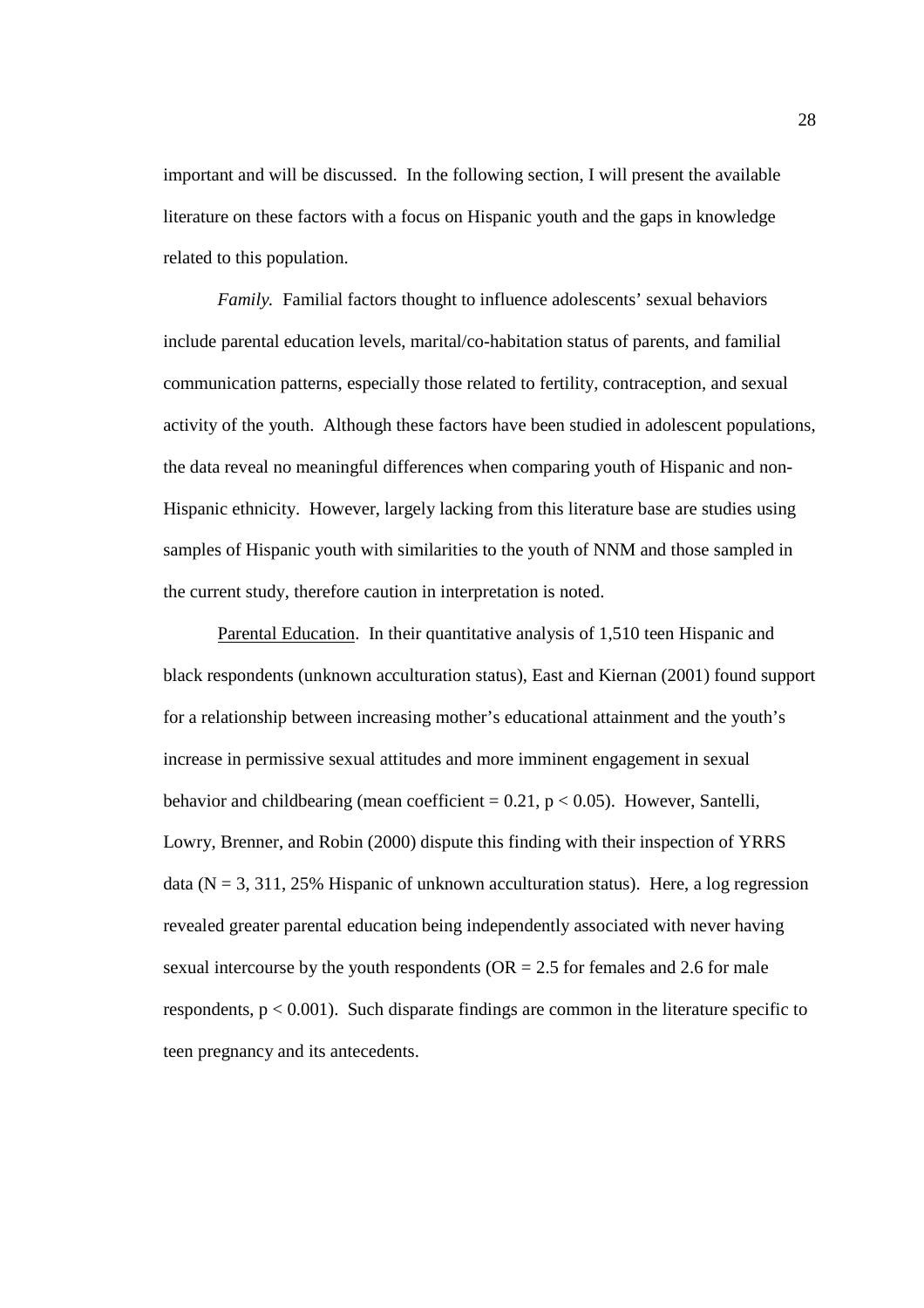important and will be discussed. In the following section, I will present the available literature on these factors with a focus on Hispanic youth and the gaps in knowledge related to this population.

*Family.* Familial factors thought to influence adolescents' sexual behaviors include parental education levels, marital/co-habitation status of parents, and familial communication patterns, especially those related to fertility, contraception, and sexual activity of the youth. Although these factors have been studied in adolescent populations, the data reveal no meaningful differences when comparing youth of Hispanic and non-Hispanic ethnicity. However, largely lacking from this literature base are studies using samples of Hispanic youth with similarities to the youth of NNM and those sampled in the current study, therefore caution in interpretation is noted.

Parental Education. In their quantitative analysis of 1,510 teen Hispanic and black respondents (unknown acculturation status), East and Kiernan (2001) found support for a relationship between increasing mother's educational attainment and the youth's increase in permissive sexual attitudes and more imminent engagement in sexual behavior and childbearing (mean coefficient = 0.21, $p < 0.05$). However, Santelli, Lowry, Brenner, and Robin (2000) dispute this finding with their inspection of YRRS data ($N = 3, 311$, 25% Hispanic of unknown acculturation status). Here, a log regression revealed greater parental education being independently associated with never having sexual intercourse by the youth respondents ($OR = 2.5$ for females and 2.6 for male respondents, $p < 0.001$). Such disparate findings are common in the literature specific to teen pregnancy and its antecedents.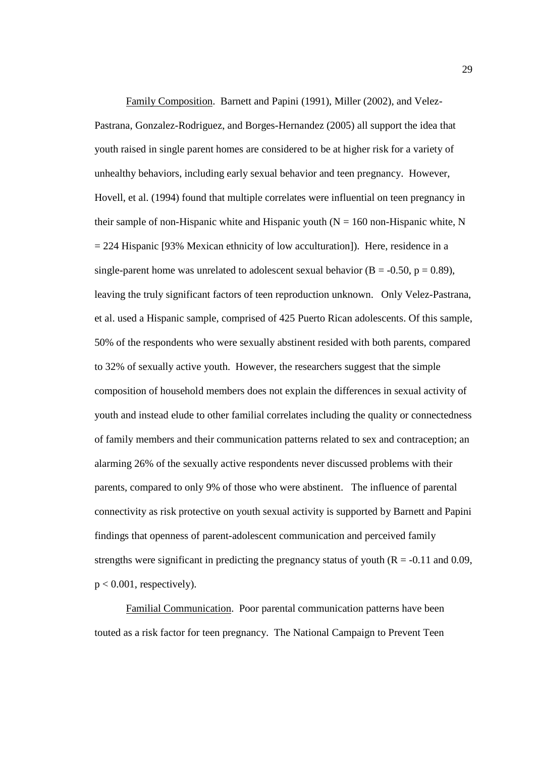Family Composition. Barnett and Papini (1991), Miller (2002), and Velez-Pastrana, Gonzalez-Rodriguez, and Borges-Hernandez (2005) all support the idea that youth raised in single parent homes are considered to be at higher risk for a variety of unhealthy behaviors, including early sexual behavior and teen pregnancy. However, Hovell, et al. (1994) found that multiple correlates were influential on teen pregnancy in their sample of non-Hispanic white and Hispanic youth ($N = 160$ non-Hispanic white, $N = 224$ Hispanic [93% Mexican ethnicity of low acculturation]). Here, residence in a single-parent home was unrelated to adolescent sexual behavior ($B = -0.50$, $p = 0.89$), leaving the truly significant factors of teen reproduction unknown. Only Velez-Pastrana, et al. used a Hispanic sample, comprised of 425 Puerto Rican adolescents. Of this sample, 50% of the respondents who were sexually abstinent resided with both parents, compared to 32% of sexually active youth. However, the researchers suggest that the simple composition of household members does not explain the differences in sexual activity of youth and instead elude to other familial correlates including the quality or connectedness of family members and their communication patterns related to sex and contraception; an alarming 26% of the sexually active respondents never discussed problems with their parents, compared to only 9% of those who were abstinent. The influence of parental connectivity as risk protective on youth sexual activity is supported by Barnett and Papini findings that openness of parent-adolescent communication and perceived family strengths were significant in predicting the pregnancy status of youth ($R = -0.11$ and $0.09$, $p < 0.001$, respectively).

Familial Communication. Poor parental communication patterns have been touted as a risk factor for teen pregnancy. The National Campaign to Prevent Teen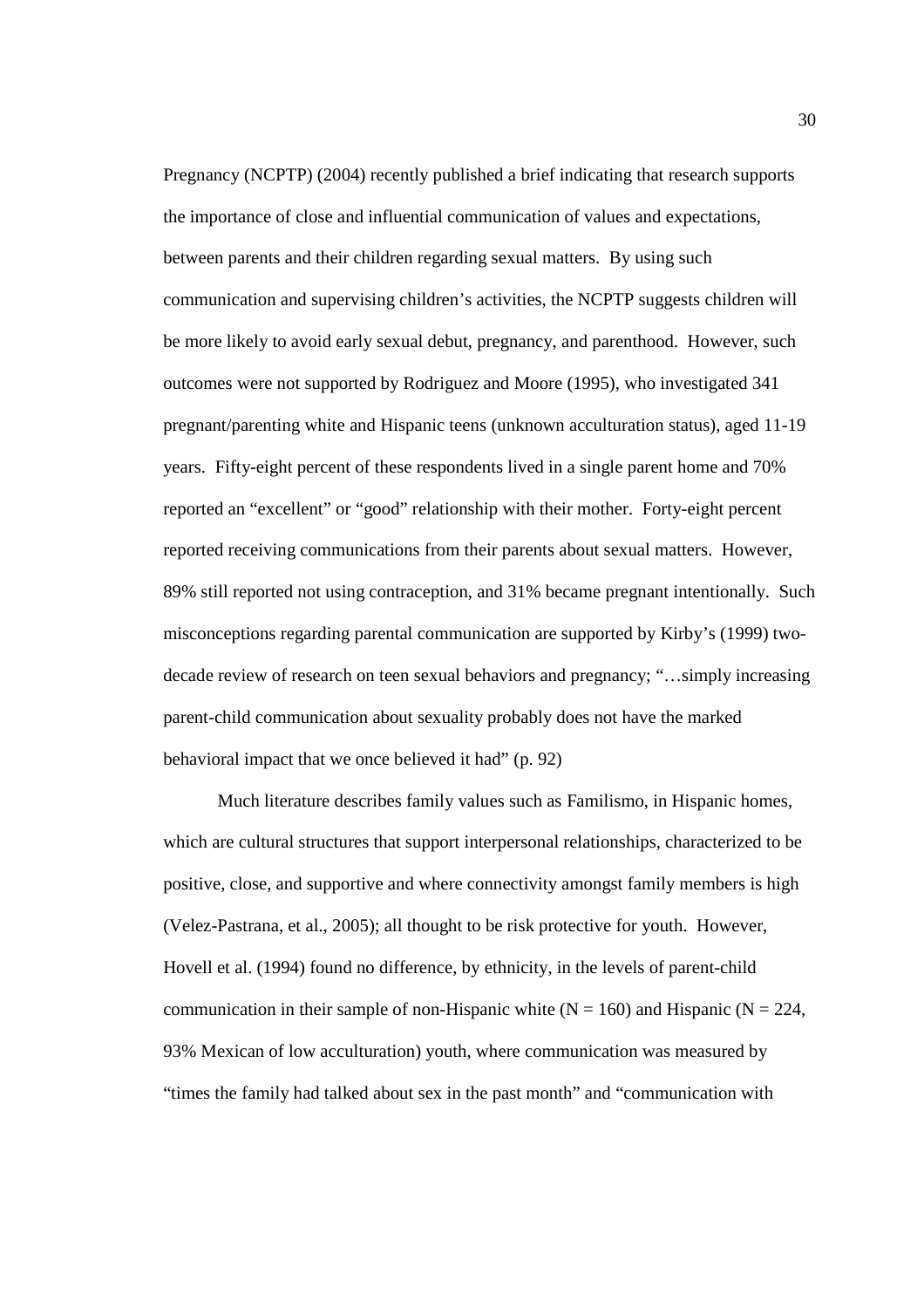Pregnancy (NCPTP) (2004) recently published a brief indicating that research supports the importance of close and influential communication of values and expectations, between parents and their children regarding sexual matters. By using such communication and supervising children's activities, the NCPTP suggests children will be more likely to avoid early sexual debut, pregnancy, and parenthood. However, such outcomes were not supported by Rodriguez and Moore (1995), who investigated 341 pregnant/parenting white and Hispanic teens (unknown acculturation status), aged 11-19 years. Fifty-eight percent of these respondents lived in a single parent home and 70% reported an "excellent" or "good" relationship with their mother. Forty-eight percent reported receiving communications from their parents about sexual matters. However, 89% still reported not using contraception, and 31% became pregnant intentionally. Such misconceptions regarding parental communication are supported by Kirby's (1999) two-decade review of research on teen sexual behaviors and pregnancy; "…simply increasing parent-child communication about sexuality probably does not have the marked behavioral impact that we once believed it had" (p. 92)

Much literature describes family values such as Familismo, in Hispanic homes, which are cultural structures that support interpersonal relationships, characterized to be positive, close, and supportive and where connectivity amongst family members is high (Velez-Pastrana, et al., 2005); all thought to be risk protective for youth. However, Hovell et al. (1994) found no difference, by ethnicity, in the levels of parent-child communication in their sample of non-Hispanic white (N = 160) and Hispanic (N = 224, 93% Mexican of low acculturation) youth, where communication was measured by "times the family had talked about sex in the past month" and "communication with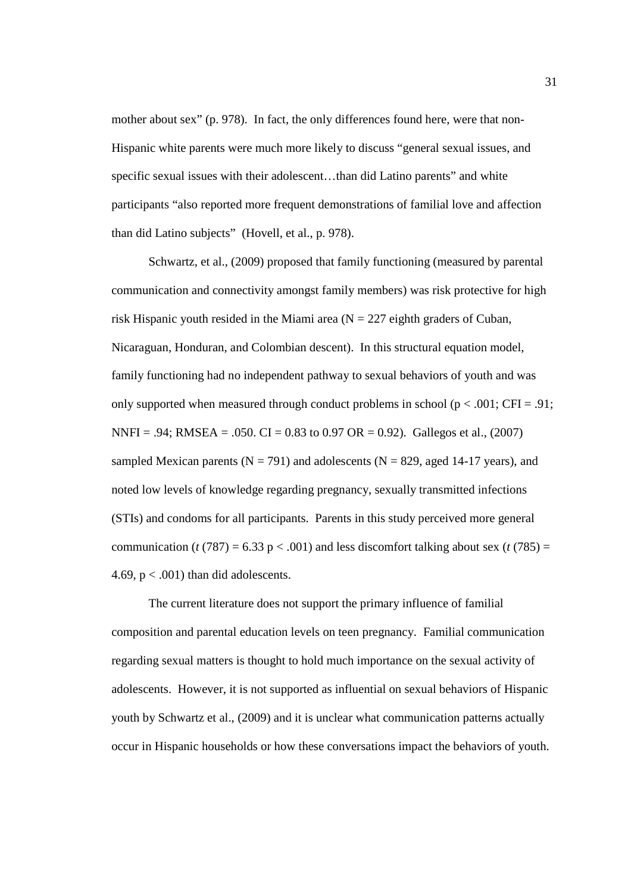mother about sex" (p. 978). In fact, the only differences found here, were that non-Hispanic white parents were much more likely to discuss "general sexual issues, and specific sexual issues with their adolescent…than did Latino parents" and white participants "also reported more frequent demonstrations of familial love and affection than did Latino subjects" (Hovell, et al., p. 978).

Schwartz, et al., (2009) proposed that family functioning (measured by parental communication and connectivity amongst family members) was risk protective for high risk Hispanic youth resided in the Miami area ($N = 227$ eighth graders of Cuban, Nicaraguan, Honduran, and Colombian descent). In this structural equation model, family functioning had no independent pathway to sexual behaviors of youth and was only supported when measured through conduct problems in school ($p < .001$; CFI = .91; NNFI = .94; RMSEA = .050. CI = 0.83 to 0.97 OR = 0.92). Gallegos et al., (2007) sampled Mexican parents ($N = 791$) and adolescents ($N = 829$, aged 14-17 years), and noted low levels of knowledge regarding pregnancy, sexually transmitted infections (STIs) and condoms for all participants. Parents in this study perceived more general communication ($t\,(787) = 6.33$ $p < .001$) and less discomfort talking about sex ($t\,(785) = 4.69$, $p < .001$) than did adolescents.

The current literature does not support the primary influence of familial composition and parental education levels on teen pregnancy. Familial communication regarding sexual matters is thought to hold much importance on the sexual activity of adolescents. However, it is not supported as influential on sexual behaviors of Hispanic youth by Schwartz et al., (2009) and it is unclear what communication patterns actually occur in Hispanic households or how these conversations impact the behaviors of youth.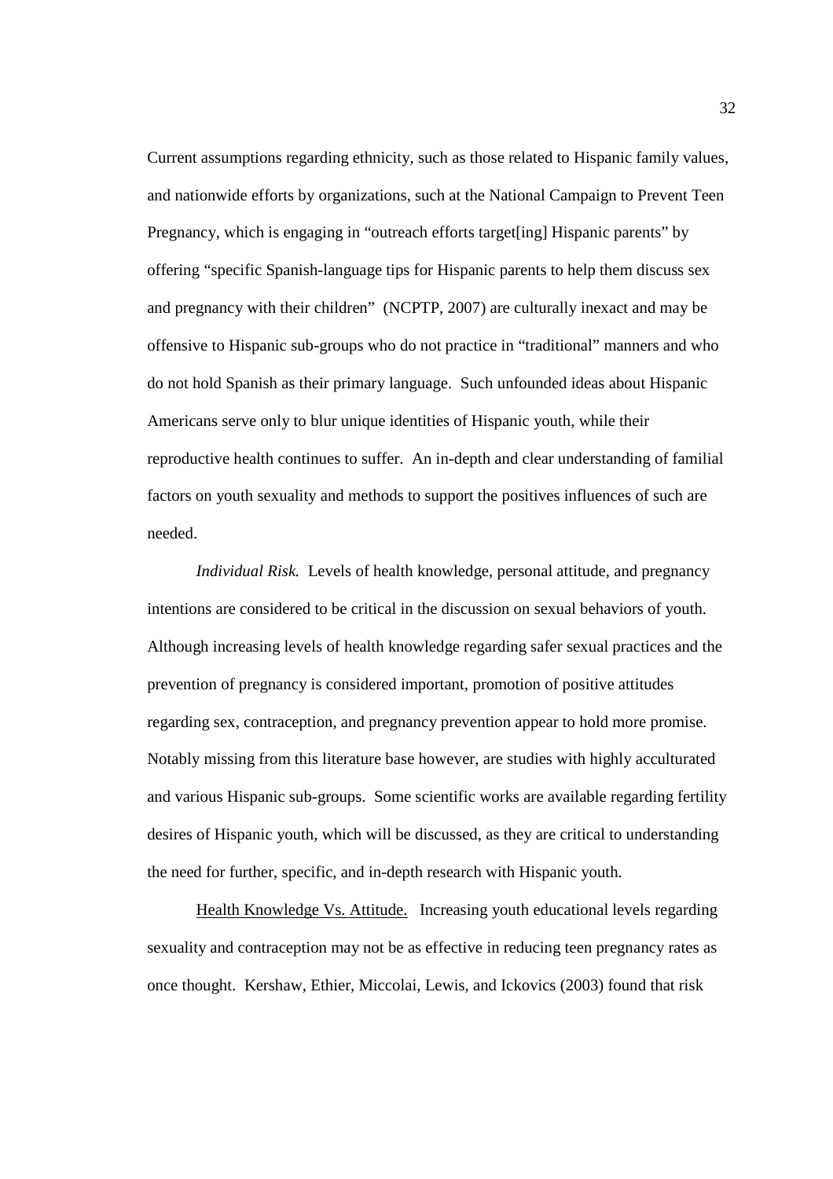Current assumptions regarding ethnicity, such as those related to Hispanic family values, and nationwide efforts by organizations, such at the National Campaign to Prevent Teen Pregnancy, which is engaging in "outreach efforts target[ing] Hispanic parents" by offering "specific Spanish-language tips for Hispanic parents to help them discuss sex and pregnancy with their children" (NCPTP, 2007) are culturally inexact and may be offensive to Hispanic sub-groups who do not practice in "traditional" manners and who do not hold Spanish as their primary language. Such unfounded ideas about Hispanic Americans serve only to blur unique identities of Hispanic youth, while their reproductive health continues to suffer. An in-depth and clear understanding of familial factors on youth sexuality and methods to support the positives influences of such are needed.

*Individual Risk.* Levels of health knowledge, personal attitude, and pregnancy intentions are considered to be critical in the discussion on sexual behaviors of youth. Although increasing levels of health knowledge regarding safer sexual practices and the prevention of pregnancy is considered important, promotion of positive attitudes regarding sex, contraception, and pregnancy prevention appear to hold more promise. Notably missing from this literature base however, are studies with highly acculturated and various Hispanic sub-groups. Some scientific works are available regarding fertility desires of Hispanic youth, which will be discussed, as they are critical to understanding the need for further, specific, and in-depth research with Hispanic youth.

<u>Health Knowledge Vs. Attitude.</u> Increasing youth educational levels regarding sexuality and contraception may not be as effective in reducing teen pregnancy rates as once thought. Kershaw, Ethier, Miccolai, Lewis, and Ickovics (2003) found that risk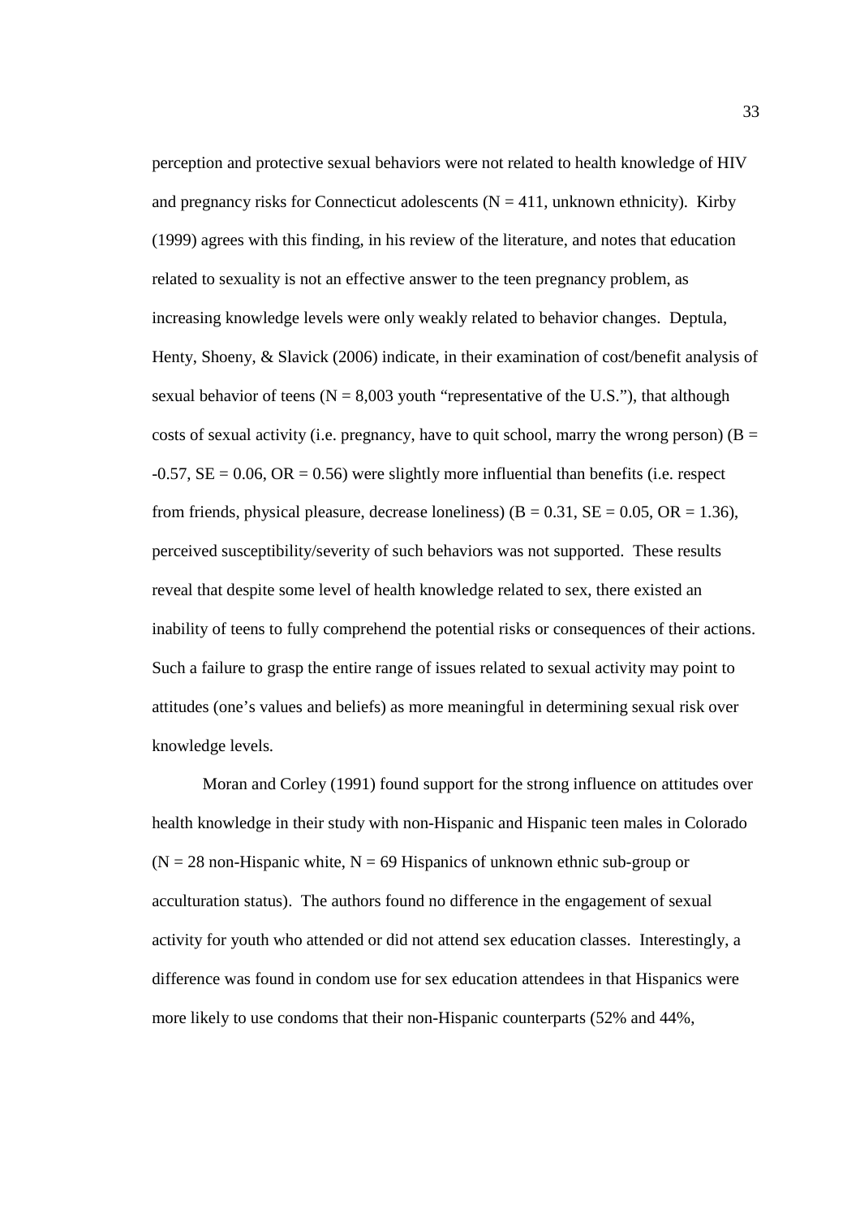perception and protective sexual behaviors were not related to health knowledge of HIV and pregnancy risks for Connecticut adolescents ($N = 411$, unknown ethnicity). Kirby (1999) agrees with this finding, in his review of the literature, and notes that education related to sexuality is not an effective answer to the teen pregnancy problem, as increasing knowledge levels were only weakly related to behavior changes. Deptula, Henty, Shoeny, & Slavick (2006) indicate, in their examination of cost/benefit analysis of sexual behavior of teens ($N = 8{,}003$ youth "representative of the U.S."), that although costs of sexual activity (i.e. pregnancy, have to quit school, marry the wrong person) ($B = -0.57$, $SE = 0.06$, $OR = 0.56$) were slightly more influential than benefits (i.e. respect from friends, physical pleasure, decrease loneliness) ($B = 0.31$, $SE = 0.05$, $OR = 1.36$), perceived susceptibility/severity of such behaviors was not supported. These results reveal that despite some level of health knowledge related to sex, there existed an inability of teens to fully comprehend the potential risks or consequences of their actions. Such a failure to grasp the entire range of issues related to sexual activity may point to attitudes (one's values and beliefs) as more meaningful in determining sexual risk over knowledge levels.

Moran and Corley (1991) found support for the strong influence on attitudes over health knowledge in their study with non-Hispanic and Hispanic teen males in Colorado ($N = 28$ non-Hispanic white, $N = 69$ Hispanics of unknown ethnic sub-group or acculturation status). The authors found no difference in the engagement of sexual activity for youth who attended or did not attend sex education classes. Interestingly, a difference was found in condom use for sex education attendees in that Hispanics were more likely to use condoms that their non-Hispanic counterparts (52% and 44%,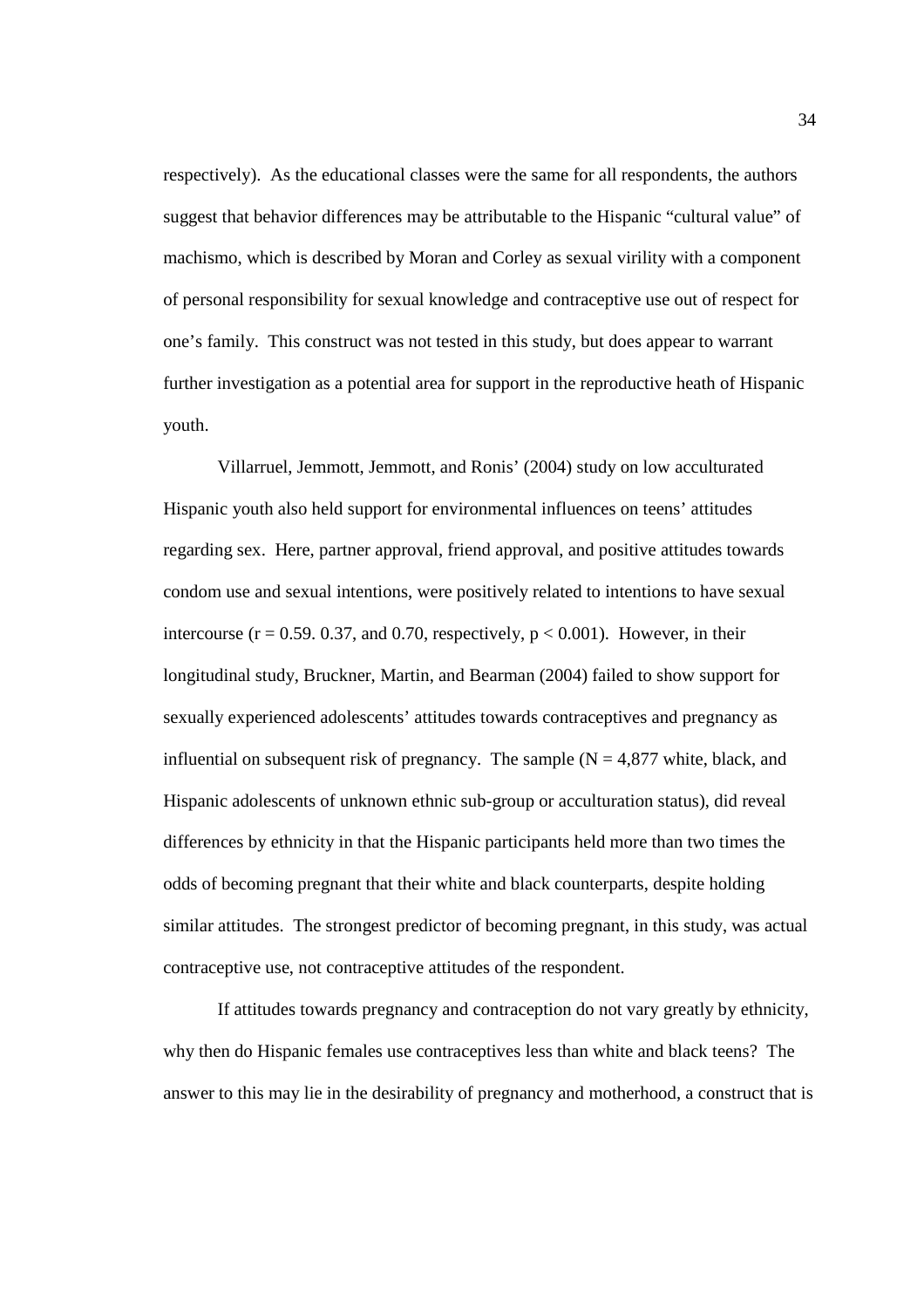respectively). As the educational classes were the same for all respondents, the authors suggest that behavior differences may be attributable to the Hispanic "cultural value" of machismo, which is described by Moran and Corley as sexual virility with a component of personal responsibility for sexual knowledge and contraceptive use out of respect for one's family. This construct was not tested in this study, but does appear to warrant further investigation as a potential area for support in the reproductive heath of Hispanic youth.

Villarruel, Jemmott, Jemmott, and Ronis' (2004) study on low acculturated Hispanic youth also held support for environmental influences on teens' attitudes regarding sex. Here, partner approval, friend approval, and positive attitudes towards condom use and sexual intentions, were positively related to intentions to have sexual intercourse ($r = 0.59$. 0.37, and 0.70, respectively, $p < 0.001$). However, in their longitudinal study, Bruckner, Martin, and Bearman (2004) failed to show support for sexually experienced adolescents' attitudes towards contraceptives and pregnancy as influential on subsequent risk of pregnancy. The sample ($N = 4,877$ white, black, and Hispanic adolescents of unknown ethnic sub-group or acculturation status), did reveal differences by ethnicity in that the Hispanic participants held more than two times the odds of becoming pregnant that their white and black counterparts, despite holding similar attitudes. The strongest predictor of becoming pregnant, in this study, was actual contraceptive use, not contraceptive attitudes of the respondent.

If attitudes towards pregnancy and contraception do not vary greatly by ethnicity, why then do Hispanic females use contraceptives less than white and black teens? The answer to this may lie in the desirability of pregnancy and motherhood, a construct that is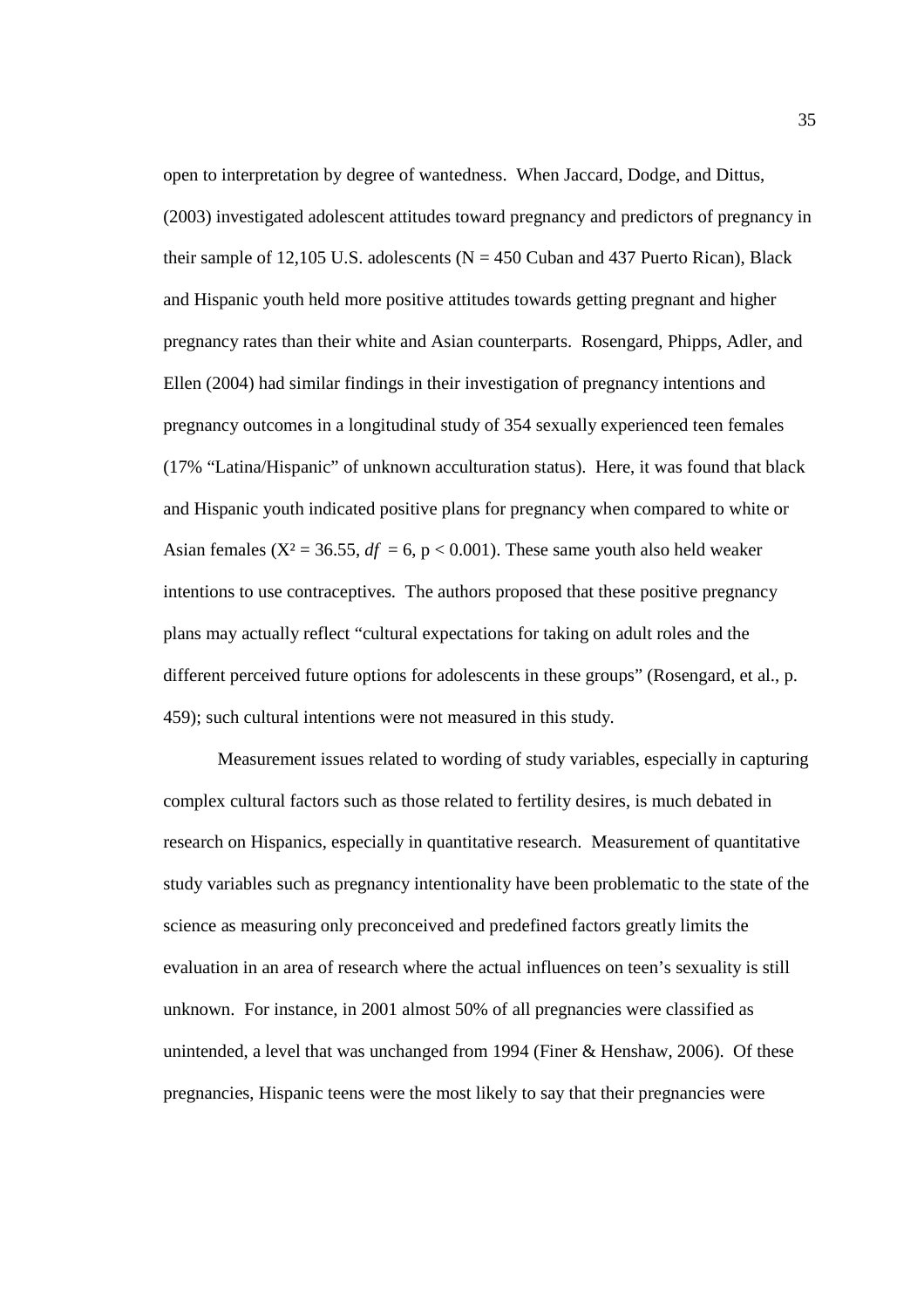open to interpretation by degree of wantedness. When Jaccard, Dodge, and Dittus, (2003) investigated adolescent attitudes toward pregnancy and predictors of pregnancy in their sample of 12,105 U.S. adolescents (N = 450 Cuban and 437 Puerto Rican), Black and Hispanic youth held more positive attitudes towards getting pregnant and higher pregnancy rates than their white and Asian counterparts. Rosengard, Phipps, Adler, and Ellen (2004) had similar findings in their investigation of pregnancy intentions and pregnancy outcomes in a longitudinal study of 354 sexually experienced teen females (17% "Latina/Hispanic" of unknown acculturation status). Here, it was found that black and Hispanic youth indicated positive plans for pregnancy when compared to white or Asian females ($X^2 = 36.55$, $df = 6$, $p < 0.001$). These same youth also held weaker intentions to use contraceptives. The authors proposed that these positive pregnancy plans may actually reflect "cultural expectations for taking on adult roles and the different perceived future options for adolescents in these groups" (Rosengard, et al., p. 459); such cultural intentions were not measured in this study.

Measurement issues related to wording of study variables, especially in capturing complex cultural factors such as those related to fertility desires, is much debated in research on Hispanics, especially in quantitative research. Measurement of quantitative study variables such as pregnancy intentionality have been problematic to the state of the science as measuring only preconceived and predefined factors greatly limits the evaluation in an area of research where the actual influences on teen's sexuality is still unknown. For instance, in 2001 almost 50% of all pregnancies were classified as unintended, a level that was unchanged from 1994 (Finer & Henshaw, 2006). Of these pregnancies, Hispanic teens were the most likely to say that their pregnancies were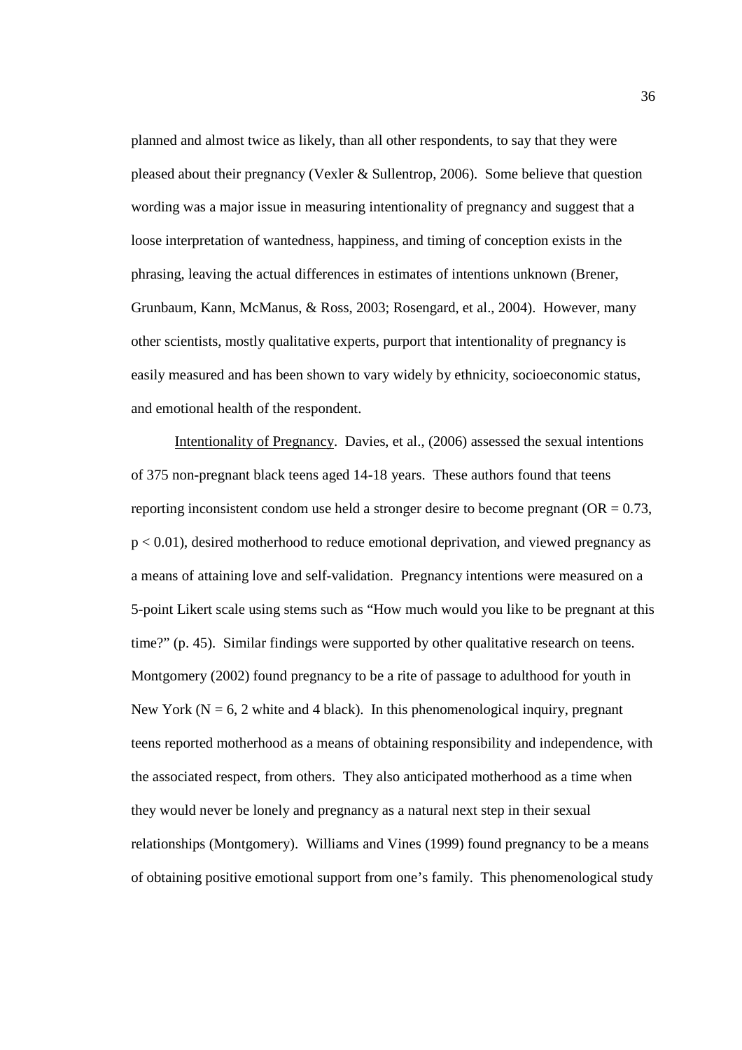planned and almost twice as likely, than all other respondents, to say that they were pleased about their pregnancy (Vexler & Sullentrop, 2006). Some believe that question wording was a major issue in measuring intentionality of pregnancy and suggest that a loose interpretation of wantedness, happiness, and timing of conception exists in the phrasing, leaving the actual differences in estimates of intentions unknown (Brener, Grunbaum, Kann, McManus, & Ross, 2003; Rosengard, et al., 2004). However, many other scientists, mostly qualitative experts, purport that intentionality of pregnancy is easily measured and has been shown to vary widely by ethnicity, socioeconomic status, and emotional health of the respondent.

Intentionality of Pregnancy. Davies, et al., (2006) assessed the sexual intentions of 375 non-pregnant black teens aged 14-18 years. These authors found that teens reporting inconsistent condom use held a stronger desire to become pregnant ($OR = 0.73$, $p < 0.01$), desired motherhood to reduce emotional deprivation, and viewed pregnancy as a means of attaining love and self-validation. Pregnancy intentions were measured on a 5-point Likert scale using stems such as "How much would you like to be pregnant at this time?" (p. 45). Similar findings were supported by other qualitative research on teens. Montgomery (2002) found pregnancy to be a rite of passage to adulthood for youth in New York ($N = 6$, 2 white and 4 black). In this phenomenological inquiry, pregnant teens reported motherhood as a means of obtaining responsibility and independence, with the associated respect, from others. They also anticipated motherhood as a time when they would never be lonely and pregnancy as a natural next step in their sexual relationships (Montgomery). Williams and Vines (1999) found pregnancy to be a means of obtaining positive emotional support from one's family. This phenomenological study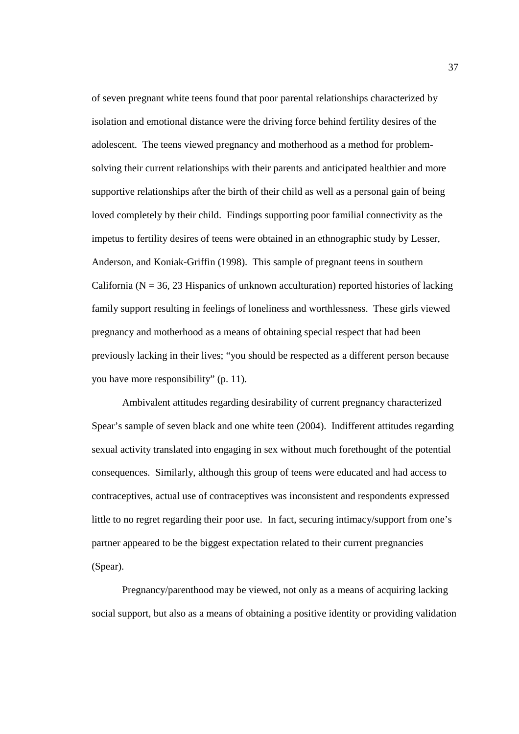of seven pregnant white teens found that poor parental relationships characterized by isolation and emotional distance were the driving force behind fertility desires of the adolescent. The teens viewed pregnancy and motherhood as a method for problem-solving their current relationships with their parents and anticipated healthier and more supportive relationships after the birth of their child as well as a personal gain of being loved completely by their child. Findings supporting poor familial connectivity as the impetus to fertility desires of teens were obtained in an ethnographic study by Lesser, Anderson, and Koniak-Griffin (1998). This sample of pregnant teens in southern California (N = 36, 23 Hispanics of unknown acculturation) reported histories of lacking family support resulting in feelings of loneliness and worthlessness. These girls viewed pregnancy and motherhood as a means of obtaining special respect that had been previously lacking in their lives; "you should be respected as a different person because you have more responsibility" (p. 11).

Ambivalent attitudes regarding desirability of current pregnancy characterized Spear's sample of seven black and one white teen (2004). Indifferent attitudes regarding sexual activity translated into engaging in sex without much forethought of the potential consequences. Similarly, although this group of teens were educated and had access to contraceptives, actual use of contraceptives was inconsistent and respondents expressed little to no regret regarding their poor use. In fact, securing intimacy/support from one's partner appeared to be the biggest expectation related to their current pregnancies (Spear).

Pregnancy/parenthood may be viewed, not only as a means of acquiring lacking social support, but also as a means of obtaining a positive identity or providing validation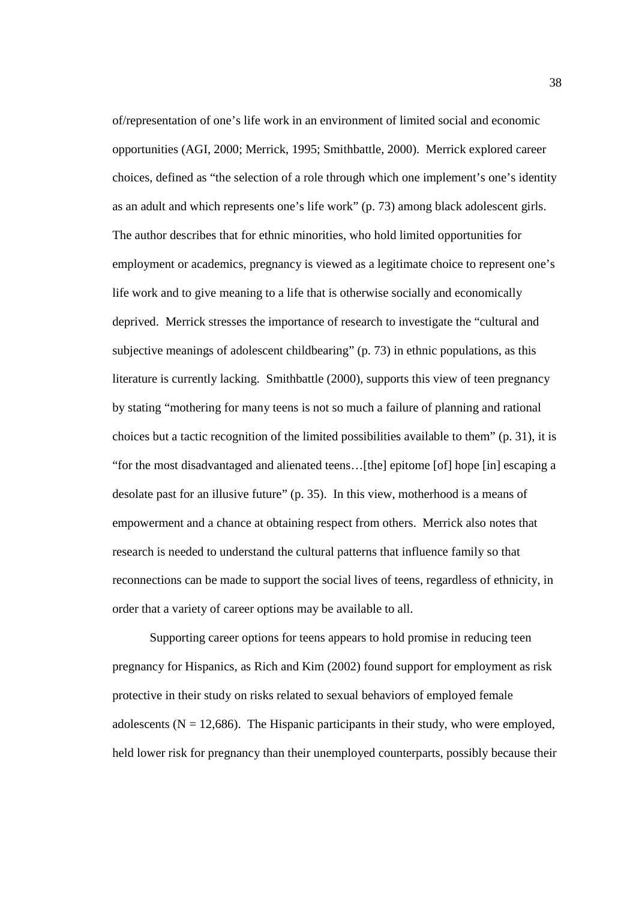of/representation of one's life work in an environment of limited social and economic opportunities (AGI, 2000; Merrick, 1995; Smithbattle, 2000). Merrick explored career choices, defined as "the selection of a role through which one implement's one's identity as an adult and which represents one's life work" (p. 73) among black adolescent girls. The author describes that for ethnic minorities, who hold limited opportunities for employment or academics, pregnancy is viewed as a legitimate choice to represent one's life work and to give meaning to a life that is otherwise socially and economically deprived. Merrick stresses the importance of research to investigate the "cultural and subjective meanings of adolescent childbearing" (p. 73) in ethnic populations, as this literature is currently lacking. Smithbattle (2000), supports this view of teen pregnancy by stating "mothering for many teens is not so much a failure of planning and rational choices but a tactic recognition of the limited possibilities available to them" (p. 31), it is "for the most disadvantaged and alienated teens…[the] epitome [of] hope [in] escaping a desolate past for an illusive future" (p. 35). In this view, motherhood is a means of empowerment and a chance at obtaining respect from others. Merrick also notes that research is needed to understand the cultural patterns that influence family so that reconnections can be made to support the social lives of teens, regardless of ethnicity, in order that a variety of career options may be available to all.

Supporting career options for teens appears to hold promise in reducing teen pregnancy for Hispanics, as Rich and Kim (2002) found support for employment as risk protective in their study on risks related to sexual behaviors of employed female adolescents (N = 12,686). The Hispanic participants in their study, who were employed, held lower risk for pregnancy than their unemployed counterparts, possibly because their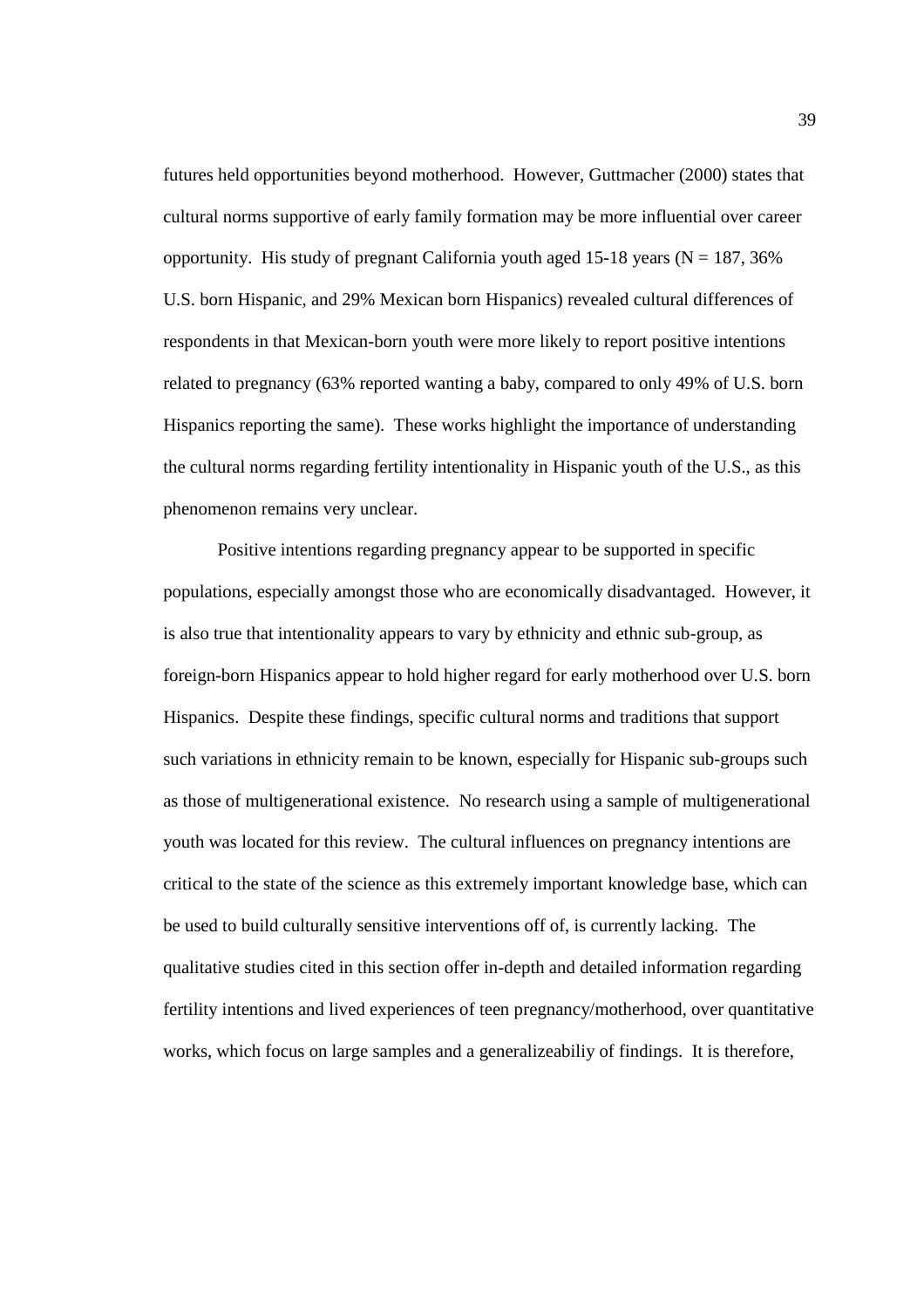futures held opportunities beyond motherhood. However, Guttmacher (2000) states that cultural norms supportive of early family formation may be more influential over career opportunity. His study of pregnant California youth aged 15-18 years (N = 187, 36% U.S. born Hispanic, and 29% Mexican born Hispanics) revealed cultural differences of respondents in that Mexican-born youth were more likely to report positive intentions related to pregnancy (63% reported wanting a baby, compared to only 49% of U.S. born Hispanics reporting the same). These works highlight the importance of understanding the cultural norms regarding fertility intentionality in Hispanic youth of the U.S., as this phenomenon remains very unclear.

Positive intentions regarding pregnancy appear to be supported in specific populations, especially amongst those who are economically disadvantaged. However, it is also true that intentionality appears to vary by ethnicity and ethnic sub-group, as foreign-born Hispanics appear to hold higher regard for early motherhood over U.S. born Hispanics. Despite these findings, specific cultural norms and traditions that support such variations in ethnicity remain to be known, especially for Hispanic sub-groups such as those of multigenerational existence. No research using a sample of multigenerational youth was located for this review. The cultural influences on pregnancy intentions are critical to the state of the science as this extremely important knowledge base, which can be used to build culturally sensitive interventions off of, is currently lacking. The qualitative studies cited in this section offer in-depth and detailed information regarding fertility intentions and lived experiences of teen pregnancy/motherhood, over quantitative works, which focus on large samples and a generalizeabiliy of findings. It is therefore,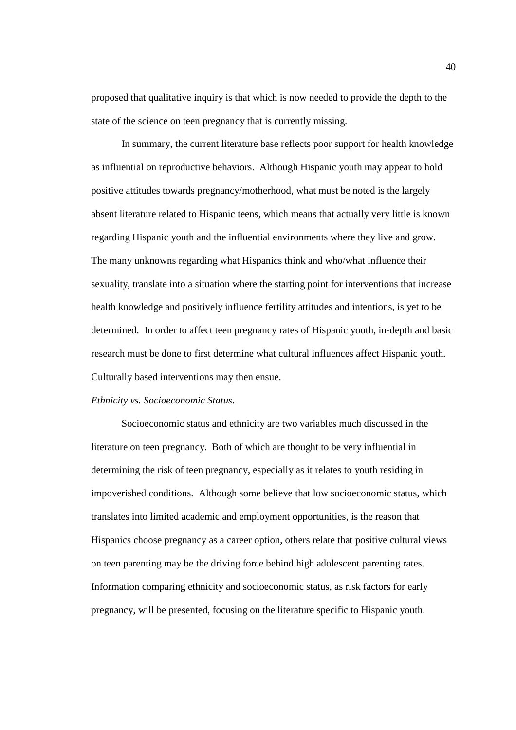proposed that qualitative inquiry is that which is now needed to provide the depth to the state of the science on teen pregnancy that is currently missing.

In summary, the current literature base reflects poor support for health knowledge as influential on reproductive behaviors. Although Hispanic youth may appear to hold positive attitudes towards pregnancy/motherhood, what must be noted is the largely absent literature related to Hispanic teens, which means that actually very little is known regarding Hispanic youth and the influential environments where they live and grow. The many unknowns regarding what Hispanics think and who/what influence their sexuality, translate into a situation where the starting point for interventions that increase health knowledge and positively influence fertility attitudes and intentions, is yet to be determined. In order to affect teen pregnancy rates of Hispanic youth, in-depth and basic research must be done to first determine what cultural influences affect Hispanic youth. Culturally based interventions may then ensue.

*Ethnicity vs. Socioeconomic Status.*

Socioeconomic status and ethnicity are two variables much discussed in the literature on teen pregnancy. Both of which are thought to be very influential in determining the risk of teen pregnancy, especially as it relates to youth residing in impoverished conditions. Although some believe that low socioeconomic status, which translates into limited academic and employment opportunities, is the reason that Hispanics choose pregnancy as a career option, others relate that positive cultural views on teen parenting may be the driving force behind high adolescent parenting rates. Information comparing ethnicity and socioeconomic status, as risk factors for early pregnancy, will be presented, focusing on the literature specific to Hispanic youth.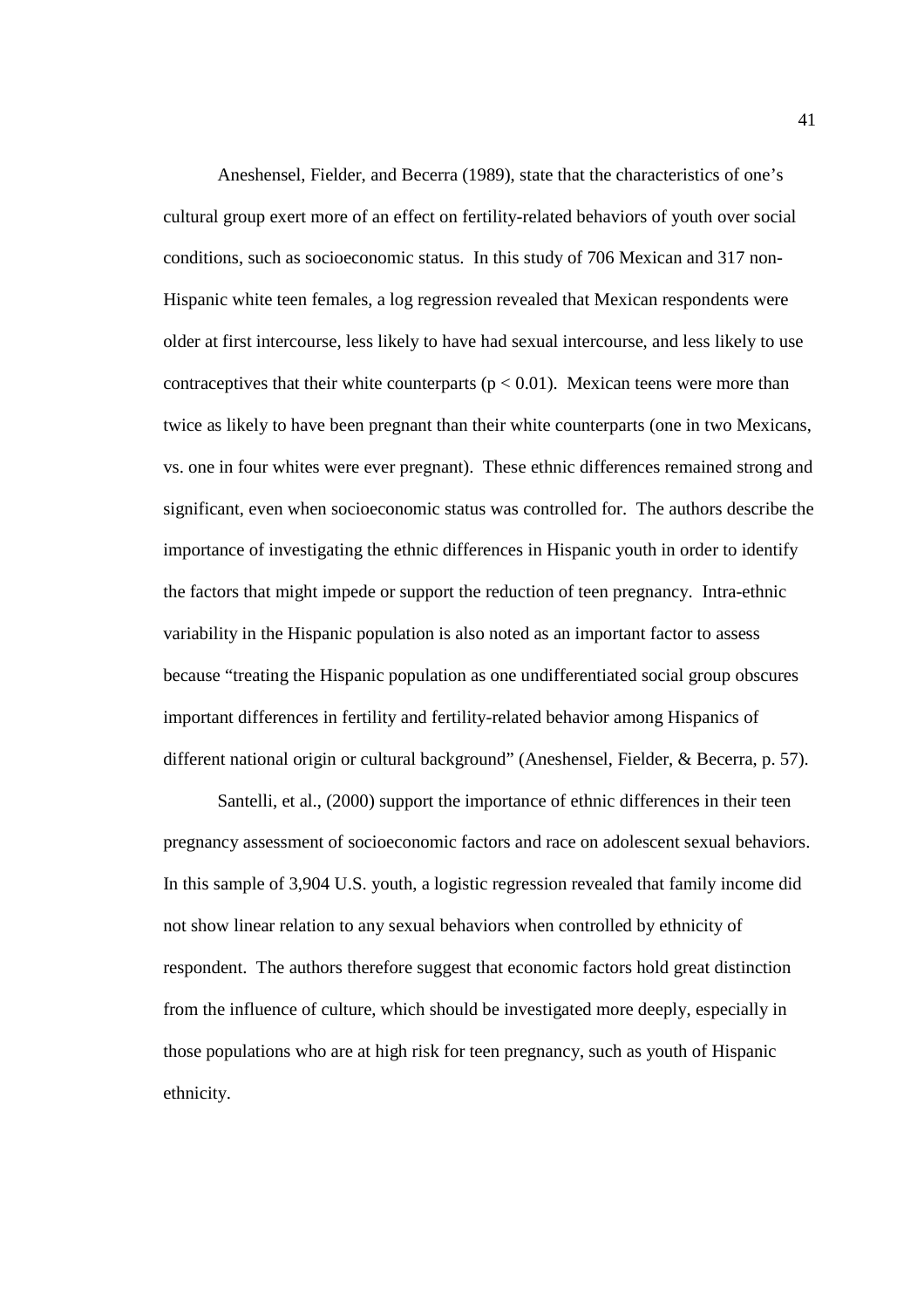Aneshensel, Fielder, and Becerra (1989), state that the characteristics of one's cultural group exert more of an effect on fertility-related behaviors of youth over social conditions, such as socioeconomic status. In this study of 706 Mexican and 317 non-Hispanic white teen females, a log regression revealed that Mexican respondents were older at first intercourse, less likely to have had sexual intercourse, and less likely to use contraceptives that their white counterparts ($p < 0.01$). Mexican teens were more than twice as likely to have been pregnant than their white counterparts (one in two Mexicans, vs. one in four whites were ever pregnant). These ethnic differences remained strong and significant, even when socioeconomic status was controlled for. The authors describe the importance of investigating the ethnic differences in Hispanic youth in order to identify the factors that might impede or support the reduction of teen pregnancy. Intra-ethnic variability in the Hispanic population is also noted as an important factor to assess because "treating the Hispanic population as one undifferentiated social group obscures important differences in fertility and fertility-related behavior among Hispanics of different national origin or cultural background" (Aneshensel, Fielder, & Becerra, p. 57).

Santelli, et al., (2000) support the importance of ethnic differences in their teen pregnancy assessment of socioeconomic factors and race on adolescent sexual behaviors. In this sample of 3,904 U.S. youth, a logistic regression revealed that family income did not show linear relation to any sexual behaviors when controlled by ethnicity of respondent. The authors therefore suggest that economic factors hold great distinction from the influence of culture, which should be investigated more deeply, especially in those populations who are at high risk for teen pregnancy, such as youth of Hispanic ethnicity.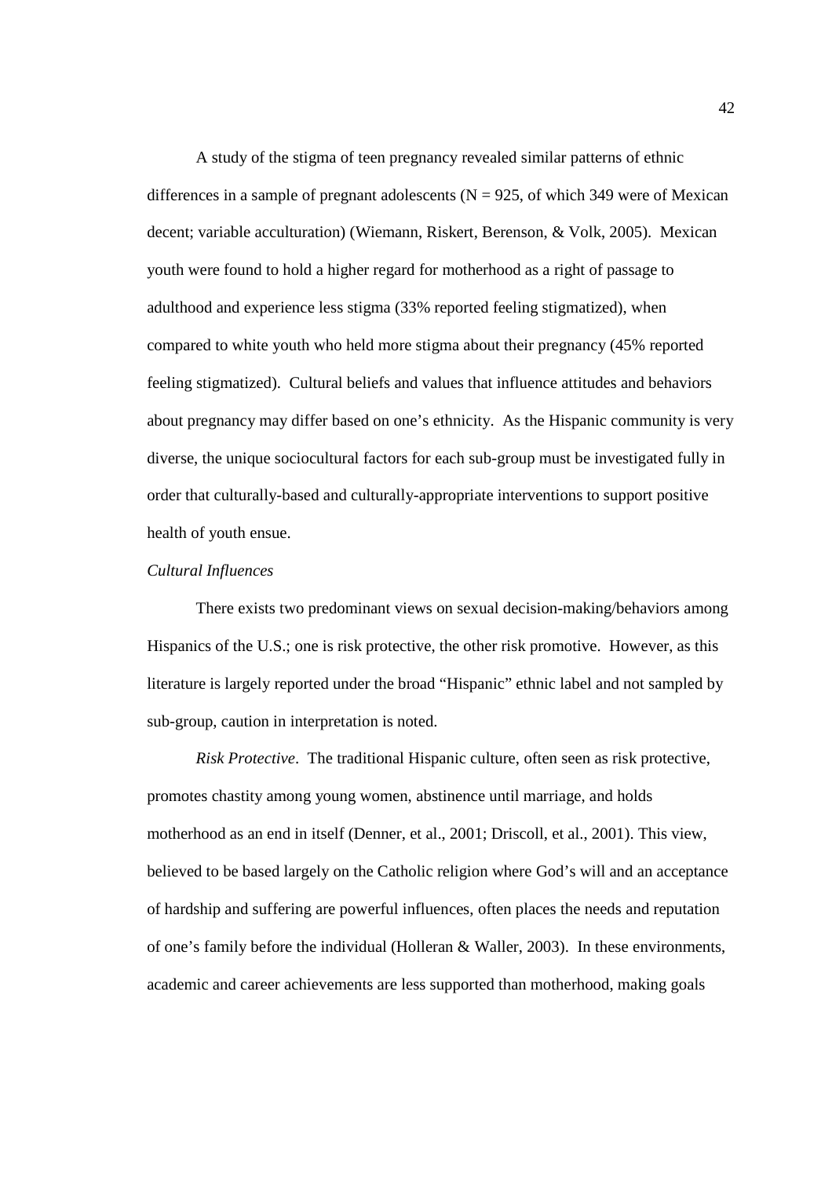A study of the stigma of teen pregnancy revealed similar patterns of ethnic differences in a sample of pregnant adolescents (N = 925, of which 349 were of Mexican decent; variable acculturation) (Wiemann, Riskert, Berenson, & Volk, 2005). Mexican youth were found to hold a higher regard for motherhood as a right of passage to adulthood and experience less stigma (33% reported feeling stigmatized), when compared to white youth who held more stigma about their pregnancy (45% reported feeling stigmatized). Cultural beliefs and values that influence attitudes and behaviors about pregnancy may differ based on one's ethnicity. As the Hispanic community is very diverse, the unique sociocultural factors for each sub-group must be investigated fully in order that culturally-based and culturally-appropriate interventions to support positive health of youth ensue.

*Cultural Influences*

There exists two predominant views on sexual decision-making/behaviors among Hispanics of the U.S.; one is risk protective, the other risk promotive. However, as this literature is largely reported under the broad "Hispanic" ethnic label and not sampled by sub-group, caution in interpretation is noted.

*Risk Protective*. The traditional Hispanic culture, often seen as risk protective, promotes chastity among young women, abstinence until marriage, and holds motherhood as an end in itself (Denner, et al., 2001; Driscoll, et al., 2001). This view, believed to be based largely on the Catholic religion where God's will and an acceptance of hardship and suffering are powerful influences, often places the needs and reputation of one's family before the individual (Holleran & Waller, 2003). In these environments, academic and career achievements are less supported than motherhood, making goals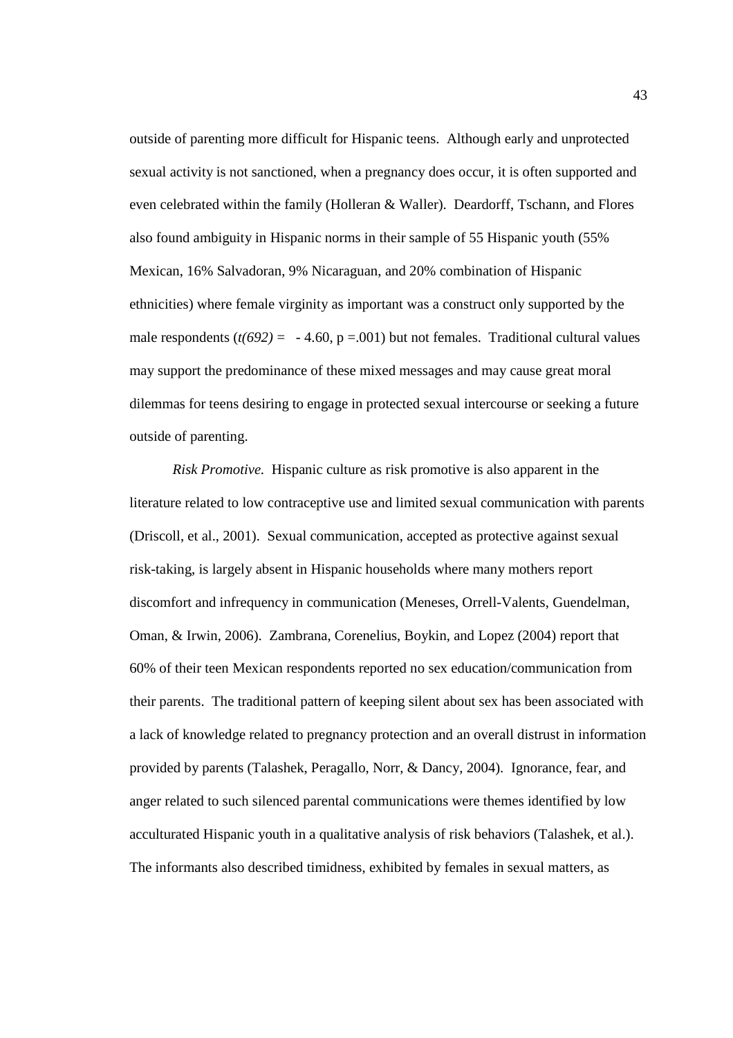outside of parenting more difficult for Hispanic teens. Although early and unprotected sexual activity is not sanctioned, when a pregnancy does occur, it is often supported and even celebrated within the family (Holleran & Waller). Deardorff, Tschann, and Flores also found ambiguity in Hispanic norms in their sample of 55 Hispanic youth (55% Mexican, 16% Salvadoran, 9% Nicaraguan, and 20% combination of Hispanic ethnicities) where female virginity as important was a construct only supported by the male respondents ($t(692) = -4.60$, $p = .001$) but not females. Traditional cultural values may support the predominance of these mixed messages and may cause great moral dilemmas for teens desiring to engage in protected sexual intercourse or seeking a future outside of parenting.

*Risk Promotive.* Hispanic culture as risk promotive is also apparent in the literature related to low contraceptive use and limited sexual communication with parents (Driscoll, et al., 2001). Sexual communication, accepted as protective against sexual risk-taking, is largely absent in Hispanic households where many mothers report discomfort and infrequency in communication (Meneses, Orrell-Valents, Guendelman, Oman, & Irwin, 2006). Zambrana, Corenelius, Boykin, and Lopez (2004) report that 60% of their teen Mexican respondents reported no sex education/communication from their parents. The traditional pattern of keeping silent about sex has been associated with a lack of knowledge related to pregnancy protection and an overall distrust in information provided by parents (Talashek, Peragallo, Norr, & Dancy, 2004). Ignorance, fear, and anger related to such silenced parental communications were themes identified by low acculturated Hispanic youth in a qualitative analysis of risk behaviors (Talashek, et al.). The informants also described timidness, exhibited by females in sexual matters, as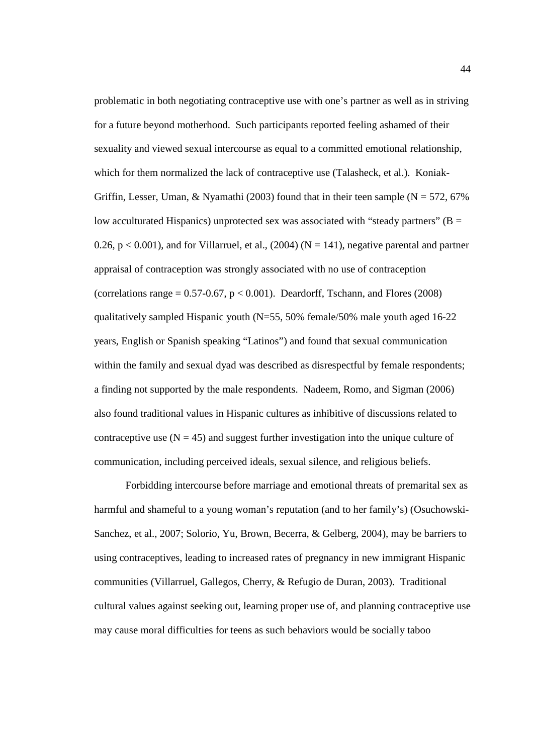problematic in both negotiating contraceptive use with one's partner as well as in striving for a future beyond motherhood. Such participants reported feeling ashamed of their sexuality and viewed sexual intercourse as equal to a committed emotional relationship, which for them normalized the lack of contraceptive use (Talasheck, et al.). Koniak-Griffin, Lesser, Uman, & Nyamathi (2003) found that in their teen sample ($N = 572$, 67% low acculturated Hispanics) unprotected sex was associated with "steady partners" ($B = 0.26$, $p < 0.001$), and for Villarruel, et al., (2004) ($N = 141$), negative parental and partner appraisal of contraception was strongly associated with no use of contraception (correlations range = 0.57-0.67, $p < 0.001$). Deardorff, Tschann, and Flores (2008) qualitatively sampled Hispanic youth (N=55, 50% female/50% male youth aged 16-22 years, English or Spanish speaking "Latinos") and found that sexual communication within the family and sexual dyad was described as disrespectful by female respondents; a finding not supported by the male respondents. Nadeem, Romo, and Sigman (2006) also found traditional values in Hispanic cultures as inhibitive of discussions related to contraceptive use ($N = 45$) and suggest further investigation into the unique culture of communication, including perceived ideals, sexual silence, and religious beliefs.

Forbidding intercourse before marriage and emotional threats of premarital sex as harmful and shameful to a young woman's reputation (and to her family's) (Osuchowski-Sanchez, et al., 2007; Solorio, Yu, Brown, Becerra, & Gelberg, 2004), may be barriers to using contraceptives, leading to increased rates of pregnancy in new immigrant Hispanic communities (Villarruel, Gallegos, Cherry, & Refugio de Duran, 2003). Traditional cultural values against seeking out, learning proper use of, and planning contraceptive use may cause moral difficulties for teens as such behaviors would be socially taboo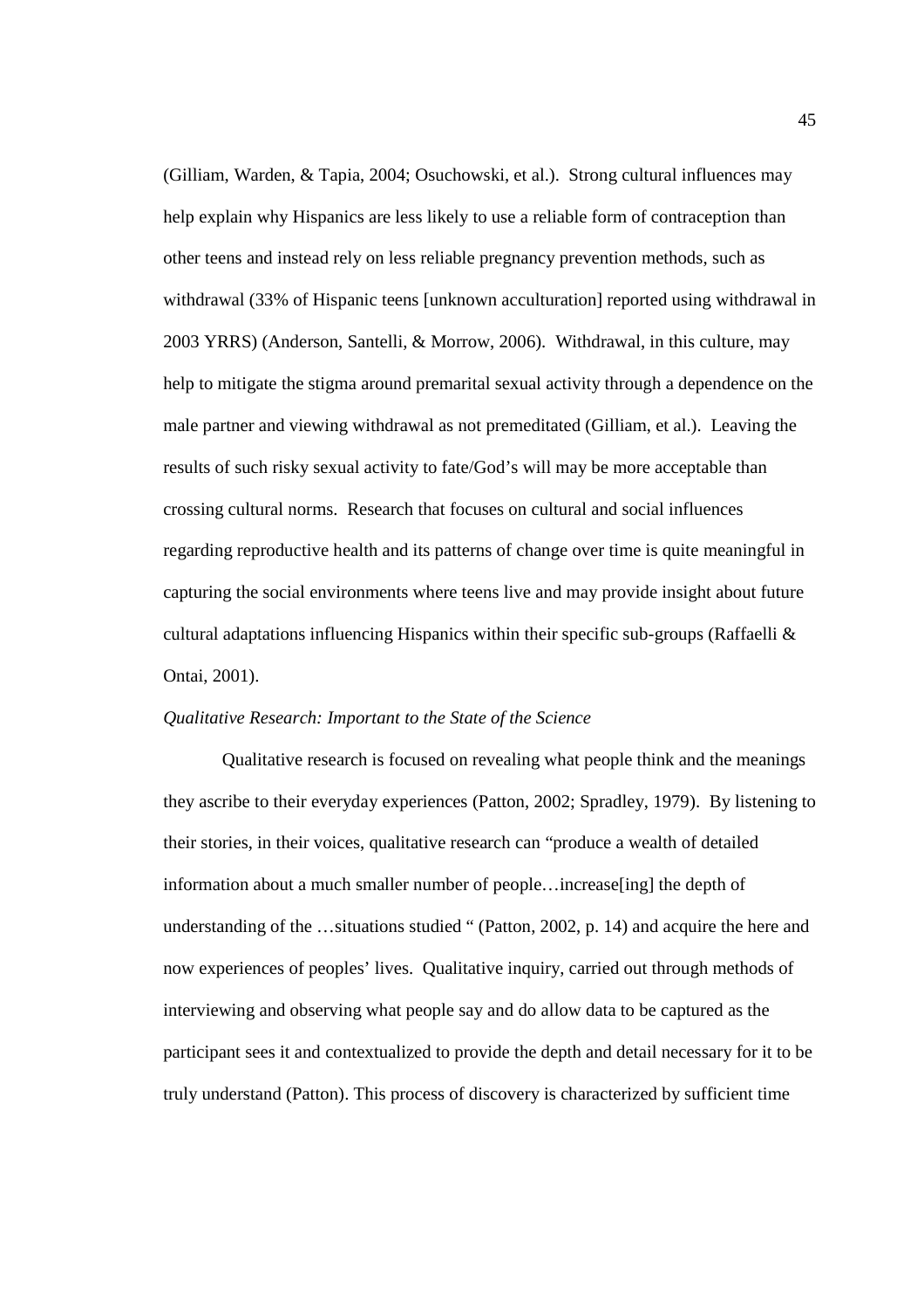(Gilliam, Warden, & Tapia, 2004; Osuchowski, et al.). Strong cultural influences may help explain why Hispanics are less likely to use a reliable form of contraception than other teens and instead rely on less reliable pregnancy prevention methods, such as withdrawal (33% of Hispanic teens [unknown acculturation] reported using withdrawal in 2003 YRRS) (Anderson, Santelli, & Morrow, 2006). Withdrawal, in this culture, may help to mitigate the stigma around premarital sexual activity through a dependence on the male partner and viewing withdrawal as not premeditated (Gilliam, et al.). Leaving the results of such risky sexual activity to fate/God's will may be more acceptable than crossing cultural norms. Research that focuses on cultural and social influences regarding reproductive health and its patterns of change over time is quite meaningful in capturing the social environments where teens live and may provide insight about future cultural adaptations influencing Hispanics within their specific sub-groups (Raffaelli & Ontai, 2001).

*Qualitative Research: Important to the State of the Science*

Qualitative research is focused on revealing what people think and the meanings they ascribe to their everyday experiences (Patton, 2002; Spradley, 1979). By listening to their stories, in their voices, qualitative research can "produce a wealth of detailed information about a much smaller number of people…increase[ing] the depth of understanding of the …situations studied " (Patton, 2002, p. 14) and acquire the here and now experiences of peoples' lives. Qualitative inquiry, carried out through methods of interviewing and observing what people say and do allow data to be captured as the participant sees it and contextualized to provide the depth and detail necessary for it to be truly understand (Patton). This process of discovery is characterized by sufficient time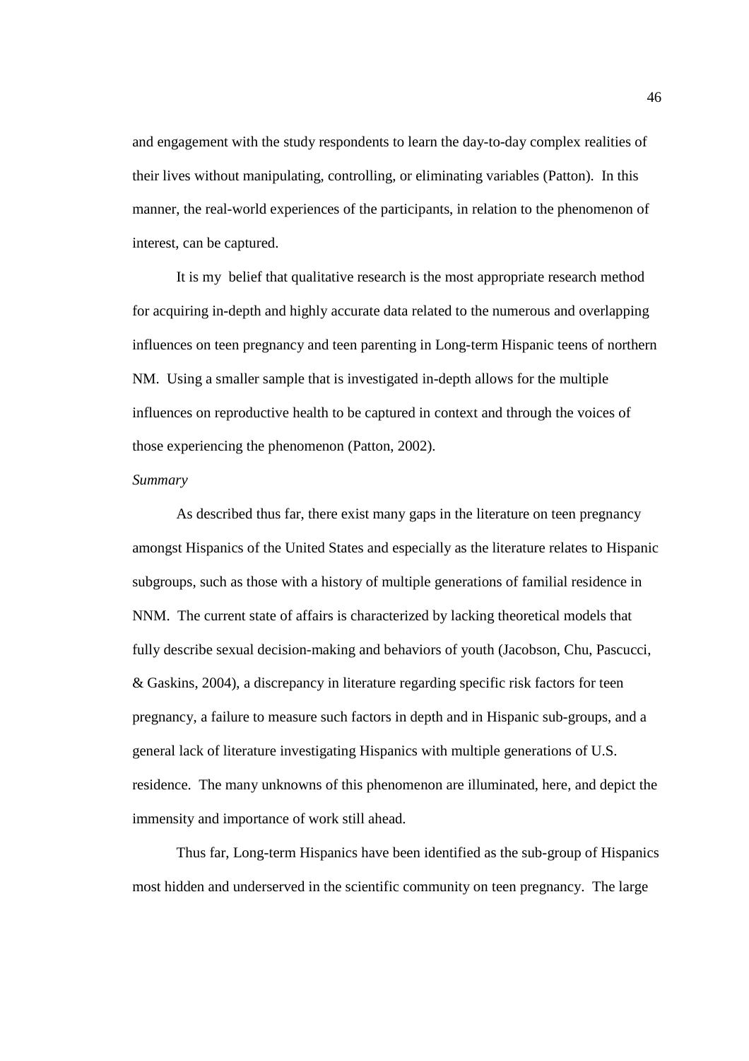and engagement with the study respondents to learn the day-to-day complex realities of their lives without manipulating, controlling, or eliminating variables (Patton). In this manner, the real-world experiences of the participants, in relation to the phenomenon of interest, can be captured.

It is my belief that qualitative research is the most appropriate research method for acquiring in-depth and highly accurate data related to the numerous and overlapping influences on teen pregnancy and teen parenting in Long-term Hispanic teens of northern NM. Using a smaller sample that is investigated in-depth allows for the multiple influences on reproductive health to be captured in context and through the voices of those experiencing the phenomenon (Patton, 2002).

*Summary*

As described thus far, there exist many gaps in the literature on teen pregnancy amongst Hispanics of the United States and especially as the literature relates to Hispanic subgroups, such as those with a history of multiple generations of familial residence in NNM. The current state of affairs is characterized by lacking theoretical models that fully describe sexual decision-making and behaviors of youth (Jacobson, Chu, Pascucci, & Gaskins, 2004), a discrepancy in literature regarding specific risk factors for teen pregnancy, a failure to measure such factors in depth and in Hispanic sub-groups, and a general lack of literature investigating Hispanics with multiple generations of U.S. residence. The many unknowns of this phenomenon are illuminated, here, and depict the immensity and importance of work still ahead.

Thus far, Long-term Hispanics have been identified as the sub-group of Hispanics most hidden and underserved in the scientific community on teen pregnancy. The large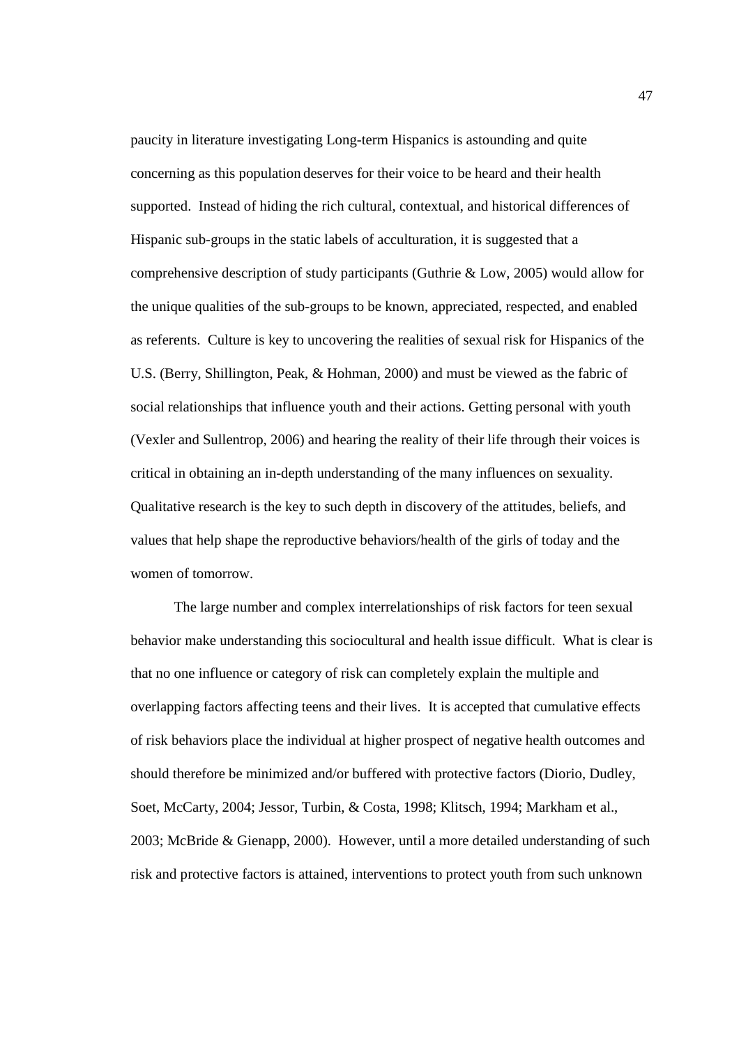paucity in literature investigating Long-term Hispanics is astounding and quite concerning as this population deserves for their voice to be heard and their health supported. Instead of hiding the rich cultural, contextual, and historical differences of Hispanic sub-groups in the static labels of acculturation, it is suggested that a comprehensive description of study participants (Guthrie & Low, 2005) would allow for the unique qualities of the sub-groups to be known, appreciated, respected, and enabled as referents. Culture is key to uncovering the realities of sexual risk for Hispanics of the U.S. (Berry, Shillington, Peak, & Hohman, 2000) and must be viewed as the fabric of social relationships that influence youth and their actions. Getting personal with youth (Vexler and Sullentrop, 2006) and hearing the reality of their life through their voices is critical in obtaining an in-depth understanding of the many influences on sexuality. Qualitative research is the key to such depth in discovery of the attitudes, beliefs, and values that help shape the reproductive behaviors/health of the girls of today and the women of tomorrow.

The large number and complex interrelationships of risk factors for teen sexual behavior make understanding this sociocultural and health issue difficult. What is clear is that no one influence or category of risk can completely explain the multiple and overlapping factors affecting teens and their lives. It is accepted that cumulative effects of risk behaviors place the individual at higher prospect of negative health outcomes and should therefore be minimized and/or buffered with protective factors (Diorio, Dudley, Soet, McCarty, 2004; Jessor, Turbin, & Costa, 1998; Klitsch, 1994; Markham et al., 2003; McBride & Gienapp, 2000). However, until a more detailed understanding of such risk and protective factors is attained, interventions to protect youth from such unknown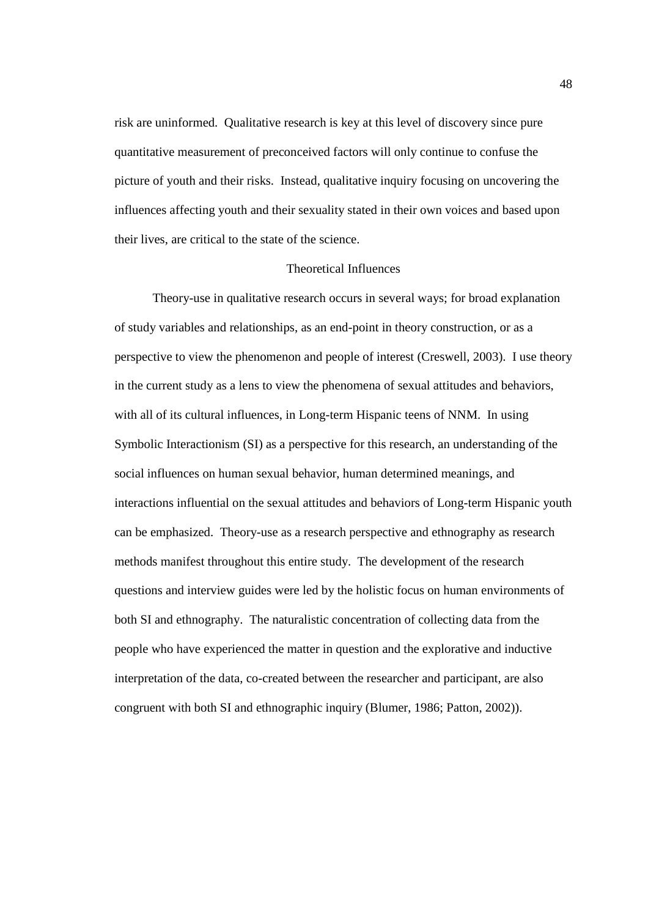risk are uninformed. Qualitative research is key at this level of discovery since pure quantitative measurement of preconceived factors will only continue to confuse the picture of youth and their risks. Instead, qualitative inquiry focusing on uncovering the influences affecting youth and their sexuality stated in their own voices and based upon their lives, are critical to the state of the science.

## Theoretical Influences

Theory-use in qualitative research occurs in several ways; for broad explanation of study variables and relationships, as an end-point in theory construction, or as a perspective to view the phenomenon and people of interest (Creswell, 2003). I use theory in the current study as a lens to view the phenomena of sexual attitudes and behaviors, with all of its cultural influences, in Long-term Hispanic teens of NNM. In using Symbolic Interactionism (SI) as a perspective for this research, an understanding of the social influences on human sexual behavior, human determined meanings, and interactions influential on the sexual attitudes and behaviors of Long-term Hispanic youth can be emphasized. Theory-use as a research perspective and ethnography as research methods manifest throughout this entire study. The development of the research questions and interview guides were led by the holistic focus on human environments of both SI and ethnography. The naturalistic concentration of collecting data from the people who have experienced the matter in question and the explorative and inductive interpretation of the data, co-created between the researcher and participant, are also congruent with both SI and ethnographic inquiry (Blumer, 1986; Patton, 2002)).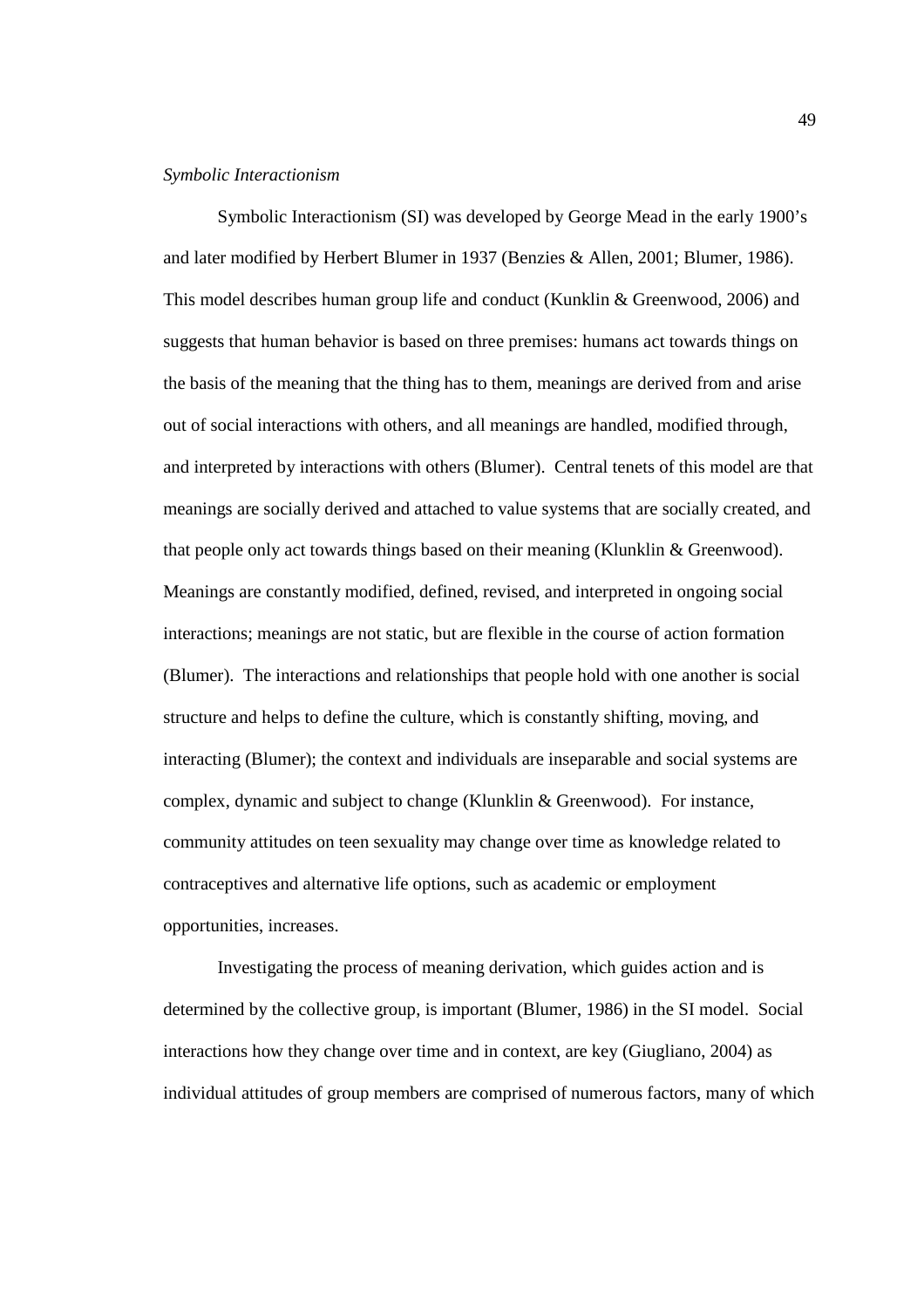*Symbolic Interactionism*

Symbolic Interactionism (SI) was developed by George Mead in the early 1900's and later modified by Herbert Blumer in 1937 (Benzies & Allen, 2001; Blumer, 1986). This model describes human group life and conduct (Kunklin & Greenwood, 2006) and suggests that human behavior is based on three premises: humans act towards things on the basis of the meaning that the thing has to them, meanings are derived from and arise out of social interactions with others, and all meanings are handled, modified through, and interpreted by interactions with others (Blumer). Central tenets of this model are that meanings are socially derived and attached to value systems that are socially created, and that people only act towards things based on their meaning (Klunklin & Greenwood). Meanings are constantly modified, defined, revised, and interpreted in ongoing social interactions; meanings are not static, but are flexible in the course of action formation (Blumer). The interactions and relationships that people hold with one another is social structure and helps to define the culture, which is constantly shifting, moving, and interacting (Blumer); the context and individuals are inseparable and social systems are complex, dynamic and subject to change (Klunklin & Greenwood). For instance, community attitudes on teen sexuality may change over time as knowledge related to contraceptives and alternative life options, such as academic or employment opportunities, increases.

Investigating the process of meaning derivation, which guides action and is determined by the collective group, is important (Blumer, 1986) in the SI model. Social interactions how they change over time and in context, are key (Giugliano, 2004) as individual attitudes of group members are comprised of numerous factors, many of which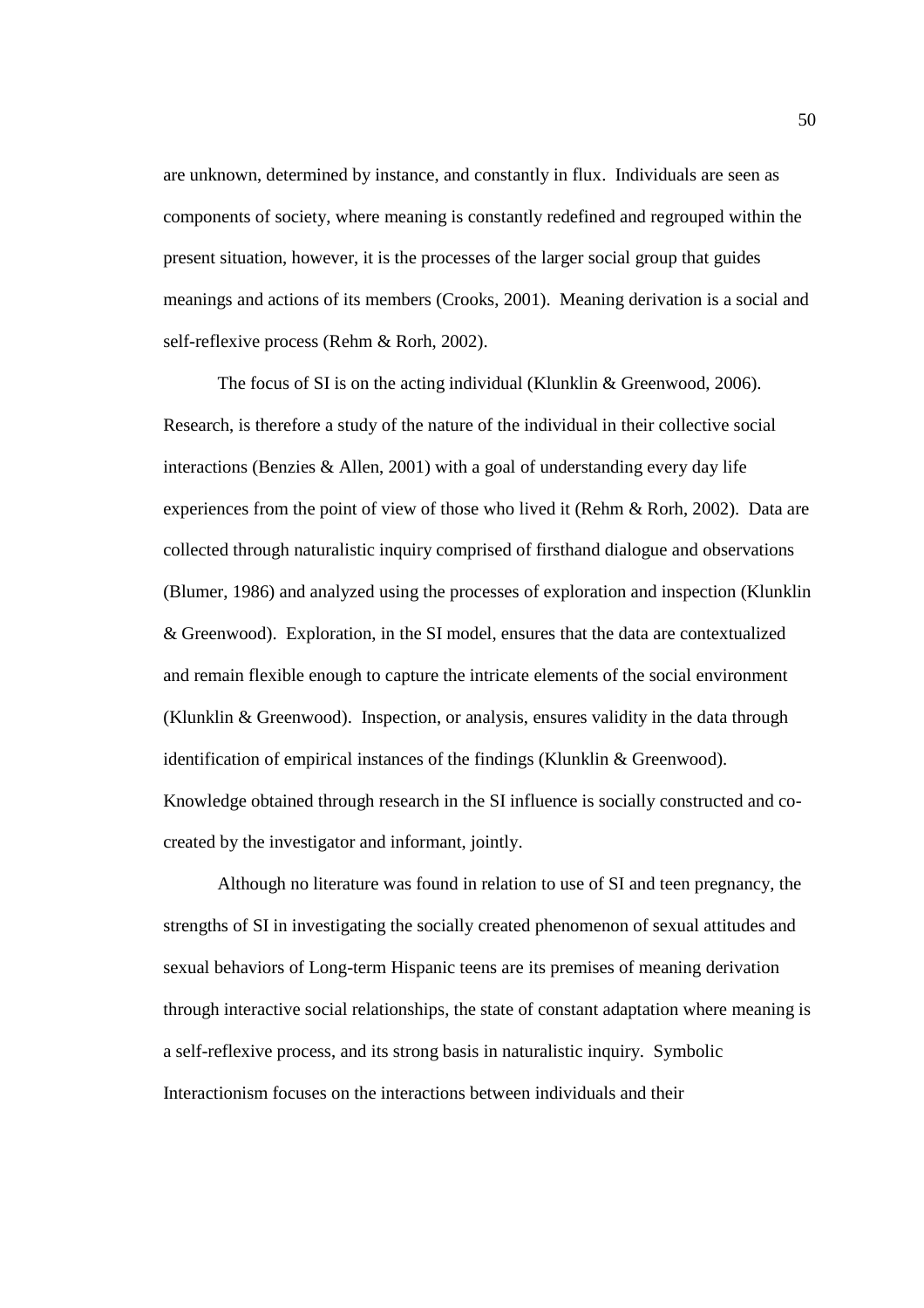are unknown, determined by instance, and constantly in flux. Individuals are seen as components of society, where meaning is constantly redefined and regrouped within the present situation, however, it is the processes of the larger social group that guides meanings and actions of its members (Crooks, 2001). Meaning derivation is a social and self-reflexive process (Rehm & Rorh, 2002).

The focus of SI is on the acting individual (Klunklin & Greenwood, 2006). Research, is therefore a study of the nature of the individual in their collective social interactions (Benzies & Allen, 2001) with a goal of understanding every day life experiences from the point of view of those who lived it (Rehm & Rorh, 2002). Data are collected through naturalistic inquiry comprised of firsthand dialogue and observations (Blumer, 1986) and analyzed using the processes of exploration and inspection (Klunklin & Greenwood). Exploration, in the SI model, ensures that the data are contextualized and remain flexible enough to capture the intricate elements of the social environment (Klunklin & Greenwood). Inspection, or analysis, ensures validity in the data through identification of empirical instances of the findings (Klunklin & Greenwood). Knowledge obtained through research in the SI influence is socially constructed and co-created by the investigator and informant, jointly.

Although no literature was found in relation to use of SI and teen pregnancy, the strengths of SI in investigating the socially created phenomenon of sexual attitudes and sexual behaviors of Long-term Hispanic teens are its premises of meaning derivation through interactive social relationships, the state of constant adaptation where meaning is a self-reflexive process, and its strong basis in naturalistic inquiry. Symbolic Interactionism focuses on the interactions between individuals and their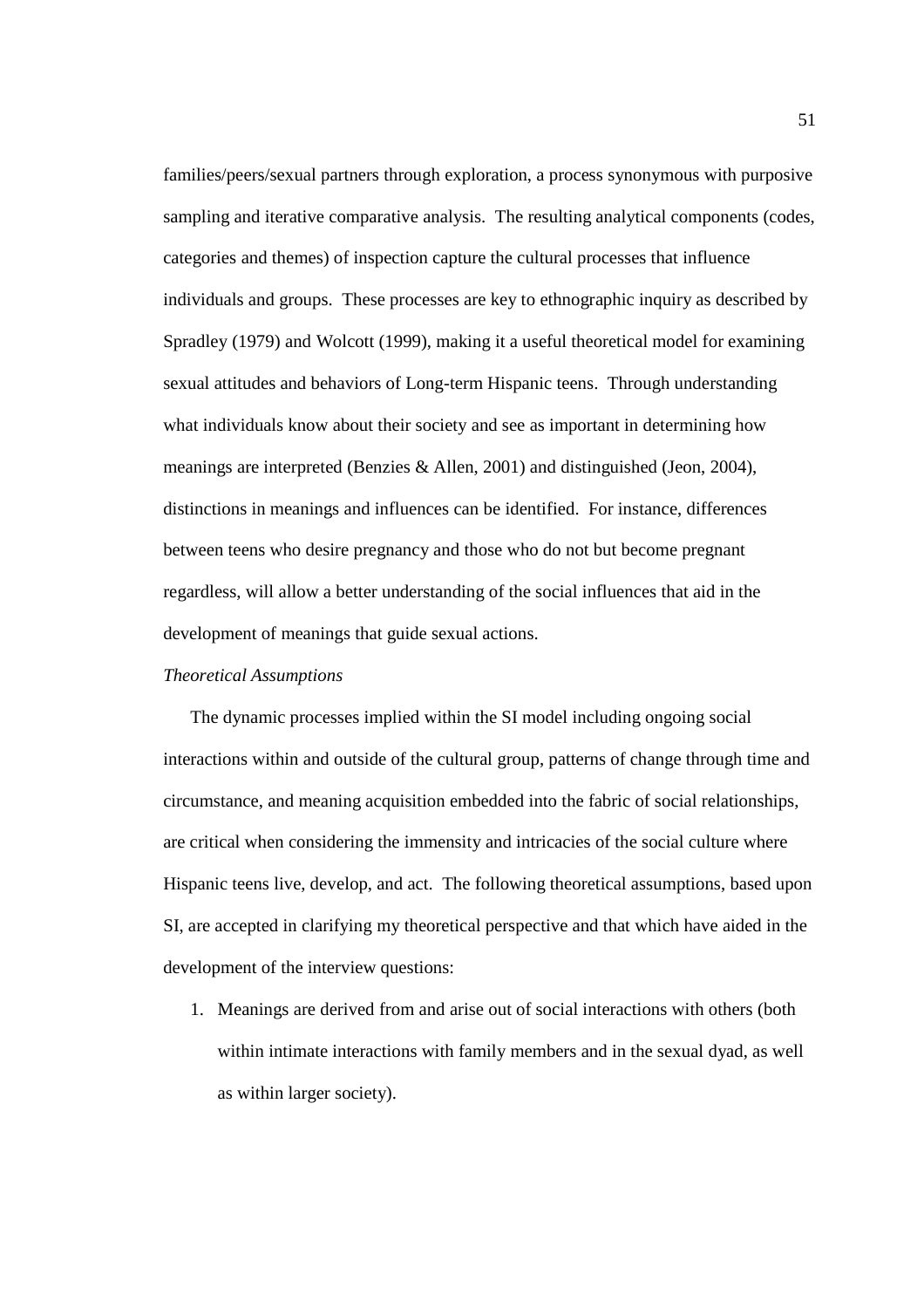families/peers/sexual partners through exploration, a process synonymous with purposive sampling and iterative comparative analysis. The resulting analytical components (codes, categories and themes) of inspection capture the cultural processes that influence individuals and groups. These processes are key to ethnographic inquiry as described by Spradley (1979) and Wolcott (1999), making it a useful theoretical model for examining sexual attitudes and behaviors of Long-term Hispanic teens. Through understanding what individuals know about their society and see as important in determining how meanings are interpreted (Benzies & Allen, 2001) and distinguished (Jeon, 2004), distinctions in meanings and influences can be identified. For instance, differences between teens who desire pregnancy and those who do not but become pregnant regardless, will allow a better understanding of the social influences that aid in the development of meanings that guide sexual actions.

*Theoretical Assumptions*

The dynamic processes implied within the SI model including ongoing social interactions within and outside of the cultural group, patterns of change through time and circumstance, and meaning acquisition embedded into the fabric of social relationships, are critical when considering the immensity and intricacies of the social culture where Hispanic teens live, develop, and act. The following theoretical assumptions, based upon SI, are accepted in clarifying my theoretical perspective and that which have aided in the development of the interview questions:

1. Meanings are derived from and arise out of social interactions with others (both within intimate interactions with family members and in the sexual dyad, as well as within larger society).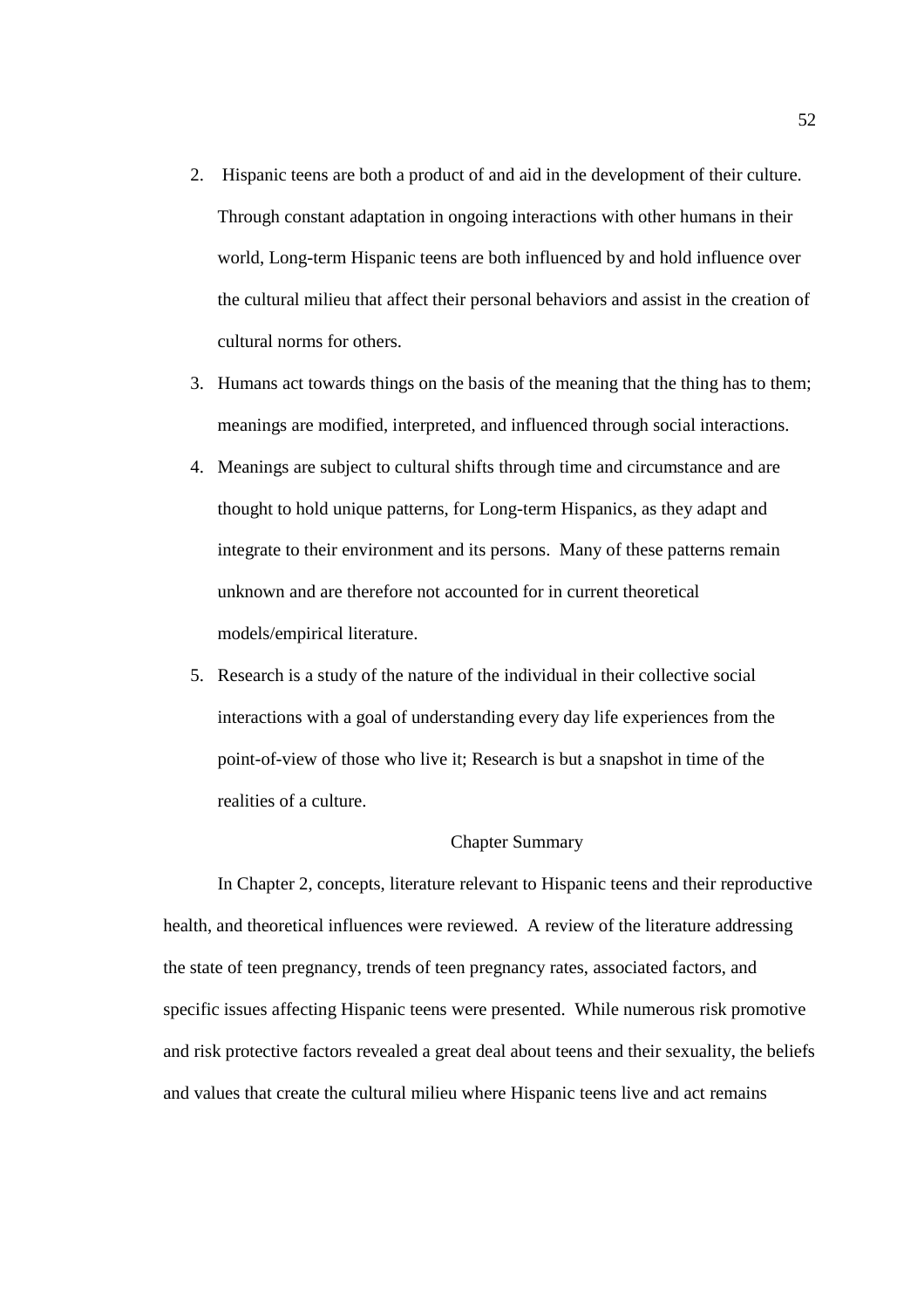2. Hispanic teens are both a product of and aid in the development of their culture. Through constant adaptation in ongoing interactions with other humans in their world, Long-term Hispanic teens are both influenced by and hold influence over the cultural milieu that affect their personal behaviors and assist in the creation of cultural norms for others.
3. Humans act towards things on the basis of the meaning that the thing has to them; meanings are modified, interpreted, and influenced through social interactions.
4. Meanings are subject to cultural shifts through time and circumstance and are thought to hold unique patterns, for Long-term Hispanics, as they adapt and integrate to their environment and its persons. Many of these patterns remain unknown and are therefore not accounted for in current theoretical models/empirical literature.
5. Research is a study of the nature of the individual in their collective social interactions with a goal of understanding every day life experiences from the point-of-view of those who live it; Research is but a snapshot in time of the realities of a culture.

## Chapter Summary

In Chapter 2, concepts, literature relevant to Hispanic teens and their reproductive health, and theoretical influences were reviewed. A review of the literature addressing the state of teen pregnancy, trends of teen pregnancy rates, associated factors, and specific issues affecting Hispanic teens were presented. While numerous risk promotive and risk protective factors revealed a great deal about teens and their sexuality, the beliefs and values that create the cultural milieu where Hispanic teens live and act remains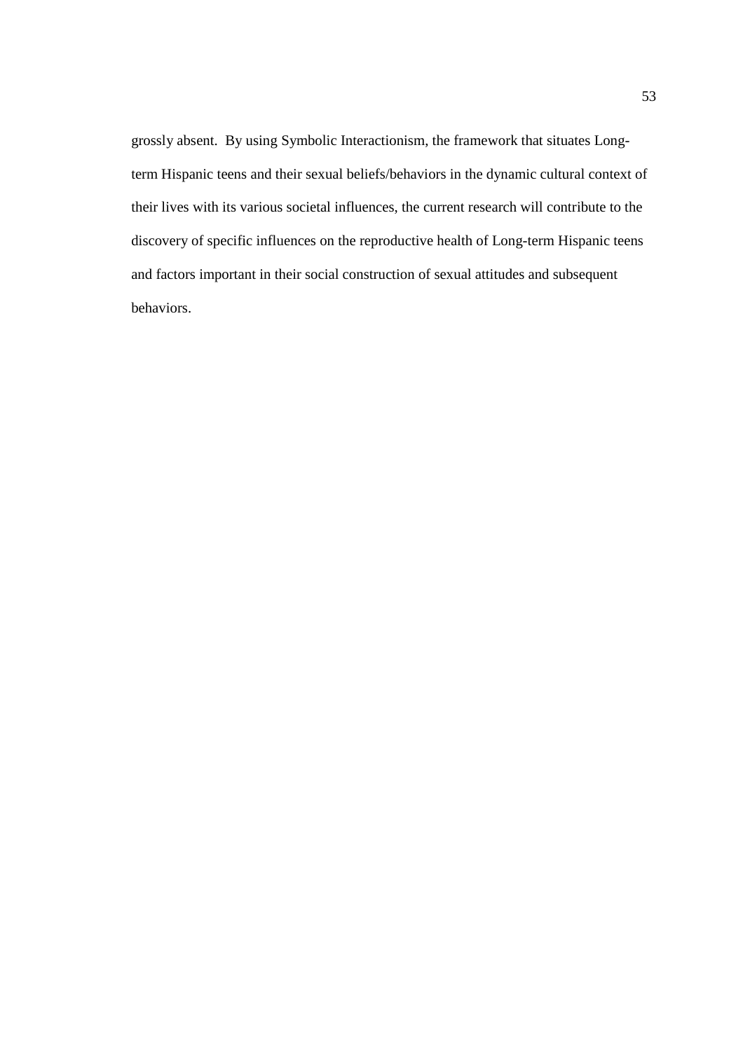grossly absent. By using Symbolic Interactionism, the framework that situates Long-term Hispanic teens and their sexual beliefs/behaviors in the dynamic cultural context of their lives with its various societal influences, the current research will contribute to the discovery of specific influences on the reproductive health of Long-term Hispanic teens and factors important in their social construction of sexual attitudes and subsequent behaviors.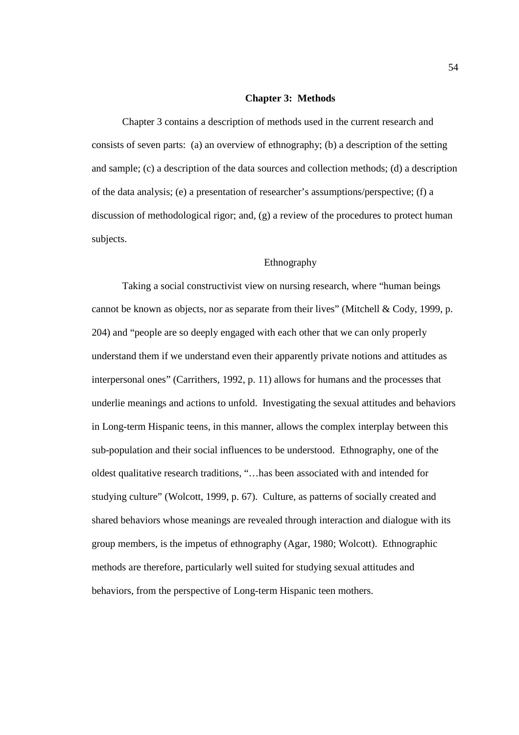# Chapter 3: Methods

Chapter 3 contains a description of methods used in the current research and consists of seven parts: (a) an overview of ethnography; (b) a description of the setting and sample; (c) a description of the data sources and collection methods; (d) a description of the data analysis; (e) a presentation of researcher's assumptions/perspective; (f) a discussion of methodological rigor; and, (g) a review of the procedures to protect human subjects.

## Ethnography

Taking a social constructivist view on nursing research, where "human beings cannot be known as objects, nor as separate from their lives" (Mitchell & Cody, 1999, p. 204) and "people are so deeply engaged with each other that we can only properly understand them if we understand even their apparently private notions and attitudes as interpersonal ones" (Carrithers, 1992, p. 11) allows for humans and the processes that underlie meanings and actions to unfold. Investigating the sexual attitudes and behaviors in Long-term Hispanic teens, in this manner, allows the complex interplay between this sub-population and their social influences to be understood. Ethnography, one of the oldest qualitative research traditions, "…has been associated with and intended for studying culture" (Wolcott, 1999, p. 67). Culture, as patterns of socially created and shared behaviors whose meanings are revealed through interaction and dialogue with its group members, is the impetus of ethnography (Agar, 1980; Wolcott). Ethnographic methods are therefore, particularly well suited for studying sexual attitudes and behaviors, from the perspective of Long-term Hispanic teen mothers.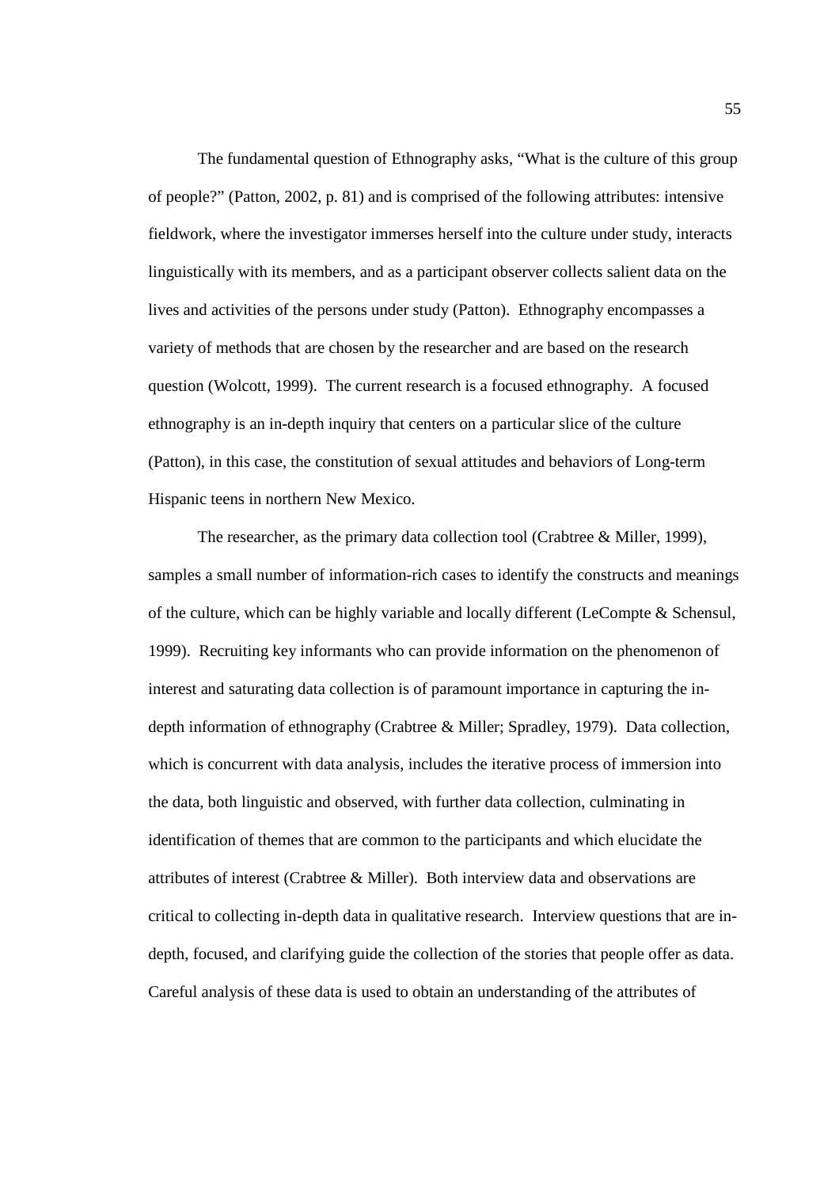The fundamental question of Ethnography asks, "What is the culture of this group of people?" (Patton, 2002, p. 81) and is comprised of the following attributes: intensive fieldwork, where the investigator immerses herself into the culture under study, interacts linguistically with its members, and as a participant observer collects salient data on the lives and activities of the persons under study (Patton). Ethnography encompasses a variety of methods that are chosen by the researcher and are based on the research question (Wolcott, 1999). The current research is a focused ethnography. A focused ethnography is an in-depth inquiry that centers on a particular slice of the culture (Patton), in this case, the constitution of sexual attitudes and behaviors of Long-term Hispanic teens in northern New Mexico.

The researcher, as the primary data collection tool (Crabtree & Miller, 1999), samples a small number of information-rich cases to identify the constructs and meanings of the culture, which can be highly variable and locally different (LeCompte & Schensul, 1999). Recruiting key informants who can provide information on the phenomenon of interest and saturating data collection is of paramount importance in capturing the in-depth information of ethnography (Crabtree & Miller; Spradley, 1979). Data collection, which is concurrent with data analysis, includes the iterative process of immersion into the data, both linguistic and observed, with further data collection, culminating in identification of themes that are common to the participants and which elucidate the attributes of interest (Crabtree & Miller). Both interview data and observations are critical to collecting in-depth data in qualitative research. Interview questions that are in-depth, focused, and clarifying guide the collection of the stories that people offer as data. Careful analysis of these data is used to obtain an understanding of the attributes of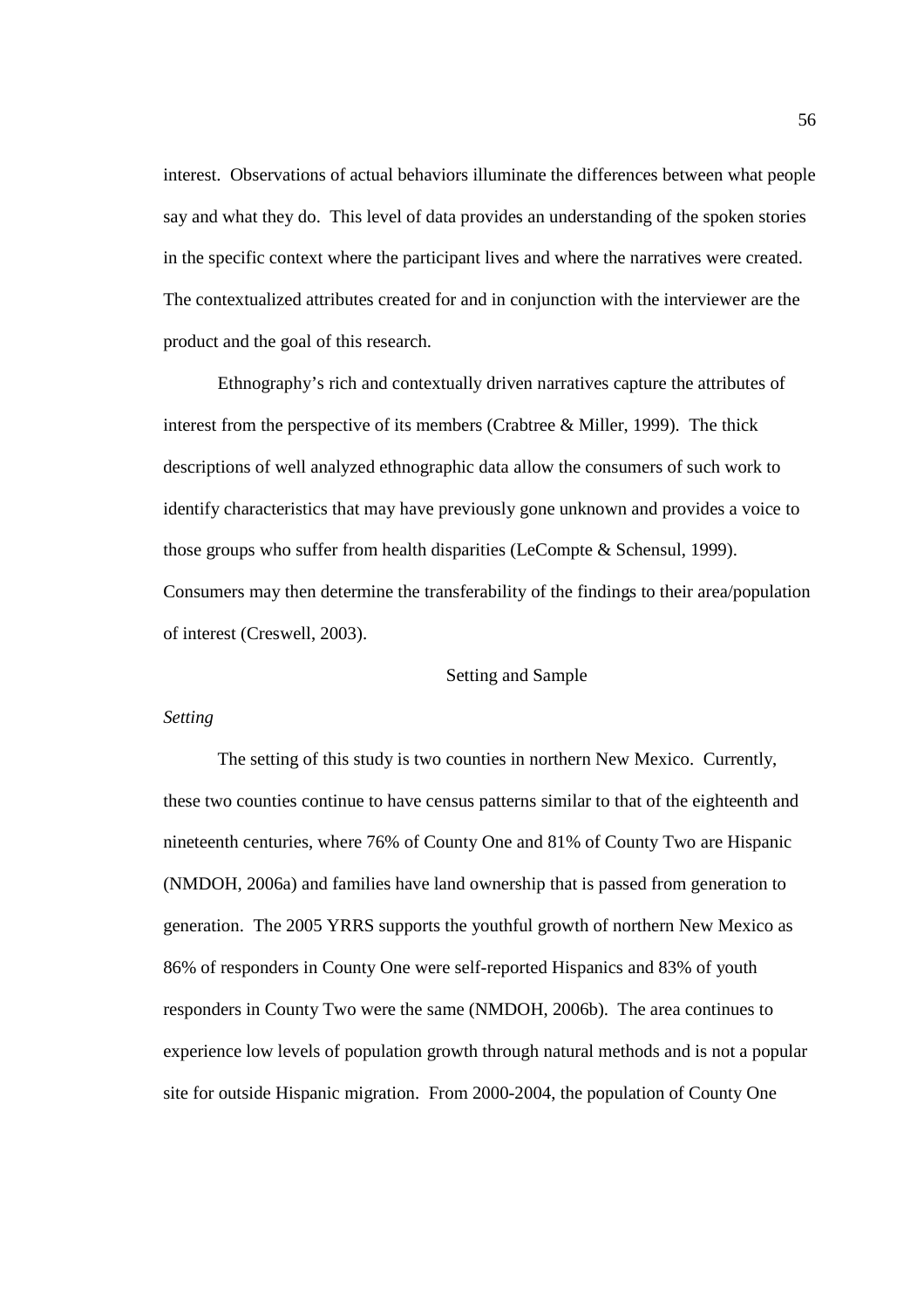interest. Observations of actual behaviors illuminate the differences between what people say and what they do. This level of data provides an understanding of the spoken stories in the specific context where the participant lives and where the narratives were created. The contextualized attributes created for and in conjunction with the interviewer are the product and the goal of this research.

Ethnography's rich and contextually driven narratives capture the attributes of interest from the perspective of its members (Crabtree & Miller, 1999). The thick descriptions of well analyzed ethnographic data allow the consumers of such work to identify characteristics that may have previously gone unknown and provides a voice to those groups who suffer from health disparities (LeCompte & Schensul, 1999). Consumers may then determine the transferability of the findings to their area/population of interest (Creswell, 2003).

## Setting and Sample

### *Setting*

The setting of this study is two counties in northern New Mexico. Currently, these two counties continue to have census patterns similar to that of the eighteenth and nineteenth centuries, where 76% of County One and 81% of County Two are Hispanic (NMDOH, 2006a) and families have land ownership that is passed from generation to generation. The 2005 YRRS supports the youthful growth of northern New Mexico as 86% of responders in County One were self-reported Hispanics and 83% of youth responders in County Two were the same (NMDOH, 2006b). The area continues to experience low levels of population growth through natural methods and is not a popular site for outside Hispanic migration. From 2000-2004, the population of County One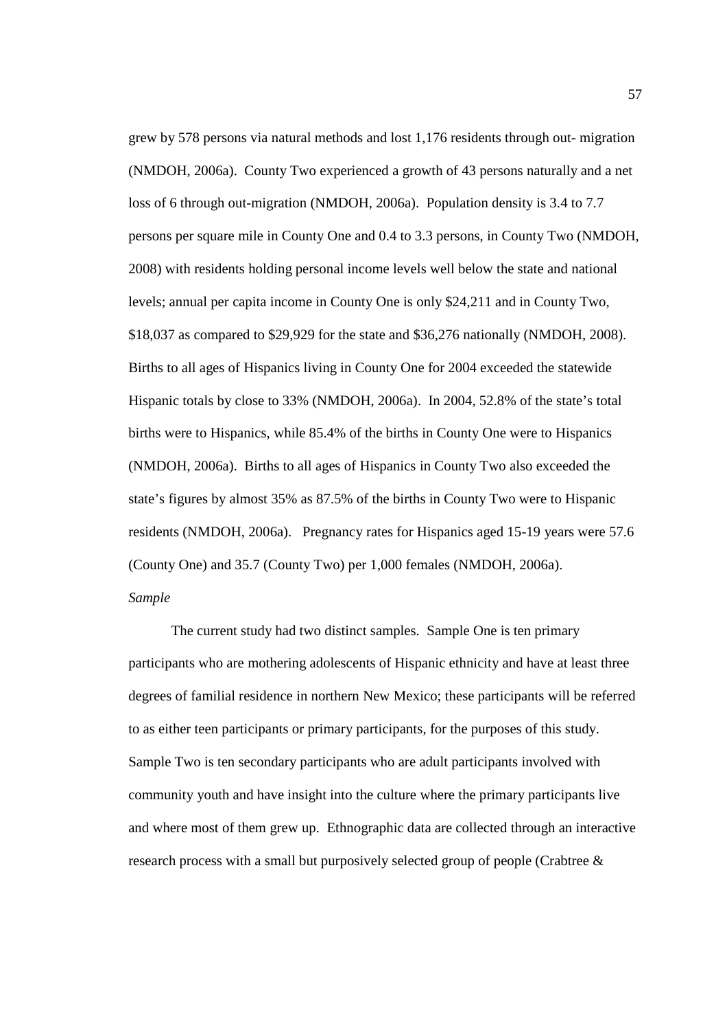grew by 578 persons via natural methods and lost 1,176 residents through out- migration (NMDOH, 2006a). County Two experienced a growth of 43 persons naturally and a net loss of 6 through out-migration (NMDOH, 2006a). Population density is 3.4 to 7.7 persons per square mile in County One and 0.4 to 3.3 persons, in County Two (NMDOH, 2008) with residents holding personal income levels well below the state and national levels; annual per capita income in County One is only $24,211 and in County Two, $18,037 as compared to $29,929 for the state and $36,276 nationally (NMDOH, 2008). Births to all ages of Hispanics living in County One for 2004 exceeded the statewide Hispanic totals by close to 33% (NMDOH, 2006a). In 2004, 52.8% of the state's total births were to Hispanics, while 85.4% of the births in County One were to Hispanics (NMDOH, 2006a). Births to all ages of Hispanics in County Two also exceeded the state's figures by almost 35% as 87.5% of the births in County Two were to Hispanic residents (NMDOH, 2006a). Pregnancy rates for Hispanics aged 15-19 years were 57.6 (County One) and 35.7 (County Two) per 1,000 females (NMDOH, 2006a).

*Sample*

The current study had two distinct samples. Sample One is ten primary participants who are mothering adolescents of Hispanic ethnicity and have at least three degrees of familial residence in northern New Mexico; these participants will be referred to as either teen participants or primary participants, for the purposes of this study. Sample Two is ten secondary participants who are adult participants involved with community youth and have insight into the culture where the primary participants live and where most of them grew up. Ethnographic data are collected through an interactive research process with a small but purposively selected group of people (Crabtree &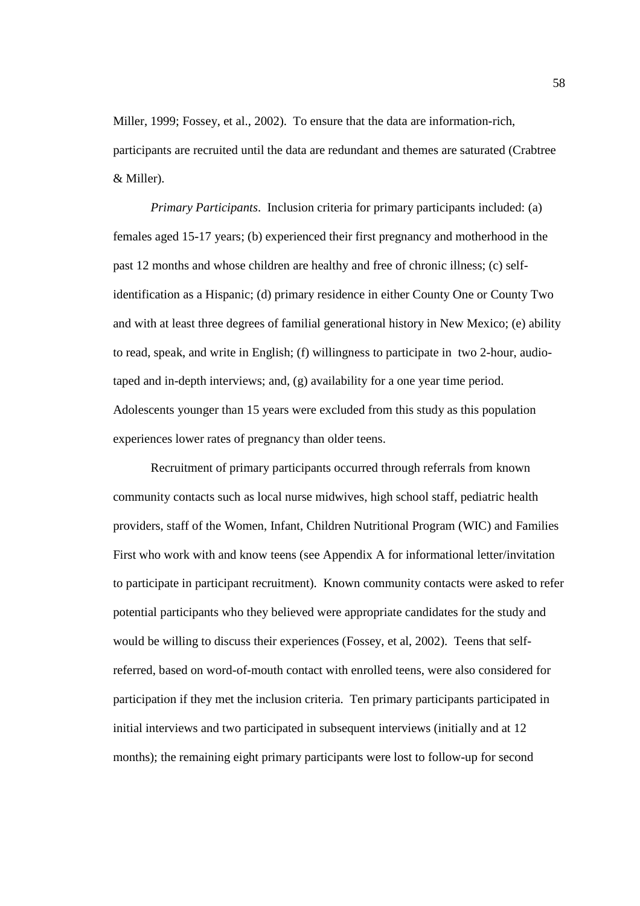Miller, 1999; Fossey, et al., 2002). To ensure that the data are information-rich, participants are recruited until the data are redundant and themes are saturated (Crabtree & Miller).

*Primary Participants*. Inclusion criteria for primary participants included: (a) females aged 15-17 years; (b) experienced their first pregnancy and motherhood in the past 12 months and whose children are healthy and free of chronic illness; (c) self-identification as a Hispanic; (d) primary residence in either County One or County Two and with at least three degrees of familial generational history in New Mexico; (e) ability to read, speak, and write in English; (f) willingness to participate in two 2-hour, audio-taped and in-depth interviews; and, (g) availability for a one year time period. Adolescents younger than 15 years were excluded from this study as this population experiences lower rates of pregnancy than older teens.

Recruitment of primary participants occurred through referrals from known community contacts such as local nurse midwives, high school staff, pediatric health providers, staff of the Women, Infant, Children Nutritional Program (WIC) and Families First who work with and know teens (see Appendix A for informational letter/invitation to participate in participant recruitment). Known community contacts were asked to refer potential participants who they believed were appropriate candidates for the study and would be willing to discuss their experiences (Fossey, et al, 2002). Teens that self-referred, based on word-of-mouth contact with enrolled teens, were also considered for participation if they met the inclusion criteria. Ten primary participants participated in initial interviews and two participated in subsequent interviews (initially and at 12 months); the remaining eight primary participants were lost to follow-up for second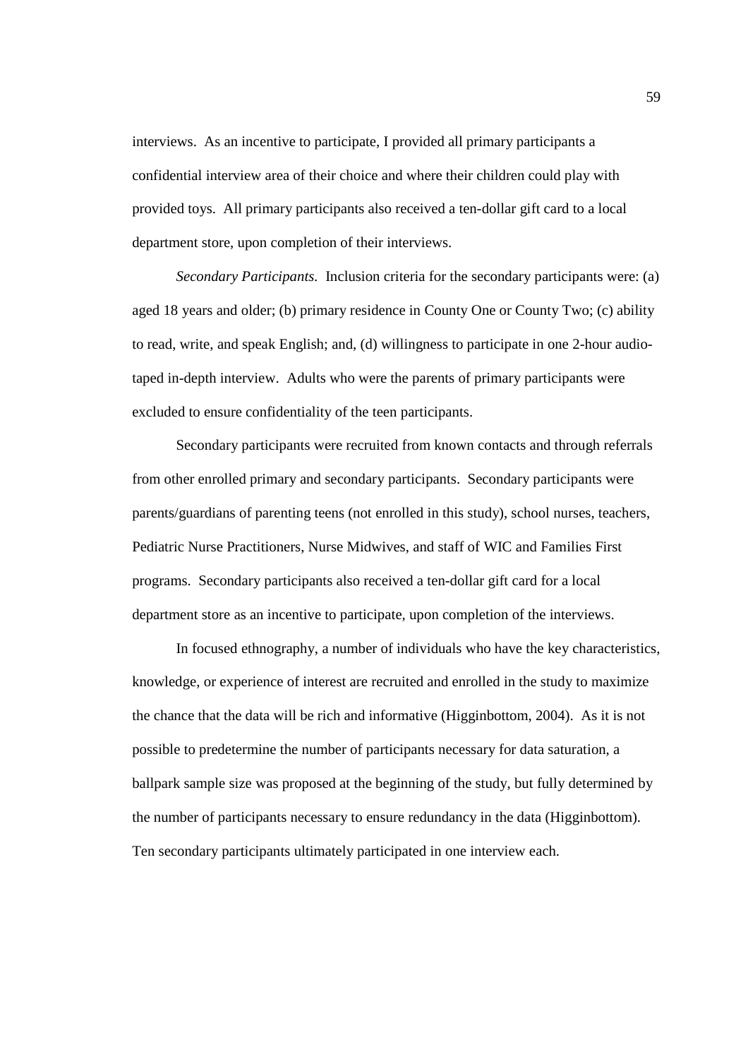interviews. As an incentive to participate, I provided all primary participants a confidential interview area of their choice and where their children could play with provided toys. All primary participants also received a ten-dollar gift card to a local department store, upon completion of their interviews.

*Secondary Participants.* Inclusion criteria for the secondary participants were: (a) aged 18 years and older; (b) primary residence in County One or County Two; (c) ability to read, write, and speak English; and, (d) willingness to participate in one 2-hour audio-taped in-depth interview. Adults who were the parents of primary participants were excluded to ensure confidentiality of the teen participants.

Secondary participants were recruited from known contacts and through referrals from other enrolled primary and secondary participants. Secondary participants were parents/guardians of parenting teens (not enrolled in this study), school nurses, teachers, Pediatric Nurse Practitioners, Nurse Midwives, and staff of WIC and Families First programs. Secondary participants also received a ten-dollar gift card for a local department store as an incentive to participate, upon completion of the interviews.

In focused ethnography, a number of individuals who have the key characteristics, knowledge, or experience of interest are recruited and enrolled in the study to maximize the chance that the data will be rich and informative (Higginbottom, 2004). As it is not possible to predetermine the number of participants necessary for data saturation, a ballpark sample size was proposed at the beginning of the study, but fully determined by the number of participants necessary to ensure redundancy in the data (Higginbottom). Ten secondary participants ultimately participated in one interview each.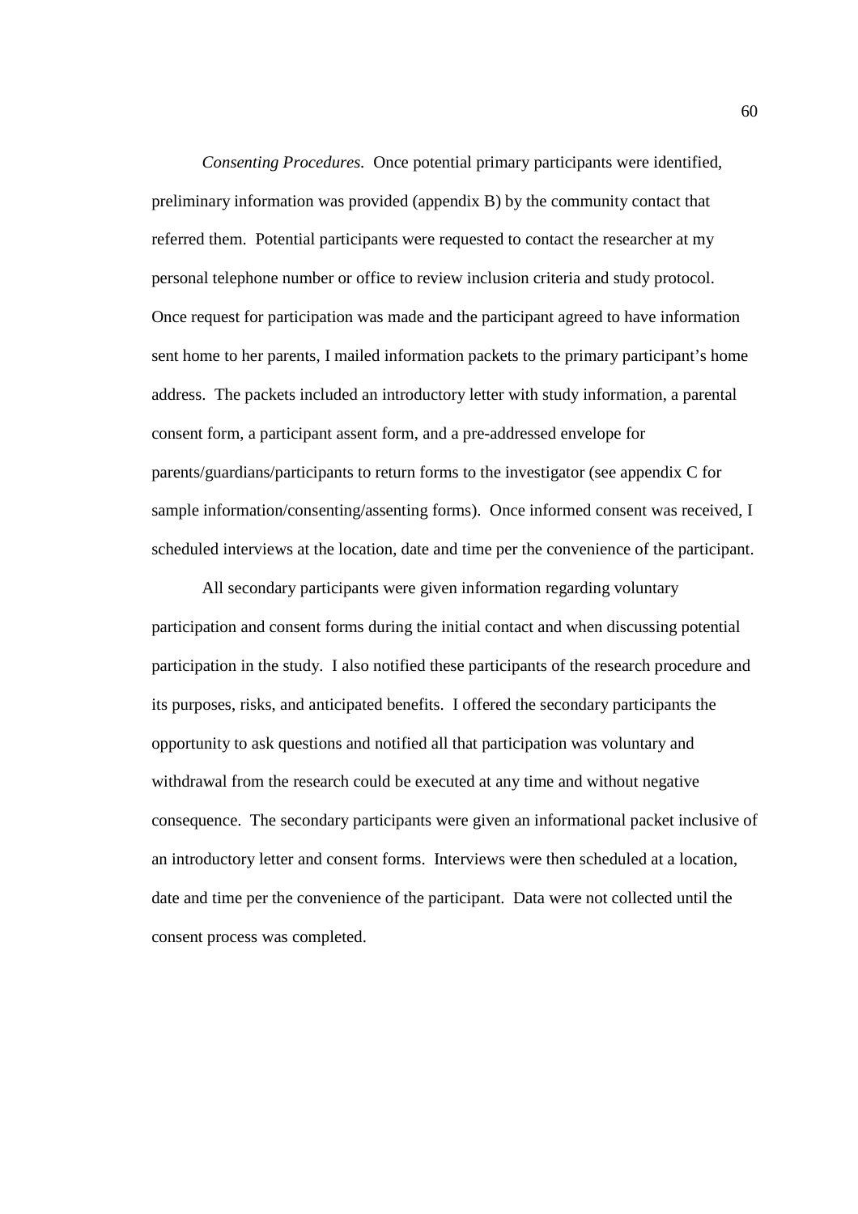*Consenting Procedures.* Once potential primary participants were identified, preliminary information was provided (appendix B) by the community contact that referred them. Potential participants were requested to contact the researcher at my personal telephone number or office to review inclusion criteria and study protocol. Once request for participation was made and the participant agreed to have information sent home to her parents, I mailed information packets to the primary participant's home address. The packets included an introductory letter with study information, a parental consent form, a participant assent form, and a pre-addressed envelope for parents/guardians/participants to return forms to the investigator (see appendix C for sample information/consenting/assenting forms). Once informed consent was received, I scheduled interviews at the location, date and time per the convenience of the participant.

All secondary participants were given information regarding voluntary participation and consent forms during the initial contact and when discussing potential participation in the study. I also notified these participants of the research procedure and its purposes, risks, and anticipated benefits. I offered the secondary participants the opportunity to ask questions and notified all that participation was voluntary and withdrawal from the research could be executed at any time and without negative consequence. The secondary participants were given an informational packet inclusive of an introductory letter and consent forms. Interviews were then scheduled at a location, date and time per the convenience of the participant. Data were not collected until the consent process was completed.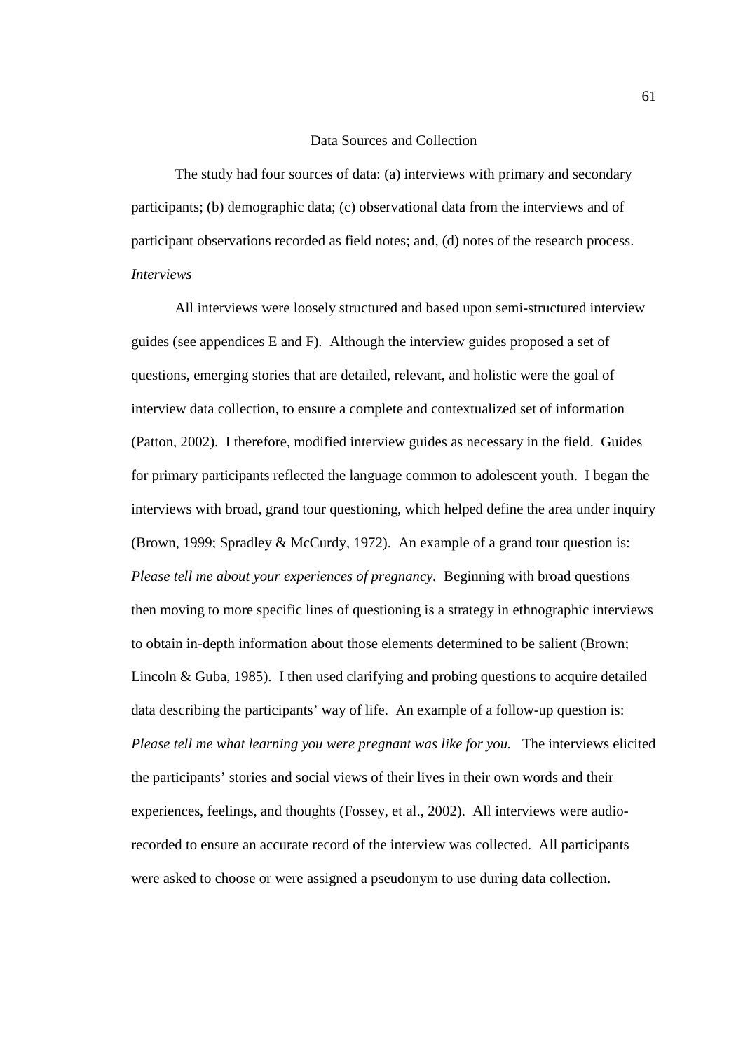## Data Sources and Collection

The study had four sources of data: (a) interviews with primary and secondary participants; (b) demographic data; (c) observational data from the interviews and of participant observations recorded as field notes; and, (d) notes of the research process.

### *Interviews*

All interviews were loosely structured and based upon semi-structured interview guides (see appendices E and F). Although the interview guides proposed a set of questions, emerging stories that are detailed, relevant, and holistic were the goal of interview data collection, to ensure a complete and contextualized set of information (Patton, 2002). I therefore, modified interview guides as necessary in the field. Guides for primary participants reflected the language common to adolescent youth. I began the interviews with broad, grand tour questioning, which helped define the area under inquiry (Brown, 1999; Spradley & McCurdy, 1972). An example of a grand tour question is: *Please tell me about your experiences of pregnancy*. Beginning with broad questions then moving to more specific lines of questioning is a strategy in ethnographic interviews to obtain in-depth information about those elements determined to be salient (Brown; Lincoln & Guba, 1985). I then used clarifying and probing questions to acquire detailed data describing the participants' way of life. An example of a follow-up question is: *Please tell me what learning you were pregnant was like for you.* The interviews elicited the participants' stories and social views of their lives in their own words and their experiences, feelings, and thoughts (Fossey, et al., 2002). All interviews were audio-recorded to ensure an accurate record of the interview was collected. All participants were asked to choose or were assigned a pseudonym to use during data collection.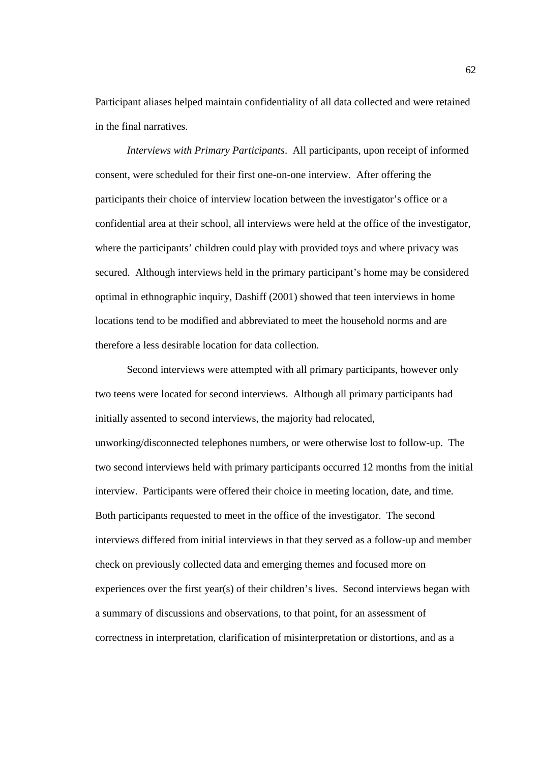Participant aliases helped maintain confidentiality of all data collected and were retained in the final narratives.

*Interviews with Primary Participants*. All participants, upon receipt of informed consent, were scheduled for their first one-on-one interview. After offering the participants their choice of interview location between the investigator's office or a confidential area at their school, all interviews were held at the office of the investigator, where the participants' children could play with provided toys and where privacy was secured. Although interviews held in the primary participant's home may be considered optimal in ethnographic inquiry, Dashiff (2001) showed that teen interviews in home locations tend to be modified and abbreviated to meet the household norms and are therefore a less desirable location for data collection.

Second interviews were attempted with all primary participants, however only two teens were located for second interviews. Although all primary participants had initially assented to second interviews, the majority had relocated, unworking/disconnected telephones numbers, or were otherwise lost to follow-up. The two second interviews held with primary participants occurred 12 months from the initial interview. Participants were offered their choice in meeting location, date, and time. Both participants requested to meet in the office of the investigator. The second interviews differed from initial interviews in that they served as a follow-up and member check on previously collected data and emerging themes and focused more on experiences over the first year(s) of their children's lives. Second interviews began with a summary of discussions and observations, to that point, for an assessment of correctness in interpretation, clarification of misinterpretation or distortions, and as a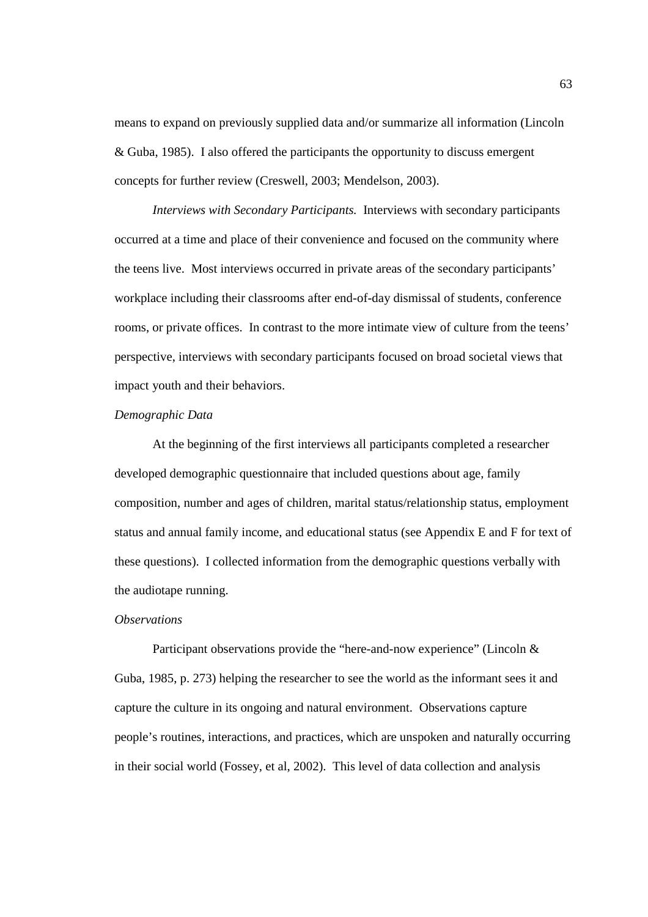means to expand on previously supplied data and/or summarize all information (Lincoln & Guba, 1985). I also offered the participants the opportunity to discuss emergent concepts for further review (Creswell, 2003; Mendelson, 2003).

*Interviews with Secondary Participants.* Interviews with secondary participants occurred at a time and place of their convenience and focused on the community where the teens live. Most interviews occurred in private areas of the secondary participants' workplace including their classrooms after end-of-day dismissal of students, conference rooms, or private offices. In contrast to the more intimate view of culture from the teens' perspective, interviews with secondary participants focused on broad societal views that impact youth and their behaviors.

### *Demographic Data*

At the beginning of the first interviews all participants completed a researcher developed demographic questionnaire that included questions about age, family composition, number and ages of children, marital status/relationship status, employment status and annual family income, and educational status (see Appendix E and F for text of these questions). I collected information from the demographic questions verbally with the audiotape running.

### *Observations*

Participant observations provide the "here-and-now experience" (Lincoln & Guba, 1985, p. 273) helping the researcher to see the world as the informant sees it and capture the culture in its ongoing and natural environment. Observations capture people's routines, interactions, and practices, which are unspoken and naturally occurring in their social world (Fossey, et al, 2002). This level of data collection and analysis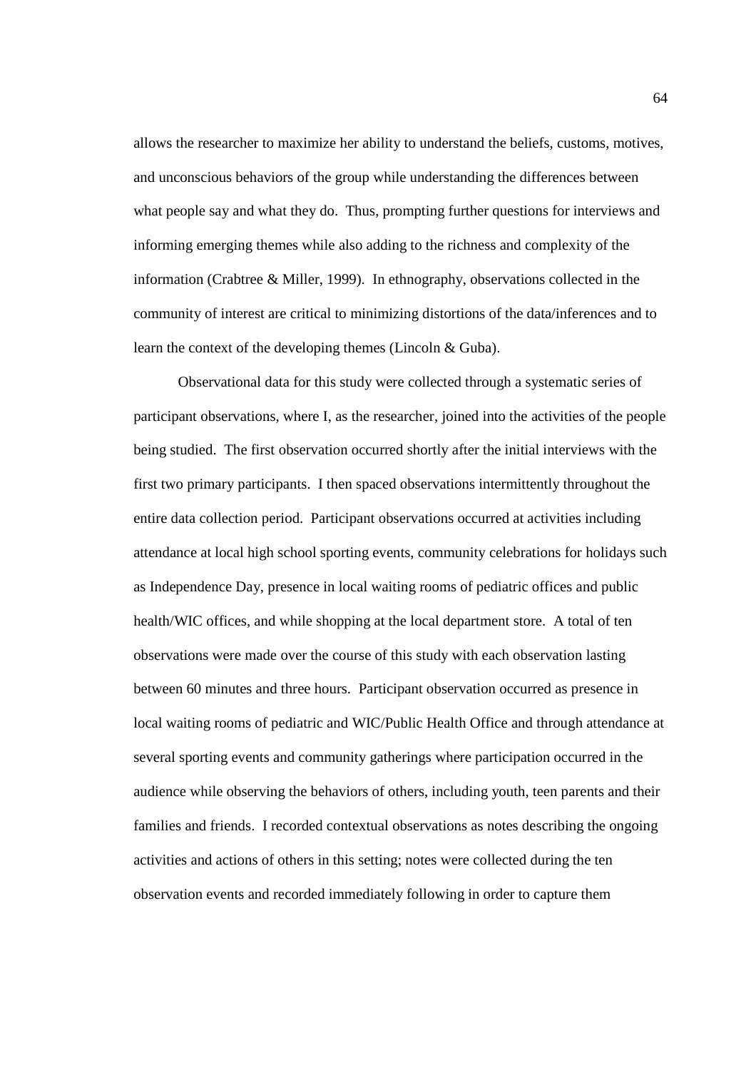allows the researcher to maximize her ability to understand the beliefs, customs, motives, and unconscious behaviors of the group while understanding the differences between what people say and what they do. Thus, prompting further questions for interviews and informing emerging themes while also adding to the richness and complexity of the information (Crabtree & Miller, 1999). In ethnography, observations collected in the community of interest are critical to minimizing distortions of the data/inferences and to learn the context of the developing themes (Lincoln & Guba).

Observational data for this study were collected through a systematic series of participant observations, where I, as the researcher, joined into the activities of the people being studied. The first observation occurred shortly after the initial interviews with the first two primary participants. I then spaced observations intermittently throughout the entire data collection period. Participant observations occurred at activities including attendance at local high school sporting events, community celebrations for holidays such as Independence Day, presence in local waiting rooms of pediatric offices and public health/WIC offices, and while shopping at the local department store. A total of ten observations were made over the course of this study with each observation lasting between 60 minutes and three hours. Participant observation occurred as presence in local waiting rooms of pediatric and WIC/Public Health Office and through attendance at several sporting events and community gatherings where participation occurred in the audience while observing the behaviors of others, including youth, teen parents and their families and friends. I recorded contextual observations as notes describing the ongoing activities and actions of others in this setting; notes were collected during the ten observation events and recorded immediately following in order to capture them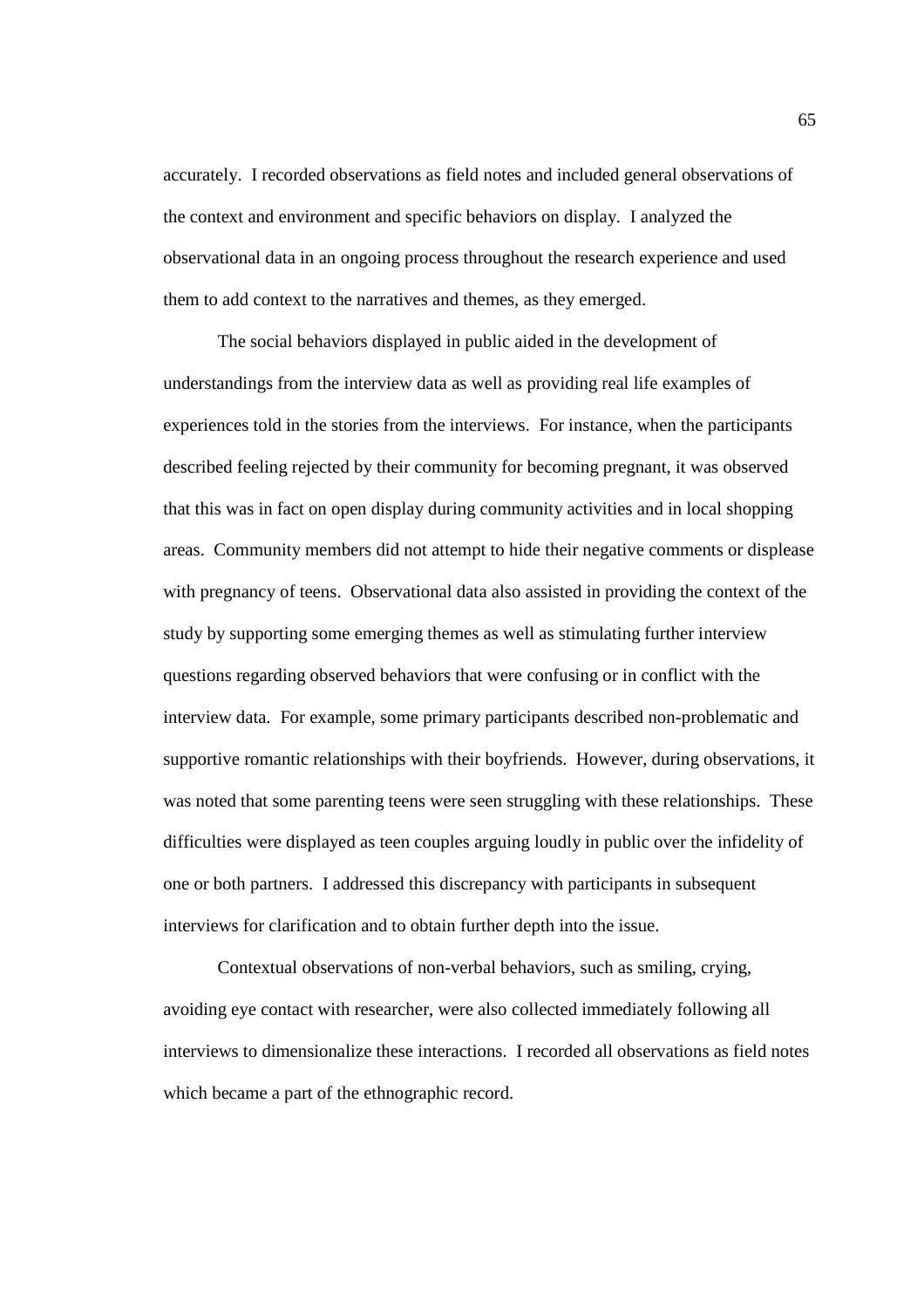accurately. I recorded observations as field notes and included general observations of the context and environment and specific behaviors on display. I analyzed the observational data in an ongoing process throughout the research experience and used them to add context to the narratives and themes, as they emerged.

The social behaviors displayed in public aided in the development of understandings from the interview data as well as providing real life examples of experiences told in the stories from the interviews. For instance, when the participants described feeling rejected by their community for becoming pregnant, it was observed that this was in fact on open display during community activities and in local shopping areas. Community members did not attempt to hide their negative comments or displease with pregnancy of teens. Observational data also assisted in providing the context of the study by supporting some emerging themes as well as stimulating further interview questions regarding observed behaviors that were confusing or in conflict with the interview data. For example, some primary participants described non-problematic and supportive romantic relationships with their boyfriends. However, during observations, it was noted that some parenting teens were seen struggling with these relationships. These difficulties were displayed as teen couples arguing loudly in public over the infidelity of one or both partners. I addressed this discrepancy with participants in subsequent interviews for clarification and to obtain further depth into the issue.

Contextual observations of non-verbal behaviors, such as smiling, crying, avoiding eye contact with researcher, were also collected immediately following all interviews to dimensionalize these interactions. I recorded all observations as field notes which became a part of the ethnographic record.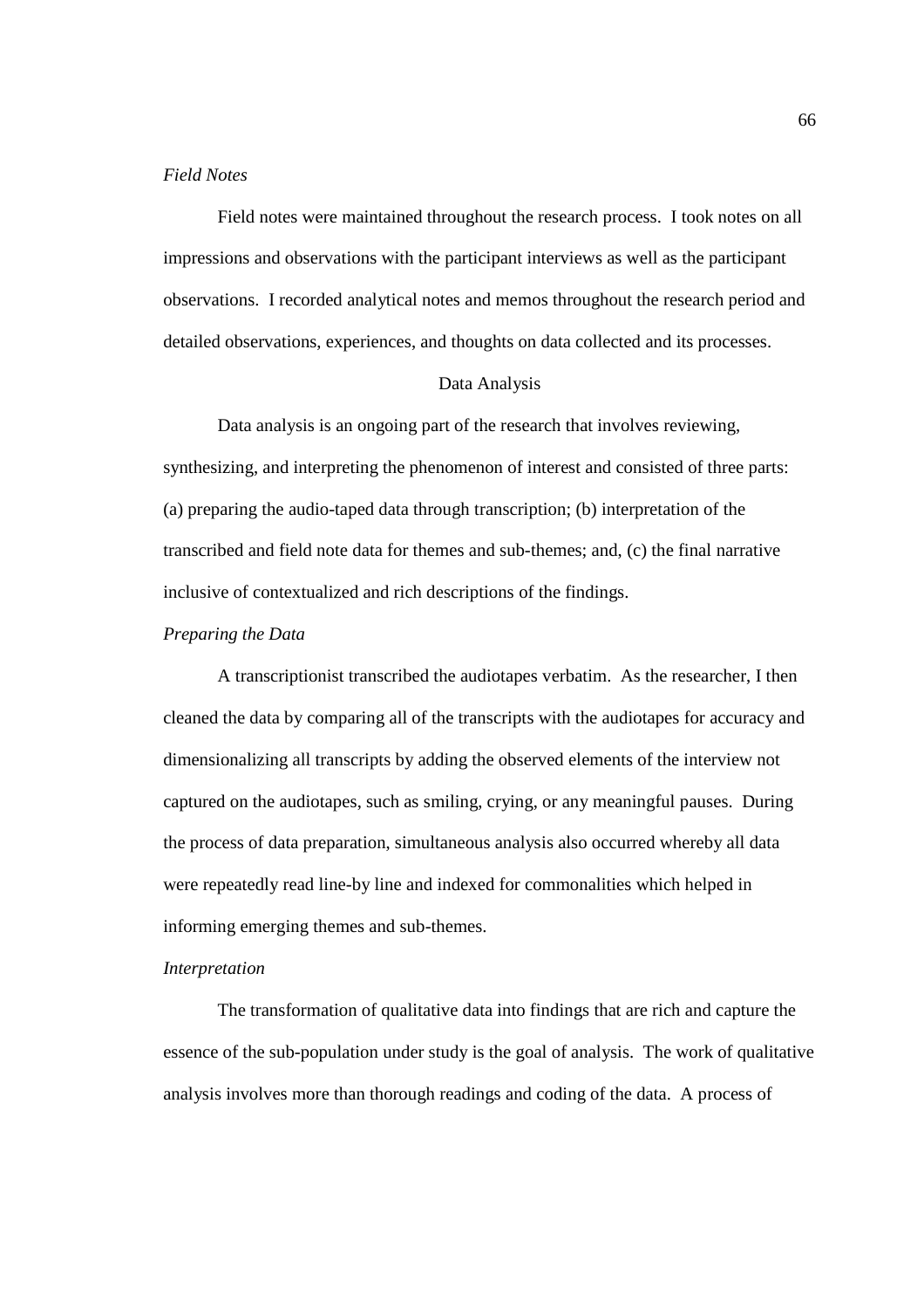*Field Notes*

Field notes were maintained throughout the research process. I took notes on all impressions and observations with the participant interviews as well as the participant observations. I recorded analytical notes and memos throughout the research period and detailed observations, experiences, and thoughts on data collected and its processes.

## Data Analysis

Data analysis is an ongoing part of the research that involves reviewing, synthesizing, and interpreting the phenomenon of interest and consisted of three parts: (a) preparing the audio-taped data through transcription; (b) interpretation of the transcribed and field note data for themes and sub-themes; and, (c) the final narrative inclusive of contextualized and rich descriptions of the findings.

*Preparing the Data*

A transcriptionist transcribed the audiotapes verbatim. As the researcher, I then cleaned the data by comparing all of the transcripts with the audiotapes for accuracy and dimensionalizing all transcripts by adding the observed elements of the interview not captured on the audiotapes, such as smiling, crying, or any meaningful pauses. During the process of data preparation, simultaneous analysis also occurred whereby all data were repeatedly read line-by line and indexed for commonalities which helped in informing emerging themes and sub-themes.

*Interpretation*

The transformation of qualitative data into findings that are rich and capture the essence of the sub-population under study is the goal of analysis. The work of qualitative analysis involves more than thorough readings and coding of the data. A process of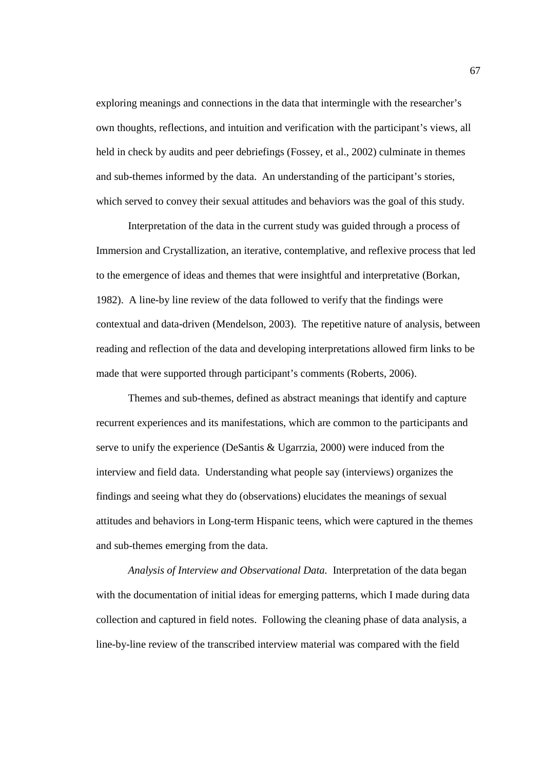exploring meanings and connections in the data that intermingle with the researcher's own thoughts, reflections, and intuition and verification with the participant's views, all held in check by audits and peer debriefings (Fossey, et al., 2002) culminate in themes and sub-themes informed by the data. An understanding of the participant's stories, which served to convey their sexual attitudes and behaviors was the goal of this study.

Interpretation of the data in the current study was guided through a process of Immersion and Crystallization, an iterative, contemplative, and reflexive process that led to the emergence of ideas and themes that were insightful and interpretative (Borkan, 1982). A line-by line review of the data followed to verify that the findings were contextual and data-driven (Mendelson, 2003). The repetitive nature of analysis, between reading and reflection of the data and developing interpretations allowed firm links to be made that were supported through participant's comments (Roberts, 2006).

Themes and sub-themes, defined as abstract meanings that identify and capture recurrent experiences and its manifestations, which are common to the participants and serve to unify the experience (DeSantis & Ugarrzia, 2000) were induced from the interview and field data. Understanding what people say (interviews) organizes the findings and seeing what they do (observations) elucidates the meanings of sexual attitudes and behaviors in Long-term Hispanic teens, which were captured in the themes and sub-themes emerging from the data.

*Analysis of Interview and Observational Data.* Interpretation of the data began with the documentation of initial ideas for emerging patterns, which I made during data collection and captured in field notes. Following the cleaning phase of data analysis, a line-by-line review of the transcribed interview material was compared with the field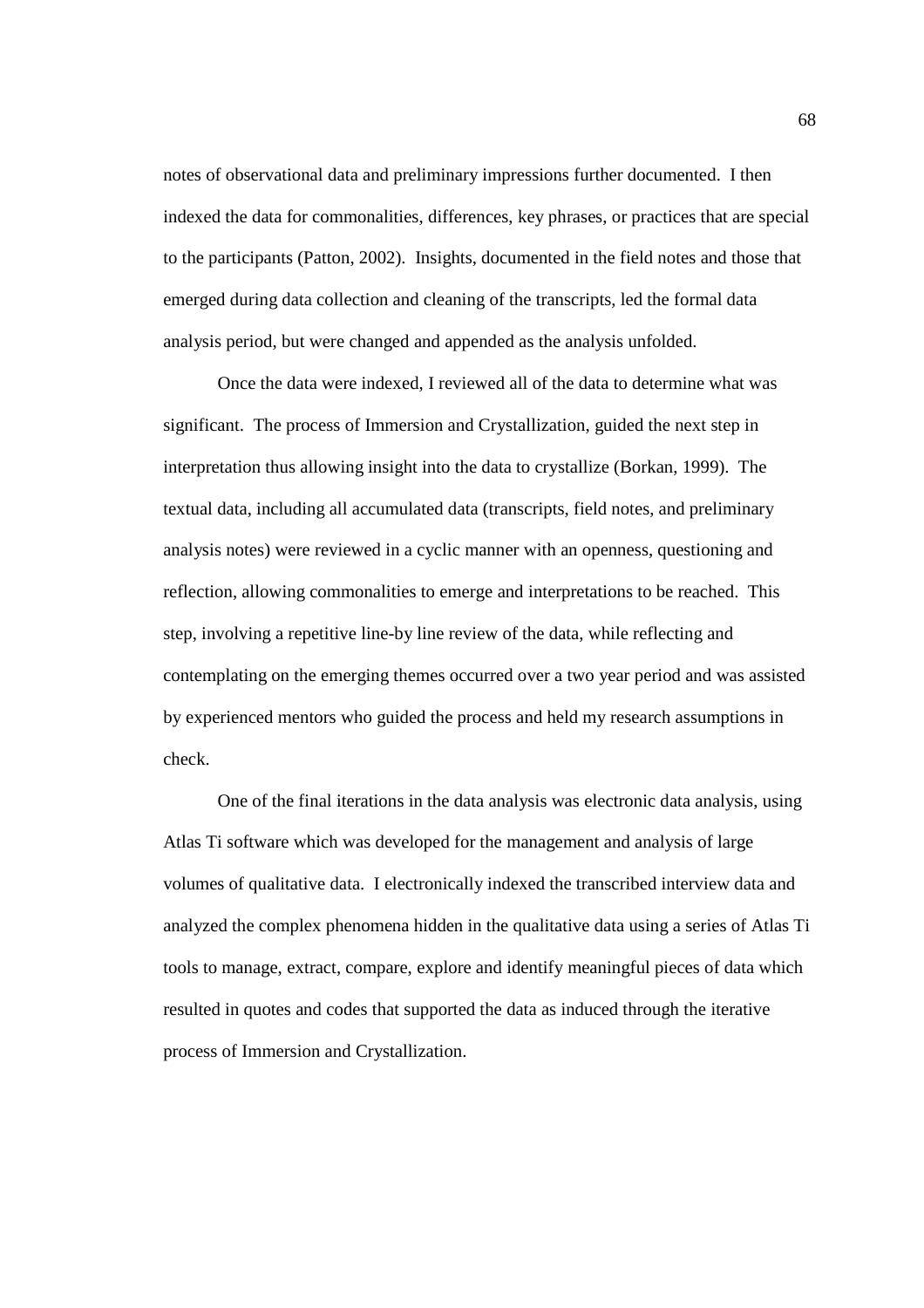notes of observational data and preliminary impressions further documented. I then indexed the data for commonalities, differences, key phrases, or practices that are special to the participants (Patton, 2002). Insights, documented in the field notes and those that emerged during data collection and cleaning of the transcripts, led the formal data analysis period, but were changed and appended as the analysis unfolded.

Once the data were indexed, I reviewed all of the data to determine what was significant. The process of Immersion and Crystallization, guided the next step in interpretation thus allowing insight into the data to crystallize (Borkan, 1999). The textual data, including all accumulated data (transcripts, field notes, and preliminary analysis notes) were reviewed in a cyclic manner with an openness, questioning and reflection, allowing commonalities to emerge and interpretations to be reached. This step, involving a repetitive line-by line review of the data, while reflecting and contemplating on the emerging themes occurred over a two year period and was assisted by experienced mentors who guided the process and held my research assumptions in check.

One of the final iterations in the data analysis was electronic data analysis, using Atlas Ti software which was developed for the management and analysis of large volumes of qualitative data. I electronically indexed the transcribed interview data and analyzed the complex phenomena hidden in the qualitative data using a series of Atlas Ti tools to manage, extract, compare, explore and identify meaningful pieces of data which resulted in quotes and codes that supported the data as induced through the iterative process of Immersion and Crystallization.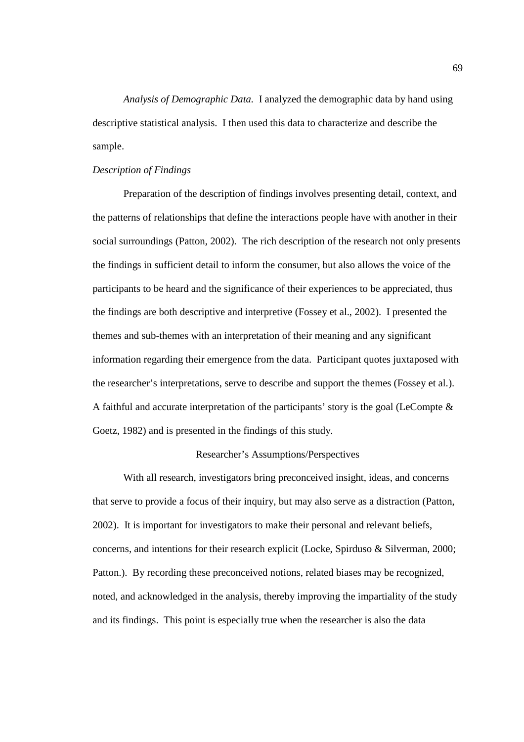*Analysis of Demographic Data.* I analyzed the demographic data by hand using descriptive statistical analysis. I then used this data to characterize and describe the sample.

### *Description of Findings*

Preparation of the description of findings involves presenting detail, context, and the patterns of relationships that define the interactions people have with another in their social surroundings (Patton, 2002). The rich description of the research not only presents the findings in sufficient detail to inform the consumer, but also allows the voice of the participants to be heard and the significance of their experiences to be appreciated, thus the findings are both descriptive and interpretive (Fossey et al., 2002). I presented the themes and sub-themes with an interpretation of their meaning and any significant information regarding their emergence from the data. Participant quotes juxtaposed with the researcher's interpretations, serve to describe and support the themes (Fossey et al.). A faithful and accurate interpretation of the participants' story is the goal (LeCompte & Goetz, 1982) and is presented in the findings of this study.

## Researcher's Assumptions/Perspectives

With all research, investigators bring preconceived insight, ideas, and concerns that serve to provide a focus of their inquiry, but may also serve as a distraction (Patton, 2002). It is important for investigators to make their personal and relevant beliefs, concerns, and intentions for their research explicit (Locke, Spirduso & Silverman, 2000; Patton.). By recording these preconceived notions, related biases may be recognized, noted, and acknowledged in the analysis, thereby improving the impartiality of the study and its findings. This point is especially true when the researcher is also the data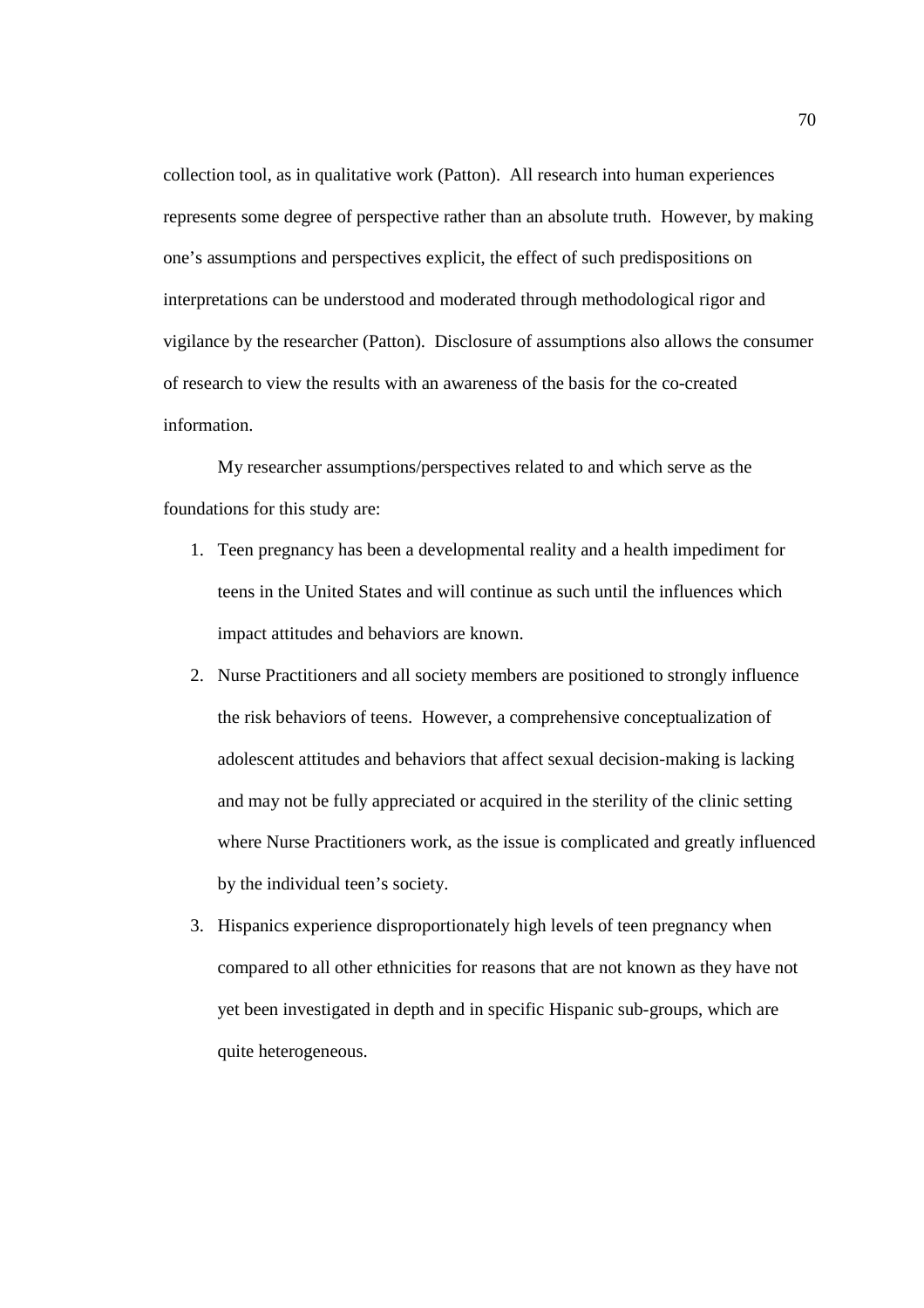collection tool, as in qualitative work (Patton). All research into human experiences represents some degree of perspective rather than an absolute truth. However, by making one's assumptions and perspectives explicit, the effect of such predispositions on interpretations can be understood and moderated through methodological rigor and vigilance by the researcher (Patton). Disclosure of assumptions also allows the consumer of research to view the results with an awareness of the basis for the co-created information.

My researcher assumptions/perspectives related to and which serve as the foundations for this study are:

1. Teen pregnancy has been a developmental reality and a health impediment for teens in the United States and will continue as such until the influences which impact attitudes and behaviors are known.
2. Nurse Practitioners and all society members are positioned to strongly influence the risk behaviors of teens. However, a comprehensive conceptualization of adolescent attitudes and behaviors that affect sexual decision-making is lacking and may not be fully appreciated or acquired in the sterility of the clinic setting where Nurse Practitioners work, as the issue is complicated and greatly influenced by the individual teen's society.
3. Hispanics experience disproportionately high levels of teen pregnancy when compared to all other ethnicities for reasons that are not known as they have not yet been investigated in depth and in specific Hispanic sub-groups, which are quite heterogeneous.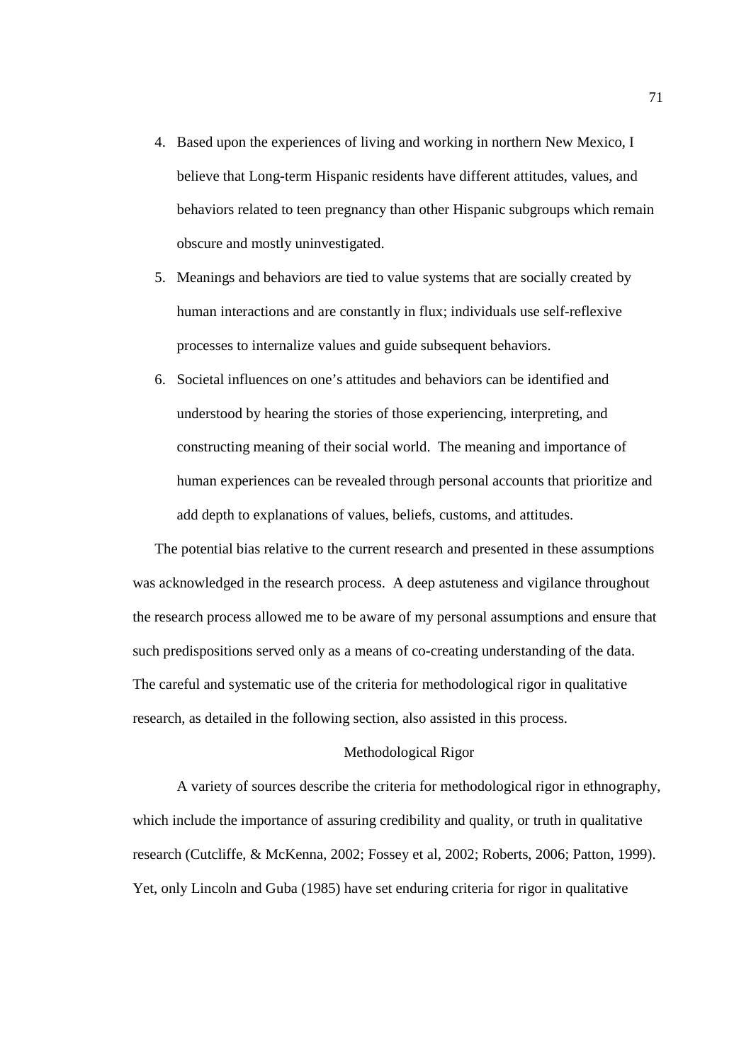4. Based upon the experiences of living and working in northern New Mexico, I believe that Long-term Hispanic residents have different attitudes, values, and behaviors related to teen pregnancy than other Hispanic subgroups which remain obscure and mostly uninvestigated.
5. Meanings and behaviors are tied to value systems that are socially created by human interactions and are constantly in flux; individuals use self-reflexive processes to internalize values and guide subsequent behaviors.
6. Societal influences on one's attitudes and behaviors can be identified and understood by hearing the stories of those experiencing, interpreting, and constructing meaning of their social world. The meaning and importance of human experiences can be revealed through personal accounts that prioritize and add depth to explanations of values, beliefs, customs, and attitudes.

The potential bias relative to the current research and presented in these assumptions was acknowledged in the research process. A deep astuteness and vigilance throughout the research process allowed me to be aware of my personal assumptions and ensure that such predispositions served only as a means of co-creating understanding of the data. The careful and systematic use of the criteria for methodological rigor in qualitative research, as detailed in the following section, also assisted in this process.

## Methodological Rigor

A variety of sources describe the criteria for methodological rigor in ethnography, which include the importance of assuring credibility and quality, or truth in qualitative research (Cutcliffe, & McKenna, 2002; Fossey et al, 2002; Roberts, 2006; Patton, 1999). Yet, only Lincoln and Guba (1985) have set enduring criteria for rigor in qualitative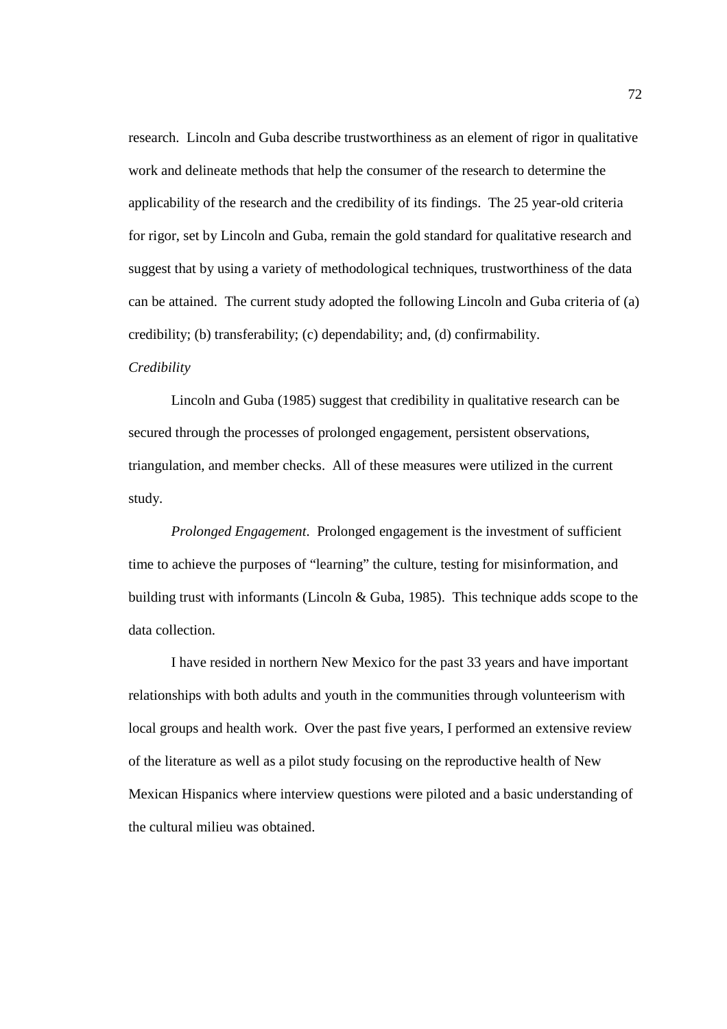research. Lincoln and Guba describe trustworthiness as an element of rigor in qualitative work and delineate methods that help the consumer of the research to determine the applicability of the research and the credibility of its findings. The 25 year-old criteria for rigor, set by Lincoln and Guba, remain the gold standard for qualitative research and suggest that by using a variety of methodological techniques, trustworthiness of the data can be attained. The current study adopted the following Lincoln and Guba criteria of (a) credibility; (b) transferability; (c) dependability; and, (d) confirmability.

*Credibility*

Lincoln and Guba (1985) suggest that credibility in qualitative research can be secured through the processes of prolonged engagement, persistent observations, triangulation, and member checks. All of these measures were utilized in the current study.

*Prolonged Engagement*. Prolonged engagement is the investment of sufficient time to achieve the purposes of "learning" the culture, testing for misinformation, and building trust with informants (Lincoln & Guba, 1985). This technique adds scope to the data collection.

I have resided in northern New Mexico for the past 33 years and have important relationships with both adults and youth in the communities through volunteerism with local groups and health work. Over the past five years, I performed an extensive review of the literature as well as a pilot study focusing on the reproductive health of New Mexican Hispanics where interview questions were piloted and a basic understanding of the cultural milieu was obtained.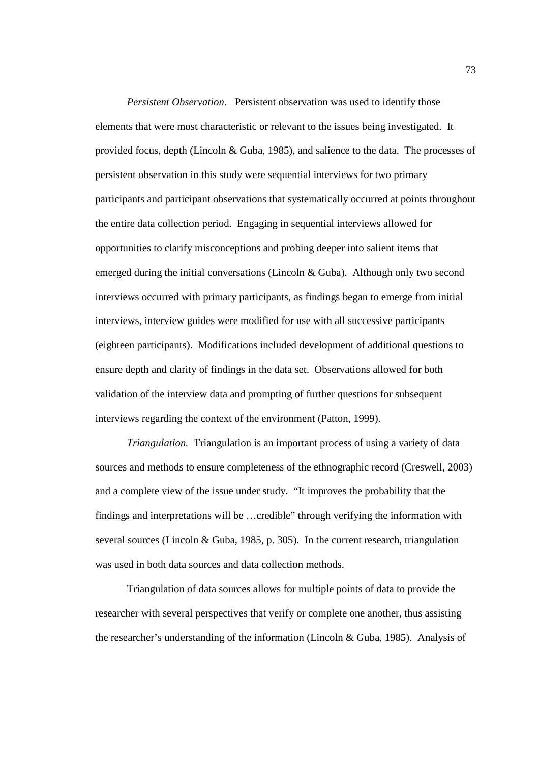*Persistent Observation*. Persistent observation was used to identify those elements that were most characteristic or relevant to the issues being investigated. It provided focus, depth (Lincoln & Guba, 1985), and salience to the data. The processes of persistent observation in this study were sequential interviews for two primary participants and participant observations that systematically occurred at points throughout the entire data collection period. Engaging in sequential interviews allowed for opportunities to clarify misconceptions and probing deeper into salient items that emerged during the initial conversations (Lincoln & Guba). Although only two second interviews occurred with primary participants, as findings began to emerge from initial interviews, interview guides were modified for use with all successive participants (eighteen participants). Modifications included development of additional questions to ensure depth and clarity of findings in the data set. Observations allowed for both validation of the interview data and prompting of further questions for subsequent interviews regarding the context of the environment (Patton, 1999).

*Triangulation.* Triangulation is an important process of using a variety of data sources and methods to ensure completeness of the ethnographic record (Creswell, 2003) and a complete view of the issue under study. "It improves the probability that the findings and interpretations will be …credible" through verifying the information with several sources (Lincoln & Guba, 1985, p. 305). In the current research, triangulation was used in both data sources and data collection methods.

Triangulation of data sources allows for multiple points of data to provide the researcher with several perspectives that verify or complete one another, thus assisting the researcher's understanding of the information (Lincoln & Guba, 1985). Analysis of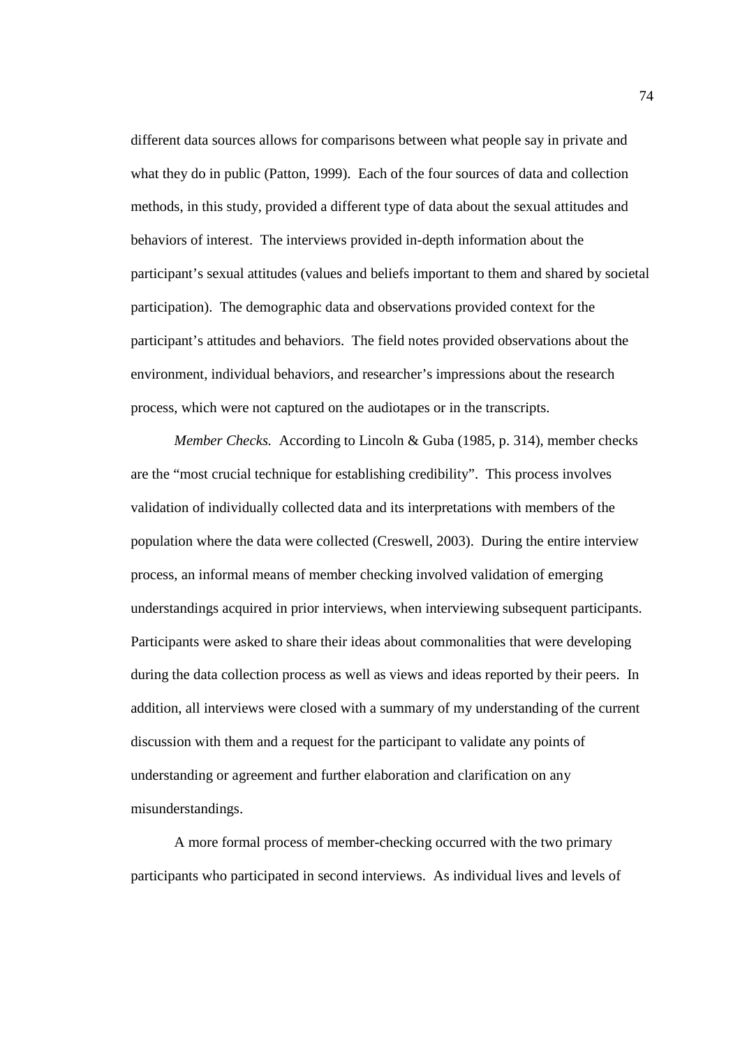different data sources allows for comparisons between what people say in private and what they do in public (Patton, 1999). Each of the four sources of data and collection methods, in this study, provided a different type of data about the sexual attitudes and behaviors of interest. The interviews provided in-depth information about the participant's sexual attitudes (values and beliefs important to them and shared by societal participation). The demographic data and observations provided context for the participant's attitudes and behaviors. The field notes provided observations about the environment, individual behaviors, and researcher's impressions about the research process, which were not captured on the audiotapes or in the transcripts.

*Member Checks.* According to Lincoln & Guba (1985, p. 314), member checks are the "most crucial technique for establishing credibility". This process involves validation of individually collected data and its interpretations with members of the population where the data were collected (Creswell, 2003). During the entire interview process, an informal means of member checking involved validation of emerging understandings acquired in prior interviews, when interviewing subsequent participants. Participants were asked to share their ideas about commonalities that were developing during the data collection process as well as views and ideas reported by their peers. In addition, all interviews were closed with a summary of my understanding of the current discussion with them and a request for the participant to validate any points of understanding or agreement and further elaboration and clarification on any misunderstandings.

A more formal process of member-checking occurred with the two primary participants who participated in second interviews. As individual lives and levels of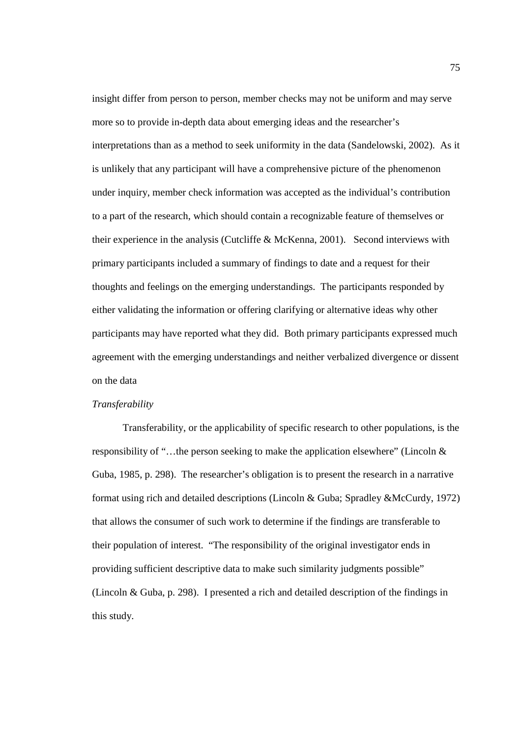insight differ from person to person, member checks may not be uniform and may serve more so to provide in-depth data about emerging ideas and the researcher's interpretations than as a method to seek uniformity in the data (Sandelowski, 2002). As it is unlikely that any participant will have a comprehensive picture of the phenomenon under inquiry, member check information was accepted as the individual's contribution to a part of the research, which should contain a recognizable feature of themselves or their experience in the analysis (Cutcliffe & McKenna, 2001). Second interviews with primary participants included a summary of findings to date and a request for their thoughts and feelings on the emerging understandings. The participants responded by either validating the information or offering clarifying or alternative ideas why other participants may have reported what they did. Both primary participants expressed much agreement with the emerging understandings and neither verbalized divergence or dissent on the data

*Transferability*

Transferability, or the applicability of specific research to other populations, is the responsibility of "…the person seeking to make the application elsewhere" (Lincoln & Guba, 1985, p. 298). The researcher's obligation is to present the research in a narrative format using rich and detailed descriptions (Lincoln & Guba; Spradley &McCurdy, 1972) that allows the consumer of such work to determine if the findings are transferable to their population of interest. "The responsibility of the original investigator ends in providing sufficient descriptive data to make such similarity judgments possible" (Lincoln & Guba, p. 298). I presented a rich and detailed description of the findings in this study.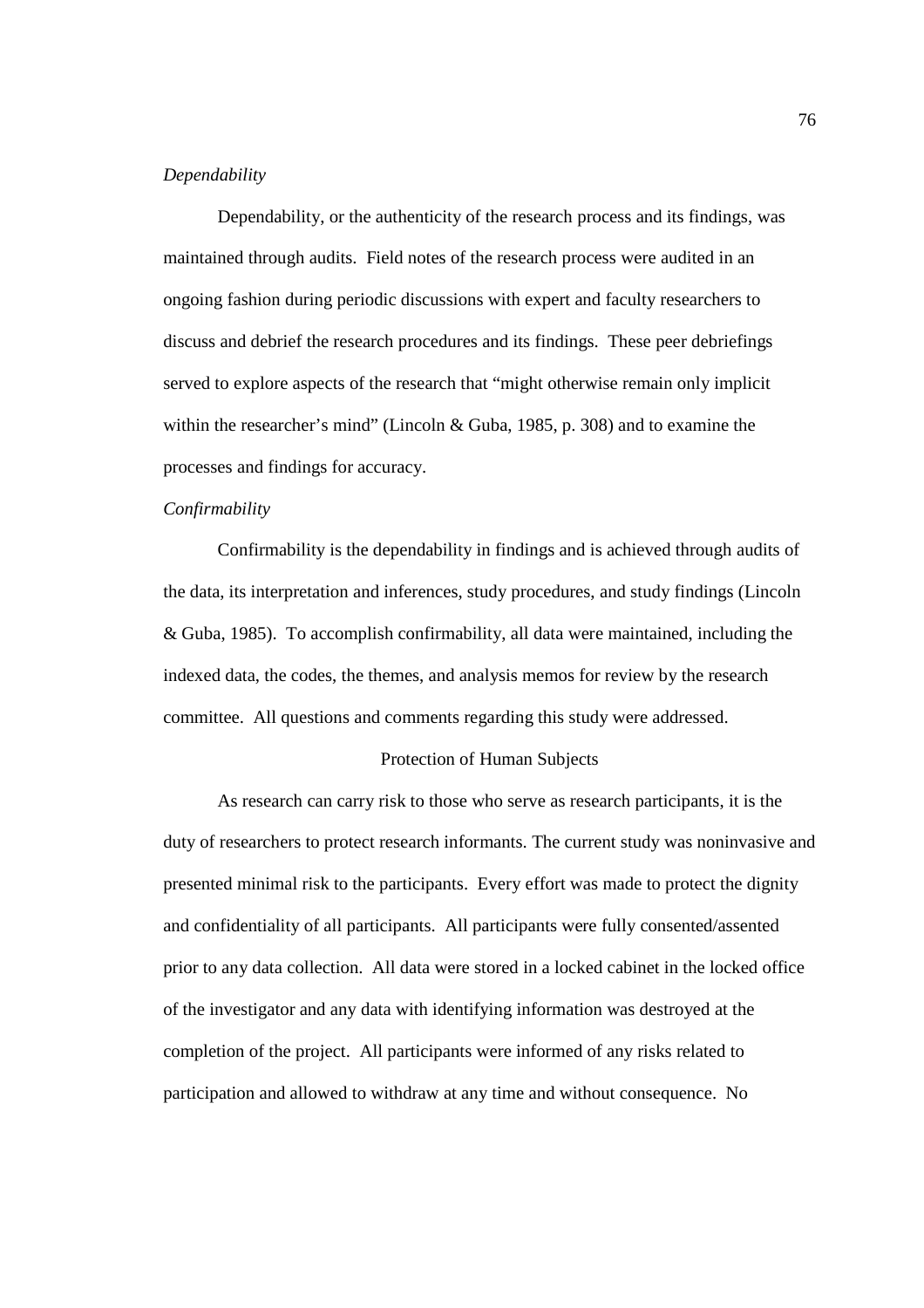*Dependability*

Dependability, or the authenticity of the research process and its findings, was maintained through audits. Field notes of the research process were audited in an ongoing fashion during periodic discussions with expert and faculty researchers to discuss and debrief the research procedures and its findings. These peer debriefings served to explore aspects of the research that "might otherwise remain only implicit within the researcher's mind" (Lincoln & Guba, 1985, p. 308) and to examine the processes and findings for accuracy.

*Confirmability*

Confirmability is the dependability in findings and is achieved through audits of the data, its interpretation and inferences, study procedures, and study findings (Lincoln & Guba, 1985). To accomplish confirmability, all data were maintained, including the indexed data, the codes, the themes, and analysis memos for review by the research committee. All questions and comments regarding this study were addressed.

## Protection of Human Subjects

As research can carry risk to those who serve as research participants, it is the duty of researchers to protect research informants. The current study was noninvasive and presented minimal risk to the participants. Every effort was made to protect the dignity and confidentiality of all participants. All participants were fully consented/assented prior to any data collection. All data were stored in a locked cabinet in the locked office of the investigator and any data with identifying information was destroyed at the completion of the project. All participants were informed of any risks related to participation and allowed to withdraw at any time and without consequence. No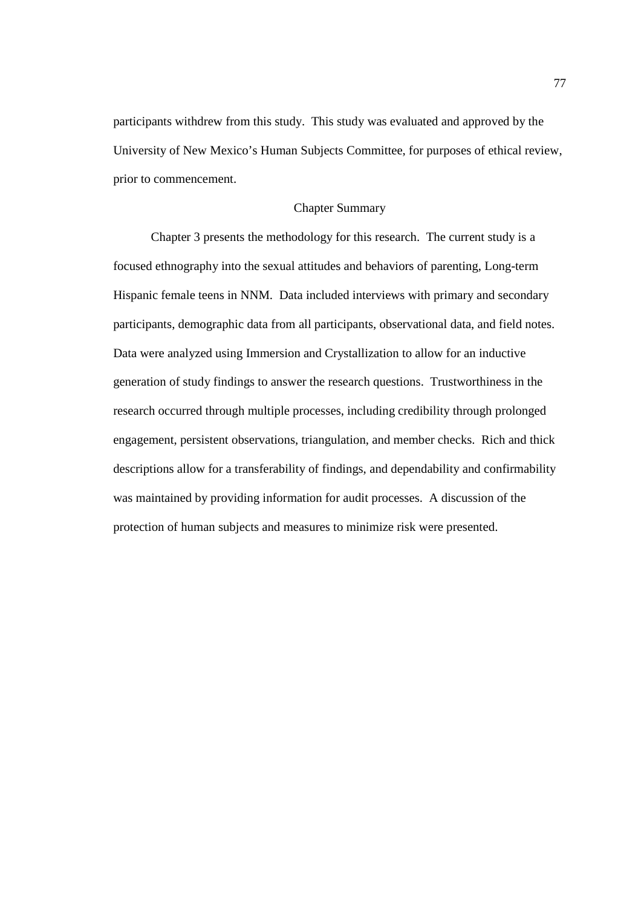participants withdrew from this study. This study was evaluated and approved by the University of New Mexico's Human Subjects Committee, for purposes of ethical review, prior to commencement.

## Chapter Summary

Chapter 3 presents the methodology for this research. The current study is a focused ethnography into the sexual attitudes and behaviors of parenting, Long-term Hispanic female teens in NNM. Data included interviews with primary and secondary participants, demographic data from all participants, observational data, and field notes. Data were analyzed using Immersion and Crystallization to allow for an inductive generation of study findings to answer the research questions. Trustworthiness in the research occurred through multiple processes, including credibility through prolonged engagement, persistent observations, triangulation, and member checks. Rich and thick descriptions allow for a transferability of findings, and dependability and confirmability was maintained by providing information for audit processes. A discussion of the protection of human subjects and measures to minimize risk were presented.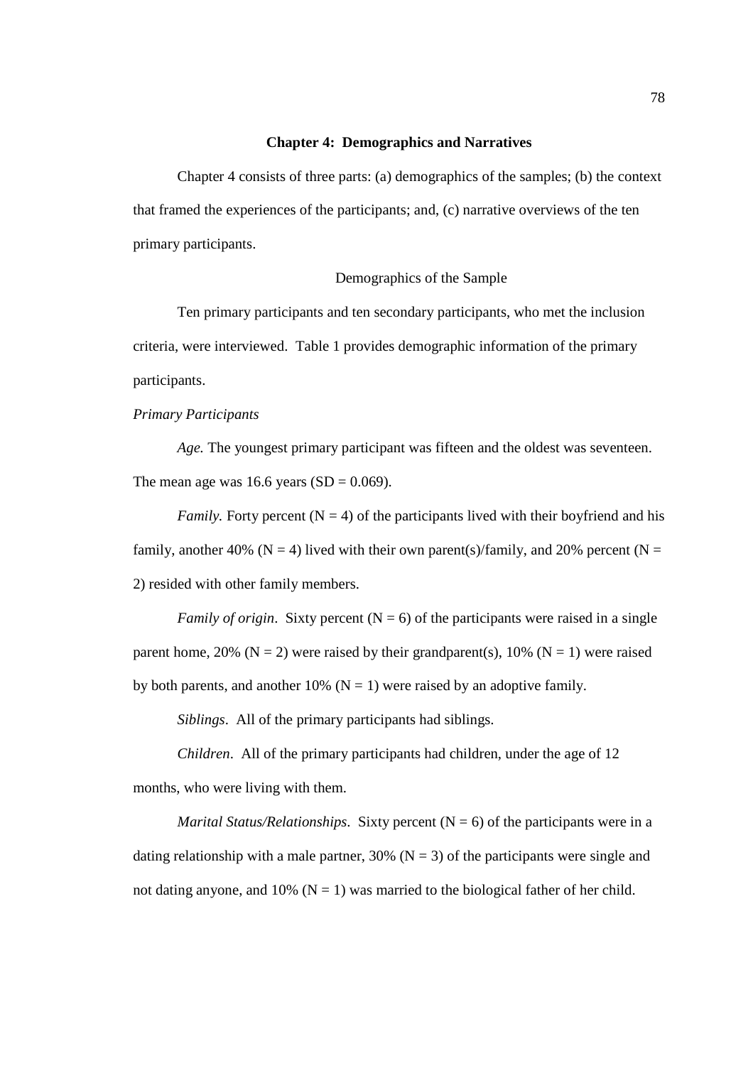# Chapter 4: Demographics and Narratives

Chapter 4 consists of three parts: (a) demographics of the samples; (b) the context that framed the experiences of the participants; and, (c) narrative overviews of the ten primary participants.

## Demographics of the Sample

Ten primary participants and ten secondary participants, who met the inclusion criteria, were interviewed. Table 1 provides demographic information of the primary participants.

### *Primary Participants*

*Age.* The youngest primary participant was fifteen and the oldest was seventeen. The mean age was 16.6 years (SD = 0.069).

*Family.* Forty percent (N = 4) of the participants lived with their boyfriend and his family, another 40% (N = 4) lived with their own parent(s)/family, and 20% percent (N = 2) resided with other family members.

*Family of origin*. Sixty percent (N = 6) of the participants were raised in a single parent home, 20% (N = 2) were raised by their grandparent(s), 10% (N = 1) were raised by both parents, and another 10% (N = 1) were raised by an adoptive family.

*Siblings*. All of the primary participants had siblings.

*Children*. All of the primary participants had children, under the age of 12 months, who were living with them.

*Marital Status/Relationships*. Sixty percent (N = 6) of the participants were in a dating relationship with a male partner, 30% (N = 3) of the participants were single and not dating anyone, and 10% (N = 1) was married to the biological father of her child.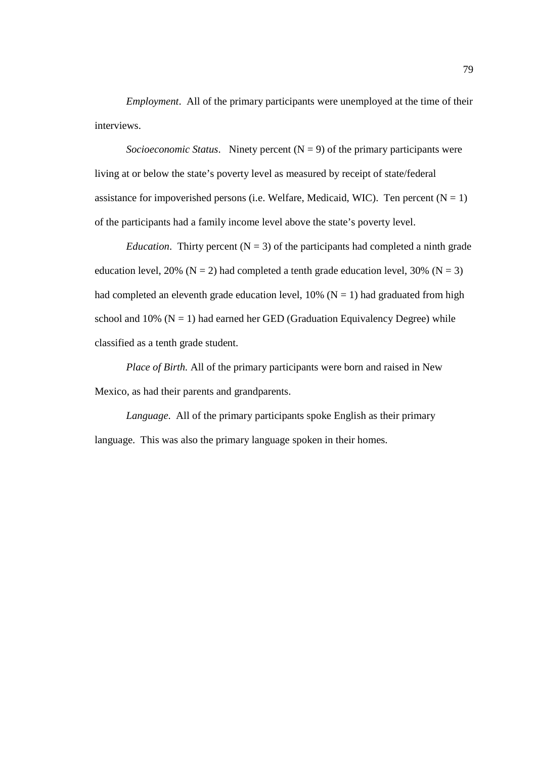*Employment*. All of the primary participants were unemployed at the time of their interviews.

*Socioeconomic Status*. Ninety percent ($N = 9$) of the primary participants were living at or below the state's poverty level as measured by receipt of state/federal assistance for impoverished persons (i.e. Welfare, Medicaid, WIC). Ten percent ($N = 1$) of the participants had a family income level above the state's poverty level.

*Education*. Thirty percent ($N = 3$) of the participants had completed a ninth grade education level, 20% ($N = 2$) had completed a tenth grade education level, 30% ($N = 3$) had completed an eleventh grade education level, 10% ($N = 1$) had graduated from high school and 10% ($N = 1$) had earned her GED (Graduation Equivalency Degree) while classified as a tenth grade student.

*Place of Birth.* All of the primary participants were born and raised in New Mexico, as had their parents and grandparents.

*Language*. All of the primary participants spoke English as their primary language. This was also the primary language spoken in their homes.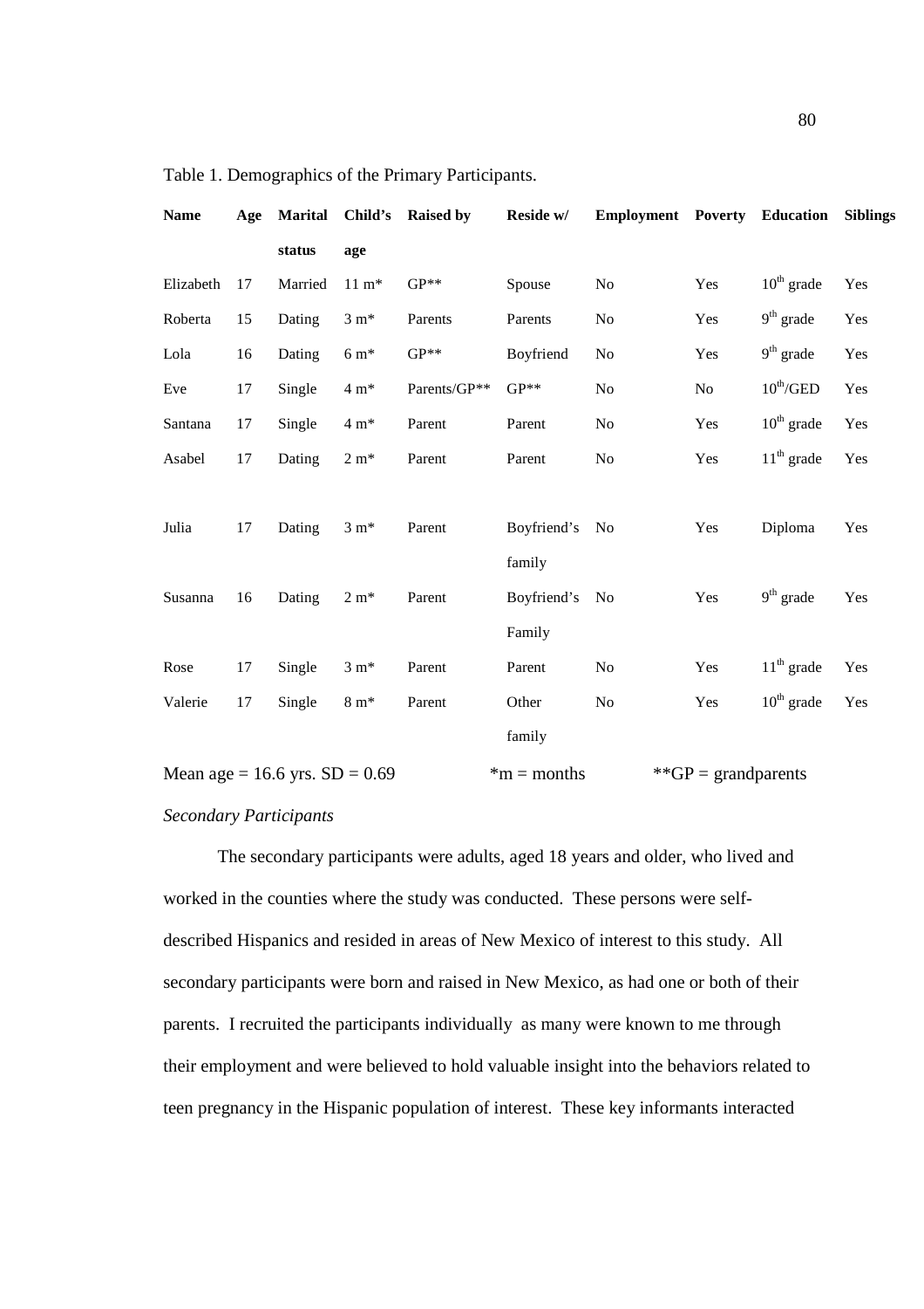Table 1. Demographics of the Primary Participants.

| Name | Age | Marital status | Child's age | Raised by | Reside w/ | Employment | Poverty | Education | Siblings |
|---|---|---|---|---|---|---|---|---|---|
| Elizabeth | 17 | Married | 11 m* | GP** | Spouse | No | Yes | 10th grade | Yes |
| Roberta | 15 | Dating | 3 m* | Parents | Parents | No | Yes | 9th grade | Yes |
| Lola | 16 | Dating | 6 m* | GP** | Boyfriend | No | Yes | 9th grade | Yes |
| Eve | 17 | Single | 4 m* | Parents/GP** | GP** | No | No | 10th/GED | Yes |
| Santana | 17 | Single | 4 m* | Parent | Parent | No | Yes | 10th grade | Yes |
| Asabel | 17 | Dating | 2 m* | Parent | Parent | No | Yes | 11th grade | Yes |
| Julia | 17 | Dating | 3 m* | Parent | Boyfriend's family | No | Yes | Diploma | Yes |
| Susanna | 16 | Dating | 2 m* | Parent | Boyfriend's Family | No | Yes | 9th grade | Yes |
| Rose | 17 | Single | 3 m* | Parent | Parent | No | Yes | 11th grade | Yes |
| Valerie | 17 | Single | 8 m* | Parent | Other family | No | Yes | 10th grade | Yes |

Mean age = 16.6 yrs. SD = 0.69 *m = months **GP = grandparents

*Secondary Participants*

The secondary participants were adults, aged 18 years and older, who lived and worked in the counties where the study was conducted. These persons were self-described Hispanics and resided in areas of New Mexico of interest to this study. All secondary participants were born and raised in New Mexico, as had one or both of their parents. I recruited the participants individually as many were known to me through their employment and were believed to hold valuable insight into the behaviors related to teen pregnancy in the Hispanic population of interest. These key informants interacted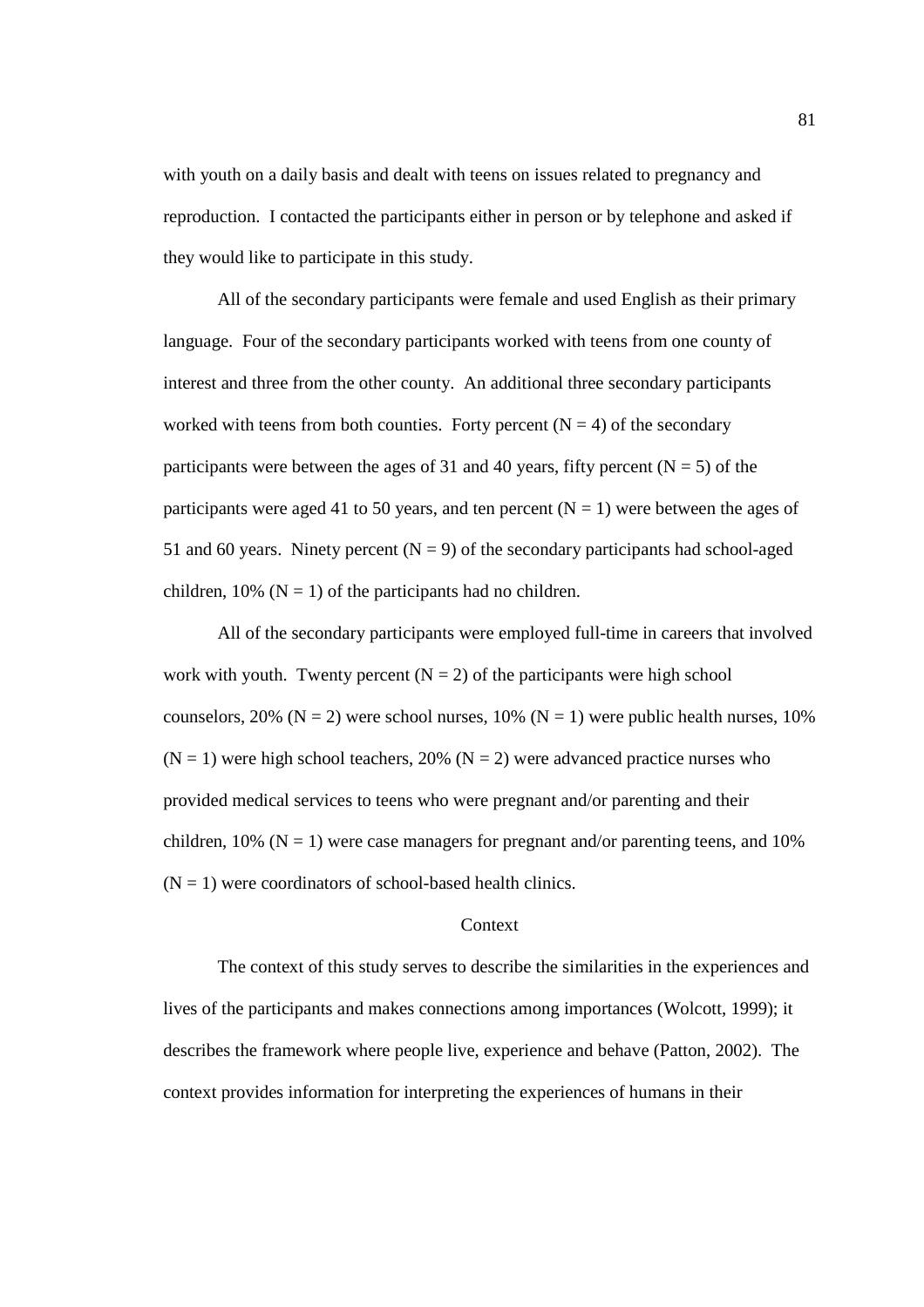with youth on a daily basis and dealt with teens on issues related to pregnancy and reproduction. I contacted the participants either in person or by telephone and asked if they would like to participate in this study.

All of the secondary participants were female and used English as their primary language. Four of the secondary participants worked with teens from one county of interest and three from the other county. An additional three secondary participants worked with teens from both counties. Forty percent ($N = 4$) of the secondary participants were between the ages of 31 and 40 years, fifty percent ($N = 5$) of the participants were aged 41 to 50 years, and ten percent ($N = 1$) were between the ages of 51 and 60 years. Ninety percent ($N = 9$) of the secondary participants had school-aged children, 10% ($N = 1$) of the participants had no children.

All of the secondary participants were employed full-time in careers that involved work with youth. Twenty percent ($N = 2$) of the participants were high school counselors, 20% ($N = 2$) were school nurses, 10% ($N = 1$) were public health nurses, 10% ($N = 1$) were high school teachers, 20% ($N = 2$) were advanced practice nurses who provided medical services to teens who were pregnant and/or parenting and their children, 10% ($N = 1$) were case managers for pregnant and/or parenting teens, and 10% ($N = 1$) were coordinators of school-based health clinics.

## Context

The context of this study serves to describe the similarities in the experiences and lives of the participants and makes connections among importances (Wolcott, 1999); it describes the framework where people live, experience and behave (Patton, 2002). The context provides information for interpreting the experiences of humans in their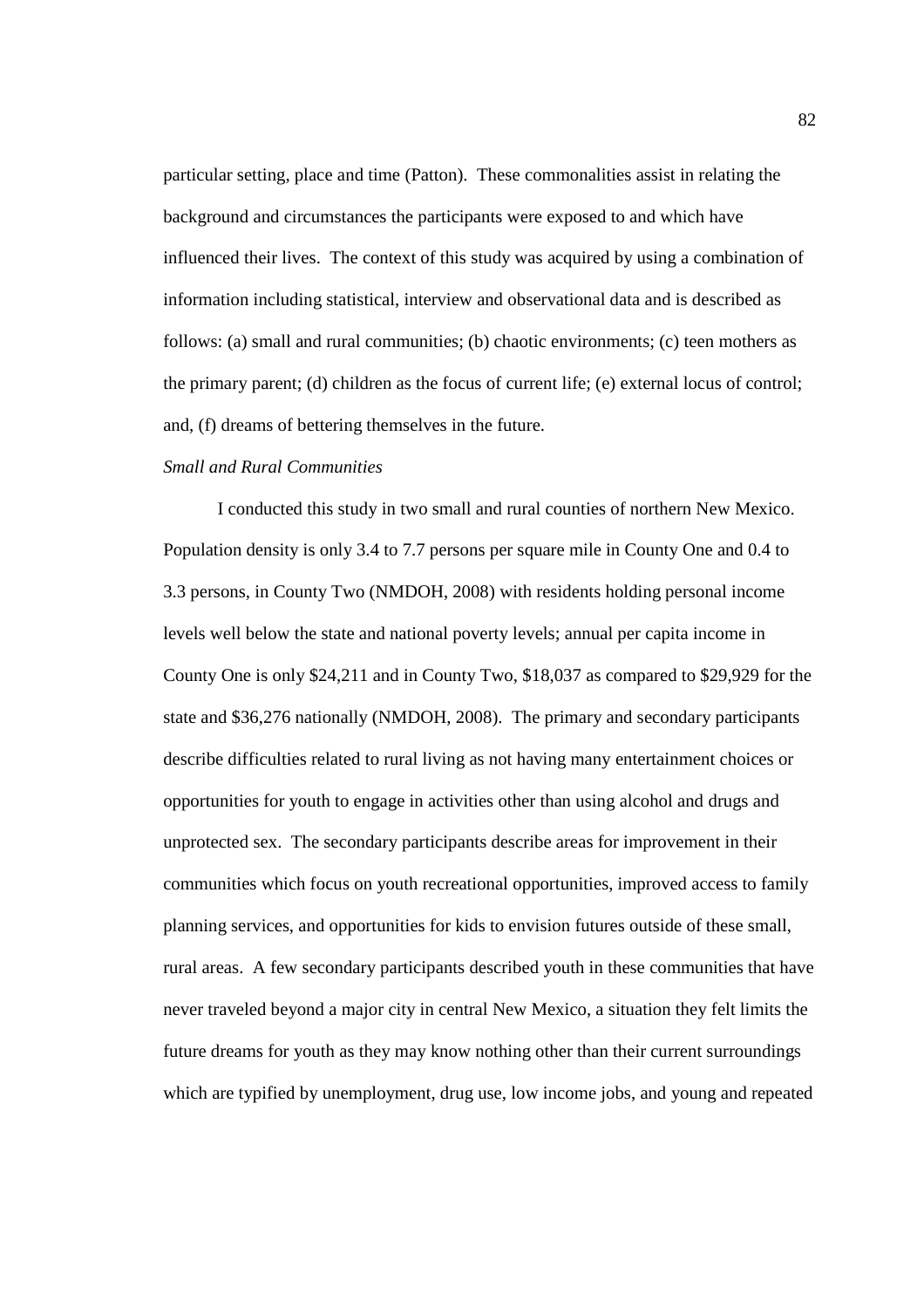particular setting, place and time (Patton). These commonalities assist in relating the background and circumstances the participants were exposed to and which have influenced their lives. The context of this study was acquired by using a combination of information including statistical, interview and observational data and is described as follows: (a) small and rural communities; (b) chaotic environments; (c) teen mothers as the primary parent; (d) children as the focus of current life; (e) external locus of control; and, (f) dreams of bettering themselves in the future.

*Small and Rural Communities*

I conducted this study in two small and rural counties of northern New Mexico. Population density is only 3.4 to 7.7 persons per square mile in County One and 0.4 to 3.3 persons, in County Two (NMDOH, 2008) with residents holding personal income levels well below the state and national poverty levels; annual per capita income in County One is only $24,211 and in County Two, $18,037 as compared to $29,929 for the state and $36,276 nationally (NMDOH, 2008). The primary and secondary participants describe difficulties related to rural living as not having many entertainment choices or opportunities for youth to engage in activities other than using alcohol and drugs and unprotected sex. The secondary participants describe areas for improvement in their communities which focus on youth recreational opportunities, improved access to family planning services, and opportunities for kids to envision futures outside of these small, rural areas. A few secondary participants described youth in these communities that have never traveled beyond a major city in central New Mexico, a situation they felt limits the future dreams for youth as they may know nothing other than their current surroundings which are typified by unemployment, drug use, low income jobs, and young and repeated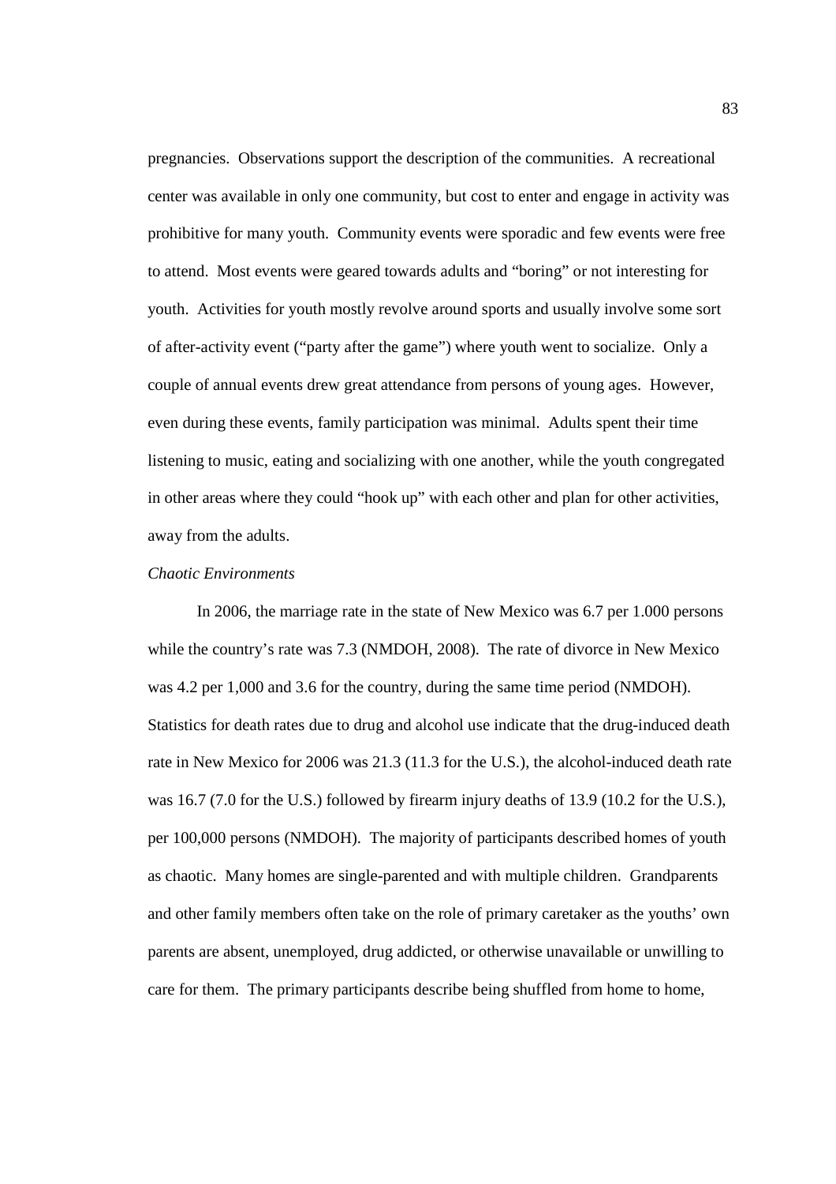pregnancies. Observations support the description of the communities. A recreational center was available in only one community, but cost to enter and engage in activity was prohibitive for many youth. Community events were sporadic and few events were free to attend. Most events were geared towards adults and "boring" or not interesting for youth. Activities for youth mostly revolve around sports and usually involve some sort of after-activity event ("party after the game") where youth went to socialize. Only a couple of annual events drew great attendance from persons of young ages. However, even during these events, family participation was minimal. Adults spent their time listening to music, eating and socializing with one another, while the youth congregated in other areas where they could "hook up" with each other and plan for other activities, away from the adults.

*Chaotic Environments*

In 2006, the marriage rate in the state of New Mexico was 6.7 per 1.000 persons while the country's rate was 7.3 (NMDOH, 2008). The rate of divorce in New Mexico was 4.2 per 1,000 and 3.6 for the country, during the same time period (NMDOH). Statistics for death rates due to drug and alcohol use indicate that the drug-induced death rate in New Mexico for 2006 was 21.3 (11.3 for the U.S.), the alcohol-induced death rate was 16.7 (7.0 for the U.S.) followed by firearm injury deaths of 13.9 (10.2 for the U.S.), per 100,000 persons (NMDOH). The majority of participants described homes of youth as chaotic. Many homes are single-parented and with multiple children. Grandparents and other family members often take on the role of primary caretaker as the youths' own parents are absent, unemployed, drug addicted, or otherwise unavailable or unwilling to care for them. The primary participants describe being shuffled from home to home,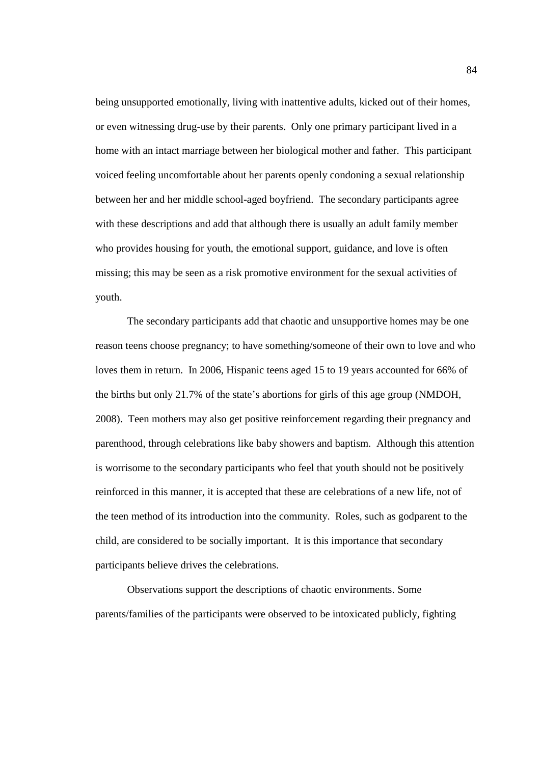being unsupported emotionally, living with inattentive adults, kicked out of their homes, or even witnessing drug-use by their parents. Only one primary participant lived in a home with an intact marriage between her biological mother and father. This participant voiced feeling uncomfortable about her parents openly condoning a sexual relationship between her and her middle school-aged boyfriend. The secondary participants agree with these descriptions and add that although there is usually an adult family member who provides housing for youth, the emotional support, guidance, and love is often missing; this may be seen as a risk promotive environment for the sexual activities of youth.

The secondary participants add that chaotic and unsupportive homes may be one reason teens choose pregnancy; to have something/someone of their own to love and who loves them in return. In 2006, Hispanic teens aged 15 to 19 years accounted for 66% of the births but only 21.7% of the state's abortions for girls of this age group (NMDOH, 2008). Teen mothers may also get positive reinforcement regarding their pregnancy and parenthood, through celebrations like baby showers and baptism. Although this attention is worrisome to the secondary participants who feel that youth should not be positively reinforced in this manner, it is accepted that these are celebrations of a new life, not of the teen method of its introduction into the community. Roles, such as godparent to the child, are considered to be socially important. It is this importance that secondary participants believe drives the celebrations.

Observations support the descriptions of chaotic environments. Some parents/families of the participants were observed to be intoxicated publicly, fighting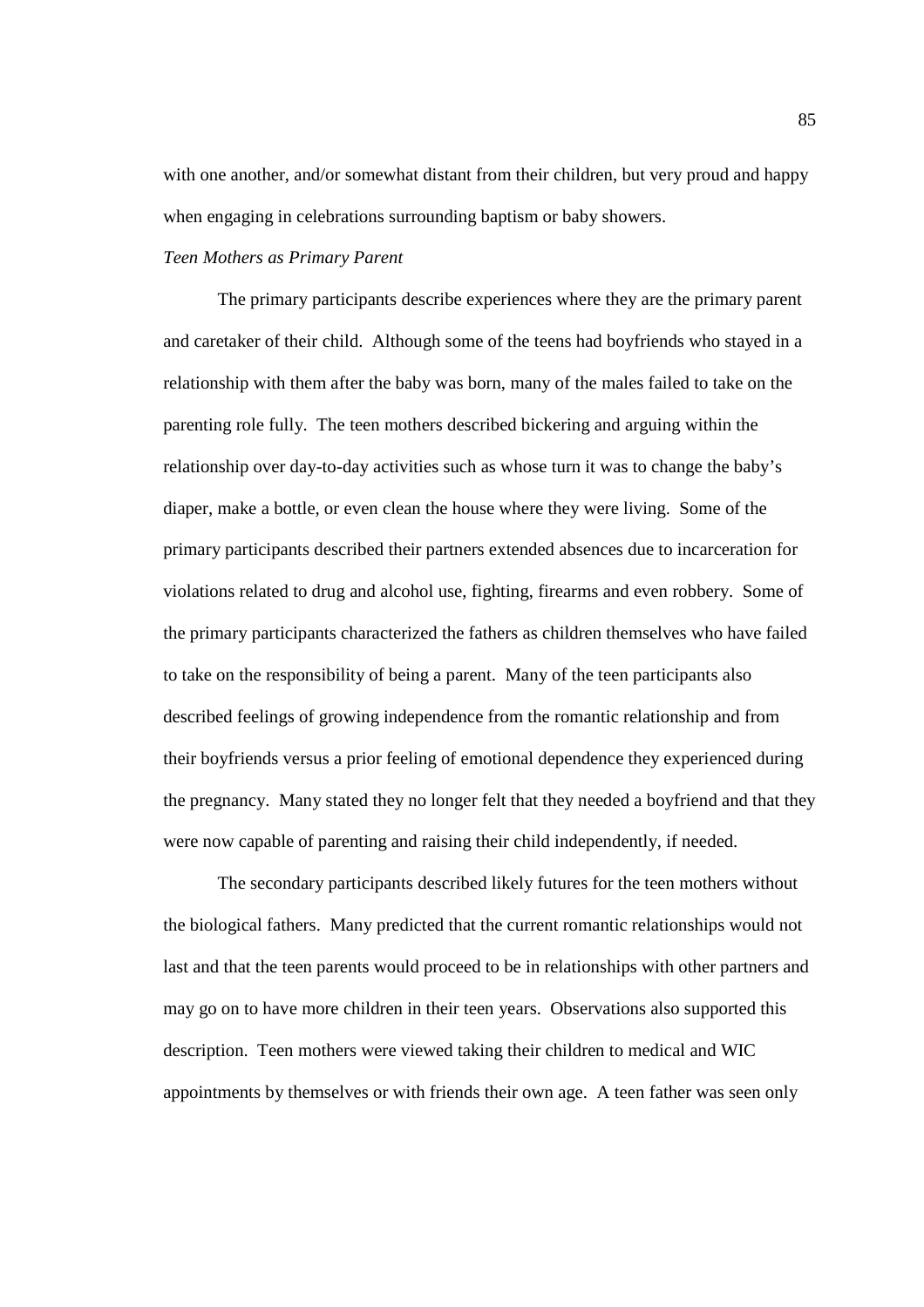with one another, and/or somewhat distant from their children, but very proud and happy when engaging in celebrations surrounding baptism or baby showers.

*Teen Mothers as Primary Parent*

The primary participants describe experiences where they are the primary parent and caretaker of their child. Although some of the teens had boyfriends who stayed in a relationship with them after the baby was born, many of the males failed to take on the parenting role fully. The teen mothers described bickering and arguing within the relationship over day-to-day activities such as whose turn it was to change the baby's diaper, make a bottle, or even clean the house where they were living. Some of the primary participants described their partners extended absences due to incarceration for violations related to drug and alcohol use, fighting, firearms and even robbery. Some of the primary participants characterized the fathers as children themselves who have failed to take on the responsibility of being a parent. Many of the teen participants also described feelings of growing independence from the romantic relationship and from their boyfriends versus a prior feeling of emotional dependence they experienced during the pregnancy. Many stated they no longer felt that they needed a boyfriend and that they were now capable of parenting and raising their child independently, if needed.

The secondary participants described likely futures for the teen mothers without the biological fathers. Many predicted that the current romantic relationships would not last and that the teen parents would proceed to be in relationships with other partners and may go on to have more children in their teen years. Observations also supported this description. Teen mothers were viewed taking their children to medical and WIC appointments by themselves or with friends their own age. A teen father was seen only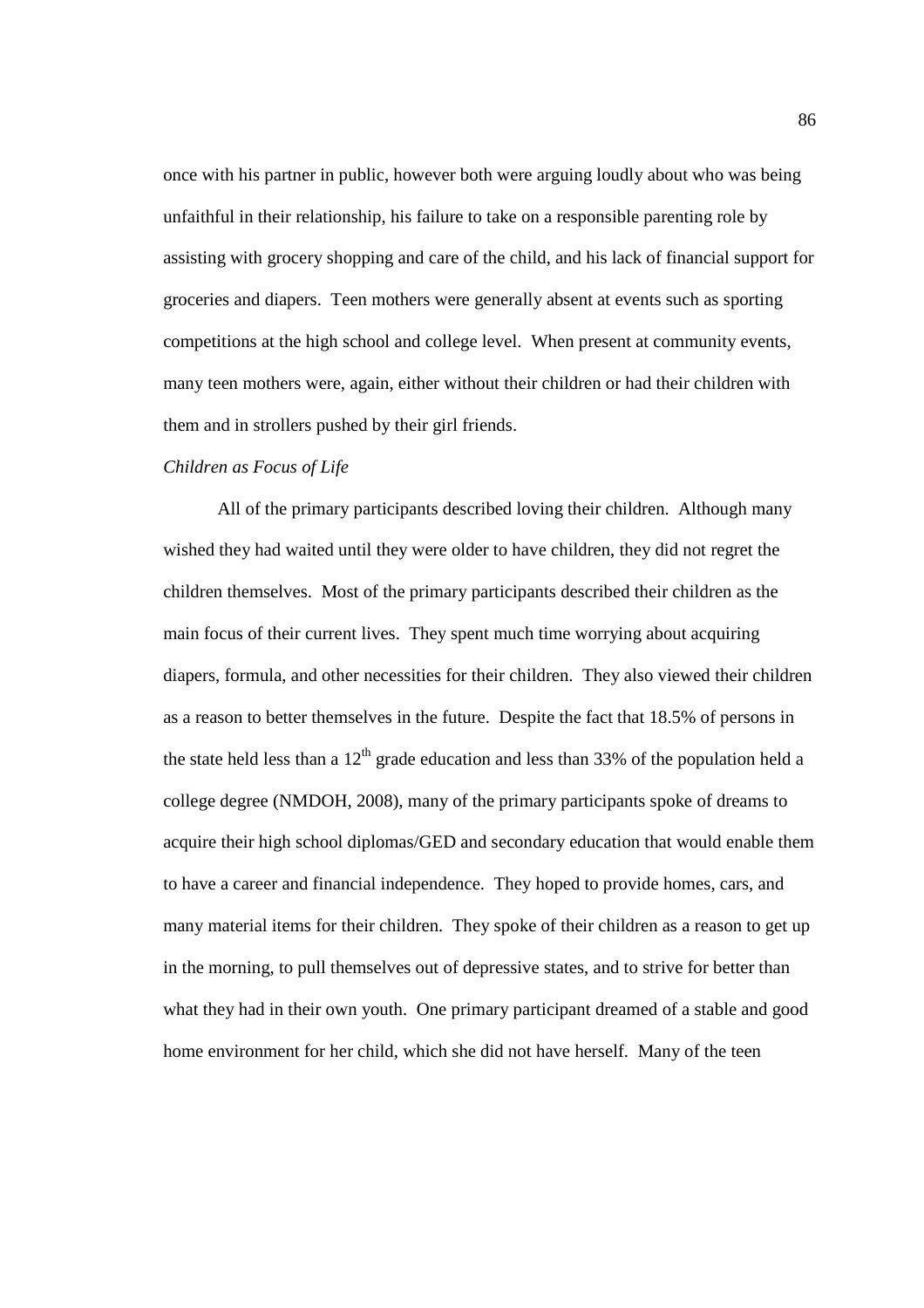once with his partner in public, however both were arguing loudly about who was being unfaithful in their relationship, his failure to take on a responsible parenting role by assisting with grocery shopping and care of the child, and his lack of financial support for groceries and diapers. Teen mothers were generally absent at events such as sporting competitions at the high school and college level. When present at community events, many teen mothers were, again, either without their children or had their children with them and in strollers pushed by their girl friends.

*Children as Focus of Life*

All of the primary participants described loving their children. Although many wished they had waited until they were older to have children, they did not regret the children themselves. Most of the primary participants described their children as the main focus of their current lives. They spent much time worrying about acquiring diapers, formula, and other necessities for their children. They also viewed their children as a reason to better themselves in the future. Despite the fact that 18.5% of persons in the state held less than a $12^{th}$ grade education and less than 33% of the population held a college degree (NMDOH, 2008), many of the primary participants spoke of dreams to acquire their high school diplomas/GED and secondary education that would enable them to have a career and financial independence. They hoped to provide homes, cars, and many material items for their children. They spoke of their children as a reason to get up in the morning, to pull themselves out of depressive states, and to strive for better than what they had in their own youth. One primary participant dreamed of a stable and good home environment for her child, which she did not have herself. Many of the teen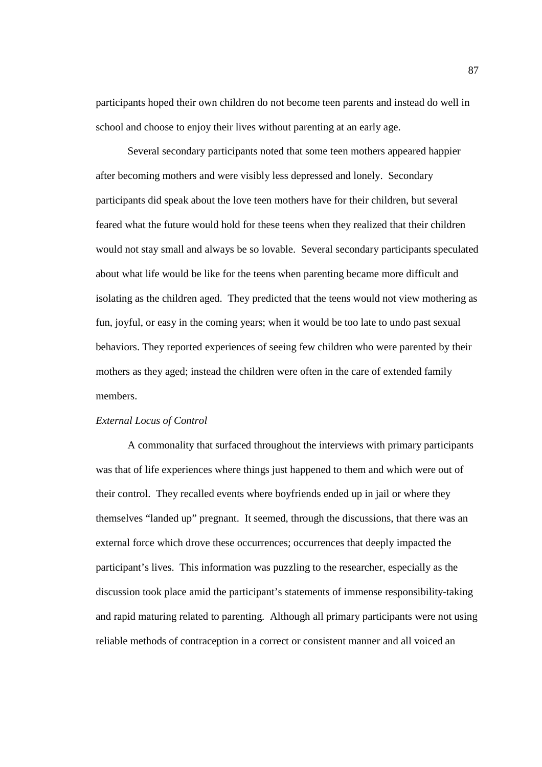participants hoped their own children do not become teen parents and instead do well in school and choose to enjoy their lives without parenting at an early age.

Several secondary participants noted that some teen mothers appeared happier after becoming mothers and were visibly less depressed and lonely. Secondary participants did speak about the love teen mothers have for their children, but several feared what the future would hold for these teens when they realized that their children would not stay small and always be so lovable. Several secondary participants speculated about what life would be like for the teens when parenting became more difficult and isolating as the children aged. They predicted that the teens would not view mothering as fun, joyful, or easy in the coming years; when it would be too late to undo past sexual behaviors. They reported experiences of seeing few children who were parented by their mothers as they aged; instead the children were often in the care of extended family members.

*External Locus of Control*

A commonality that surfaced throughout the interviews with primary participants was that of life experiences where things just happened to them and which were out of their control. They recalled events where boyfriends ended up in jail or where they themselves "landed up" pregnant. It seemed, through the discussions, that there was an external force which drove these occurrences; occurrences that deeply impacted the participant's lives. This information was puzzling to the researcher, especially as the discussion took place amid the participant's statements of immense responsibility-taking and rapid maturing related to parenting. Although all primary participants were not using reliable methods of contraception in a correct or consistent manner and all voiced an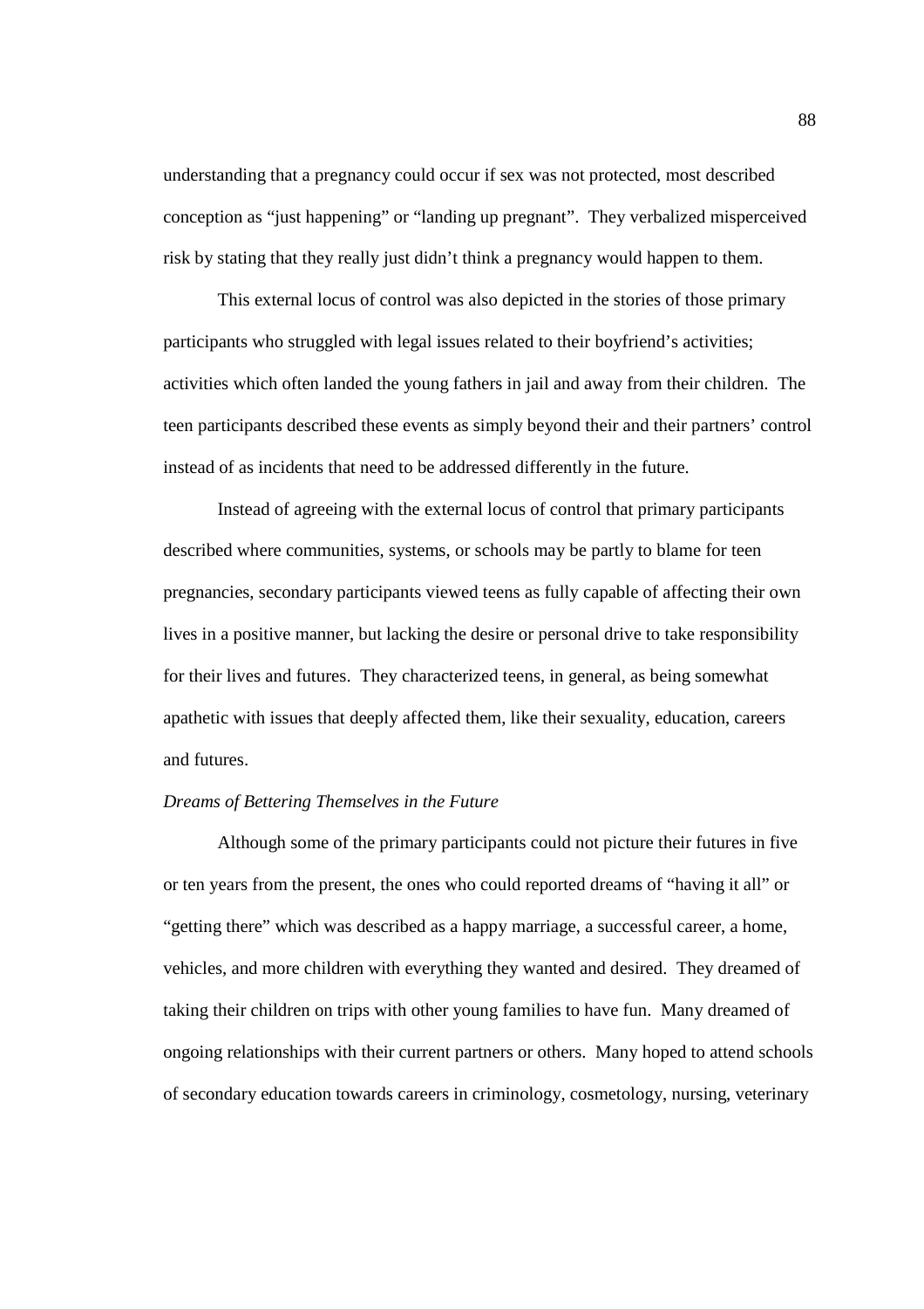understanding that a pregnancy could occur if sex was not protected, most described conception as “just happening” or “landing up pregnant”. They verbalized misperceived risk by stating that they really just didn’t think a pregnancy would happen to them.

This external locus of control was also depicted in the stories of those primary participants who struggled with legal issues related to their boyfriend’s activities; activities which often landed the young fathers in jail and away from their children. The teen participants described these events as simply beyond their and their partners’ control instead of as incidents that need to be addressed differently in the future.

Instead of agreeing with the external locus of control that primary participants described where communities, systems, or schools may be partly to blame for teen pregnancies, secondary participants viewed teens as fully capable of affecting their own lives in a positive manner, but lacking the desire or personal drive to take responsibility for their lives and futures. They characterized teens, in general, as being somewhat apathetic with issues that deeply affected them, like their sexuality, education, careers and futures.

*Dreams of Bettering Themselves in the Future*

Although some of the primary participants could not picture their futures in five or ten years from the present, the ones who could reported dreams of “having it all” or “getting there” which was described as a happy marriage, a successful career, a home, vehicles, and more children with everything they wanted and desired. They dreamed of taking their children on trips with other young families to have fun. Many dreamed of ongoing relationships with their current partners or others. Many hoped to attend schools of secondary education towards careers in criminology, cosmetology, nursing, veterinary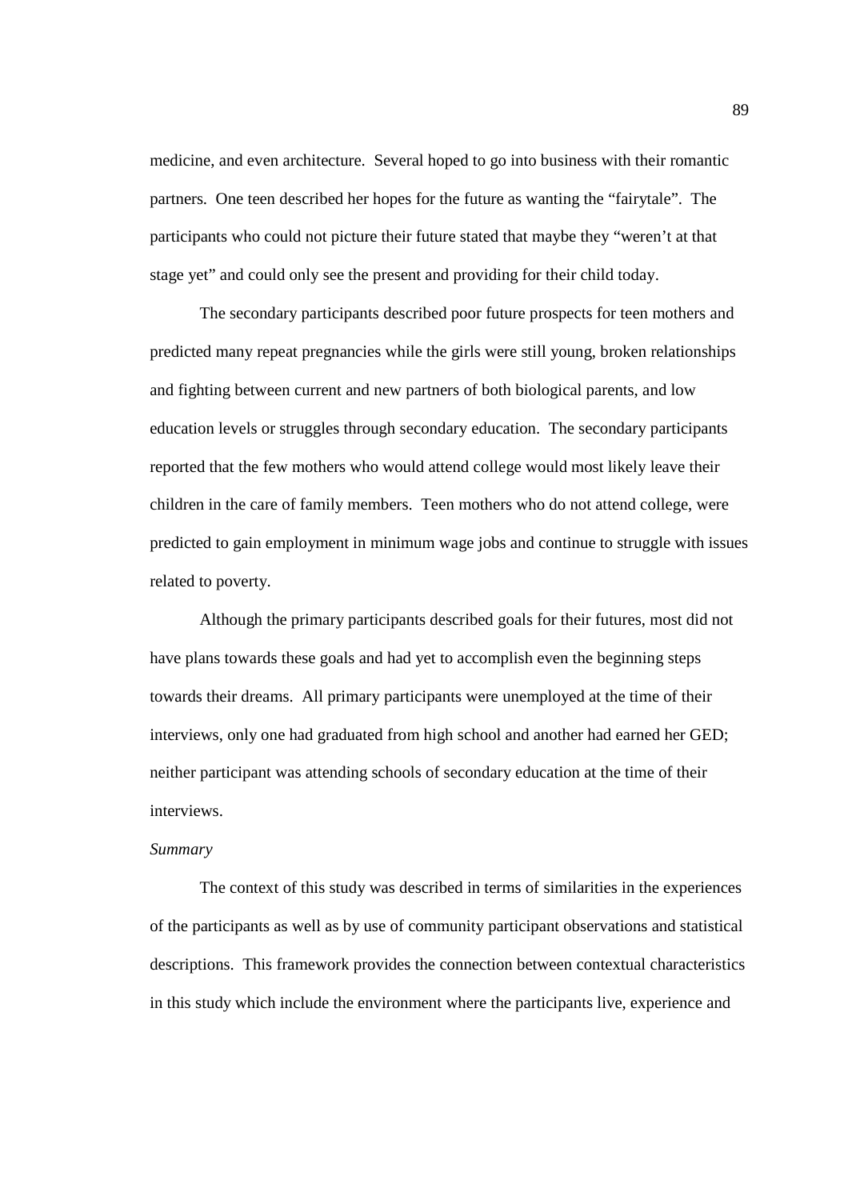medicine, and even architecture. Several hoped to go into business with their romantic partners. One teen described her hopes for the future as wanting the "fairytale". The participants who could not picture their future stated that maybe they "weren't at that stage yet" and could only see the present and providing for their child today.

The secondary participants described poor future prospects for teen mothers and predicted many repeat pregnancies while the girls were still young, broken relationships and fighting between current and new partners of both biological parents, and low education levels or struggles through secondary education. The secondary participants reported that the few mothers who would attend college would most likely leave their children in the care of family members. Teen mothers who do not attend college, were predicted to gain employment in minimum wage jobs and continue to struggle with issues related to poverty.

Although the primary participants described goals for their futures, most did not have plans towards these goals and had yet to accomplish even the beginning steps towards their dreams. All primary participants were unemployed at the time of their interviews, only one had graduated from high school and another had earned her GED; neither participant was attending schools of secondary education at the time of their interviews.

*Summary*

The context of this study was described in terms of similarities in the experiences of the participants as well as by use of community participant observations and statistical descriptions. This framework provides the connection between contextual characteristics in this study which include the environment where the participants live, experience and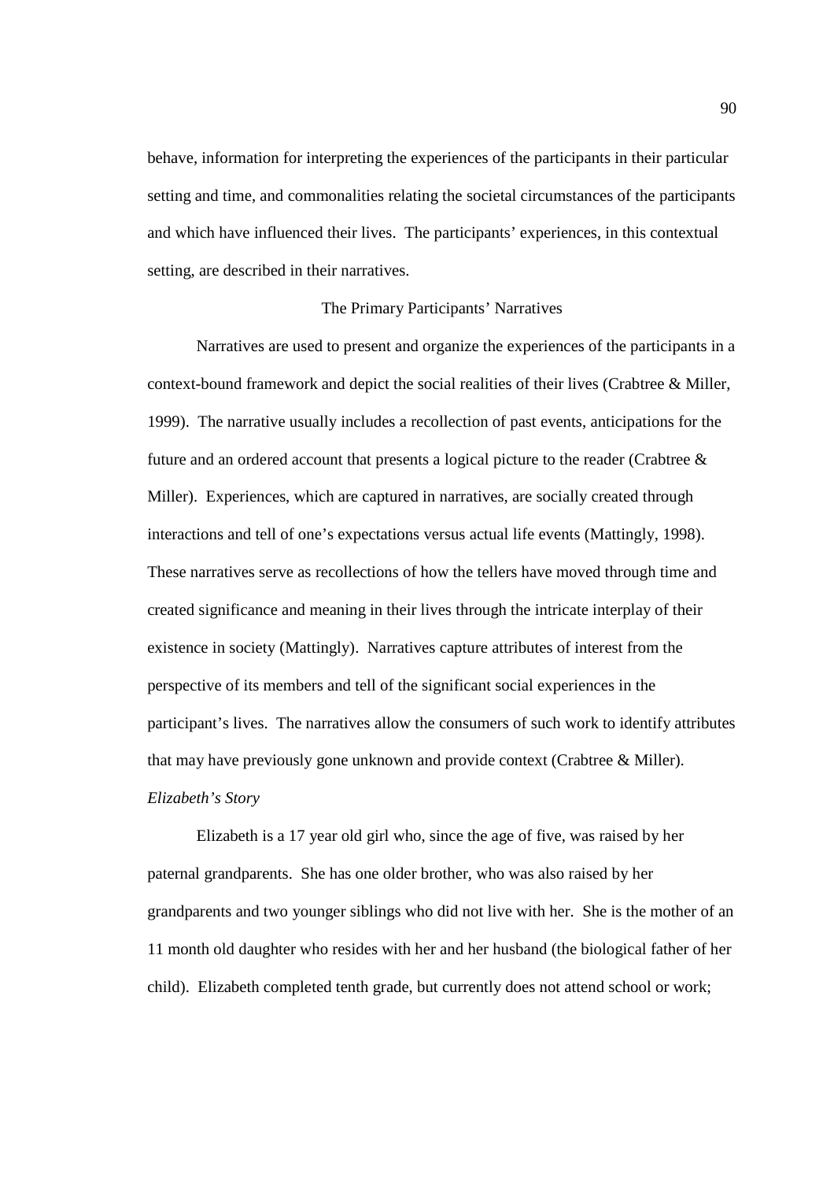behave, information for interpreting the experiences of the participants in their particular setting and time, and commonalities relating the societal circumstances of the participants and which have influenced their lives. The participants' experiences, in this contextual setting, are described in their narratives.

## The Primary Participants' Narratives

Narratives are used to present and organize the experiences of the participants in a context-bound framework and depict the social realities of their lives (Crabtree & Miller, 1999). The narrative usually includes a recollection of past events, anticipations for the future and an ordered account that presents a logical picture to the reader (Crabtree & Miller). Experiences, which are captured in narratives, are socially created through interactions and tell of one's expectations versus actual life events (Mattingly, 1998). These narratives serve as recollections of how the tellers have moved through time and created significance and meaning in their lives through the intricate interplay of their existence in society (Mattingly). Narratives capture attributes of interest from the perspective of its members and tell of the significant social experiences in the participant's lives. The narratives allow the consumers of such work to identify attributes that may have previously gone unknown and provide context (Crabtree & Miller).

### *Elizabeth's Story*

Elizabeth is a 17 year old girl who, since the age of five, was raised by her paternal grandparents. She has one older brother, who was also raised by her grandparents and two younger siblings who did not live with her. She is the mother of an 11 month old daughter who resides with her and her husband (the biological father of her child). Elizabeth completed tenth grade, but currently does not attend school or work;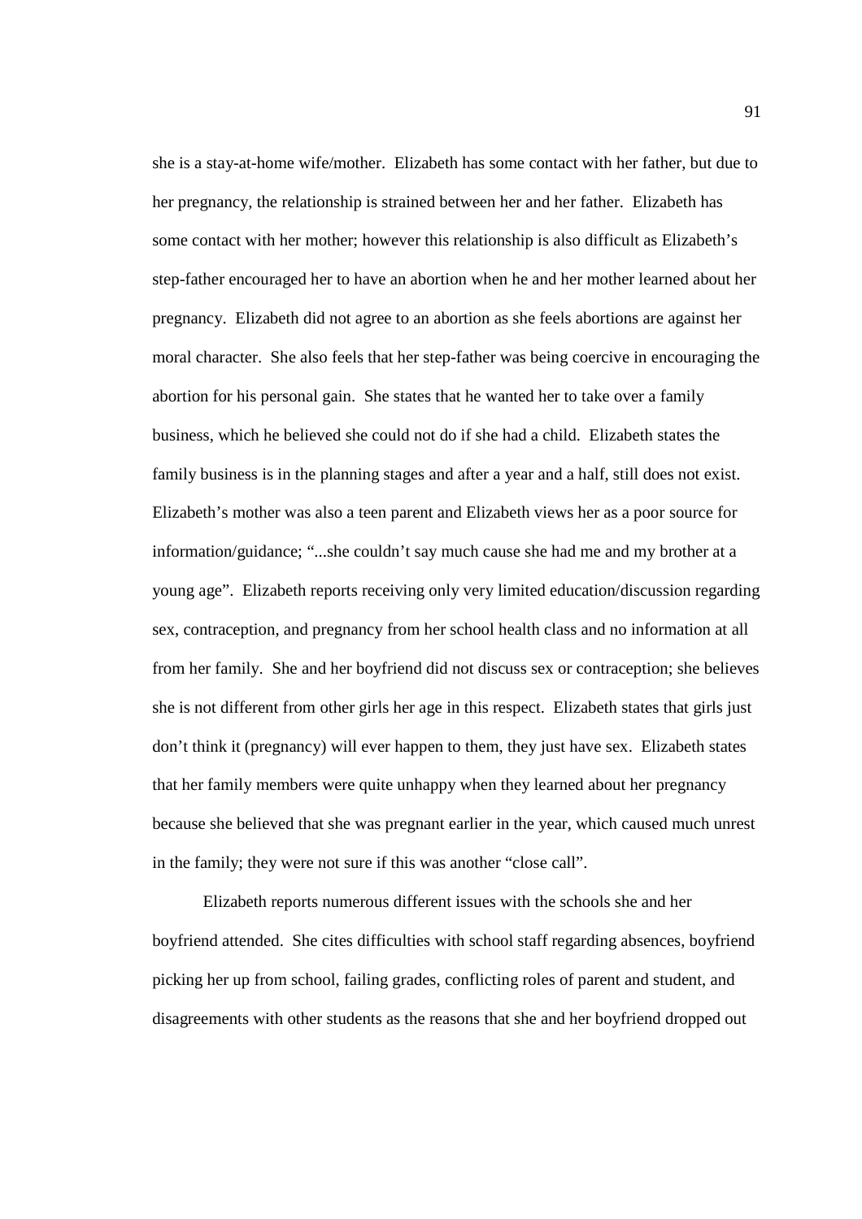she is a stay-at-home wife/mother. Elizabeth has some contact with her father, but due to her pregnancy, the relationship is strained between her and her father. Elizabeth has some contact with her mother; however this relationship is also difficult as Elizabeth's step-father encouraged her to have an abortion when he and her mother learned about her pregnancy. Elizabeth did not agree to an abortion as she feels abortions are against her moral character. She also feels that her step-father was being coercive in encouraging the abortion for his personal gain. She states that he wanted her to take over a family business, which he believed she could not do if she had a child. Elizabeth states the family business is in the planning stages and after a year and a half, still does not exist. Elizabeth's mother was also a teen parent and Elizabeth views her as a poor source for information/guidance; "...she couldn't say much cause she had me and my brother at a young age". Elizabeth reports receiving only very limited education/discussion regarding sex, contraception, and pregnancy from her school health class and no information at all from her family. She and her boyfriend did not discuss sex or contraception; she believes she is not different from other girls her age in this respect. Elizabeth states that girls just don't think it (pregnancy) will ever happen to them, they just have sex. Elizabeth states that her family members were quite unhappy when they learned about her pregnancy because she believed that she was pregnant earlier in the year, which caused much unrest in the family; they were not sure if this was another "close call".

Elizabeth reports numerous different issues with the schools she and her boyfriend attended. She cites difficulties with school staff regarding absences, boyfriend picking her up from school, failing grades, conflicting roles of parent and student, and disagreements with other students as the reasons that she and her boyfriend dropped out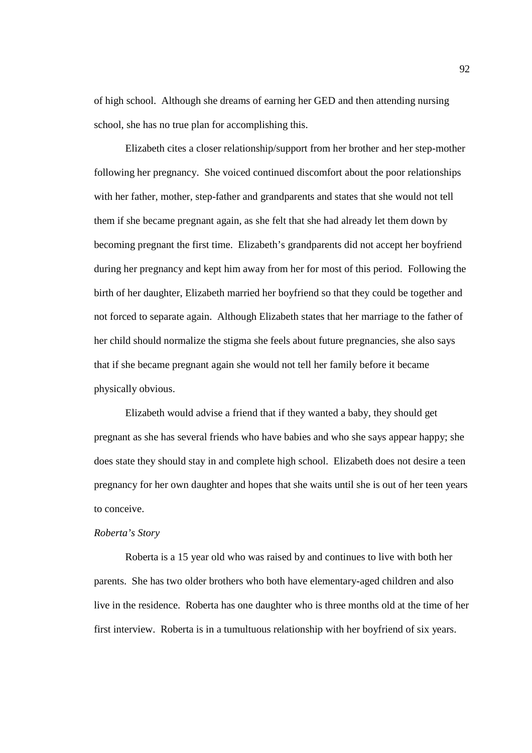of high school. Although she dreams of earning her GED and then attending nursing school, she has no true plan for accomplishing this.

Elizabeth cites a closer relationship/support from her brother and her step-mother following her pregnancy. She voiced continued discomfort about the poor relationships with her father, mother, step-father and grandparents and states that she would not tell them if she became pregnant again, as she felt that she had already let them down by becoming pregnant the first time. Elizabeth's grandparents did not accept her boyfriend during her pregnancy and kept him away from her for most of this period. Following the birth of her daughter, Elizabeth married her boyfriend so that they could be together and not forced to separate again. Although Elizabeth states that her marriage to the father of her child should normalize the stigma she feels about future pregnancies, she also says that if she became pregnant again she would not tell her family before it became physically obvious.

Elizabeth would advise a friend that if they wanted a baby, they should get pregnant as she has several friends who have babies and who she says appear happy; she does state they should stay in and complete high school. Elizabeth does not desire a teen pregnancy for her own daughter and hopes that she waits until she is out of her teen years to conceive.

*Roberta's Story*

Roberta is a 15 year old who was raised by and continues to live with both her parents. She has two older brothers who both have elementary-aged children and also live in the residence. Roberta has one daughter who is three months old at the time of her first interview. Roberta is in a tumultuous relationship with her boyfriend of six years.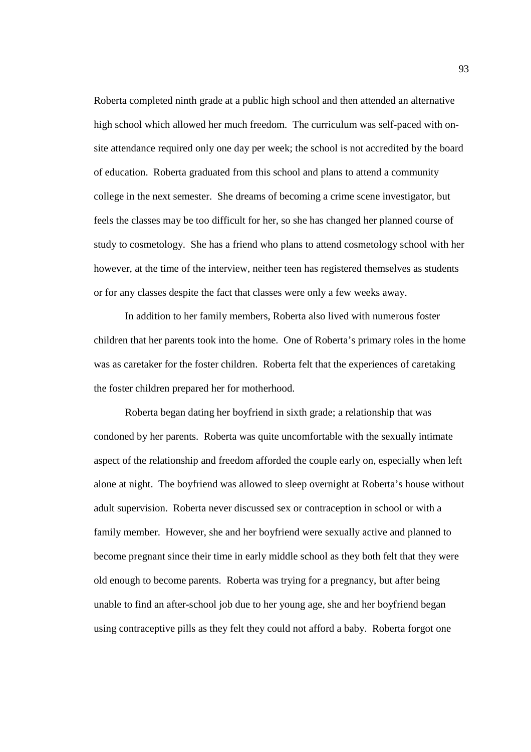Roberta completed ninth grade at a public high school and then attended an alternative high school which allowed her much freedom. The curriculum was self-paced with on-site attendance required only one day per week; the school is not accredited by the board of education. Roberta graduated from this school and plans to attend a community college in the next semester. She dreams of becoming a crime scene investigator, but feels the classes may be too difficult for her, so she has changed her planned course of study to cosmetology. She has a friend who plans to attend cosmetology school with her however, at the time of the interview, neither teen has registered themselves as students or for any classes despite the fact that classes were only a few weeks away.

In addition to her family members, Roberta also lived with numerous foster children that her parents took into the home. One of Roberta's primary roles in the home was as caretaker for the foster children. Roberta felt that the experiences of caretaking the foster children prepared her for motherhood.

Roberta began dating her boyfriend in sixth grade; a relationship that was condoned by her parents. Roberta was quite uncomfortable with the sexually intimate aspect of the relationship and freedom afforded the couple early on, especially when left alone at night. The boyfriend was allowed to sleep overnight at Roberta's house without adult supervision. Roberta never discussed sex or contraception in school or with a family member. However, she and her boyfriend were sexually active and planned to become pregnant since their time in early middle school as they both felt that they were old enough to become parents. Roberta was trying for a pregnancy, but after being unable to find an after-school job due to her young age, she and her boyfriend began using contraceptive pills as they felt they could not afford a baby. Roberta forgot one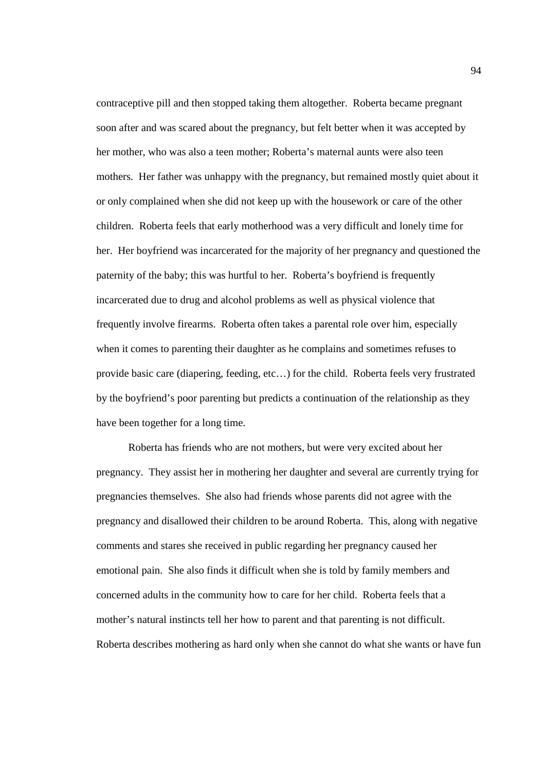contraceptive pill and then stopped taking them altogether. Roberta became pregnant soon after and was scared about the pregnancy, but felt better when it was accepted by her mother, who was also a teen mother; Roberta's maternal aunts were also teen mothers. Her father was unhappy with the pregnancy, but remained mostly quiet about it or only complained when she did not keep up with the housework or care of the other children. Roberta feels that early motherhood was a very difficult and lonely time for her. Her boyfriend was incarcerated for the majority of her pregnancy and questioned the paternity of the baby; this was hurtful to her. Roberta's boyfriend is frequently incarcerated due to drug and alcohol problems as well as physical violence that frequently involve firearms. Roberta often takes a parental role over him, especially when it comes to parenting their daughter as he complains and sometimes refuses to provide basic care (diapering, feeding, etc…) for the child. Roberta feels very frustrated by the boyfriend's poor parenting but predicts a continuation of the relationship as they have been together for a long time.

Roberta has friends who are not mothers, but were very excited about her pregnancy. They assist her in mothering her daughter and several are currently trying for pregnancies themselves. She also had friends whose parents did not agree with the pregnancy and disallowed their children to be around Roberta. This, along with negative comments and stares she received in public regarding her pregnancy caused her emotional pain. She also finds it difficult when she is told by family members and concerned adults in the community how to care for her child. Roberta feels that a mother's natural instincts tell her how to parent and that parenting is not difficult. Roberta describes mothering as hard only when she cannot do what she wants or have fun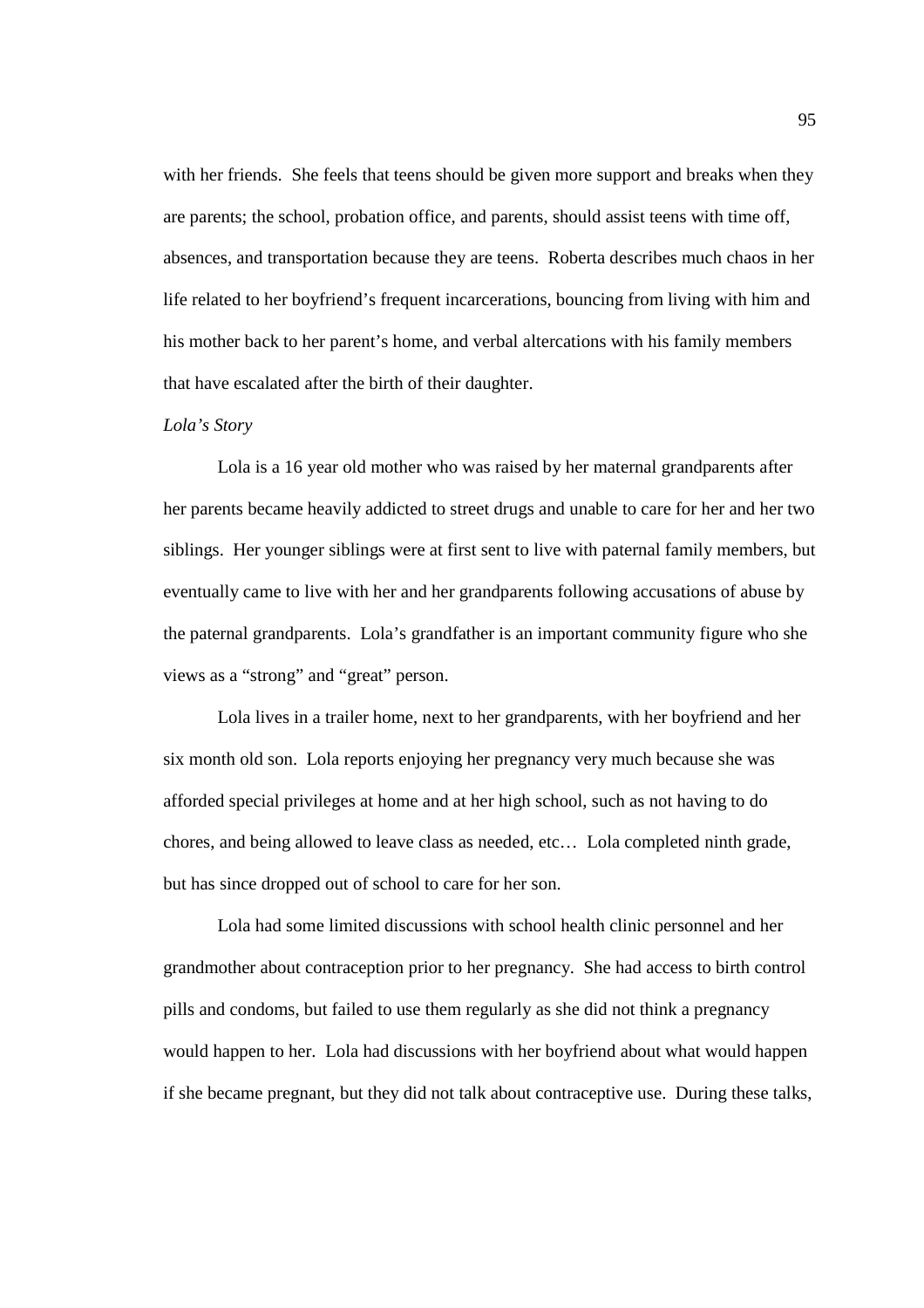with her friends. She feels that teens should be given more support and breaks when they are parents; the school, probation office, and parents, should assist teens with time off, absences, and transportation because they are teens. Roberta describes much chaos in her life related to her boyfriend's frequent incarcerations, bouncing from living with him and his mother back to her parent's home, and verbal altercations with his family members that have escalated after the birth of their daughter.

*Lola's Story*

Lola is a 16 year old mother who was raised by her maternal grandparents after her parents became heavily addicted to street drugs and unable to care for her and her two siblings. Her younger siblings were at first sent to live with paternal family members, but eventually came to live with her and her grandparents following accusations of abuse by the paternal grandparents. Lola's grandfather is an important community figure who she views as a "strong" and "great" person.

Lola lives in a trailer home, next to her grandparents, with her boyfriend and her six month old son. Lola reports enjoying her pregnancy very much because she was afforded special privileges at home and at her high school, such as not having to do chores, and being allowed to leave class as needed, etc… Lola completed ninth grade, but has since dropped out of school to care for her son.

Lola had some limited discussions with school health clinic personnel and her grandmother about contraception prior to her pregnancy. She had access to birth control pills and condoms, but failed to use them regularly as she did not think a pregnancy would happen to her. Lola had discussions with her boyfriend about what would happen if she became pregnant, but they did not talk about contraceptive use. During these talks,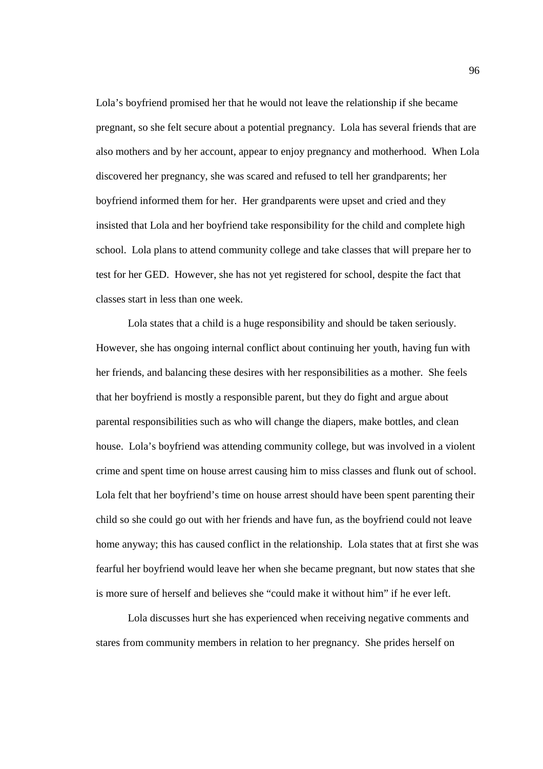Lola's boyfriend promised her that he would not leave the relationship if she became pregnant, so she felt secure about a potential pregnancy. Lola has several friends that are also mothers and by her account, appear to enjoy pregnancy and motherhood. When Lola discovered her pregnancy, she was scared and refused to tell her grandparents; her boyfriend informed them for her. Her grandparents were upset and cried and they insisted that Lola and her boyfriend take responsibility for the child and complete high school. Lola plans to attend community college and take classes that will prepare her to test for her GED. However, she has not yet registered for school, despite the fact that classes start in less than one week.

Lola states that a child is a huge responsibility and should be taken seriously. However, she has ongoing internal conflict about continuing her youth, having fun with her friends, and balancing these desires with her responsibilities as a mother. She feels that her boyfriend is mostly a responsible parent, but they do fight and argue about parental responsibilities such as who will change the diapers, make bottles, and clean house. Lola's boyfriend was attending community college, but was involved in a violent crime and spent time on house arrest causing him to miss classes and flunk out of school. Lola felt that her boyfriend's time on house arrest should have been spent parenting their child so she could go out with her friends and have fun, as the boyfriend could not leave home anyway; this has caused conflict in the relationship. Lola states that at first she was fearful her boyfriend would leave her when she became pregnant, but now states that she is more sure of herself and believes she "could make it without him" if he ever left.

Lola discusses hurt she has experienced when receiving negative comments and stares from community members in relation to her pregnancy. She prides herself on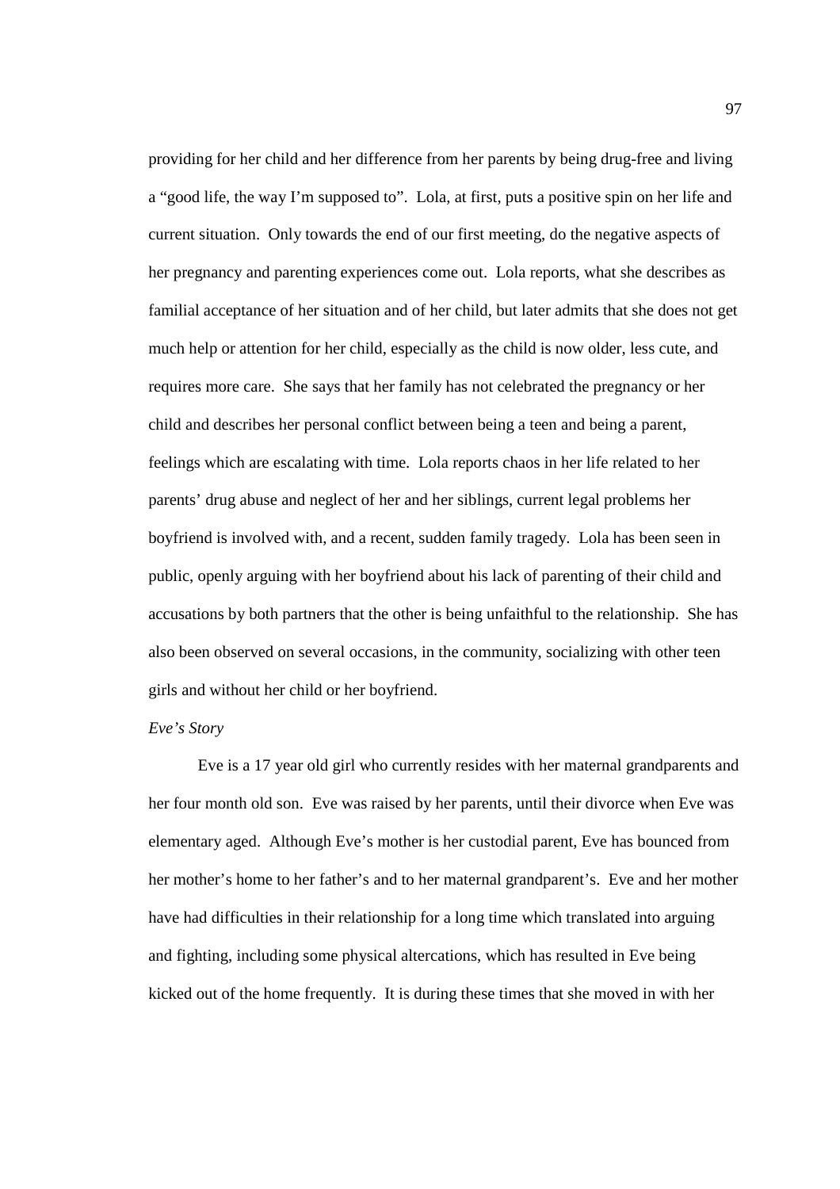providing for her child and her difference from her parents by being drug-free and living a "good life, the way I'm supposed to". Lola, at first, puts a positive spin on her life and current situation. Only towards the end of our first meeting, do the negative aspects of her pregnancy and parenting experiences come out. Lola reports, what she describes as familial acceptance of her situation and of her child, but later admits that she does not get much help or attention for her child, especially as the child is now older, less cute, and requires more care. She says that her family has not celebrated the pregnancy or her child and describes her personal conflict between being a teen and being a parent, feelings which are escalating with time. Lola reports chaos in her life related to her parents' drug abuse and neglect of her and her siblings, current legal problems her boyfriend is involved with, and a recent, sudden family tragedy. Lola has been seen in public, openly arguing with her boyfriend about his lack of parenting of their child and accusations by both partners that the other is being unfaithful to the relationship. She has also been observed on several occasions, in the community, socializing with other teen girls and without her child or her boyfriend.

*Eve's Story*

Eve is a 17 year old girl who currently resides with her maternal grandparents and her four month old son. Eve was raised by her parents, until their divorce when Eve was elementary aged. Although Eve's mother is her custodial parent, Eve has bounced from her mother's home to her father's and to her maternal grandparent's. Eve and her mother have had difficulties in their relationship for a long time which translated into arguing and fighting, including some physical altercations, which has resulted in Eve being kicked out of the home frequently. It is during these times that she moved in with her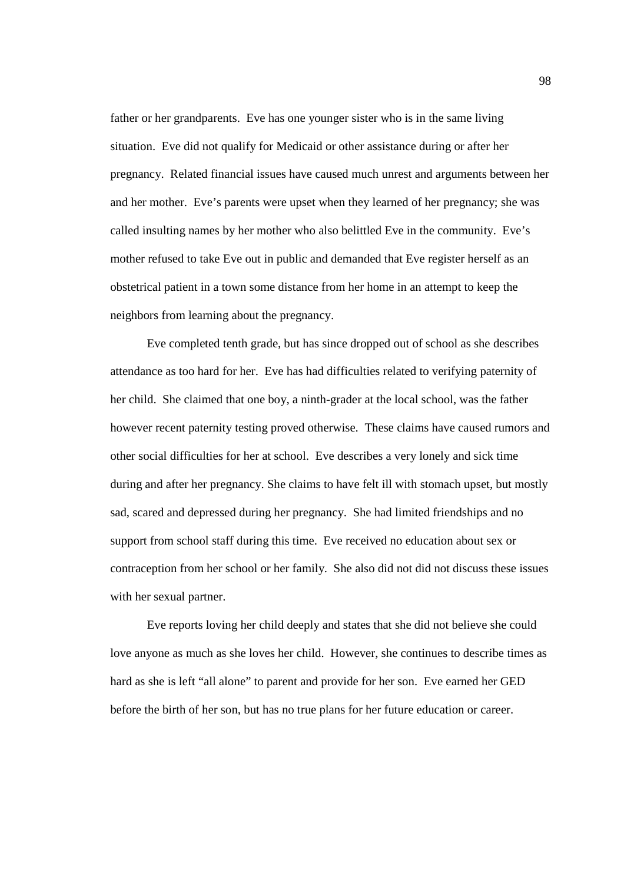father or her grandparents. Eve has one younger sister who is in the same living situation. Eve did not qualify for Medicaid or other assistance during or after her pregnancy. Related financial issues have caused much unrest and arguments between her and her mother. Eve's parents were upset when they learned of her pregnancy; she was called insulting names by her mother who also belittled Eve in the community. Eve's mother refused to take Eve out in public and demanded that Eve register herself as an obstetrical patient in a town some distance from her home in an attempt to keep the neighbors from learning about the pregnancy.

Eve completed tenth grade, but has since dropped out of school as she describes attendance as too hard for her. Eve has had difficulties related to verifying paternity of her child. She claimed that one boy, a ninth-grader at the local school, was the father however recent paternity testing proved otherwise. These claims have caused rumors and other social difficulties for her at school. Eve describes a very lonely and sick time during and after her pregnancy. She claims to have felt ill with stomach upset, but mostly sad, scared and depressed during her pregnancy. She had limited friendships and no support from school staff during this time. Eve received no education about sex or contraception from her school or her family. She also did not did not discuss these issues with her sexual partner.

Eve reports loving her child deeply and states that she did not believe she could love anyone as much as she loves her child. However, she continues to describe times as hard as she is left "all alone" to parent and provide for her son. Eve earned her GED before the birth of her son, but has no true plans for her future education or career.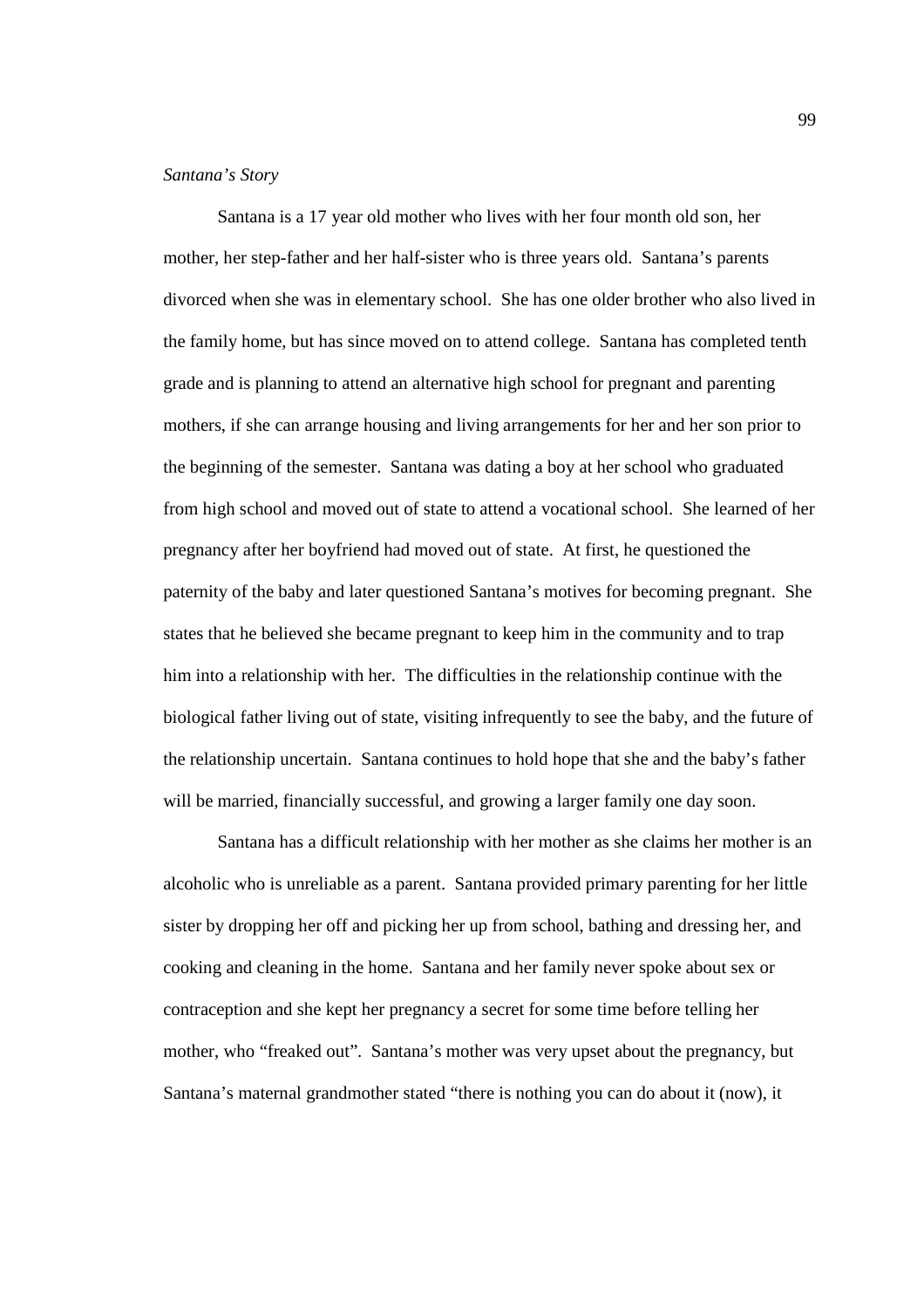*Santana's Story*

Santana is a 17 year old mother who lives with her four month old son, her mother, her step-father and her half-sister who is three years old. Santana's parents divorced when she was in elementary school. She has one older brother who also lived in the family home, but has since moved on to attend college. Santana has completed tenth grade and is planning to attend an alternative high school for pregnant and parenting mothers, if she can arrange housing and living arrangements for her and her son prior to the beginning of the semester. Santana was dating a boy at her school who graduated from high school and moved out of state to attend a vocational school. She learned of her pregnancy after her boyfriend had moved out of state. At first, he questioned the paternity of the baby and later questioned Santana's motives for becoming pregnant. She states that he believed she became pregnant to keep him in the community and to trap him into a relationship with her. The difficulties in the relationship continue with the biological father living out of state, visiting infrequently to see the baby, and the future of the relationship uncertain. Santana continues to hold hope that she and the baby's father will be married, financially successful, and growing a larger family one day soon.

Santana has a difficult relationship with her mother as she claims her mother is an alcoholic who is unreliable as a parent. Santana provided primary parenting for her little sister by dropping her off and picking her up from school, bathing and dressing her, and cooking and cleaning in the home. Santana and her family never spoke about sex or contraception and she kept her pregnancy a secret for some time before telling her mother, who "freaked out". Santana's mother was very upset about the pregnancy, but Santana's maternal grandmother stated "there is nothing you can do about it (now), it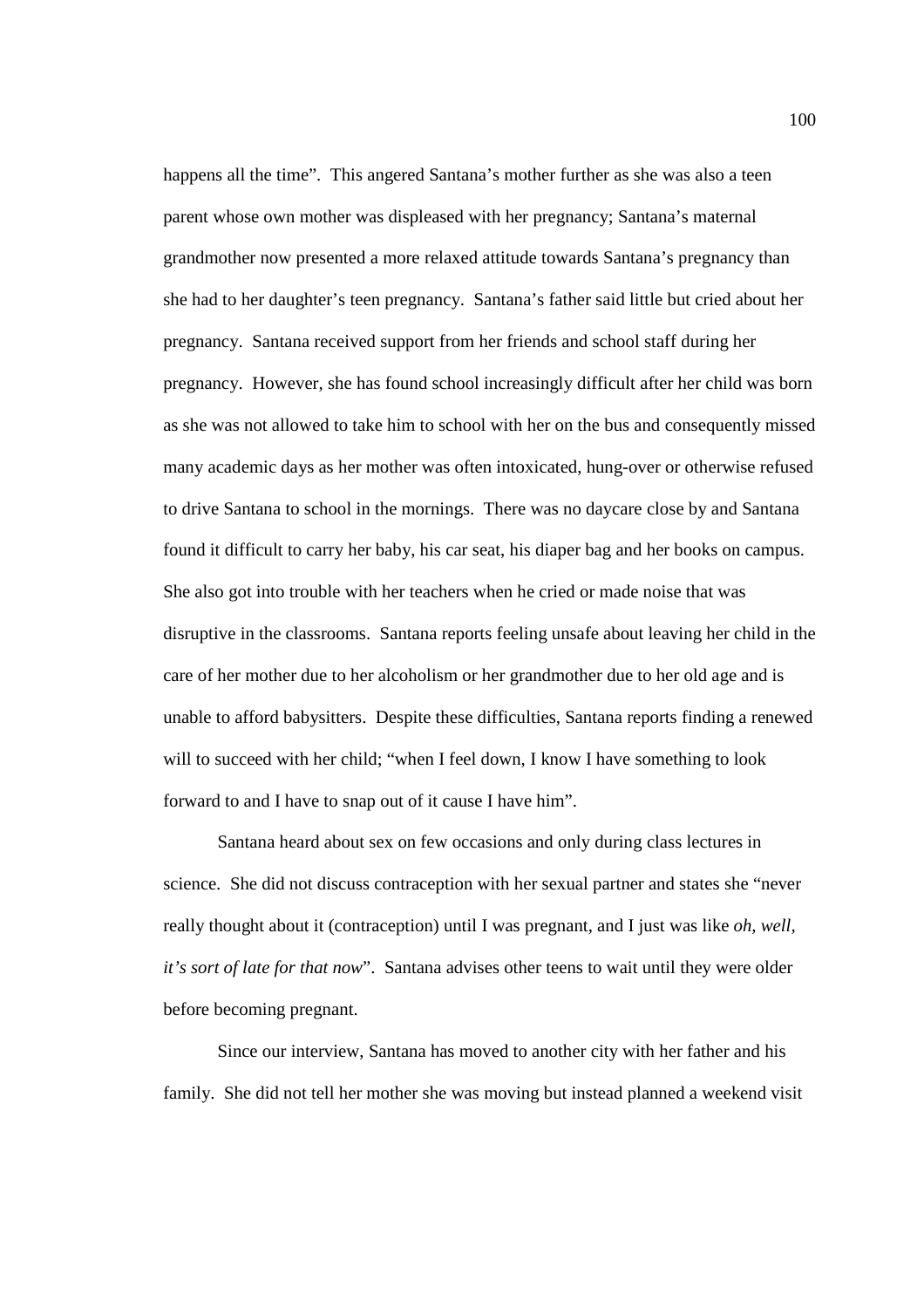happens all the time". This angered Santana's mother further as she was also a teen parent whose own mother was displeased with her pregnancy; Santana's maternal grandmother now presented a more relaxed attitude towards Santana's pregnancy than she had to her daughter's teen pregnancy. Santana's father said little but cried about her pregnancy. Santana received support from her friends and school staff during her pregnancy. However, she has found school increasingly difficult after her child was born as she was not allowed to take him to school with her on the bus and consequently missed many academic days as her mother was often intoxicated, hung-over or otherwise refused to drive Santana to school in the mornings. There was no daycare close by and Santana found it difficult to carry her baby, his car seat, his diaper bag and her books on campus. She also got into trouble with her teachers when he cried or made noise that was disruptive in the classrooms. Santana reports feeling unsafe about leaving her child in the care of her mother due to her alcoholism or her grandmother due to her old age and is unable to afford babysitters. Despite these difficulties, Santana reports finding a renewed will to succeed with her child; "when I feel down, I know I have something to look forward to and I have to snap out of it cause I have him".

Santana heard about sex on few occasions and only during class lectures in science. She did not discuss contraception with her sexual partner and states she "never really thought about it (contraception) until I was pregnant, and I just was like *oh, well, it's sort of late for that now*". Santana advises other teens to wait until they were older before becoming pregnant.

Since our interview, Santana has moved to another city with her father and his family. She did not tell her mother she was moving but instead planned a weekend visit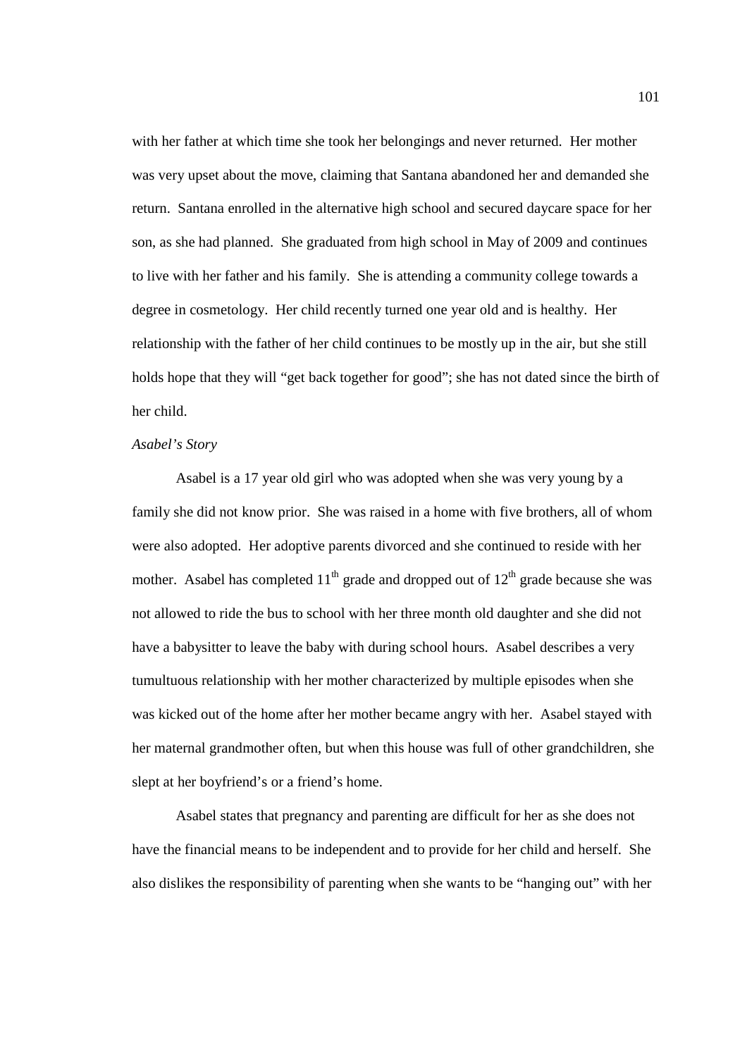with her father at which time she took her belongings and never returned. Her mother was very upset about the move, claiming that Santana abandoned her and demanded she return. Santana enrolled in the alternative high school and secured daycare space for her son, as she had planned. She graduated from high school in May of 2009 and continues to live with her father and his family. She is attending a community college towards a degree in cosmetology. Her child recently turned one year old and is healthy. Her relationship with the father of her child continues to be mostly up in the air, but she still holds hope that they will "get back together for good"; she has not dated since the birth of her child.

*Asabel's Story*

Asabel is a 17 year old girl who was adopted when she was very young by a family she did not know prior. She was raised in a home with five brothers, all of whom were also adopted. Her adoptive parents divorced and she continued to reside with her mother. Asabel has completed 11th grade and dropped out of 12th grade because she was not allowed to ride the bus to school with her three month old daughter and she did not have a babysitter to leave the baby with during school hours. Asabel describes a very tumultuous relationship with her mother characterized by multiple episodes when she was kicked out of the home after her mother became angry with her. Asabel stayed with her maternal grandmother often, but when this house was full of other grandchildren, she slept at her boyfriend's or a friend's home.

Asabel states that pregnancy and parenting are difficult for her as she does not have the financial means to be independent and to provide for her child and herself. She also dislikes the responsibility of parenting when she wants to be "hanging out" with her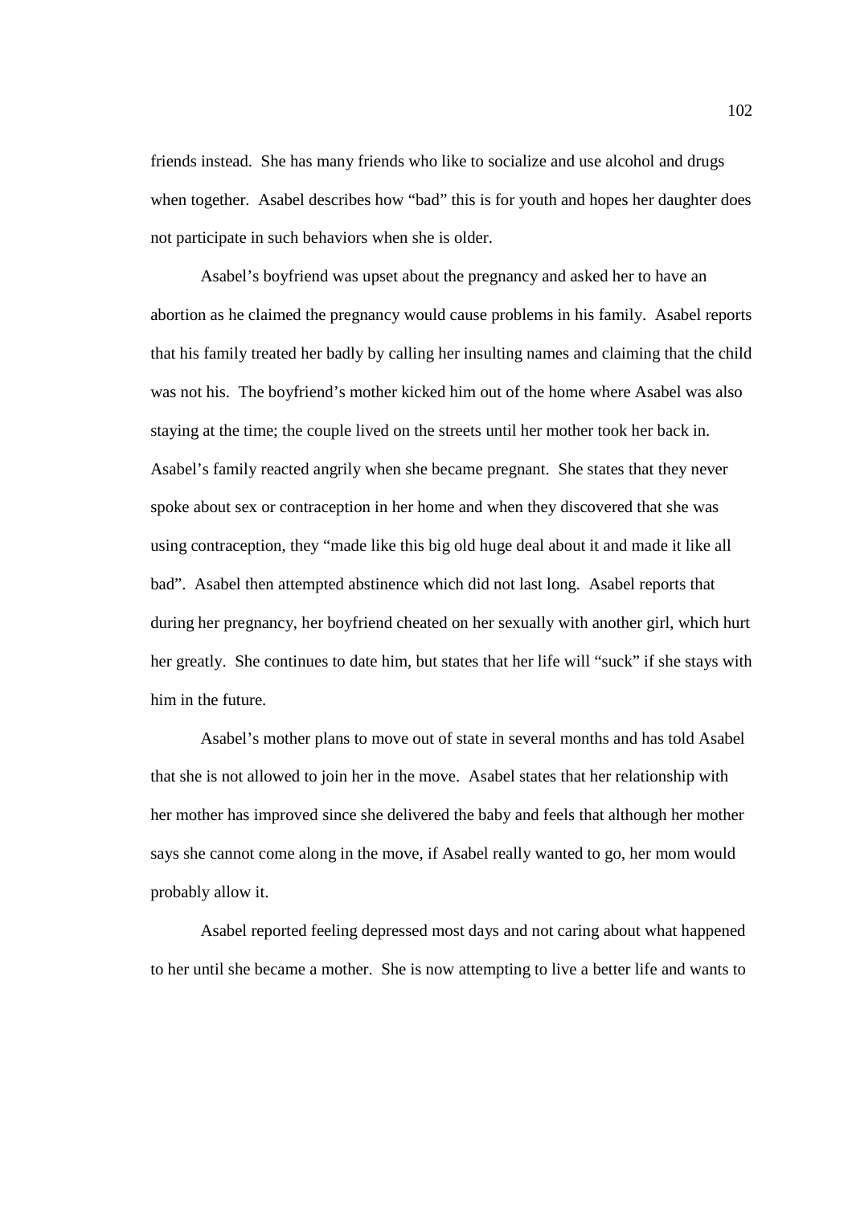friends instead. She has many friends who like to socialize and use alcohol and drugs when together. Asabel describes how "bad" this is for youth and hopes her daughter does not participate in such behaviors when she is older.

Asabel's boyfriend was upset about the pregnancy and asked her to have an abortion as he claimed the pregnancy would cause problems in his family. Asabel reports that his family treated her badly by calling her insulting names and claiming that the child was not his. The boyfriend's mother kicked him out of the home where Asabel was also staying at the time; the couple lived on the streets until her mother took her back in. Asabel's family reacted angrily when she became pregnant. She states that they never spoke about sex or contraception in her home and when they discovered that she was using contraception, they "made like this big old huge deal about it and made it like all bad". Asabel then attempted abstinence which did not last long. Asabel reports that during her pregnancy, her boyfriend cheated on her sexually with another girl, which hurt her greatly. She continues to date him, but states that her life will "suck" if she stays with him in the future.

Asabel's mother plans to move out of state in several months and has told Asabel that she is not allowed to join her in the move. Asabel states that her relationship with her mother has improved since she delivered the baby and feels that although her mother says she cannot come along in the move, if Asabel really wanted to go, her mom would probably allow it.

Asabel reported feeling depressed most days and not caring about what happened to her until she became a mother. She is now attempting to live a better life and wants to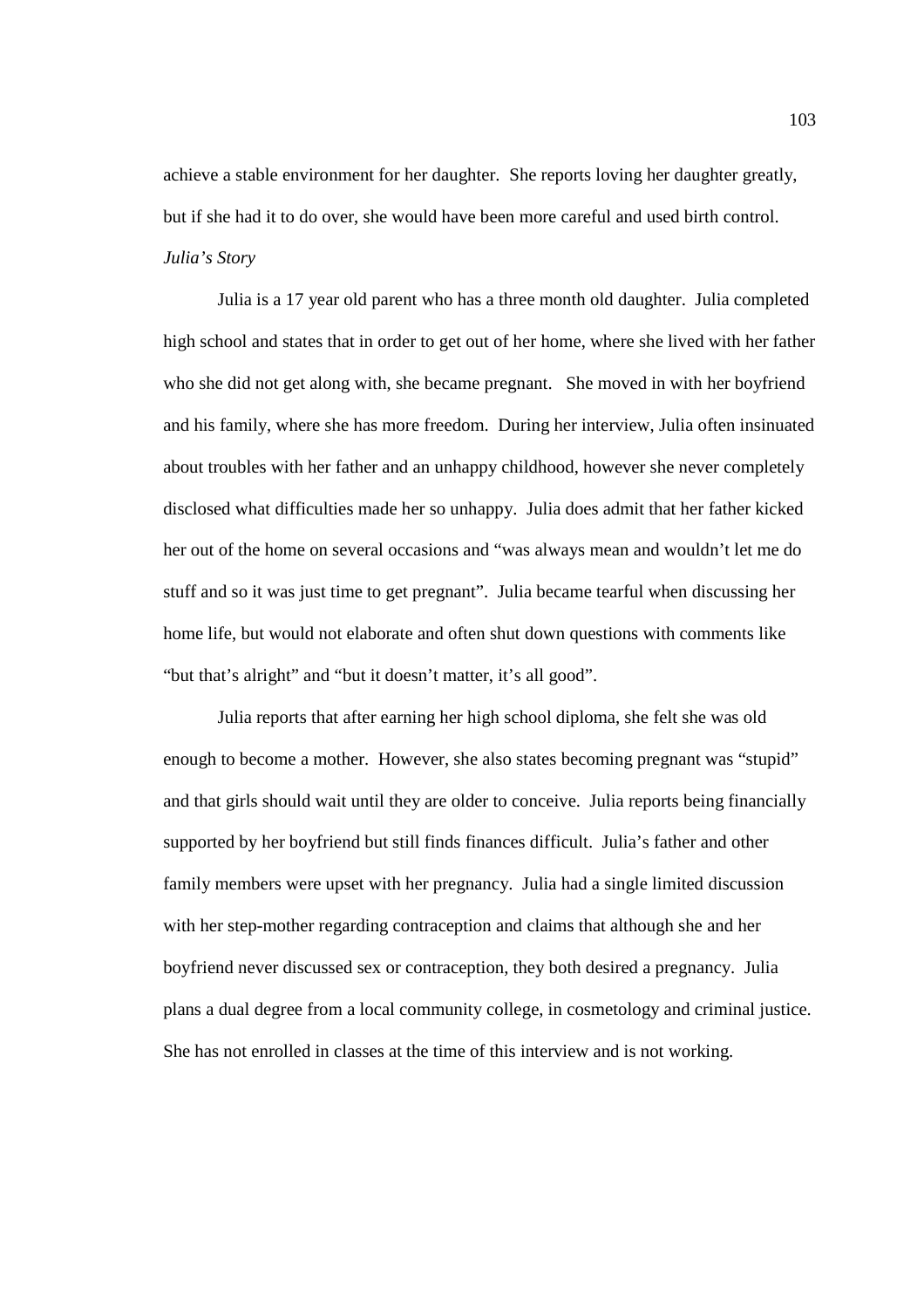achieve a stable environment for her daughter. She reports loving her daughter greatly, but if she had it to do over, she would have been more careful and used birth control.

*Julia's Story*

Julia is a 17 year old parent who has a three month old daughter. Julia completed high school and states that in order to get out of her home, where she lived with her father who she did not get along with, she became pregnant. She moved in with her boyfriend and his family, where she has more freedom. During her interview, Julia often insinuated about troubles with her father and an unhappy childhood, however she never completely disclosed what difficulties made her so unhappy. Julia does admit that her father kicked her out of the home on several occasions and "was always mean and wouldn't let me do stuff and so it was just time to get pregnant". Julia became tearful when discussing her home life, but would not elaborate and often shut down questions with comments like "but that's alright" and "but it doesn't matter, it's all good".

Julia reports that after earning her high school diploma, she felt she was old enough to become a mother. However, she also states becoming pregnant was "stupid" and that girls should wait until they are older to conceive. Julia reports being financially supported by her boyfriend but still finds finances difficult. Julia's father and other family members were upset with her pregnancy. Julia had a single limited discussion with her step-mother regarding contraception and claims that although she and her boyfriend never discussed sex or contraception, they both desired a pregnancy. Julia plans a dual degree from a local community college, in cosmetology and criminal justice. She has not enrolled in classes at the time of this interview and is not working.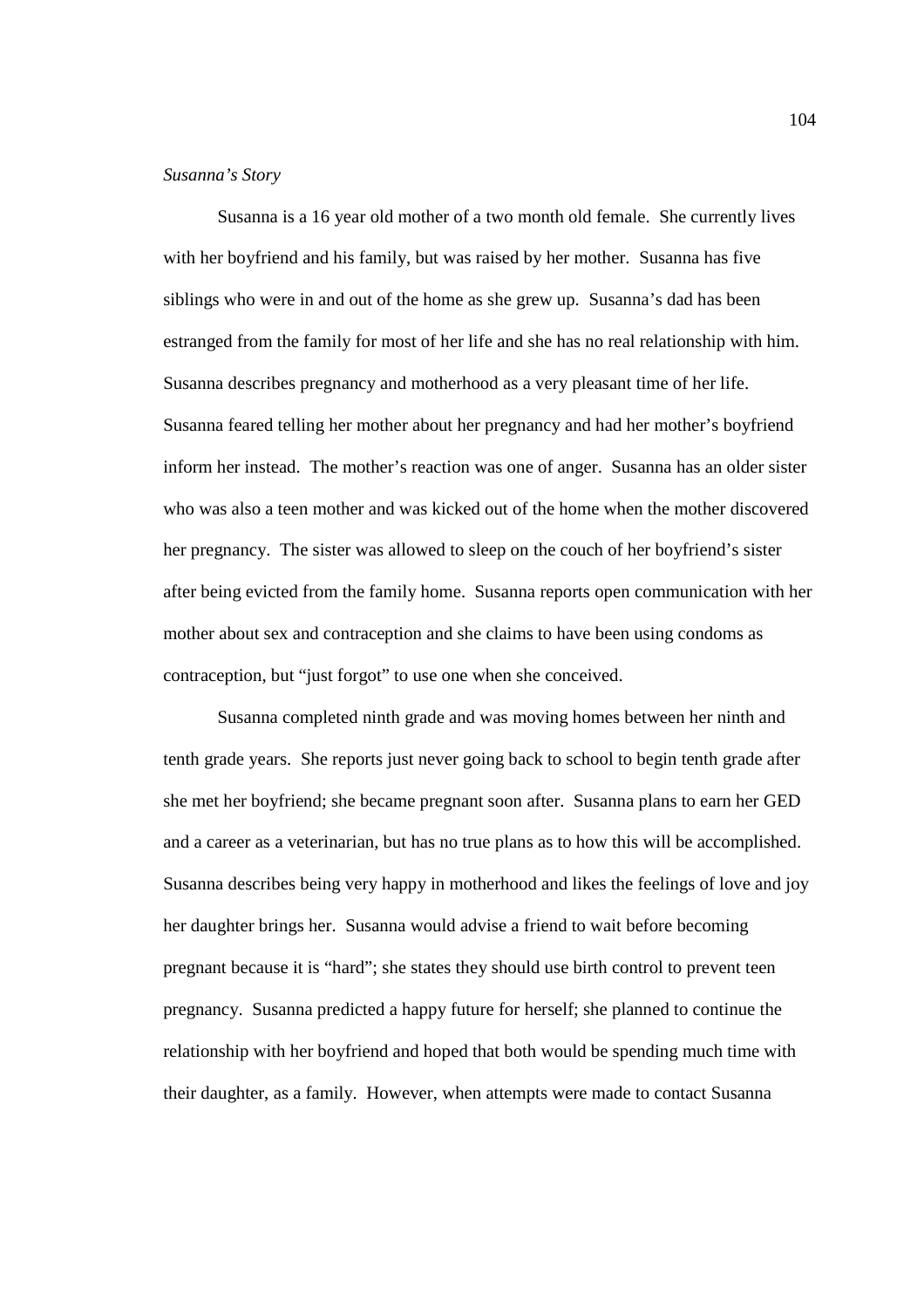*Susanna's Story*

Susanna is a 16 year old mother of a two month old female. She currently lives with her boyfriend and his family, but was raised by her mother. Susanna has five siblings who were in and out of the home as she grew up. Susanna's dad has been estranged from the family for most of her life and she has no real relationship with him. Susanna describes pregnancy and motherhood as a very pleasant time of her life. Susanna feared telling her mother about her pregnancy and had her mother's boyfriend inform her instead. The mother's reaction was one of anger. Susanna has an older sister who was also a teen mother and was kicked out of the home when the mother discovered her pregnancy. The sister was allowed to sleep on the couch of her boyfriend's sister after being evicted from the family home. Susanna reports open communication with her mother about sex and contraception and she claims to have been using condoms as contraception, but "just forgot" to use one when she conceived.

Susanna completed ninth grade and was moving homes between her ninth and tenth grade years. She reports just never going back to school to begin tenth grade after she met her boyfriend; she became pregnant soon after. Susanna plans to earn her GED and a career as a veterinarian, but has no true plans as to how this will be accomplished. Susanna describes being very happy in motherhood and likes the feelings of love and joy her daughter brings her. Susanna would advise a friend to wait before becoming pregnant because it is "hard"; she states they should use birth control to prevent teen pregnancy. Susanna predicted a happy future for herself; she planned to continue the relationship with her boyfriend and hoped that both would be spending much time with their daughter, as a family. However, when attempts were made to contact Susanna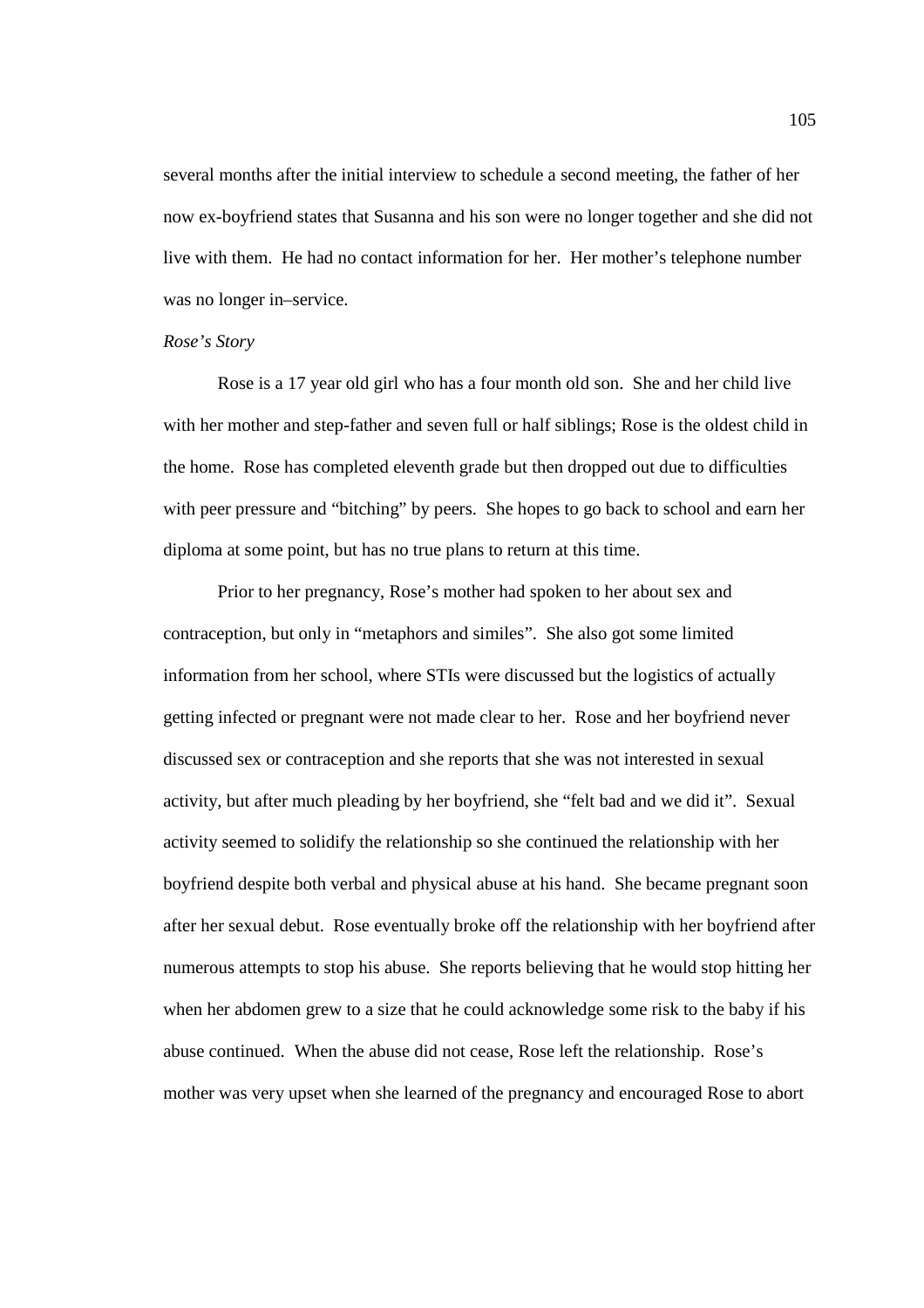several months after the initial interview to schedule a second meeting, the father of her now ex-boyfriend states that Susanna and his son were no longer together and she did not live with them. He had no contact information for her. Her mother's telephone number was no longer in–service.

*Rose's Story*

Rose is a 17 year old girl who has a four month old son. She and her child live with her mother and step-father and seven full or half siblings; Rose is the oldest child in the home. Rose has completed eleventh grade but then dropped out due to difficulties with peer pressure and "bitching" by peers. She hopes to go back to school and earn her diploma at some point, but has no true plans to return at this time.

Prior to her pregnancy, Rose's mother had spoken to her about sex and contraception, but only in "metaphors and similes". She also got some limited information from her school, where STIs were discussed but the logistics of actually getting infected or pregnant were not made clear to her. Rose and her boyfriend never discussed sex or contraception and she reports that she was not interested in sexual activity, but after much pleading by her boyfriend, she "felt bad and we did it". Sexual activity seemed to solidify the relationship so she continued the relationship with her boyfriend despite both verbal and physical abuse at his hand. She became pregnant soon after her sexual debut. Rose eventually broke off the relationship with her boyfriend after numerous attempts to stop his abuse. She reports believing that he would stop hitting her when her abdomen grew to a size that he could acknowledge some risk to the baby if his abuse continued. When the abuse did not cease, Rose left the relationship. Rose's mother was very upset when she learned of the pregnancy and encouraged Rose to abort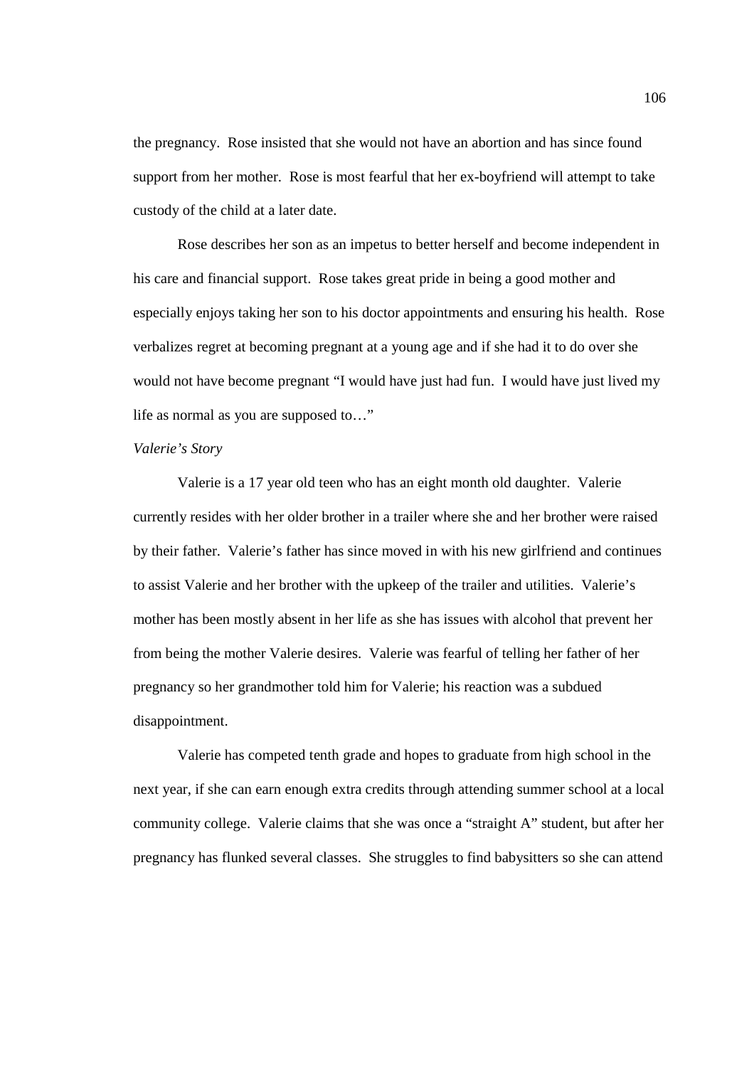the pregnancy. Rose insisted that she would not have an abortion and has since found support from her mother. Rose is most fearful that her ex-boyfriend will attempt to take custody of the child at a later date.

Rose describes her son as an impetus to better herself and become independent in his care and financial support. Rose takes great pride in being a good mother and especially enjoys taking her son to his doctor appointments and ensuring his health. Rose verbalizes regret at becoming pregnant at a young age and if she had it to do over she would not have become pregnant "I would have just had fun. I would have just lived my life as normal as you are supposed to…"

*Valerie's Story*

Valerie is a 17 year old teen who has an eight month old daughter. Valerie currently resides with her older brother in a trailer where she and her brother were raised by their father. Valerie's father has since moved in with his new girlfriend and continues to assist Valerie and her brother with the upkeep of the trailer and utilities. Valerie's mother has been mostly absent in her life as she has issues with alcohol that prevent her from being the mother Valerie desires. Valerie was fearful of telling her father of her pregnancy so her grandmother told him for Valerie; his reaction was a subdued disappointment.

Valerie has competed tenth grade and hopes to graduate from high school in the next year, if she can earn enough extra credits through attending summer school at a local community college. Valerie claims that she was once a "straight A" student, but after her pregnancy has flunked several classes. She struggles to find babysitters so she can attend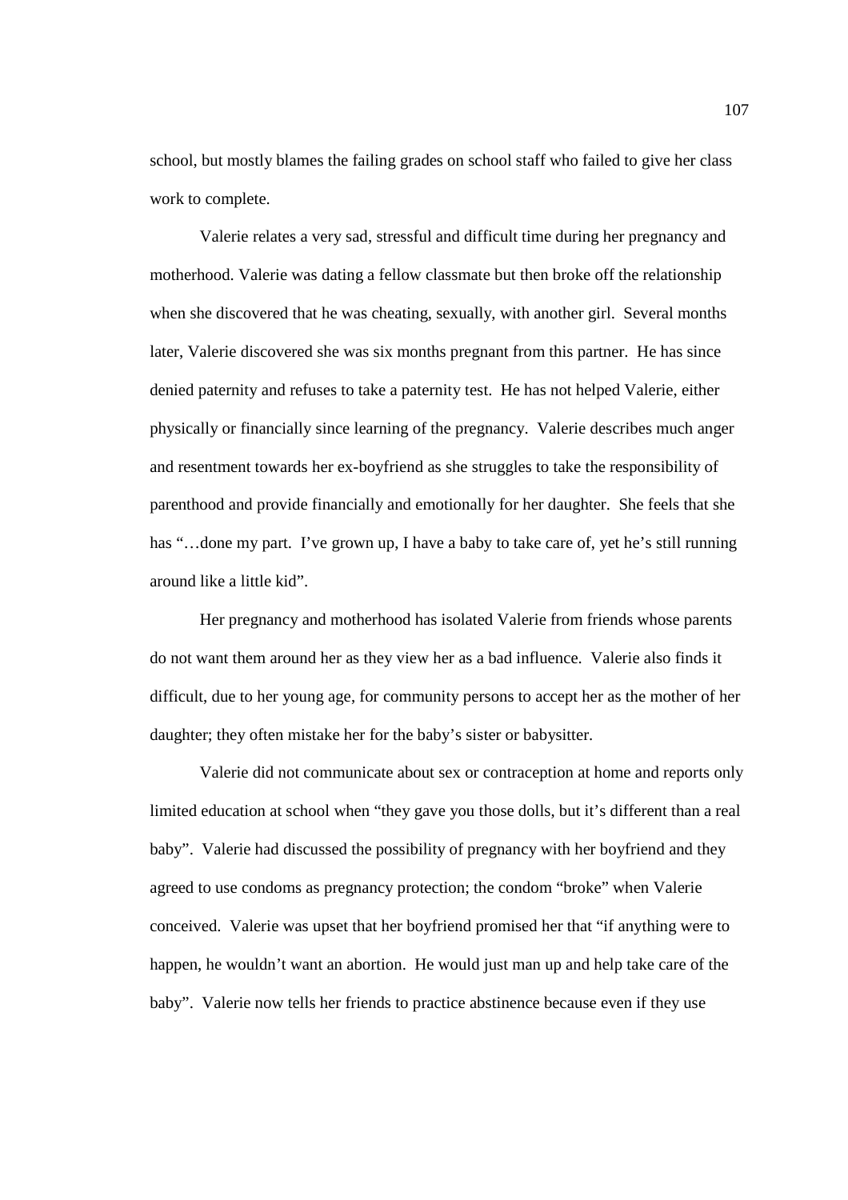school, but mostly blames the failing grades on school staff who failed to give her class work to complete.

Valerie relates a very sad, stressful and difficult time during her pregnancy and motherhood. Valerie was dating a fellow classmate but then broke off the relationship when she discovered that he was cheating, sexually, with another girl. Several months later, Valerie discovered she was six months pregnant from this partner. He has since denied paternity and refuses to take a paternity test. He has not helped Valerie, either physically or financially since learning of the pregnancy. Valerie describes much anger and resentment towards her ex-boyfriend as she struggles to take the responsibility of parenthood and provide financially and emotionally for her daughter. She feels that she has "…done my part. I've grown up, I have a baby to take care of, yet he's still running around like a little kid".

Her pregnancy and motherhood has isolated Valerie from friends whose parents do not want them around her as they view her as a bad influence. Valerie also finds it difficult, due to her young age, for community persons to accept her as the mother of her daughter; they often mistake her for the baby's sister or babysitter.

Valerie did not communicate about sex or contraception at home and reports only limited education at school when "they gave you those dolls, but it's different than a real baby". Valerie had discussed the possibility of pregnancy with her boyfriend and they agreed to use condoms as pregnancy protection; the condom "broke" when Valerie conceived. Valerie was upset that her boyfriend promised her that "if anything were to happen, he wouldn't want an abortion. He would just man up and help take care of the baby". Valerie now tells her friends to practice abstinence because even if they use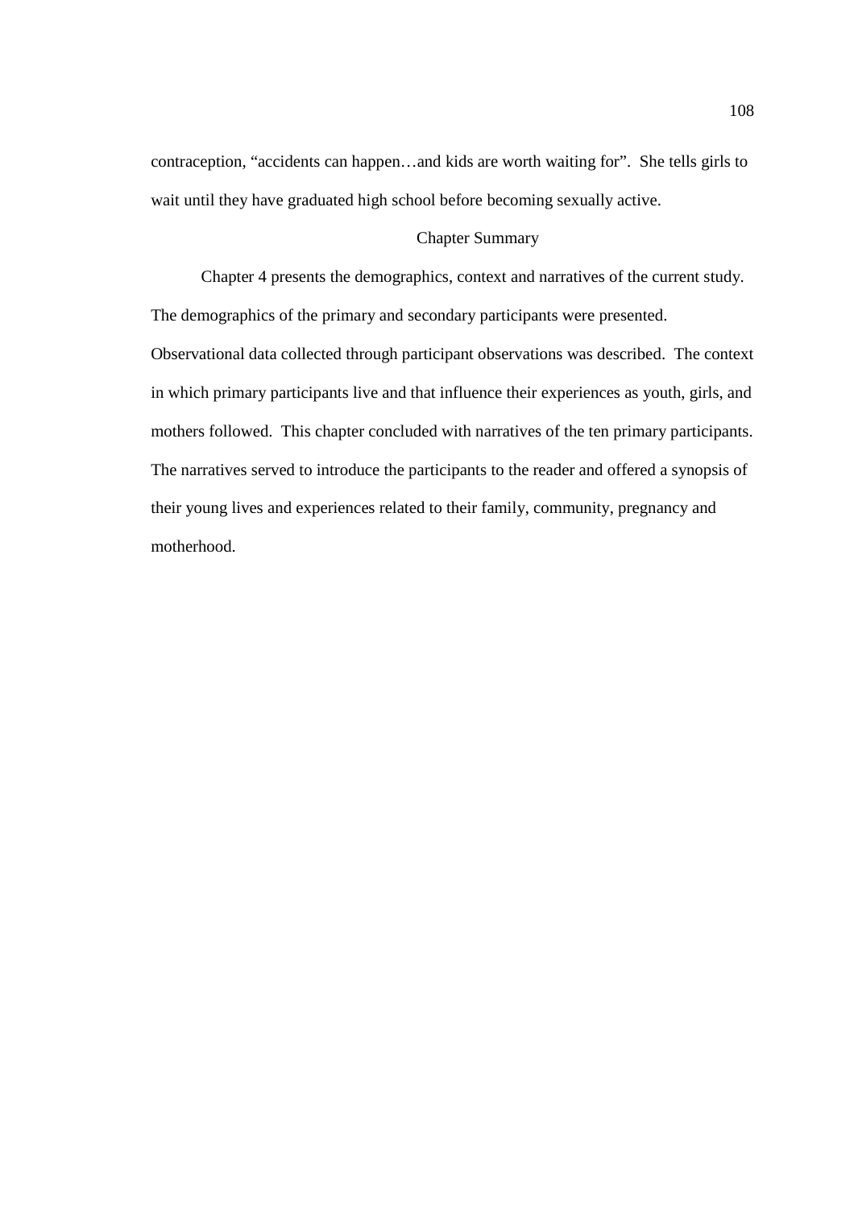contraception, “accidents can happen…and kids are worth waiting for”. She tells girls to wait until they have graduated high school before becoming sexually active.

## Chapter Summary

Chapter 4 presents the demographics, context and narratives of the current study. The demographics of the primary and secondary participants were presented. Observational data collected through participant observations was described. The context in which primary participants live and that influence their experiences as youth, girls, and mothers followed. This chapter concluded with narratives of the ten primary participants. The narratives served to introduce the participants to the reader and offered a synopsis of their young lives and experiences related to their family, community, pregnancy and motherhood.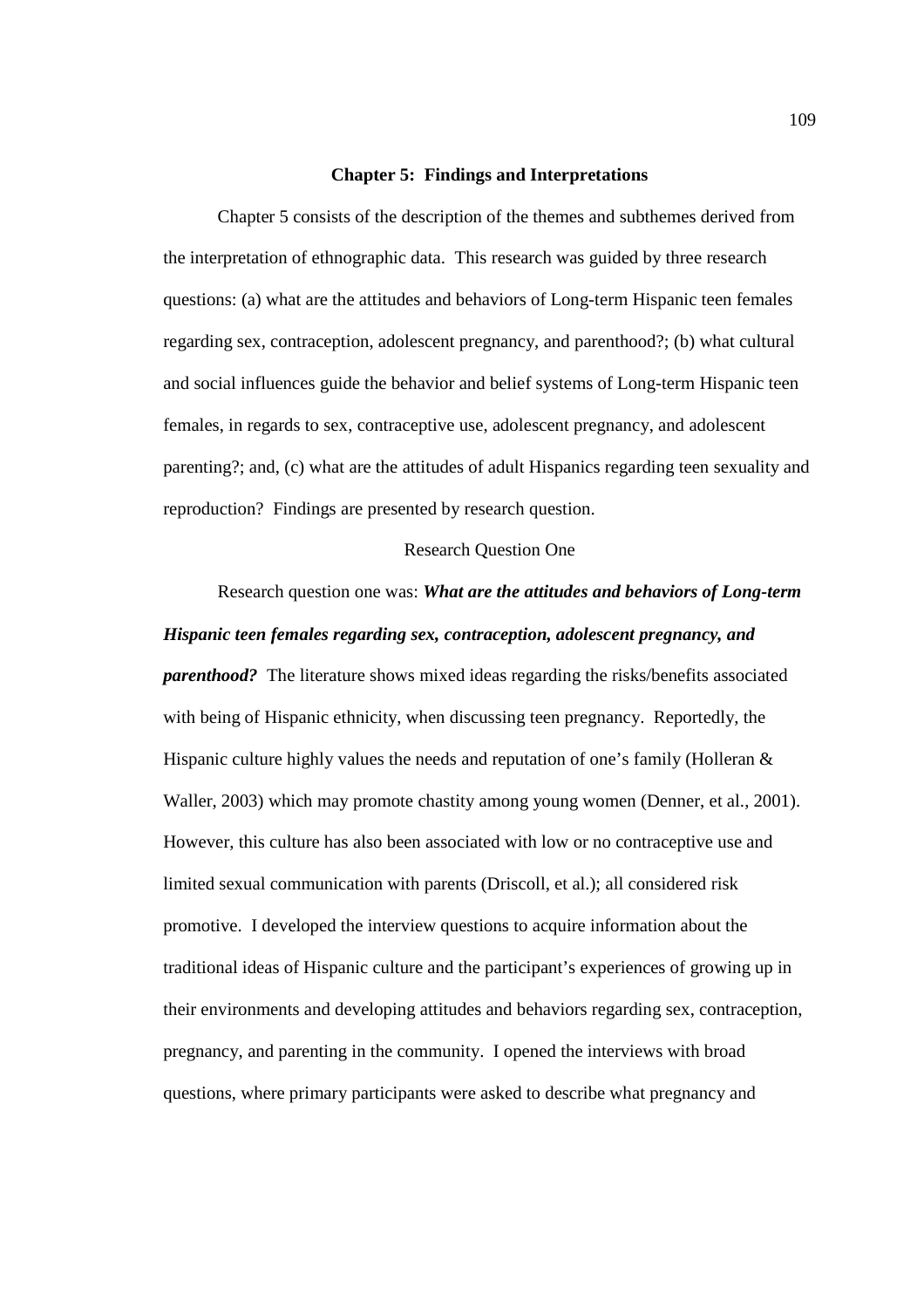## Chapter 5: Findings and Interpretations

Chapter 5 consists of the description of the themes and subthemes derived from the interpretation of ethnographic data. This research was guided by three research questions: (a) what are the attitudes and behaviors of Long-term Hispanic teen females regarding sex, contraception, adolescent pregnancy, and parenthood?; (b) what cultural and social influences guide the behavior and belief systems of Long-term Hispanic teen females, in regards to sex, contraceptive use, adolescent pregnancy, and adolescent parenting?; and, (c) what are the attitudes of adult Hispanics regarding teen sexuality and reproduction? Findings are presented by research question.

### Research Question One

Research question one was: ***What are the attitudes and behaviors of Long-term Hispanic teen females regarding sex, contraception, adolescent pregnancy, and parenthood?*** The literature shows mixed ideas regarding the risks/benefits associated with being of Hispanic ethnicity, when discussing teen pregnancy. Reportedly, the Hispanic culture highly values the needs and reputation of one's family (Holleran & Waller, 2003) which may promote chastity among young women (Denner, et al., 2001). However, this culture has also been associated with low or no contraceptive use and limited sexual communication with parents (Driscoll, et al.); all considered risk promotive. I developed the interview questions to acquire information about the traditional ideas of Hispanic culture and the participant's experiences of growing up in their environments and developing attitudes and behaviors regarding sex, contraception, pregnancy, and parenting in the community. I opened the interviews with broad questions, where primary participants were asked to describe what pregnancy and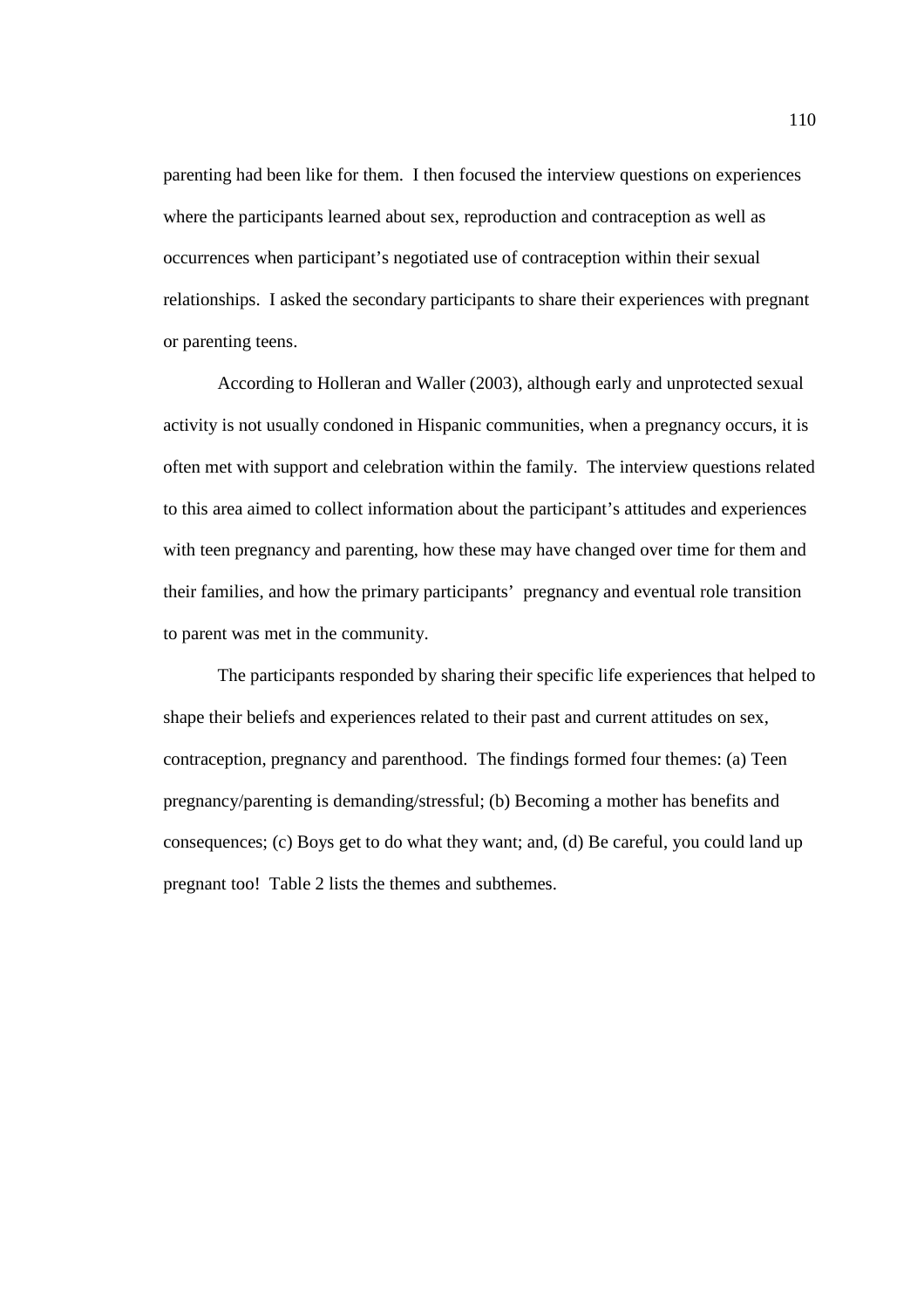parenting had been like for them. I then focused the interview questions on experiences where the participants learned about sex, reproduction and contraception as well as occurrences when participant's negotiated use of contraception within their sexual relationships. I asked the secondary participants to share their experiences with pregnant or parenting teens.

According to Holleran and Waller (2003), although early and unprotected sexual activity is not usually condoned in Hispanic communities, when a pregnancy occurs, it is often met with support and celebration within the family. The interview questions related to this area aimed to collect information about the participant's attitudes and experiences with teen pregnancy and parenting, how these may have changed over time for them and their families, and how the primary participants' pregnancy and eventual role transition to parent was met in the community.

The participants responded by sharing their specific life experiences that helped to shape their beliefs and experiences related to their past and current attitudes on sex, contraception, pregnancy and parenthood. The findings formed four themes: (a) Teen pregnancy/parenting is demanding/stressful; (b) Becoming a mother has benefits and consequences; (c) Boys get to do what they want; and, (d) Be careful, you could land up pregnant too! Table 2 lists the themes and subthemes.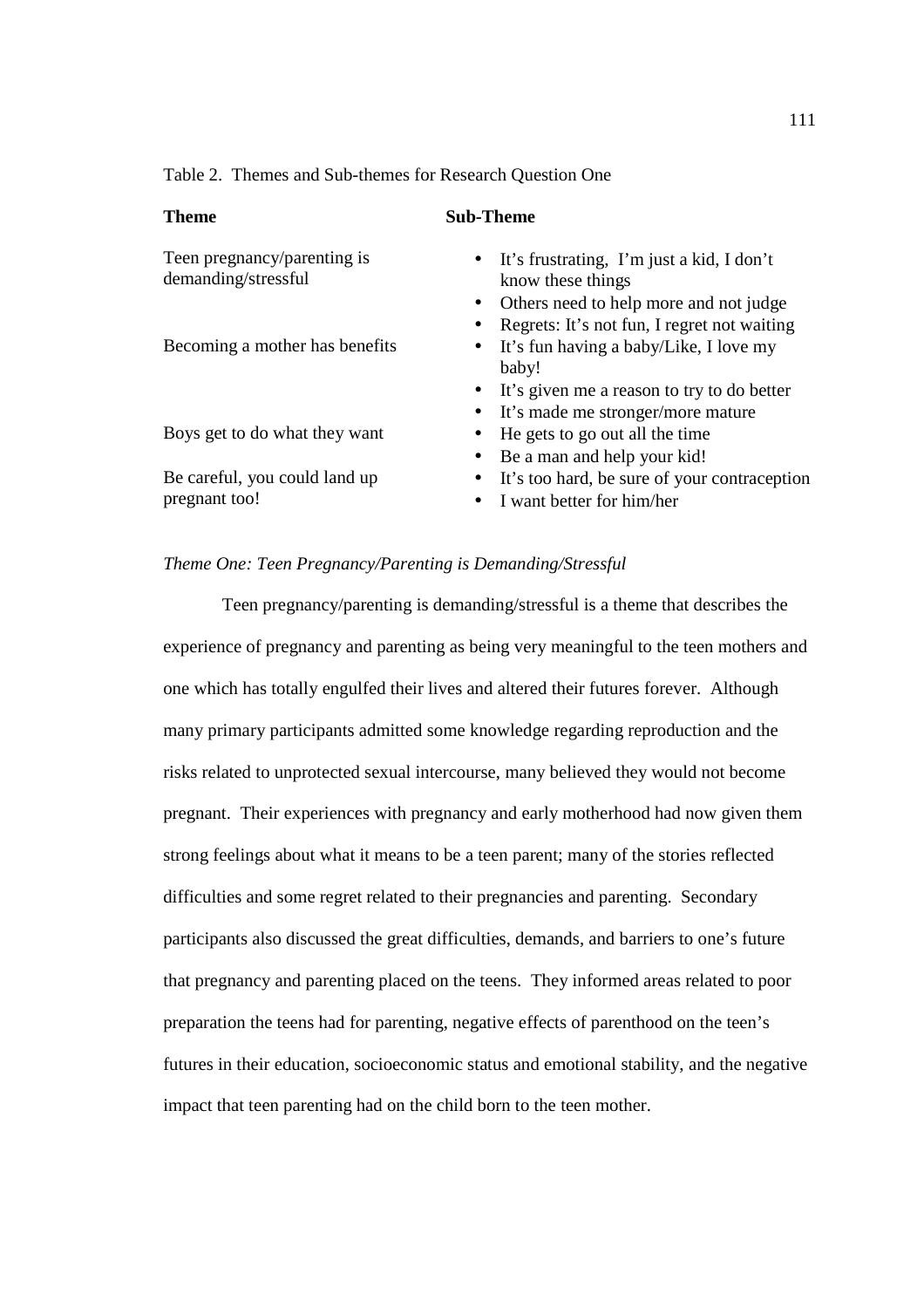Table 2. Themes and Sub-themes for Research Question One

| **Theme** | **Sub-Theme** |
| --- | --- |
| Teen pregnancy/parenting is demanding/stressful | • It's frustrating, I'm just a kid, I don't know these things<br>• Others need to help more and not judge<br>• Regrets: It's not fun, I regret not waiting |
| Becoming a mother has benefits | • It's fun having a baby/Like, I love my baby!<br>• It's given me a reason to try to do better<br>• It's made me stronger/more mature |
| Boys get to do what they want | • He gets to go out all the time<br>• Be a man and help your kid! |
| Be careful, you could land up pregnant too! | • It's too hard, be sure of your contraception<br>• I want better for him/her |

*Theme One: Teen Pregnancy/Parenting is Demanding/Stressful*

Teen pregnancy/parenting is demanding/stressful is a theme that describes the experience of pregnancy and parenting as being very meaningful to the teen mothers and one which has totally engulfed their lives and altered their futures forever. Although many primary participants admitted some knowledge regarding reproduction and the risks related to unprotected sexual intercourse, many believed they would not become pregnant. Their experiences with pregnancy and early motherhood had now given them strong feelings about what it means to be a teen parent; many of the stories reflected difficulties and some regret related to their pregnancies and parenting. Secondary participants also discussed the great difficulties, demands, and barriers to one's future that pregnancy and parenting placed on the teens. They informed areas related to poor preparation the teens had for parenting, negative effects of parenthood on the teen's futures in their education, socioeconomic status and emotional stability, and the negative impact that teen parenting had on the child born to the teen mother.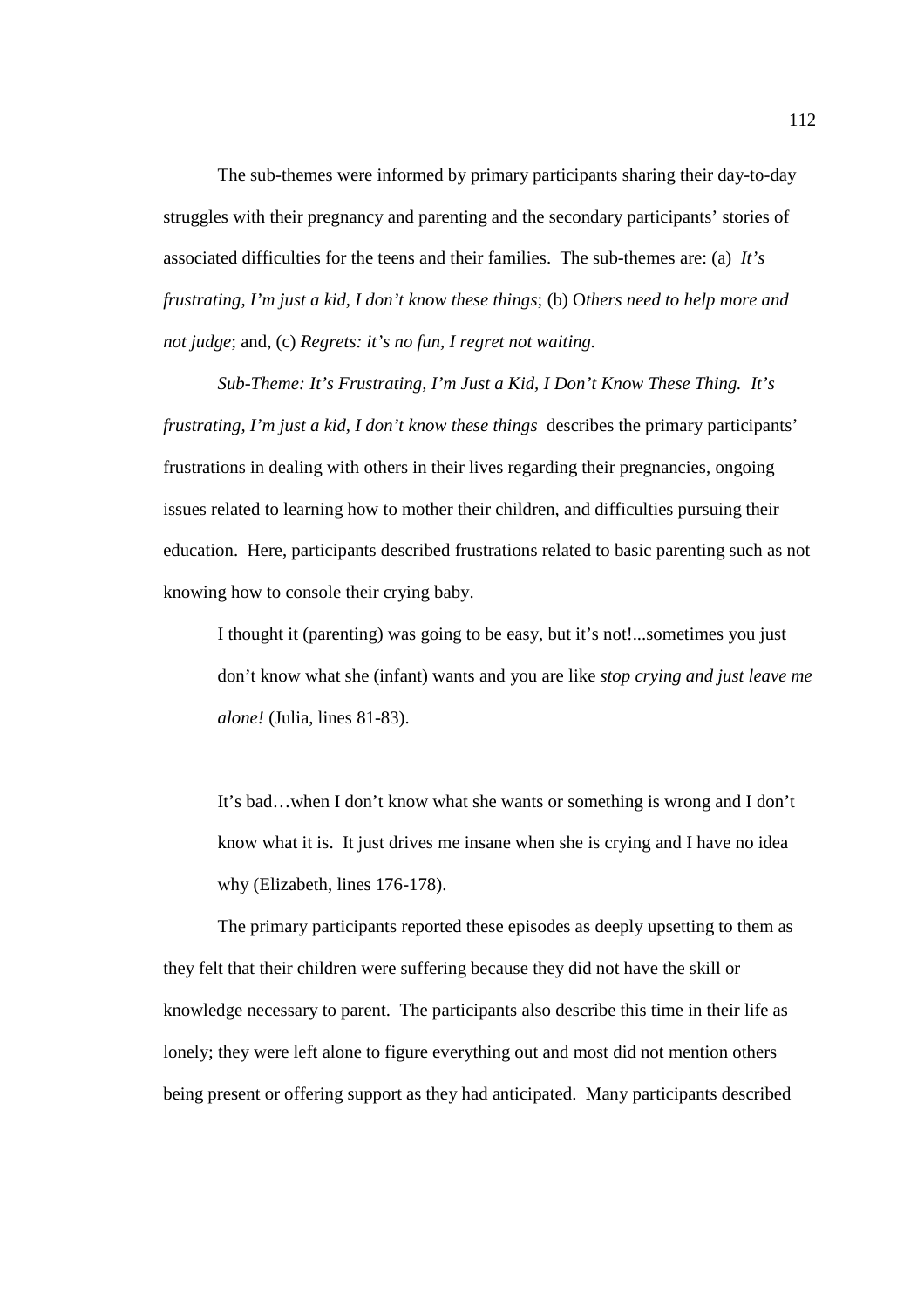The sub-themes were informed by primary participants sharing their day-to-day struggles with their pregnancy and parenting and the secondary participants' stories of associated difficulties for the teens and their families. The sub-themes are: (a) *It's frustrating, I'm just a kid, I don't know these things*; (b) O*thers need to help more and not judge*; and, (c) *Regrets: it's no fun, I regret not waiting.*

*Sub-Theme: It's Frustrating, I'm Just a Kid, I Don't Know These Thing. It's frustrating, I'm just a kid, I don't know these things* describes the primary participants' frustrations in dealing with others in their lives regarding their pregnancies, ongoing issues related to learning how to mother their children, and difficulties pursuing their education. Here, participants described frustrations related to basic parenting such as not knowing how to console their crying baby.

> I thought it (parenting) was going to be easy, but it's not!...sometimes you just don't know what she (infant) wants and you are like *stop crying and just leave me alone!* (Julia, lines 81-83).

> It's bad…when I don't know what she wants or something is wrong and I don't know what it is. It just drives me insane when she is crying and I have no idea why (Elizabeth, lines 176-178).

The primary participants reported these episodes as deeply upsetting to them as they felt that their children were suffering because they did not have the skill or knowledge necessary to parent. The participants also describe this time in their life as lonely; they were left alone to figure everything out and most did not mention others being present or offering support as they had anticipated. Many participants described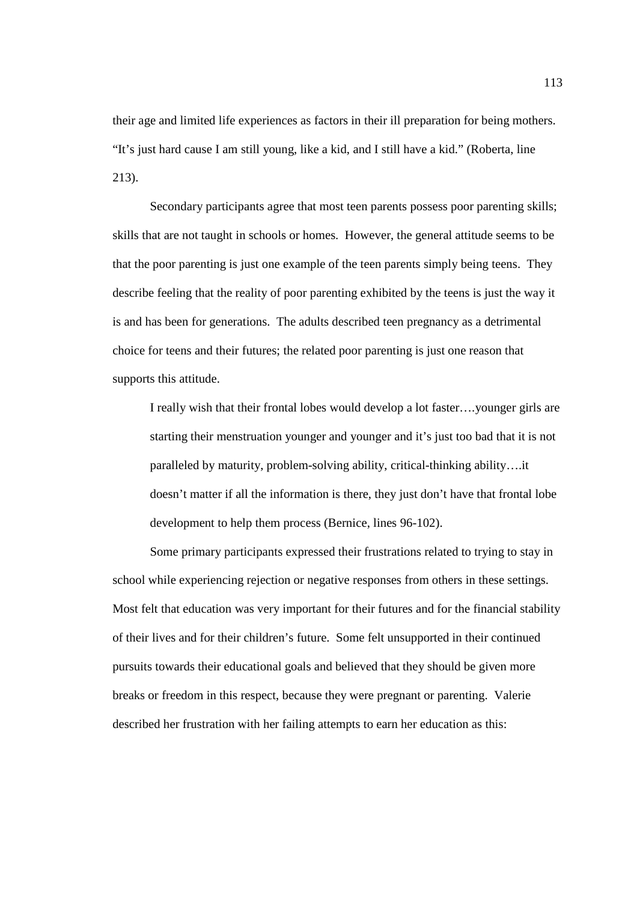their age and limited life experiences as factors in their ill preparation for being mothers. "It's just hard cause I am still young, like a kid, and I still have a kid." (Roberta, line 213).

Secondary participants agree that most teen parents possess poor parenting skills; skills that are not taught in schools or homes. However, the general attitude seems to be that the poor parenting is just one example of the teen parents simply being teens. They describe feeling that the reality of poor parenting exhibited by the teens is just the way it is and has been for generations. The adults described teen pregnancy as a detrimental choice for teens and their futures; the related poor parenting is just one reason that supports this attitude.

> I really wish that their frontal lobes would develop a lot faster….younger girls are starting their menstruation younger and younger and it's just too bad that it is not paralleled by maturity, problem-solving ability, critical-thinking ability….it doesn't matter if all the information is there, they just don't have that frontal lobe development to help them process (Bernice, lines 96-102).

Some primary participants expressed their frustrations related to trying to stay in school while experiencing rejection or negative responses from others in these settings. Most felt that education was very important for their futures and for the financial stability of their lives and for their children's future. Some felt unsupported in their continued pursuits towards their educational goals and believed that they should be given more breaks or freedom in this respect, because they were pregnant or parenting. Valerie described her frustration with her failing attempts to earn her education as this: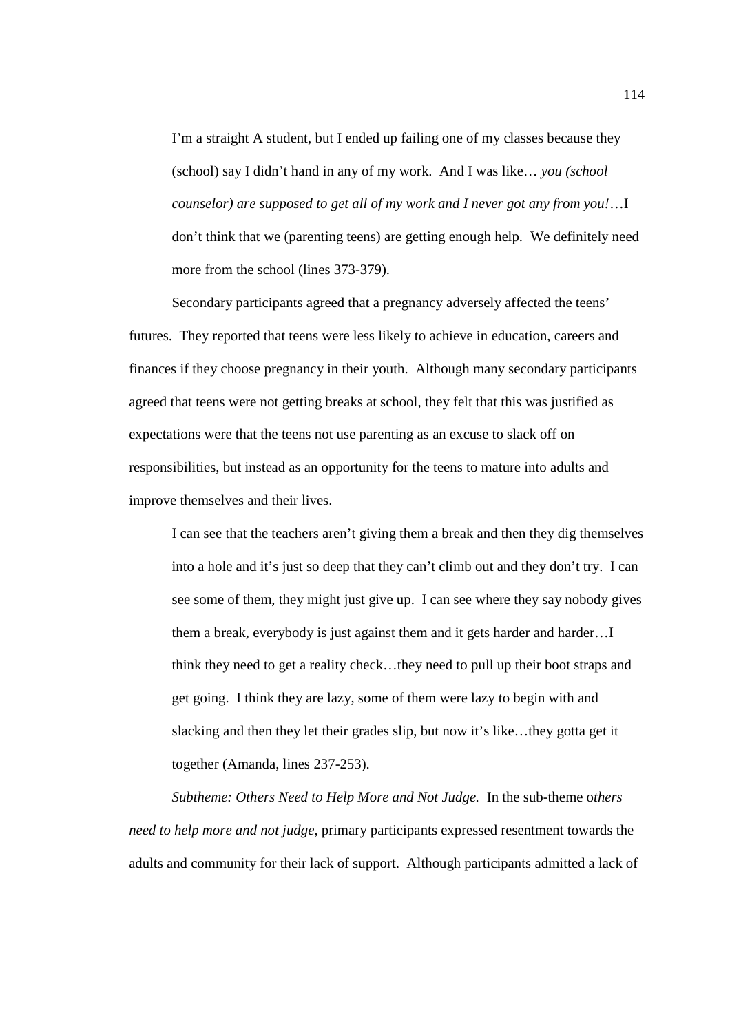> I'm a straight A student, but I ended up failing one of my classes because they (school) say I didn't hand in any of my work. And I was like… *you (school counselor) are supposed to get all of my work and I never got any from you!*…I don't think that we (parenting teens) are getting enough help. We definitely need more from the school (lines 373-379).

Secondary participants agreed that a pregnancy adversely affected the teens' futures. They reported that teens were less likely to achieve in education, careers and finances if they choose pregnancy in their youth. Although many secondary participants agreed that teens were not getting breaks at school, they felt that this was justified as expectations were that the teens not use parenting as an excuse to slack off on responsibilities, but instead as an opportunity for the teens to mature into adults and improve themselves and their lives.

> I can see that the teachers aren't giving them a break and then they dig themselves into a hole and it's just so deep that they can't climb out and they don't try. I can see some of them, they might just give up. I can see where they say nobody gives them a break, everybody is just against them and it gets harder and harder…I think they need to get a reality check…they need to pull up their boot straps and get going. I think they are lazy, some of them were lazy to begin with and slacking and then they let their grades slip, but now it's like…they gotta get it together (Amanda, lines 237-253).

*Subtheme: Others Need to Help More and Not Judge.* In the sub-theme o*thers need to help more and not judge*, primary participants expressed resentment towards the adults and community for their lack of support. Although participants admitted a lack of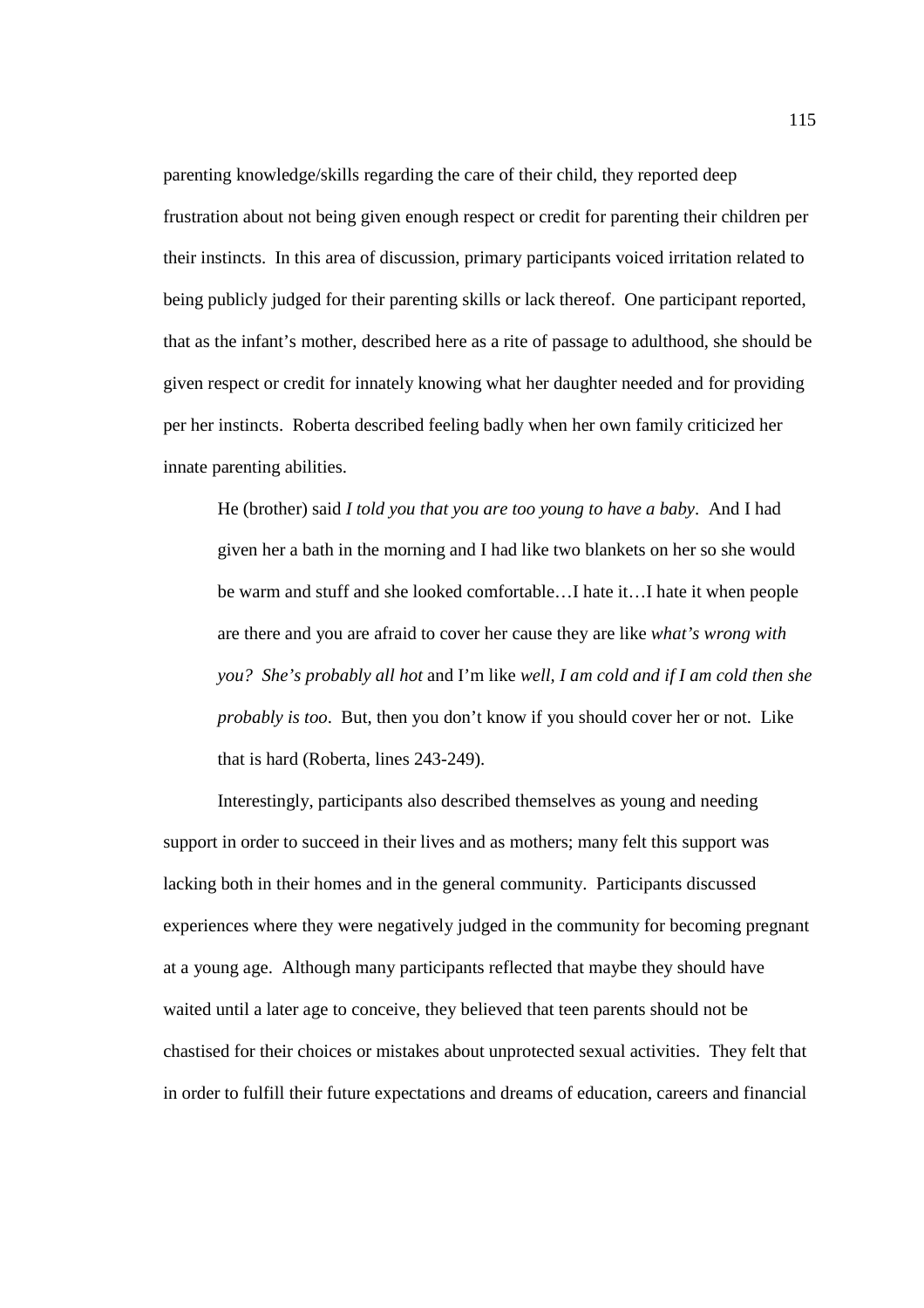parenting knowledge/skills regarding the care of their child, they reported deep frustration about not being given enough respect or credit for parenting their children per their instincts. In this area of discussion, primary participants voiced irritation related to being publicly judged for their parenting skills or lack thereof. One participant reported, that as the infant's mother, described here as a rite of passage to adulthood, she should be given respect or credit for innately knowing what her daughter needed and for providing per her instincts. Roberta described feeling badly when her own family criticized her innate parenting abilities.

> He (brother) said *I told you that you are too young to have a baby*. And I had given her a bath in the morning and I had like two blankets on her so she would be warm and stuff and she looked comfortable…I hate it…I hate it when people are there and you are afraid to cover her cause they are like *what's wrong with you? She's probably all hot* and I'm like *well, I am cold and if I am cold then she probably is too*. But, then you don't know if you should cover her or not. Like that is hard (Roberta, lines 243-249).

Interestingly, participants also described themselves as young and needing support in order to succeed in their lives and as mothers; many felt this support was lacking both in their homes and in the general community. Participants discussed experiences where they were negatively judged in the community for becoming pregnant at a young age. Although many participants reflected that maybe they should have waited until a later age to conceive, they believed that teen parents should not be chastised for their choices or mistakes about unprotected sexual activities. They felt that in order to fulfill their future expectations and dreams of education, careers and financial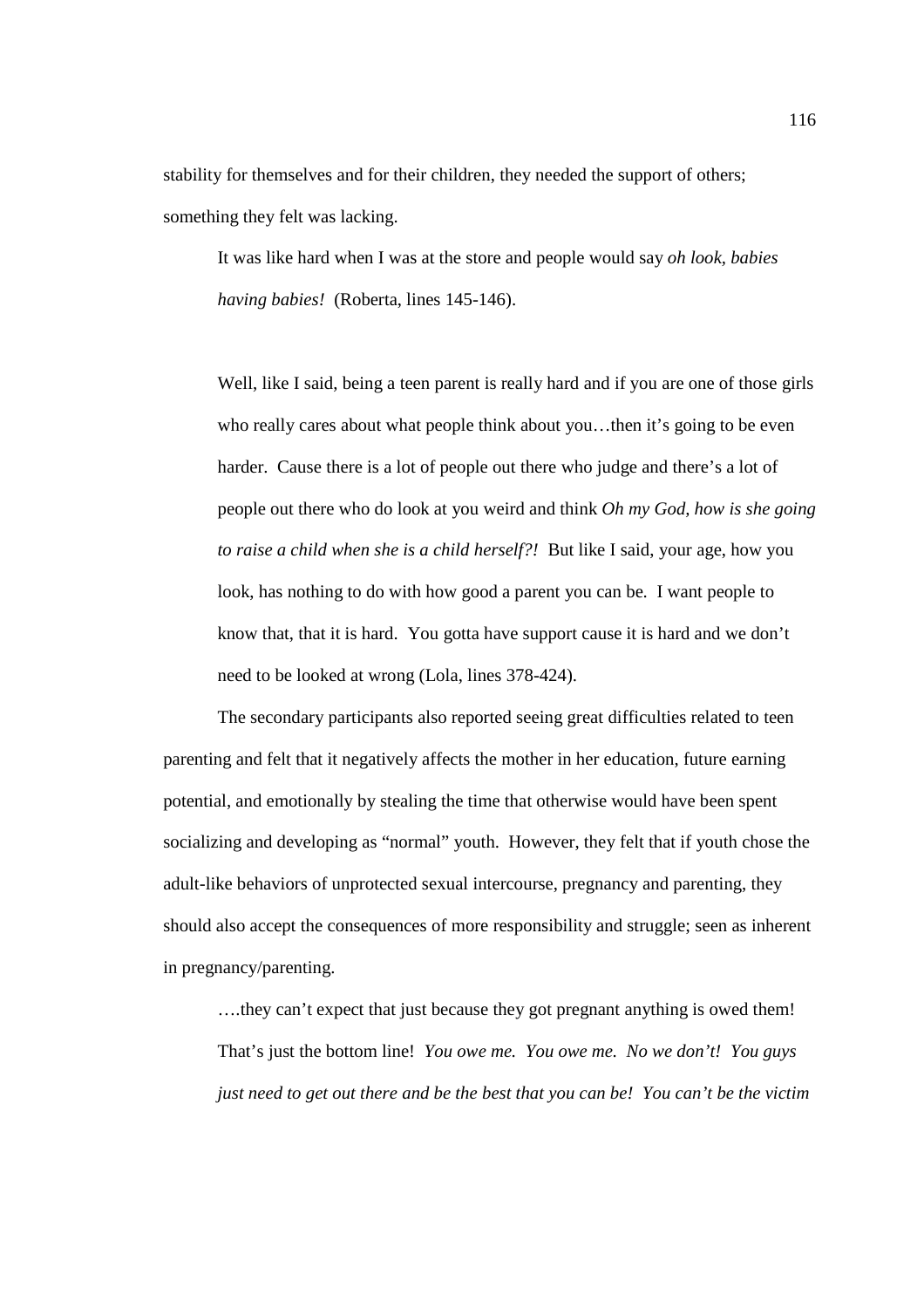stability for themselves and for their children, they needed the support of others; something they felt was lacking.

> It was like hard when I was at the store and people would say *oh look, babies having babies!* (Roberta, lines 145-146).

> Well, like I said, being a teen parent is really hard and if you are one of those girls who really cares about what people think about you…then it's going to be even harder. Cause there is a lot of people out there who judge and there's a lot of people out there who do look at you weird and think *Oh my God, how is she going to raise a child when she is a child herself?!* But like I said, your age, how you look, has nothing to do with how good a parent you can be. I want people to know that, that it is hard. You gotta have support cause it is hard and we don't need to be looked at wrong (Lola, lines 378-424).

The secondary participants also reported seeing great difficulties related to teen parenting and felt that it negatively affects the mother in her education, future earning potential, and emotionally by stealing the time that otherwise would have been spent socializing and developing as "normal" youth. However, they felt that if youth chose the adult-like behaviors of unprotected sexual intercourse, pregnancy and parenting, they should also accept the consequences of more responsibility and struggle; seen as inherent in pregnancy/parenting.

> ….they can't expect that just because they got pregnant anything is owed them! That's just the bottom line! *You owe me. You owe me. No we don't! You guys just need to get out there and be the best that you can be! You can't be the victim*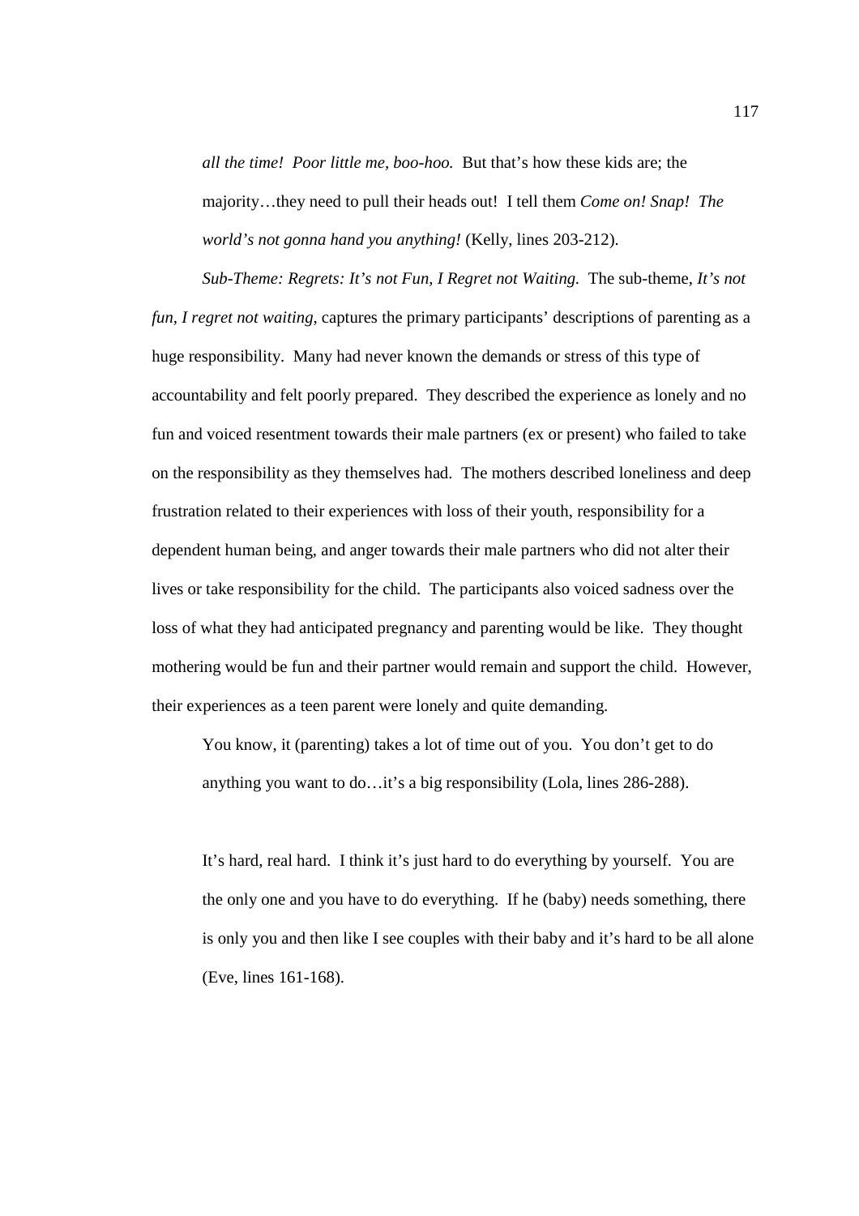> *all the time! Poor little me, boo-hoo.* But that's how these kids are; the majority…they need to pull their heads out! I tell them *Come on! Snap! The world's not gonna hand you anything!* (Kelly, lines 203-212).

*Sub-Theme: Regrets: It's not Fun, I Regret not Waiting.* The sub-theme, *It's not fun, I regret not waiting*, captures the primary participants' descriptions of parenting as a huge responsibility. Many had never known the demands or stress of this type of accountability and felt poorly prepared. They described the experience as lonely and no fun and voiced resentment towards their male partners (ex or present) who failed to take on the responsibility as they themselves had. The mothers described loneliness and deep frustration related to their experiences with loss of their youth, responsibility for a dependent human being, and anger towards their male partners who did not alter their lives or take responsibility for the child. The participants also voiced sadness over the loss of what they had anticipated pregnancy and parenting would be like. They thought mothering would be fun and their partner would remain and support the child. However, their experiences as a teen parent were lonely and quite demanding.

> You know, it (parenting) takes a lot of time out of you. You don't get to do anything you want to do…it's a big responsibility (Lola, lines 286-288).

> It's hard, real hard. I think it's just hard to do everything by yourself. You are the only one and you have to do everything. If he (baby) needs something, there is only you and then like I see couples with their baby and it's hard to be all alone (Eve, lines 161-168).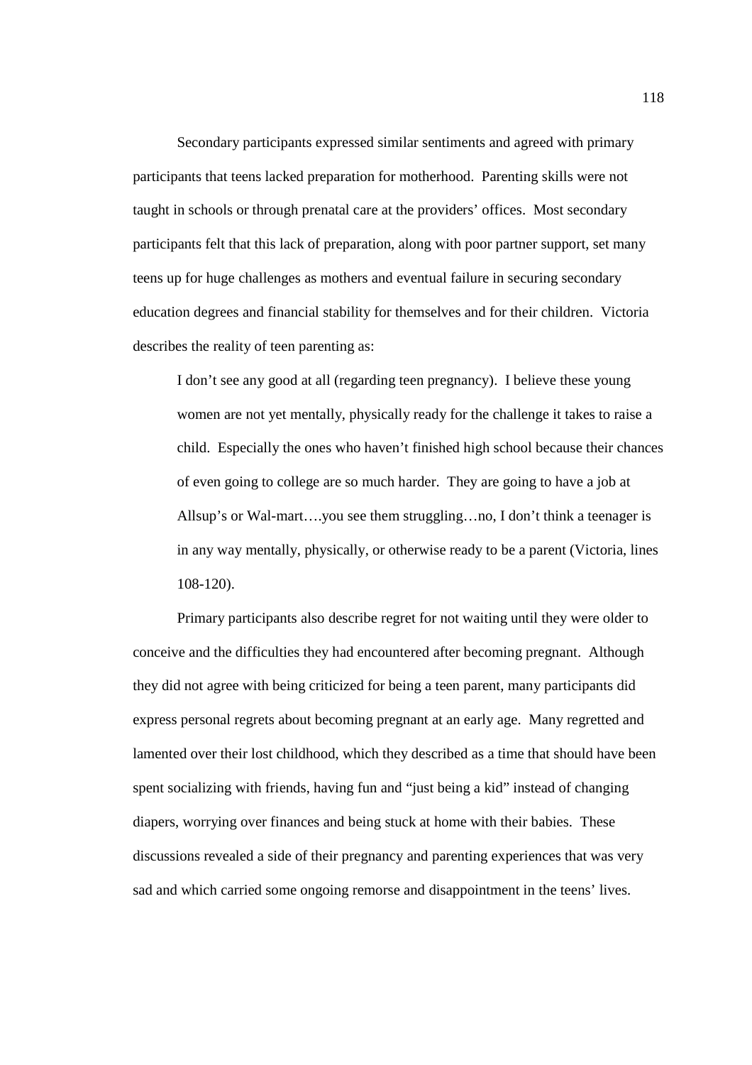Secondary participants expressed similar sentiments and agreed with primary participants that teens lacked preparation for motherhood. Parenting skills were not taught in schools or through prenatal care at the providers' offices. Most secondary participants felt that this lack of preparation, along with poor partner support, set many teens up for huge challenges as mothers and eventual failure in securing secondary education degrees and financial stability for themselves and for their children. Victoria describes the reality of teen parenting as:

> I don't see any good at all (regarding teen pregnancy). I believe these young women are not yet mentally, physically ready for the challenge it takes to raise a child. Especially the ones who haven't finished high school because their chances of even going to college are so much harder. They are going to have a job at Allsup's or Wal-mart….you see them struggling…no, I don't think a teenager is in any way mentally, physically, or otherwise ready to be a parent (Victoria, lines 108-120).

Primary participants also describe regret for not waiting until they were older to conceive and the difficulties they had encountered after becoming pregnant. Although they did not agree with being criticized for being a teen parent, many participants did express personal regrets about becoming pregnant at an early age. Many regretted and lamented over their lost childhood, which they described as a time that should have been spent socializing with friends, having fun and "just being a kid" instead of changing diapers, worrying over finances and being stuck at home with their babies. These discussions revealed a side of their pregnancy and parenting experiences that was very sad and which carried some ongoing remorse and disappointment in the teens' lives.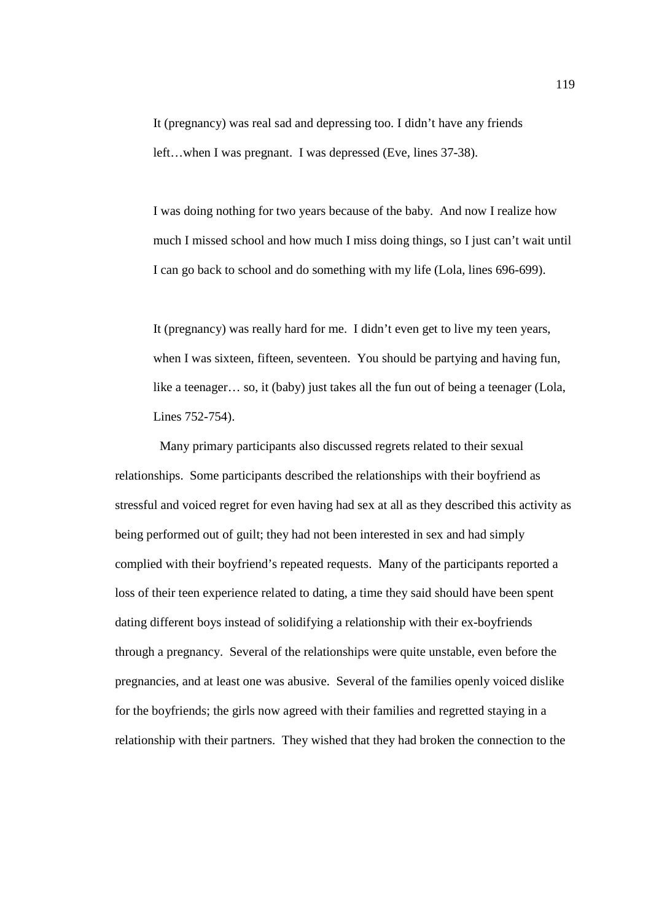> It (pregnancy) was real sad and depressing too. I didn't have any friends left…when I was pregnant. I was depressed (Eve, lines 37-38).

> I was doing nothing for two years because of the baby. And now I realize how much I missed school and how much I miss doing things, so I just can't wait until I can go back to school and do something with my life (Lola, lines 696-699).

> It (pregnancy) was really hard for me. I didn't even get to live my teen years, when I was sixteen, fifteen, seventeen. You should be partying and having fun, like a teenager… so, it (baby) just takes all the fun out of being a teenager (Lola, Lines 752-754).

Many primary participants also discussed regrets related to their sexual relationships. Some participants described the relationships with their boyfriend as stressful and voiced regret for even having had sex at all as they described this activity as being performed out of guilt; they had not been interested in sex and had simply complied with their boyfriend's repeated requests. Many of the participants reported a loss of their teen experience related to dating, a time they said should have been spent dating different boys instead of solidifying a relationship with their ex-boyfriends through a pregnancy. Several of the relationships were quite unstable, even before the pregnancies, and at least one was abusive. Several of the families openly voiced dislike for the boyfriends; the girls now agreed with their families and regretted staying in a relationship with their partners. They wished that they had broken the connection to the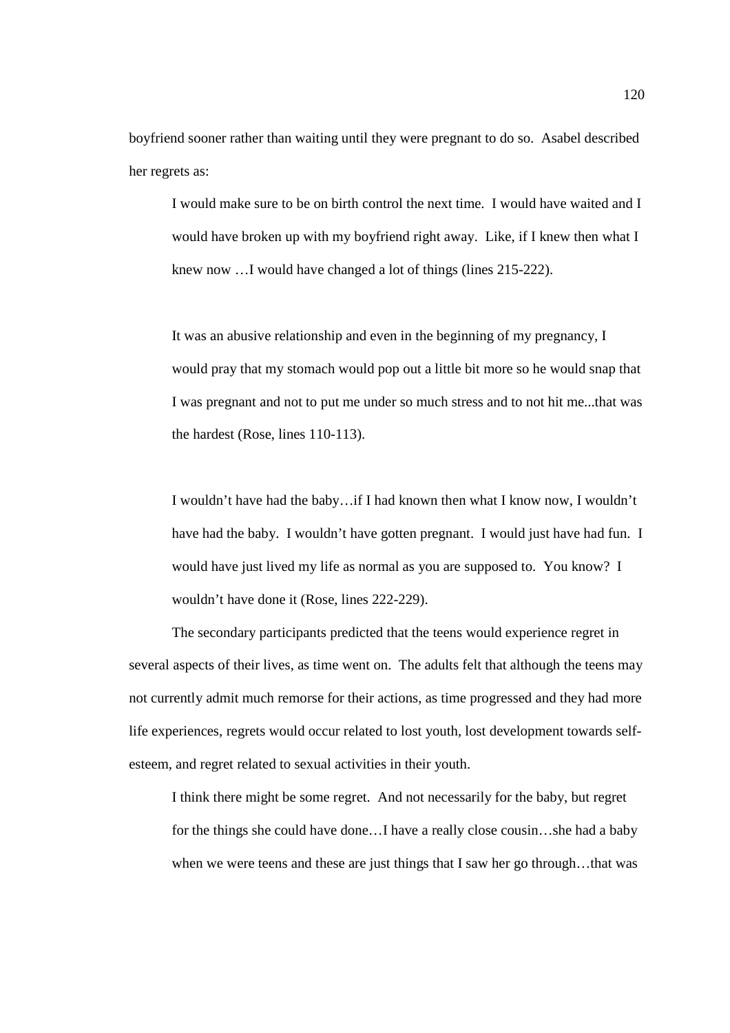boyfriend sooner rather than waiting until they were pregnant to do so. Asabel described her regrets as:

> I would make sure to be on birth control the next time. I would have waited and I would have broken up with my boyfriend right away. Like, if I knew then what I knew now …I would have changed a lot of things (lines 215-222).

> It was an abusive relationship and even in the beginning of my pregnancy, I would pray that my stomach would pop out a little bit more so he would snap that I was pregnant and not to put me under so much stress and to not hit me...that was the hardest (Rose, lines 110-113).

> I wouldn't have had the baby…if I had known then what I know now, I wouldn't have had the baby. I wouldn't have gotten pregnant. I would just have had fun. I would have just lived my life as normal as you are supposed to. You know? I wouldn't have done it (Rose, lines 222-229).

The secondary participants predicted that the teens would experience regret in several aspects of their lives, as time went on. The adults felt that although the teens may not currently admit much remorse for their actions, as time progressed and they had more life experiences, regrets would occur related to lost youth, lost development towards self-esteem, and regret related to sexual activities in their youth.

> I think there might be some regret. And not necessarily for the baby, but regret for the things she could have done…I have a really close cousin…she had a baby when we were teens and these are just things that I saw her go through…that was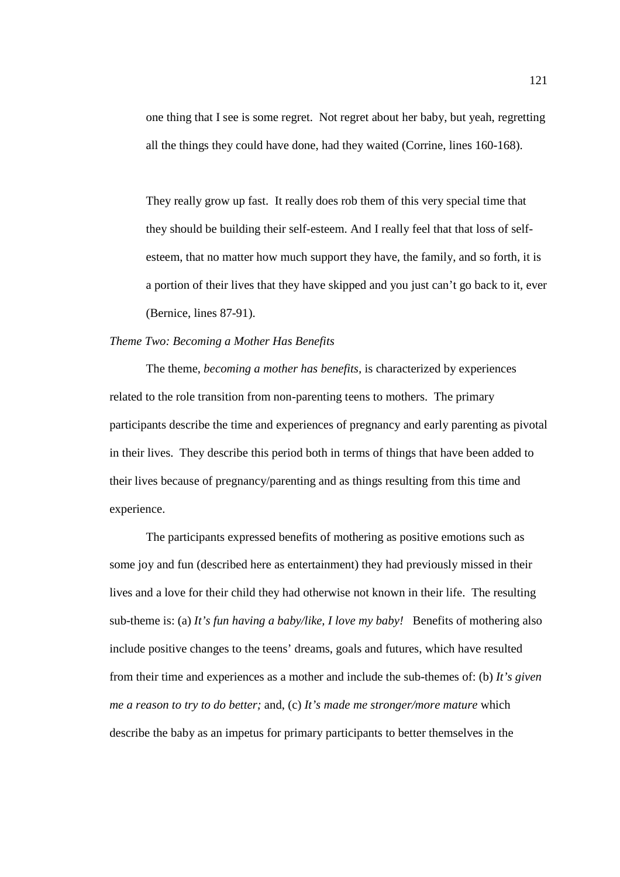> one thing that I see is some regret. Not regret about her baby, but yeah, regretting all the things they could have done, had they waited (Corrine, lines 160-168).

> They really grow up fast. It really does rob them of this very special time that they should be building their self-esteem. And I really feel that that loss of self-esteem, that no matter how much support they have, the family, and so forth, it is a portion of their lives that they have skipped and you just can't go back to it, ever (Bernice, lines 87-91).

*Theme Two: Becoming a Mother Has Benefits*

The theme, *becoming a mother has benefits,* is characterized by experiences related to the role transition from non-parenting teens to mothers. The primary participants describe the time and experiences of pregnancy and early parenting as pivotal in their lives. They describe this period both in terms of things that have been added to their lives because of pregnancy/parenting and as things resulting from this time and experience.

The participants expressed benefits of mothering as positive emotions such as some joy and fun (described here as entertainment) they had previously missed in their lives and a love for their child they had otherwise not known in their life. The resulting sub-theme is: (a) *It's fun having a baby/like, I love my baby!* Benefits of mothering also include positive changes to the teens' dreams, goals and futures, which have resulted from their time and experiences as a mother and include the sub-themes of: (b) *It's given me a reason to try to do better;* and, (c) *It's made me stronger/more mature* which describe the baby as an impetus for primary participants to better themselves in the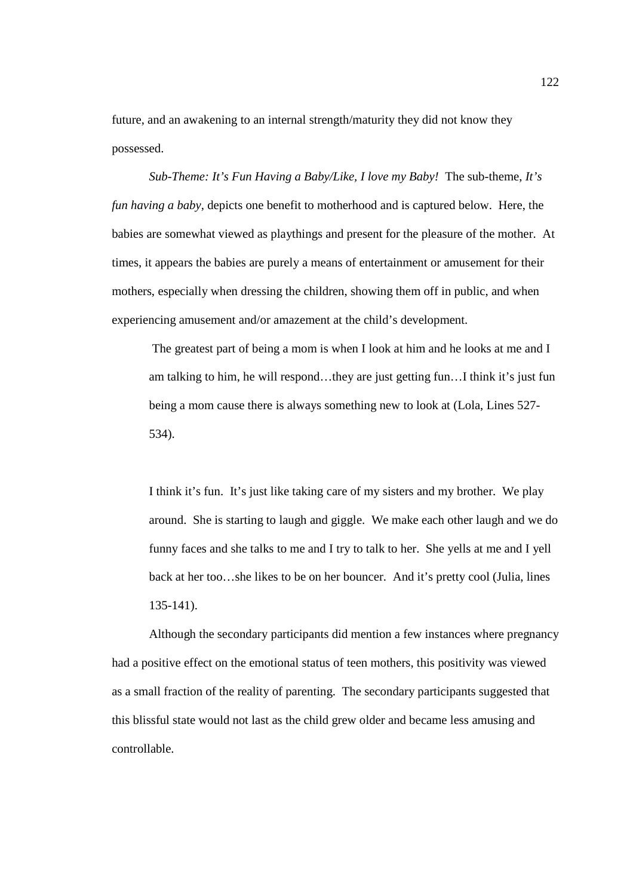future, and an awakening to an internal strength/maturity they did not know they possessed.

*Sub-Theme: It's Fun Having a Baby/Like, I love my Baby!* The sub-theme, *It's fun having a baby,* depicts one benefit to motherhood and is captured below. Here, the babies are somewhat viewed as playthings and present for the pleasure of the mother. At times, it appears the babies are purely a means of entertainment or amusement for their mothers, especially when dressing the children, showing them off in public, and when experiencing amusement and/or amazement at the child's development.

> The greatest part of being a mom is when I look at him and he looks at me and I am talking to him, he will respond…they are just getting fun…I think it's just fun being a mom cause there is always something new to look at (Lola, Lines 527-534).

> I think it's fun. It's just like taking care of my sisters and my brother. We play around. She is starting to laugh and giggle. We make each other laugh and we do funny faces and she talks to me and I try to talk to her. She yells at me and I yell back at her too…she likes to be on her bouncer. And it's pretty cool (Julia, lines 135-141).

Although the secondary participants did mention a few instances where pregnancy had a positive effect on the emotional status of teen mothers, this positivity was viewed as a small fraction of the reality of parenting. The secondary participants suggested that this blissful state would not last as the child grew older and became less amusing and controllable.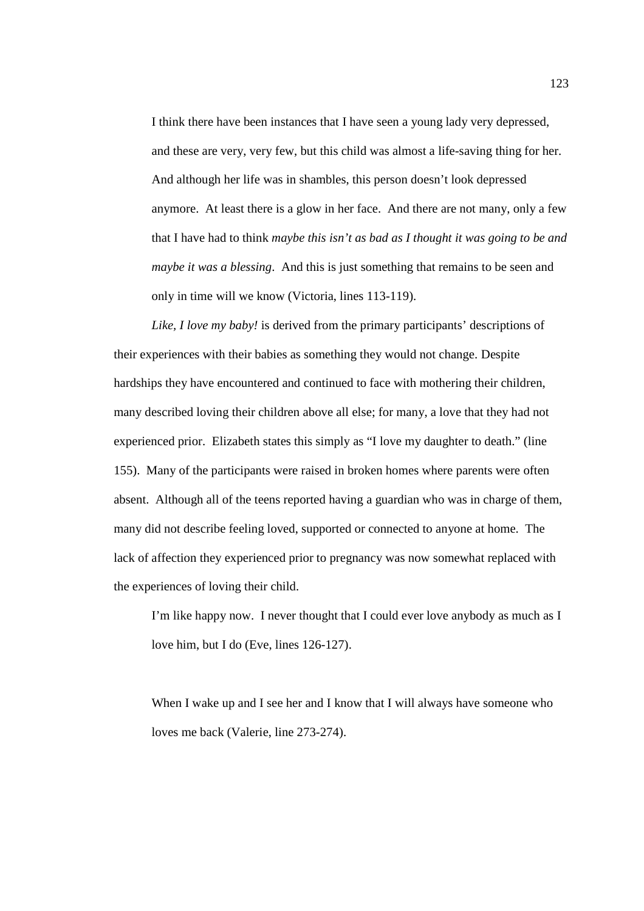> I think there have been instances that I have seen a young lady very depressed, and these are very, very few, but this child was almost a life-saving thing for her. And although her life was in shambles, this person doesn't look depressed anymore. At least there is a glow in her face. And there are not many, only a few that I have had to think *maybe this isn't as bad as I thought it was going to be and maybe it was a blessing*. And this is just something that remains to be seen and only in time will we know (Victoria, lines 113-119).

*Like, I love my baby!* is derived from the primary participants' descriptions of their experiences with their babies as something they would not change. Despite hardships they have encountered and continued to face with mothering their children, many described loving their children above all else; for many, a love that they had not experienced prior. Elizabeth states this simply as "I love my daughter to death." (line 155). Many of the participants were raised in broken homes where parents were often absent. Although all of the teens reported having a guardian who was in charge of them, many did not describe feeling loved, supported or connected to anyone at home. The lack of affection they experienced prior to pregnancy was now somewhat replaced with the experiences of loving their child.

> I'm like happy now. I never thought that I could ever love anybody as much as I love him, but I do (Eve, lines 126-127).

> When I wake up and I see her and I know that I will always have someone who loves me back (Valerie, line 273-274).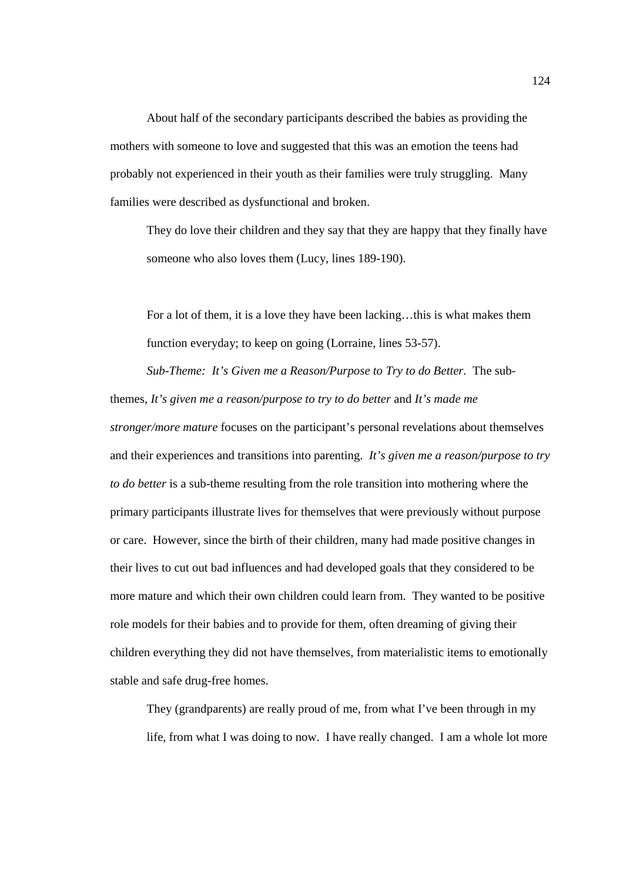About half of the secondary participants described the babies as providing the mothers with someone to love and suggested that this was an emotion the teens had probably not experienced in their youth as their families were truly struggling. Many families were described as dysfunctional and broken.

> They do love their children and they say that they are happy that they finally have someone who also loves them (Lucy, lines 189-190).

> For a lot of them, it is a love they have been lacking…this is what makes them function everyday; to keep on going (Lorraine, lines 53-57).

*Sub-Theme: It's Given me a Reason/Purpose to Try to do Better.* The sub-themes, *It's given me a reason/purpose to try to do better* and *It's made me stronger/more mature* focuses on the participant's personal revelations about themselves and their experiences and transitions into parenting. *It's given me a reason/purpose to try to do better* is a sub-theme resulting from the role transition into mothering where the primary participants illustrate lives for themselves that were previously without purpose or care. However, since the birth of their children, many had made positive changes in their lives to cut out bad influences and had developed goals that they considered to be more mature and which their own children could learn from. They wanted to be positive role models for their babies and to provide for them, often dreaming of giving their children everything they did not have themselves, from materialistic items to emotionally stable and safe drug-free homes.

> They (grandparents) are really proud of me, from what I've been through in my life, from what I was doing to now. I have really changed. I am a whole lot more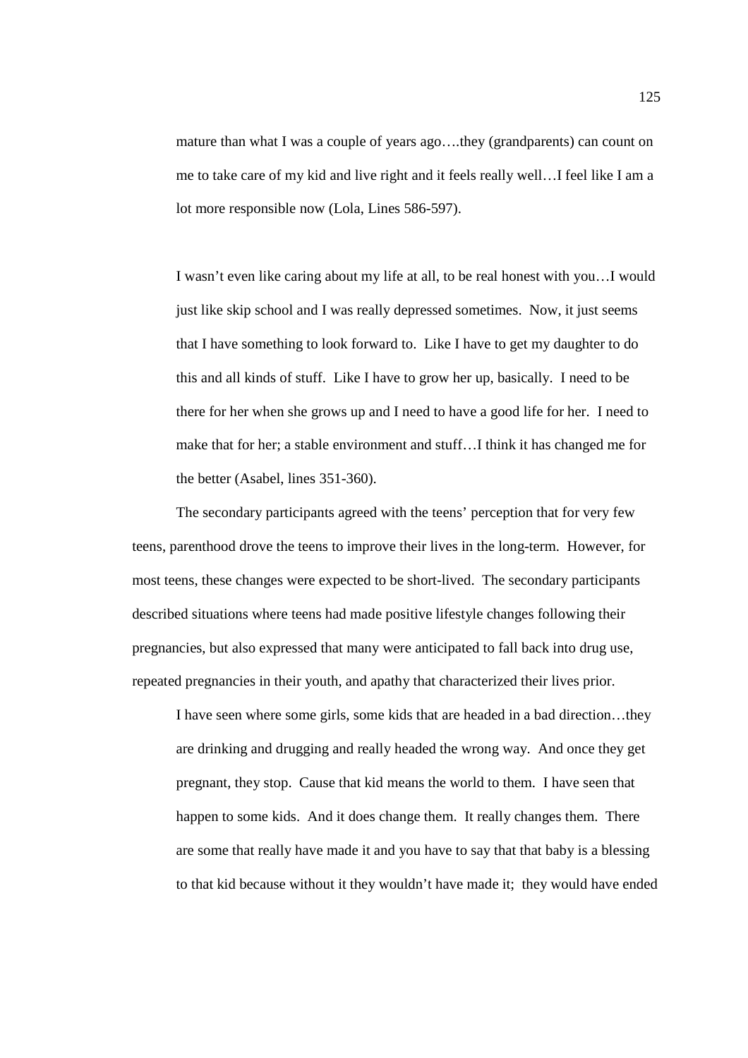> mature than what I was a couple of years ago….they (grandparents) can count on me to take care of my kid and live right and it feels really well…I feel like I am a lot more responsible now (Lola, Lines 586-597).

> I wasn't even like caring about my life at all, to be real honest with you…I would just like skip school and I was really depressed sometimes. Now, it just seems that I have something to look forward to. Like I have to get my daughter to do this and all kinds of stuff. Like I have to grow her up, basically. I need to be there for her when she grows up and I need to have a good life for her. I need to make that for her; a stable environment and stuff…I think it has changed me for the better (Asabel, lines 351-360).

The secondary participants agreed with the teens' perception that for very few teens, parenthood drove the teens to improve their lives in the long-term. However, for most teens, these changes were expected to be short-lived. The secondary participants described situations where teens had made positive lifestyle changes following their pregnancies, but also expressed that many were anticipated to fall back into drug use, repeated pregnancies in their youth, and apathy that characterized their lives prior.

> I have seen where some girls, some kids that are headed in a bad direction…they are drinking and drugging and really headed the wrong way. And once they get pregnant, they stop. Cause that kid means the world to them. I have seen that happen to some kids. And it does change them. It really changes them. There are some that really have made it and you have to say that that baby is a blessing to that kid because without it they wouldn't have made it; they would have ended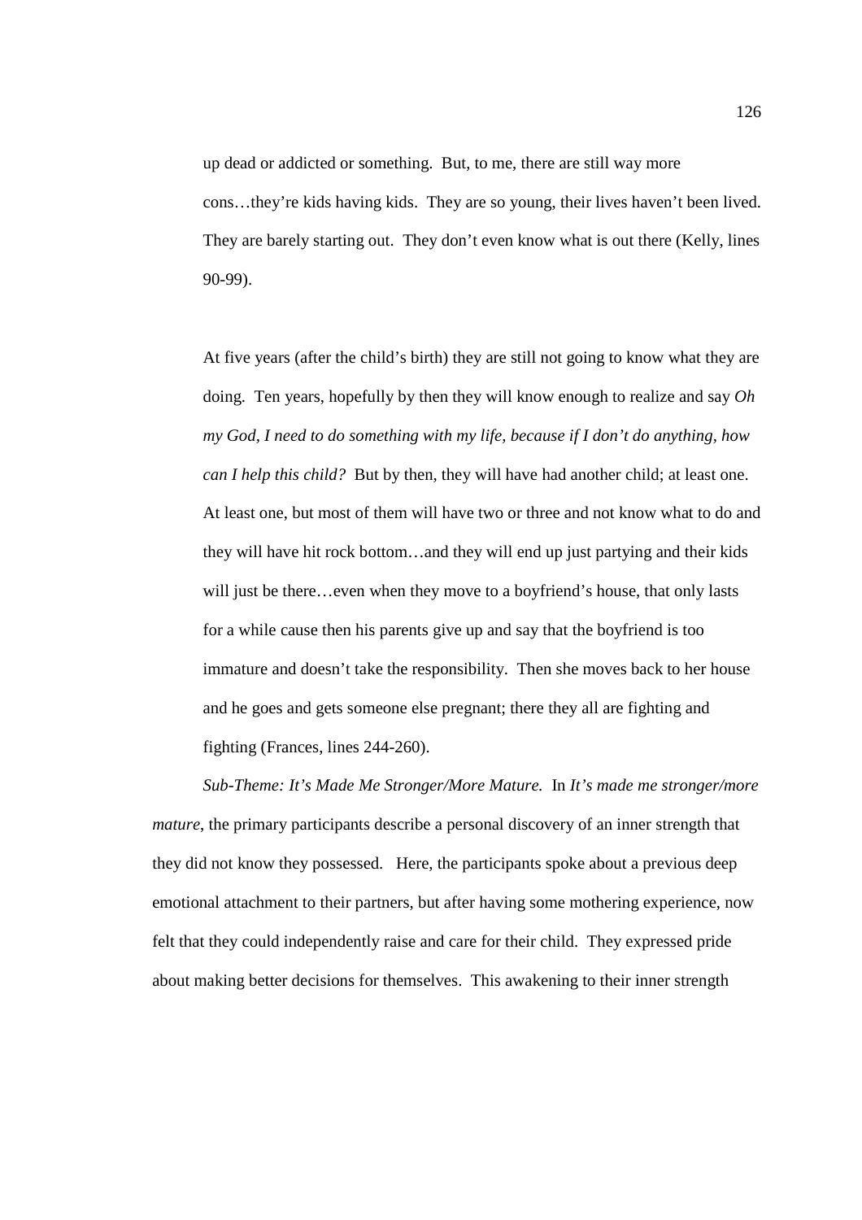> up dead or addicted or something. But, to me, there are still way more cons…they're kids having kids. They are so young, their lives haven't been lived. They are barely starting out. They don't even know what is out there (Kelly, lines 90-99).

> At five years (after the child's birth) they are still not going to know what they are doing. Ten years, hopefully by then they will know enough to realize and say *Oh my God, I need to do something with my life, because if I don't do anything, how can I help this child?* But by then, they will have had another child; at least one. At least one, but most of them will have two or three and not know what to do and they will have hit rock bottom…and they will end up just partying and their kids will just be there…even when they move to a boyfriend's house, that only lasts for a while cause then his parents give up and say that the boyfriend is too immature and doesn't take the responsibility. Then she moves back to her house and he goes and gets someone else pregnant; there they all are fighting and fighting (Frances, lines 244-260).

*Sub-Theme: It's Made Me Stronger/More Mature.* In *It's made me stronger/more mature*, the primary participants describe a personal discovery of an inner strength that they did not know they possessed. Here, the participants spoke about a previous deep emotional attachment to their partners, but after having some mothering experience, now felt that they could independently raise and care for their child. They expressed pride about making better decisions for themselves. This awakening to their inner strength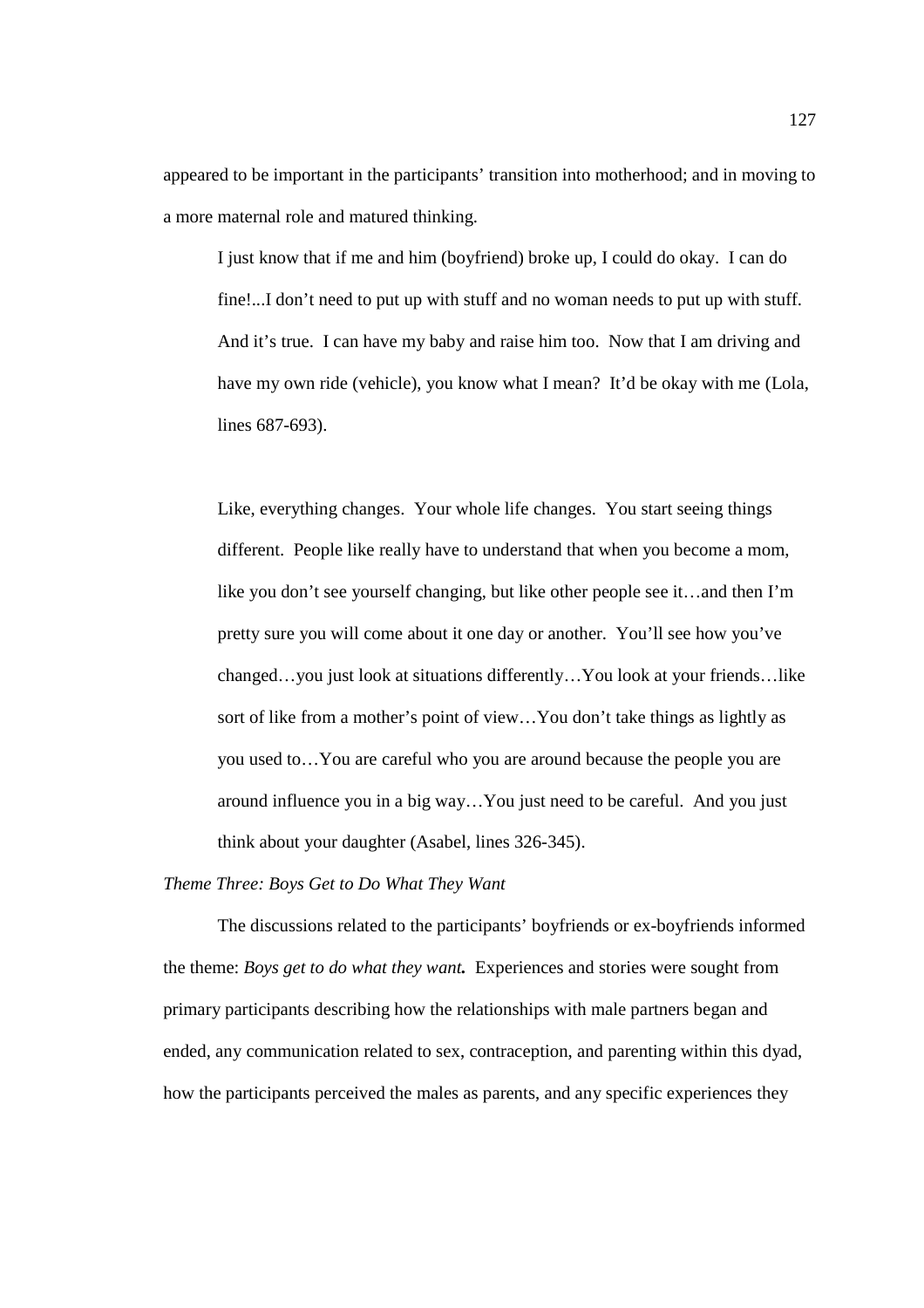appeared to be important in the participants' transition into motherhood; and in moving to a more maternal role and matured thinking.

> I just know that if me and him (boyfriend) broke up, I could do okay. I can do fine!...I don't need to put up with stuff and no woman needs to put up with stuff. And it's true. I can have my baby and raise him too. Now that I am driving and have my own ride (vehicle), you know what I mean? It'd be okay with me (Lola, lines 687-693).

> Like, everything changes. Your whole life changes. You start seeing things different. People like really have to understand that when you become a mom, like you don't see yourself changing, but like other people see it…and then I'm pretty sure you will come about it one day or another. You'll see how you've changed…you just look at situations differently…You look at your friends…like sort of like from a mother's point of view…You don't take things as lightly as you used to…You are careful who you are around because the people you are around influence you in a big way…You just need to be careful. And you just think about your daughter (Asabel, lines 326-345).

*Theme Three: Boys Get to Do What They Want*

The discussions related to the participants' boyfriends or ex-boyfriends informed the theme: ***Boys get to do what they want.*** Experiences and stories were sought from primary participants describing how the relationships with male partners began and ended, any communication related to sex, contraception, and parenting within this dyad, how the participants perceived the males as parents, and any specific experiences they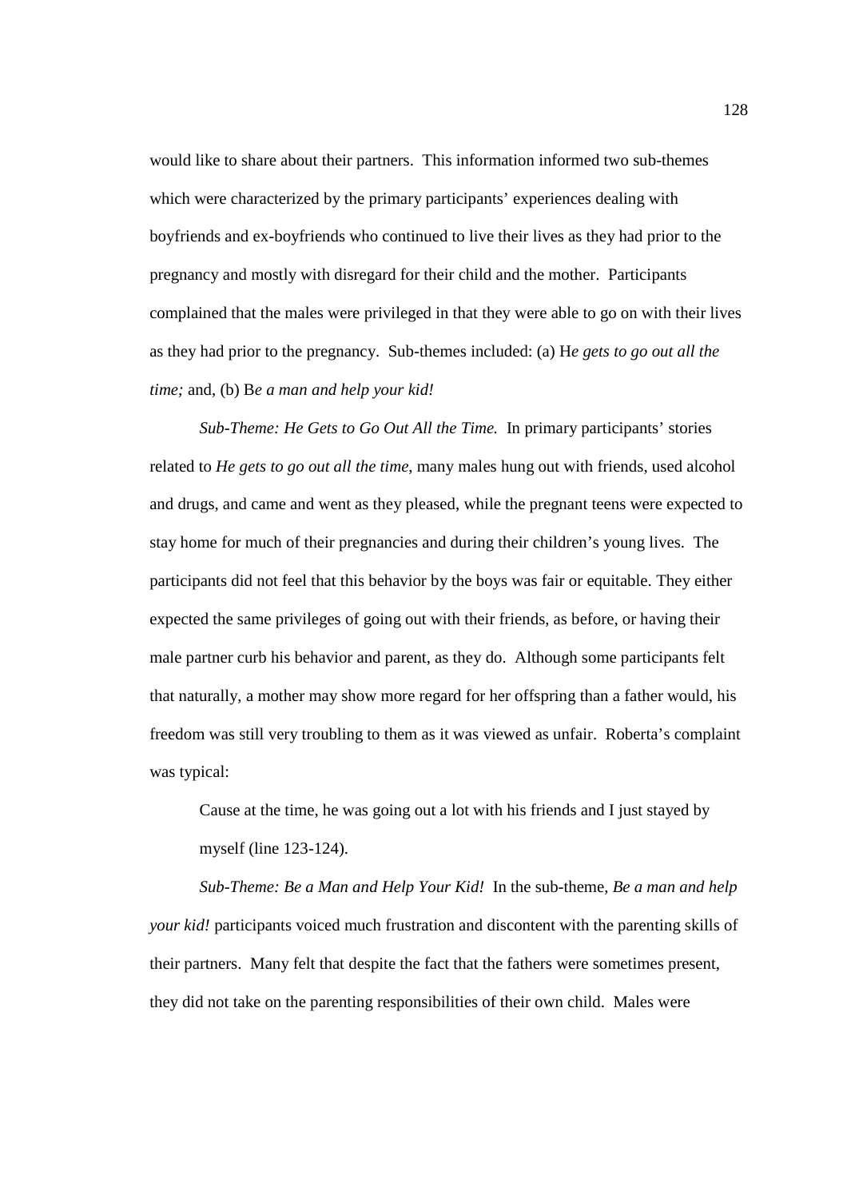would like to share about their partners. This information informed two sub-themes which were characterized by the primary participants' experiences dealing with boyfriends and ex-boyfriends who continued to live their lives as they had prior to the pregnancy and mostly with disregard for their child and the mother. Participants complained that the males were privileged in that they were able to go on with their lives as they had prior to the pregnancy. Sub-themes included: (a) H*e gets to go out all the time;* and, (b) B*e a man and help your kid!*

*Sub-Theme: He Gets to Go Out All the Time.* In primary participants' stories related to *He gets to go out all the time*, many males hung out with friends, used alcohol and drugs, and came and went as they pleased, while the pregnant teens were expected to stay home for much of their pregnancies and during their children's young lives. The participants did not feel that this behavior by the boys was fair or equitable. They either expected the same privileges of going out with their friends, as before, or having their male partner curb his behavior and parent, as they do. Although some participants felt that naturally, a mother may show more regard for her offspring than a father would, his freedom was still very troubling to them as it was viewed as unfair. Roberta's complaint was typical:

> Cause at the time, he was going out a lot with his friends and I just stayed by myself (line 123-124).

*Sub-Theme: Be a Man and Help Your Kid!* In the sub-theme, *Be a man and help your kid!* participants voiced much frustration and discontent with the parenting skills of their partners. Many felt that despite the fact that the fathers were sometimes present, they did not take on the parenting responsibilities of their own child. Males were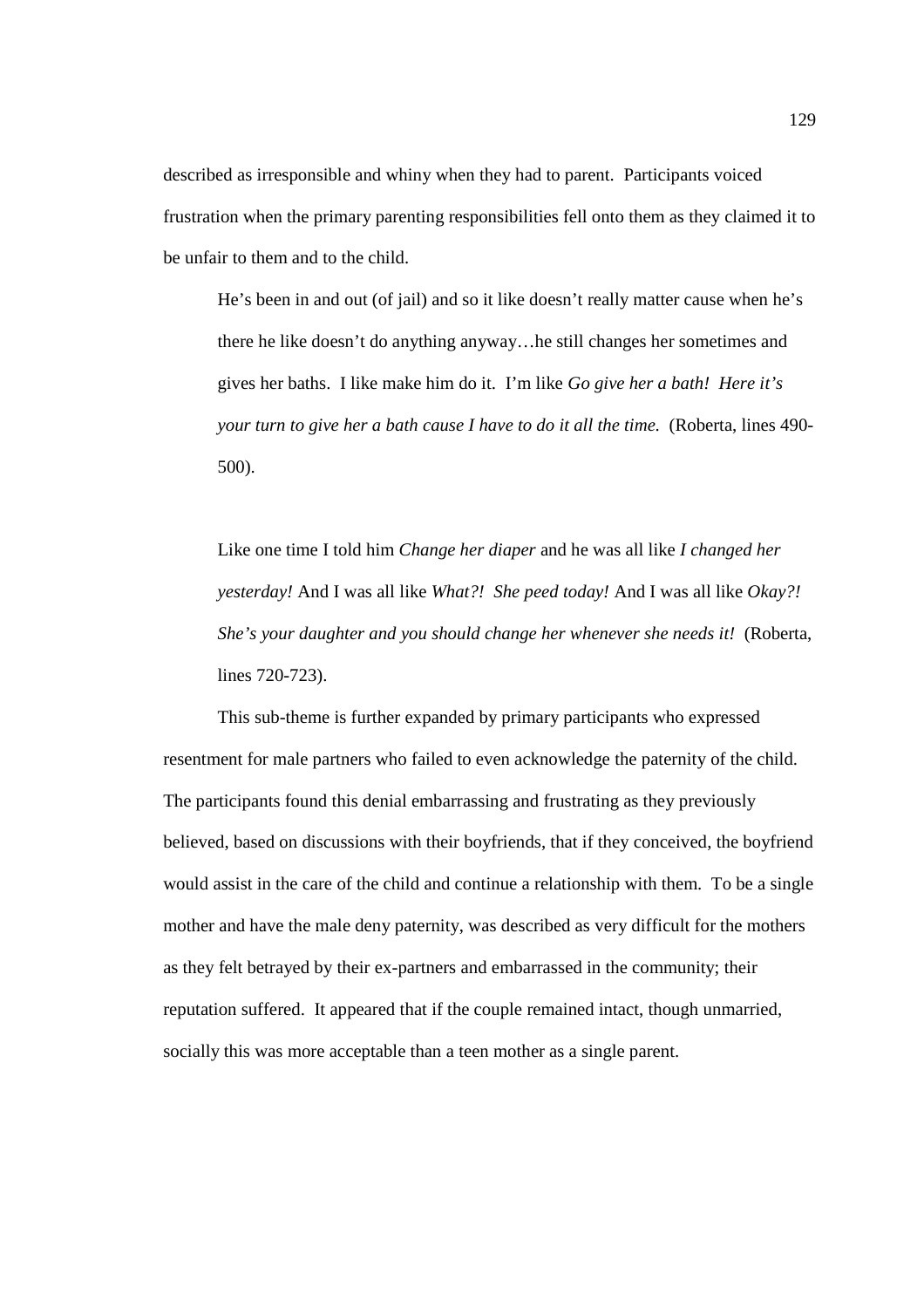described as irresponsible and whiny when they had to parent. Participants voiced frustration when the primary parenting responsibilities fell onto them as they claimed it to be unfair to them and to the child.

> He's been in and out (of jail) and so it like doesn't really matter cause when he's there he like doesn't do anything anyway…he still changes her sometimes and gives her baths. I like make him do it. I'm like *Go give her a bath! Here it's your turn to give her a bath cause I have to do it all the time.* (Roberta, lines 490-500).

> Like one time I told him *Change her diaper* and he was all like *I changed her yesterday!* And I was all like *What?! She peed today!* And I was all like *Okay?! She's your daughter and you should change her whenever she needs it!* (Roberta, lines 720-723).

This sub-theme is further expanded by primary participants who expressed resentment for male partners who failed to even acknowledge the paternity of the child. The participants found this denial embarrassing and frustrating as they previously believed, based on discussions with their boyfriends, that if they conceived, the boyfriend would assist in the care of the child and continue a relationship with them. To be a single mother and have the male deny paternity, was described as very difficult for the mothers as they felt betrayed by their ex-partners and embarrassed in the community; their reputation suffered. It appeared that if the couple remained intact, though unmarried, socially this was more acceptable than a teen mother as a single parent.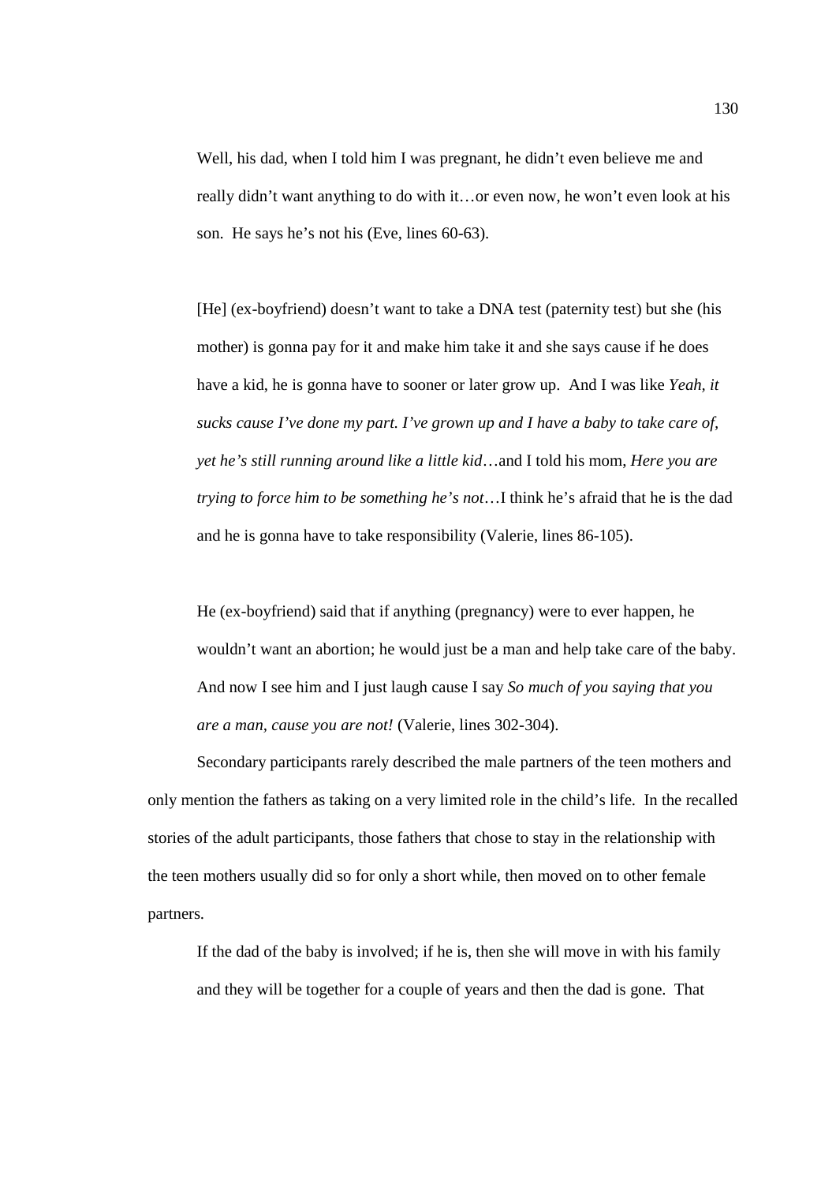> Well, his dad, when I told him I was pregnant, he didn't even believe me and really didn't want anything to do with it…or even now, he won't even look at his son. He says he's not his (Eve, lines 60-63).

> [He] (ex-boyfriend) doesn't want to take a DNA test (paternity test) but she (his mother) is gonna pay for it and make him take it and she says cause if he does have a kid, he is gonna have to sooner or later grow up. And I was like *Yeah, it sucks cause I've done my part. I've grown up and I have a baby to take care of, yet he's still running around like a little kid*…and I told his mom, *Here you are trying to force him to be something he's not*…I think he's afraid that he is the dad and he is gonna have to take responsibility (Valerie, lines 86-105).

> He (ex-boyfriend) said that if anything (pregnancy) were to ever happen, he wouldn't want an abortion; he would just be a man and help take care of the baby. And now I see him and I just laugh cause I say *So much of you saying that you are a man, cause you are not!* (Valerie, lines 302-304).

Secondary participants rarely described the male partners of the teen mothers and only mention the fathers as taking on a very limited role in the child's life. In the recalled stories of the adult participants, those fathers that chose to stay in the relationship with the teen mothers usually did so for only a short while, then moved on to other female partners.

> If the dad of the baby is involved; if he is, then she will move in with his family and they will be together for a couple of years and then the dad is gone. That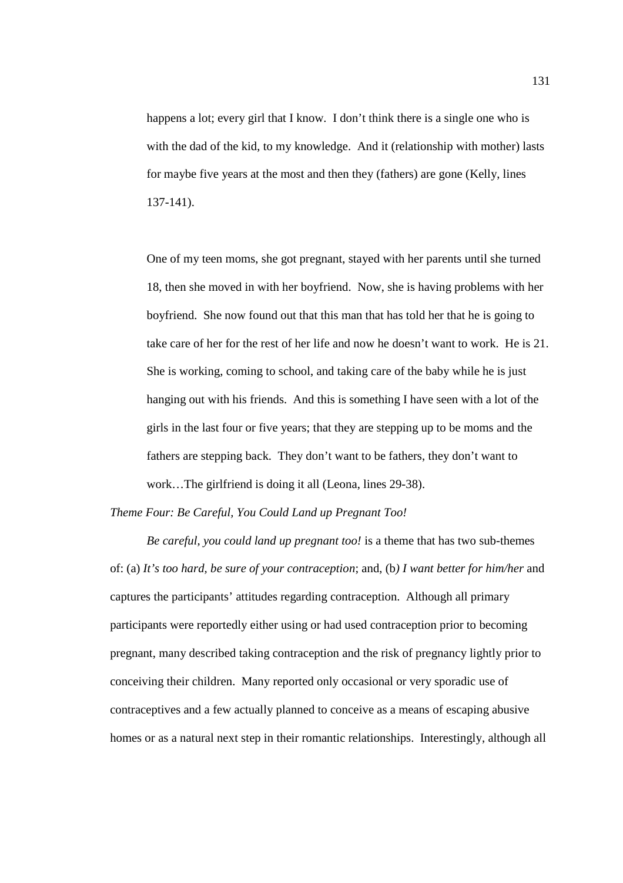> happens a lot; every girl that I know. I don't think there is a single one who is with the dad of the kid, to my knowledge. And it (relationship with mother) lasts for maybe five years at the most and then they (fathers) are gone (Kelly, lines 137-141).

> One of my teen moms, she got pregnant, stayed with her parents until she turned 18, then she moved in with her boyfriend. Now, she is having problems with her boyfriend. She now found out that this man that has told her that he is going to take care of her for the rest of her life and now he doesn't want to work. He is 21. She is working, coming to school, and taking care of the baby while he is just hanging out with his friends. And this is something I have seen with a lot of the girls in the last four or five years; that they are stepping up to be moms and the fathers are stepping back. They don't want to be fathers, they don't want to work…The girlfriend is doing it all (Leona, lines 29-38).

*Theme Four: Be Careful, You Could Land up Pregnant Too!*

*Be careful, you could land up pregnant too!* is a theme that has two sub-themes of: (a) *It's too hard, be sure of your contraception*; and, (b*) I want better for him/her* and captures the participants' attitudes regarding contraception. Although all primary participants were reportedly either using or had used contraception prior to becoming pregnant, many described taking contraception and the risk of pregnancy lightly prior to conceiving their children. Many reported only occasional or very sporadic use of contraceptives and a few actually planned to conceive as a means of escaping abusive homes or as a natural next step in their romantic relationships. Interestingly, although all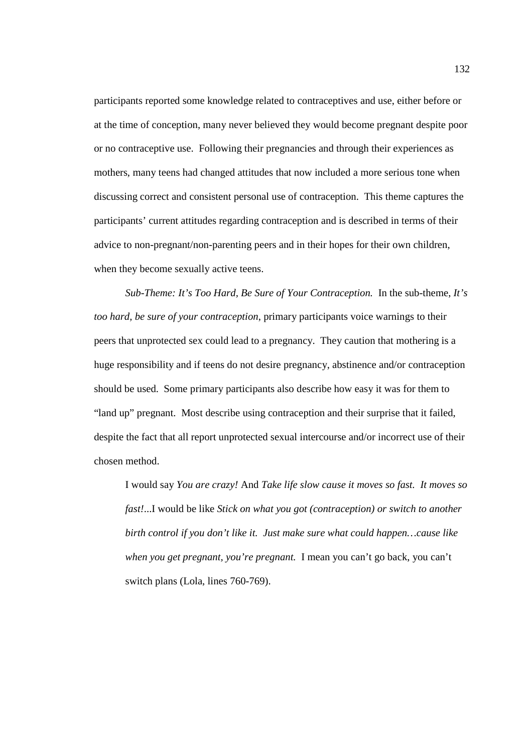participants reported some knowledge related to contraceptives and use, either before or at the time of conception, many never believed they would become pregnant despite poor or no contraceptive use. Following their pregnancies and through their experiences as mothers, many teens had changed attitudes that now included a more serious tone when discussing correct and consistent personal use of contraception. This theme captures the participants' current attitudes regarding contraception and is described in terms of their advice to non-pregnant/non-parenting peers and in their hopes for their own children, when they become sexually active teens.

*Sub-Theme: It's Too Hard, Be Sure of Your Contraception.* In the sub-theme, *It's too hard, be sure of your contraception*, primary participants voice warnings to their peers that unprotected sex could lead to a pregnancy. They caution that mothering is a huge responsibility and if teens do not desire pregnancy, abstinence and/or contraception should be used. Some primary participants also describe how easy it was for them to "land up" pregnant. Most describe using contraception and their surprise that it failed, despite the fact that all report unprotected sexual intercourse and/or incorrect use of their chosen method.

> I would say *You are crazy!* And *Take life slow cause it moves so fast. It moves so fast!*...I would be like *Stick on what you got (contraception) or switch to another birth control if you don't like it. Just make sure what could happen…cause like when you get pregnant, you're pregnant.* I mean you can't go back, you can't switch plans (Lola, lines 760-769).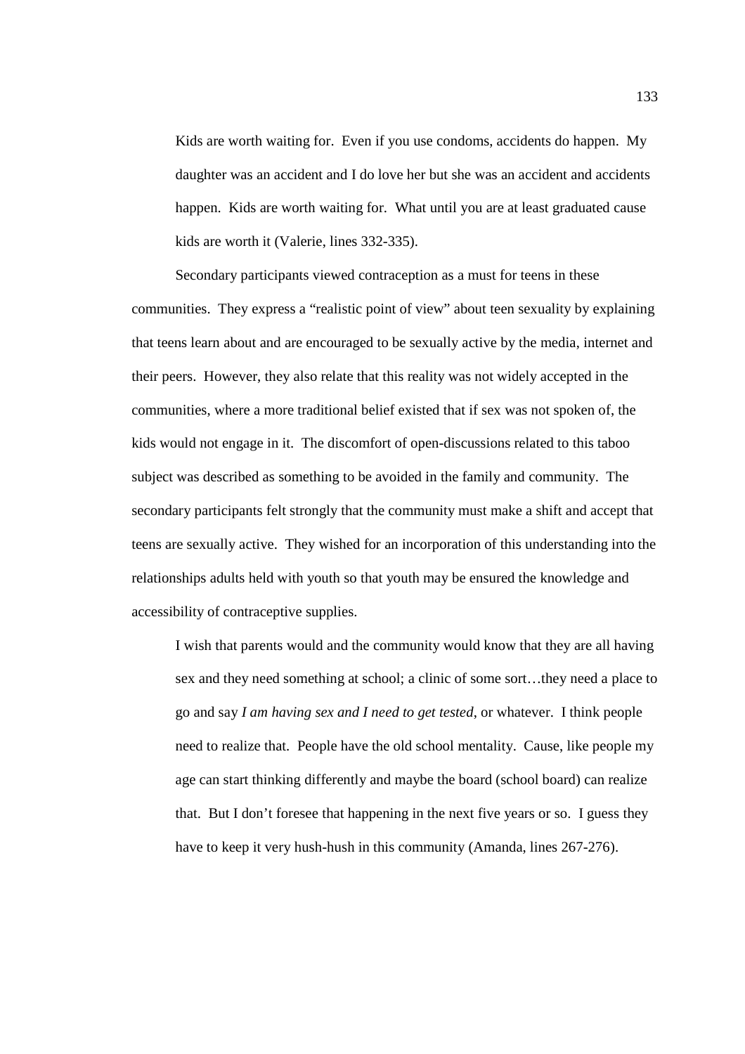> Kids are worth waiting for. Even if you use condoms, accidents do happen. My daughter was an accident and I do love her but she was an accident and accidents happen. Kids are worth waiting for. What until you are at least graduated cause kids are worth it (Valerie, lines 332-335).

Secondary participants viewed contraception as a must for teens in these communities. They express a "realistic point of view" about teen sexuality by explaining that teens learn about and are encouraged to be sexually active by the media, internet and their peers. However, they also relate that this reality was not widely accepted in the communities, where a more traditional belief existed that if sex was not spoken of, the kids would not engage in it. The discomfort of open-discussions related to this taboo subject was described as something to be avoided in the family and community. The secondary participants felt strongly that the community must make a shift and accept that teens are sexually active. They wished for an incorporation of this understanding into the relationships adults held with youth so that youth may be ensured the knowledge and accessibility of contraceptive supplies.

> I wish that parents would and the community would know that they are all having sex and they need something at school; a clinic of some sort…they need a place to go and say *I am having sex and I need to get tested*, or whatever. I think people need to realize that. People have the old school mentality. Cause, like people my age can start thinking differently and maybe the board (school board) can realize that. But I don't foresee that happening in the next five years or so. I guess they have to keep it very hush-hush in this community (Amanda, lines 267-276).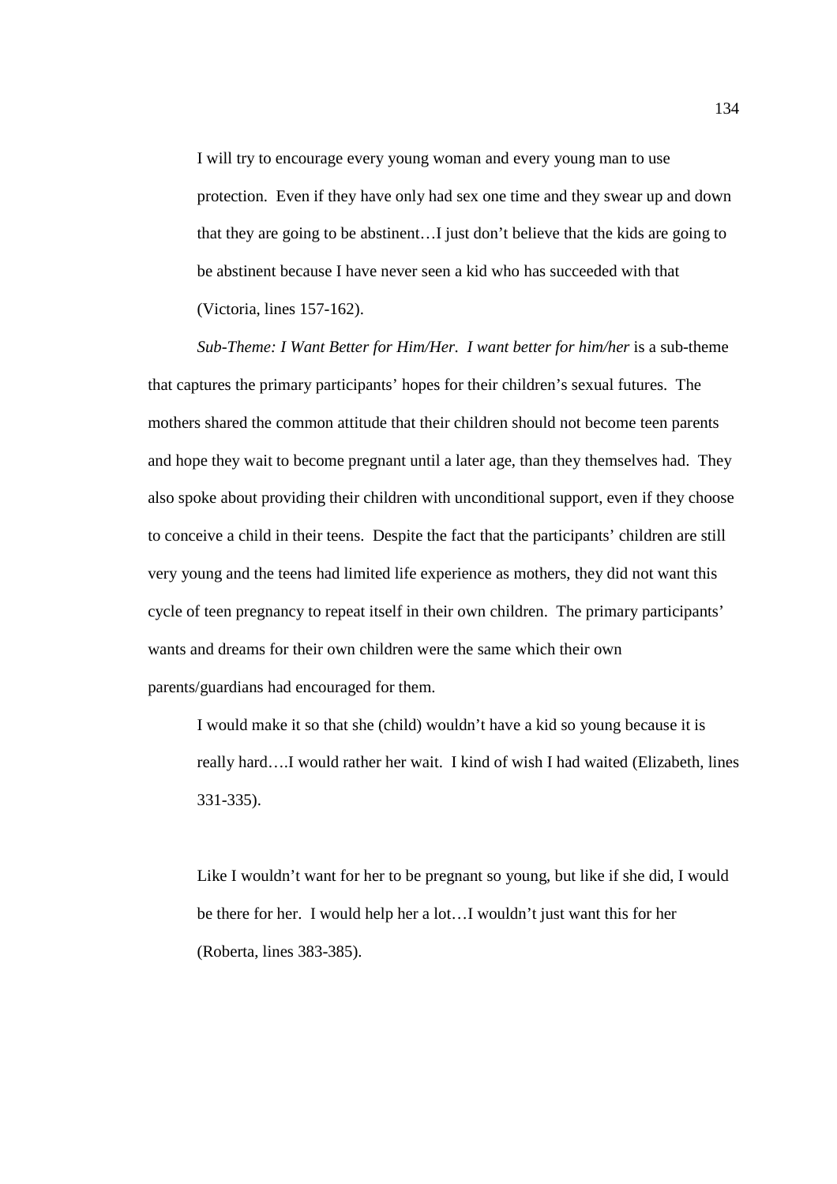> I will try to encourage every young woman and every young man to use protection. Even if they have only had sex one time and they swear up and down that they are going to be abstinent…I just don't believe that the kids are going to be abstinent because I have never seen a kid who has succeeded with that (Victoria, lines 157-162).

*Sub-Theme: I Want Better for Him/Her. I want better for him/her* is a sub-theme that captures the primary participants' hopes for their children's sexual futures. The mothers shared the common attitude that their children should not become teen parents and hope they wait to become pregnant until a later age, than they themselves had. They also spoke about providing their children with unconditional support, even if they choose to conceive a child in their teens. Despite the fact that the participants' children are still very young and the teens had limited life experience as mothers, they did not want this cycle of teen pregnancy to repeat itself in their own children. The primary participants' wants and dreams for their own children were the same which their own parents/guardians had encouraged for them.

> I would make it so that she (child) wouldn't have a kid so young because it is really hard….I would rather her wait. I kind of wish I had waited (Elizabeth, lines 331-335).

> Like I wouldn't want for her to be pregnant so young, but like if she did, I would be there for her. I would help her a lot…I wouldn't just want this for her (Roberta, lines 383-385).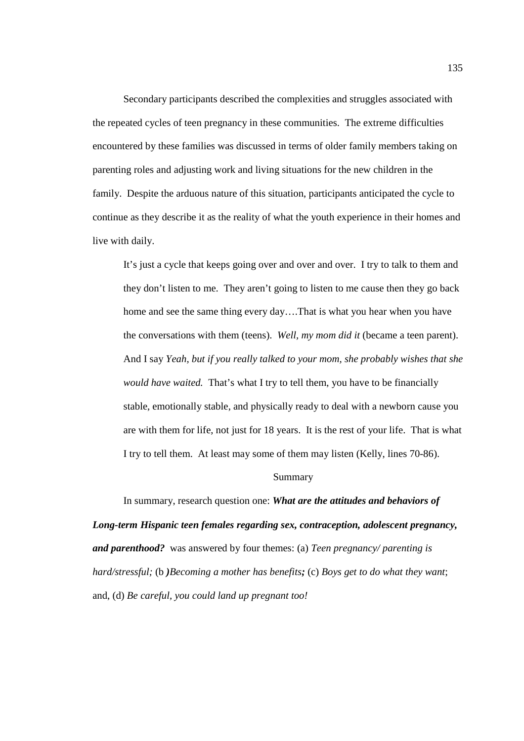Secondary participants described the complexities and struggles associated with the repeated cycles of teen pregnancy in these communities. The extreme difficulties encountered by these families was discussed in terms of older family members taking on parenting roles and adjusting work and living situations for the new children in the family. Despite the arduous nature of this situation, participants anticipated the cycle to continue as they describe it as the reality of what the youth experience in their homes and live with daily.

> It's just a cycle that keeps going over and over and over. I try to talk to them and they don't listen to me. They aren't going to listen to me cause then they go back home and see the same thing every day….That is what you hear when you have the conversations with them (teens). *Well, my mom did it* (became a teen parent). And I say *Yeah, but if you really talked to your mom, she probably wishes that she would have waited.* That's what I try to tell them, you have to be financially stable, emotionally stable, and physically ready to deal with a newborn cause you are with them for life, not just for 18 years. It is the rest of your life. That is what I try to tell them. At least may some of them may listen (Kelly, lines 70-86).

## Summary

In summary, research question one: ***What are the attitudes and behaviors of Long-term Hispanic teen females regarding sex, contraception, adolescent pregnancy, and parenthood?*** was answered by four themes: (a) *Teen pregnancy/ parenting is hard/stressful;* (b ***)****Becoming a mother has benefits****;*** (c) *Boys get to do what they want*; and, (d) *Be careful, you could land up pregnant too!*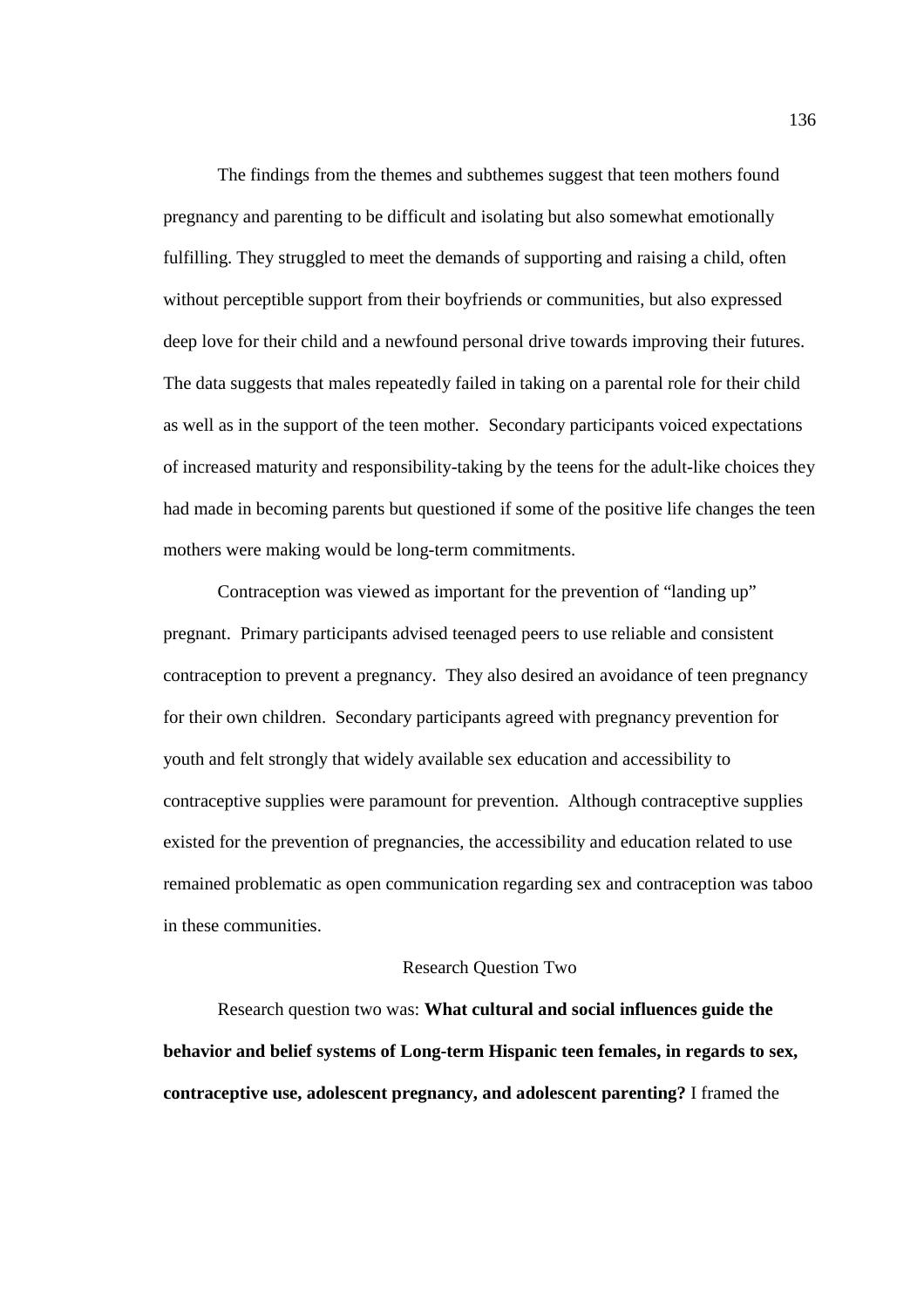The findings from the themes and subthemes suggest that teen mothers found pregnancy and parenting to be difficult and isolating but also somewhat emotionally fulfilling. They struggled to meet the demands of supporting and raising a child, often without perceptible support from their boyfriends or communities, but also expressed deep love for their child and a newfound personal drive towards improving their futures. The data suggests that males repeatedly failed in taking on a parental role for their child as well as in the support of the teen mother. Secondary participants voiced expectations of increased maturity and responsibility-taking by the teens for the adult-like choices they had made in becoming parents but questioned if some of the positive life changes the teen mothers were making would be long-term commitments.

Contraception was viewed as important for the prevention of "landing up" pregnant. Primary participants advised teenaged peers to use reliable and consistent contraception to prevent a pregnancy. They also desired an avoidance of teen pregnancy for their own children. Secondary participants agreed with pregnancy prevention for youth and felt strongly that widely available sex education and accessibility to contraceptive supplies were paramount for prevention. Although contraceptive supplies existed for the prevention of pregnancies, the accessibility and education related to use remained problematic as open communication regarding sex and contraception was taboo in these communities.

## Research Question Two

Research question two was: **What cultural and social influences guide the behavior and belief systems of Long-term Hispanic teen females, in regards to sex, contraceptive use, adolescent pregnancy, and adolescent parenting?** I framed the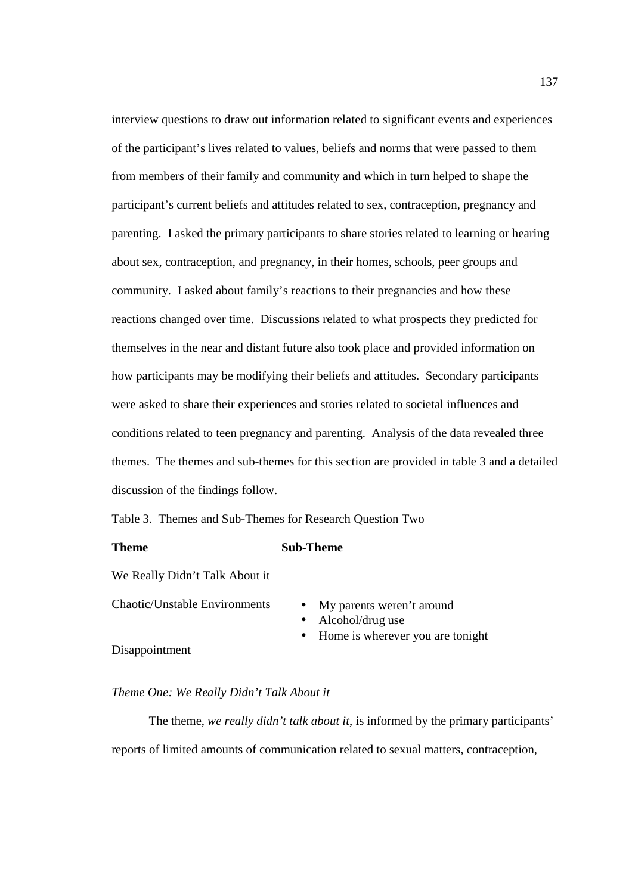interview questions to draw out information related to significant events and experiences of the participant's lives related to values, beliefs and norms that were passed to them from members of their family and community and which in turn helped to shape the participant's current beliefs and attitudes related to sex, contraception, pregnancy and parenting. I asked the primary participants to share stories related to learning or hearing about sex, contraception, and pregnancy, in their homes, schools, peer groups and community. I asked about family's reactions to their pregnancies and how these reactions changed over time. Discussions related to what prospects they predicted for themselves in the near and distant future also took place and provided information on how participants may be modifying their beliefs and attitudes. Secondary participants were asked to share their experiences and stories related to societal influences and conditions related to teen pregnancy and parenting. Analysis of the data revealed three themes. The themes and sub-themes for this section are provided in table 3 and a detailed discussion of the findings follow.

Table 3. Themes and Sub-Themes for Research Question Two

| Theme | Sub-Theme |
|---|---|
| We Really Didn't Talk About it | |
| Chaotic/Unstable Environments | • My parents weren't around<br>• Alcohol/drug use<br>• Home is wherever you are tonight |
| Disappointment | |

*Theme One: We Really Didn't Talk About it*

The theme, *we really didn't talk about it*, is informed by the primary participants' reports of limited amounts of communication related to sexual matters, contraception,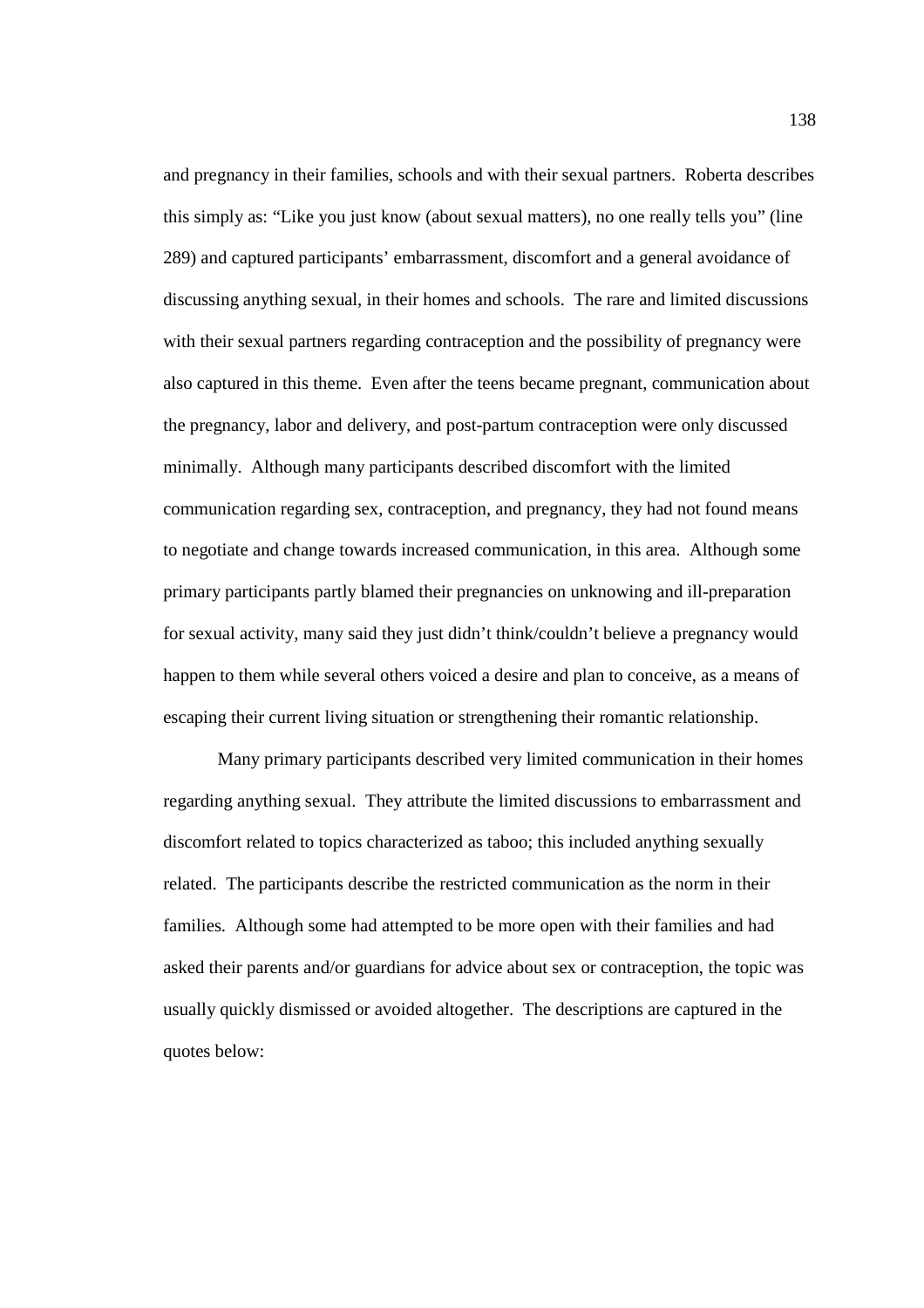and pregnancy in their families, schools and with their sexual partners. Roberta describes this simply as: "Like you just know (about sexual matters), no one really tells you" (line 289) and captured participants' embarrassment, discomfort and a general avoidance of discussing anything sexual, in their homes and schools. The rare and limited discussions with their sexual partners regarding contraception and the possibility of pregnancy were also captured in this theme. Even after the teens became pregnant, communication about the pregnancy, labor and delivery, and post-partum contraception were only discussed minimally. Although many participants described discomfort with the limited communication regarding sex, contraception, and pregnancy, they had not found means to negotiate and change towards increased communication, in this area. Although some primary participants partly blamed their pregnancies on unknowing and ill-preparation for sexual activity, many said they just didn't think/couldn't believe a pregnancy would happen to them while several others voiced a desire and plan to conceive, as a means of escaping their current living situation or strengthening their romantic relationship.

Many primary participants described very limited communication in their homes regarding anything sexual. They attribute the limited discussions to embarrassment and discomfort related to topics characterized as taboo; this included anything sexually related. The participants describe the restricted communication as the norm in their families. Although some had attempted to be more open with their families and had asked their parents and/or guardians for advice about sex or contraception, the topic was usually quickly dismissed or avoided altogether. The descriptions are captured in the quotes below: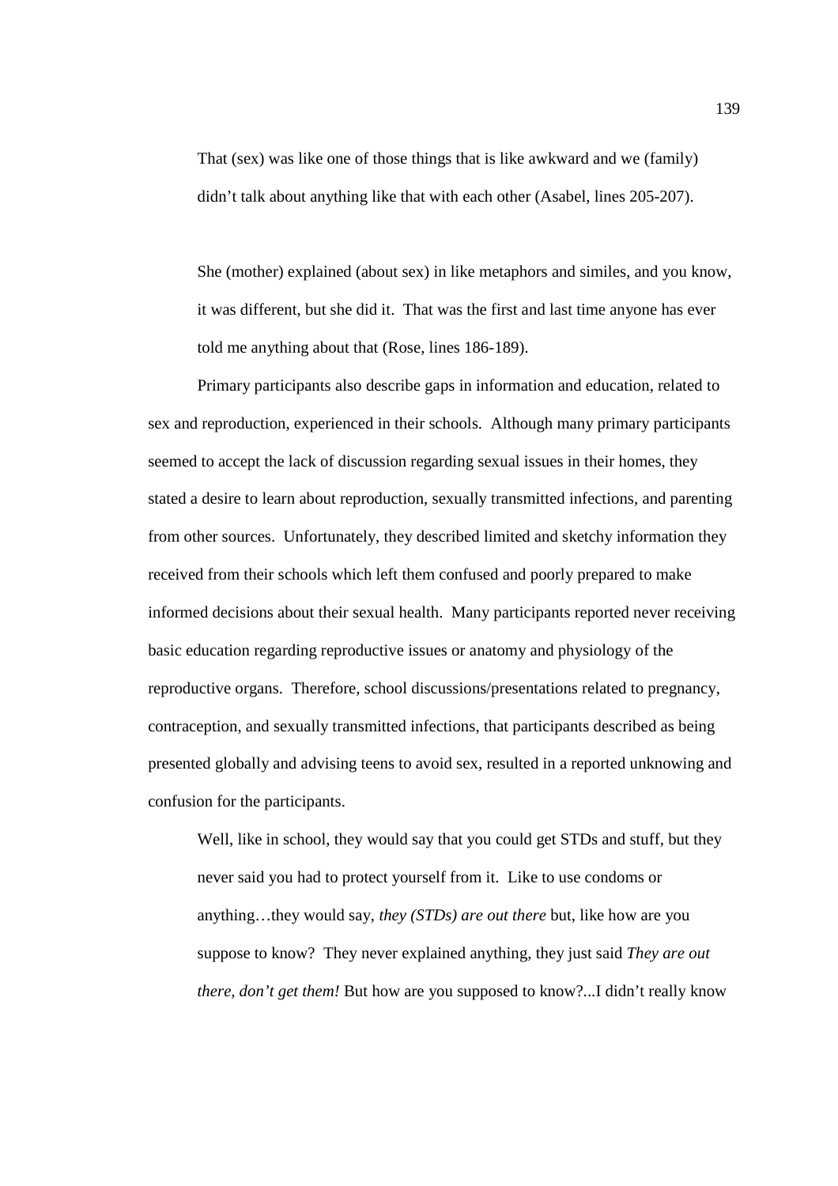> That (sex) was like one of those things that is like awkward and we (family) didn't talk about anything like that with each other (Asabel, lines 205-207).

> She (mother) explained (about sex) in like metaphors and similes, and you know, it was different, but she did it. That was the first and last time anyone has ever told me anything about that (Rose, lines 186-189).

Primary participants also describe gaps in information and education, related to sex and reproduction, experienced in their schools. Although many primary participants seemed to accept the lack of discussion regarding sexual issues in their homes, they stated a desire to learn about reproduction, sexually transmitted infections, and parenting from other sources. Unfortunately, they described limited and sketchy information they received from their schools which left them confused and poorly prepared to make informed decisions about their sexual health. Many participants reported never receiving basic education regarding reproductive issues or anatomy and physiology of the reproductive organs. Therefore, school discussions/presentations related to pregnancy, contraception, and sexually transmitted infections, that participants described as being presented globally and advising teens to avoid sex, resulted in a reported unknowing and confusion for the participants.

> Well, like in school, they would say that you could get STDs and stuff, but they never said you had to protect yourself from it. Like to use condoms or anything…they would say, *they (STDs) are out there* but, like how are you suppose to know? They never explained anything, they just said *They are out there, don't get them!* But how are you supposed to know?...I didn't really know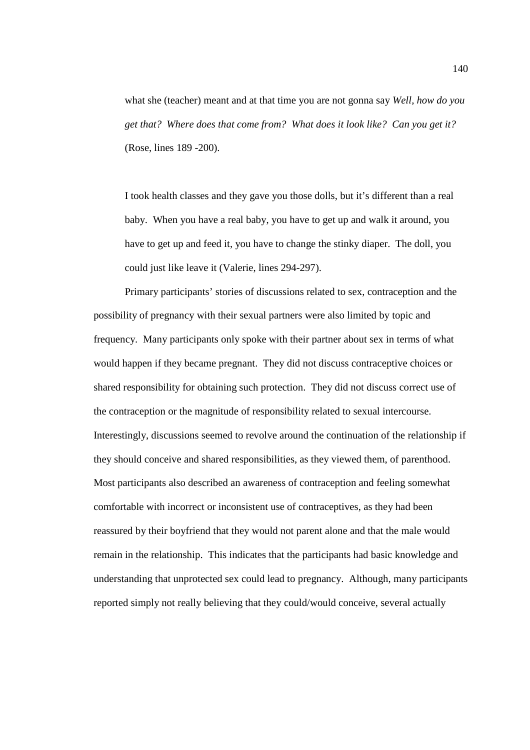> what she (teacher) meant and at that time you are not gonna say *Well, how do you get that? Where does that come from? What does it look like? Can you get it?* (Rose, lines 189 -200).

> I took health classes and they gave you those dolls, but it's different than a real baby. When you have a real baby, you have to get up and walk it around, you have to get up and feed it, you have to change the stinky diaper. The doll, you could just like leave it (Valerie, lines 294-297).

Primary participants' stories of discussions related to sex, contraception and the possibility of pregnancy with their sexual partners were also limited by topic and frequency. Many participants only spoke with their partner about sex in terms of what would happen if they became pregnant. They did not discuss contraceptive choices or shared responsibility for obtaining such protection. They did not discuss correct use of the contraception or the magnitude of responsibility related to sexual intercourse. Interestingly, discussions seemed to revolve around the continuation of the relationship if they should conceive and shared responsibilities, as they viewed them, of parenthood. Most participants also described an awareness of contraception and feeling somewhat comfortable with incorrect or inconsistent use of contraceptives, as they had been reassured by their boyfriend that they would not parent alone and that the male would remain in the relationship. This indicates that the participants had basic knowledge and understanding that unprotected sex could lead to pregnancy. Although, many participants reported simply not really believing that they could/would conceive, several actually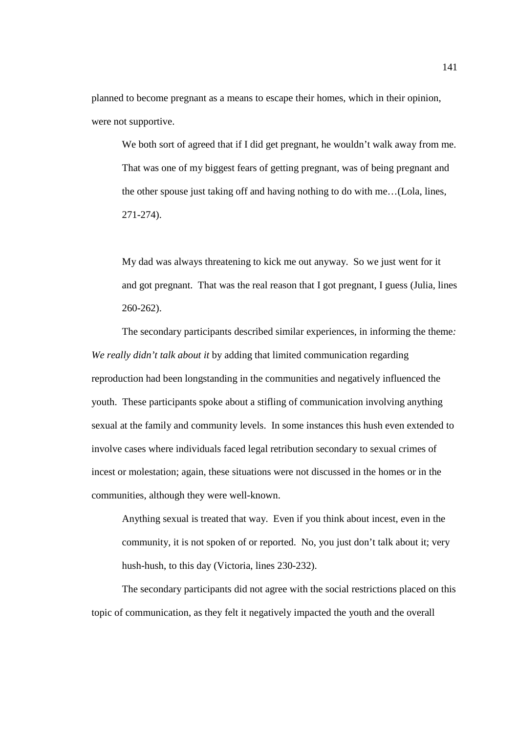planned to become pregnant as a means to escape their homes, which in their opinion, were not supportive.

> We both sort of agreed that if I did get pregnant, he wouldn't walk away from me. That was one of my biggest fears of getting pregnant, was of being pregnant and the other spouse just taking off and having nothing to do with me…(Lola, lines, 271-274).

> My dad was always threatening to kick me out anyway. So we just went for it and got pregnant. That was the real reason that I got pregnant, I guess (Julia, lines 260-262).

The secondary participants described similar experiences, in informing the theme*: We really didn't talk about it* by adding that limited communication regarding reproduction had been longstanding in the communities and negatively influenced the youth. These participants spoke about a stifling of communication involving anything sexual at the family and community levels. In some instances this hush even extended to involve cases where individuals faced legal retribution secondary to sexual crimes of incest or molestation; again, these situations were not discussed in the homes or in the communities, although they were well-known.

> Anything sexual is treated that way. Even if you think about incest, even in the community, it is not spoken of or reported. No, you just don't talk about it; very hush-hush, to this day (Victoria, lines 230-232).

The secondary participants did not agree with the social restrictions placed on this topic of communication, as they felt it negatively impacted the youth and the overall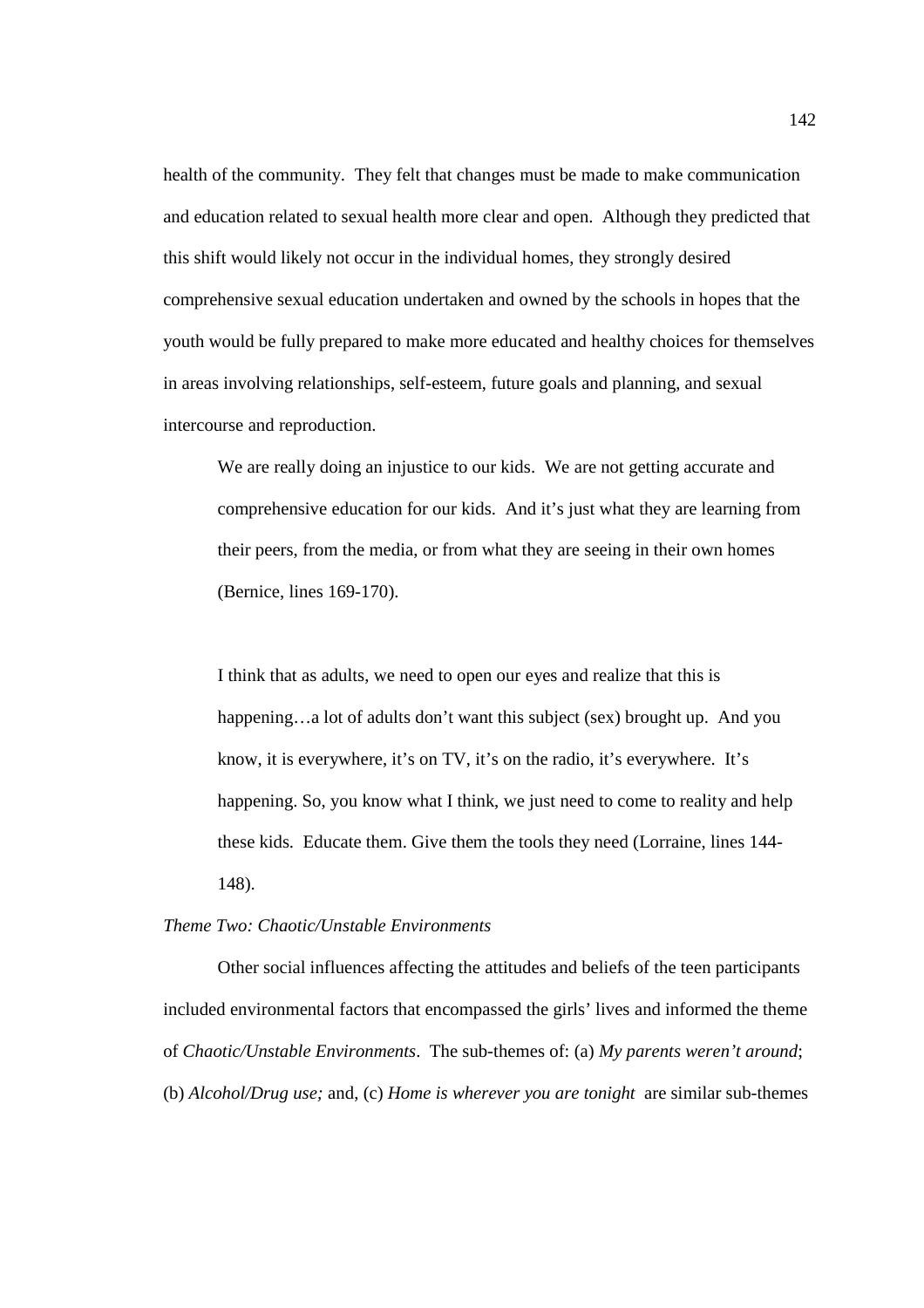health of the community. They felt that changes must be made to make communication and education related to sexual health more clear and open. Although they predicted that this shift would likely not occur in the individual homes, they strongly desired comprehensive sexual education undertaken and owned by the schools in hopes that the youth would be fully prepared to make more educated and healthy choices for themselves in areas involving relationships, self-esteem, future goals and planning, and sexual intercourse and reproduction.

> We are really doing an injustice to our kids. We are not getting accurate and comprehensive education for our kids. And it's just what they are learning from their peers, from the media, or from what they are seeing in their own homes (Bernice, lines 169-170).

> I think that as adults, we need to open our eyes and realize that this is happening…a lot of adults don't want this subject (sex) brought up. And you know, it is everywhere, it's on TV, it's on the radio, it's everywhere. It's happening. So, you know what I think, we just need to come to reality and help these kids. Educate them. Give them the tools they need (Lorraine, lines 144-148).

*Theme Two: Chaotic/Unstable Environments*

Other social influences affecting the attitudes and beliefs of the teen participants included environmental factors that encompassed the girls' lives and informed the theme of *Chaotic/Unstable Environments*. The sub-themes of: (a) *My parents weren't around*; (b) *Alcohol/Drug use;* and, (c) *Home is wherever you are tonight* are similar sub-themes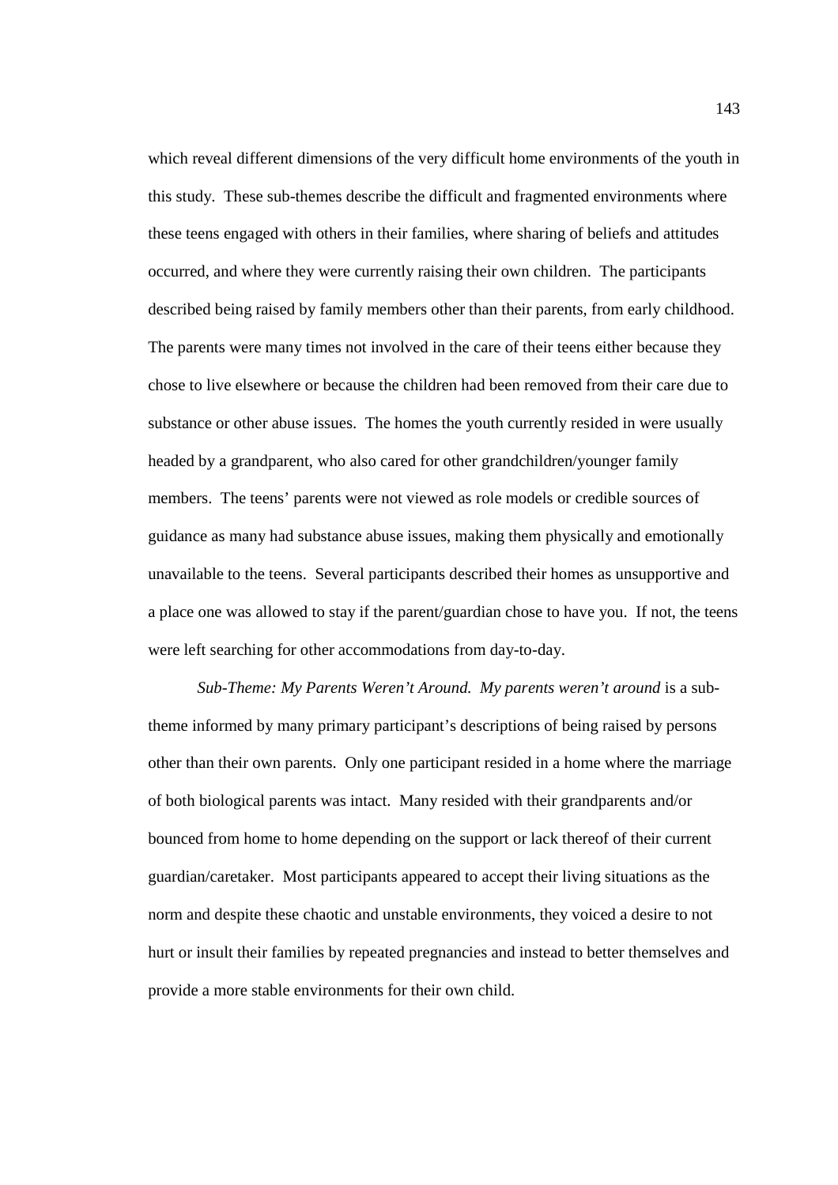which reveal different dimensions of the very difficult home environments of the youth in this study. These sub-themes describe the difficult and fragmented environments where these teens engaged with others in their families, where sharing of beliefs and attitudes occurred, and where they were currently raising their own children. The participants described being raised by family members other than their parents, from early childhood. The parents were many times not involved in the care of their teens either because they chose to live elsewhere or because the children had been removed from their care due to substance or other abuse issues. The homes the youth currently resided in were usually headed by a grandparent, who also cared for other grandchildren/younger family members. The teens' parents were not viewed as role models or credible sources of guidance as many had substance abuse issues, making them physically and emotionally unavailable to the teens. Several participants described their homes as unsupportive and a place one was allowed to stay if the parent/guardian chose to have you. If not, the teens were left searching for other accommodations from day-to-day.

*Sub-Theme: My Parents Weren't Around.* *My parents weren't around* is a sub-theme informed by many primary participant's descriptions of being raised by persons other than their own parents. Only one participant resided in a home where the marriage of both biological parents was intact. Many resided with their grandparents and/or bounced from home to home depending on the support or lack thereof of their current guardian/caretaker. Most participants appeared to accept their living situations as the norm and despite these chaotic and unstable environments, they voiced a desire to not hurt or insult their families by repeated pregnancies and instead to better themselves and provide a more stable environments for their own child.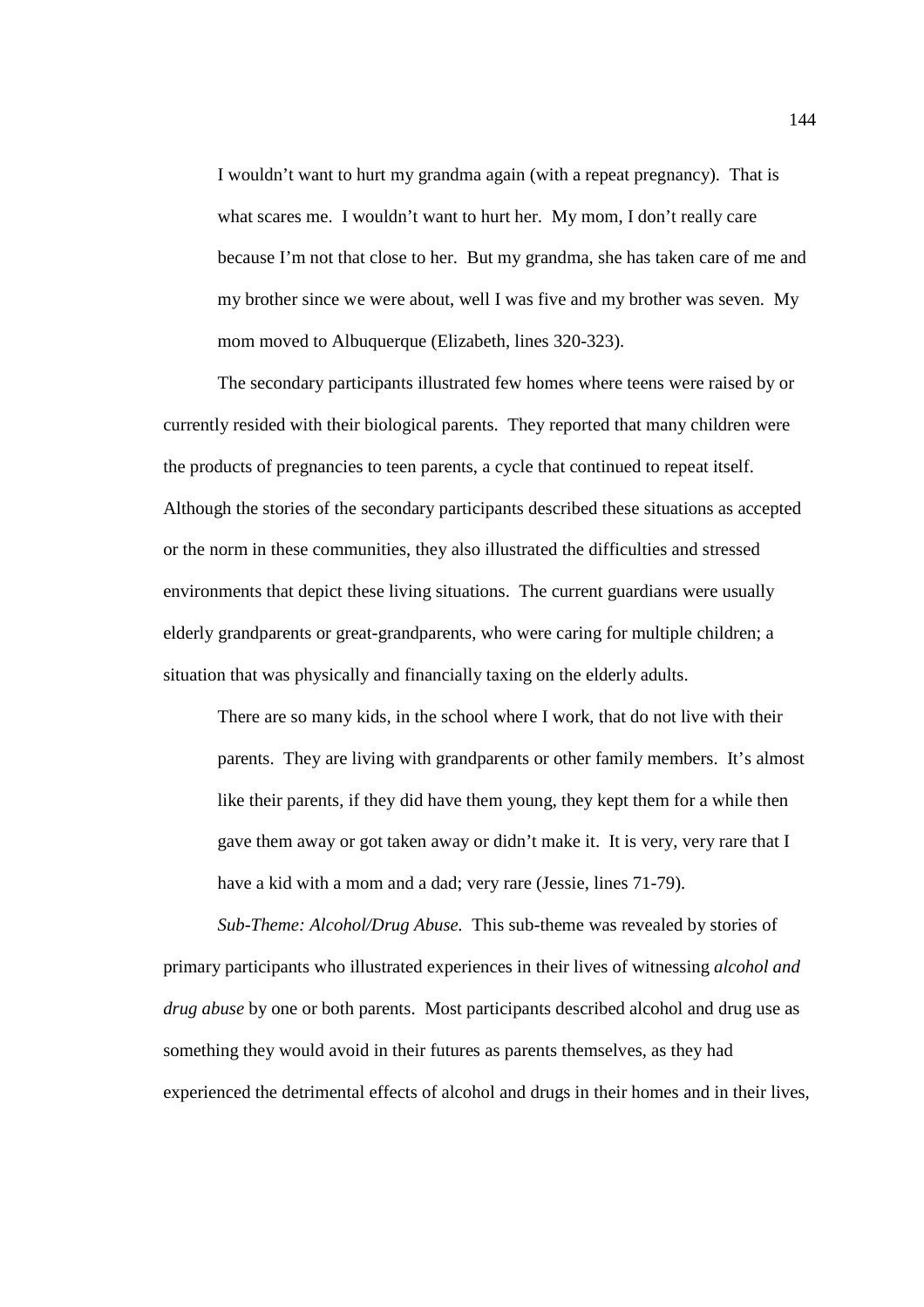> I wouldn't want to hurt my grandma again (with a repeat pregnancy). That is what scares me. I wouldn't want to hurt her. My mom, I don't really care because I'm not that close to her. But my grandma, she has taken care of me and my brother since we were about, well I was five and my brother was seven. My mom moved to Albuquerque (Elizabeth, lines 320-323).

The secondary participants illustrated few homes where teens were raised by or currently resided with their biological parents. They reported that many children were the products of pregnancies to teen parents, a cycle that continued to repeat itself. Although the stories of the secondary participants described these situations as accepted or the norm in these communities, they also illustrated the difficulties and stressed environments that depict these living situations. The current guardians were usually elderly grandparents or great-grandparents, who were caring for multiple children; a situation that was physically and financially taxing on the elderly adults.

> There are so many kids, in the school where I work, that do not live with their parents. They are living with grandparents or other family members. It's almost like their parents, if they did have them young, they kept them for a while then gave them away or got taken away or didn't make it. It is very, very rare that I have a kid with a mom and a dad; very rare (Jessie, lines 71-79).

*Sub-Theme: Alcohol/Drug Abuse.* This sub-theme was revealed by stories of primary participants who illustrated experiences in their lives of witnessing *alcohol and drug abuse* by one or both parents. Most participants described alcohol and drug use as something they would avoid in their futures as parents themselves, as they had experienced the detrimental effects of alcohol and drugs in their homes and in their lives,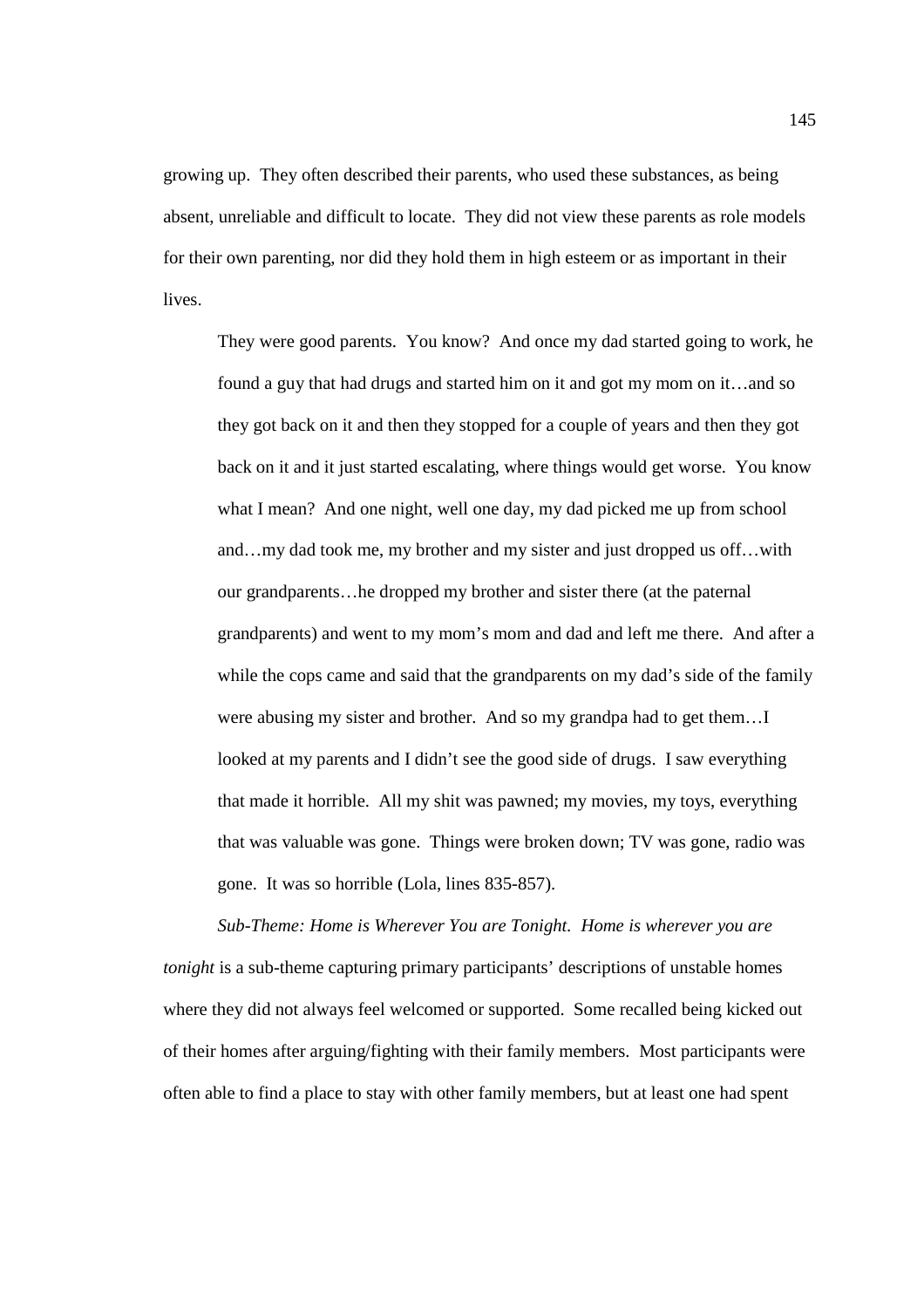growing up. They often described their parents, who used these substances, as being absent, unreliable and difficult to locate. They did not view these parents as role models for their own parenting, nor did they hold them in high esteem or as important in their lives.

> They were good parents. You know? And once my dad started going to work, he found a guy that had drugs and started him on it and got my mom on it…and so they got back on it and then they stopped for a couple of years and then they got back on it and it just started escalating, where things would get worse. You know what I mean? And one night, well one day, my dad picked me up from school and…my dad took me, my brother and my sister and just dropped us off…with our grandparents…he dropped my brother and sister there (at the paternal grandparents) and went to my mom's mom and dad and left me there. And after a while the cops came and said that the grandparents on my dad's side of the family were abusing my sister and brother. And so my grandpa had to get them…I looked at my parents and I didn't see the good side of drugs. I saw everything that made it horrible. All my shit was pawned; my movies, my toys, everything that was valuable was gone. Things were broken down; TV was gone, radio was gone. It was so horrible (Lola, lines 835-857).

*Sub-Theme: Home is Wherever You are Tonight. Home is wherever you are tonight* is a sub-theme capturing primary participants' descriptions of unstable homes where they did not always feel welcomed or supported. Some recalled being kicked out of their homes after arguing/fighting with their family members. Most participants were often able to find a place to stay with other family members, but at least one had spent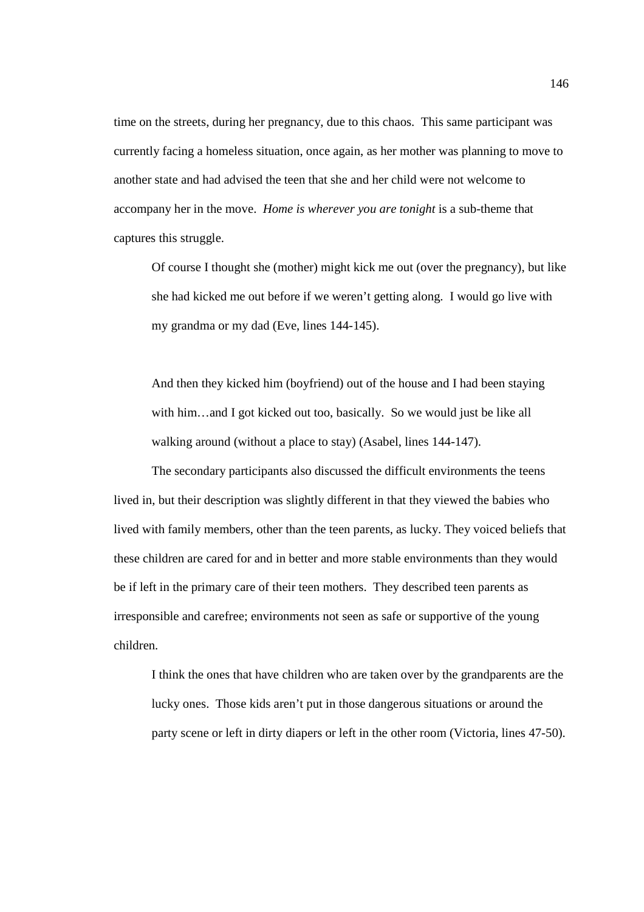time on the streets, during her pregnancy, due to this chaos. This same participant was currently facing a homeless situation, once again, as her mother was planning to move to another state and had advised the teen that she and her child were not welcome to accompany her in the move. *Home is wherever you are tonight* is a sub-theme that captures this struggle.

> Of course I thought she (mother) might kick me out (over the pregnancy), but like she had kicked me out before if we weren't getting along. I would go live with my grandma or my dad (Eve, lines 144-145).

> And then they kicked him (boyfriend) out of the house and I had been staying with him…and I got kicked out too, basically. So we would just be like all walking around (without a place to stay) (Asabel, lines 144-147).

The secondary participants also discussed the difficult environments the teens lived in, but their description was slightly different in that they viewed the babies who lived with family members, other than the teen parents, as lucky. They voiced beliefs that these children are cared for and in better and more stable environments than they would be if left in the primary care of their teen mothers. They described teen parents as irresponsible and carefree; environments not seen as safe or supportive of the young children.

> I think the ones that have children who are taken over by the grandparents are the lucky ones. Those kids aren't put in those dangerous situations or around the party scene or left in dirty diapers or left in the other room (Victoria, lines 47-50).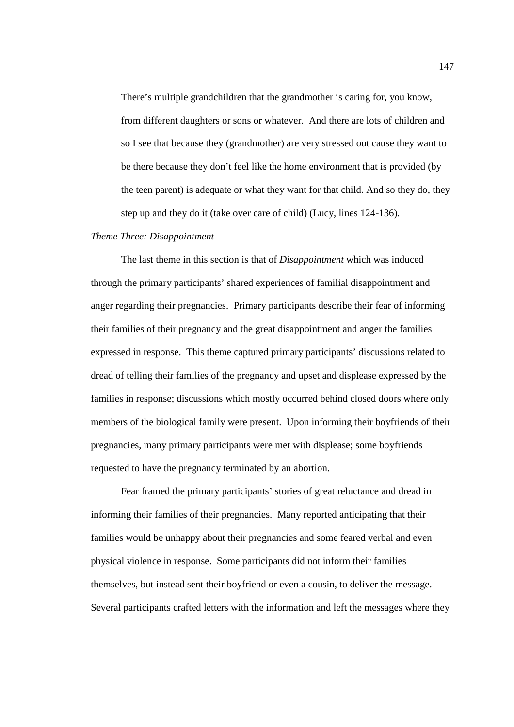> There's multiple grandchildren that the grandmother is caring for, you know, from different daughters or sons or whatever. And there are lots of children and so I see that because they (grandmother) are very stressed out cause they want to be there because they don't feel like the home environment that is provided (by the teen parent) is adequate or what they want for that child. And so they do, they step up and they do it (take over care of child) (Lucy, lines 124-136).

*Theme Three: Disappointment*

The last theme in this section is that of *Disappointment* which was induced through the primary participants' shared experiences of familial disappointment and anger regarding their pregnancies. Primary participants describe their fear of informing their families of their pregnancy and the great disappointment and anger the families expressed in response. This theme captured primary participants' discussions related to dread of telling their families of the pregnancy and upset and displease expressed by the families in response; discussions which mostly occurred behind closed doors where only members of the biological family were present. Upon informing their boyfriends of their pregnancies, many primary participants were met with displease; some boyfriends requested to have the pregnancy terminated by an abortion.

Fear framed the primary participants' stories of great reluctance and dread in informing their families of their pregnancies. Many reported anticipating that their families would be unhappy about their pregnancies and some feared verbal and even physical violence in response. Some participants did not inform their families themselves, but instead sent their boyfriend or even a cousin, to deliver the message. Several participants crafted letters with the information and left the messages where they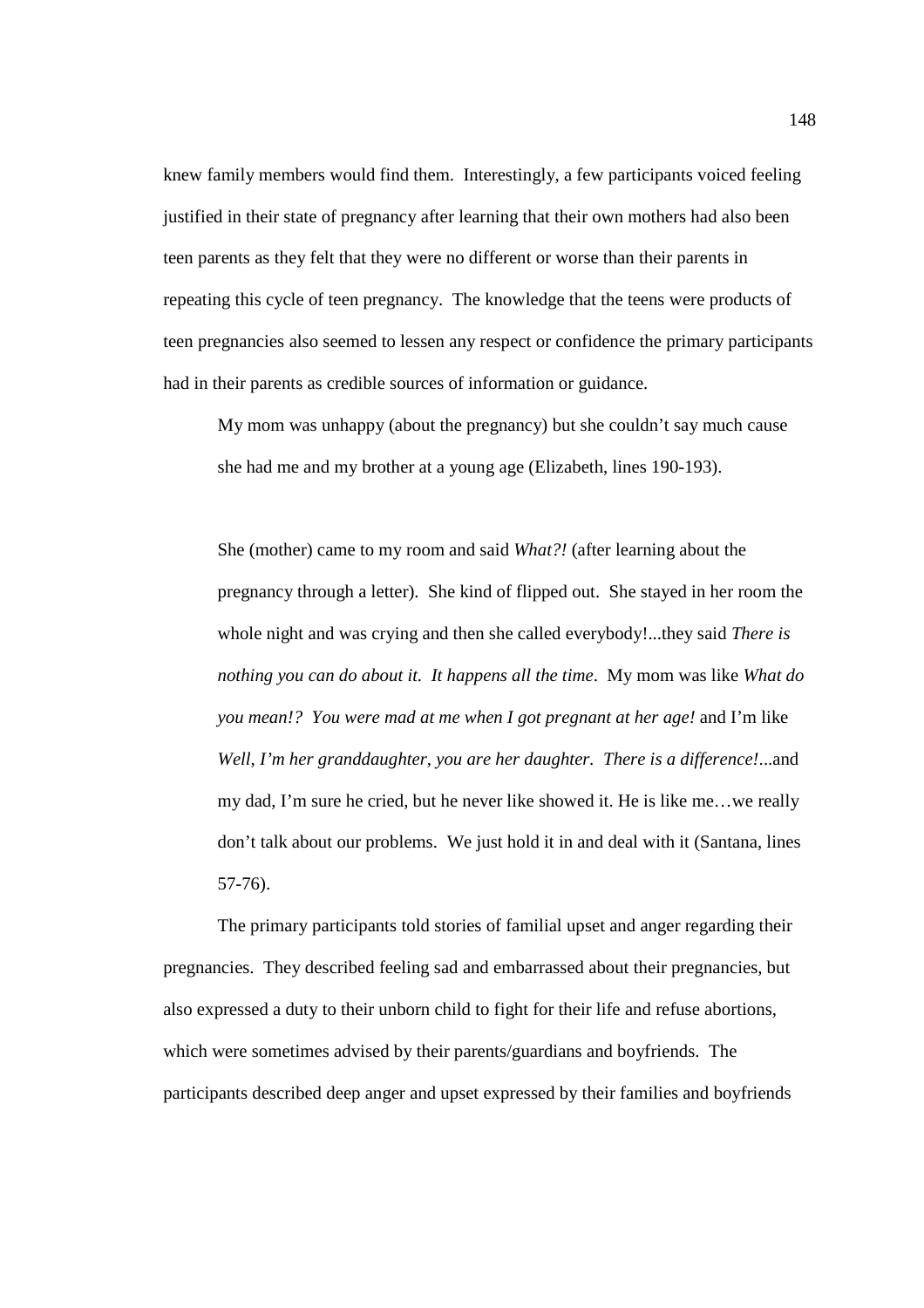knew family members would find them. Interestingly, a few participants voiced feeling justified in their state of pregnancy after learning that their own mothers had also been teen parents as they felt that they were no different or worse than their parents in repeating this cycle of teen pregnancy. The knowledge that the teens were products of teen pregnancies also seemed to lessen any respect or confidence the primary participants had in their parents as credible sources of information or guidance.

> My mom was unhappy (about the pregnancy) but she couldn't say much cause she had me and my brother at a young age (Elizabeth, lines 190-193).

> She (mother) came to my room and said *What?!* (after learning about the pregnancy through a letter). She kind of flipped out. She stayed in her room the whole night and was crying and then she called everybody!...they said *There is nothing you can do about it. It happens all the time*. My mom was like *What do you mean!? You were mad at me when I got pregnant at her age!* and I'm like *Well, I'm her granddaughter, you are her daughter. There is a difference!*...and my dad, I'm sure he cried, but he never like showed it. He is like me…we really don't talk about our problems. We just hold it in and deal with it (Santana, lines 57-76).

The primary participants told stories of familial upset and anger regarding their pregnancies. They described feeling sad and embarrassed about their pregnancies, but also expressed a duty to their unborn child to fight for their life and refuse abortions, which were sometimes advised by their parents/guardians and boyfriends. The participants described deep anger and upset expressed by their families and boyfriends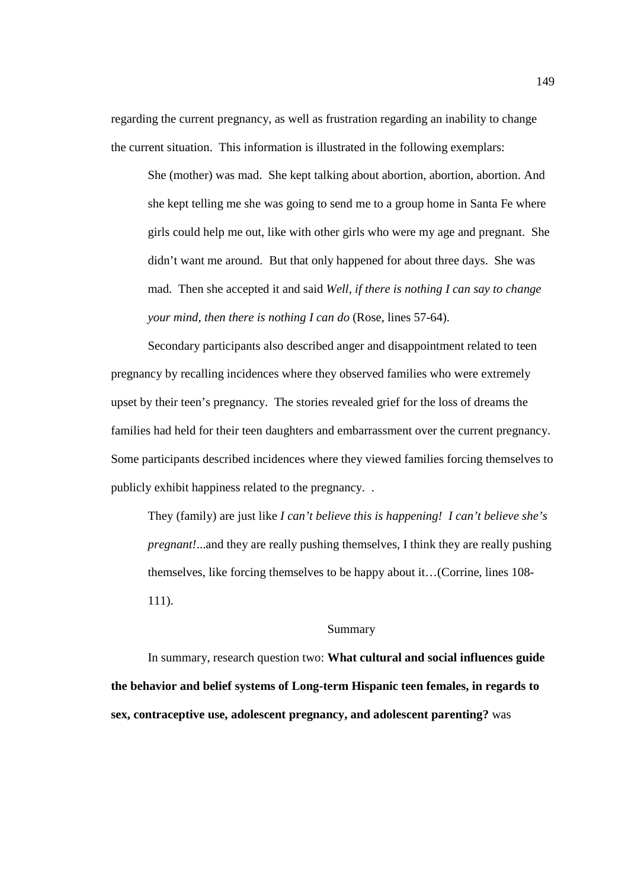regarding the current pregnancy, as well as frustration regarding an inability to change the current situation. This information is illustrated in the following exemplars:

> She (mother) was mad. She kept talking about abortion, abortion, abortion. And she kept telling me she was going to send me to a group home in Santa Fe where girls could help me out, like with other girls who were my age and pregnant. She didn't want me around. But that only happened for about three days. She was mad. Then she accepted it and said *Well, if there is nothing I can say to change your mind, then there is nothing I can do* (Rose, lines 57-64).

Secondary participants also described anger and disappointment related to teen pregnancy by recalling incidences where they observed families who were extremely upset by their teen's pregnancy. The stories revealed grief for the loss of dreams the families had held for their teen daughters and embarrassment over the current pregnancy. Some participants described incidences where they viewed families forcing themselves to publicly exhibit happiness related to the pregnancy. .

> They (family) are just like *I can't believe this is happening! I can't believe she's pregnant!*...and they are really pushing themselves, I think they are really pushing themselves, like forcing themselves to be happy about it…(Corrine, lines 108-111).

## Summary

In summary, research question two: **What cultural and social influences guide the behavior and belief systems of Long-term Hispanic teen females, in regards to sex, contraceptive use, adolescent pregnancy, and adolescent parenting?** was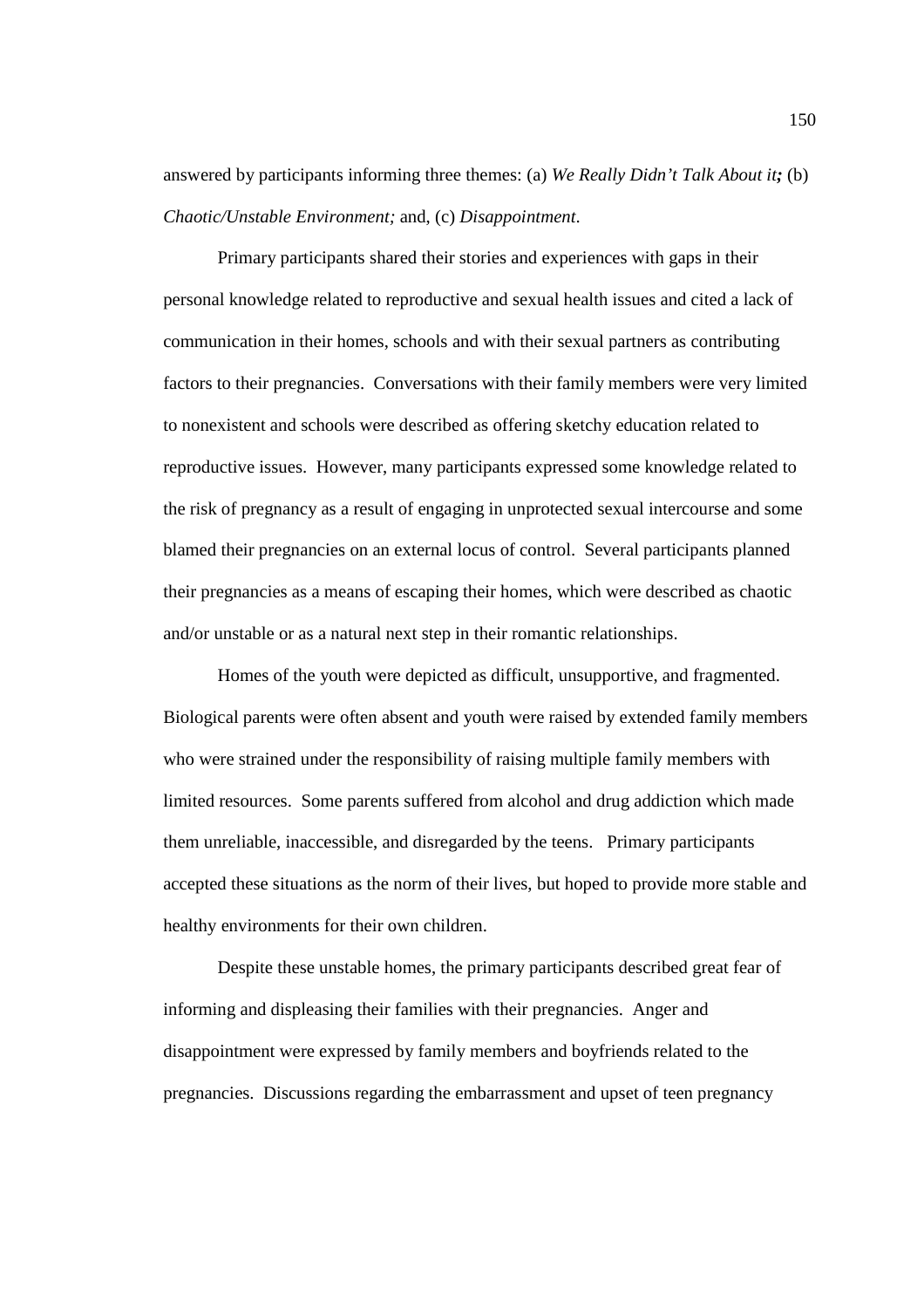answered by participants informing three themes: (a) *We Really Didn't Talk About it;* (b) *Chaotic/Unstable Environment;* and, (c) *Disappointment*.

Primary participants shared their stories and experiences with gaps in their personal knowledge related to reproductive and sexual health issues and cited a lack of communication in their homes, schools and with their sexual partners as contributing factors to their pregnancies. Conversations with their family members were very limited to nonexistent and schools were described as offering sketchy education related to reproductive issues. However, many participants expressed some knowledge related to the risk of pregnancy as a result of engaging in unprotected sexual intercourse and some blamed their pregnancies on an external locus of control. Several participants planned their pregnancies as a means of escaping their homes, which were described as chaotic and/or unstable or as a natural next step in their romantic relationships.

Homes of the youth were depicted as difficult, unsupportive, and fragmented. Biological parents were often absent and youth were raised by extended family members who were strained under the responsibility of raising multiple family members with limited resources. Some parents suffered from alcohol and drug addiction which made them unreliable, inaccessible, and disregarded by the teens. Primary participants accepted these situations as the norm of their lives, but hoped to provide more stable and healthy environments for their own children.

Despite these unstable homes, the primary participants described great fear of informing and displeasing their families with their pregnancies. Anger and disappointment were expressed by family members and boyfriends related to the pregnancies. Discussions regarding the embarrassment and upset of teen pregnancy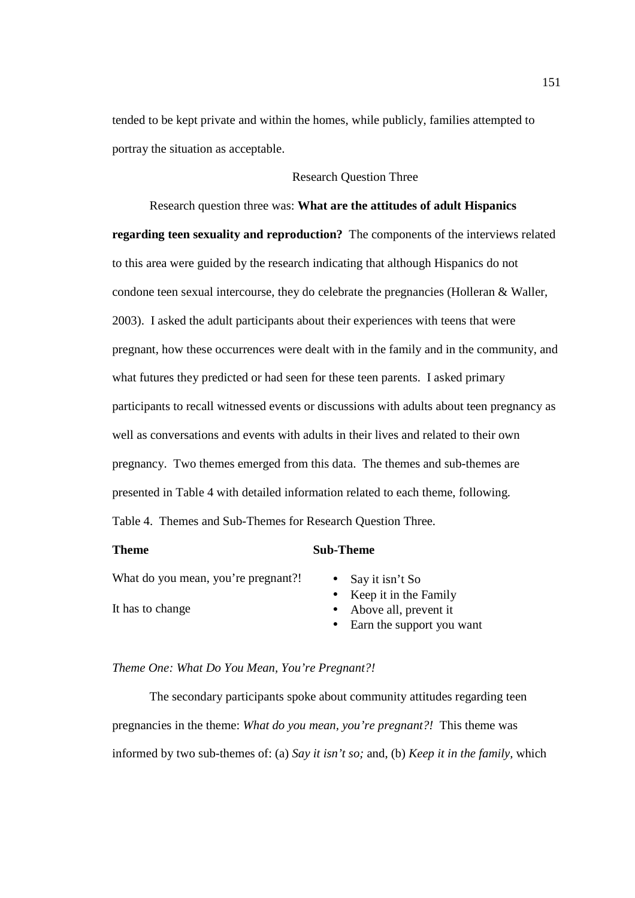tended to be kept private and within the homes, while publicly, families attempted to portray the situation as acceptable.

## Research Question Three

Research question three was: **What are the attitudes of adult Hispanics regarding teen sexuality and reproduction?** The components of the interviews related to this area were guided by the research indicating that although Hispanics do not condone teen sexual intercourse, they do celebrate the pregnancies (Holleran & Waller, 2003). I asked the adult participants about their experiences with teens that were pregnant, how these occurrences were dealt with in the family and in the community, and what futures they predicted or had seen for these teen parents. I asked primary participants to recall witnessed events or discussions with adults about teen pregnancy as well as conversations and events with adults in their lives and related to their own pregnancy. Two themes emerged from this data. The themes and sub-themes are presented in Table 4 with detailed information related to each theme, following.

Table 4. Themes and Sub-Themes for Research Question Three.

| **Theme** | **Sub-Theme** |
| --- | --- |
| What do you mean, you're pregnant?! | • Say it isn't So<br>• Keep it in the Family |
| It has to change | • Above all, prevent it<br>• Earn the support you want |

*Theme One: What Do You Mean, You're Pregnant?!*

The secondary participants spoke about community attitudes regarding teen pregnancies in the theme: *What do you mean, you're pregnant?!* This theme was informed by two sub-themes of: (a) *Say it isn't so;* and, (b) *Keep it in the family,* which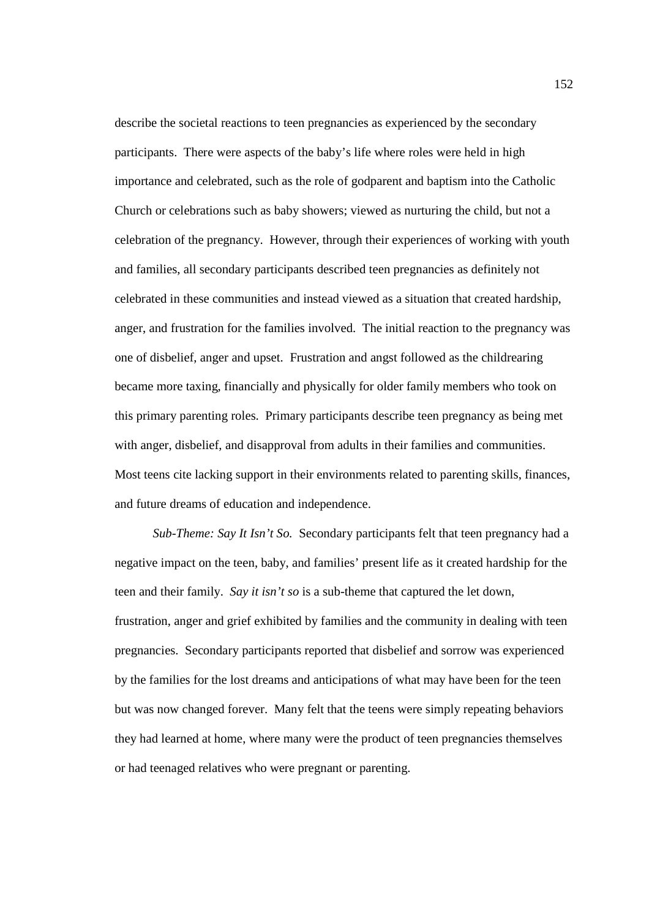describe the societal reactions to teen pregnancies as experienced by the secondary participants. There were aspects of the baby's life where roles were held in high importance and celebrated, such as the role of godparent and baptism into the Catholic Church or celebrations such as baby showers; viewed as nurturing the child, but not a celebration of the pregnancy. However, through their experiences of working with youth and families, all secondary participants described teen pregnancies as definitely not celebrated in these communities and instead viewed as a situation that created hardship, anger, and frustration for the families involved. The initial reaction to the pregnancy was one of disbelief, anger and upset. Frustration and angst followed as the childrearing became more taxing, financially and physically for older family members who took on this primary parenting roles. Primary participants describe teen pregnancy as being met with anger, disbelief, and disapproval from adults in their families and communities. Most teens cite lacking support in their environments related to parenting skills, finances, and future dreams of education and independence.

*Sub-Theme: Say It Isn't So.* Secondary participants felt that teen pregnancy had a negative impact on the teen, baby, and families' present life as it created hardship for the teen and their family. *Say it isn't so* is a sub-theme that captured the let down, frustration, anger and grief exhibited by families and the community in dealing with teen pregnancies. Secondary participants reported that disbelief and sorrow was experienced by the families for the lost dreams and anticipations of what may have been for the teen but was now changed forever. Many felt that the teens were simply repeating behaviors they had learned at home, where many were the product of teen pregnancies themselves or had teenaged relatives who were pregnant or parenting.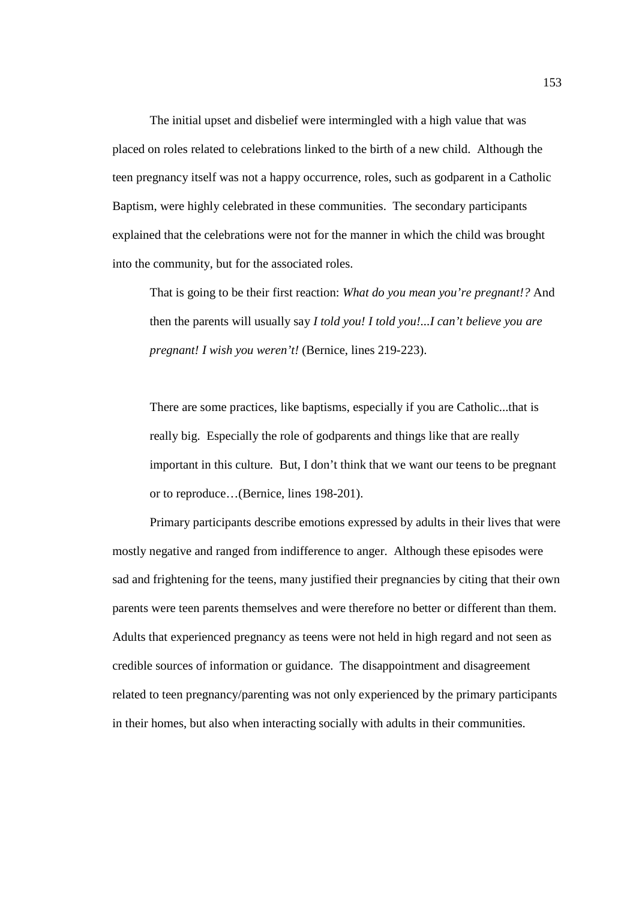The initial upset and disbelief were intermingled with a high value that was placed on roles related to celebrations linked to the birth of a new child. Although the teen pregnancy itself was not a happy occurrence, roles, such as godparent in a Catholic Baptism, were highly celebrated in these communities. The secondary participants explained that the celebrations were not for the manner in which the child was brought into the community, but for the associated roles.

> That is going to be their first reaction: *What do you mean you're pregnant!?* And then the parents will usually say *I told you! I told you!...I can't believe you are pregnant! I wish you weren't!* (Bernice, lines 219-223).

> There are some practices, like baptisms, especially if you are Catholic...that is really big. Especially the role of godparents and things like that are really important in this culture. But, I don't think that we want our teens to be pregnant or to reproduce…(Bernice, lines 198-201).

Primary participants describe emotions expressed by adults in their lives that were mostly negative and ranged from indifference to anger. Although these episodes were sad and frightening for the teens, many justified their pregnancies by citing that their own parents were teen parents themselves and were therefore no better or different than them. Adults that experienced pregnancy as teens were not held in high regard and not seen as credible sources of information or guidance. The disappointment and disagreement related to teen pregnancy/parenting was not only experienced by the primary participants in their homes, but also when interacting socially with adults in their communities.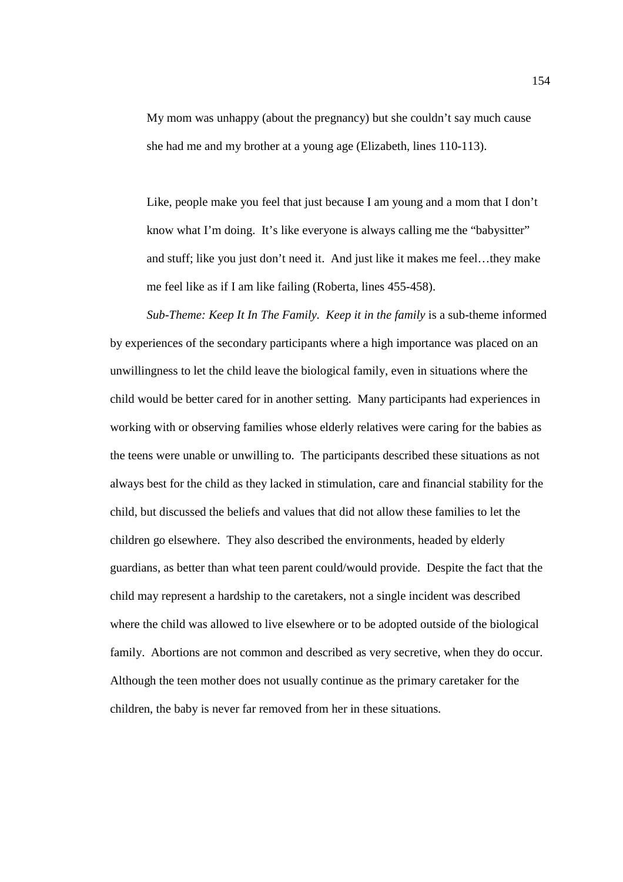> My mom was unhappy (about the pregnancy) but she couldn't say much cause she had me and my brother at a young age (Elizabeth, lines 110-113).

> Like, people make you feel that just because I am young and a mom that I don't know what I'm doing. It's like everyone is always calling me the "babysitter" and stuff; like you just don't need it. And just like it makes me feel…they make me feel like as if I am like failing (Roberta, lines 455-458).

*Sub-Theme: Keep It In The Family.* *Keep it in the family* is a sub-theme informed by experiences of the secondary participants where a high importance was placed on an unwillingness to let the child leave the biological family, even in situations where the child would be better cared for in another setting. Many participants had experiences in working with or observing families whose elderly relatives were caring for the babies as the teens were unable or unwilling to. The participants described these situations as not always best for the child as they lacked in stimulation, care and financial stability for the child, but discussed the beliefs and values that did not allow these families to let the children go elsewhere. They also described the environments, headed by elderly guardians, as better than what teen parent could/would provide. Despite the fact that the child may represent a hardship to the caretakers, not a single incident was described where the child was allowed to live elsewhere or to be adopted outside of the biological family. Abortions are not common and described as very secretive, when they do occur. Although the teen mother does not usually continue as the primary caretaker for the children, the baby is never far removed from her in these situations.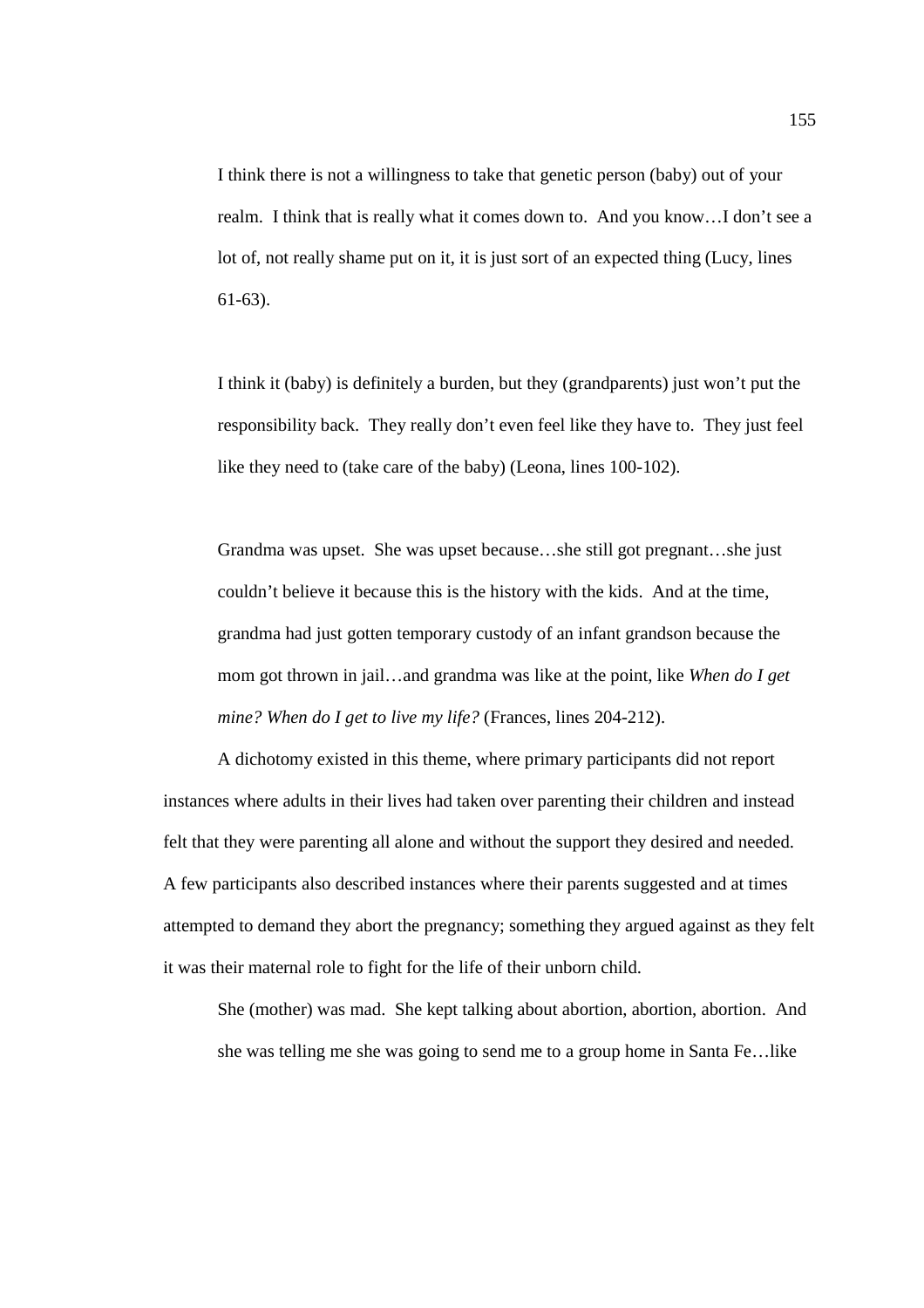> I think there is not a willingness to take that genetic person (baby) out of your realm. I think that is really what it comes down to. And you know…I don't see a lot of, not really shame put on it, it is just sort of an expected thing (Lucy, lines 61-63).

> I think it (baby) is definitely a burden, but they (grandparents) just won't put the responsibility back. They really don't even feel like they have to. They just feel like they need to (take care of the baby) (Leona, lines 100-102).

> Grandma was upset. She was upset because…she still got pregnant…she just couldn't believe it because this is the history with the kids. And at the time, grandma had just gotten temporary custody of an infant grandson because the mom got thrown in jail…and grandma was like at the point, like *When do I get mine? When do I get to live my life?* (Frances, lines 204-212).

A dichotomy existed in this theme, where primary participants did not report instances where adults in their lives had taken over parenting their children and instead felt that they were parenting all alone and without the support they desired and needed. A few participants also described instances where their parents suggested and at times attempted to demand they abort the pregnancy; something they argued against as they felt it was their maternal role to fight for the life of their unborn child.

> She (mother) was mad. She kept talking about abortion, abortion, abortion. And she was telling me she was going to send me to a group home in Santa Fe…like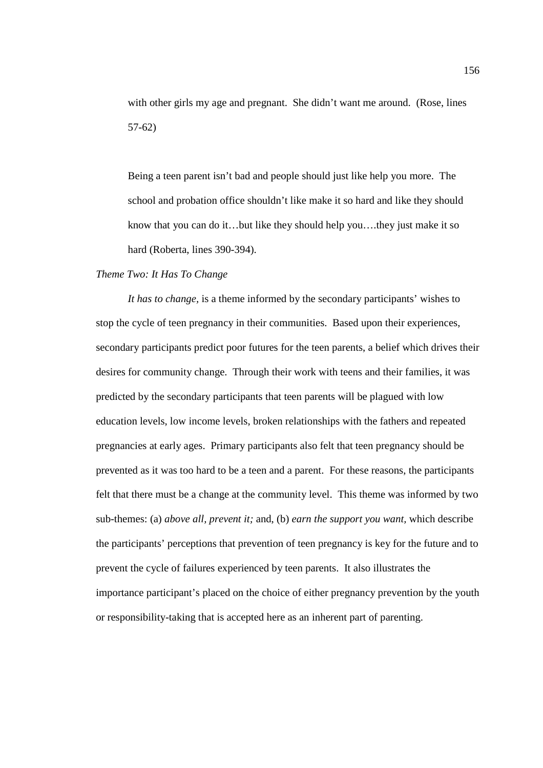with other girls my age and pregnant. She didn't want me around. (Rose, lines 57-62)

> Being a teen parent isn't bad and people should just like help you more. The school and probation office shouldn't like make it so hard and like they should know that you can do it…but like they should help you….they just make it so hard (Roberta, lines 390-394).

*Theme Two: It Has To Change*

*It has to change,* is a theme informed by the secondary participants' wishes to stop the cycle of teen pregnancy in their communities. Based upon their experiences, secondary participants predict poor futures for the teen parents, a belief which drives their desires for community change. Through their work with teens and their families, it was predicted by the secondary participants that teen parents will be plagued with low education levels, low income levels, broken relationships with the fathers and repeated pregnancies at early ages. Primary participants also felt that teen pregnancy should be prevented as it was too hard to be a teen and a parent. For these reasons, the participants felt that there must be a change at the community level. This theme was informed by two sub-themes: (a) *above all, prevent it;* and, (b) *earn the support you want,* which describe the participants' perceptions that prevention of teen pregnancy is key for the future and to prevent the cycle of failures experienced by teen parents. It also illustrates the importance participant's placed on the choice of either pregnancy prevention by the youth or responsibility-taking that is accepted here as an inherent part of parenting.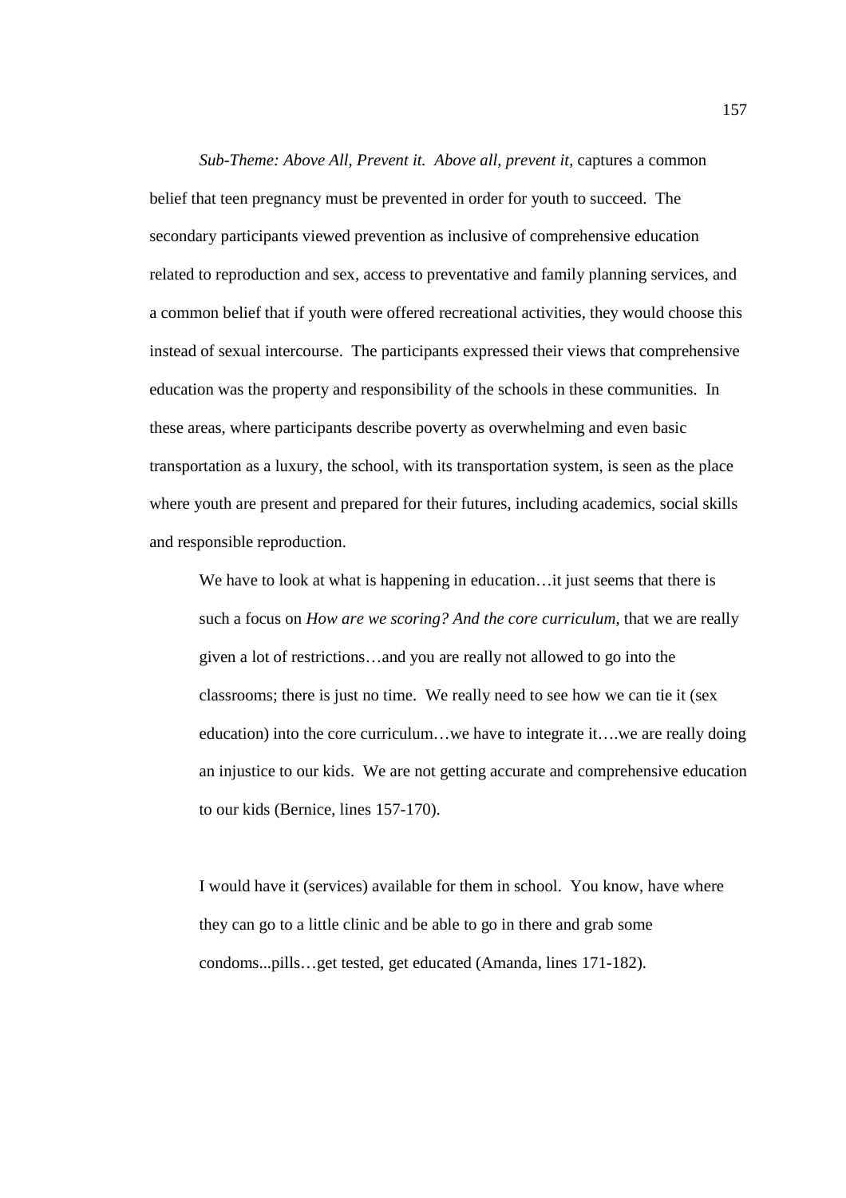*Sub-Theme: Above All, Prevent it. Above all, prevent it*, captures a common belief that teen pregnancy must be prevented in order for youth to succeed. The secondary participants viewed prevention as inclusive of comprehensive education related to reproduction and sex, access to preventative and family planning services, and a common belief that if youth were offered recreational activities, they would choose this instead of sexual intercourse. The participants expressed their views that comprehensive education was the property and responsibility of the schools in these communities. In these areas, where participants describe poverty as overwhelming and even basic transportation as a luxury, the school, with its transportation system, is seen as the place where youth are present and prepared for their futures, including academics, social skills and responsible reproduction.

> We have to look at what is happening in education…it just seems that there is such a focus on *How are we scoring? And the core curriculum*, that we are really given a lot of restrictions…and you are really not allowed to go into the classrooms; there is just no time. We really need to see how we can tie it (sex education) into the core curriculum…we have to integrate it….we are really doing an injustice to our kids. We are not getting accurate and comprehensive education to our kids (Bernice, lines 157-170).

> I would have it (services) available for them in school. You know, have where they can go to a little clinic and be able to go in there and grab some condoms...pills…get tested, get educated (Amanda, lines 171-182).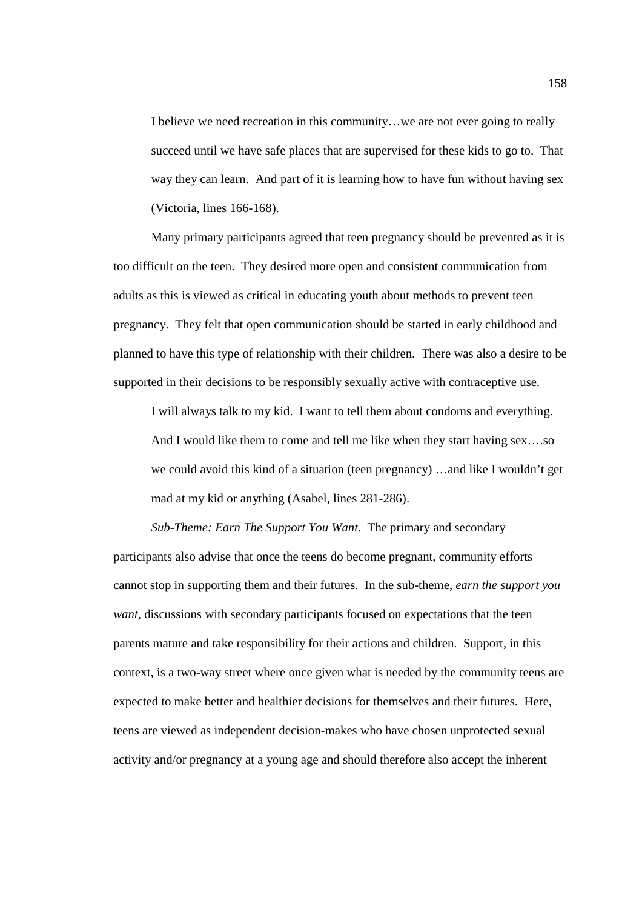> I believe we need recreation in this community…we are not ever going to really succeed until we have safe places that are supervised for these kids to go to. That way they can learn. And part of it is learning how to have fun without having sex (Victoria, lines 166-168).

Many primary participants agreed that teen pregnancy should be prevented as it is too difficult on the teen. They desired more open and consistent communication from adults as this is viewed as critical in educating youth about methods to prevent teen pregnancy. They felt that open communication should be started in early childhood and planned to have this type of relationship with their children. There was also a desire to be supported in their decisions to be responsibly sexually active with contraceptive use.

> I will always talk to my kid. I want to tell them about condoms and everything. And I would like them to come and tell me like when they start having sex….so we could avoid this kind of a situation (teen pregnancy) …and like I wouldn't get mad at my kid or anything (Asabel, lines 281-286).

*Sub-Theme: Earn The Support You Want.* The primary and secondary participants also advise that once the teens do become pregnant, community efforts cannot stop in supporting them and their futures. In the sub-theme, *earn the support you want*, discussions with secondary participants focused on expectations that the teen parents mature and take responsibility for their actions and children. Support, in this context, is a two-way street where once given what is needed by the community teens are expected to make better and healthier decisions for themselves and their futures. Here, teens are viewed as independent decision-makes who have chosen unprotected sexual activity and/or pregnancy at a young age and should therefore also accept the inherent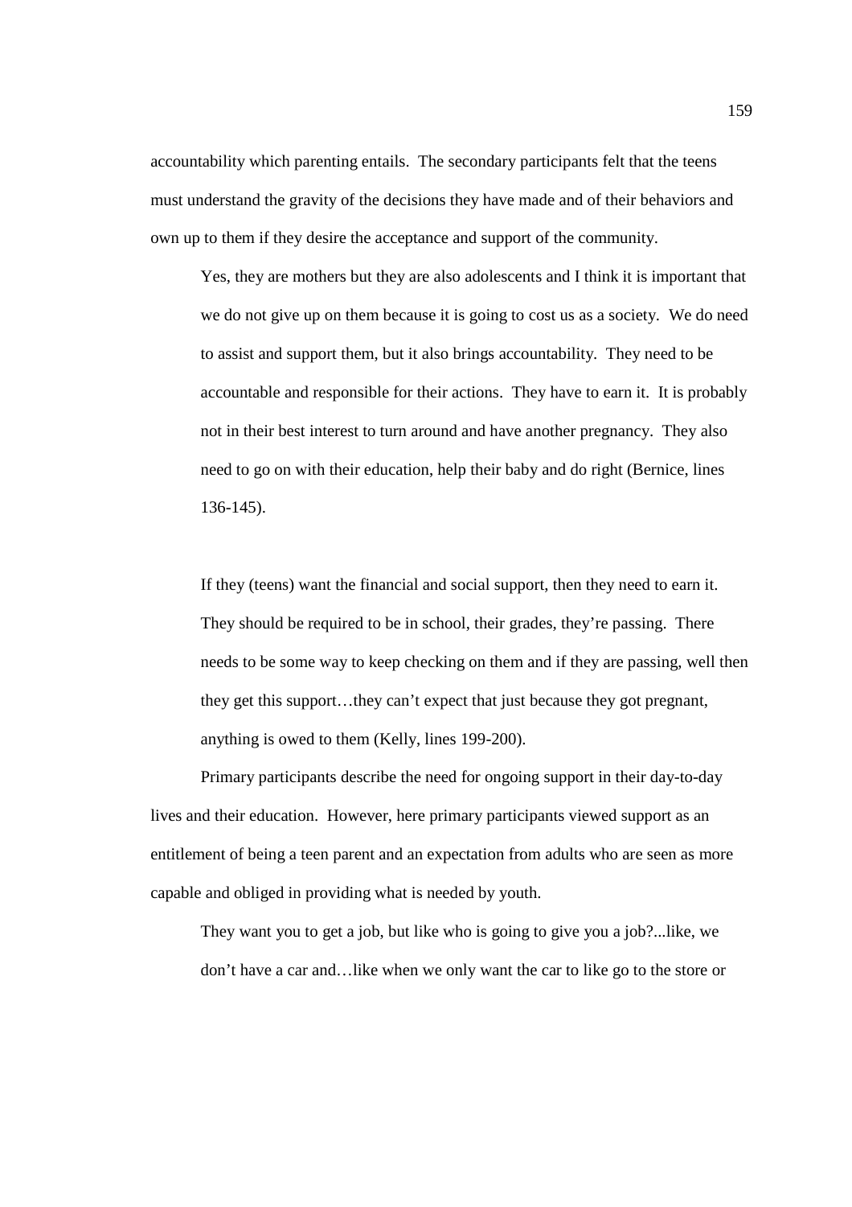accountability which parenting entails. The secondary participants felt that the teens must understand the gravity of the decisions they have made and of their behaviors and own up to them if they desire the acceptance and support of the community.

> Yes, they are mothers but they are also adolescents and I think it is important that we do not give up on them because it is going to cost us as a society. We do need to assist and support them, but it also brings accountability. They need to be accountable and responsible for their actions. They have to earn it. It is probably not in their best interest to turn around and have another pregnancy. They also need to go on with their education, help their baby and do right (Bernice, lines 136-145).

> If they (teens) want the financial and social support, then they need to earn it. They should be required to be in school, their grades, they're passing. There needs to be some way to keep checking on them and if they are passing, well then they get this support…they can't expect that just because they got pregnant, anything is owed to them (Kelly, lines 199-200).

Primary participants describe the need for ongoing support in their day-to-day lives and their education. However, here primary participants viewed support as an entitlement of being a teen parent and an expectation from adults who are seen as more capable and obliged in providing what is needed by youth.

> They want you to get a job, but like who is going to give you a job?...like, we don't have a car and…like when we only want the car to like go to the store or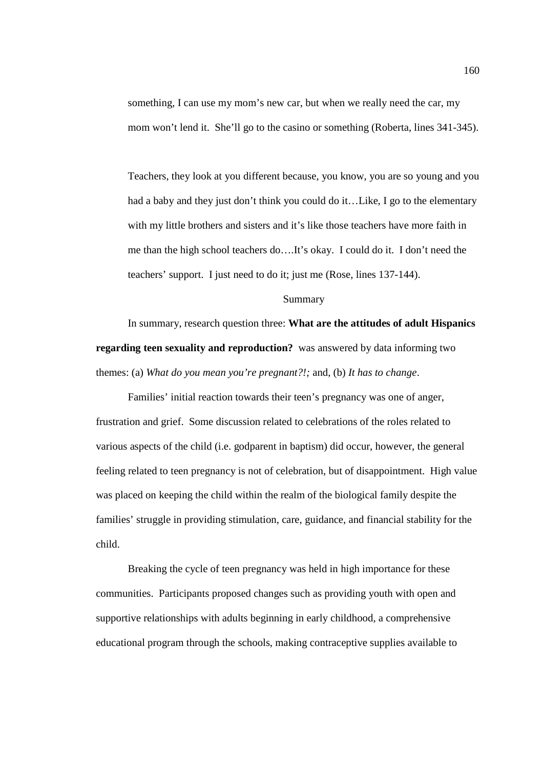> something, I can use my mom's new car, but when we really need the car, my mom won't lend it. She'll go to the casino or something (Roberta, lines 341-345).

> Teachers, they look at you different because, you know, you are so young and you had a baby and they just don't think you could do it…Like, I go to the elementary with my little brothers and sisters and it's like those teachers have more faith in me than the high school teachers do….It's okay. I could do it. I don't need the teachers' support. I just need to do it; just me (Rose, lines 137-144).

## Summary

In summary, research question three: **What are the attitudes of adult Hispanics regarding teen sexuality and reproduction?** was answered by data informing two themes: (a) *What do you mean you're pregnant?!;* and, (b) *It has to change*.

Families' initial reaction towards their teen's pregnancy was one of anger, frustration and grief. Some discussion related to celebrations of the roles related to various aspects of the child (i.e. godparent in baptism) did occur, however, the general feeling related to teen pregnancy is not of celebration, but of disappointment. High value was placed on keeping the child within the realm of the biological family despite the families' struggle in providing stimulation, care, guidance, and financial stability for the child.

Breaking the cycle of teen pregnancy was held in high importance for these communities. Participants proposed changes such as providing youth with open and supportive relationships with adults beginning in early childhood, a comprehensive educational program through the schools, making contraceptive supplies available to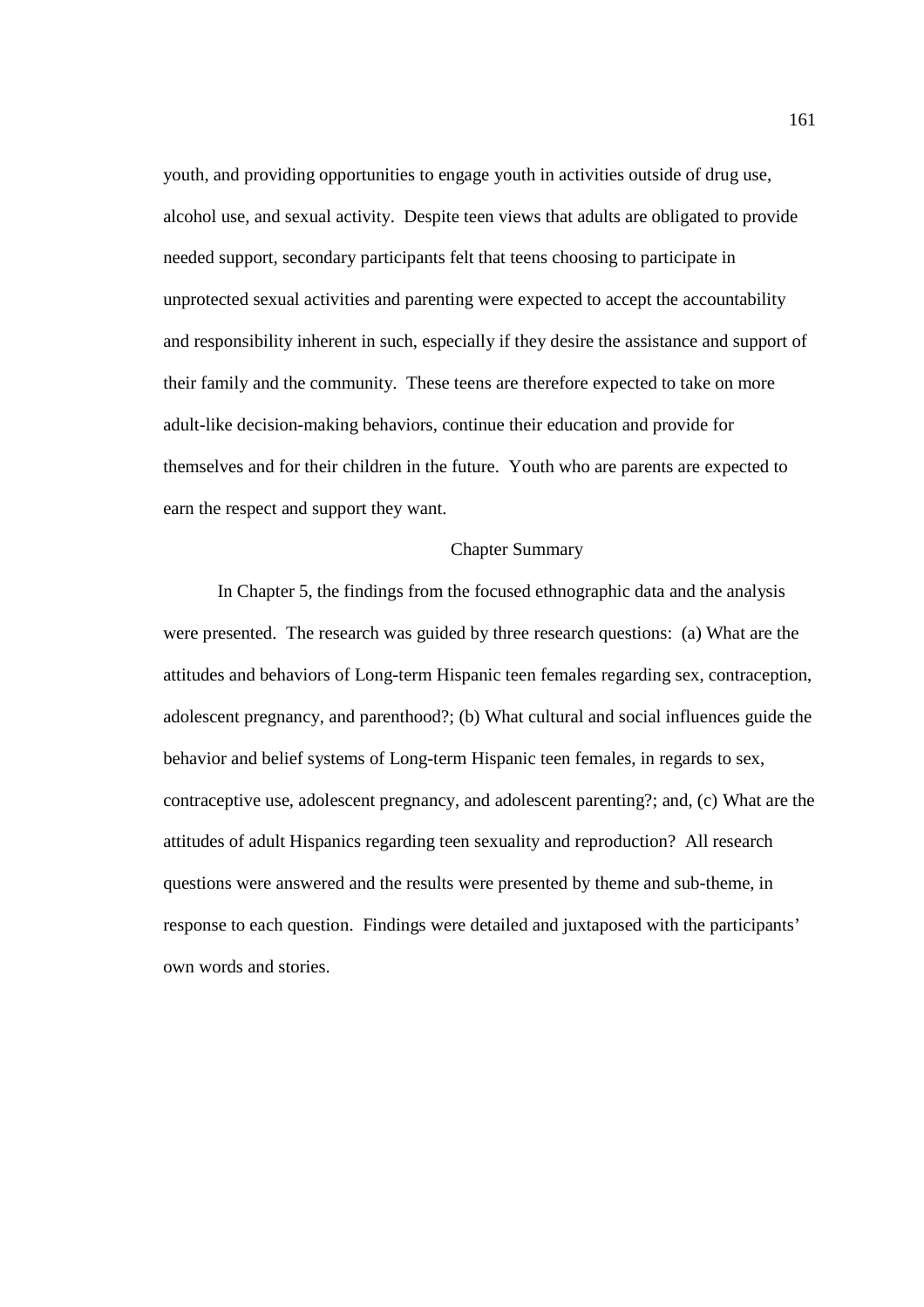youth, and providing opportunities to engage youth in activities outside of drug use, alcohol use, and sexual activity. Despite teen views that adults are obligated to provide needed support, secondary participants felt that teens choosing to participate in unprotected sexual activities and parenting were expected to accept the accountability and responsibility inherent in such, especially if they desire the assistance and support of their family and the community. These teens are therefore expected to take on more adult-like decision-making behaviors, continue their education and provide for themselves and for their children in the future. Youth who are parents are expected to earn the respect and support they want.

## Chapter Summary

In Chapter 5, the findings from the focused ethnographic data and the analysis were presented. The research was guided by three research questions: (a) What are the attitudes and behaviors of Long-term Hispanic teen females regarding sex, contraception, adolescent pregnancy, and parenthood?; (b) What cultural and social influences guide the behavior and belief systems of Long-term Hispanic teen females, in regards to sex, contraceptive use, adolescent pregnancy, and adolescent parenting?; and, (c) What are the attitudes of adult Hispanics regarding teen sexuality and reproduction? All research questions were answered and the results were presented by theme and sub-theme, in response to each question. Findings were detailed and juxtaposed with the participants' own words and stories.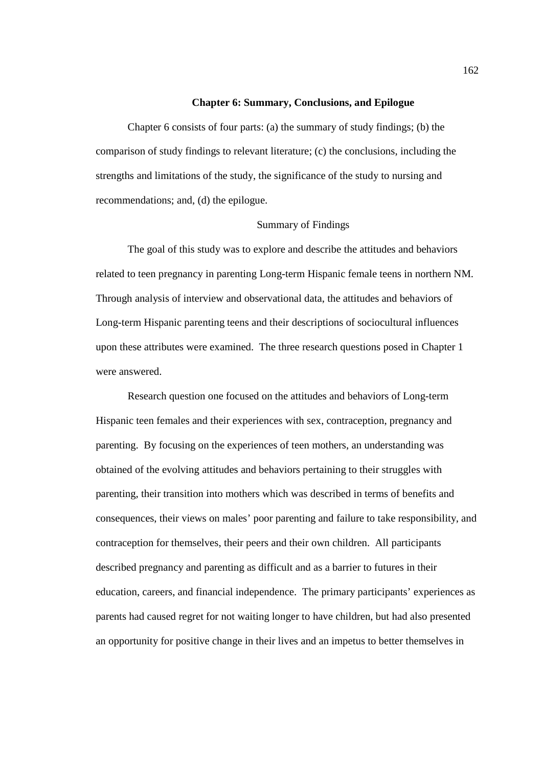## Chapter 6: Summary, Conclusions, and Epilogue

Chapter 6 consists of four parts: (a) the summary of study findings; (b) the comparison of study findings to relevant literature; (c) the conclusions, including the strengths and limitations of the study, the significance of the study to nursing and recommendations; and, (d) the epilogue.

### Summary of Findings

The goal of this study was to explore and describe the attitudes and behaviors related to teen pregnancy in parenting Long-term Hispanic female teens in northern NM. Through analysis of interview and observational data, the attitudes and behaviors of Long-term Hispanic parenting teens and their descriptions of sociocultural influences upon these attributes were examined. The three research questions posed in Chapter 1 were answered.

Research question one focused on the attitudes and behaviors of Long-term Hispanic teen females and their experiences with sex, contraception, pregnancy and parenting. By focusing on the experiences of teen mothers, an understanding was obtained of the evolving attitudes and behaviors pertaining to their struggles with parenting, their transition into mothers which was described in terms of benefits and consequences, their views on males' poor parenting and failure to take responsibility, and contraception for themselves, their peers and their own children. All participants described pregnancy and parenting as difficult and as a barrier to futures in their education, careers, and financial independence. The primary participants' experiences as parents had caused regret for not waiting longer to have children, but had also presented an opportunity for positive change in their lives and an impetus to better themselves in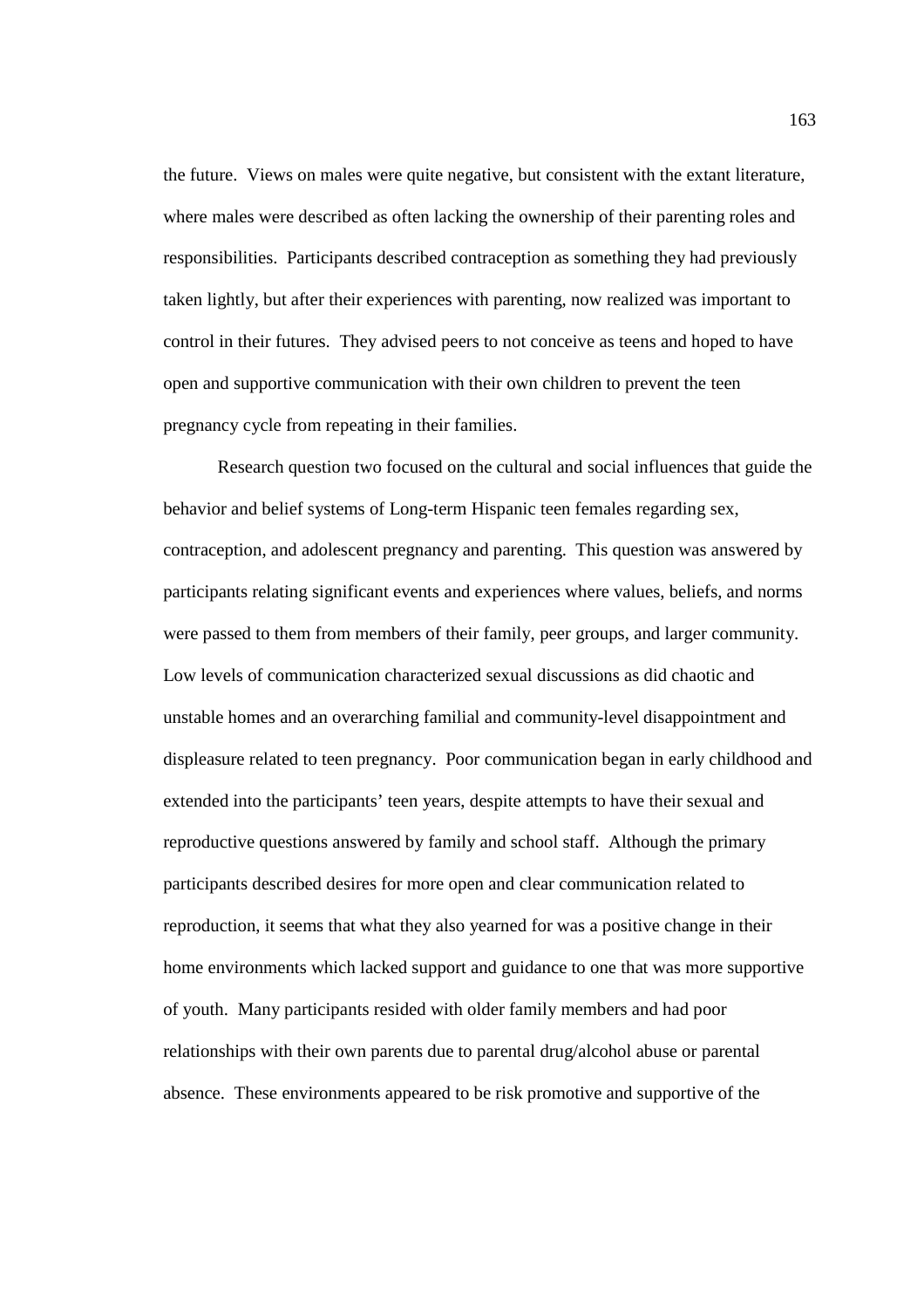the future. Views on males were quite negative, but consistent with the extant literature, where males were described as often lacking the ownership of their parenting roles and responsibilities. Participants described contraception as something they had previously taken lightly, but after their experiences with parenting, now realized was important to control in their futures. They advised peers to not conceive as teens and hoped to have open and supportive communication with their own children to prevent the teen pregnancy cycle from repeating in their families.

Research question two focused on the cultural and social influences that guide the behavior and belief systems of Long-term Hispanic teen females regarding sex, contraception, and adolescent pregnancy and parenting. This question was answered by participants relating significant events and experiences where values, beliefs, and norms were passed to them from members of their family, peer groups, and larger community. Low levels of communication characterized sexual discussions as did chaotic and unstable homes and an overarching familial and community-level disappointment and displeasure related to teen pregnancy. Poor communication began in early childhood and extended into the participants' teen years, despite attempts to have their sexual and reproductive questions answered by family and school staff. Although the primary participants described desires for more open and clear communication related to reproduction, it seems that what they also yearned for was a positive change in their home environments which lacked support and guidance to one that was more supportive of youth. Many participants resided with older family members and had poor relationships with their own parents due to parental drug/alcohol abuse or parental absence. These environments appeared to be risk promotive and supportive of the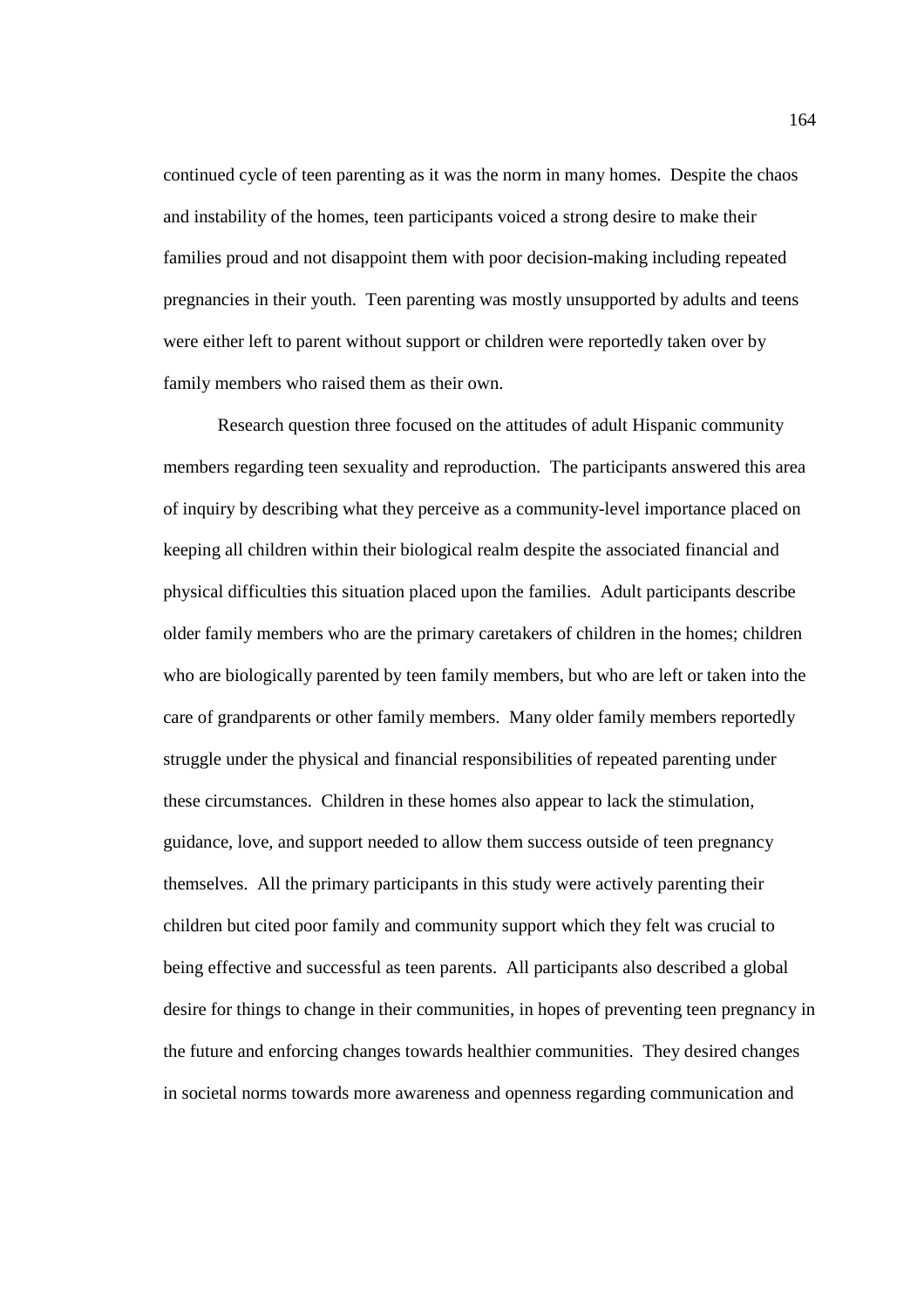continued cycle of teen parenting as it was the norm in many homes. Despite the chaos and instability of the homes, teen participants voiced a strong desire to make their families proud and not disappoint them with poor decision-making including repeated pregnancies in their youth. Teen parenting was mostly unsupported by adults and teens were either left to parent without support or children were reportedly taken over by family members who raised them as their own.

Research question three focused on the attitudes of adult Hispanic community members regarding teen sexuality and reproduction. The participants answered this area of inquiry by describing what they perceive as a community-level importance placed on keeping all children within their biological realm despite the associated financial and physical difficulties this situation placed upon the families. Adult participants describe older family members who are the primary caretakers of children in the homes; children who are biologically parented by teen family members, but who are left or taken into the care of grandparents or other family members. Many older family members reportedly struggle under the physical and financial responsibilities of repeated parenting under these circumstances. Children in these homes also appear to lack the stimulation, guidance, love, and support needed to allow them success outside of teen pregnancy themselves. All the primary participants in this study were actively parenting their children but cited poor family and community support which they felt was crucial to being effective and successful as teen parents. All participants also described a global desire for things to change in their communities, in hopes of preventing teen pregnancy in the future and enforcing changes towards healthier communities. They desired changes in societal norms towards more awareness and openness regarding communication and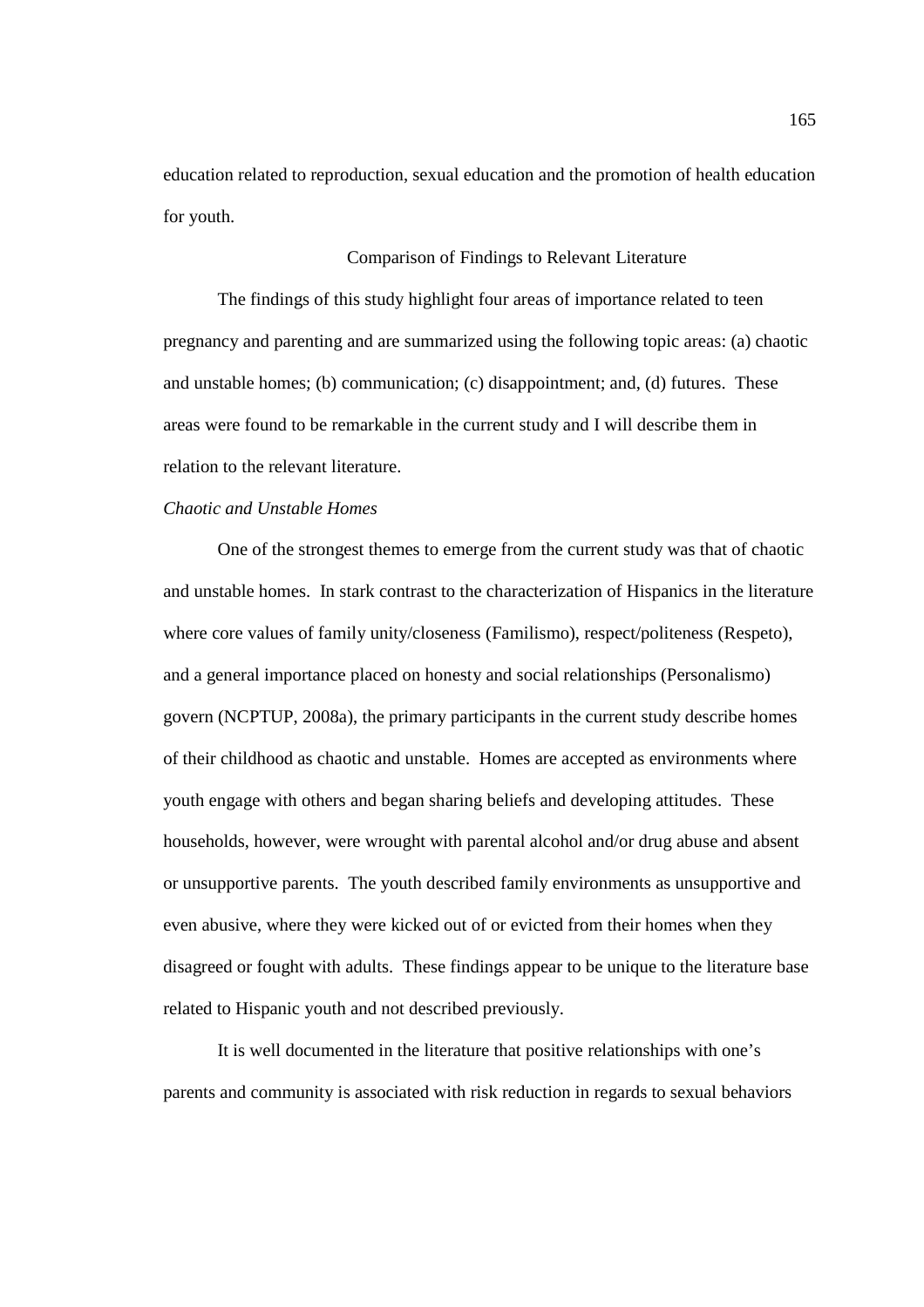education related to reproduction, sexual education and the promotion of health education for youth.

## Comparison of Findings to Relevant Literature

The findings of this study highlight four areas of importance related to teen pregnancy and parenting and are summarized using the following topic areas: (a) chaotic and unstable homes; (b) communication; (c) disappointment; and, (d) futures. These areas were found to be remarkable in the current study and I will describe them in relation to the relevant literature.

### *Chaotic and Unstable Homes*

One of the strongest themes to emerge from the current study was that of chaotic and unstable homes. In stark contrast to the characterization of Hispanics in the literature where core values of family unity/closeness (Familismo), respect/politeness (Respeto), and a general importance placed on honesty and social relationships (Personalismo) govern (NCPTUP, 2008a), the primary participants in the current study describe homes of their childhood as chaotic and unstable. Homes are accepted as environments where youth engage with others and began sharing beliefs and developing attitudes. These households, however, were wrought with parental alcohol and/or drug abuse and absent or unsupportive parents. The youth described family environments as unsupportive and even abusive, where they were kicked out of or evicted from their homes when they disagreed or fought with adults. These findings appear to be unique to the literature base related to Hispanic youth and not described previously.

It is well documented in the literature that positive relationships with one's parents and community is associated with risk reduction in regards to sexual behaviors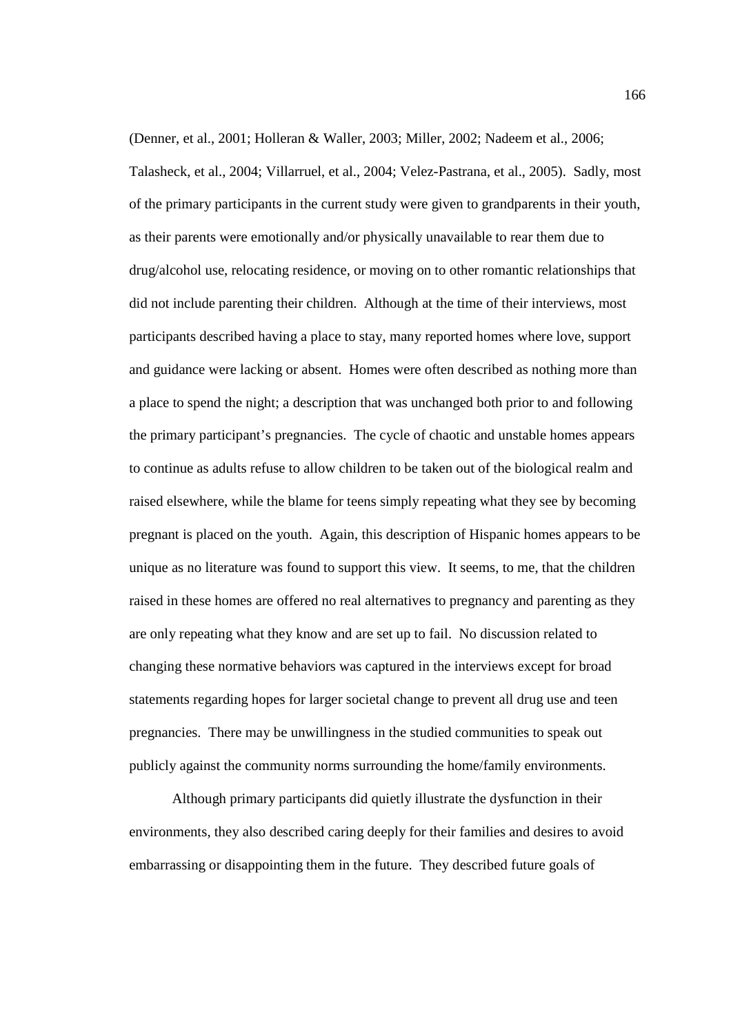(Denner, et al., 2001; Holleran & Waller, 2003; Miller, 2002; Nadeem et al., 2006; Talasheck, et al., 2004; Villarruel, et al., 2004; Velez-Pastrana, et al., 2005). Sadly, most of the primary participants in the current study were given to grandparents in their youth, as their parents were emotionally and/or physically unavailable to rear them due to drug/alcohol use, relocating residence, or moving on to other romantic relationships that did not include parenting their children. Although at the time of their interviews, most participants described having a place to stay, many reported homes where love, support and guidance were lacking or absent. Homes were often described as nothing more than a place to spend the night; a description that was unchanged both prior to and following the primary participant's pregnancies. The cycle of chaotic and unstable homes appears to continue as adults refuse to allow children to be taken out of the biological realm and raised elsewhere, while the blame for teens simply repeating what they see by becoming pregnant is placed on the youth. Again, this description of Hispanic homes appears to be unique as no literature was found to support this view. It seems, to me, that the children raised in these homes are offered no real alternatives to pregnancy and parenting as they are only repeating what they know and are set up to fail. No discussion related to changing these normative behaviors was captured in the interviews except for broad statements regarding hopes for larger societal change to prevent all drug use and teen pregnancies. There may be unwillingness in the studied communities to speak out publicly against the community norms surrounding the home/family environments.

Although primary participants did quietly illustrate the dysfunction in their environments, they also described caring deeply for their families and desires to avoid embarrassing or disappointing them in the future. They described future goals of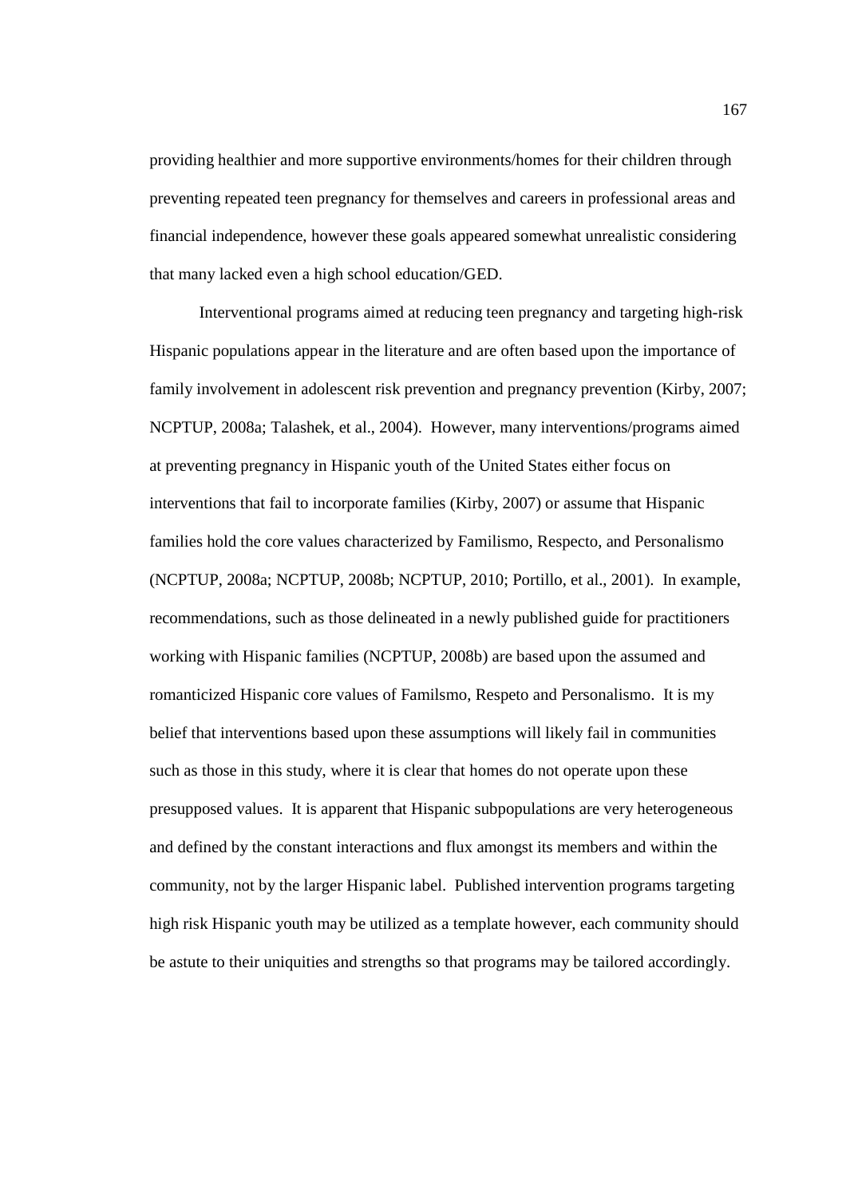providing healthier and more supportive environments/homes for their children through preventing repeated teen pregnancy for themselves and careers in professional areas and financial independence, however these goals appeared somewhat unrealistic considering that many lacked even a high school education/GED.

Interventional programs aimed at reducing teen pregnancy and targeting high-risk Hispanic populations appear in the literature and are often based upon the importance of family involvement in adolescent risk prevention and pregnancy prevention (Kirby, 2007; NCPTUP, 2008a; Talashek, et al., 2004). However, many interventions/programs aimed at preventing pregnancy in Hispanic youth of the United States either focus on interventions that fail to incorporate families (Kirby, 2007) or assume that Hispanic families hold the core values characterized by Familismo, Respecto, and Personalismo (NCPTUP, 2008a; NCPTUP, 2008b; NCPTUP, 2010; Portillo, et al., 2001). In example, recommendations, such as those delineated in a newly published guide for practitioners working with Hispanic families (NCPTUP, 2008b) are based upon the assumed and romanticized Hispanic core values of Familsmo, Respeto and Personalismo. It is my belief that interventions based upon these assumptions will likely fail in communities such as those in this study, where it is clear that homes do not operate upon these presupposed values. It is apparent that Hispanic subpopulations are very heterogeneous and defined by the constant interactions and flux amongst its members and within the community, not by the larger Hispanic label. Published intervention programs targeting high risk Hispanic youth may be utilized as a template however, each community should be astute to their uniquities and strengths so that programs may be tailored accordingly.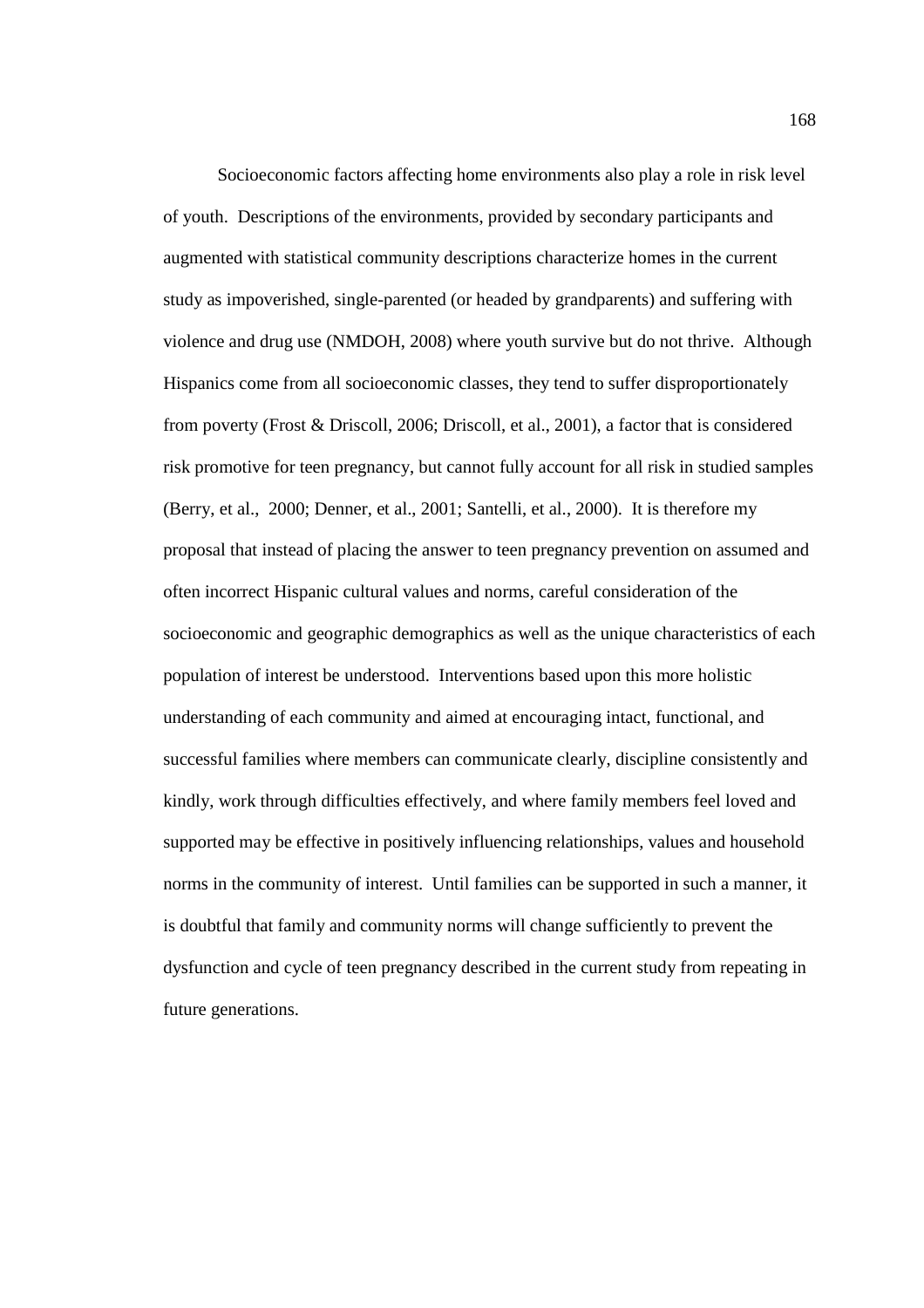Socioeconomic factors affecting home environments also play a role in risk level of youth. Descriptions of the environments, provided by secondary participants and augmented with statistical community descriptions characterize homes in the current study as impoverished, single-parented (or headed by grandparents) and suffering with violence and drug use (NMDOH, 2008) where youth survive but do not thrive. Although Hispanics come from all socioeconomic classes, they tend to suffer disproportionately from poverty (Frost & Driscoll, 2006; Driscoll, et al., 2001), a factor that is considered risk promotive for teen pregnancy, but cannot fully account for all risk in studied samples (Berry, et al., 2000; Denner, et al., 2001; Santelli, et al., 2000). It is therefore my proposal that instead of placing the answer to teen pregnancy prevention on assumed and often incorrect Hispanic cultural values and norms, careful consideration of the socioeconomic and geographic demographics as well as the unique characteristics of each population of interest be understood. Interventions based upon this more holistic understanding of each community and aimed at encouraging intact, functional, and successful families where members can communicate clearly, discipline consistently and kindly, work through difficulties effectively, and where family members feel loved and supported may be effective in positively influencing relationships, values and household norms in the community of interest. Until families can be supported in such a manner, it is doubtful that family and community norms will change sufficiently to prevent the dysfunction and cycle of teen pregnancy described in the current study from repeating in future generations.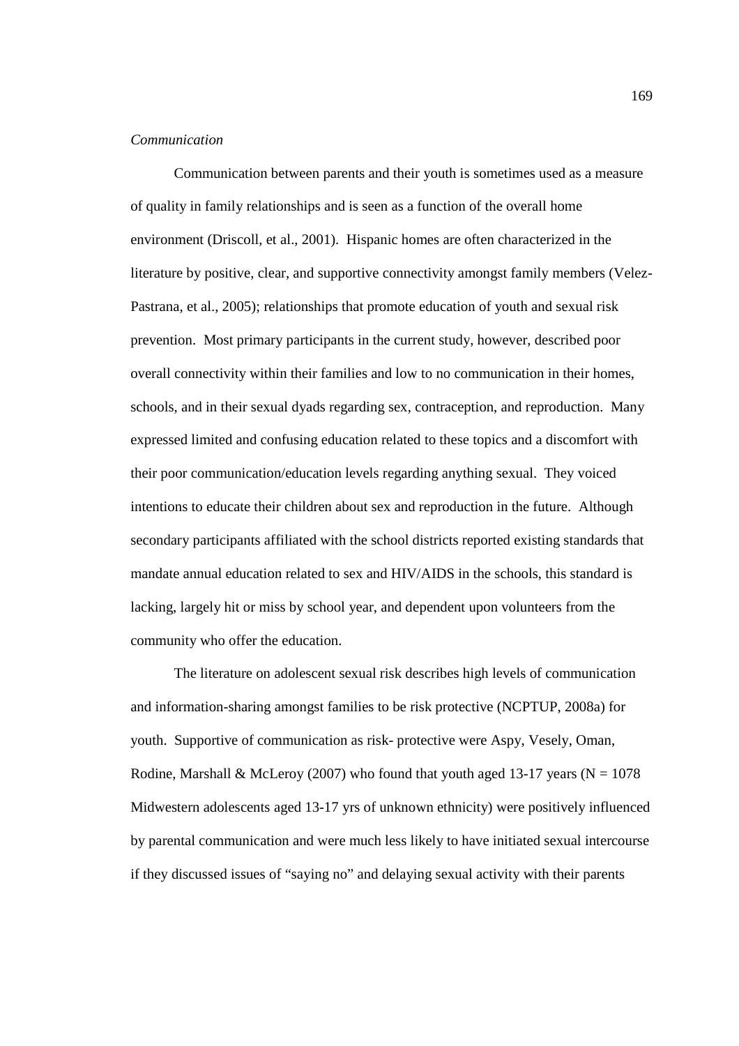*Communication*

Communication between parents and their youth is sometimes used as a measure of quality in family relationships and is seen as a function of the overall home environment (Driscoll, et al., 2001). Hispanic homes are often characterized in the literature by positive, clear, and supportive connectivity amongst family members (Velez-Pastrana, et al., 2005); relationships that promote education of youth and sexual risk prevention. Most primary participants in the current study, however, described poor overall connectivity within their families and low to no communication in their homes, schools, and in their sexual dyads regarding sex, contraception, and reproduction. Many expressed limited and confusing education related to these topics and a discomfort with their poor communication/education levels regarding anything sexual. They voiced intentions to educate their children about sex and reproduction in the future. Although secondary participants affiliated with the school districts reported existing standards that mandate annual education related to sex and HIV/AIDS in the schools, this standard is lacking, largely hit or miss by school year, and dependent upon volunteers from the community who offer the education.

The literature on adolescent sexual risk describes high levels of communication and information-sharing amongst families to be risk protective (NCPTUP, 2008a) for youth. Supportive of communication as risk- protective were Aspy, Vesely, Oman, Rodine, Marshall & McLeroy (2007) who found that youth aged 13-17 years (N = 1078 Midwestern adolescents aged 13-17 yrs of unknown ethnicity) were positively influenced by parental communication and were much less likely to have initiated sexual intercourse if they discussed issues of "saying no" and delaying sexual activity with their parents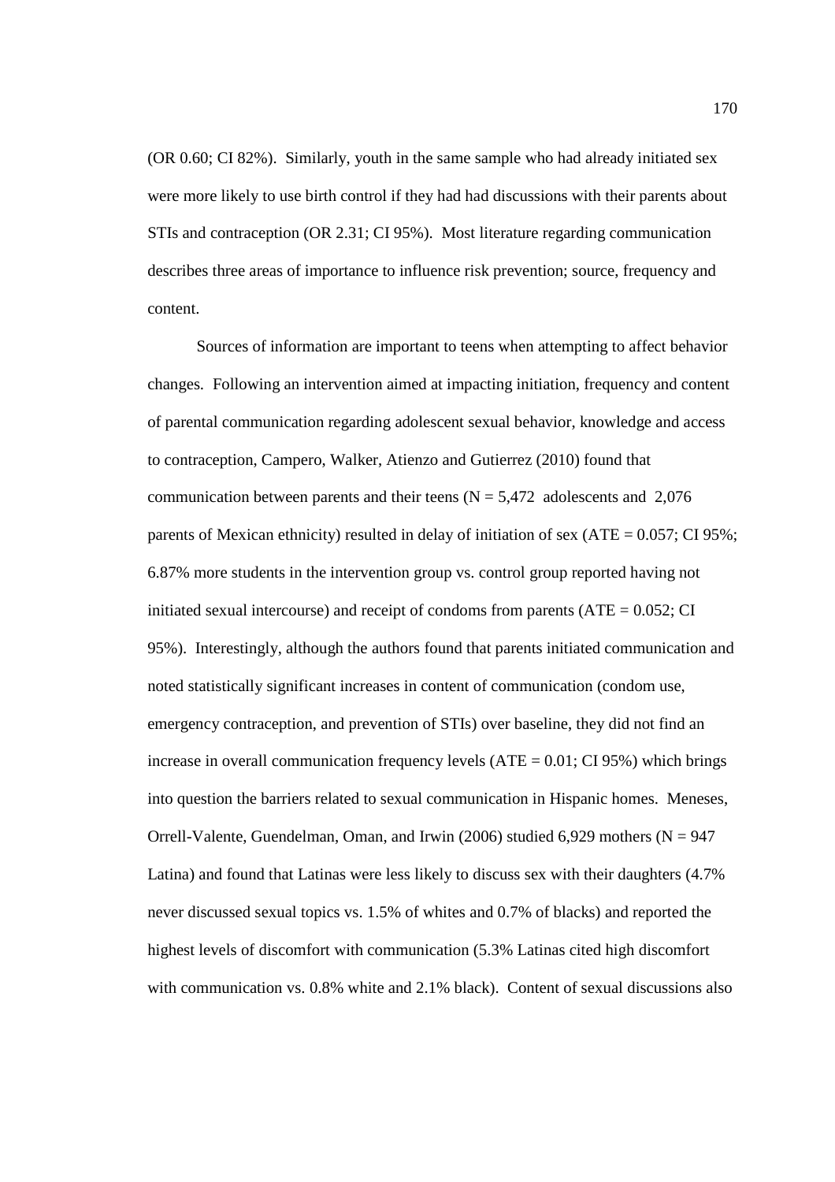(OR 0.60; CI 82%). Similarly, youth in the same sample who had already initiated sex were more likely to use birth control if they had had discussions with their parents about STIs and contraception (OR 2.31; CI 95%). Most literature regarding communication describes three areas of importance to influence risk prevention; source, frequency and content.

Sources of information are important to teens when attempting to affect behavior changes. Following an intervention aimed at impacting initiation, frequency and content of parental communication regarding adolescent sexual behavior, knowledge and access to contraception, Campero, Walker, Atienzo and Gutierrez (2010) found that communication between parents and their teens ($N = 5,472$ adolescents and 2,076 parents of Mexican ethnicity) resulted in delay of initiation of sex ($ATE = 0.057$; CI 95%; 6.87% more students in the intervention group vs. control group reported having not initiated sexual intercourse) and receipt of condoms from parents ($ATE = 0.052$; CI 95%). Interestingly, although the authors found that parents initiated communication and noted statistically significant increases in content of communication (condom use, emergency contraception, and prevention of STIs) over baseline, they did not find an increase in overall communication frequency levels ($ATE = 0.01$; CI 95%) which brings into question the barriers related to sexual communication in Hispanic homes. Meneses, Orrell-Valente, Guendelman, Oman, and Irwin (2006) studied 6,929 mothers ($N = 947$ Latina) and found that Latinas were less likely to discuss sex with their daughters (4.7% never discussed sexual topics vs. 1.5% of whites and 0.7% of blacks) and reported the highest levels of discomfort with communication (5.3% Latinas cited high discomfort with communication vs. 0.8% white and 2.1% black). Content of sexual discussions also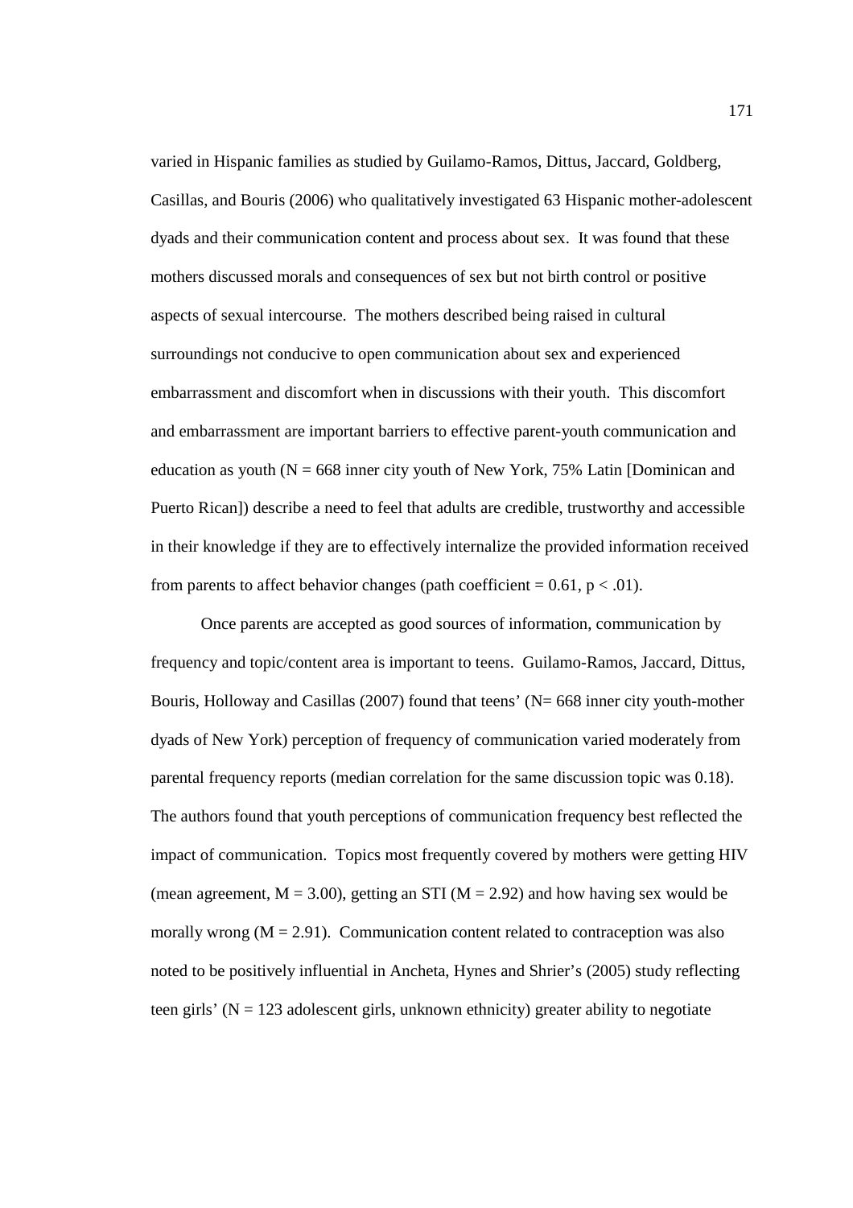varied in Hispanic families as studied by Guilamo-Ramos, Dittus, Jaccard, Goldberg, Casillas, and Bouris (2006) who qualitatively investigated 63 Hispanic mother-adolescent dyads and their communication content and process about sex. It was found that these mothers discussed morals and consequences of sex but not birth control or positive aspects of sexual intercourse. The mothers described being raised in cultural surroundings not conducive to open communication about sex and experienced embarrassment and discomfort when in discussions with their youth. This discomfort and embarrassment are important barriers to effective parent-youth communication and education as youth ($N = 668$ inner city youth of New York, 75% Latin [Dominican and Puerto Rican]) describe a need to feel that adults are credible, trustworthy and accessible in their knowledge if they are to effectively internalize the provided information received from parents to affect behavior changes (path coefficient = 0.61, $p < .01$).

Once parents are accepted as good sources of information, communication by frequency and topic/content area is important to teens. Guilamo-Ramos, Jaccard, Dittus, Bouris, Holloway and Casillas (2007) found that teens' ($N= 668$ inner city youth-mother dyads of New York) perception of frequency of communication varied moderately from parental frequency reports (median correlation for the same discussion topic was 0.18). The authors found that youth perceptions of communication frequency best reflected the impact of communication. Topics most frequently covered by mothers were getting HIV (mean agreement, $M = 3.00$), getting an STI ($M = 2.92$) and how having sex would be morally wrong ($M = 2.91$). Communication content related to contraception was also noted to be positively influential in Ancheta, Hynes and Shrier's (2005) study reflecting teen girls' ($N = 123$ adolescent girls, unknown ethnicity) greater ability to negotiate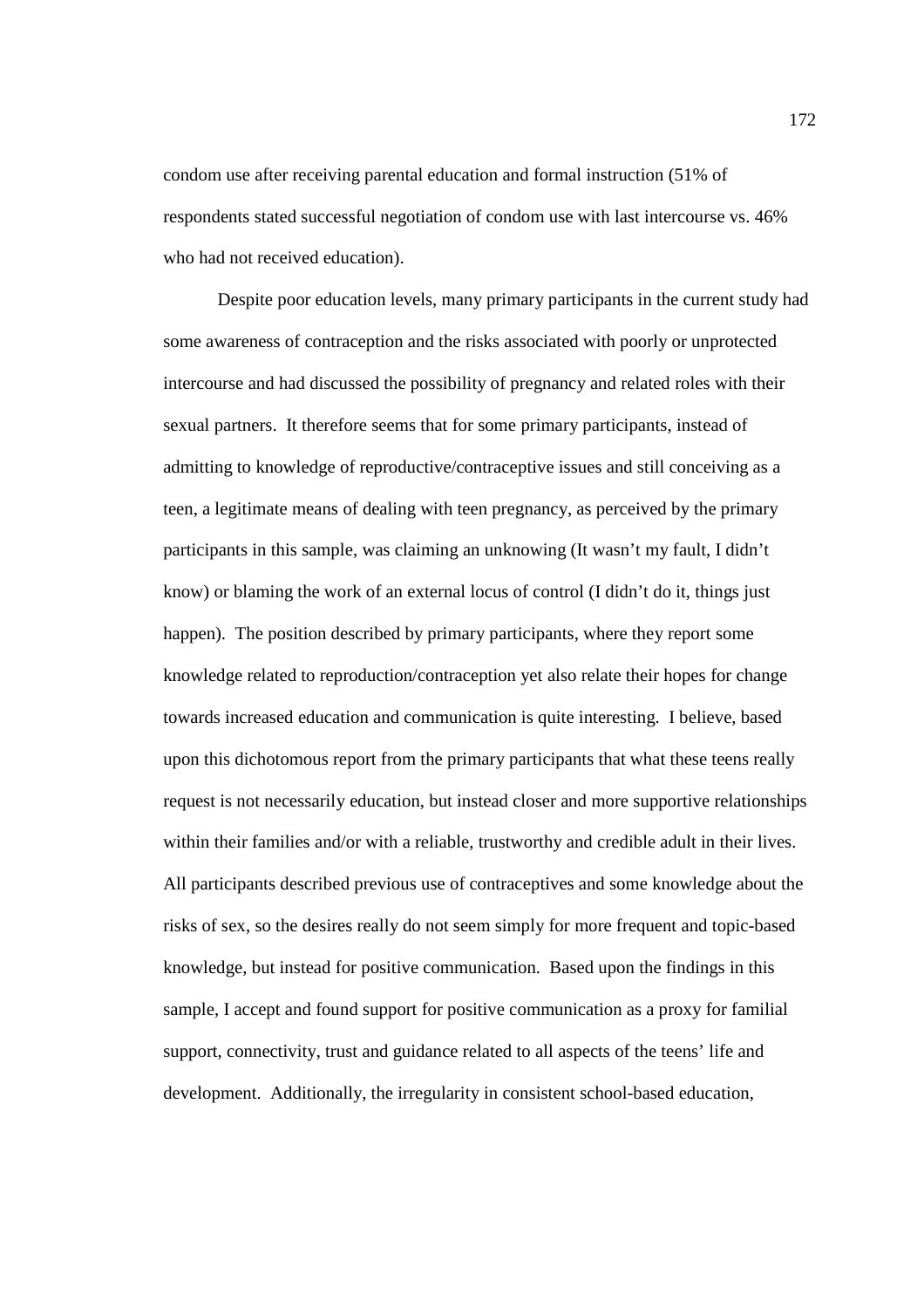condom use after receiving parental education and formal instruction (51% of respondents stated successful negotiation of condom use with last intercourse vs. 46% who had not received education).

Despite poor education levels, many primary participants in the current study had some awareness of contraception and the risks associated with poorly or unprotected intercourse and had discussed the possibility of pregnancy and related roles with their sexual partners. It therefore seems that for some primary participants, instead of admitting to knowledge of reproductive/contraceptive issues and still conceiving as a teen, a legitimate means of dealing with teen pregnancy, as perceived by the primary participants in this sample, was claiming an unknowing (It wasn't my fault, I didn't know) or blaming the work of an external locus of control (I didn't do it, things just happen). The position described by primary participants, where they report some knowledge related to reproduction/contraception yet also relate their hopes for change towards increased education and communication is quite interesting. I believe, based upon this dichotomous report from the primary participants that what these teens really request is not necessarily education, but instead closer and more supportive relationships within their families and/or with a reliable, trustworthy and credible adult in their lives. All participants described previous use of contraceptives and some knowledge about the risks of sex, so the desires really do not seem simply for more frequent and topic-based knowledge, but instead for positive communication. Based upon the findings in this sample, I accept and found support for positive communication as a proxy for familial support, connectivity, trust and guidance related to all aspects of the teens' life and development. Additionally, the irregularity in consistent school-based education,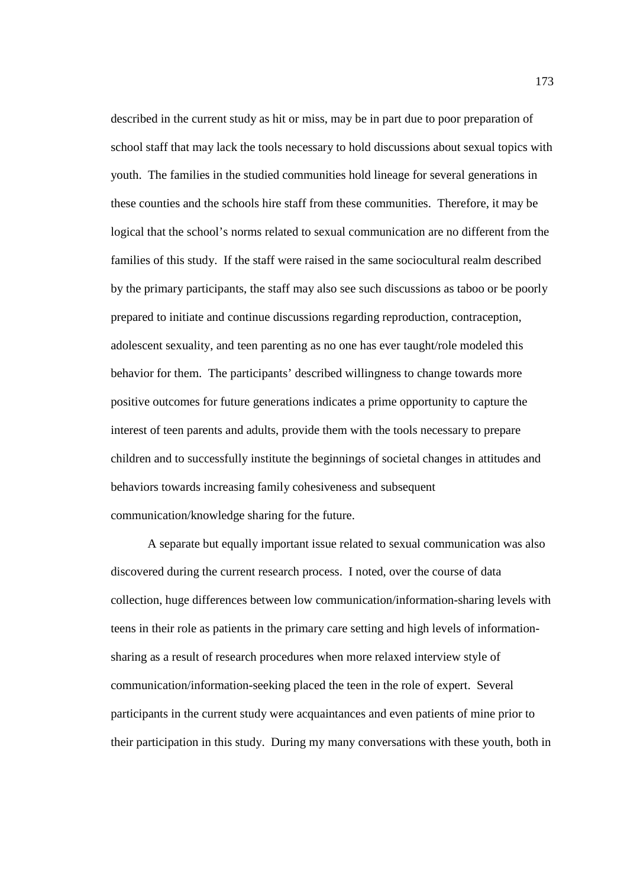described in the current study as hit or miss, may be in part due to poor preparation of school staff that may lack the tools necessary to hold discussions about sexual topics with youth. The families in the studied communities hold lineage for several generations in these counties and the schools hire staff from these communities. Therefore, it may be logical that the school's norms related to sexual communication are no different from the families of this study. If the staff were raised in the same sociocultural realm described by the primary participants, the staff may also see such discussions as taboo or be poorly prepared to initiate and continue discussions regarding reproduction, contraception, adolescent sexuality, and teen parenting as no one has ever taught/role modeled this behavior for them. The participants' described willingness to change towards more positive outcomes for future generations indicates a prime opportunity to capture the interest of teen parents and adults, provide them with the tools necessary to prepare children and to successfully institute the beginnings of societal changes in attitudes and behaviors towards increasing family cohesiveness and subsequent communication/knowledge sharing for the future.

A separate but equally important issue related to sexual communication was also discovered during the current research process. I noted, over the course of data collection, huge differences between low communication/information-sharing levels with teens in their role as patients in the primary care setting and high levels of information-sharing as a result of research procedures when more relaxed interview style of communication/information-seeking placed the teen in the role of expert. Several participants in the current study were acquaintances and even patients of mine prior to their participation in this study. During my many conversations with these youth, both in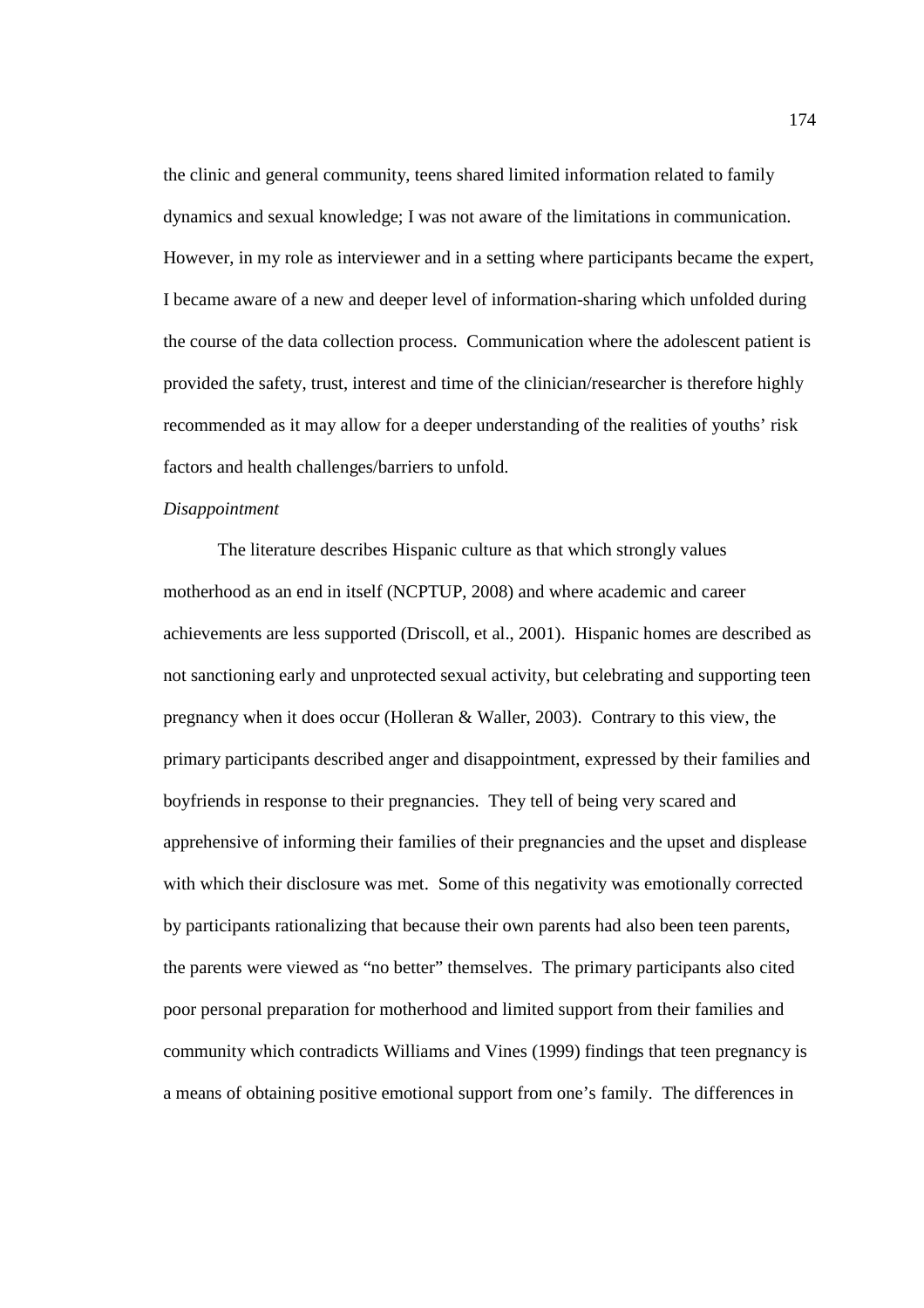the clinic and general community, teens shared limited information related to family dynamics and sexual knowledge; I was not aware of the limitations in communication. However, in my role as interviewer and in a setting where participants became the expert, I became aware of a new and deeper level of information-sharing which unfolded during the course of the data collection process. Communication where the adolescent patient is provided the safety, trust, interest and time of the clinician/researcher is therefore highly recommended as it may allow for a deeper understanding of the realities of youths' risk factors and health challenges/barriers to unfold.

*Disappointment*

The literature describes Hispanic culture as that which strongly values motherhood as an end in itself (NCPTUP, 2008) and where academic and career achievements are less supported (Driscoll, et al., 2001). Hispanic homes are described as not sanctioning early and unprotected sexual activity, but celebrating and supporting teen pregnancy when it does occur (Holleran & Waller, 2003). Contrary to this view, the primary participants described anger and disappointment, expressed by their families and boyfriends in response to their pregnancies. They tell of being very scared and apprehensive of informing their families of their pregnancies and the upset and displease with which their disclosure was met. Some of this negativity was emotionally corrected by participants rationalizing that because their own parents had also been teen parents, the parents were viewed as "no better" themselves. The primary participants also cited poor personal preparation for motherhood and limited support from their families and community which contradicts Williams and Vines (1999) findings that teen pregnancy is a means of obtaining positive emotional support from one's family. The differences in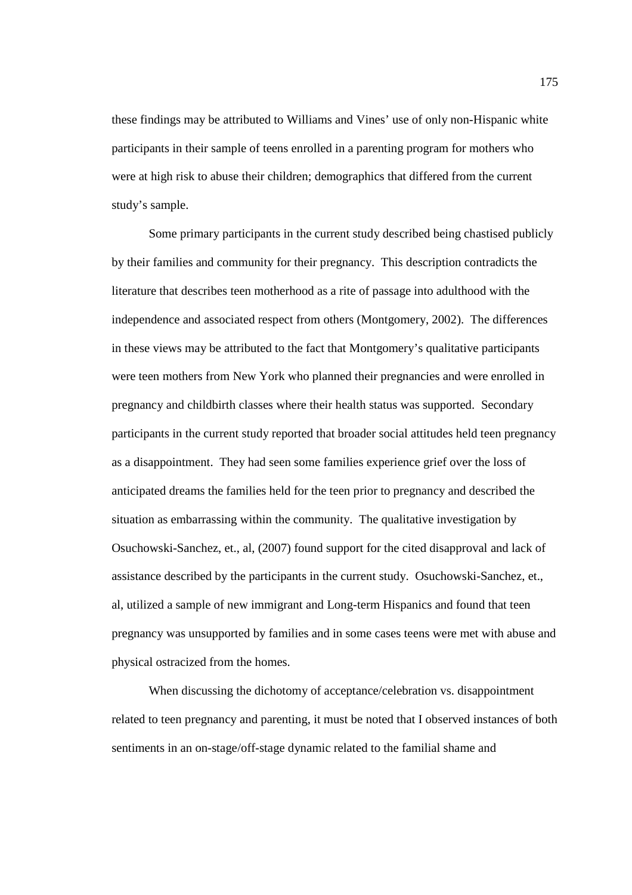these findings may be attributed to Williams and Vines' use of only non-Hispanic white participants in their sample of teens enrolled in a parenting program for mothers who were at high risk to abuse their children; demographics that differed from the current study's sample.

Some primary participants in the current study described being chastised publicly by their families and community for their pregnancy. This description contradicts the literature that describes teen motherhood as a rite of passage into adulthood with the independence and associated respect from others (Montgomery, 2002). The differences in these views may be attributed to the fact that Montgomery's qualitative participants were teen mothers from New York who planned their pregnancies and were enrolled in pregnancy and childbirth classes where their health status was supported. Secondary participants in the current study reported that broader social attitudes held teen pregnancy as a disappointment. They had seen some families experience grief over the loss of anticipated dreams the families held for the teen prior to pregnancy and described the situation as embarrassing within the community. The qualitative investigation by Osuchowski-Sanchez, et., al, (2007) found support for the cited disapproval and lack of assistance described by the participants in the current study. Osuchowski-Sanchez, et., al, utilized a sample of new immigrant and Long-term Hispanics and found that teen pregnancy was unsupported by families and in some cases teens were met with abuse and physical ostracized from the homes.

When discussing the dichotomy of acceptance/celebration vs. disappointment related to teen pregnancy and parenting, it must be noted that I observed instances of both sentiments in an on-stage/off-stage dynamic related to the familial shame and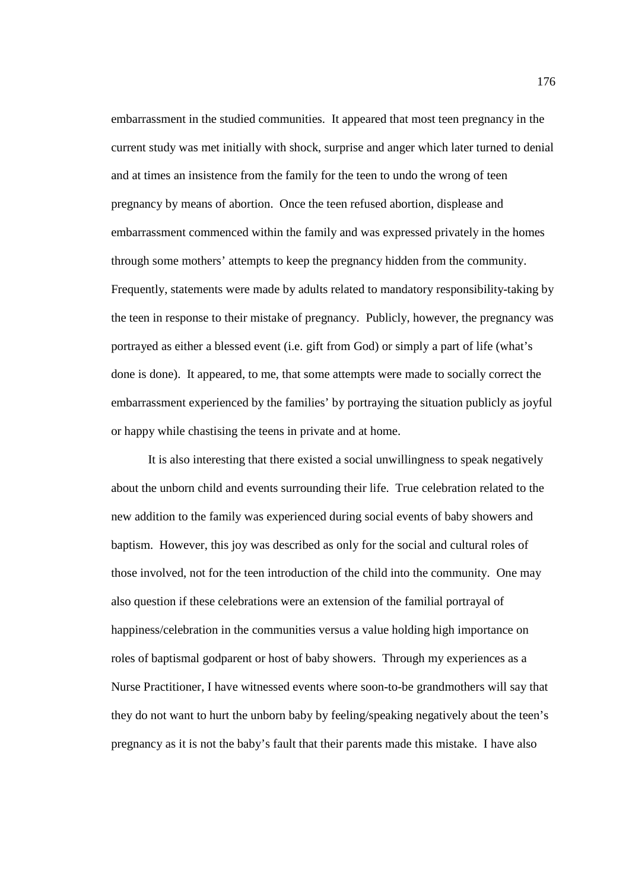embarrassment in the studied communities. It appeared that most teen pregnancy in the current study was met initially with shock, surprise and anger which later turned to denial and at times an insistence from the family for the teen to undo the wrong of teen pregnancy by means of abortion. Once the teen refused abortion, displease and embarrassment commenced within the family and was expressed privately in the homes through some mothers' attempts to keep the pregnancy hidden from the community. Frequently, statements were made by adults related to mandatory responsibility-taking by the teen in response to their mistake of pregnancy. Publicly, however, the pregnancy was portrayed as either a blessed event (i.e. gift from God) or simply a part of life (what's done is done). It appeared, to me, that some attempts were made to socially correct the embarrassment experienced by the families' by portraying the situation publicly as joyful or happy while chastising the teens in private and at home.

It is also interesting that there existed a social unwillingness to speak negatively about the unborn child and events surrounding their life. True celebration related to the new addition to the family was experienced during social events of baby showers and baptism. However, this joy was described as only for the social and cultural roles of those involved, not for the teen introduction of the child into the community. One may also question if these celebrations were an extension of the familial portrayal of happiness/celebration in the communities versus a value holding high importance on roles of baptismal godparent or host of baby showers. Through my experiences as a Nurse Practitioner, I have witnessed events where soon-to-be grandmothers will say that they do not want to hurt the unborn baby by feeling/speaking negatively about the teen's pregnancy as it is not the baby's fault that their parents made this mistake. I have also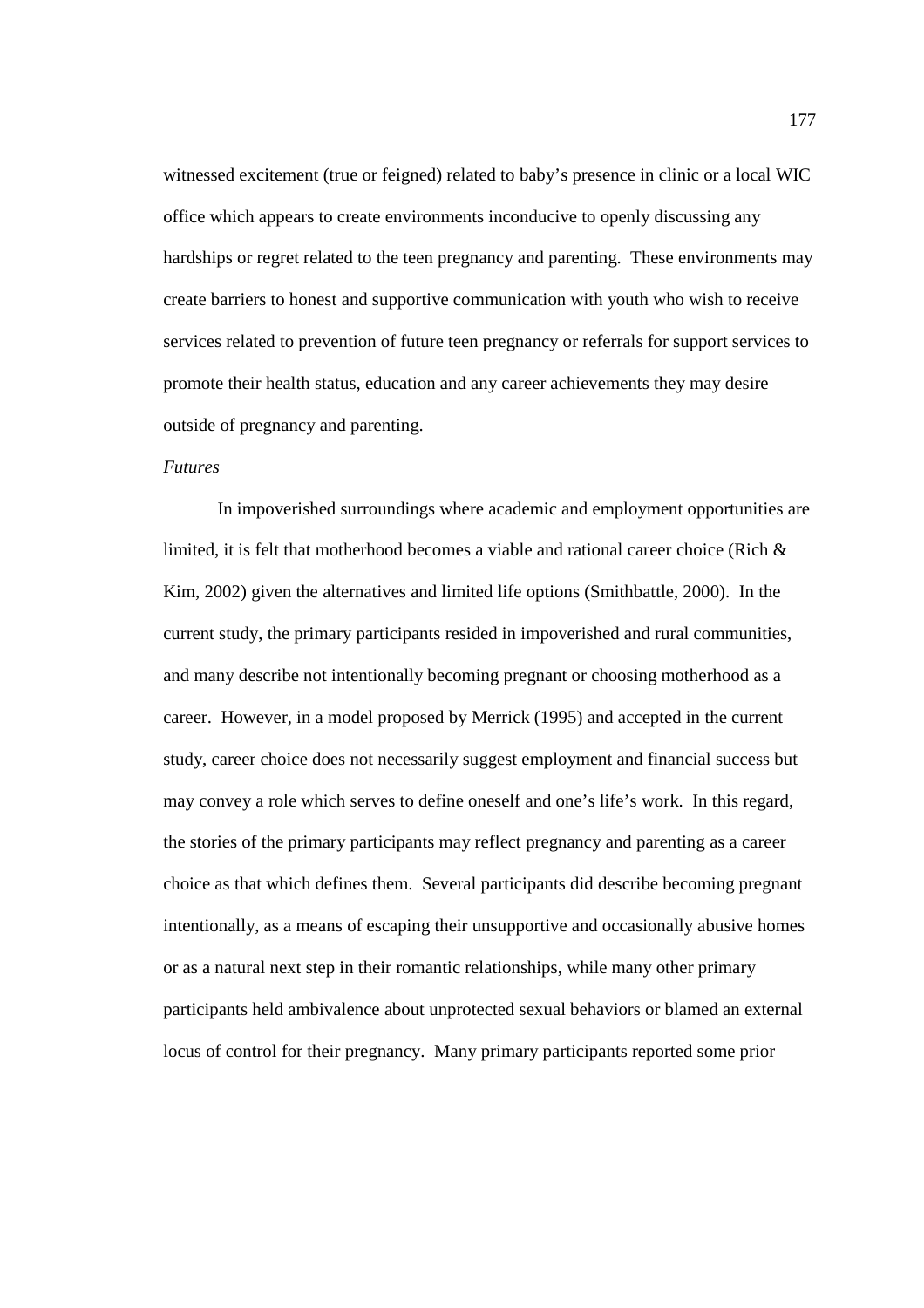witnessed excitement (true or feigned) related to baby's presence in clinic or a local WIC office which appears to create environments inconducive to openly discussing any hardships or regret related to the teen pregnancy and parenting. These environments may create barriers to honest and supportive communication with youth who wish to receive services related to prevention of future teen pregnancy or referrals for support services to promote their health status, education and any career achievements they may desire outside of pregnancy and parenting.

*Futures*

In impoverished surroundings where academic and employment opportunities are limited, it is felt that motherhood becomes a viable and rational career choice (Rich & Kim, 2002) given the alternatives and limited life options (Smithbattle, 2000). In the current study, the primary participants resided in impoverished and rural communities, and many describe not intentionally becoming pregnant or choosing motherhood as a career. However, in a model proposed by Merrick (1995) and accepted in the current study, career choice does not necessarily suggest employment and financial success but may convey a role which serves to define oneself and one's life's work. In this regard, the stories of the primary participants may reflect pregnancy and parenting as a career choice as that which defines them. Several participants did describe becoming pregnant intentionally, as a means of escaping their unsupportive and occasionally abusive homes or as a natural next step in their romantic relationships, while many other primary participants held ambivalence about unprotected sexual behaviors or blamed an external locus of control for their pregnancy. Many primary participants reported some prior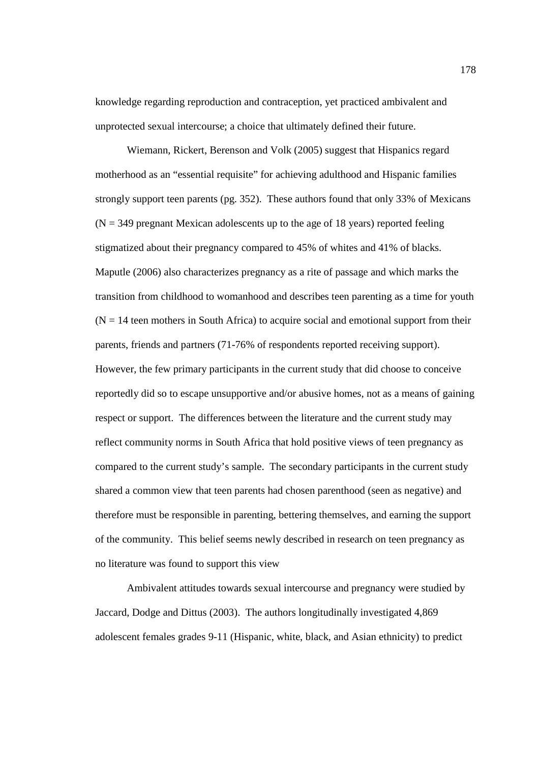knowledge regarding reproduction and contraception, yet practiced ambivalent and unprotected sexual intercourse; a choice that ultimately defined their future.

Wiemann, Rickert, Berenson and Volk (2005) suggest that Hispanics regard motherhood as an "essential requisite" for achieving adulthood and Hispanic families strongly support teen parents (pg. 352). These authors found that only 33% of Mexicans (N = 349 pregnant Mexican adolescents up to the age of 18 years) reported feeling stigmatized about their pregnancy compared to 45% of whites and 41% of blacks. Maputle (2006) also characterizes pregnancy as a rite of passage and which marks the transition from childhood to womanhood and describes teen parenting as a time for youth (N = 14 teen mothers in South Africa) to acquire social and emotional support from their parents, friends and partners (71-76% of respondents reported receiving support). However, the few primary participants in the current study that did choose to conceive reportedly did so to escape unsupportive and/or abusive homes, not as a means of gaining respect or support. The differences between the literature and the current study may reflect community norms in South Africa that hold positive views of teen pregnancy as compared to the current study's sample. The secondary participants in the current study shared a common view that teen parents had chosen parenthood (seen as negative) and therefore must be responsible in parenting, bettering themselves, and earning the support of the community. This belief seems newly described in research on teen pregnancy as no literature was found to support this view

Ambivalent attitudes towards sexual intercourse and pregnancy were studied by Jaccard, Dodge and Dittus (2003). The authors longitudinally investigated 4,869 adolescent females grades 9-11 (Hispanic, white, black, and Asian ethnicity) to predict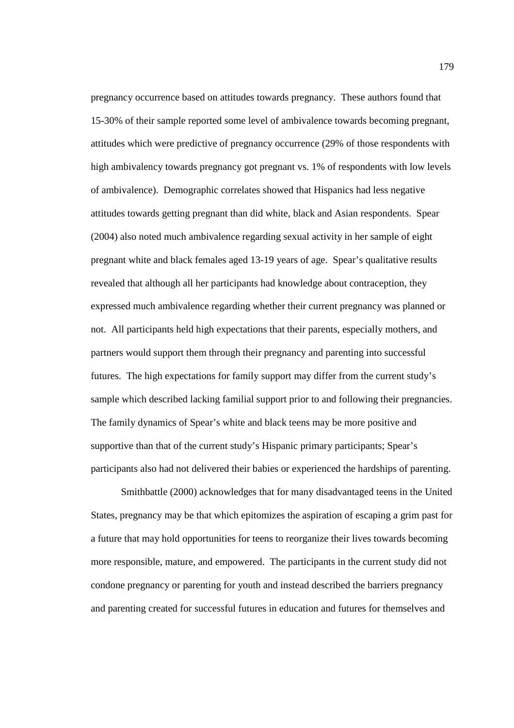pregnancy occurrence based on attitudes towards pregnancy. These authors found that 15-30% of their sample reported some level of ambivalence towards becoming pregnant, attitudes which were predictive of pregnancy occurrence (29% of those respondents with high ambivalency towards pregnancy got pregnant vs. 1% of respondents with low levels of ambivalence). Demographic correlates showed that Hispanics had less negative attitudes towards getting pregnant than did white, black and Asian respondents. Spear (2004) also noted much ambivalence regarding sexual activity in her sample of eight pregnant white and black females aged 13-19 years of age. Spear's qualitative results revealed that although all her participants had knowledge about contraception, they expressed much ambivalence regarding whether their current pregnancy was planned or not. All participants held high expectations that their parents, especially mothers, and partners would support them through their pregnancy and parenting into successful futures. The high expectations for family support may differ from the current study's sample which described lacking familial support prior to and following their pregnancies. The family dynamics of Spear's white and black teens may be more positive and supportive than that of the current study's Hispanic primary participants; Spear's participants also had not delivered their babies or experienced the hardships of parenting.

Smithbattle (2000) acknowledges that for many disadvantaged teens in the United States, pregnancy may be that which epitomizes the aspiration of escaping a grim past for a future that may hold opportunities for teens to reorganize their lives towards becoming more responsible, mature, and empowered. The participants in the current study did not condone pregnancy or parenting for youth and instead described the barriers pregnancy and parenting created for successful futures in education and futures for themselves and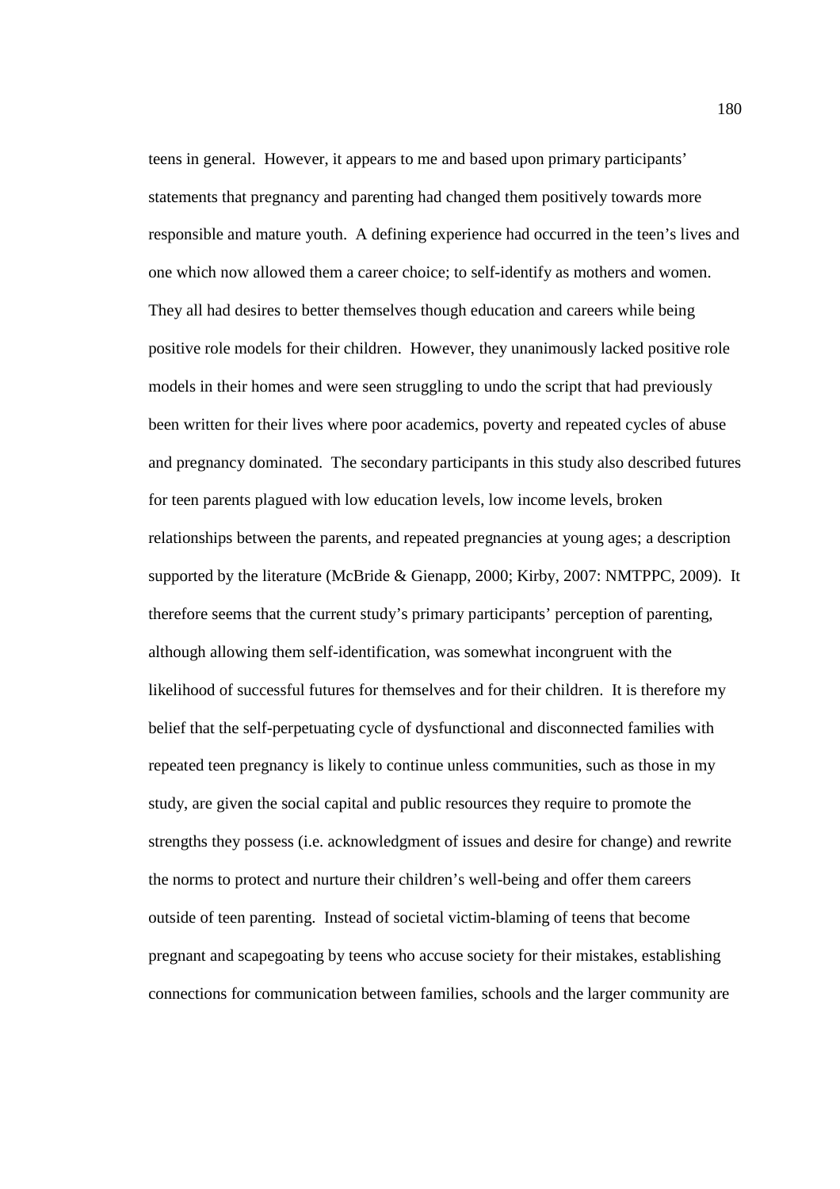teens in general. However, it appears to me and based upon primary participants' statements that pregnancy and parenting had changed them positively towards more responsible and mature youth. A defining experience had occurred in the teen's lives and one which now allowed them a career choice; to self-identify as mothers and women. They all had desires to better themselves though education and careers while being positive role models for their children. However, they unanimously lacked positive role models in their homes and were seen struggling to undo the script that had previously been written for their lives where poor academics, poverty and repeated cycles of abuse and pregnancy dominated. The secondary participants in this study also described futures for teen parents plagued with low education levels, low income levels, broken relationships between the parents, and repeated pregnancies at young ages; a description supported by the literature (McBride & Gienapp, 2000; Kirby, 2007: NMTPPC, 2009). It therefore seems that the current study's primary participants' perception of parenting, although allowing them self-identification, was somewhat incongruent with the likelihood of successful futures for themselves and for their children. It is therefore my belief that the self-perpetuating cycle of dysfunctional and disconnected families with repeated teen pregnancy is likely to continue unless communities, such as those in my study, are given the social capital and public resources they require to promote the strengths they possess (i.e. acknowledgment of issues and desire for change) and rewrite the norms to protect and nurture their children's well-being and offer them careers outside of teen parenting. Instead of societal victim-blaming of teens that become pregnant and scapegoating by teens who accuse society for their mistakes, establishing connections for communication between families, schools and the larger community are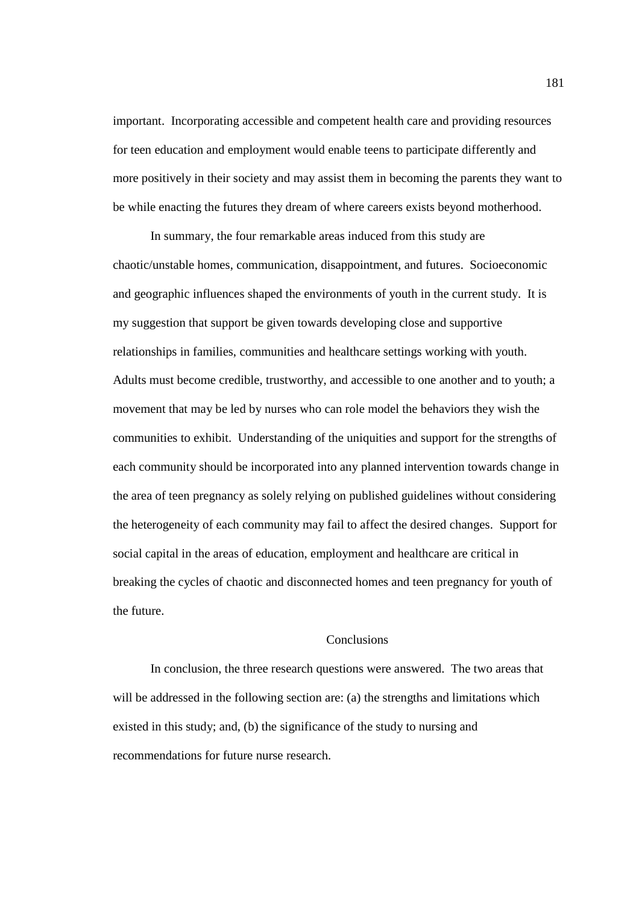important. Incorporating accessible and competent health care and providing resources for teen education and employment would enable teens to participate differently and more positively in their society and may assist them in becoming the parents they want to be while enacting the futures they dream of where careers exists beyond motherhood.

In summary, the four remarkable areas induced from this study are chaotic/unstable homes, communication, disappointment, and futures. Socioeconomic and geographic influences shaped the environments of youth in the current study. It is my suggestion that support be given towards developing close and supportive relationships in families, communities and healthcare settings working with youth. Adults must become credible, trustworthy, and accessible to one another and to youth; a movement that may be led by nurses who can role model the behaviors they wish the communities to exhibit. Understanding of the uniquities and support for the strengths of each community should be incorporated into any planned intervention towards change in the area of teen pregnancy as solely relying on published guidelines without considering the heterogeneity of each community may fail to affect the desired changes. Support for social capital in the areas of education, employment and healthcare are critical in breaking the cycles of chaotic and disconnected homes and teen pregnancy for youth of the future.

## Conclusions

In conclusion, the three research questions were answered. The two areas that will be addressed in the following section are: (a) the strengths and limitations which existed in this study; and, (b) the significance of the study to nursing and recommendations for future nurse research.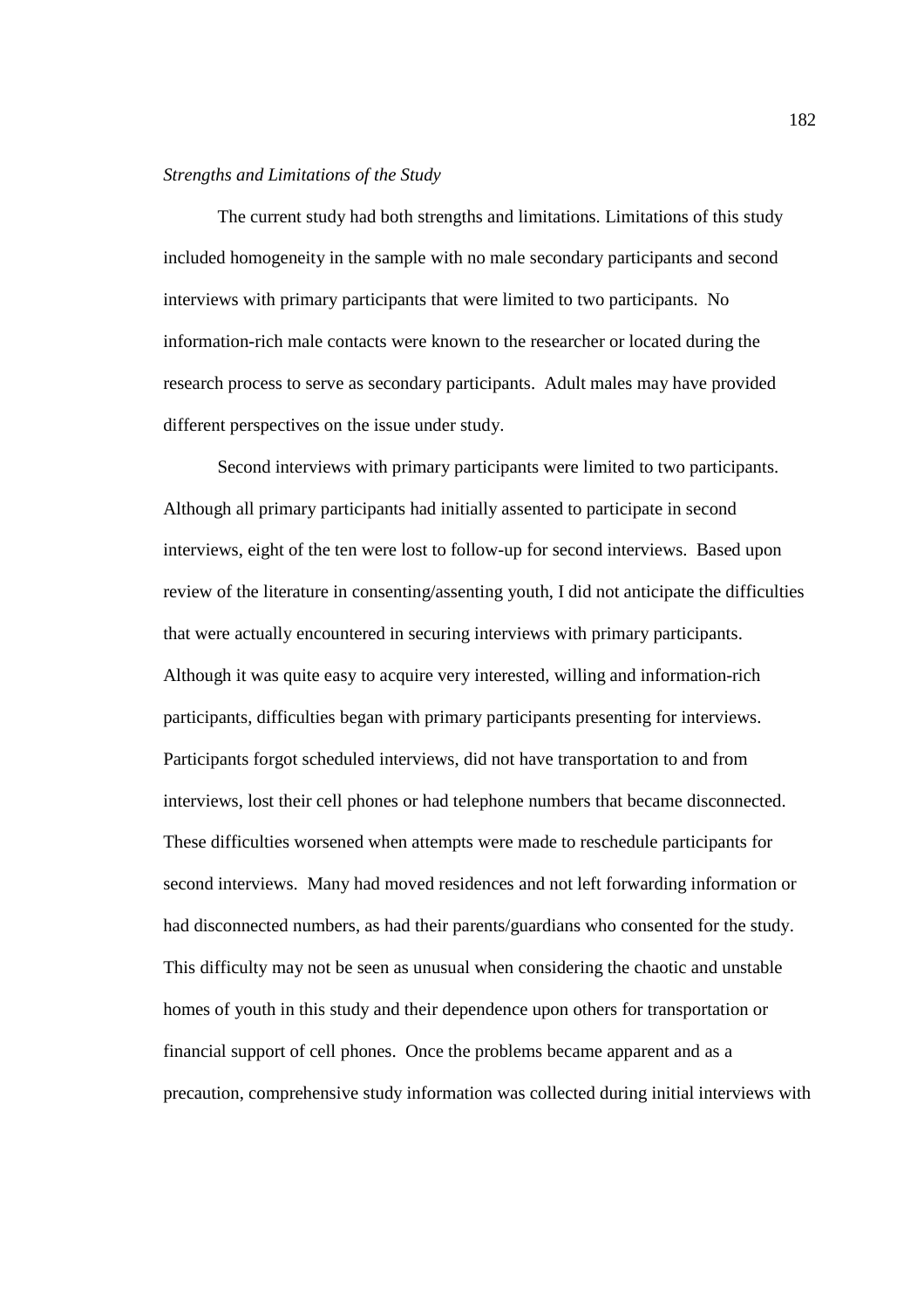*Strengths and Limitations of the Study*

The current study had both strengths and limitations. Limitations of this study included homogeneity in the sample with no male secondary participants and second interviews with primary participants that were limited to two participants. No information-rich male contacts were known to the researcher or located during the research process to serve as secondary participants. Adult males may have provided different perspectives on the issue under study.

Second interviews with primary participants were limited to two participants. Although all primary participants had initially assented to participate in second interviews, eight of the ten were lost to follow-up for second interviews. Based upon review of the literature in consenting/assenting youth, I did not anticipate the difficulties that were actually encountered in securing interviews with primary participants. Although it was quite easy to acquire very interested, willing and information-rich participants, difficulties began with primary participants presenting for interviews. Participants forgot scheduled interviews, did not have transportation to and from interviews, lost their cell phones or had telephone numbers that became disconnected. These difficulties worsened when attempts were made to reschedule participants for second interviews. Many had moved residences and not left forwarding information or had disconnected numbers, as had their parents/guardians who consented for the study. This difficulty may not be seen as unusual when considering the chaotic and unstable homes of youth in this study and their dependence upon others for transportation or financial support of cell phones. Once the problems became apparent and as a precaution, comprehensive study information was collected during initial interviews with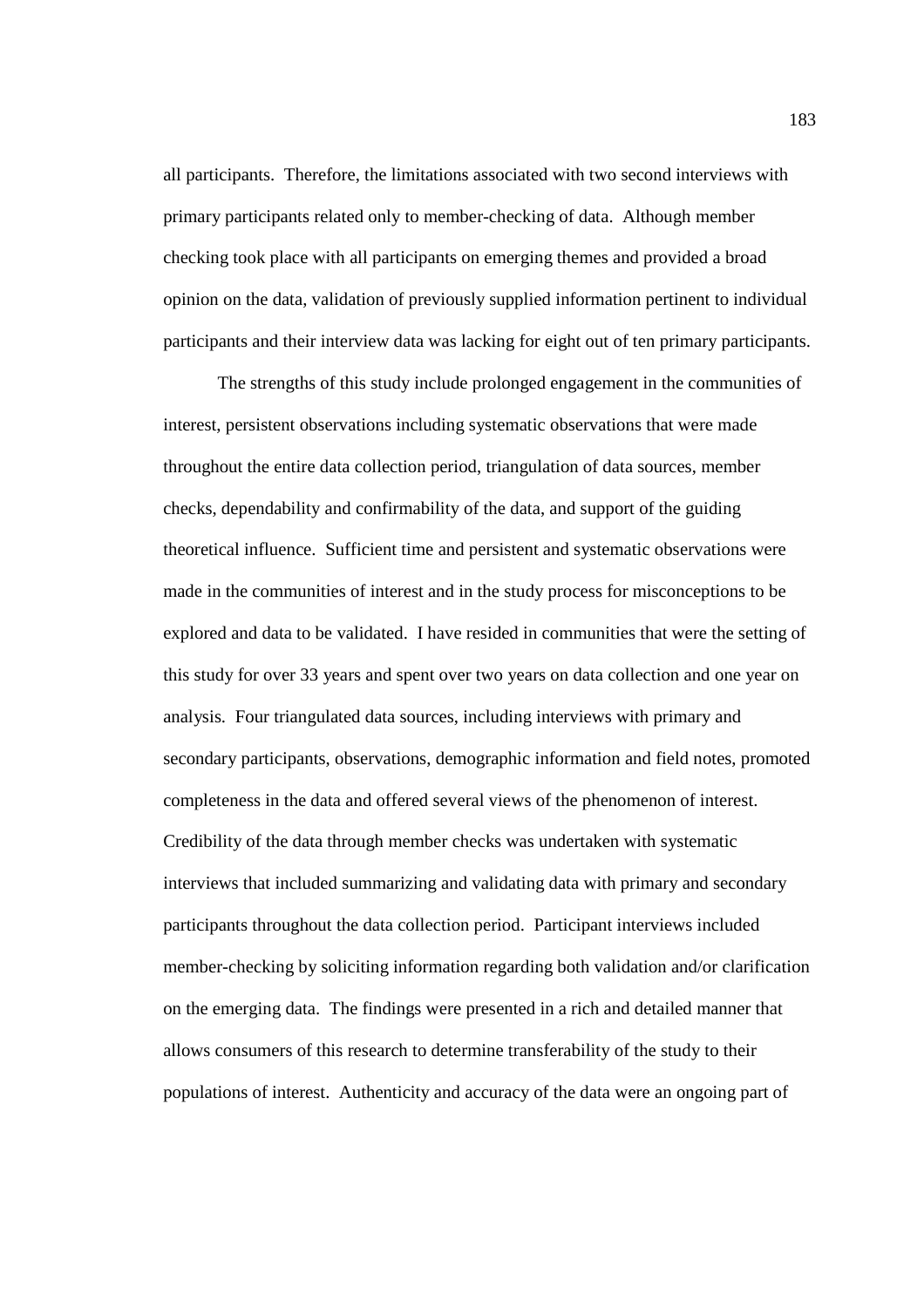all participants. Therefore, the limitations associated with two second interviews with primary participants related only to member-checking of data. Although member checking took place with all participants on emerging themes and provided a broad opinion on the data, validation of previously supplied information pertinent to individual participants and their interview data was lacking for eight out of ten primary participants.

The strengths of this study include prolonged engagement in the communities of interest, persistent observations including systematic observations that were made throughout the entire data collection period, triangulation of data sources, member checks, dependability and confirmability of the data, and support of the guiding theoretical influence. Sufficient time and persistent and systematic observations were made in the communities of interest and in the study process for misconceptions to be explored and data to be validated. I have resided in communities that were the setting of this study for over 33 years and spent over two years on data collection and one year on analysis. Four triangulated data sources, including interviews with primary and secondary participants, observations, demographic information and field notes, promoted completeness in the data and offered several views of the phenomenon of interest. Credibility of the data through member checks was undertaken with systematic interviews that included summarizing and validating data with primary and secondary participants throughout the data collection period. Participant interviews included member-checking by soliciting information regarding both validation and/or clarification on the emerging data. The findings were presented in a rich and detailed manner that allows consumers of this research to determine transferability of the study to their populations of interest. Authenticity and accuracy of the data were an ongoing part of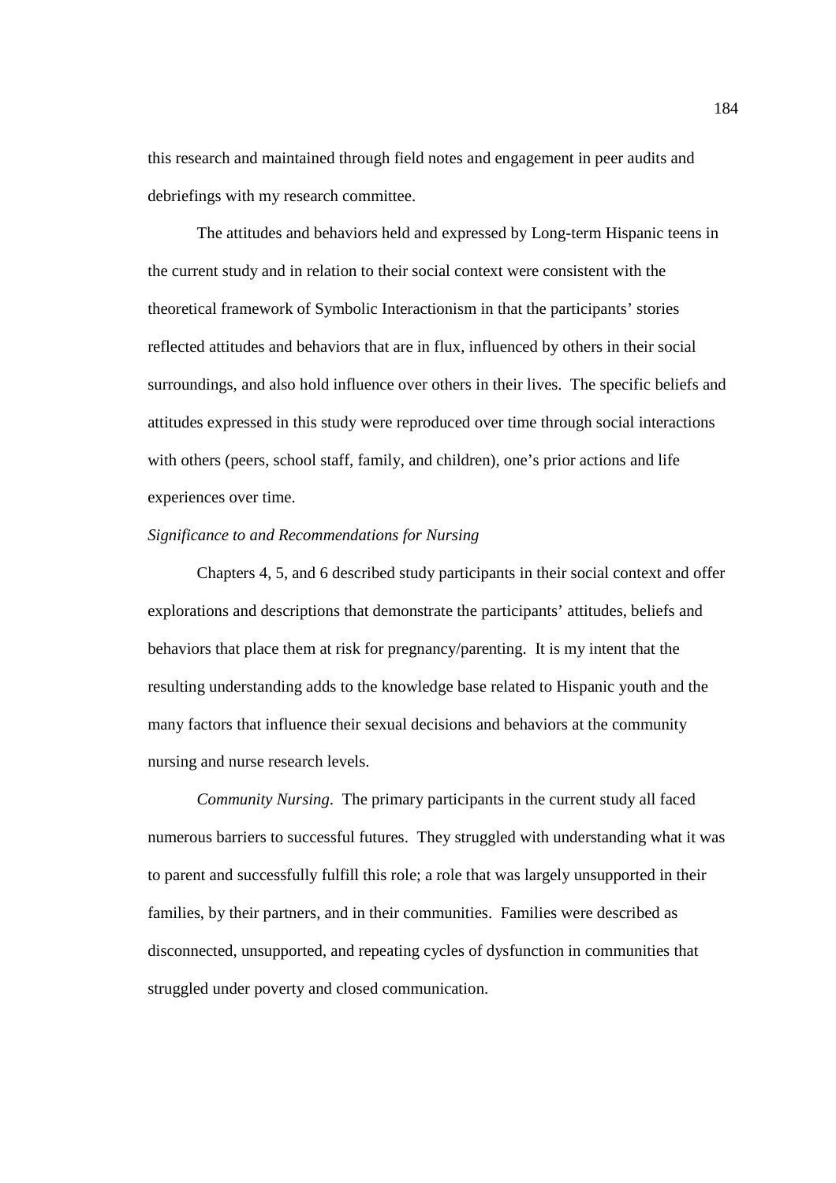this research and maintained through field notes and engagement in peer audits and debriefings with my research committee.

The attitudes and behaviors held and expressed by Long-term Hispanic teens in the current study and in relation to their social context were consistent with the theoretical framework of Symbolic Interactionism in that the participants' stories reflected attitudes and behaviors that are in flux, influenced by others in their social surroundings, and also hold influence over others in their lives. The specific beliefs and attitudes expressed in this study were reproduced over time through social interactions with others (peers, school staff, family, and children), one's prior actions and life experiences over time.

*Significance to and Recommendations for Nursing*

Chapters 4, 5, and 6 described study participants in their social context and offer explorations and descriptions that demonstrate the participants' attitudes, beliefs and behaviors that place them at risk for pregnancy/parenting. It is my intent that the resulting understanding adds to the knowledge base related to Hispanic youth and the many factors that influence their sexual decisions and behaviors at the community nursing and nurse research levels.

*Community Nursing*. The primary participants in the current study all faced numerous barriers to successful futures. They struggled with understanding what it was to parent and successfully fulfill this role; a role that was largely unsupported in their families, by their partners, and in their communities. Families were described as disconnected, unsupported, and repeating cycles of dysfunction in communities that struggled under poverty and closed communication.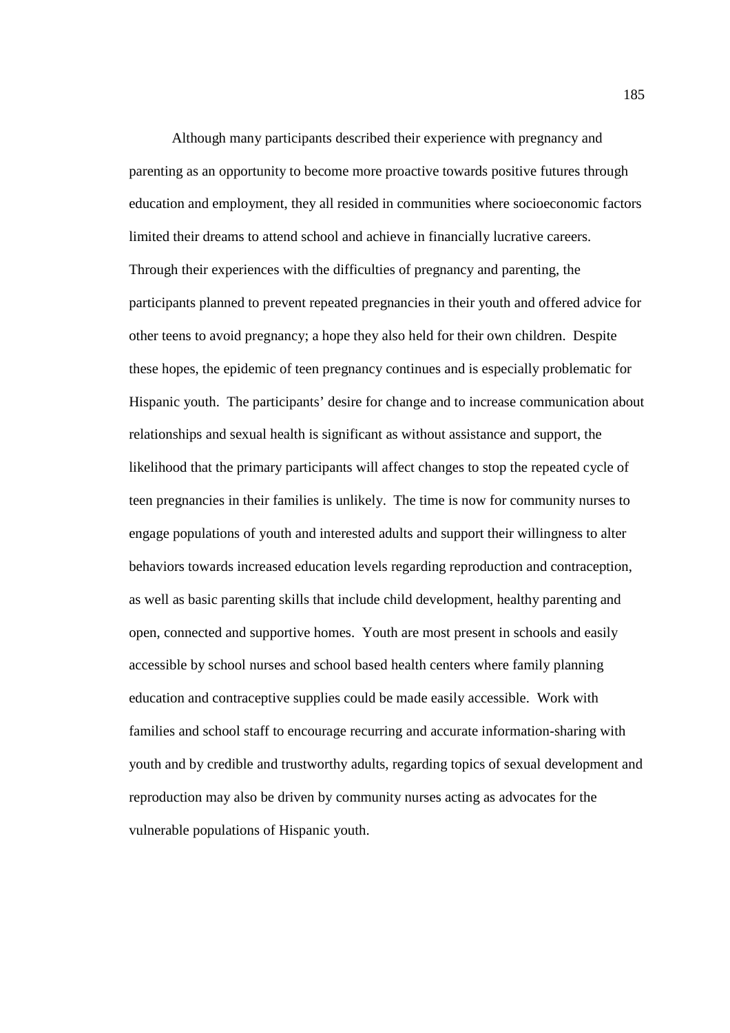Although many participants described their experience with pregnancy and parenting as an opportunity to become more proactive towards positive futures through education and employment, they all resided in communities where socioeconomic factors limited their dreams to attend school and achieve in financially lucrative careers. Through their experiences with the difficulties of pregnancy and parenting, the participants planned to prevent repeated pregnancies in their youth and offered advice for other teens to avoid pregnancy; a hope they also held for their own children. Despite these hopes, the epidemic of teen pregnancy continues and is especially problematic for Hispanic youth. The participants' desire for change and to increase communication about relationships and sexual health is significant as without assistance and support, the likelihood that the primary participants will affect changes to stop the repeated cycle of teen pregnancies in their families is unlikely. The time is now for community nurses to engage populations of youth and interested adults and support their willingness to alter behaviors towards increased education levels regarding reproduction and contraception, as well as basic parenting skills that include child development, healthy parenting and open, connected and supportive homes. Youth are most present in schools and easily accessible by school nurses and school based health centers where family planning education and contraceptive supplies could be made easily accessible. Work with families and school staff to encourage recurring and accurate information-sharing with youth and by credible and trustworthy adults, regarding topics of sexual development and reproduction may also be driven by community nurses acting as advocates for the vulnerable populations of Hispanic youth.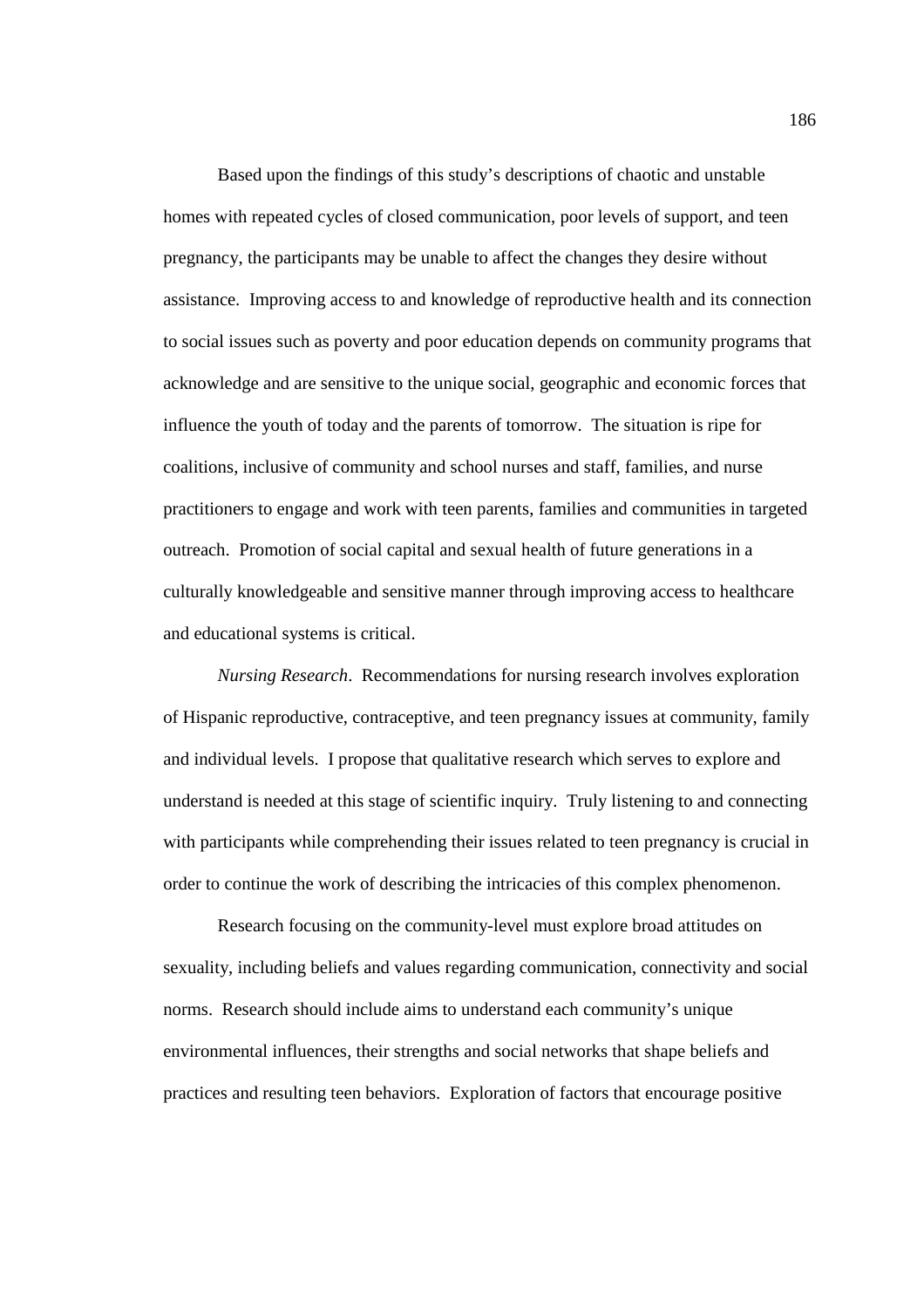Based upon the findings of this study's descriptions of chaotic and unstable homes with repeated cycles of closed communication, poor levels of support, and teen pregnancy, the participants may be unable to affect the changes they desire without assistance. Improving access to and knowledge of reproductive health and its connection to social issues such as poverty and poor education depends on community programs that acknowledge and are sensitive to the unique social, geographic and economic forces that influence the youth of today and the parents of tomorrow. The situation is ripe for coalitions, inclusive of community and school nurses and staff, families, and nurse practitioners to engage and work with teen parents, families and communities in targeted outreach. Promotion of social capital and sexual health of future generations in a culturally knowledgeable and sensitive manner through improving access to healthcare and educational systems is critical.

*Nursing Research*. Recommendations for nursing research involves exploration of Hispanic reproductive, contraceptive, and teen pregnancy issues at community, family and individual levels. I propose that qualitative research which serves to explore and understand is needed at this stage of scientific inquiry. Truly listening to and connecting with participants while comprehending their issues related to teen pregnancy is crucial in order to continue the work of describing the intricacies of this complex phenomenon.

Research focusing on the community-level must explore broad attitudes on sexuality, including beliefs and values regarding communication, connectivity and social norms. Research should include aims to understand each community's unique environmental influences, their strengths and social networks that shape beliefs and practices and resulting teen behaviors. Exploration of factors that encourage positive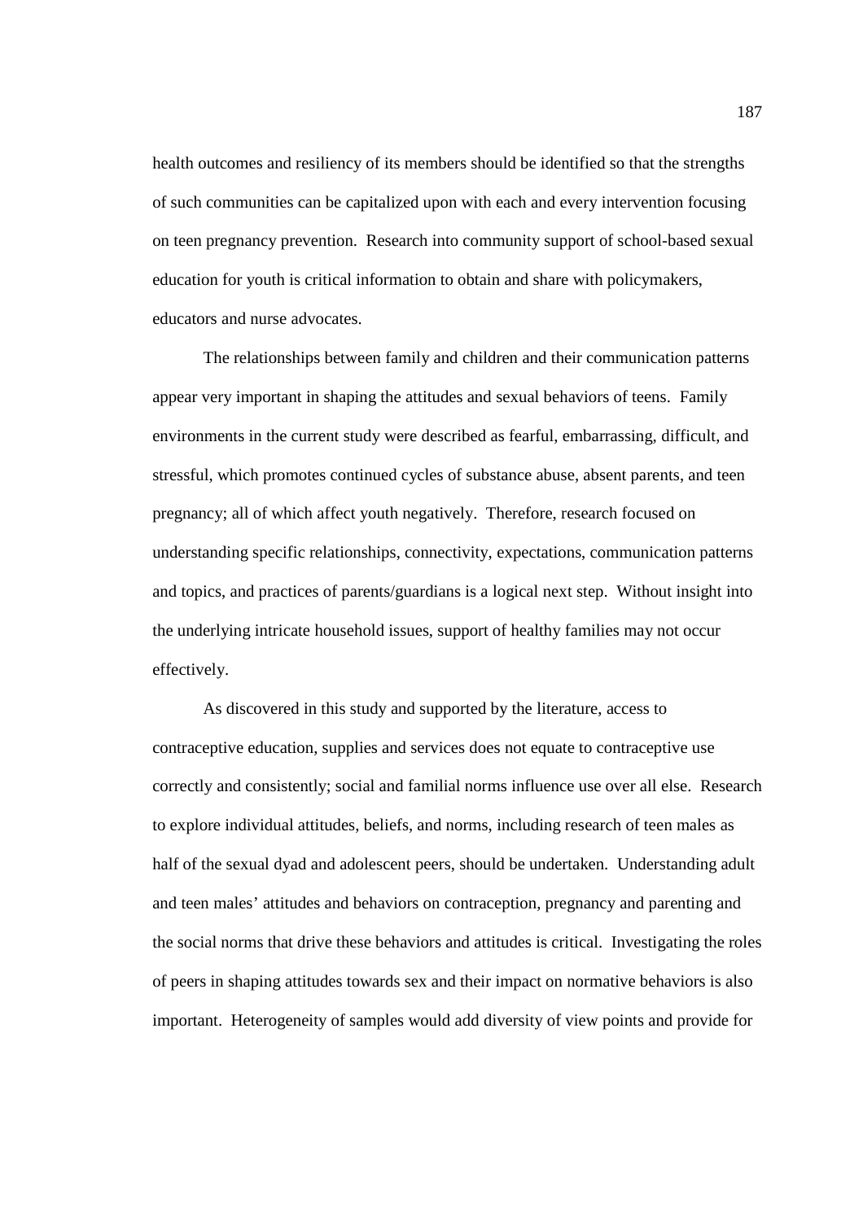health outcomes and resiliency of its members should be identified so that the strengths of such communities can be capitalized upon with each and every intervention focusing on teen pregnancy prevention. Research into community support of school-based sexual education for youth is critical information to obtain and share with policymakers, educators and nurse advocates.

The relationships between family and children and their communication patterns appear very important in shaping the attitudes and sexual behaviors of teens. Family environments in the current study were described as fearful, embarrassing, difficult, and stressful, which promotes continued cycles of substance abuse, absent parents, and teen pregnancy; all of which affect youth negatively. Therefore, research focused on understanding specific relationships, connectivity, expectations, communication patterns and topics, and practices of parents/guardians is a logical next step. Without insight into the underlying intricate household issues, support of healthy families may not occur effectively.

As discovered in this study and supported by the literature, access to contraceptive education, supplies and services does not equate to contraceptive use correctly and consistently; social and familial norms influence use over all else. Research to explore individual attitudes, beliefs, and norms, including research of teen males as half of the sexual dyad and adolescent peers, should be undertaken. Understanding adult and teen males' attitudes and behaviors on contraception, pregnancy and parenting and the social norms that drive these behaviors and attitudes is critical. Investigating the roles of peers in shaping attitudes towards sex and their impact on normative behaviors is also important. Heterogeneity of samples would add diversity of view points and provide for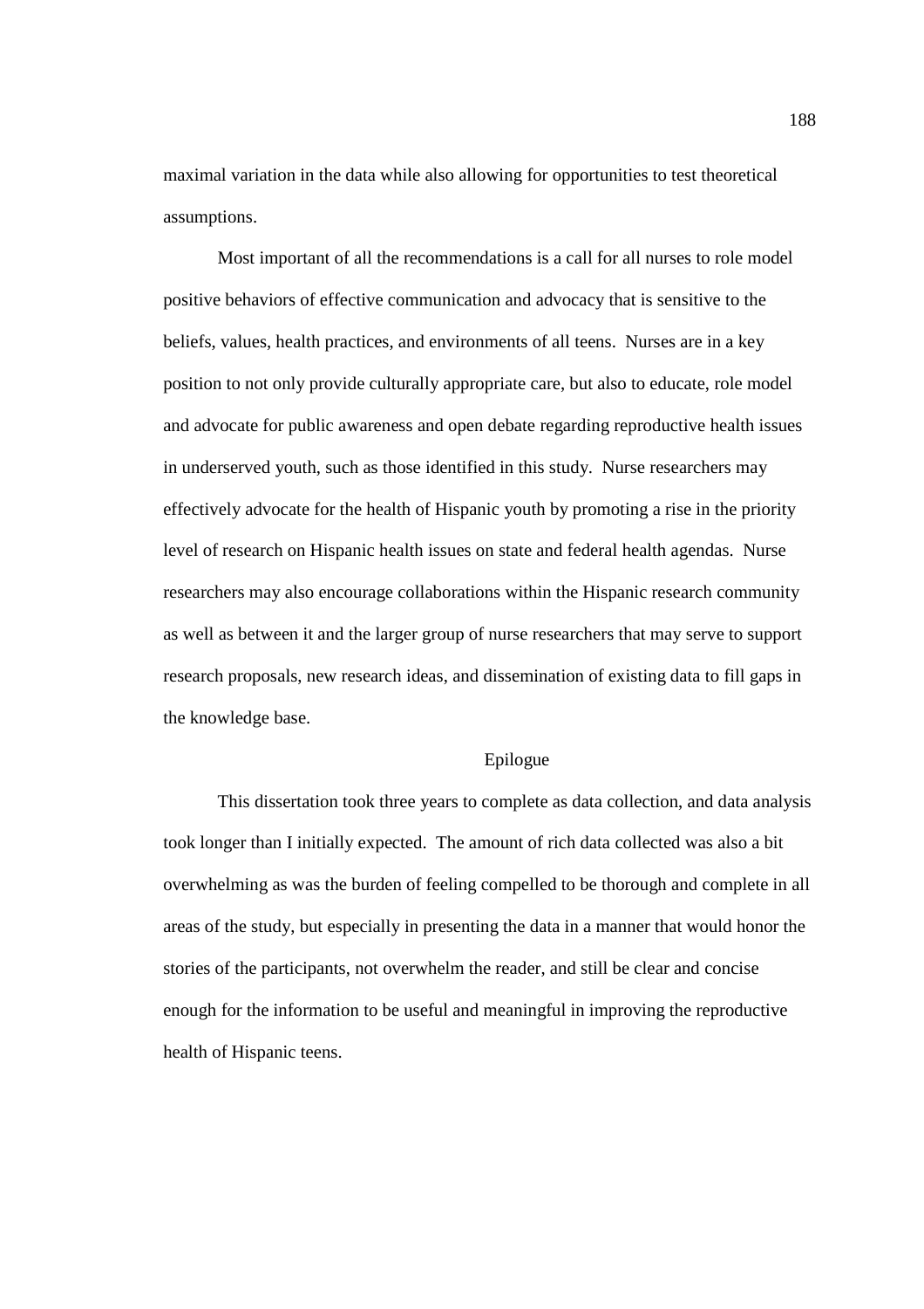maximal variation in the data while also allowing for opportunities to test theoretical assumptions.

Most important of all the recommendations is a call for all nurses to role model positive behaviors of effective communication and advocacy that is sensitive to the beliefs, values, health practices, and environments of all teens. Nurses are in a key position to not only provide culturally appropriate care, but also to educate, role model and advocate for public awareness and open debate regarding reproductive health issues in underserved youth, such as those identified in this study. Nurse researchers may effectively advocate for the health of Hispanic youth by promoting a rise in the priority level of research on Hispanic health issues on state and federal health agendas. Nurse researchers may also encourage collaborations within the Hispanic research community as well as between it and the larger group of nurse researchers that may serve to support research proposals, new research ideas, and dissemination of existing data to fill gaps in the knowledge base.

## Epilogue

This dissertation took three years to complete as data collection, and data analysis took longer than I initially expected. The amount of rich data collected was also a bit overwhelming as was the burden of feeling compelled to be thorough and complete in all areas of the study, but especially in presenting the data in a manner that would honor the stories of the participants, not overwhelm the reader, and still be clear and concise enough for the information to be useful and meaningful in improving the reproductive health of Hispanic teens.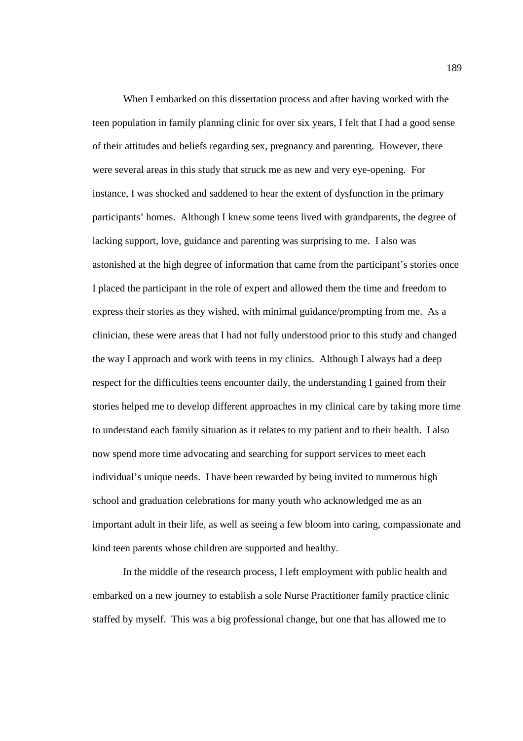When I embarked on this dissertation process and after having worked with the teen population in family planning clinic for over six years, I felt that I had a good sense of their attitudes and beliefs regarding sex, pregnancy and parenting. However, there were several areas in this study that struck me as new and very eye-opening. For instance, I was shocked and saddened to hear the extent of dysfunction in the primary participants' homes. Although I knew some teens lived with grandparents, the degree of lacking support, love, guidance and parenting was surprising to me. I also was astonished at the high degree of information that came from the participant's stories once I placed the participant in the role of expert and allowed them the time and freedom to express their stories as they wished, with minimal guidance/prompting from me. As a clinician, these were areas that I had not fully understood prior to this study and changed the way I approach and work with teens in my clinics. Although I always had a deep respect for the difficulties teens encounter daily, the understanding I gained from their stories helped me to develop different approaches in my clinical care by taking more time to understand each family situation as it relates to my patient and to their health. I also now spend more time advocating and searching for support services to meet each individual's unique needs. I have been rewarded by being invited to numerous high school and graduation celebrations for many youth who acknowledged me as an important adult in their life, as well as seeing a few bloom into caring, compassionate and kind teen parents whose children are supported and healthy.

In the middle of the research process, I left employment with public health and embarked on a new journey to establish a sole Nurse Practitioner family practice clinic staffed by myself. This was a big professional change, but one that has allowed me to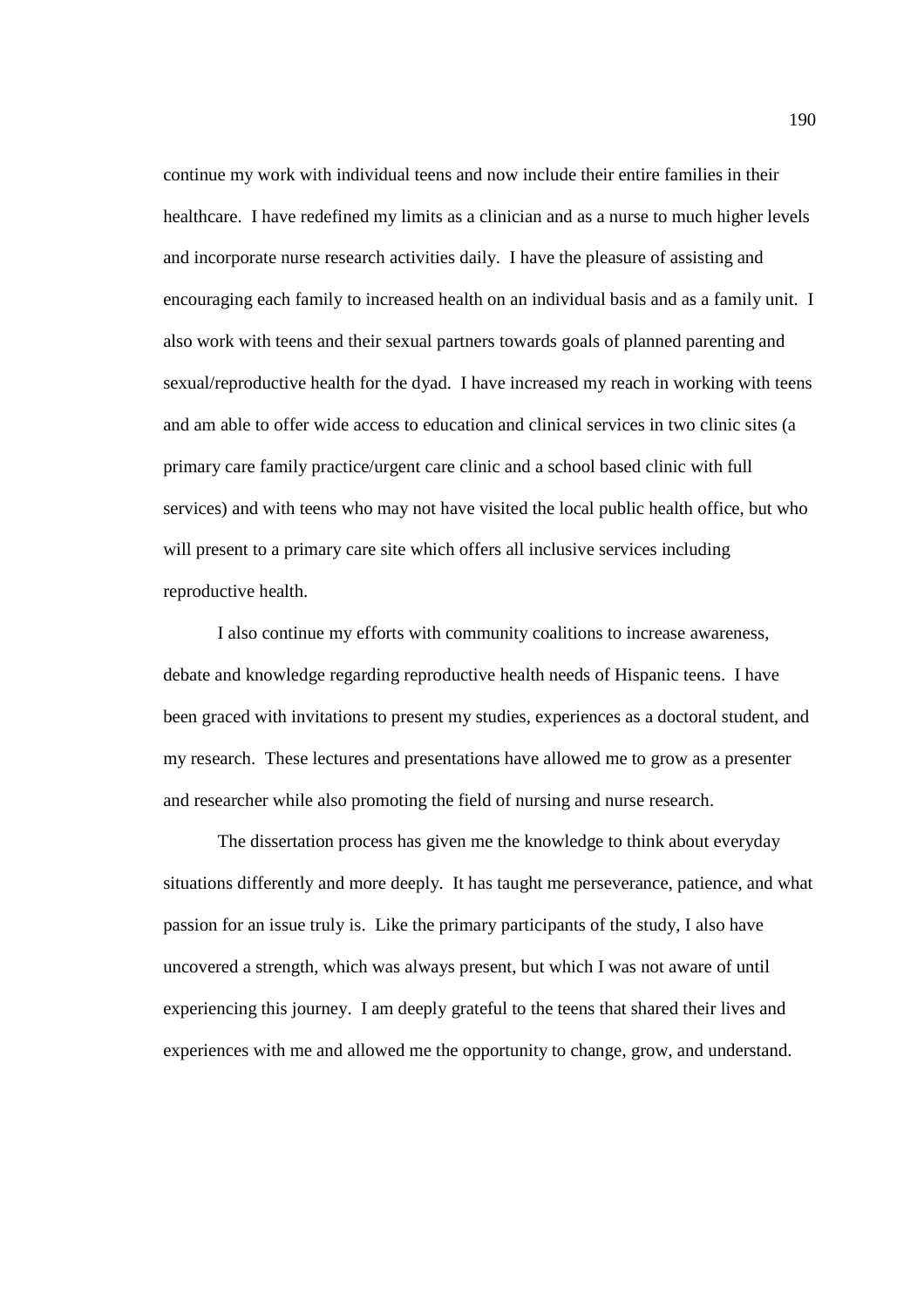continue my work with individual teens and now include their entire families in their healthcare. I have redefined my limits as a clinician and as a nurse to much higher levels and incorporate nurse research activities daily. I have the pleasure of assisting and encouraging each family to increased health on an individual basis and as a family unit. I also work with teens and their sexual partners towards goals of planned parenting and sexual/reproductive health for the dyad. I have increased my reach in working with teens and am able to offer wide access to education and clinical services in two clinic sites (a primary care family practice/urgent care clinic and a school based clinic with full services) and with teens who may not have visited the local public health office, but who will present to a primary care site which offers all inclusive services including reproductive health.

I also continue my efforts with community coalitions to increase awareness, debate and knowledge regarding reproductive health needs of Hispanic teens. I have been graced with invitations to present my studies, experiences as a doctoral student, and my research. These lectures and presentations have allowed me to grow as a presenter and researcher while also promoting the field of nursing and nurse research.

The dissertation process has given me the knowledge to think about everyday situations differently and more deeply. It has taught me perseverance, patience, and what passion for an issue truly is. Like the primary participants of the study, I also have uncovered a strength, which was always present, but which I was not aware of until experiencing this journey. I am deeply grateful to the teens that shared their lives and experiences with me and allowed me the opportunity to change, grow, and understand.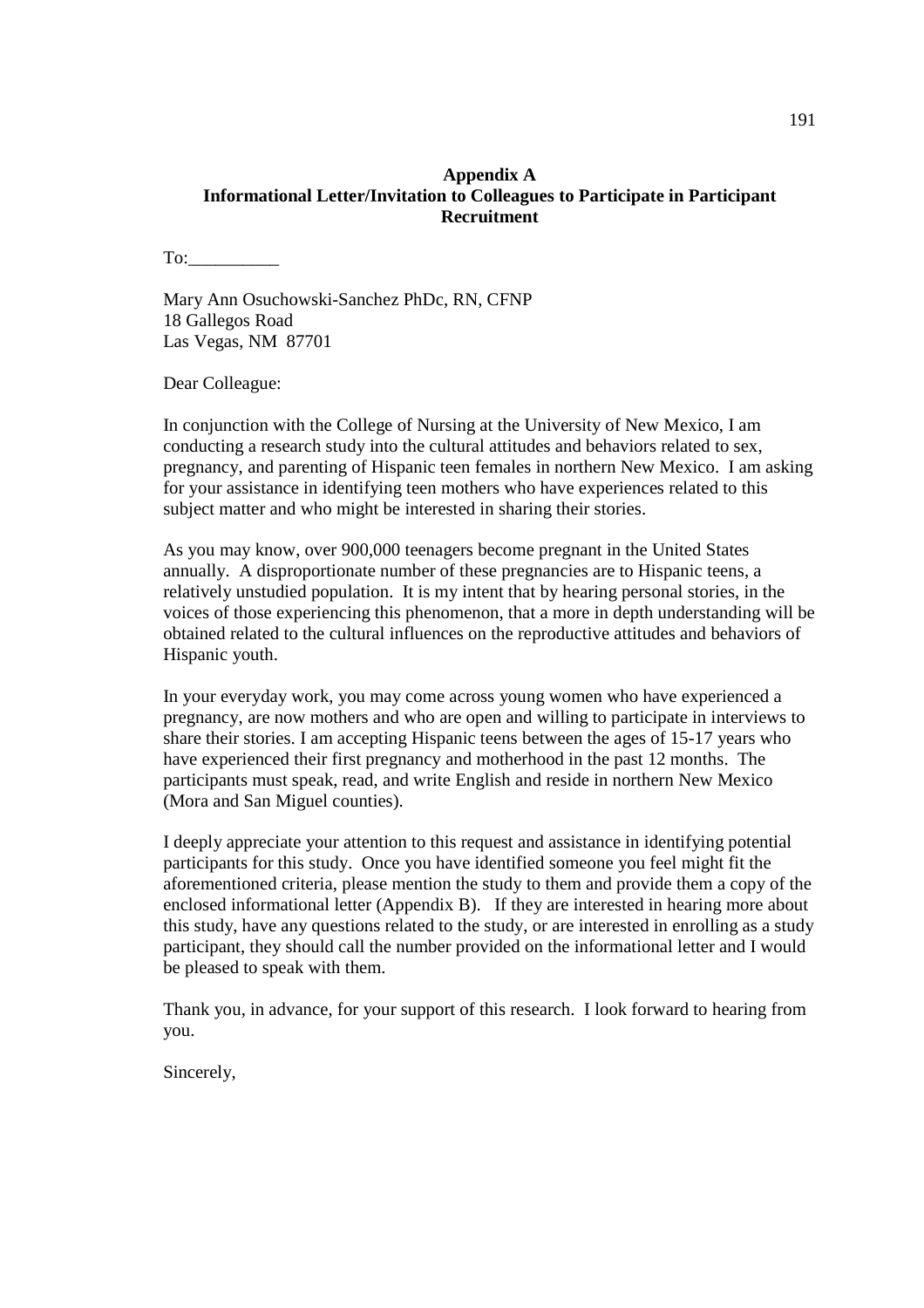**Appendix A**
**Informational Letter/Invitation to Colleagues to Participate in Participant Recruitment**

To:__________

Mary Ann Osuchowski-Sanchez PhDc, RN, CFNP
18 Gallegos Road
Las Vegas, NM 87701

Dear Colleague:

In conjunction with the College of Nursing at the University of New Mexico, I am conducting a research study into the cultural attitudes and behaviors related to sex, pregnancy, and parenting of Hispanic teen females in northern New Mexico. I am asking for your assistance in identifying teen mothers who have experiences related to this subject matter and who might be interested in sharing their stories.

As you may know, over 900,000 teenagers become pregnant in the United States annually. A disproportionate number of these pregnancies are to Hispanic teens, a relatively unstudied population. It is my intent that by hearing personal stories, in the voices of those experiencing this phenomenon, that a more in depth understanding will be obtained related to the cultural influences on the reproductive attitudes and behaviors of Hispanic youth.

In your everyday work, you may come across young women who have experienced a pregnancy, are now mothers and who are open and willing to participate in interviews to share their stories. I am accepting Hispanic teens between the ages of 15-17 years who have experienced their first pregnancy and motherhood in the past 12 months. The participants must speak, read, and write English and reside in northern New Mexico (Mora and San Miguel counties).

I deeply appreciate your attention to this request and assistance in identifying potential participants for this study. Once you have identified someone you feel might fit the aforementioned criteria, please mention the study to them and provide them a copy of the enclosed informational letter (Appendix B). If they are interested in hearing more about this study, have any questions related to the study, or are interested in enrolling as a study participant, they should call the number provided on the informational letter and I would be pleased to speak with them.

Thank you, in advance, for your support of this research. I look forward to hearing from you.

Sincerely,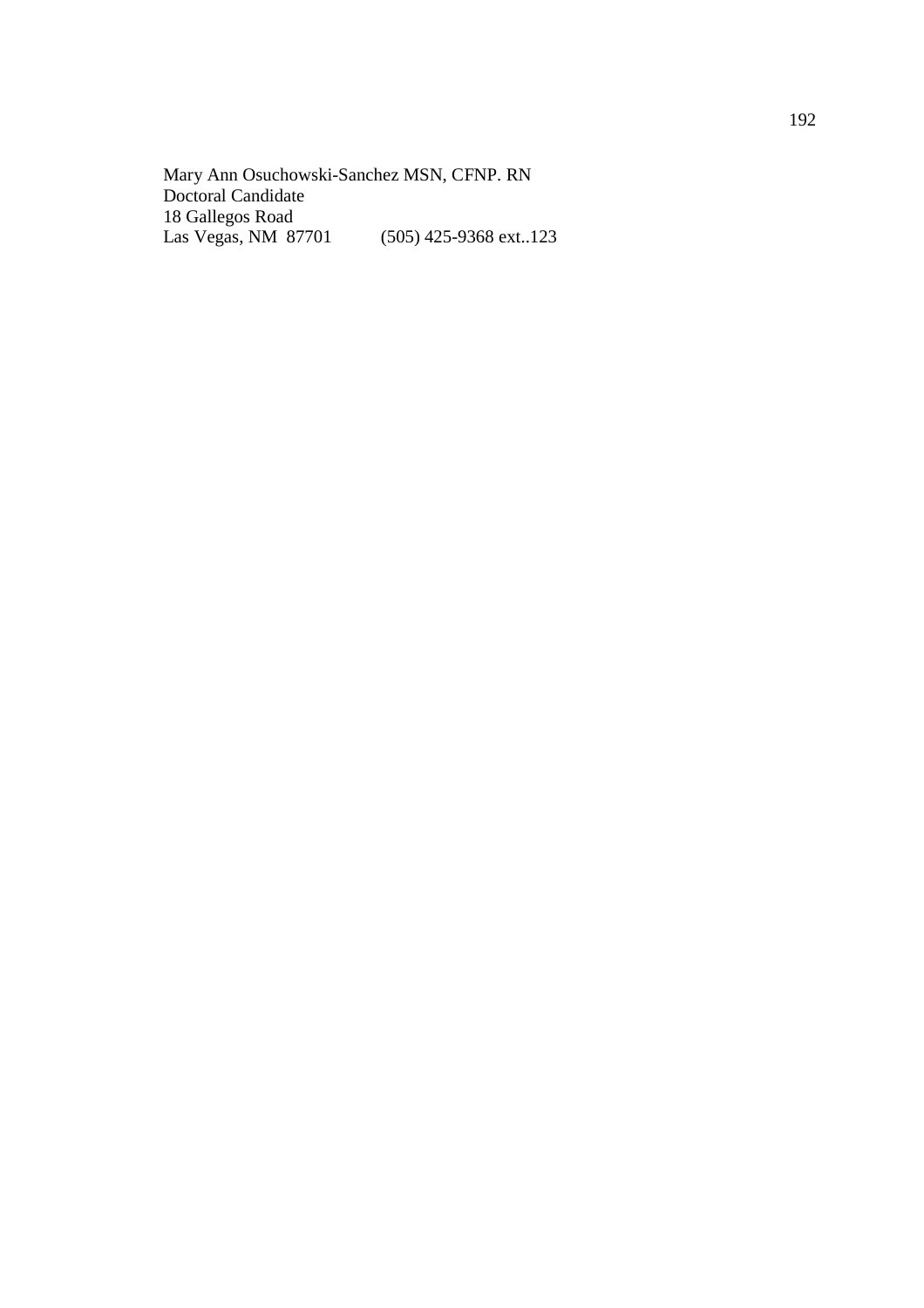Mary Ann Osuchowski-Sanchez MSN, CFNP. RN
Doctoral Candidate
18 Gallegos Road
Las Vegas, NM 87701 (505) 425-9368 ext..123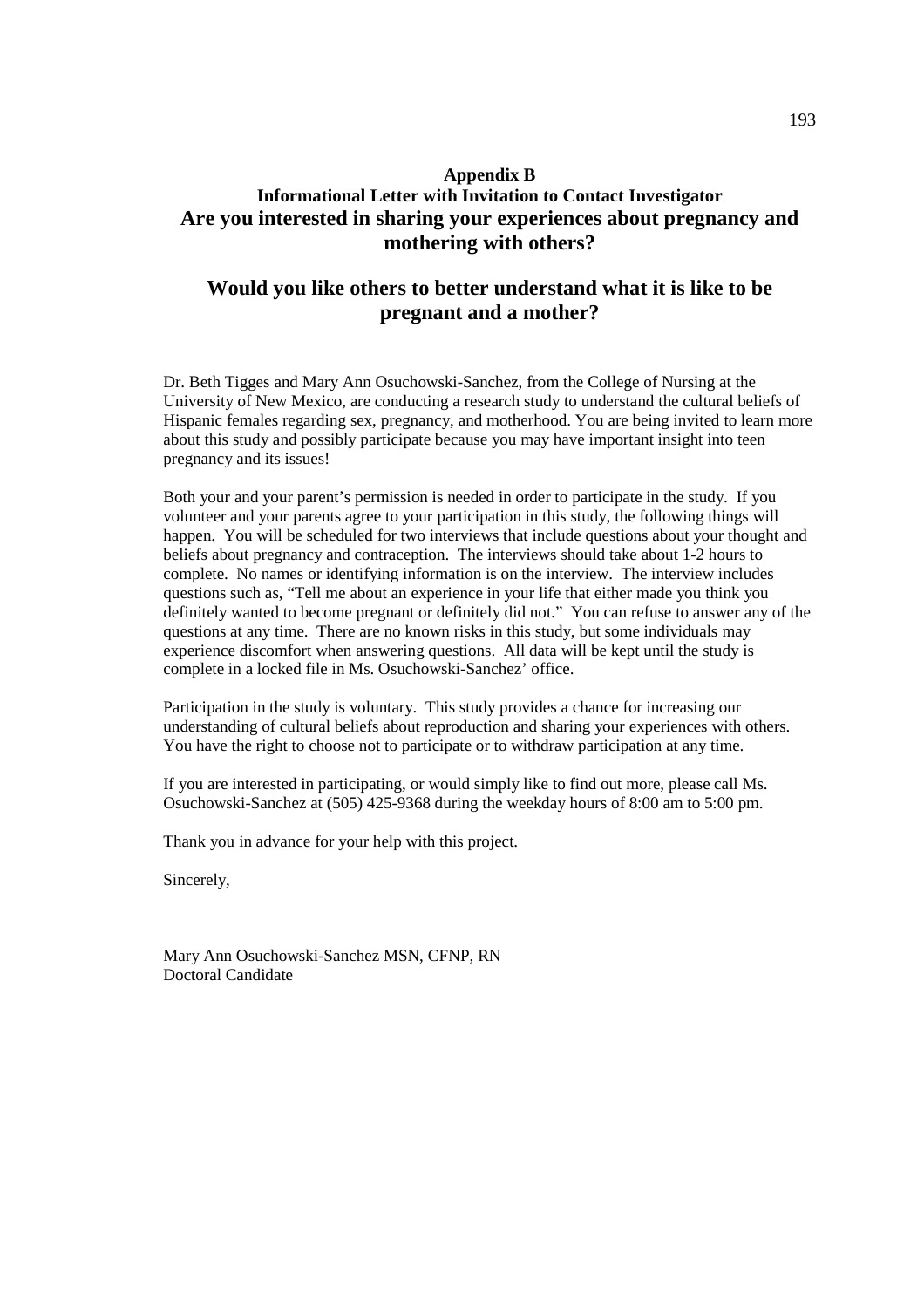## Appendix B

## Informational Letter with Invitation to Contact Investigator

# Are you interested in sharing your experiences about pregnancy and mothering with others?

# Would you like others to better understand what it is like to be pregnant and a mother?

Dr. Beth Tigges and Mary Ann Osuchowski-Sanchez, from the College of Nursing at the University of New Mexico, are conducting a research study to understand the cultural beliefs of Hispanic females regarding sex, pregnancy, and motherhood. You are being invited to learn more about this study and possibly participate because you may have important insight into teen pregnancy and its issues!

Both your and your parent's permission is needed in order to participate in the study. If you volunteer and your parents agree to your participation in this study, the following things will happen. You will be scheduled for two interviews that include questions about your thought and beliefs about pregnancy and contraception. The interviews should take about 1-2 hours to complete. No names or identifying information is on the interview. The interview includes questions such as, "Tell me about an experience in your life that either made you think you definitely wanted to become pregnant or definitely did not." You can refuse to answer any of the questions at any time. There are no known risks in this study, but some individuals may experience discomfort when answering questions. All data will be kept until the study is complete in a locked file in Ms. Osuchowski-Sanchez' office.

Participation in the study is voluntary. This study provides a chance for increasing our understanding of cultural beliefs about reproduction and sharing your experiences with others. You have the right to choose not to participate or to withdraw participation at any time.

If you are interested in participating, or would simply like to find out more, please call Ms. Osuchowski-Sanchez at (505) 425-9368 during the weekday hours of 8:00 am to 5:00 pm.

Thank you in advance for your help with this project.

Sincerely,

Mary Ann Osuchowski-Sanchez MSN, CFNP, RN
Doctoral Candidate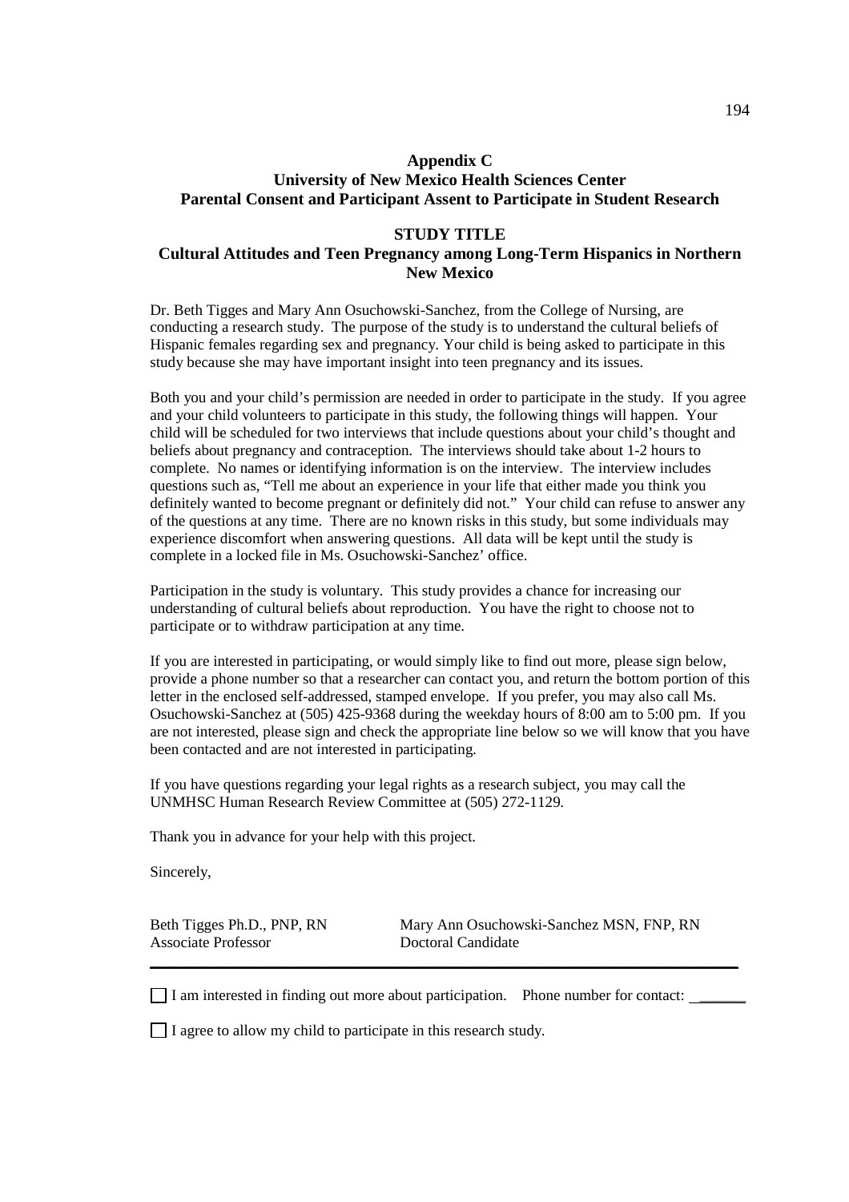# Appendix C

## University of New Mexico Health Sciences Center
## Parental Consent and Participant Assent to Participate in Student Research

### STUDY TITLE
### Cultural Attitudes and Teen Pregnancy among Long-Term Hispanics in Northern New Mexico

Dr. Beth Tigges and Mary Ann Osuchowski-Sanchez, from the College of Nursing, are conducting a research study. The purpose of the study is to understand the cultural beliefs of Hispanic females regarding sex and pregnancy. Your child is being asked to participate in this study because she may have important insight into teen pregnancy and its issues.

Both you and your child's permission are needed in order to participate in the study. If you agree and your child volunteers to participate in this study, the following things will happen. Your child will be scheduled for two interviews that include questions about your child's thought and beliefs about pregnancy and contraception. The interviews should take about 1-2 hours to complete. No names or identifying information is on the interview. The interview includes questions such as, "Tell me about an experience in your life that either made you think you definitely wanted to become pregnant or definitely did not." Your child can refuse to answer any of the questions at any time. There are no known risks in this study, but some individuals may experience discomfort when answering questions. All data will be kept until the study is complete in a locked file in Ms. Osuchowski-Sanchez' office.

Participation in the study is voluntary. This study provides a chance for increasing our understanding of cultural beliefs about reproduction. You have the right to choose not to participate or to withdraw participation at any time.

If you are interested in participating, or would simply like to find out more, please sign below, provide a phone number so that a researcher can contact you, and return the bottom portion of this letter in the enclosed self-addressed, stamped envelope. If you prefer, you may also call Ms. Osuchowski-Sanchez at (505) 425-9368 during the weekday hours of 8:00 am to 5:00 pm. If you are not interested, please sign and check the appropriate line below so we will know that you have been contacted and are not interested in participating.

If you have questions regarding your legal rights as a research subject, you may call the UNMHSC Human Research Review Committee at (505) 272-1129.

Thank you in advance for your help with this project.

Sincerely,

Beth Tigges Ph.D., PNP, RN
Associate Professor

Mary Ann Osuchowski-Sanchez MSN, FNP, RN
Doctoral Candidate

---

☐ I am interested in finding out more about participation. Phone number for contact: ______

☐ I agree to allow my child to participate in this research study.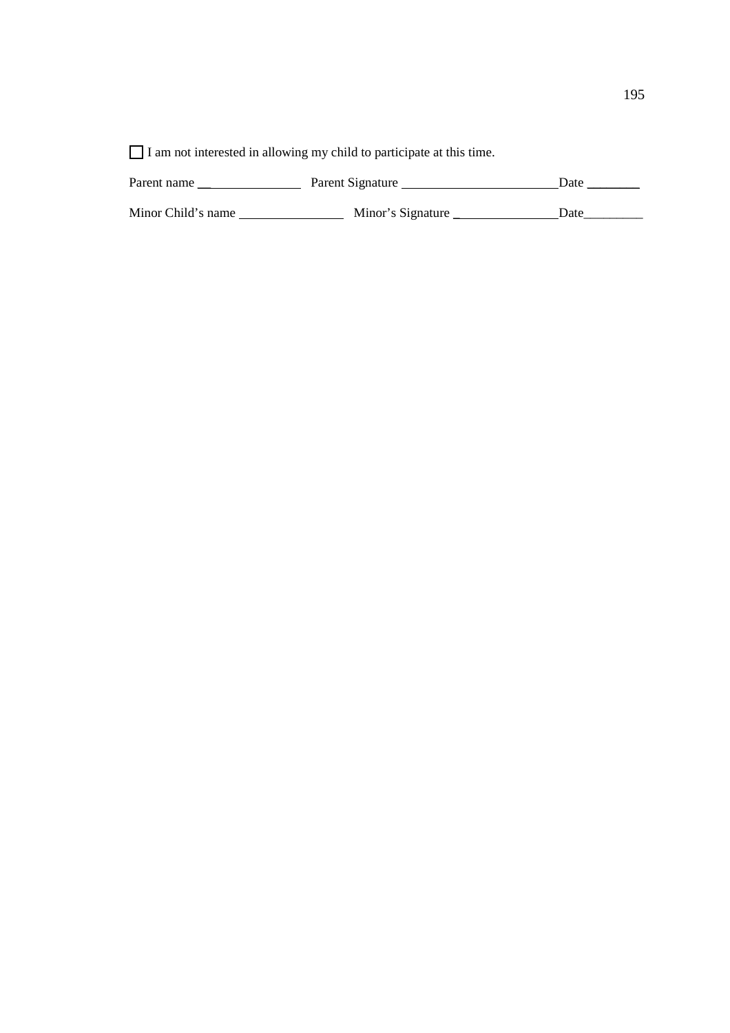☐ I am not interested in allowing my child to participate at this time.

Parent name ________________ Parent Signature ________________________ Date ________

Minor Child's name ________________ Minor's Signature ________________ Date_________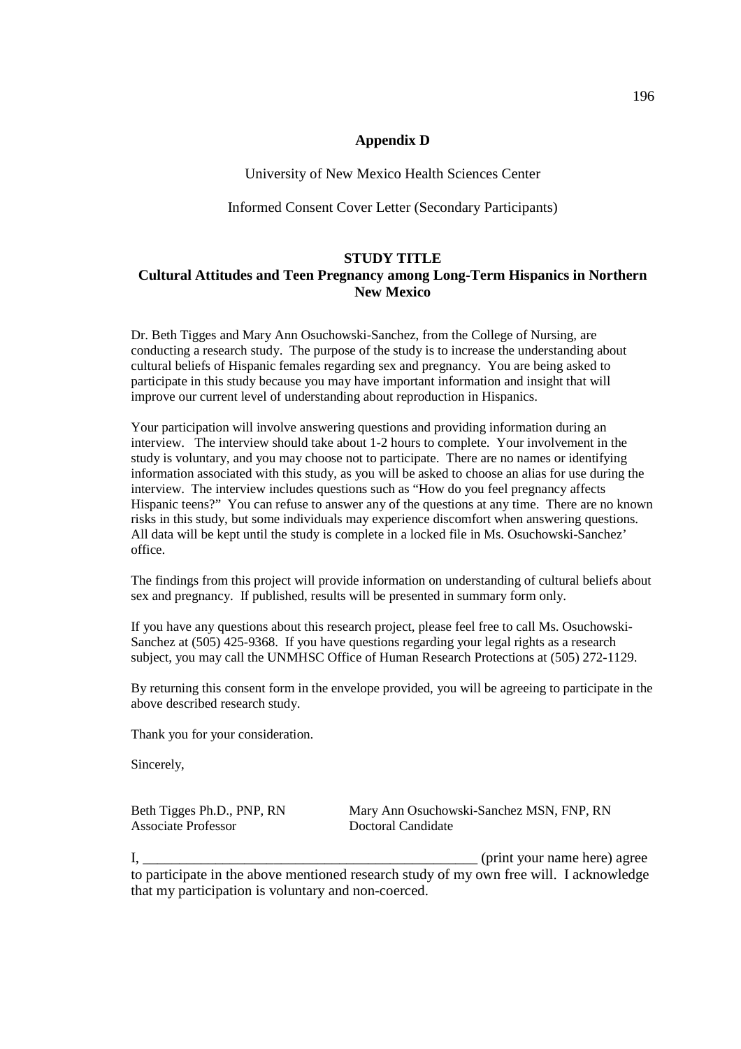## Appendix D

University of New Mexico Health Sciences Center

Informed Consent Cover Letter (Secondary Participants)

### STUDY TITLE
### Cultural Attitudes and Teen Pregnancy among Long-Term Hispanics in Northern New Mexico

Dr. Beth Tigges and Mary Ann Osuchowski-Sanchez, from the College of Nursing, are conducting a research study. The purpose of the study is to increase the understanding about cultural beliefs of Hispanic females regarding sex and pregnancy. You are being asked to participate in this study because you may have important information and insight that will improve our current level of understanding about reproduction in Hispanics.

Your participation will involve answering questions and providing information during an interview. The interview should take about 1-2 hours to complete. Your involvement in the study is voluntary, and you may choose not to participate. There are no names or identifying information associated with this study, as you will be asked to choose an alias for use during the interview. The interview includes questions such as "How do you feel pregnancy affects Hispanic teens?" You can refuse to answer any of the questions at any time. There are no known risks in this study, but some individuals may experience discomfort when answering questions. All data will be kept until the study is complete in a locked file in Ms. Osuchowski-Sanchez' office.

The findings from this project will provide information on understanding of cultural beliefs about sex and pregnancy. If published, results will be presented in summary form only.

If you have any questions about this research project, please feel free to call Ms. Osuchowski-Sanchez at (505) 425-9368. If you have questions regarding your legal rights as a research subject, you may call the UNMHSC Office of Human Research Protections at (505) 272-1129.

By returning this consent form in the envelope provided, you will be agreeing to participate in the above described research study.

Thank you for your consideration.

Sincerely,

Beth Tigges Ph.D., PNP, RN
Associate Professor

Mary Ann Osuchowski-Sanchez MSN, FNP, RN
Doctoral Candidate

I, _______________________________________________ (print your name here) agree to participate in the above mentioned research study of my own free will. I acknowledge that my participation is voluntary and non-coerced.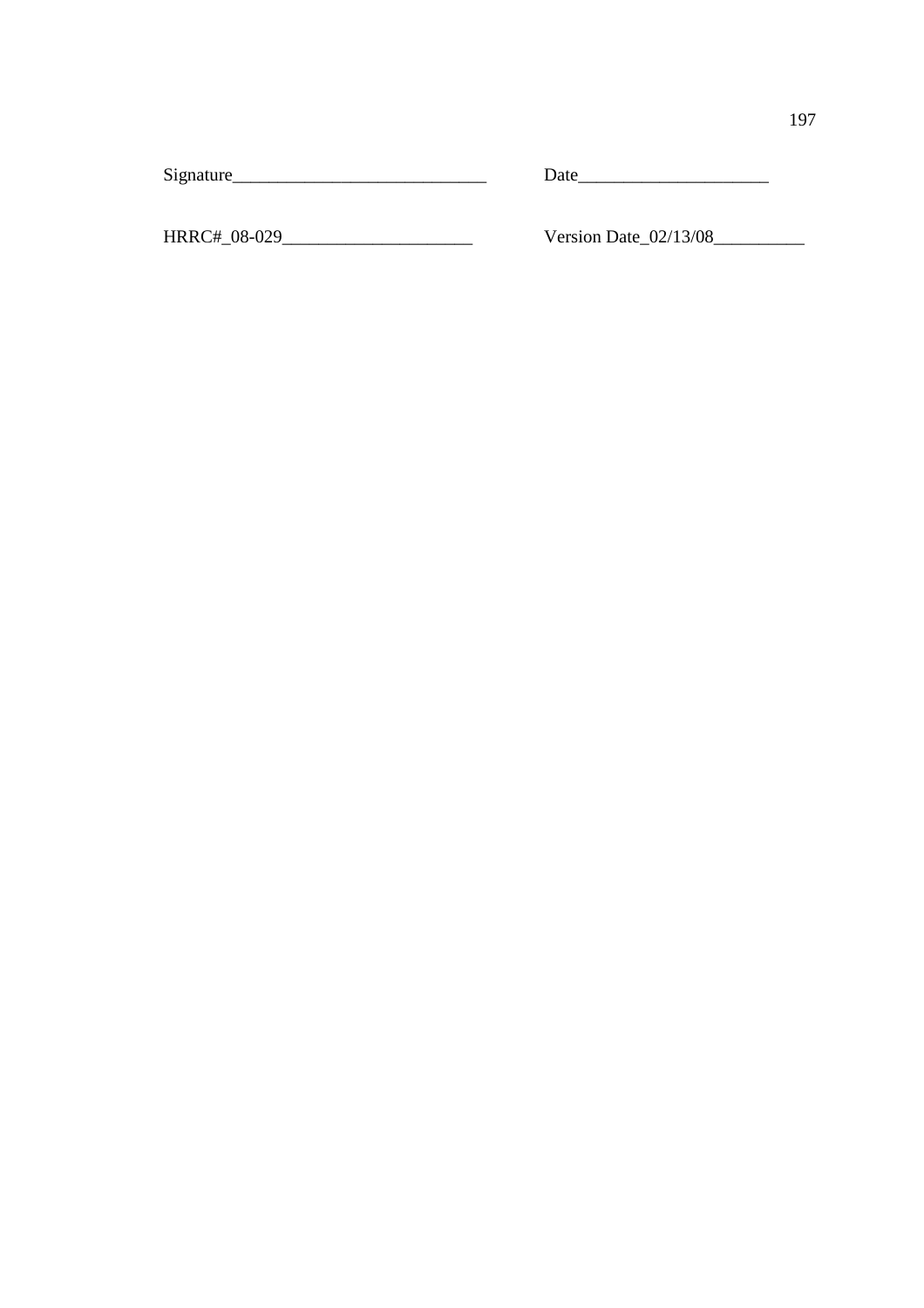Signature____________________________ Date_____________________

HRRC#_08-029_____________________ Version Date_02/13/08__________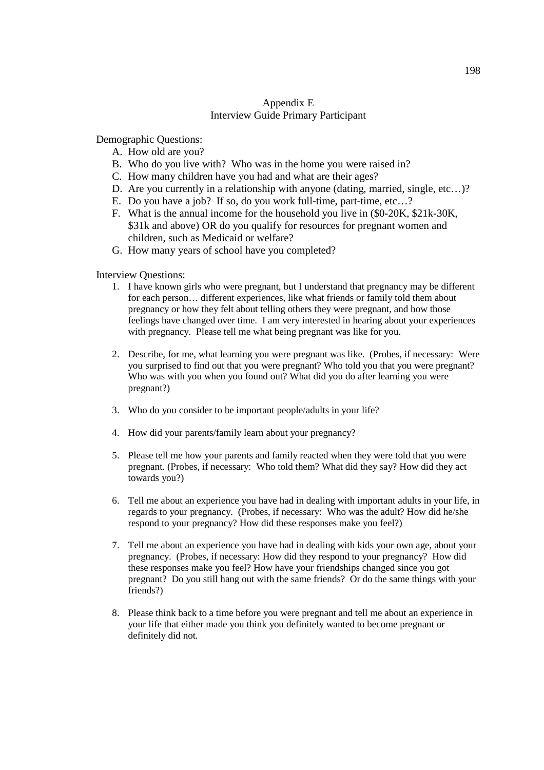# Appendix E
## Interview Guide Primary Participant

Demographic Questions:

A. How old are you?
B. Who do you live with? Who was in the home you were raised in?
C. How many children have you had and what are their ages?
D. Are you currently in a relationship with anyone (dating, married, single, etc…)?
E. Do you have a job? If so, do you work full-time, part-time, etc…?
F. What is the annual income for the household you live in ($0-20K, $21k-30K, $31k and above) OR do you qualify for resources for pregnant women and children, such as Medicaid or welfare?
G. How many years of school have you completed?

Interview Questions:

1. I have known girls who were pregnant, but I understand that pregnancy may be different for each person… different experiences, like what friends or family told them about pregnancy or how they felt about telling others they were pregnant, and how those feelings have changed over time. I am very interested in hearing about your experiences with pregnancy. Please tell me what being pregnant was like for you.

2. Describe, for me, what learning you were pregnant was like. (Probes, if necessary: Were you surprised to find out that you were pregnant? Who told you that you were pregnant? Who was with you when you found out? What did you do after learning you were pregnant?)

3. Who do you consider to be important people/adults in your life?

4. How did your parents/family learn about your pregnancy?

5. Please tell me how your parents and family reacted when they were told that you were pregnant. (Probes, if necessary: Who told them? What did they say? How did they act towards you?)

6. Tell me about an experience you have had in dealing with important adults in your life, in regards to your pregnancy. (Probes, if necessary: Who was the adult? How did he/she respond to your pregnancy? How did these responses make you feel?)

7. Tell me about an experience you have had in dealing with kids your own age, about your pregnancy. (Probes, if necessary: How did they respond to your pregnancy? How did these responses make you feel? How have your friendships changed since you got pregnant? Do you still hang out with the same friends? Or do the same things with your friends?)

8. Please think back to a time before you were pregnant and tell me about an experience in your life that either made you think you definitely wanted to become pregnant or definitely did not.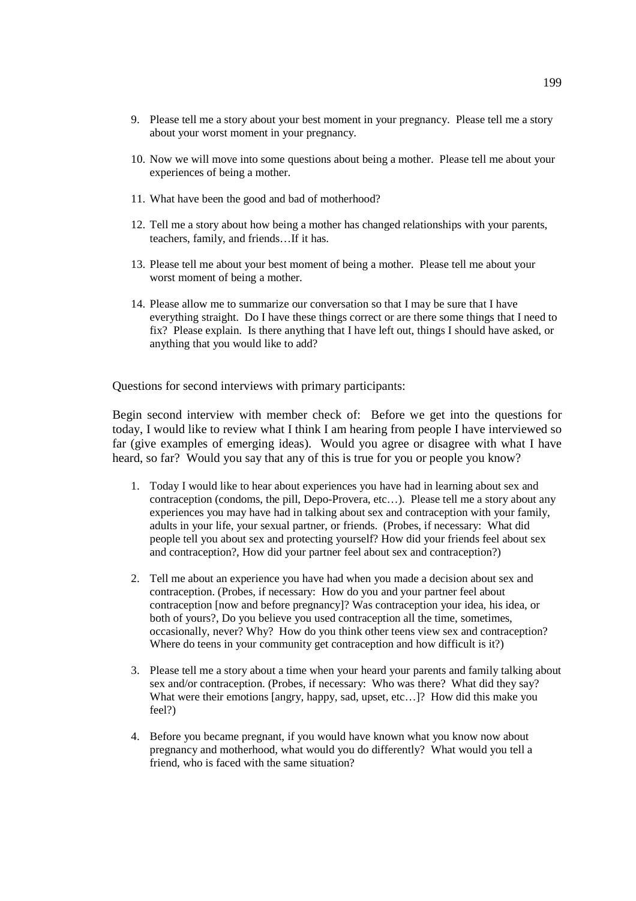9. Please tell me a story about your best moment in your pregnancy. Please tell me a story about your worst moment in your pregnancy.

10. Now we will move into some questions about being a mother. Please tell me about your experiences of being a mother.

11. What have been the good and bad of motherhood?

12. Tell me a story about how being a mother has changed relationships with your parents, teachers, family, and friends…If it has.

13. Please tell me about your best moment of being a mother. Please tell me about your worst moment of being a mother.

14. Please allow me to summarize our conversation so that I may be sure that I have everything straight. Do I have these things correct or are there some things that I need to fix? Please explain. Is there anything that I have left out, things I should have asked, or anything that you would like to add?

Questions for second interviews with primary participants:

Begin second interview with member check of: Before we get into the questions for today, I would like to review what I think I am hearing from people I have interviewed so far (give examples of emerging ideas). Would you agree or disagree with what I have heard, so far? Would you say that any of this is true for you or people you know?

1. Today I would like to hear about experiences you have had in learning about sex and contraception (condoms, the pill, Depo-Provera, etc…). Please tell me a story about any experiences you may have had in talking about sex and contraception with your family, adults in your life, your sexual partner, or friends. (Probes, if necessary: What did people tell you about sex and protecting yourself? How did your friends feel about sex and contraception?, How did your partner feel about sex and contraception?)

2. Tell me about an experience you have had when you made a decision about sex and contraception. (Probes, if necessary: How do you and your partner feel about contraception [now and before pregnancy]? Was contraception your idea, his idea, or both of yours?, Do you believe you used contraception all the time, sometimes, occasionally, never? Why? How do you think other teens view sex and contraception? Where do teens in your community get contraception and how difficult is it?)

3. Please tell me a story about a time when your heard your parents and family talking about sex and/or contraception. (Probes, if necessary: Who was there? What did they say? What were their emotions [angry, happy, sad, upset, etc…]? How did this make you feel?)

4. Before you became pregnant, if you would have known what you know now about pregnancy and motherhood, what would you do differently? What would you tell a friend, who is faced with the same situation?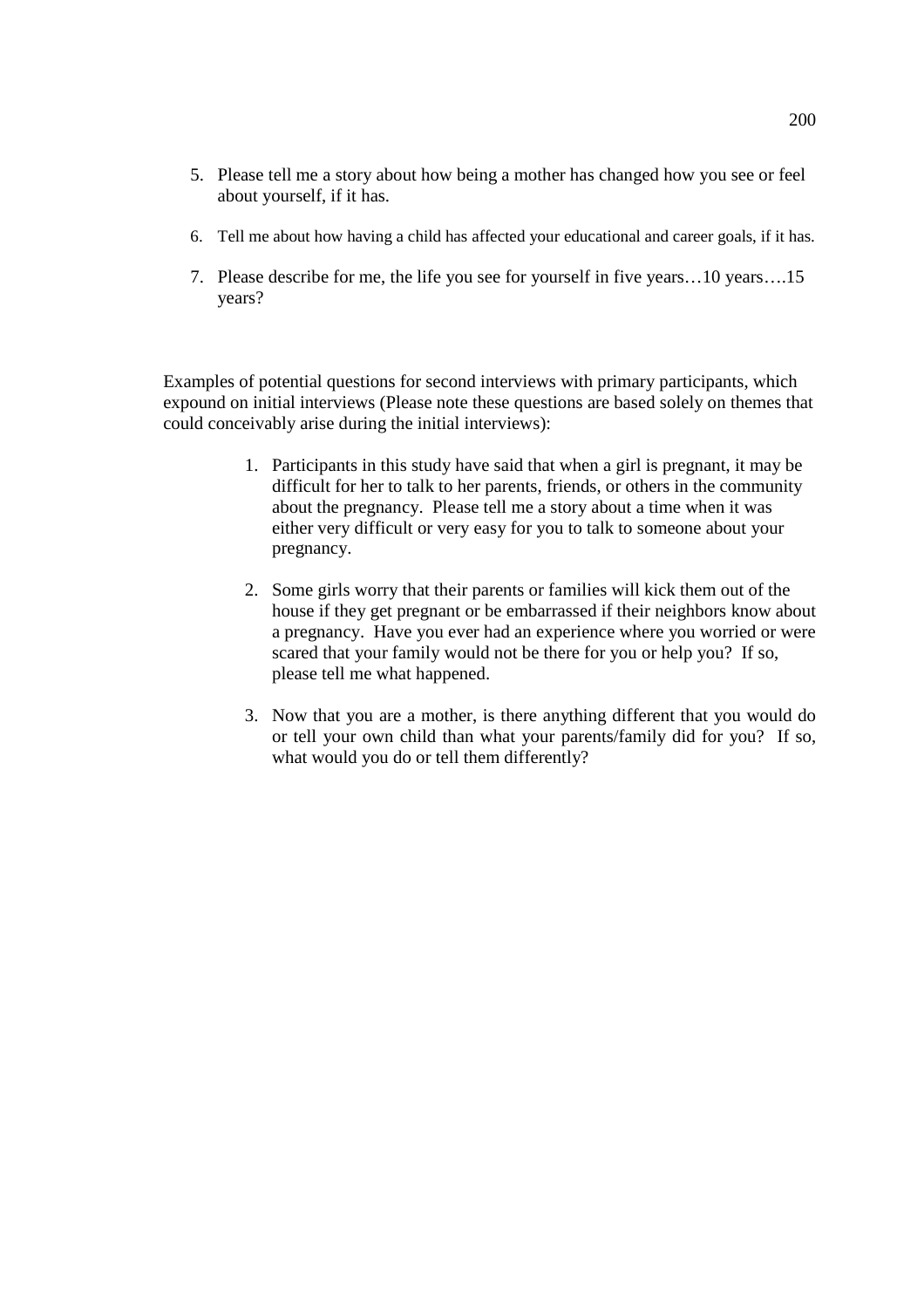5. Please tell me a story about how being a mother has changed how you see or feel about yourself, if it has.

6. Tell me about how having a child has affected your educational and career goals, if it has.

7. Please describe for me, the life you see for yourself in five years…10 years….15 years?

Examples of potential questions for second interviews with primary participants, which expound on initial interviews (Please note these questions are based solely on themes that could conceivably arise during the initial interviews):

1. Participants in this study have said that when a girl is pregnant, it may be difficult for her to talk to her parents, friends, or others in the community about the pregnancy. Please tell me a story about a time when it was either very difficult or very easy for you to talk to someone about your pregnancy.

2. Some girls worry that their parents or families will kick them out of the house if they get pregnant or be embarrassed if their neighbors know about a pregnancy. Have you ever had an experience where you worried or were scared that your family would not be there for you or help you? If so, please tell me what happened.

3. Now that you are a mother, is there anything different that you would do or tell your own child than what your parents/family did for you? If so, what would you do or tell them differently?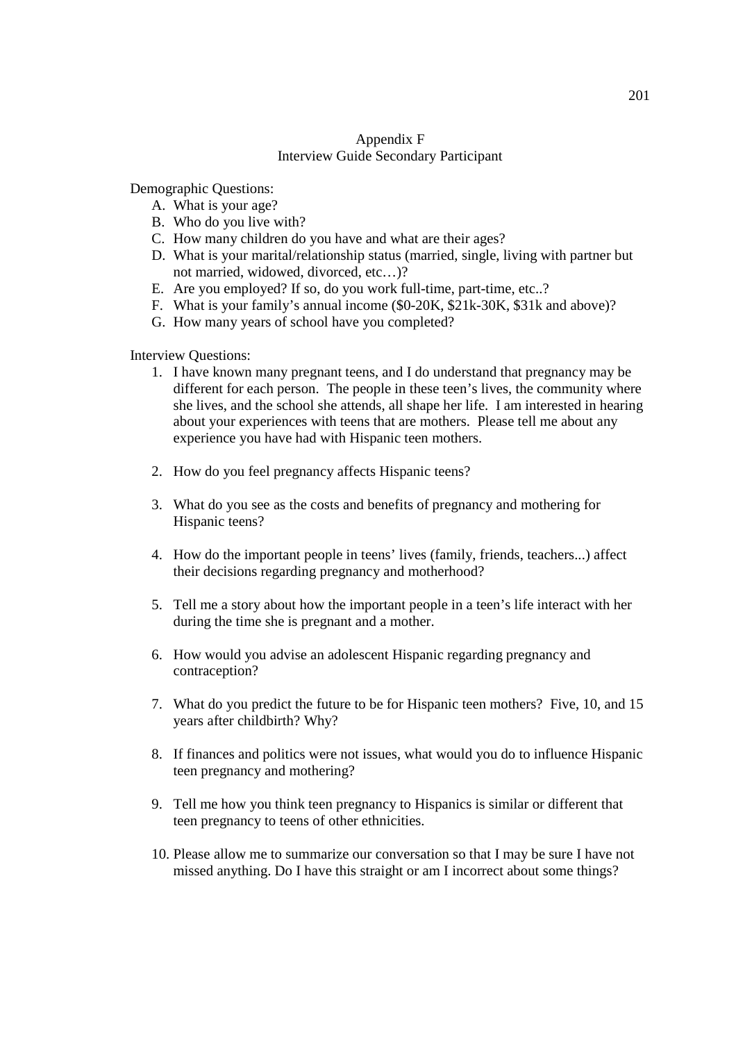# Appendix F
## Interview Guide Secondary Participant

Demographic Questions:

A. What is your age?
B. Who do you live with?
C. How many children do you have and what are their ages?
D. What is your marital/relationship status (married, single, living with partner but not married, widowed, divorced, etc…)?
E. Are you employed? If so, do you work full-time, part-time, etc..?
F. What is your family's annual income ($0-20K, $21k-30K, $31k and above)?
G. How many years of school have you completed?

Interview Questions:

1. I have known many pregnant teens, and I do understand that pregnancy may be different for each person. The people in these teen's lives, the community where she lives, and the school she attends, all shape her life. I am interested in hearing about your experiences with teens that are mothers. Please tell me about any experience you have had with Hispanic teen mothers.

2. How do you feel pregnancy affects Hispanic teens?

3. What do you see as the costs and benefits of pregnancy and mothering for Hispanic teens?

4. How do the important people in teens' lives (family, friends, teachers...) affect their decisions regarding pregnancy and motherhood?

5. Tell me a story about how the important people in a teen's life interact with her during the time she is pregnant and a mother.

6. How would you advise an adolescent Hispanic regarding pregnancy and contraception?

7. What do you predict the future to be for Hispanic teen mothers? Five, 10, and 15 years after childbirth? Why?

8. If finances and politics were not issues, what would you do to influence Hispanic teen pregnancy and mothering?

9. Tell me how you think teen pregnancy to Hispanics is similar or different that teen pregnancy to teens of other ethnicities.

10. Please allow me to summarize our conversation so that I may be sure I have not missed anything. Do I have this straight or am I incorrect about some things?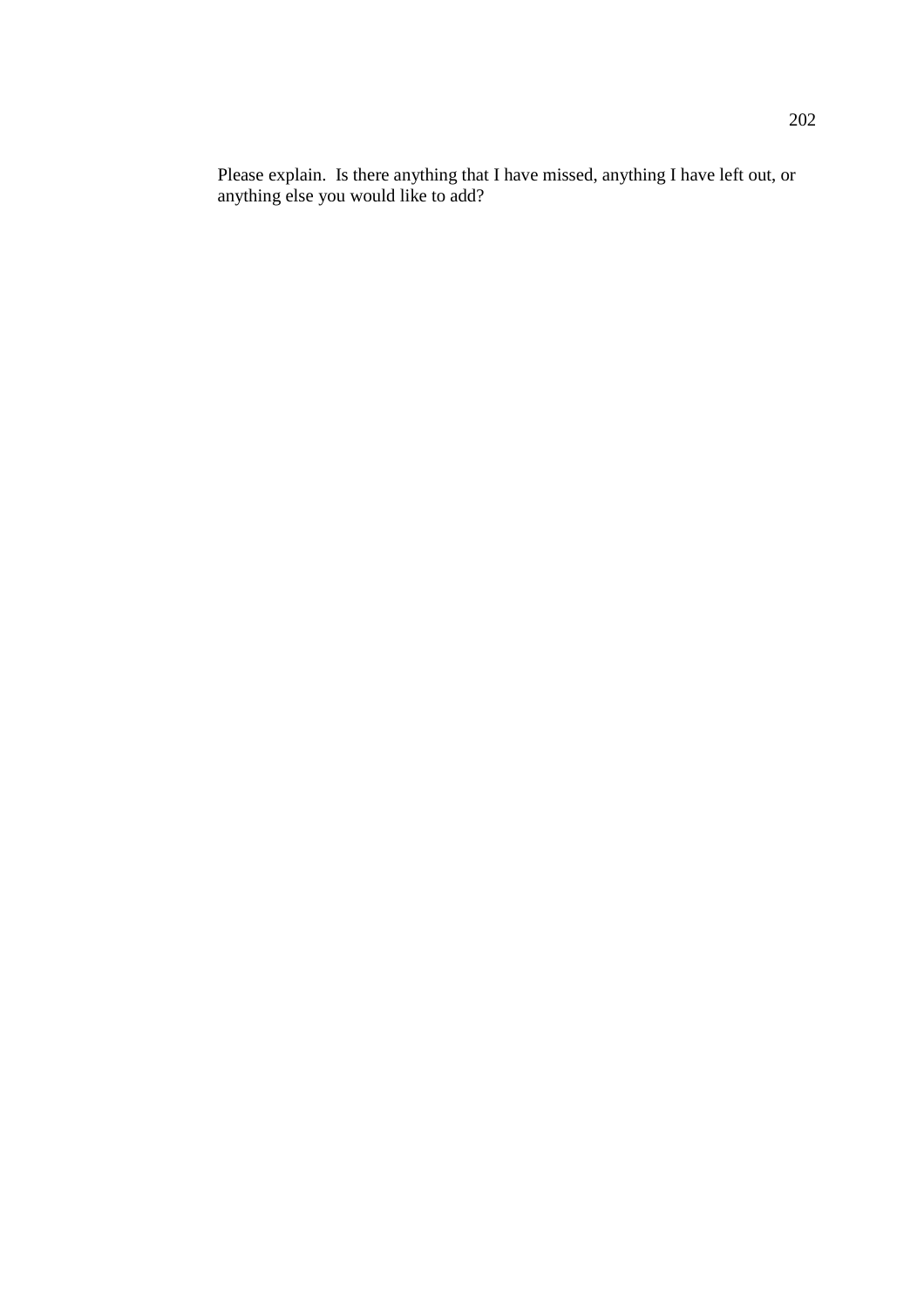Please explain. Is there anything that I have missed, anything I have left out, or anything else you would like to add?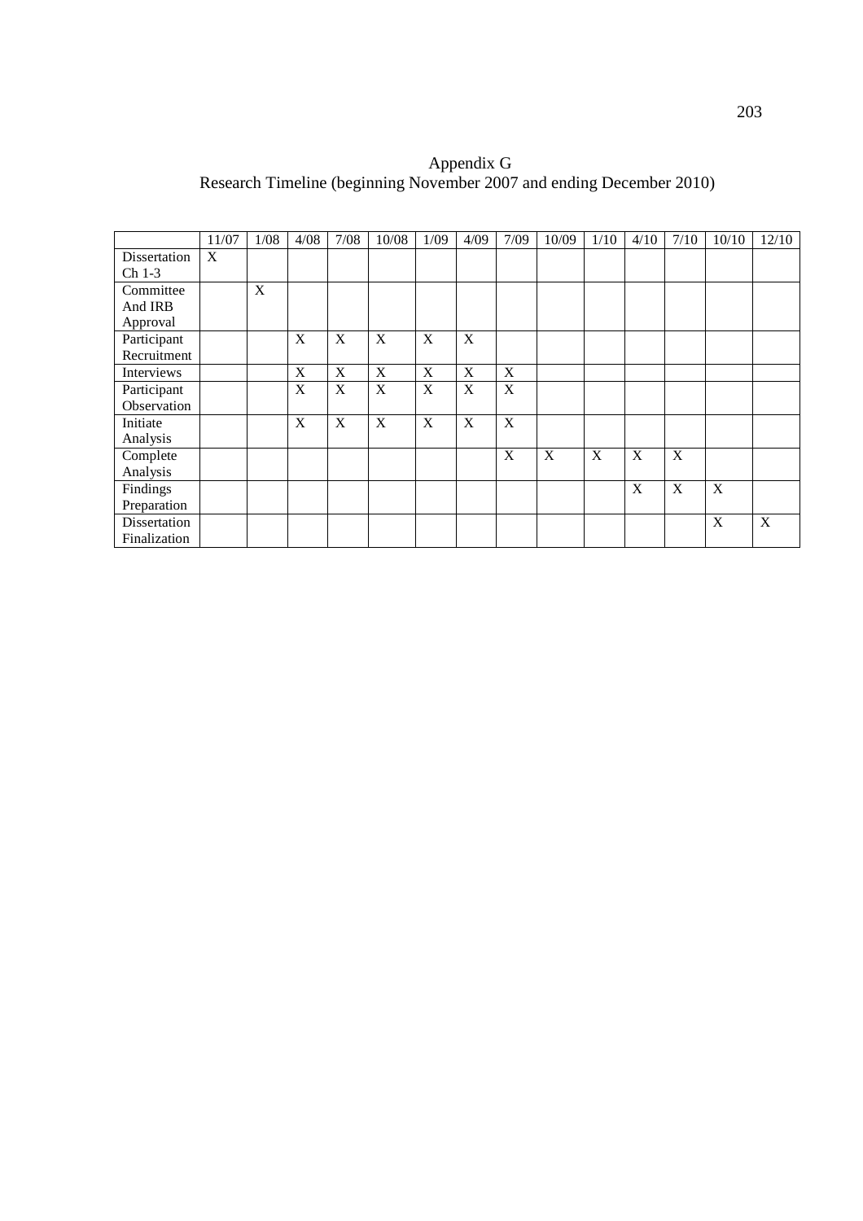# Appendix G

Research Timeline (beginning November 2007 and ending December 2010)

| | 11/07 | 1/08 | 4/08 | 7/08 | 10/08 | 1/09 | 4/09 | 7/09 | 10/09 | 1/10 | 4/10 | 7/10 | 10/10 | 12/10 |
|---|---|---|---|---|---|---|---|---|---|---|---|---|---|---|
| Dissertation Ch 1-3 | X | | | | | | | | | | | | | |
| Committee And IRB Approval | | X | | | | | | | | | | | | |
| Participant Recruitment | | | X | X | X | X | X | | | | | | | |
| Interviews | | | X | X | X | X | X | X | | | | | | |
| Participant Observation | | | X | X | X | X | X | X | | | | | | |
| Initiate Analysis | | | X | X | X | X | X | X | | | | | | |
| Complete Analysis | | | | | | | | X | X | X | X | X | | |
| Findings Preparation | | | | | | | | | | | X | X | X | |
| Dissertation Finalization | | | | | | | | | | | | | X | X |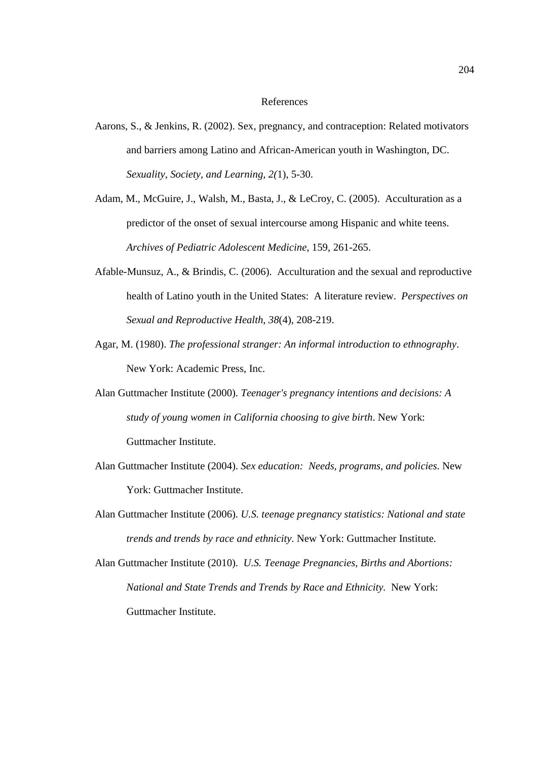# References

Aarons, S., & Jenkins, R. (2002). Sex, pregnancy, and contraception: Related motivators and barriers among Latino and African-American youth in Washington, DC. *Sexuality, Society, and Learning, 2(*1), 5-30.

Adam, M., McGuire, J., Walsh, M., Basta, J., & LeCroy, C. (2005). Acculturation as a predictor of the onset of sexual intercourse among Hispanic and white teens. *Archives of Pediatric Adolescent Medicine,* 159, 261-265.

Afable-Munsuz, A., & Brindis, C. (2006). Acculturation and the sexual and reproductive health of Latino youth in the United States: A literature review. *Perspectives on Sexual and Reproductive Health, 38*(4), 208-219.

Agar, M. (1980). *The professional stranger: An informal introduction to ethnography*. New York: Academic Press, Inc.

Alan Guttmacher Institute (2000). *Teenager's pregnancy intentions and decisions: A study of young women in California choosing to give birth*. New York: Guttmacher Institute.

Alan Guttmacher Institute (2004). *Sex education: Needs, programs, and policies*. New York: Guttmacher Institute.

Alan Guttmacher Institute (2006). *U.S. teenage pregnancy statistics: National and state trends and trends by race and ethnicity*. New York: Guttmacher Institute.

Alan Guttmacher Institute (2010). *U.S. Teenage Pregnancies, Births and Abortions: National and State Trends and Trends by Race and Ethnicity*. New York: Guttmacher Institute.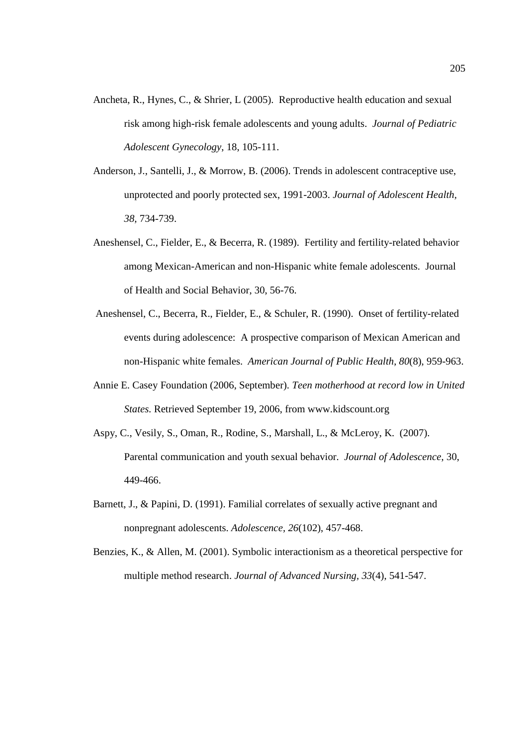Ancheta, R., Hynes, C., & Shrier, L (2005). Reproductive health education and sexual risk among high-risk female adolescents and young adults. *Journal of Pediatric Adolescent Gynecology*, 18, 105-111.

Anderson, J., Santelli, J., & Morrow, B. (2006). Trends in adolescent contraceptive use, unprotected and poorly protected sex, 1991-2003. *Journal of Adolescent Health, 38*, 734-739.

Aneshensel, C., Fielder, E., & Becerra, R. (1989). Fertility and fertility-related behavior among Mexican-American and non-Hispanic white female adolescents. Journal of Health and Social Behavior, 30, 56-76.

Aneshensel, C., Becerra, R., Fielder, E., & Schuler, R. (1990). Onset of fertility-related events during adolescence: A prospective comparison of Mexican American and non-Hispanic white females. *American Journal of Public Health*, *80*(8), 959-963.

Annie E. Casey Foundation (2006, September). *Teen motherhood at record low in United States.* Retrieved September 19, 2006, from www.kidscount.org

Aspy, C., Vesily, S., Oman, R., Rodine, S., Marshall, L., & McLeroy, K. (2007). Parental communication and youth sexual behavior. *Journal of Adolescence*, 30, 449-466.

Barnett, J., & Papini, D. (1991). Familial correlates of sexually active pregnant and nonpregnant adolescents. *Adolescence, 26*(102), 457-468.

Benzies, K., & Allen, M. (2001). Symbolic interactionism as a theoretical perspective for multiple method research. *Journal of Advanced Nursing, 33*(4), 541-547.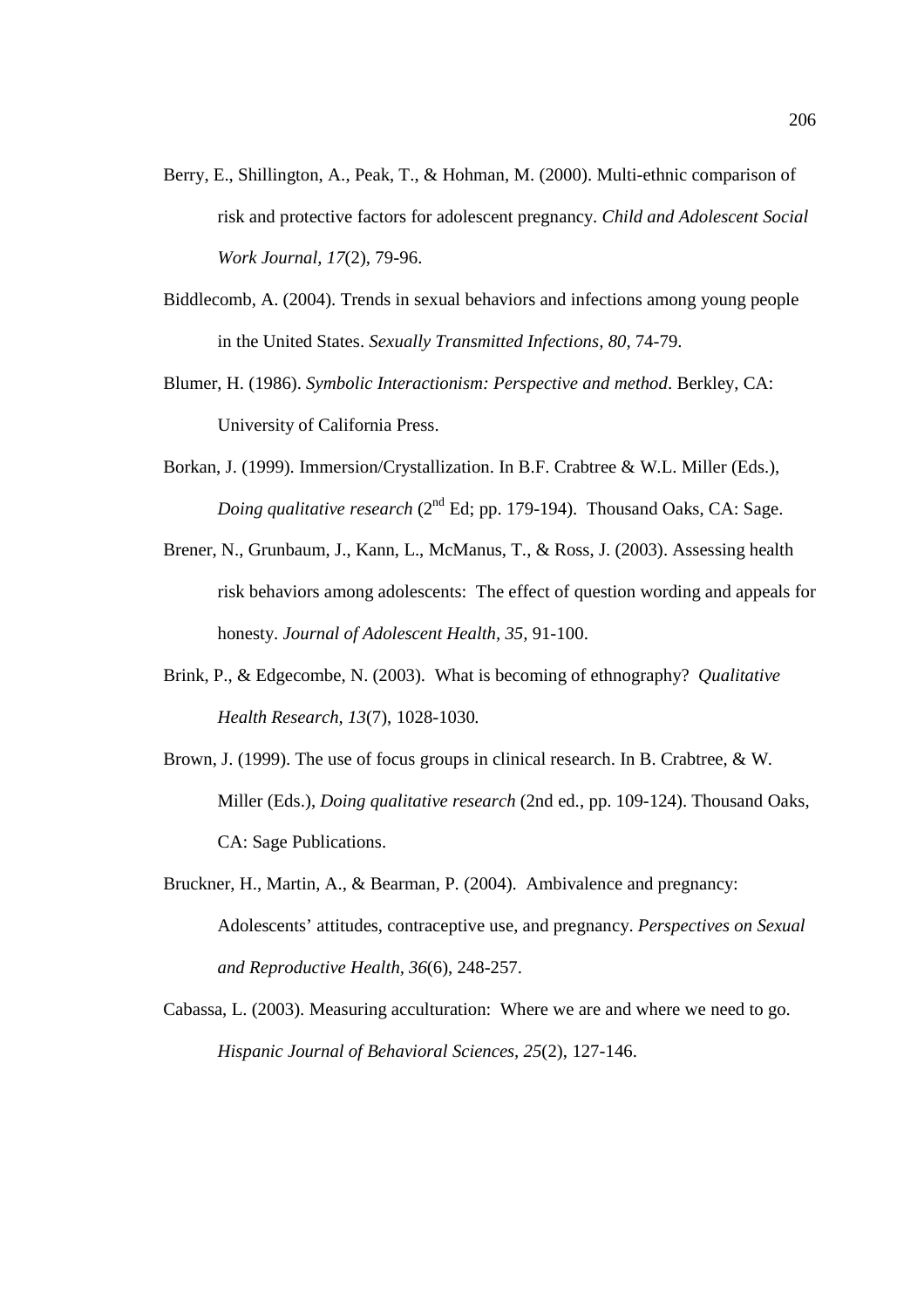Berry, E., Shillington, A., Peak, T., & Hohman, M. (2000). Multi-ethnic comparison of risk and protective factors for adolescent pregnancy. *Child and Adolescent Social Work Journal, 17*(2), 79-96.

Biddlecomb, A. (2004). Trends in sexual behaviors and infections among young people in the United States. *Sexually Transmitted Infections, 80,* 74-79.

Blumer, H. (1986). *Symbolic Interactionism: Perspective and method*. Berkley, CA: University of California Press.

Borkan, J. (1999). Immersion/Crystallization. In B.F. Crabtree & W.L. Miller (Eds.), *Doing qualitative research* (2nd Ed; pp. 179-194). Thousand Oaks, CA: Sage.

Brener, N., Grunbaum, J., Kann, L., McManus, T., & Ross, J. (2003). Assessing health risk behaviors among adolescents: The effect of question wording and appeals for honesty. *Journal of Adolescent Health, 35,* 91-100.

Brink, P., & Edgecombe, N. (2003). What is becoming of ethnography? *Qualitative Health Research, 13*(7), 1028-1030.

Brown, J. (1999). The use of focus groups in clinical research. In B. Crabtree, & W. Miller (Eds.), *Doing qualitative research* (2nd ed., pp. 109-124). Thousand Oaks, CA: Sage Publications.

Bruckner, H., Martin, A., & Bearman, P. (2004). Ambivalence and pregnancy: Adolescents' attitudes, contraceptive use, and pregnancy. *Perspectives on Sexual and Reproductive Health, 36*(6), 248-257.

Cabassa, L. (2003). Measuring acculturation: Where we are and where we need to go. *Hispanic Journal of Behavioral Sciences, 25*(2), 127-146.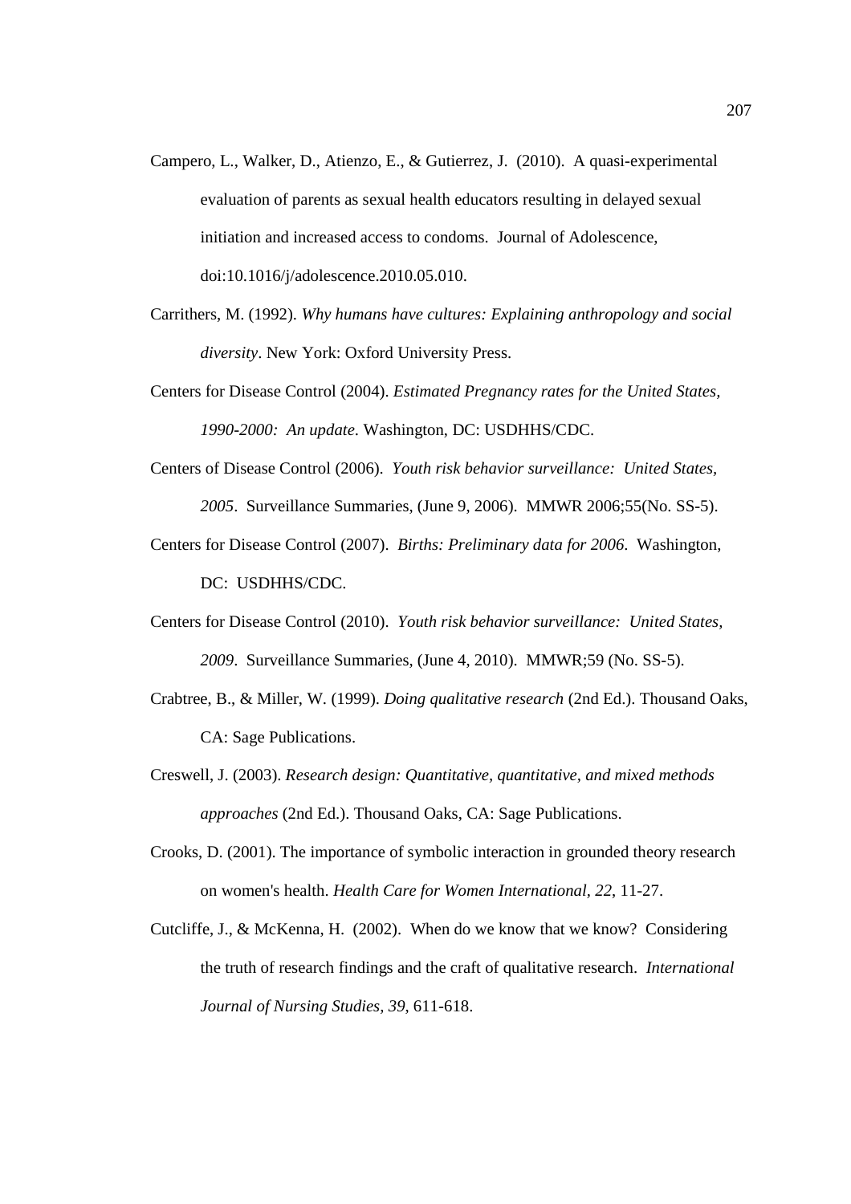Campero, L., Walker, D., Atienzo, E., & Gutierrez, J. (2010). A quasi-experimental evaluation of parents as sexual health educators resulting in delayed sexual initiation and increased access to condoms. Journal of Adolescence, doi:10.1016/j/adolescence.2010.05.010.

Carrithers, M. (1992). *Why humans have cultures: Explaining anthropology and social diversity*. New York: Oxford University Press.

Centers for Disease Control (2004). *Estimated Pregnancy rates for the United States, 1990-2000: An update*. Washington, DC: USDHHS/CDC.

Centers of Disease Control (2006). *Youth risk behavior surveillance: United States, 2005*. Surveillance Summaries, (June 9, 2006). MMWR 2006;55(No. SS-5).

Centers for Disease Control (2007). *Births: Preliminary data for 2006*. Washington, DC: USDHHS/CDC.

Centers for Disease Control (2010). *Youth risk behavior surveillance: United States, 2009*. Surveillance Summaries, (June 4, 2010). MMWR;59 (No. SS-5).

Crabtree, B., & Miller, W. (1999). *Doing qualitative research* (2nd Ed.). Thousand Oaks, CA: Sage Publications.

Creswell, J. (2003). *Research design: Quantitative, quantitative, and mixed methods approaches* (2nd Ed.). Thousand Oaks, CA: Sage Publications.

Crooks, D. (2001). The importance of symbolic interaction in grounded theory research on women's health. *Health Care for Women International, 22*, 11-27.

Cutcliffe, J., & McKenna, H. (2002). When do we know that we know? Considering the truth of research findings and the craft of qualitative research. *International Journal of Nursing Studies, 39*, 611-618.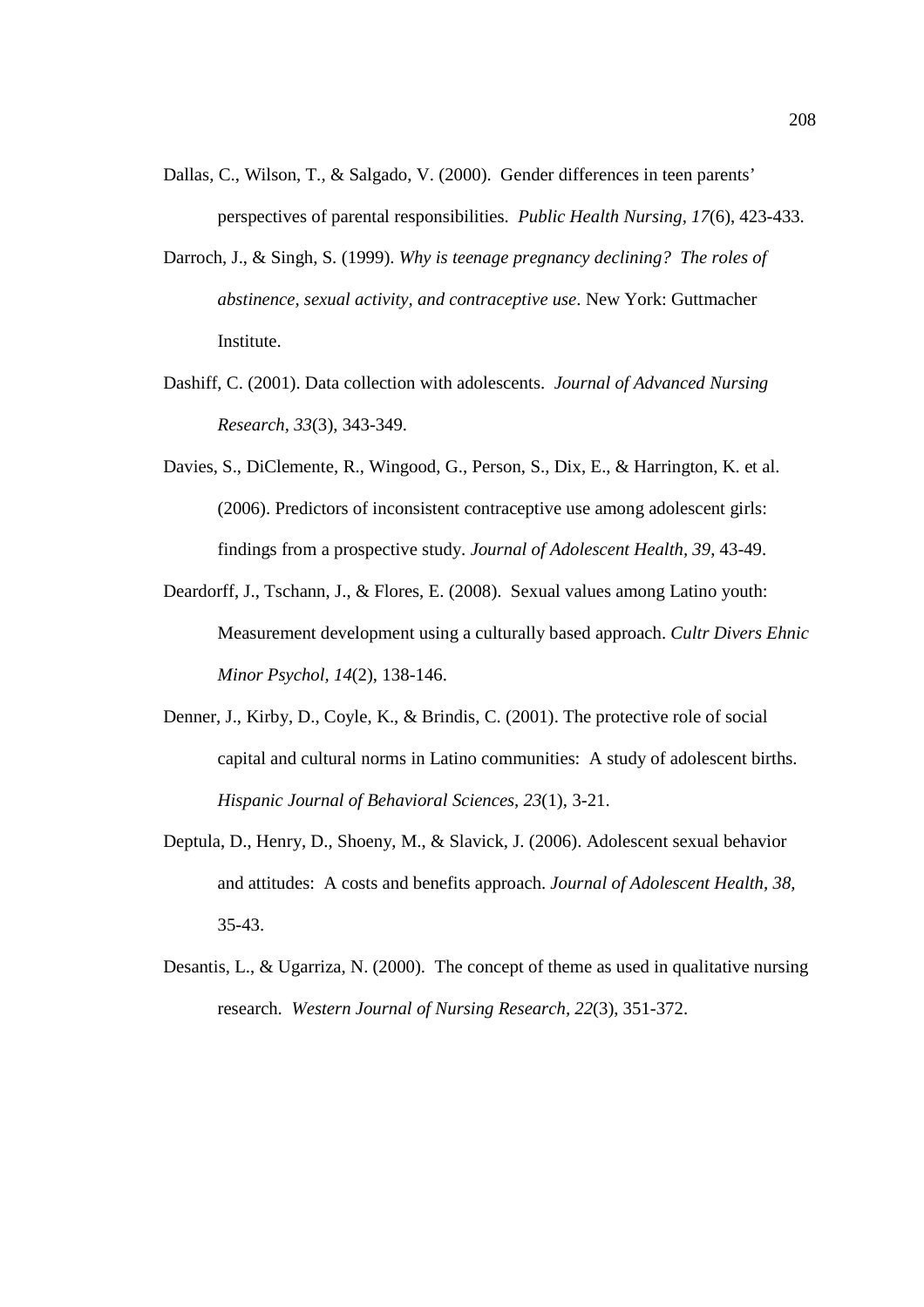Dallas, C., Wilson, T., & Salgado, V. (2000). Gender differences in teen parents' perspectives of parental responsibilities. *Public Health Nursing, 17*(6), 423-433.

Darroch, J., & Singh, S. (1999). *Why is teenage pregnancy declining? The roles of abstinence, sexual activity, and contraceptive use*. New York: Guttmacher Institute.

Dashiff, C. (2001). Data collection with adolescents. *Journal of Advanced Nursing Research, 33*(3), 343-349.

Davies, S., DiClemente, R., Wingood, G., Person, S., Dix, E., & Harrington, K. et al. (2006). Predictors of inconsistent contraceptive use among adolescent girls: findings from a prospective study. *Journal of Adolescent Health, 39*, 43-49.

Deardorff, J., Tschann, J., & Flores, E. (2008). Sexual values among Latino youth: Measurement development using a culturally based approach. *Cultr Divers Ehnic Minor Psychol, 14*(2), 138-146.

Denner, J., Kirby, D., Coyle, K., & Brindis, C. (2001). The protective role of social capital and cultural norms in Latino communities: A study of adolescent births. *Hispanic Journal of Behavioral Sciences, 23*(1), 3-21.

Deptula, D., Henry, D., Shoeny, M., & Slavick, J. (2006). Adolescent sexual behavior and attitudes: A costs and benefits approach. *Journal of Adolescent Health, 38*, 35-43.

Desantis, L., & Ugarriza, N. (2000). The concept of theme as used in qualitative nursing research. *Western Journal of Nursing Research, 22*(3), 351-372.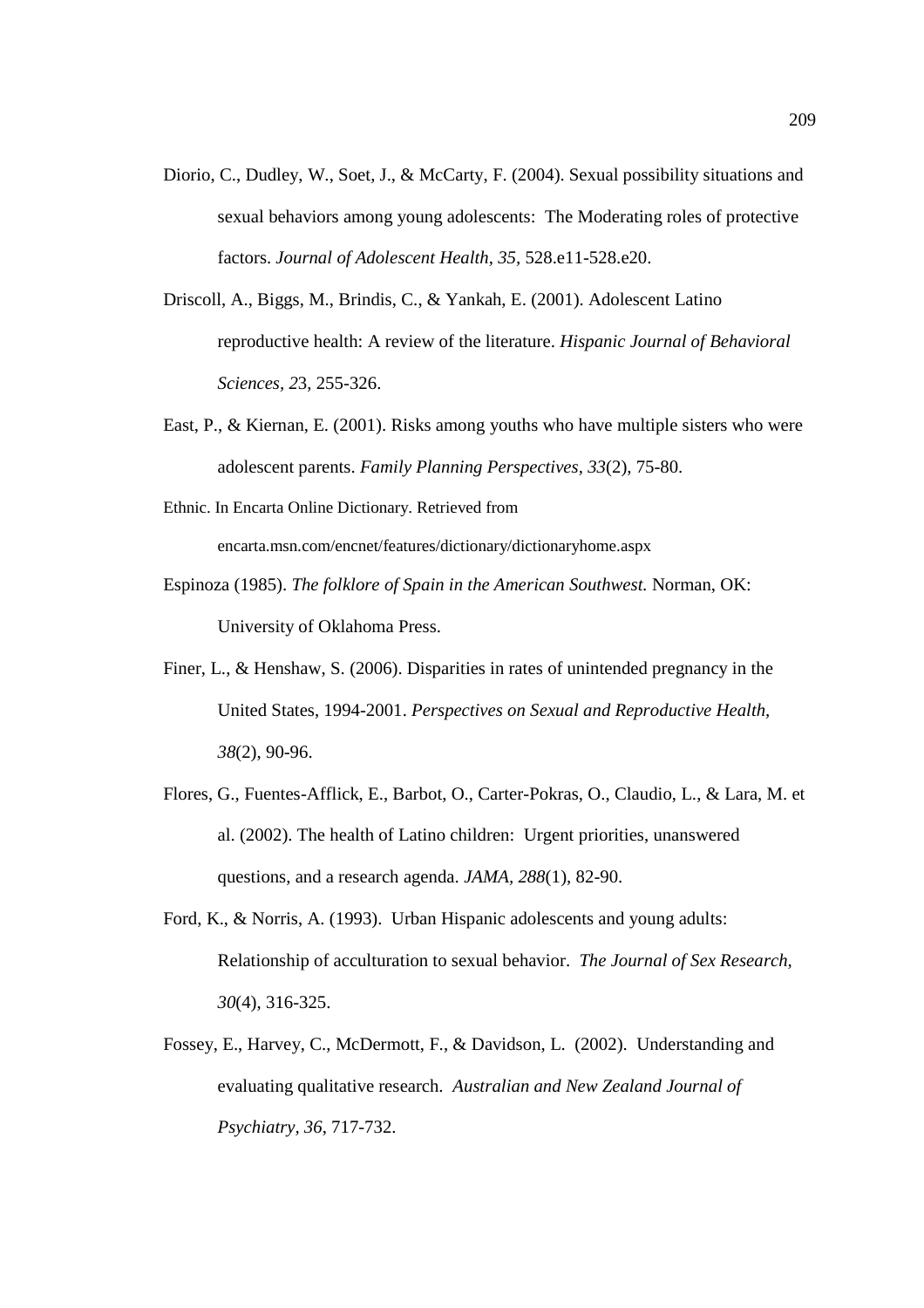Diorio, C., Dudley, W., Soet, J., & McCarty, F. (2004). Sexual possibility situations and sexual behaviors among young adolescents: The Moderating roles of protective factors. *Journal of Adolescent Health, 35,* 528.e11-528.e20.

Driscoll, A., Biggs, M., Brindis, C., & Yankah, E. (2001). Adolescent Latino reproductive health: A review of the literature. *Hispanic Journal of Behavioral Sciences, 2*3, 255-326.

East, P., & Kiernan, E. (2001). Risks among youths who have multiple sisters who were adolescent parents. *Family Planning Perspectives, 33*(2), 75-80.

Ethnic. In Encarta Online Dictionary. Retrieved from encarta.msn.com/encnet/features/dictionary/dictionaryhome.aspx

Espinoza (1985). *The folklore of Spain in the American Southwest.* Norman, OK: University of Oklahoma Press.

Finer, L., & Henshaw, S. (2006). Disparities in rates of unintended pregnancy in the United States, 1994-2001. *Perspectives on Sexual and Reproductive Health, 38*(2), 90-96.

Flores, G., Fuentes-Afflick, E., Barbot, O., Carter-Pokras, O., Claudio, L., & Lara, M. et al. (2002). The health of Latino children: Urgent priorities, unanswered questions, and a research agenda. *JAMA, 288*(1), 82-90.

Ford, K., & Norris, A. (1993). Urban Hispanic adolescents and young adults: Relationship of acculturation to sexual behavior. *The Journal of Sex Research, 30*(4), 316-325.

Fossey, E., Harvey, C., McDermott, F., & Davidson, L. (2002). Understanding and evaluating qualitative research. *Australian and New Zealand Journal of Psychiatry, 36*, 717-732.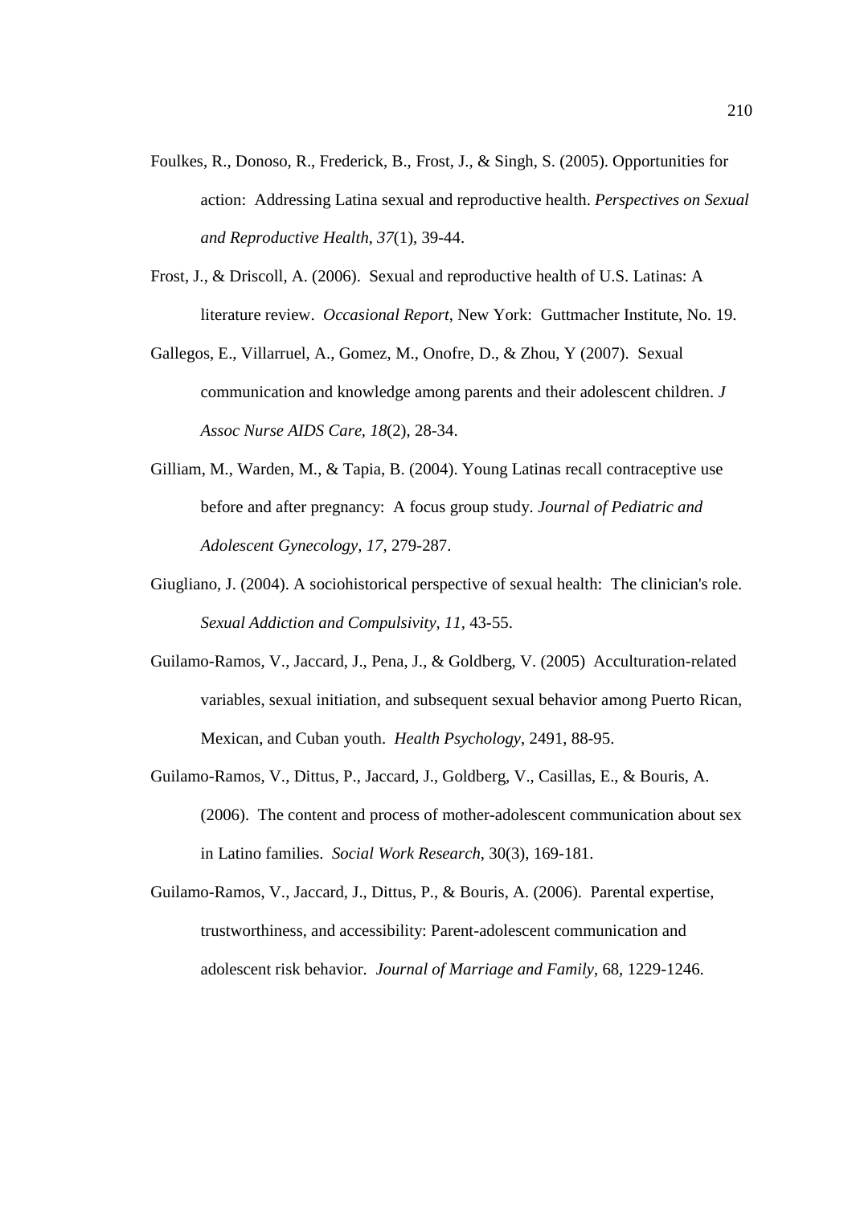Foulkes, R., Donoso, R., Frederick, B., Frost, J., & Singh, S. (2005). Opportunities for action: Addressing Latina sexual and reproductive health. *Perspectives on Sexual and Reproductive Health, 37*(1), 39-44.

Frost, J., & Driscoll, A. (2006). Sexual and reproductive health of U.S. Latinas: A literature review. *Occasional Report*, New York: Guttmacher Institute, No. 19.

Gallegos, E., Villarruel, A., Gomez, M., Onofre, D., & Zhou, Y (2007). Sexual communication and knowledge among parents and their adolescent children. *J Assoc Nurse AIDS Care, 18*(2), 28-34.

Gilliam, M., Warden, M., & Tapia, B. (2004). Young Latinas recall contraceptive use before and after pregnancy: A focus group study. *Journal of Pediatric and Adolescent Gynecology, 17*, 279-287.

Giugliano, J. (2004). A sociohistorical perspective of sexual health: The clinician's role. *Sexual Addiction and Compulsivity, 11*, 43-55.

Guilamo-Ramos, V., Jaccard, J., Pena, J., & Goldberg, V. (2005) Acculturation-related variables, sexual initiation, and subsequent sexual behavior among Puerto Rican, Mexican, and Cuban youth. *Health Psychology*, 2491, 88-95.

Guilamo-Ramos, V., Dittus, P., Jaccard, J., Goldberg, V., Casillas, E., & Bouris, A. (2006). The content and process of mother-adolescent communication about sex in Latino families. *Social Work Research*, 30(3), 169-181.

Guilamo-Ramos, V., Jaccard, J., Dittus, P., & Bouris, A. (2006). Parental expertise, trustworthiness, and accessibility: Parent-adolescent communication and adolescent risk behavior. *Journal of Marriage and Family*, 68, 1229-1246.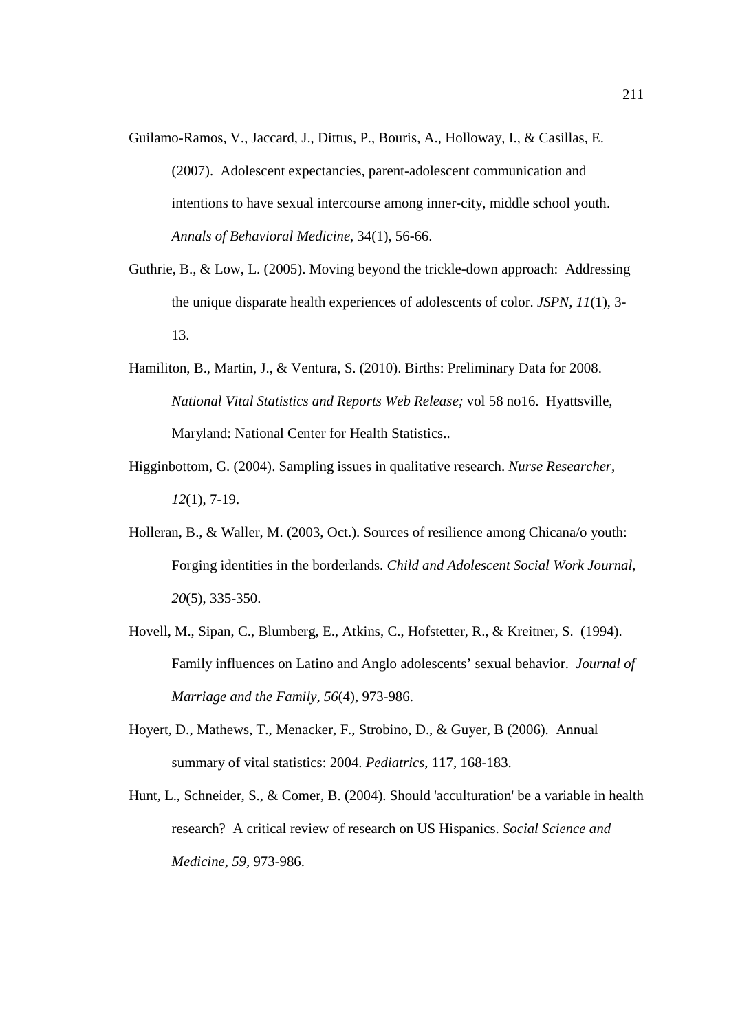Guilamo-Ramos, V., Jaccard, J., Dittus, P., Bouris, A., Holloway, I., & Casillas, E. (2007). Adolescent expectancies, parent-adolescent communication and intentions to have sexual intercourse among inner-city, middle school youth. *Annals of Behavioral Medicine*, 34(1), 56-66.

Guthrie, B., & Low, L. (2005). Moving beyond the trickle-down approach: Addressing the unique disparate health experiences of adolescents of color. *JSPN, 11*(1), 3-13.

Hamiliton, B., Martin, J., & Ventura, S. (2010). Births: Preliminary Data for 2008. *National Vital Statistics and Reports Web Release;* vol 58 no16. Hyattsville, Maryland: National Center for Health Statistics..

Higginbottom, G. (2004). Sampling issues in qualitative research. *Nurse Researcher, 12*(1), 7-19.

Holleran, B., & Waller, M. (2003, Oct.). Sources of resilience among Chicana/o youth: Forging identities in the borderlands. *Child and Adolescent Social Work Journal, 20*(5), 335-350.

Hovell, M., Sipan, C., Blumberg, E., Atkins, C., Hofstetter, R., & Kreitner, S. (1994). Family influences on Latino and Anglo adolescents' sexual behavior. *Journal of Marriage and the Family, 56*(4), 973-986.

Hoyert, D., Mathews, T., Menacker, F., Strobino, D., & Guyer, B (2006). Annual summary of vital statistics: 2004. *Pediatrics*, 117, 168-183.

Hunt, L., Schneider, S., & Comer, B. (2004). Should 'acculturation' be a variable in health research? A critical review of research on US Hispanics. *Social Science and Medicine, 59*, 973-986.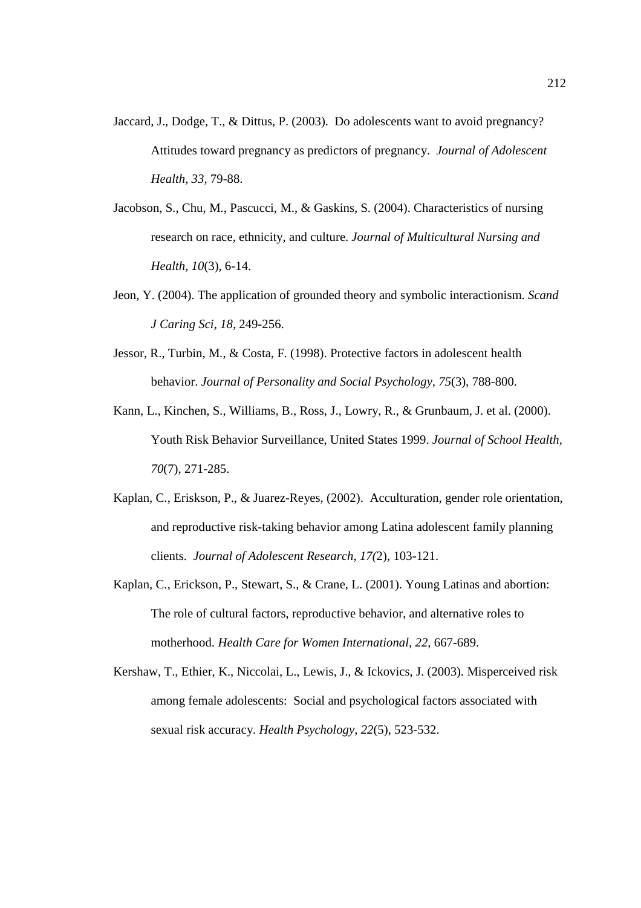Jaccard, J., Dodge, T., & Dittus, P. (2003). Do adolescents want to avoid pregnancy? Attitudes toward pregnancy as predictors of pregnancy. *Journal of Adolescent Health, 33,* 79-88.

Jacobson, S., Chu, M., Pascucci, M., & Gaskins, S. (2004). Characteristics of nursing research on race, ethnicity, and culture. *Journal of Multicultural Nursing and Health, 10*(3), 6-14.

Jeon, Y. (2004). The application of grounded theory and symbolic interactionism. *Scand J Caring Sci, 18,* 249-256.

Jessor, R., Turbin, M., & Costa, F. (1998). Protective factors in adolescent health behavior. *Journal of Personality and Social Psychology, 75*(3), 788-800.

Kann, L., Kinchen, S., Williams, B., Ross, J., Lowry, R., & Grunbaum, J. et al. (2000). Youth Risk Behavior Surveillance, United States 1999. *Journal of School Health, 70*(7), 271-285.

Kaplan, C., Eriskson, P., & Juarez-Reyes, (2002). Acculturation, gender role orientation, and reproductive risk-taking behavior among Latina adolescent family planning clients. *Journal of Adolescent Research, 17(*2), 103-121.

Kaplan, C., Erickson, P., Stewart, S., & Crane, L. (2001). Young Latinas and abortion: The role of cultural factors, reproductive behavior, and alternative roles to motherhood. *Health Care for Women International, 22,* 667-689.

Kershaw, T., Ethier, K., Niccolai, L., Lewis, J., & Ickovics, J. (2003). Misperceived risk among female adolescents: Social and psychological factors associated with sexual risk accuracy. *Health Psychology, 22*(5), 523-532.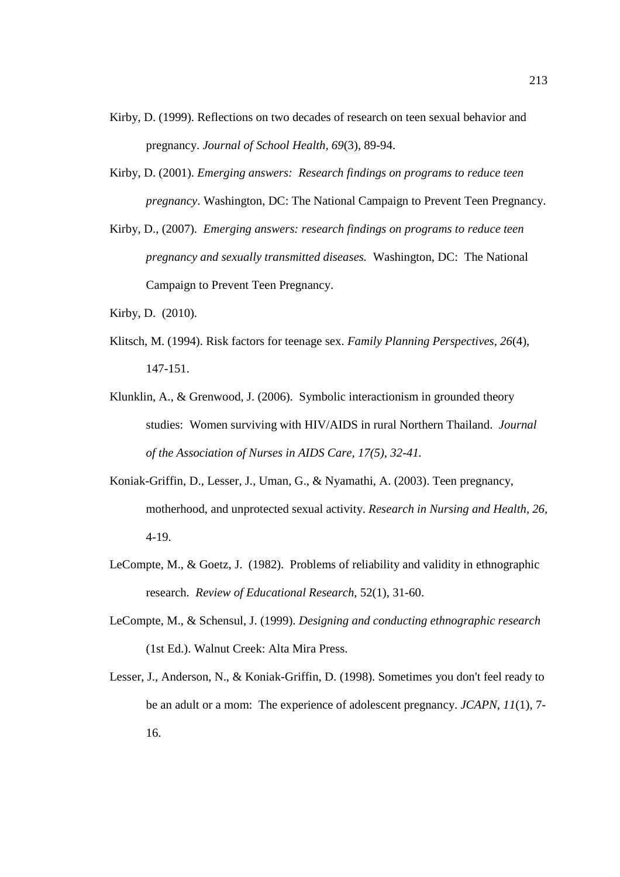Kirby, D. (1999). Reflections on two decades of research on teen sexual behavior and pregnancy. *Journal of School Health, 69*(3), 89-94.

Kirby, D. (2001). *Emerging answers: Research findings on programs to reduce teen pregnancy*. Washington, DC: The National Campaign to Prevent Teen Pregnancy.

Kirby, D., (2007). *Emerging answers: research findings on programs to reduce teen pregnancy and sexually transmitted diseases.* Washington, DC: The National Campaign to Prevent Teen Pregnancy.

Kirby, D. (2010).

Klitsch, M. (1994). Risk factors for teenage sex. *Family Planning Perspectives, 26*(4), 147-151.

Klunklin, A., & Grenwood, J. (2006). Symbolic interactionism in grounded theory studies: Women surviving with HIV/AIDS in rural Northern Thailand. *Journal of the Association of Nurses in AIDS Care, 17(5), 32-41.*

Koniak-Griffin, D., Lesser, J., Uman, G., & Nyamathi, A. (2003). Teen pregnancy, motherhood, and unprotected sexual activity. *Research in Nursing and Health, 26,* 4-19.

LeCompte, M., & Goetz, J. (1982). Problems of reliability and validity in ethnographic research. *Review of Educational Research*, 52(1), 31-60.

LeCompte, M., & Schensul, J. (1999). *Designing and conducting ethnographic research* (1st Ed.). Walnut Creek: Alta Mira Press.

Lesser, J., Anderson, N., & Koniak-Griffin, D. (1998). Sometimes you don't feel ready to be an adult or a mom: The experience of adolescent pregnancy. *JCAPN, 11*(1), 7-16.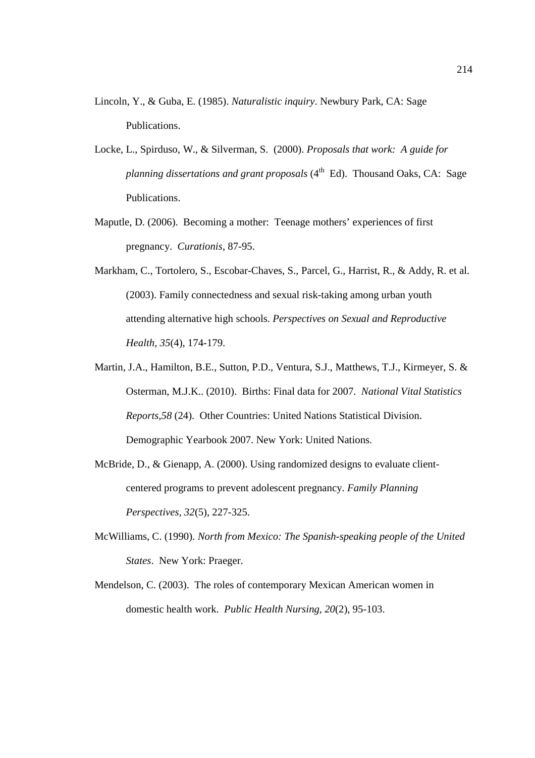Lincoln, Y., & Guba, E. (1985). *Naturalistic inquiry*. Newbury Park, CA: Sage Publications.

Locke, L., Spirduso, W., & Silverman, S. (2000). *Proposals that work: A guide for planning dissertations and grant proposals* (4th Ed). Thousand Oaks, CA: Sage Publications.

Maputle, D. (2006). Becoming a mother: Teenage mothers' experiences of first pregnancy. *Curationis*, 87-95.

Markham, C., Tortolero, S., Escobar-Chaves, S., Parcel, G., Harrist, R., & Addy, R. et al. (2003). Family connectedness and sexual risk-taking among urban youth attending alternative high schools. *Perspectives on Sexual and Reproductive Health, 35*(4), 174-179.

Martin, J.A., Hamilton, B.E., Sutton, P.D., Ventura, S.J., Matthews, T.J., Kirmeyer, S. & Osterman, M.J.K.. (2010). Births: Final data for 2007. *National Vital Statistics Reports,58* (24). Other Countries: United Nations Statistical Division. Demographic Yearbook 2007. New York: United Nations.

McBride, D., & Gienapp, A. (2000). Using randomized designs to evaluate client-centered programs to prevent adolescent pregnancy. *Family Planning Perspectives, 32*(5), 227-325.

McWilliams, C. (1990). *North from Mexico: The Spanish-speaking people of the United States*. New York: Praeger.

Mendelson, C. (2003). The roles of contemporary Mexican American women in domestic health work. *Public Health Nursing, 20*(2), 95-103.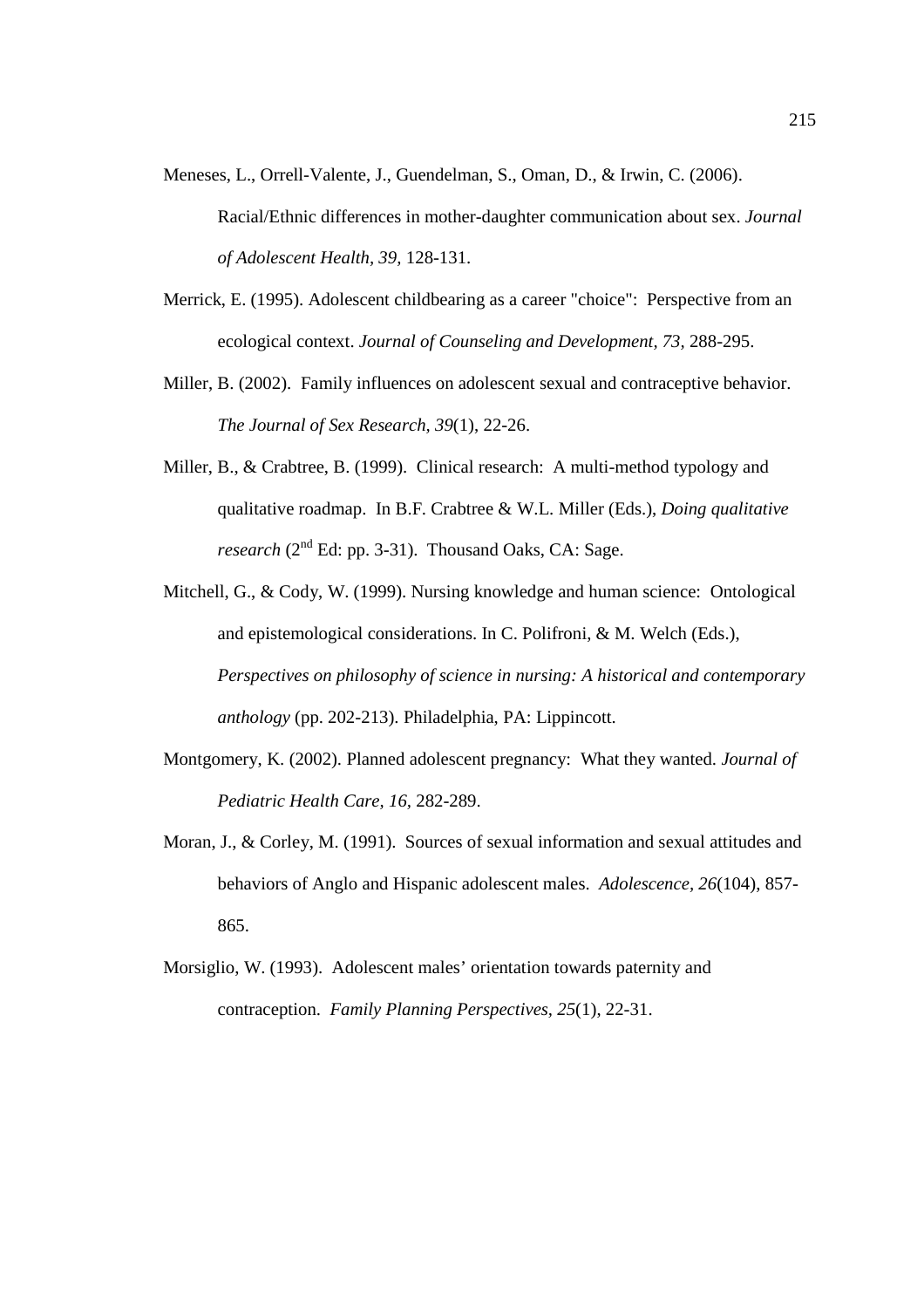Meneses, L., Orrell-Valente, J., Guendelman, S., Oman, D., & Irwin, C. (2006). Racial/Ethnic differences in mother-daughter communication about sex. *Journal of Adolescent Health, 39,* 128-131.

Merrick, E. (1995). Adolescent childbearing as a career "choice": Perspective from an ecological context. *Journal of Counseling and Development, 73,* 288-295.

Miller, B. (2002). Family influences on adolescent sexual and contraceptive behavior. *The Journal of Sex Research, 39*(1), 22-26.

Miller, B., & Crabtree, B. (1999). Clinical research: A multi-method typology and qualitative roadmap. In B.F. Crabtree & W.L. Miller (Eds.), *Doing qualitative research* (2nd Ed: pp. 3-31). Thousand Oaks, CA: Sage.

Mitchell, G., & Cody, W. (1999). Nursing knowledge and human science: Ontological and epistemological considerations. In C. Polifroni, & M. Welch (Eds.), *Perspectives on philosophy of science in nursing: A historical and contemporary anthology* (pp. 202-213). Philadelphia, PA: Lippincott.

Montgomery, K. (2002). Planned adolescent pregnancy: What they wanted. *Journal of Pediatric Health Care, 16,* 282-289.

Moran, J., & Corley, M. (1991). Sources of sexual information and sexual attitudes and behaviors of Anglo and Hispanic adolescent males. *Adolescence, 26*(104), 857-865.

Morsiglio, W. (1993). Adolescent males' orientation towards paternity and contraception. *Family Planning Perspectives, 25*(1), 22-31.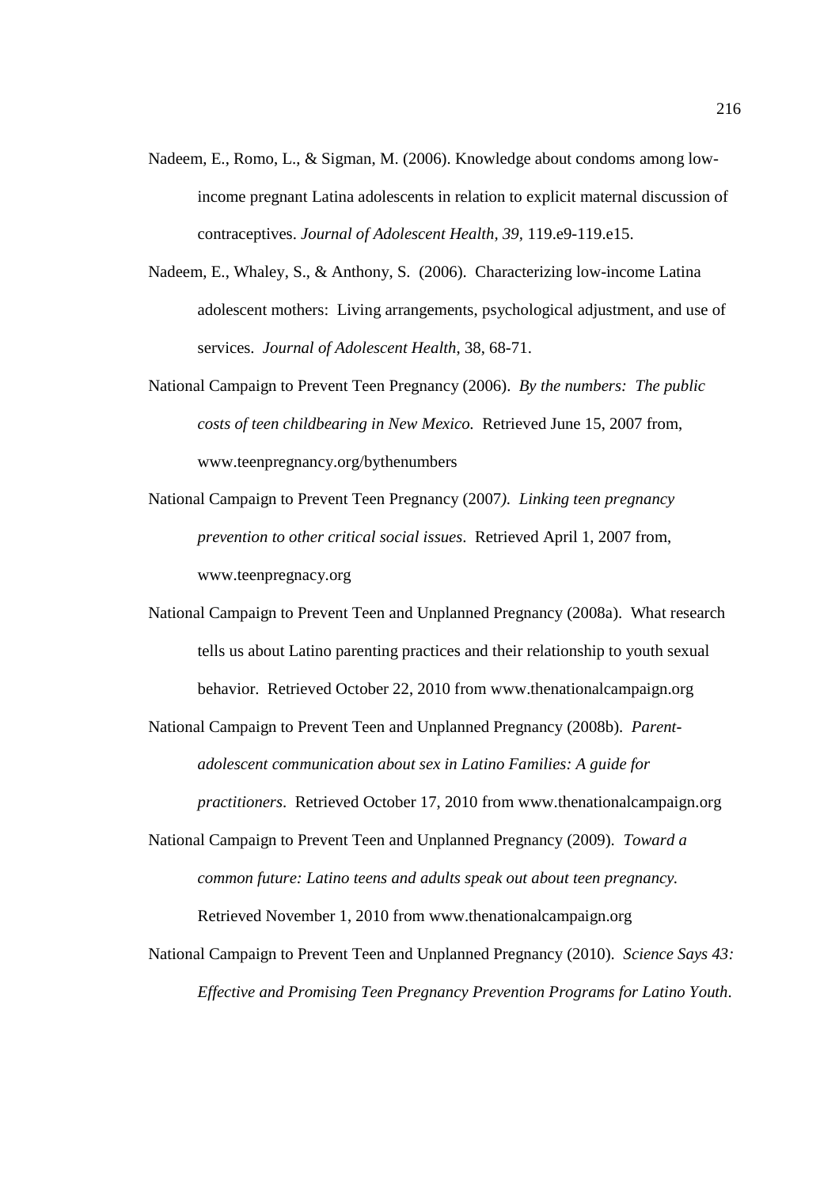Nadeem, E., Romo, L., & Sigman, M. (2006). Knowledge about condoms among low-income pregnant Latina adolescents in relation to explicit maternal discussion of contraceptives. *Journal of Adolescent Health, 39*, 119.e9-119.e15.

Nadeem, E., Whaley, S., & Anthony, S. (2006). Characterizing low-income Latina adolescent mothers: Living arrangements, psychological adjustment, and use of services. *Journal of Adolescent Health*, 38, 68-71.

National Campaign to Prevent Teen Pregnancy (2006). *By the numbers: The public costs of teen childbearing in New Mexico.* Retrieved June 15, 2007 from, www.teenpregnancy.org/bythenumbers

National Campaign to Prevent Teen Pregnancy (2007*). Linking teen pregnancy prevention to other critical social issues*. Retrieved April 1, 2007 from, www.teenpregnacy.org

National Campaign to Prevent Teen and Unplanned Pregnancy (2008a). What research tells us about Latino parenting practices and their relationship to youth sexual behavior. Retrieved October 22, 2010 from www.thenationalcampaign.org

National Campaign to Prevent Teen and Unplanned Pregnancy (2008b). *Parent-adolescent communication about sex in Latino Families: A guide for practitioners*. Retrieved October 17, 2010 from www.thenationalcampaign.org

National Campaign to Prevent Teen and Unplanned Pregnancy (2009). *Toward a common future: Latino teens and adults speak out about teen pregnancy.* Retrieved November 1, 2010 from www.thenationalcampaign.org

National Campaign to Prevent Teen and Unplanned Pregnancy (2010). *Science Says 43: Effective and Promising Teen Pregnancy Prevention Programs for Latino Youth*.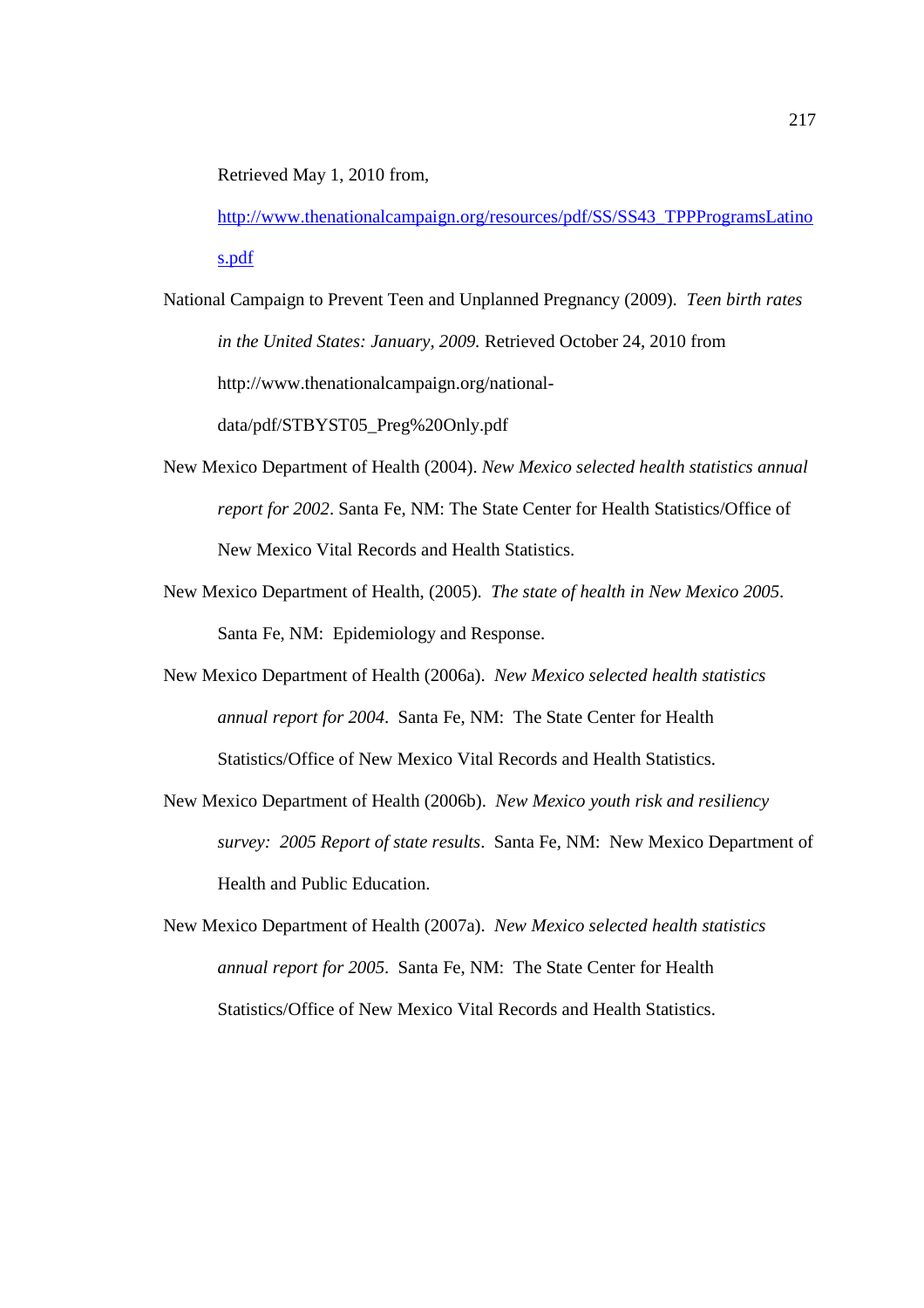Retrieved May 1, 2010 from, http://www.thenationalcampaign.org/resources/pdf/SS/SS43_TPPProgramsLatinos.pdf

National Campaign to Prevent Teen and Unplanned Pregnancy (2009). *Teen birth rates in the United States: January, 2009.* Retrieved October 24, 2010 from http://www.thenationalcampaign.org/national-data/pdf/STBYST05_Preg%20Only.pdf

New Mexico Department of Health (2004). *New Mexico selected health statistics annual report for 2002*. Santa Fe, NM: The State Center for Health Statistics/Office of New Mexico Vital Records and Health Statistics.

New Mexico Department of Health, (2005). *The state of health in New Mexico 2005*. Santa Fe, NM: Epidemiology and Response.

New Mexico Department of Health (2006a). *New Mexico selected health statistics annual report for 2004*. Santa Fe, NM: The State Center for Health Statistics/Office of New Mexico Vital Records and Health Statistics.

New Mexico Department of Health (2006b). *New Mexico youth risk and resiliency survey: 2005 Report of state results*. Santa Fe, NM: New Mexico Department of Health and Public Education.

New Mexico Department of Health (2007a). *New Mexico selected health statistics annual report for 2005*. Santa Fe, NM: The State Center for Health Statistics/Office of New Mexico Vital Records and Health Statistics.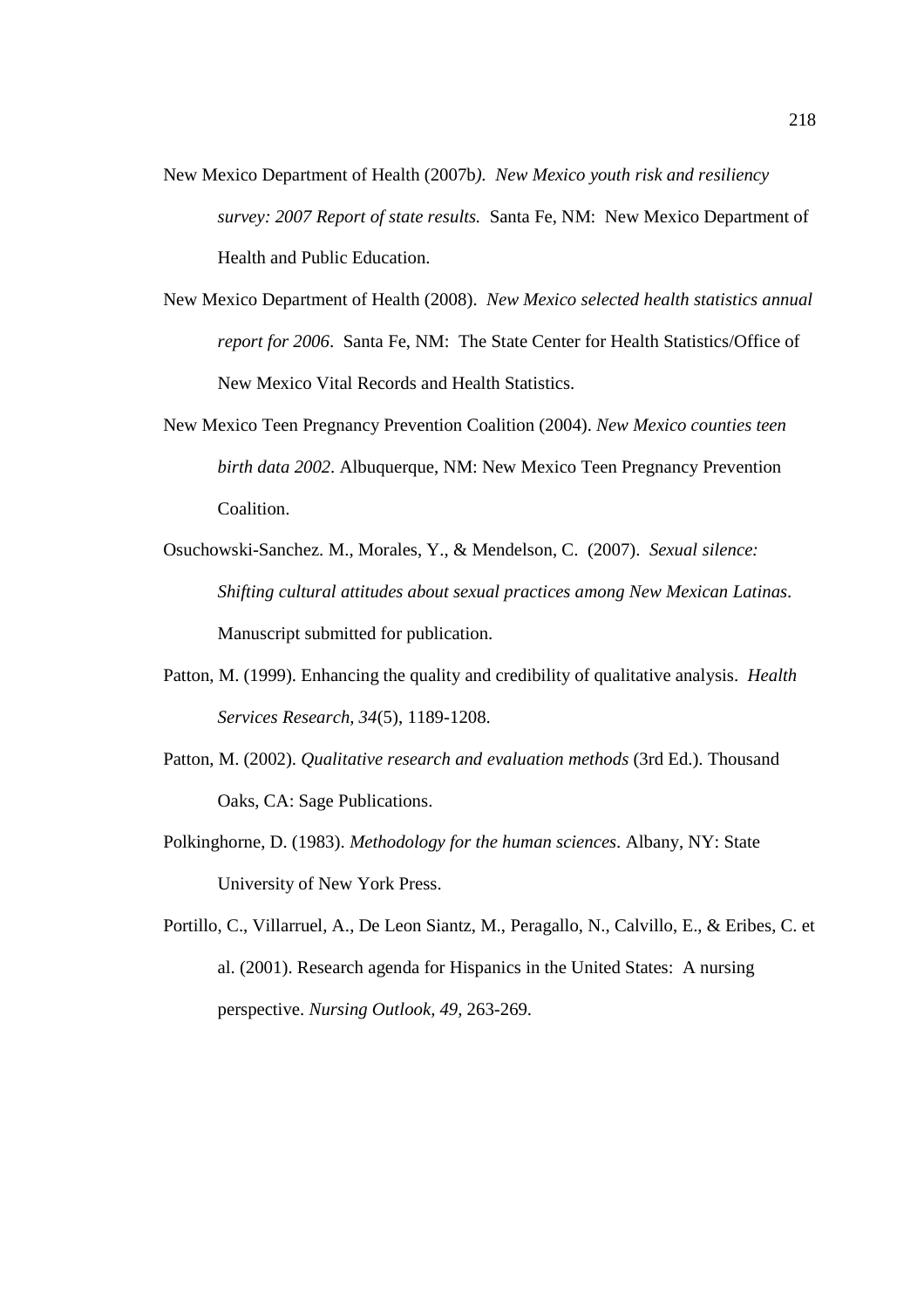New Mexico Department of Health (2007b*). New Mexico youth risk and resiliency survey: 2007 Report of state results.* Santa Fe, NM: New Mexico Department of Health and Public Education.

New Mexico Department of Health (2008). *New Mexico selected health statistics annual report for 2006*. Santa Fe, NM: The State Center for Health Statistics/Office of New Mexico Vital Records and Health Statistics.

New Mexico Teen Pregnancy Prevention Coalition (2004). *New Mexico counties teen birth data 2002*. Albuquerque, NM: New Mexico Teen Pregnancy Prevention Coalition.

Osuchowski-Sanchez. M., Morales, Y., & Mendelson, C. (2007). *Sexual silence: Shifting cultural attitudes about sexual practices among New Mexican Latinas*. Manuscript submitted for publication.

Patton, M. (1999). Enhancing the quality and credibility of qualitative analysis. *Health Services Research, 34*(5), 1189-1208.

Patton, M. (2002). *Qualitative research and evaluation methods* (3rd Ed.). Thousand Oaks, CA: Sage Publications.

Polkinghorne, D. (1983). *Methodology for the human sciences*. Albany, NY: State University of New York Press.

Portillo, C., Villarruel, A., De Leon Siantz, M., Peragallo, N., Calvillo, E., & Eribes, C. et al. (2001). Research agenda for Hispanics in the United States: A nursing perspective. *Nursing Outlook, 49,* 263-269.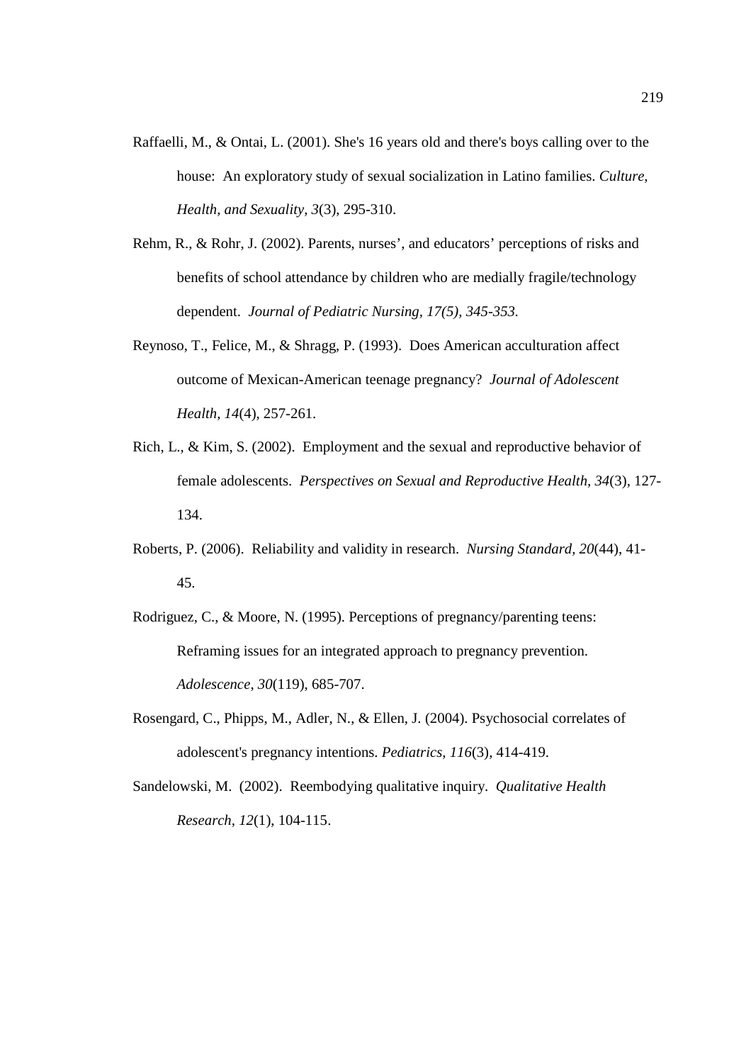Raffaelli, M., & Ontai, L. (2001). She's 16 years old and there's boys calling over to the house: An exploratory study of sexual socialization in Latino families. *Culture, Health, and Sexuality, 3*(3), 295-310.

Rehm, R., & Rohr, J. (2002). Parents, nurses', and educators' perceptions of risks and benefits of school attendance by children who are medially fragile/technology dependent. *Journal of Pediatric Nursing, 17(5), 345-353.*

Reynoso, T., Felice, M., & Shragg, P. (1993). Does American acculturation affect outcome of Mexican-American teenage pregnancy? *Journal of Adolescent Health, 14*(4), 257-261.

Rich, L., & Kim, S. (2002). Employment and the sexual and reproductive behavior of female adolescents. *Perspectives on Sexual and Reproductive Health, 34*(3), 127-134.

Roberts, P. (2006). Reliability and validity in research. *Nursing Standard, 20*(44), 41-45.

Rodriguez, C., & Moore, N. (1995). Perceptions of pregnancy/parenting teens: Reframing issues for an integrated approach to pregnancy prevention. *Adolescence, 30*(119), 685-707.

Rosengard, C., Phipps, M., Adler, N., & Ellen, J. (2004). Psychosocial correlates of adolescent's pregnancy intentions. *Pediatrics, 116*(3), 414-419.

Sandelowski, M. (2002). Reembodying qualitative inquiry. *Qualitative Health Research, 12*(1), 104-115.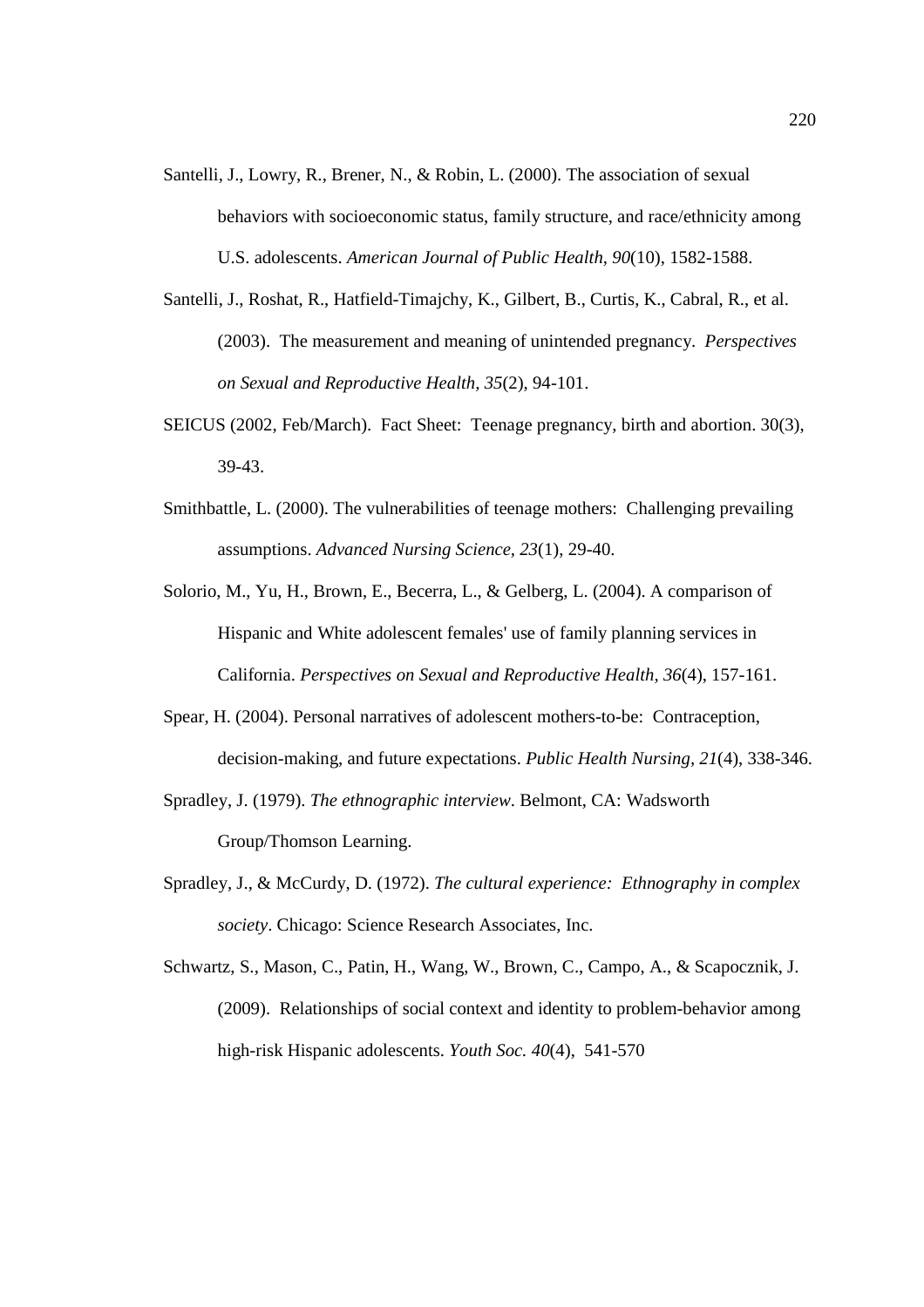Santelli, J., Lowry, R., Brener, N., & Robin, L. (2000). The association of sexual behaviors with socioeconomic status, family structure, and race/ethnicity among U.S. adolescents. *American Journal of Public Health, 90*(10), 1582-1588.

Santelli, J., Roshat, R., Hatfield-Timajchy, K., Gilbert, B., Curtis, K., Cabral, R., et al. (2003). The measurement and meaning of unintended pregnancy. *Perspectives on Sexual and Reproductive Health, 35*(2), 94-101.

SEICUS (2002, Feb/March). Fact Sheet: Teenage pregnancy, birth and abortion. 30(3), 39-43.

Smithbattle, L. (2000). The vulnerabilities of teenage mothers: Challenging prevailing assumptions. *Advanced Nursing Science, 23*(1), 29-40.

Solorio, M., Yu, H., Brown, E., Becerra, L., & Gelberg, L. (2004). A comparison of Hispanic and White adolescent females' use of family planning services in California. *Perspectives on Sexual and Reproductive Health, 36*(4), 157-161.

Spear, H. (2004). Personal narratives of adolescent mothers-to-be: Contraception, decision-making, and future expectations. *Public Health Nursing, 21*(4), 338-346.

Spradley, J. (1979). *The ethnographic interview*. Belmont, CA: Wadsworth Group/Thomson Learning.

Spradley, J., & McCurdy, D. (1972). *The cultural experience: Ethnography in complex society*. Chicago: Science Research Associates, Inc.

Schwartz, S., Mason, C., Patin, H., Wang, W., Brown, C., Campo, A., & Scapocznik, J. (2009). Relationships of social context and identity to problem-behavior among high-risk Hispanic adolescents. *Youth Soc. 40*(4), 541-570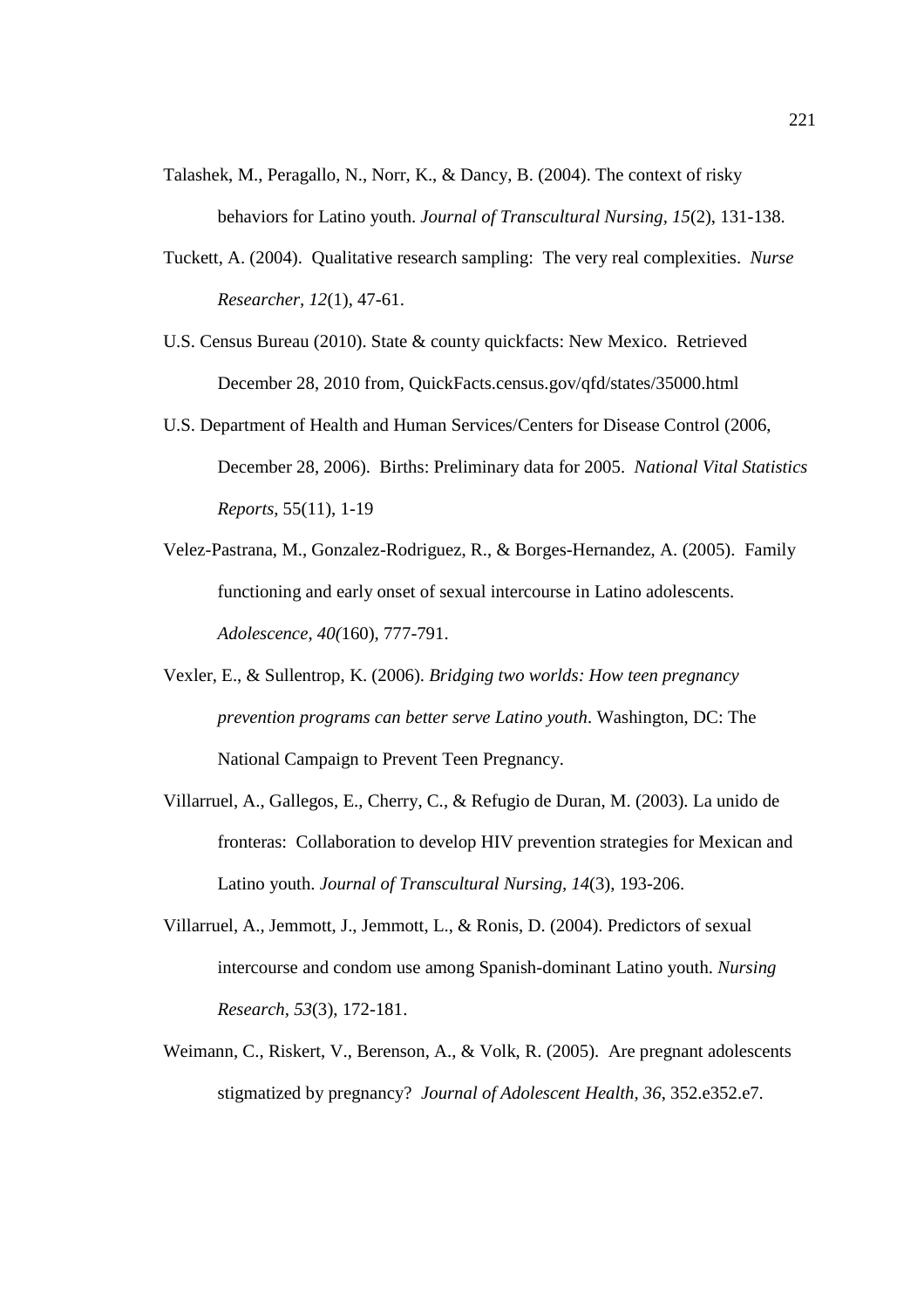Talashek, M., Peragallo, N., Norr, K., & Dancy, B. (2004). The context of risky behaviors for Latino youth. *Journal of Transcultural Nursing, 15*(2), 131-138.

Tuckett, A. (2004). Qualitative research sampling: The very real complexities. *Nurse Researcher, 12*(1), 47-61.

U.S. Census Bureau (2010). State & county quickfacts: New Mexico. Retrieved December 28, 2010 from, QuickFacts.census.gov/qfd/states/35000.html

U.S. Department of Health and Human Services/Centers for Disease Control (2006, December 28, 2006). Births: Preliminary data for 2005. *National Vital Statistics Reports*, 55(11), 1-19

Velez-Pastrana, M., Gonzalez-Rodriguez, R., & Borges-Hernandez, A. (2005). Family functioning and early onset of sexual intercourse in Latino adolescents. *Adolescence, 40(*160), 777-791.

Vexler, E., & Sullentrop, K. (2006). *Bridging two worlds: How teen pregnancy prevention programs can better serve Latino youth*. Washington, DC: The National Campaign to Prevent Teen Pregnancy.

Villarruel, A., Gallegos, E., Cherry, C., & Refugio de Duran, M. (2003). La unido de fronteras: Collaboration to develop HIV prevention strategies for Mexican and Latino youth. *Journal of Transcultural Nursing*, *14*(3), 193-206.

Villarruel, A., Jemmott, J., Jemmott, L., & Ronis, D. (2004). Predictors of sexual intercourse and condom use among Spanish-dominant Latino youth. *Nursing Research*, *53*(3), 172-181.

Weimann, C., Riskert, V., Berenson, A., & Volk, R. (2005). Are pregnant adolescents stigmatized by pregnancy? *Journal of Adolescent Health, 36*, 352.e352.e7.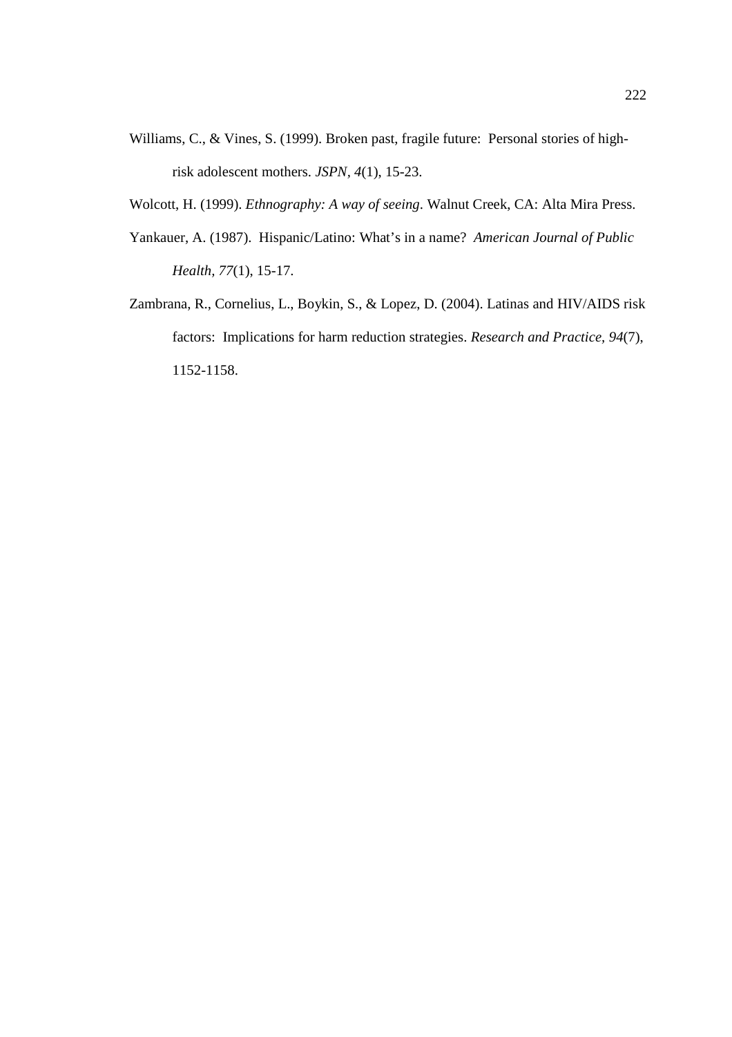Williams, C., & Vines, S. (1999). Broken past, fragile future: Personal stories of high-risk adolescent mothers. *JSPN, 4*(1), 15-23.

Wolcott, H. (1999). *Ethnography: A way of seeing*. Walnut Creek, CA: Alta Mira Press.

Yankauer, A. (1987). Hispanic/Latino: What's in a name? *American Journal of Public Health, 77*(1), 15-17.

Zambrana, R., Cornelius, L., Boykin, S., & Lopez, D. (2004). Latinas and HIV/AIDS risk factors: Implications for harm reduction strategies. *Research and Practice, 94*(7), 1152-1158.